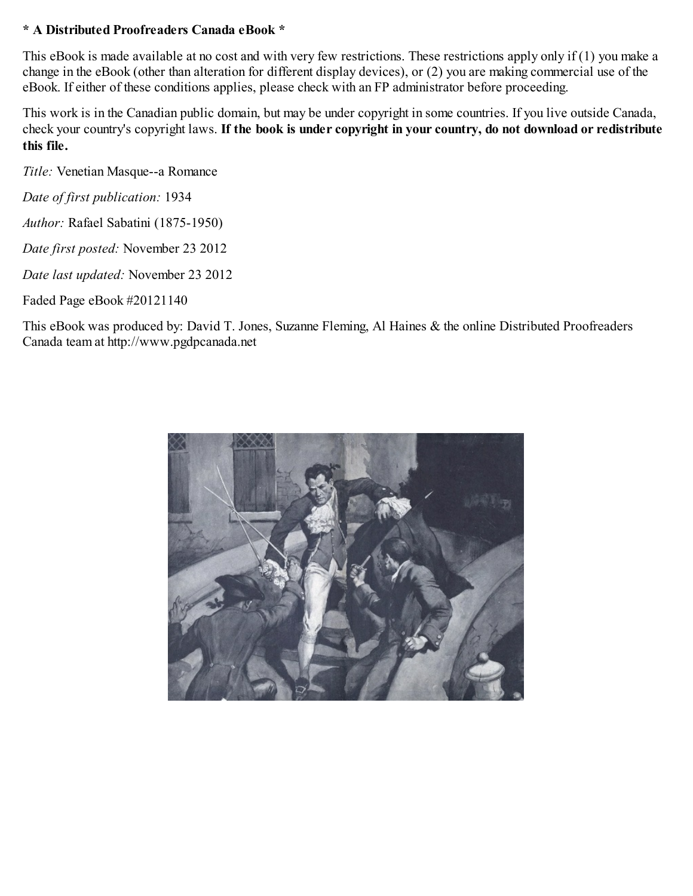**\* A Distributed Proofreaders Canada eBook \***

This eBook is made available at no cost and with very few restrictions. These restrictions apply only if (1) you make a change in the eBook (other than alteration for different display devices), or (2) you are making commercial use of the eBook. If either of these conditions applies, please check with an FP administrator before proceeding.

This work is in the Canadian public domain, but may be under copyright in some countries. If you live outside Canada, check your country's copyright laws. **If the book is under copyright in your country, do not download or redistribute this file.**

*Title:* Venetian Masque--a Romance

*Date of first publication:* 1934

*Author:* Rafael Sabatini (1875-1950)

*Date first posted:* November 23 2012

*Date last updated:* November 23 2012

Faded Page eBook #20121140

This eBook was produced by: David T. Jones, Suzanne Fleming, Al Haines & the online Distributed Proofreaders Canada team at http://www.pgdpcanada.net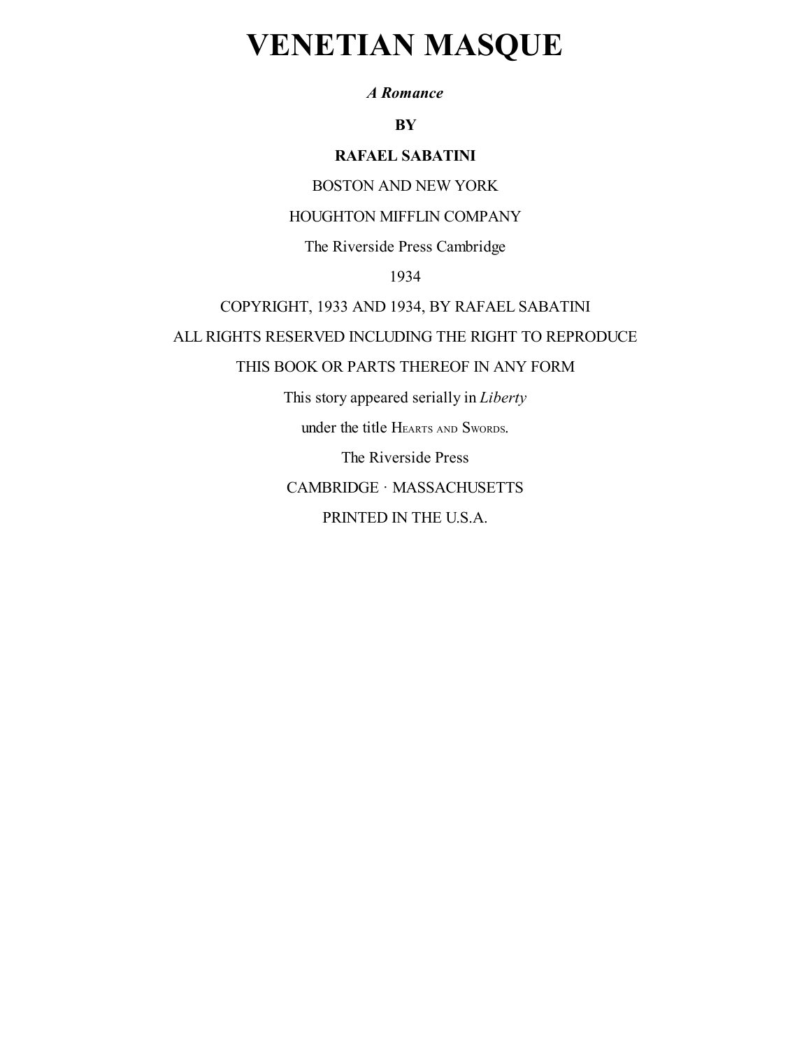# VENETIAN MASQUE

***A Romance***

**BY**

**RAFAEL SABATINI**

BOSTON AND NEW YORK

HOUGHTON MIFFLIN COMPANY

The Riverside Press Cambridge

1934

COPYRIGHT, 1933 AND 1934, BY RAFAEL SABATINI

ALL RIGHTS RESERVED INCLUDING THE RIGHT TO REPRODUCE

THIS BOOK OR PARTS THEREOF IN ANY FORM

This story appeared serially in *Liberty*

under the title HEARTS AND SWORDS.

The Riverside Press

CAMBRIDGE · MASSACHUSETTS

PRINTED IN THE U.S.A.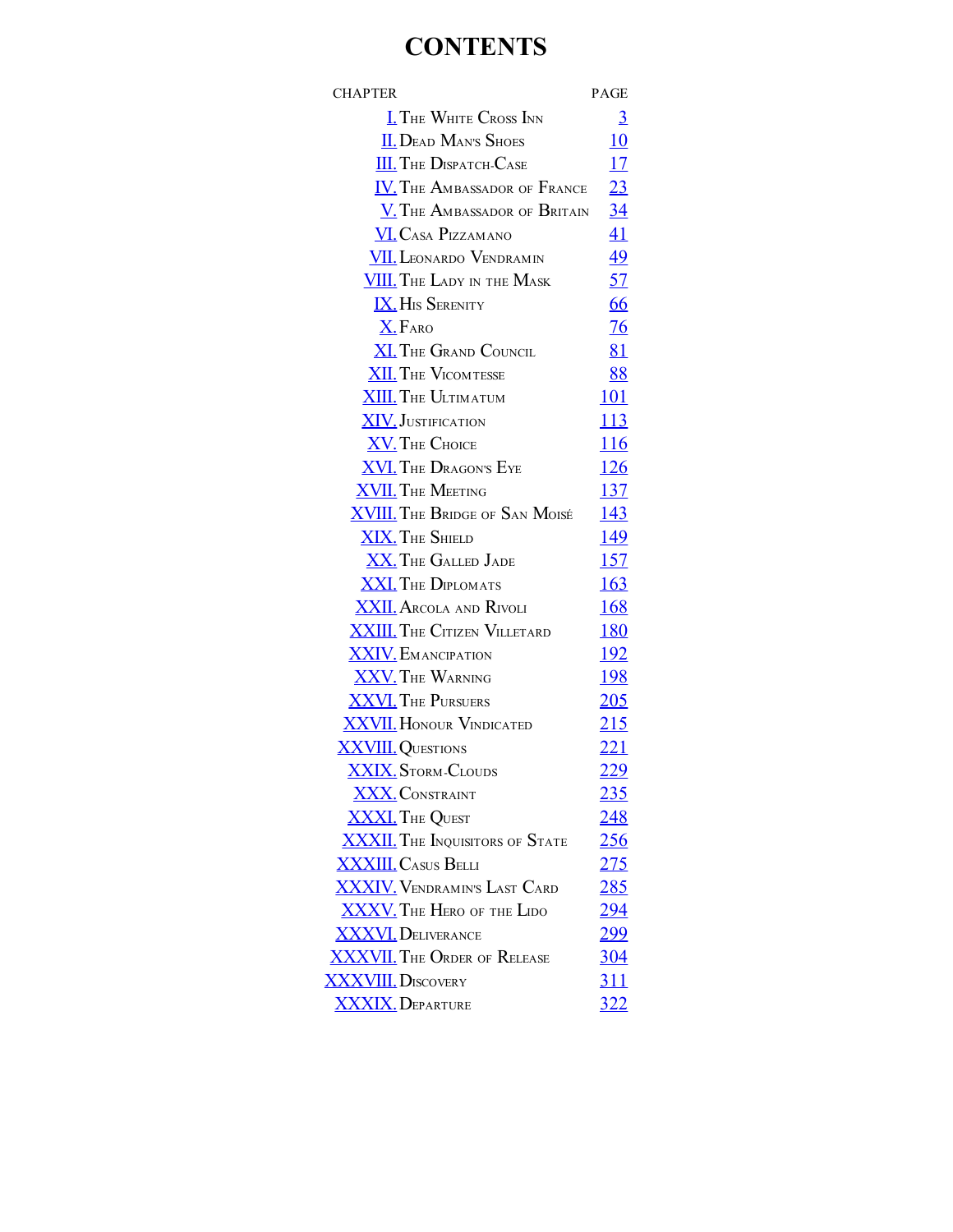# CONTENTS

| CHAPTER | PAGE |
| --- | --- |
| I. The White Cross Inn | 3 |
| II. Dead Man's Shoes | 10 |
| III. The Dispatch-Case | 17 |
| IV. The Ambassador of France | 23 |
| V. The Ambassador of Britain | 34 |
| VI. Casa Pizzamano | 41 |
| VII. Leonardo Vendramin | 49 |
| VIII. The Lady in the Mask | 57 |
| IX. His Serenity | 66 |
| X. Faro | 76 |
| XI. The Grand Council | 81 |
| XII. The Vicomtesse | 88 |
| XIII. The Ultimatum | 101 |
| XIV. Justification | 113 |
| XV. The Choice | 116 |
| XVI. The Dragon's Eye | 126 |
| XVII. The Meeting | 137 |
| XVIII. The Bridge of San Moisé | 143 |
| XIX. The Shield | 149 |
| XX. The Galled Jade | 157 |
| XXI. The Diplomats | 163 |
| XXII. Arcola and Rivoli | 168 |
| XXIII. The Citizen Villetard | 180 |
| XXIV. Emancipation | 192 |
| XXV. The Warning | 198 |
| XXVI. The Pursuers | 205 |
| XXVII. Honour Vindicated | 215 |
| XXVIII. Questions | 221 |
| XXIX. Storm-Clouds | 229 |
| XXX. Constraint | 235 |
| XXXI. The Quest | 248 |
| XXXII. The Inquisitors of State | 256 |
| XXXIII. Casus Belli | 275 |
| XXXIV. Vendramin's Last Card | 285 |
| XXXV. The Hero of the Lido | 294 |
| XXXVI. Deliverance | 299 |
| XXXVII. The Order of Release | 304 |
| XXXVIII. Discovery | 311 |
| XXXIX. Departure | 322 |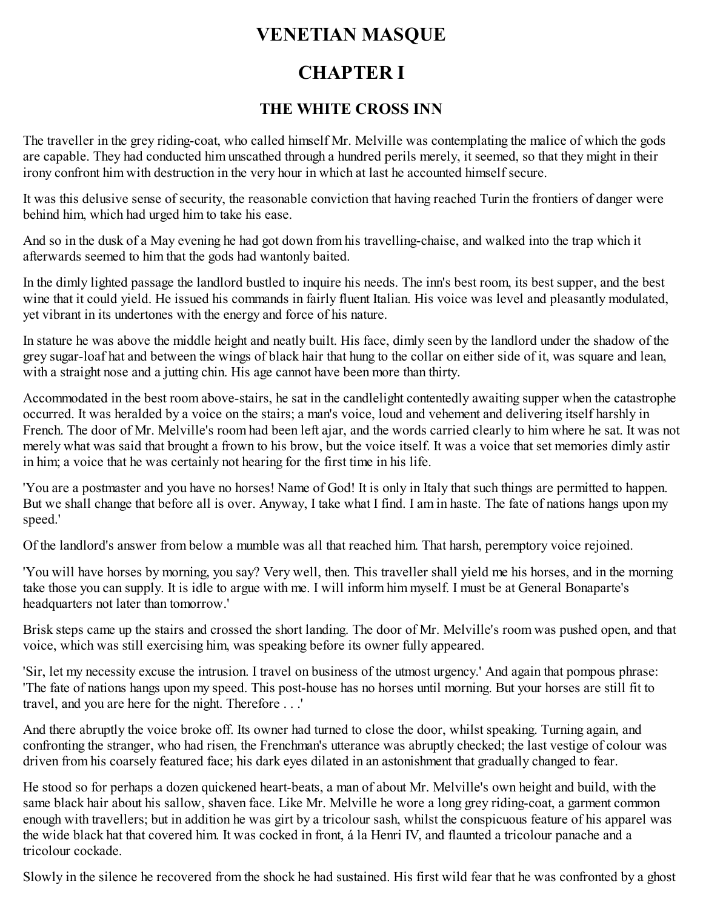# VENETIAN MASQUE

# CHAPTER I

### THE WHITE CROSS INN

The traveller in the grey riding-coat, who called himself Mr. Melville was contemplating the malice of which the gods are capable. They had conducted him unscathed through a hundred perils merely, it seemed, so that they might in their irony confront him with destruction in the very hour in which at last he accounted himself secure.

It was this delusive sense of security, the reasonable conviction that having reached Turin the frontiers of danger were behind him, which had urged him to take his ease.

And so in the dusk of a May evening he had got down from his travelling-chaise, and walked into the trap which it afterwards seemed to him that the gods had wantonly baited.

In the dimly lighted passage the landlord bustled to inquire his needs. The inn's best room, its best supper, and the best wine that it could yield. He issued his commands in fairly fluent Italian. His voice was level and pleasantly modulated, yet vibrant in its undertones with the energy and force of his nature.

In stature he was above the middle height and neatly built. His face, dimly seen by the landlord under the shadow of the grey sugar-loaf hat and between the wings of black hair that hung to the collar on either side of it, was square and lean, with a straight nose and a jutting chin. His age cannot have been more than thirty.

Accommodated in the best room above-stairs, he sat in the candlelight contentedly awaiting supper when the catastrophe occurred. It was heralded by a voice on the stairs; a man's voice, loud and vehement and delivering itself harshly in French. The door of Mr. Melville's room had been left ajar, and the words carried clearly to him where he sat. It was not merely what was said that brought a frown to his brow, but the voice itself. It was a voice that set memories dimly astir in him; a voice that he was certainly not hearing for the first time in his life.

'You are a postmaster and you have no horses! Name of God! It is only in Italy that such things are permitted to happen. But we shall change that before all is over. Anyway, I take what I find. I am in haste. The fate of nations hangs upon my speed.'

Of the landlord's answer from below a mumble was all that reached him. That harsh, peremptory voice rejoined.

'You will have horses by morning, you say? Very well, then. This traveller shall yield me his horses, and in the morning take those you can supply. It is idle to argue with me. I will inform him myself. I must be at General Bonaparte's headquarters not later than tomorrow.'

Brisk steps came up the stairs and crossed the short landing. The door of Mr. Melville's room was pushed open, and that voice, which was still exercising him, was speaking before its owner fully appeared.

'Sir, let my necessity excuse the intrusion. I travel on business of the utmost urgency.' And again that pompous phrase: 'The fate of nations hangs upon my speed. This post-house has no horses until morning. But your horses are still fit to travel, and you are here for the night. Therefore . . .'

And there abruptly the voice broke off. Its owner had turned to close the door, whilst speaking. Turning again, and confronting the stranger, who had risen, the Frenchman's utterance was abruptly checked; the last vestige of colour was driven from his coarsely featured face; his dark eyes dilated in an astonishment that gradually changed to fear.

He stood so for perhaps a dozen quickened heart-beats, a man of about Mr. Melville's own height and build, with the same black hair about his sallow, shaven face. Like Mr. Melville he wore a long grey riding-coat, a garment common enough with travellers; but in addition he was girt by a tricolour sash, whilst the conspicuous feature of his apparel was the wide black hat that covered him. It was cocked in front, á la Henri IV, and flaunted a tricolour panache and a tricolour cockade.

Slowly in the silence he recovered from the shock he had sustained. His first wild fear that he was confronted by a ghost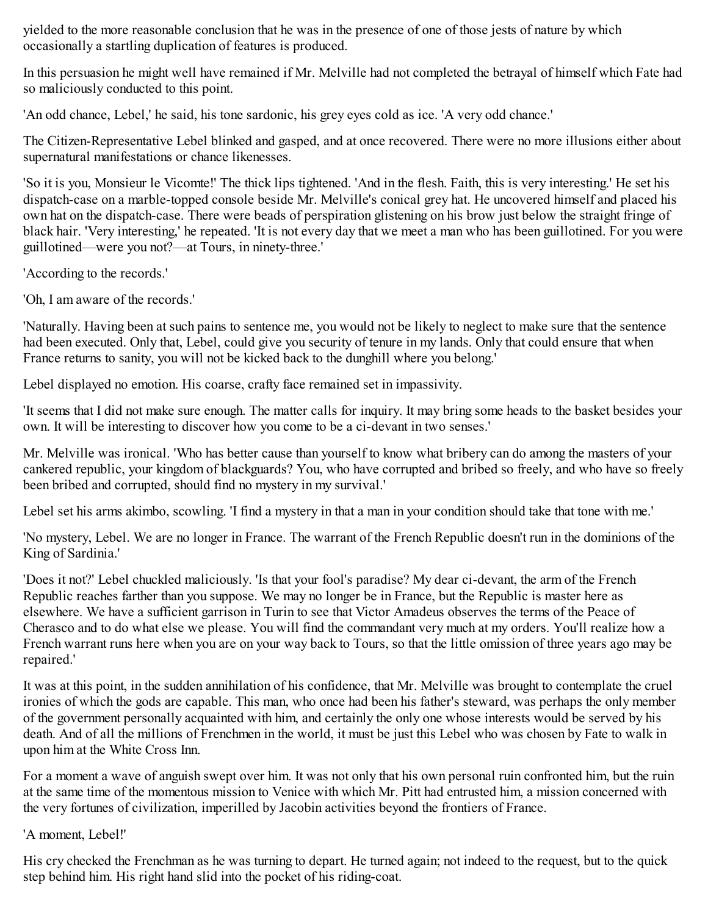yielded to the more reasonable conclusion that he was in the presence of one of those jests of nature by which occasionally a startling duplication of features is produced.

In this persuasion he might well have remained if Mr. Melville had not completed the betrayal of himself which Fate had so maliciously conducted to this point.

'An odd chance, Lebel,' he said, his tone sardonic, his grey eyes cold as ice. 'A very odd chance.'

The Citizen-Representative Lebel blinked and gasped, and at once recovered. There were no more illusions either about supernatural manifestations or chance likenesses.

'So it is you, Monsieur le Vicomte!' The thick lips tightened. 'And in the flesh. Faith, this is very interesting.' He set his dispatch-case on a marble-topped console beside Mr. Melville's conical grey hat. He uncovered himself and placed his own hat on the dispatch-case. There were beads of perspiration glistening on his brow just below the straight fringe of black hair. 'Very interesting,' he repeated. 'It is not every day that we meet a man who has been guillotined. For you were guillotined—were you not?—at Tours, in ninety-three.'

'According to the records.'

'Oh, I am aware of the records.'

'Naturally. Having been at such pains to sentence me, you would not be likely to neglect to make sure that the sentence had been executed. Only that, Lebel, could give you security of tenure in my lands. Only that could ensure that when France returns to sanity, you will not be kicked back to the dunghill where you belong.'

Lebel displayed no emotion. His coarse, crafty face remained set in impassivity.

'It seems that I did not make sure enough. The matter calls for inquiry. It may bring some heads to the basket besides your own. It will be interesting to discover how you come to be a ci-devant in two senses.'

Mr. Melville was ironical. 'Who has better cause than yourself to know what bribery can do among the masters of your cankered republic, your kingdom of blackguards? You, who have corrupted and bribed so freely, and who have so freely been bribed and corrupted, should find no mystery in my survival.'

Lebel set his arms akimbo, scowling. 'I find a mystery in that a man in your condition should take that tone with me.'

'No mystery, Lebel. We are no longer in France. The warrant of the French Republic doesn't run in the dominions of the King of Sardinia.'

'Does it not?' Lebel chuckled maliciously. 'Is that your fool's paradise? My dear ci-devant, the arm of the French Republic reaches farther than you suppose. We may no longer be in France, but the Republic is master here as elsewhere. We have a sufficient garrison in Turin to see that Victor Amadeus observes the terms of the Peace of Cherasco and to do what else we please. You will find the commandant very much at my orders. You'll realize how a French warrant runs here when you are on your way back to Tours, so that the little omission of three years ago may be repaired.'

It was at this point, in the sudden annihilation of his confidence, that Mr. Melville was brought to contemplate the cruel ironies of which the gods are capable. This man, who once had been his father's steward, was perhaps the only member of the government personally acquainted with him, and certainly the only one whose interests would be served by his death. And of all the millions of Frenchmen in the world, it must be just this Lebel who was chosen by Fate to walk in upon him at the White Cross Inn.

For a moment a wave of anguish swept over him. It was not only that his own personal ruin confronted him, but the ruin at the same time of the momentous mission to Venice with which Mr. Pitt had entrusted him, a mission concerned with the very fortunes of civilization, imperilled by Jacobin activities beyond the frontiers of France.

'A moment, Lebel!'

His cry checked the Frenchman as he was turning to depart. He turned again; not indeed to the request, but to the quick step behind him. His right hand slid into the pocket of his riding-coat.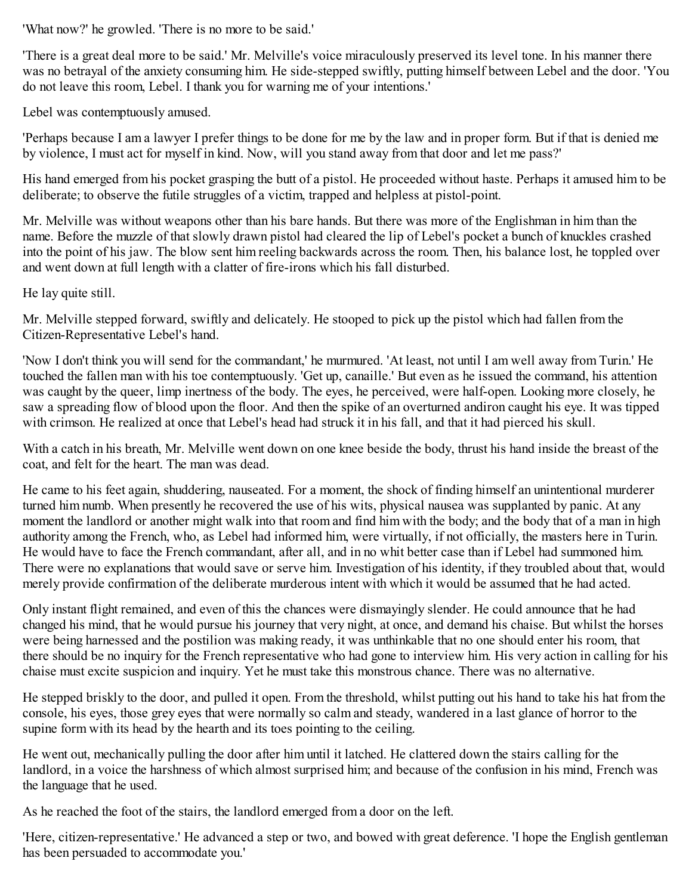'What now?' he growled. 'There is no more to be said.'

'There is a great deal more to be said.' Mr. Melville's voice miraculously preserved its level tone. In his manner there was no betrayal of the anxiety consuming him. He side-stepped swiftly, putting himself between Lebel and the door. 'You do not leave this room, Lebel. I thank you for warning me of your intentions.'

Lebel was contemptuously amused.

'Perhaps because I am a lawyer I prefer things to be done for me by the law and in proper form. But if that is denied me by violence, I must act for myself in kind. Now, will you stand away from that door and let me pass?'

His hand emerged from his pocket grasping the butt of a pistol. He proceeded without haste. Perhaps it amused him to be deliberate; to observe the futile struggles of a victim, trapped and helpless at pistol-point.

Mr. Melville was without weapons other than his bare hands. But there was more of the Englishman in him than the name. Before the muzzle of that slowly drawn pistol had cleared the lip of Lebel's pocket a bunch of knuckles crashed into the point of his jaw. The blow sent him reeling backwards across the room. Then, his balance lost, he toppled over and went down at full length with a clatter of fire-irons which his fall disturbed.

He lay quite still.

Mr. Melville stepped forward, swiftly and delicately. He stooped to pick up the pistol which had fallen from the Citizen-Representative Lebel's hand.

'Now I don't think you will send for the commandant,' he murmured. 'At least, not until I am well away from Turin.' He touched the fallen man with his toe contemptuously. 'Get up, canaille.' But even as he issued the command, his attention was caught by the queer, limp inertness of the body. The eyes, he perceived, were half-open. Looking more closely, he saw a spreading flow of blood upon the floor. And then the spike of an overturned andiron caught his eye. It was tipped with crimson. He realized at once that Lebel's head had struck it in his fall, and that it had pierced his skull.

With a catch in his breath, Mr. Melville went down on one knee beside the body, thrust his hand inside the breast of the coat, and felt for the heart. The man was dead.

He came to his feet again, shuddering, nauseated. For a moment, the shock of finding himself an unintentional murderer turned him numb. When presently he recovered the use of his wits, physical nausea was supplanted by panic. At any moment the landlord or another might walk into that room and find him with the body; and the body that of a man in high authority among the French, who, as Lebel had informed him, were virtually, if not officially, the masters here in Turin. He would have to face the French commandant, after all, and in no whit better case than if Lebel had summoned him. There were no explanations that would save or serve him. Investigation of his identity, if they troubled about that, would merely provide confirmation of the deliberate murderous intent with which it would be assumed that he had acted.

Only instant flight remained, and even of this the chances were dismayingly slender. He could announce that he had changed his mind, that he would pursue his journey that very night, at once, and demand his chaise. But whilst the horses were being harnessed and the postilion was making ready, it was unthinkable that no one should enter his room, that there should be no inquiry for the French representative who had gone to interview him. His very action in calling for his chaise must excite suspicion and inquiry. Yet he must take this monstrous chance. There was no alternative.

He stepped briskly to the door, and pulled it open. From the threshold, whilst putting out his hand to take his hat from the console, his eyes, those grey eyes that were normally so calm and steady, wandered in a last glance of horror to the supine form with its head by the hearth and its toes pointing to the ceiling.

He went out, mechanically pulling the door after him until it latched. He clattered down the stairs calling for the landlord, in a voice the harshness of which almost surprised him; and because of the confusion in his mind, French was the language that he used.

As he reached the foot of the stairs, the landlord emerged from a door on the left.

'Here, citizen-representative.' He advanced a step or two, and bowed with great deference. 'I hope the English gentleman has been persuaded to accommodate you.'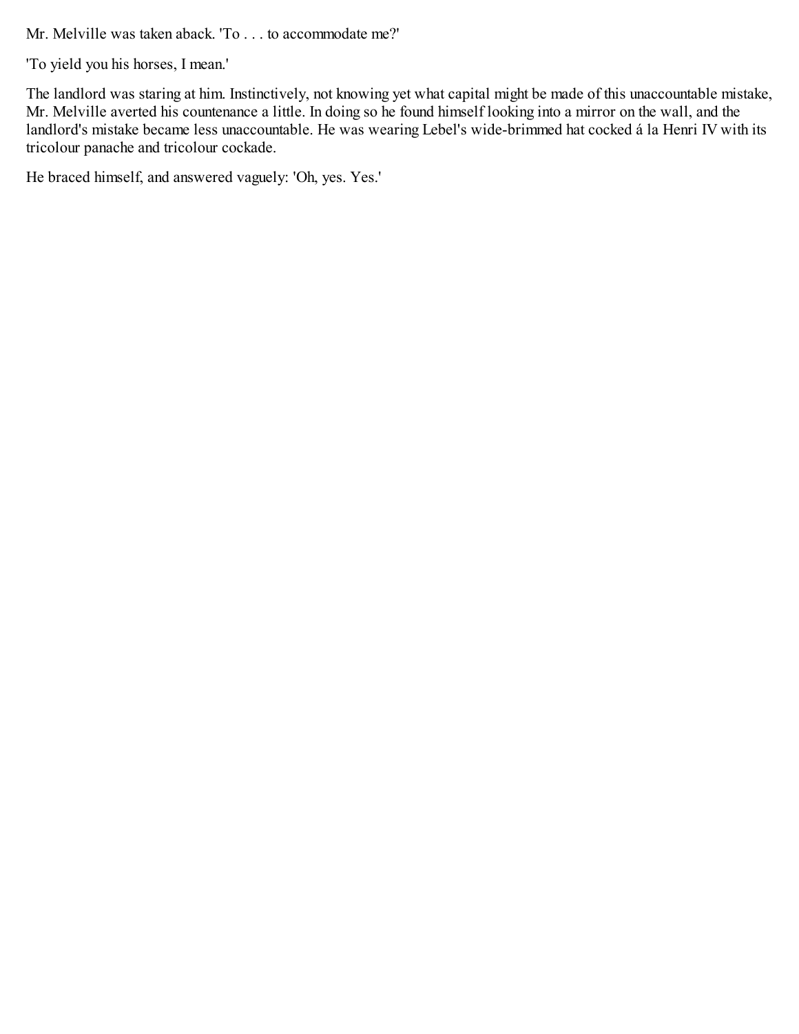Mr. Melville was taken aback. 'To . . . to accommodate me?'

'To yield you his horses, I mean.'

The landlord was staring at him. Instinctively, not knowing yet what capital might be made of this unaccountable mistake, Mr. Melville averted his countenance a little. In doing so he found himself looking into a mirror on the wall, and the landlord's mistake became less unaccountable. He was wearing Lebel's wide-brimmed hat cocked á la Henri IV with its tricolour panache and tricolour cockade.

He braced himself, and answered vaguely: 'Oh, yes. Yes.'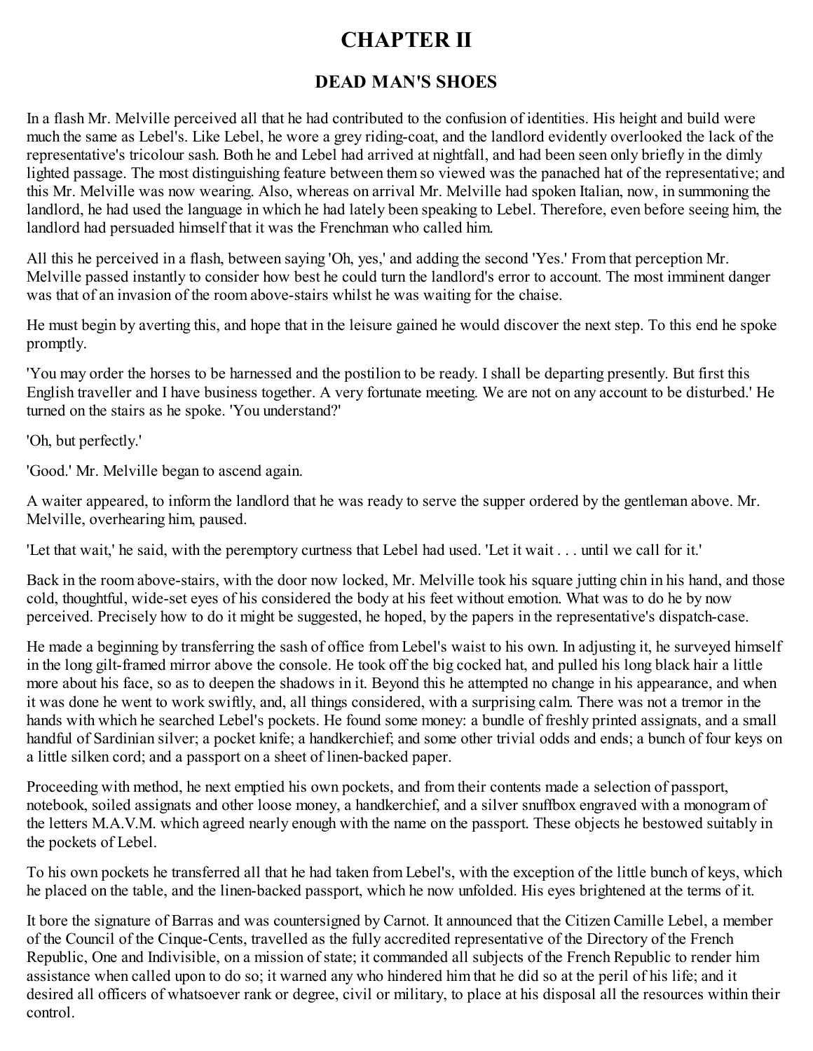# CHAPTER II

## DEAD MAN'S SHOES

In a flash Mr. Melville perceived all that he had contributed to the confusion of identities. His height and build were much the same as Lebel's. Like Lebel, he wore a grey riding-coat, and the landlord evidently overlooked the lack of the representative's tricolour sash. Both he and Lebel had arrived at nightfall, and had been seen only briefly in the dimly lighted passage. The most distinguishing feature between them so viewed was the panached hat of the representative; and this Mr. Melville was now wearing. Also, whereas on arrival Mr. Melville had spoken Italian, now, in summoning the landlord, he had used the language in which he had lately been speaking to Lebel. Therefore, even before seeing him, the landlord had persuaded himself that it was the Frenchman who called him.

All this he perceived in a flash, between saying 'Oh, yes,' and adding the second 'Yes.' From that perception Mr. Melville passed instantly to consider how best he could turn the landlord's error to account. The most imminent danger was that of an invasion of the room above-stairs whilst he was waiting for the chaise.

He must begin by averting this, and hope that in the leisure gained he would discover the next step. To this end he spoke promptly.

'You may order the horses to be harnessed and the postilion to be ready. I shall be departing presently. But first this English traveller and I have business together. A very fortunate meeting. We are not on any account to be disturbed.' He turned on the stairs as he spoke. 'You understand?'

'Oh, but perfectly.'

'Good.' Mr. Melville began to ascend again.

A waiter appeared, to inform the landlord that he was ready to serve the supper ordered by the gentleman above. Mr. Melville, overhearing him, paused.

'Let that wait,' he said, with the peremptory curtness that Lebel had used. 'Let it wait . . . until we call for it.'

Back in the room above-stairs, with the door now locked, Mr. Melville took his square jutting chin in his hand, and those cold, thoughtful, wide-set eyes of his considered the body at his feet without emotion. What was to do he by now perceived. Precisely how to do it might be suggested, he hoped, by the papers in the representative's dispatch-case.

He made a beginning by transferring the sash of office from Lebel's waist to his own. In adjusting it, he surveyed himself in the long gilt-framed mirror above the console. He took off the big cocked hat, and pulled his long black hair a little more about his face, so as to deepen the shadows in it. Beyond this he attempted no change in his appearance, and when it was done he went to work swiftly, and, all things considered, with a surprising calm. There was not a tremor in the hands with which he searched Lebel's pockets. He found some money: a bundle of freshly printed assignats, and a small handful of Sardinian silver; a pocket knife; a handkerchief; and some other trivial odds and ends; a bunch of four keys on a little silken cord; and a passport on a sheet of linen-backed paper.

Proceeding with method, he next emptied his own pockets, and from their contents made a selection of passport, notebook, soiled assignats and other loose money, a handkerchief, and a silver snuffbox engraved with a monogram of the letters M.A.V.M. which agreed nearly enough with the name on the passport. These objects he bestowed suitably in the pockets of Lebel.

To his own pockets he transferred all that he had taken from Lebel's, with the exception of the little bunch of keys, which he placed on the table, and the linen-backed passport, which he now unfolded. His eyes brightened at the terms of it.

It bore the signature of Barras and was countersigned by Carnot. It announced that the Citizen Camille Lebel, a member of the Council of the Cinque-Cents, travelled as the fully accredited representative of the Directory of the French Republic, One and Indivisible, on a mission of state; it commanded all subjects of the French Republic to render him assistance when called upon to do so; it warned any who hindered him that he did so at the peril of his life; and it desired all officers of whatsoever rank or degree, civil or military, to place at his disposal all the resources within their control.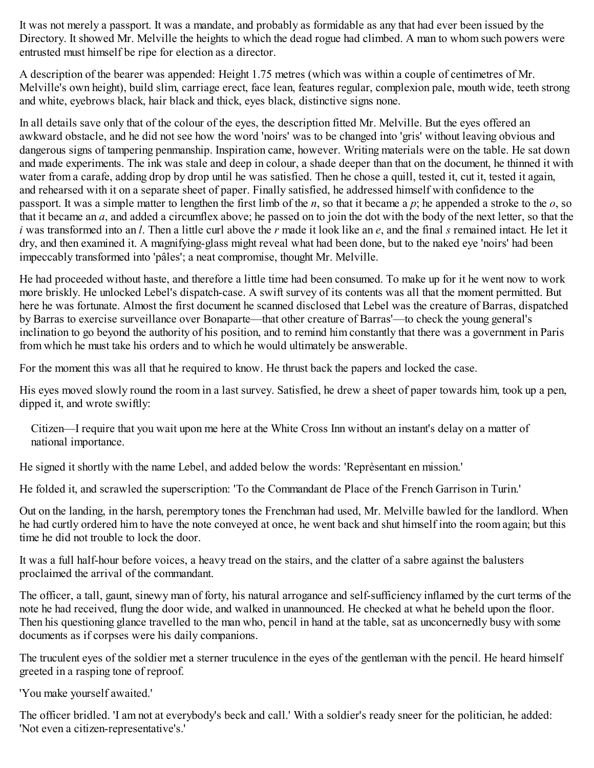It was not merely a passport. It was a mandate, and probably as formidable as any that had ever been issued by the Directory. It showed Mr. Melville the heights to which the dead rogue had climbed. A man to whom such powers were entrusted must himself be ripe for election as a director.

A description of the bearer was appended: Height 1.75 metres (which was within a couple of centimetres of Mr. Melville's own height), build slim, carriage erect, face lean, features regular, complexion pale, mouth wide, teeth strong and white, eyebrows black, hair black and thick, eyes black, distinctive signs none.

In all details save only that of the colour of the eyes, the description fitted Mr. Melville. But the eyes offered an awkward obstacle, and he did not see how the word 'noirs' was to be changed into 'gris' without leaving obvious and dangerous signs of tampering penmanship. Inspiration came, however. Writing materials were on the table. He sat down and made experiments. The ink was stale and deep in colour, a shade deeper than that on the document, he thinned it with water from a carafe, adding drop by drop until he was satisfied. Then he chose a quill, tested it, cut it, tested it again, and rehearsed with it on a separate sheet of paper. Finally satisfied, he addressed himself with confidence to the passport. It was a simple matter to lengthen the first limb of the *n*, so that it became a *p*; he appended a stroke to the *o*, so that it became an *a*, and added a circumflex above; he passed on to join the dot with the body of the next letter, so that the *i* was transformed into an *l*. Then a little curl above the *r* made it look like an *e*, and the final *s* remained intact. He let it dry, and then examined it. A magnifying-glass might reveal what had been done, but to the naked eye 'noirs' had been impeccably transformed into 'pâles'; a neat compromise, thought Mr. Melville.

He had proceeded without haste, and therefore a little time had been consumed. To make up for it he went now to work more briskly. He unlocked Lebel's dispatch-case. A swift survey of its contents was all that the moment permitted. But here he was fortunate. Almost the first document he scanned disclosed that Lebel was the creature of Barras, dispatched by Barras to exercise surveillance over Bonaparte—that other creature of Barras'—to check the young general's inclination to go beyond the authority of his position, and to remind him constantly that there was a government in Paris from which he must take his orders and to which he would ultimately be answerable.

For the moment this was all that he required to know. He thrust back the papers and locked the case.

His eyes moved slowly round the room in a last survey. Satisfied, he drew a sheet of paper towards him, took up a pen, dipped it, and wrote swiftly:

> Citizen—I require that you wait upon me here at the White Cross Inn without an instant's delay on a matter of national importance.

He signed it shortly with the name Lebel, and added below the words: 'Reprèsentant en mission.'

He folded it, and scrawled the superscription: 'To the Commandant de Place of the French Garrison in Turin.'

Out on the landing, in the harsh, peremptory tones the Frenchman had used, Mr. Melville bawled for the landlord. When he had curtly ordered him to have the note conveyed at once, he went back and shut himself into the room again; but this time he did not trouble to lock the door.

It was a full half-hour before voices, a heavy tread on the stairs, and the clatter of a sabre against the balusters proclaimed the arrival of the commandant.

The officer, a tall, gaunt, sinewy man of forty, his natural arrogance and self-sufficiency inflamed by the curt terms of the note he had received, flung the door wide, and walked in unannounced. He checked at what he beheld upon the floor. Then his questioning glance travelled to the man who, pencil in hand at the table, sat as unconcernedly busy with some documents as if corpses were his daily companions.

The truculent eyes of the soldier met a sterner truculence in the eyes of the gentleman with the pencil. He heard himself greeted in a rasping tone of reproof.

'You make yourself awaited.'

The officer bridled. 'I am not at everybody's beck and call.' With a soldier's ready sneer for the politician, he added: 'Not even a citizen-representative's.'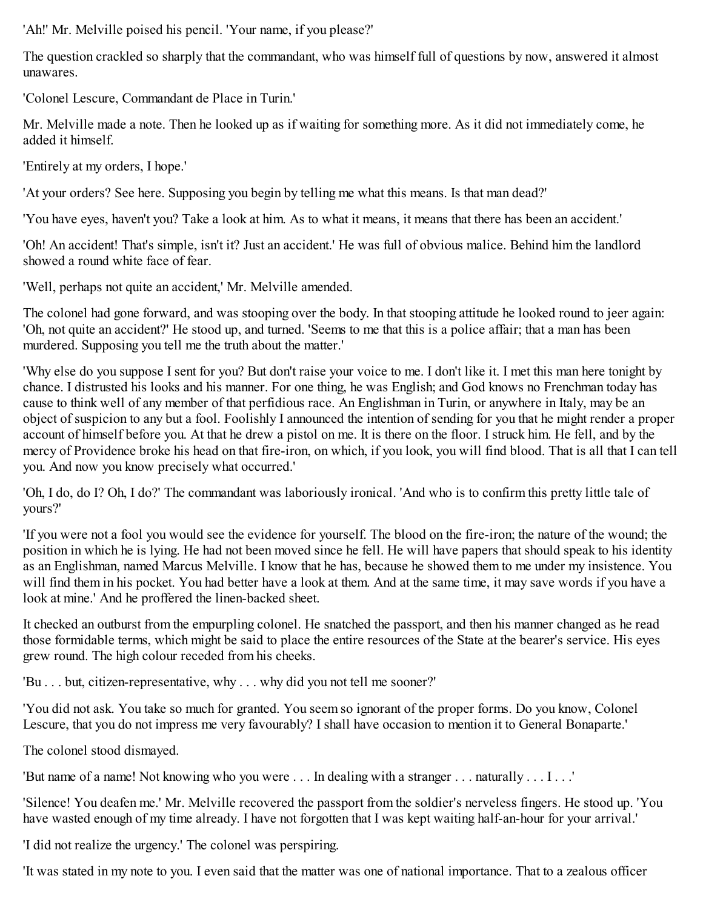'Ah!' Mr. Melville poised his pencil. 'Your name, if you please?'

The question crackled so sharply that the commandant, who was himself full of questions by now, answered it almost unawares.

'Colonel Lescure, Commandant de Place in Turin.'

Mr. Melville made a note. Then he looked up as if waiting for something more. As it did not immediately come, he added it himself.

'Entirely at my orders, I hope.'

'At your orders? See here. Supposing you begin by telling me what this means. Is that man dead?'

'You have eyes, haven't you? Take a look at him. As to what it means, it means that there has been an accident.'

'Oh! An accident! That's simple, isn't it? Just an accident.' He was full of obvious malice. Behind him the landlord showed a round white face of fear.

'Well, perhaps not quite an accident,' Mr. Melville amended.

The colonel had gone forward, and was stooping over the body. In that stooping attitude he looked round to jeer again: 'Oh, not quite an accident?' He stood up, and turned. 'Seems to me that this is a police affair; that a man has been murdered. Supposing you tell me the truth about the matter.'

'Why else do you suppose I sent for you? But don't raise your voice to me. I don't like it. I met this man here tonight by chance. I distrusted his looks and his manner. For one thing, he was English; and God knows no Frenchman today has cause to think well of any member of that perfidious race. An Englishman in Turin, or anywhere in Italy, may be an object of suspicion to any but a fool. Foolishly I announced the intention of sending for you that he might render a proper account of himself before you. At that he drew a pistol on me. It is there on the floor. I struck him. He fell, and by the mercy of Providence broke his head on that fire-iron, on which, if you look, you will find blood. That is all that I can tell you. And now you know precisely what occurred.'

'Oh, I do, do I? Oh, I do?' The commandant was laboriously ironical. 'And who is to confirm this pretty little tale of yours?'

'If you were not a fool you would see the evidence for yourself. The blood on the fire-iron; the nature of the wound; the position in which he is lying. He had not been moved since he fell. He will have papers that should speak to his identity as an Englishman, named Marcus Melville. I know that he has, because he showed them to me under my insistence. You will find them in his pocket. You had better have a look at them. And at the same time, it may save words if you have a look at mine.' And he proffered the linen-backed sheet.

It checked an outburst from the empurpling colonel. He snatched the passport, and then his manner changed as he read those formidable terms, which might be said to place the entire resources of the State at the bearer's service. His eyes grew round. The high colour receded from his cheeks.

'Bu . . . but, citizen-representative, why . . . why did you not tell me sooner?'

'You did not ask. You take so much for granted. You seem so ignorant of the proper forms. Do you know, Colonel Lescure, that you do not impress me very favourably? I shall have occasion to mention it to General Bonaparte.'

The colonel stood dismayed.

'But name of a name! Not knowing who you were . . . In dealing with a stranger . . . naturally . . . I . . .'

'Silence! You deafen me.' Mr. Melville recovered the passport from the soldier's nerveless fingers. He stood up. 'You have wasted enough of my time already. I have not forgotten that I was kept waiting half-an-hour for your arrival.'

'I did not realize the urgency.' The colonel was perspiring.

'It was stated in my note to you. I even said that the matter was one of national importance. That to a zealous officer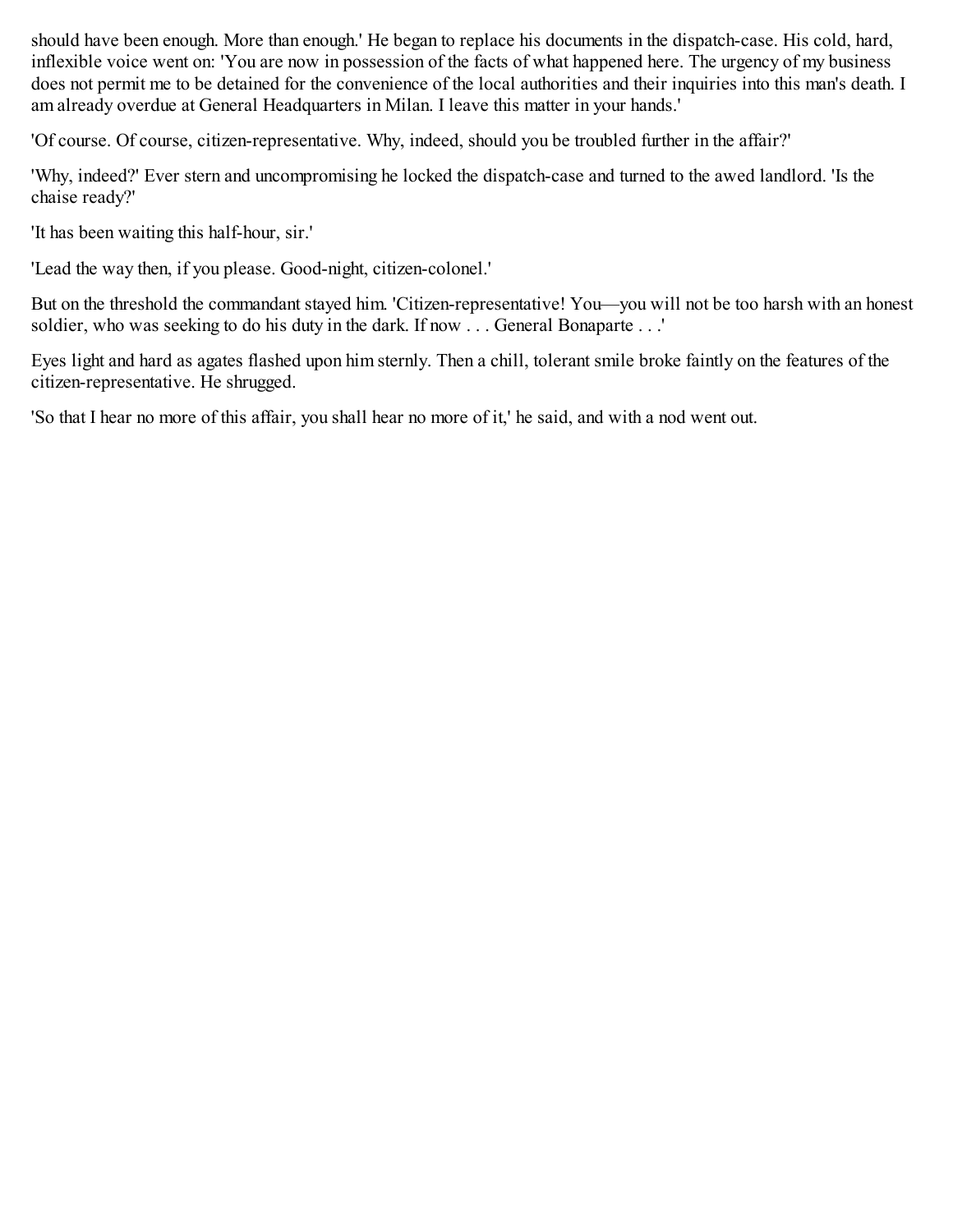should have been enough. More than enough.' He began to replace his documents in the dispatch-case. His cold, hard, inflexible voice went on: 'You are now in possession of the facts of what happened here. The urgency of my business does not permit me to be detained for the convenience of the local authorities and their inquiries into this man's death. I am already overdue at General Headquarters in Milan. I leave this matter in your hands.'

'Of course. Of course, citizen-representative. Why, indeed, should you be troubled further in the affair?'

'Why, indeed?' Ever stern and uncompromising he locked the dispatch-case and turned to the awed landlord. 'Is the chaise ready?'

'It has been waiting this half-hour, sir.'

'Lead the way then, if you please. Good-night, citizen-colonel.'

But on the threshold the commandant stayed him. 'Citizen-representative! You—you will not be too harsh with an honest soldier, who was seeking to do his duty in the dark. If now . . . General Bonaparte . . .'

Eyes light and hard as agates flashed upon him sternly. Then a chill, tolerant smile broke faintly on the features of the citizen-representative. He shrugged.

'So that I hear no more of this affair, you shall hear no more of it,' he said, and with a nod went out.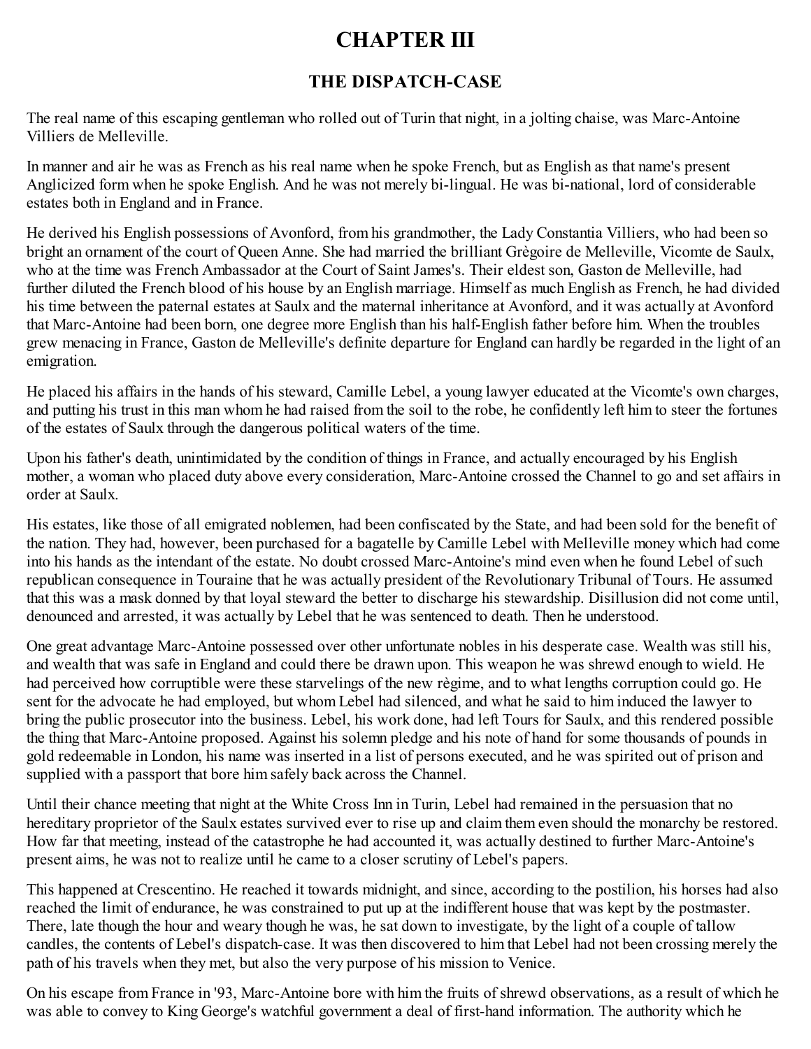# CHAPTER III

## THE DISPATCH-CASE

The real name of this escaping gentleman who rolled out of Turin that night, in a jolting chaise, was Marc-Antoine Villiers de Melleville.

In manner and air he was as French as his real name when he spoke French, but as English as that name's present Anglicized form when he spoke English. And he was not merely bi-lingual. He was bi-national, lord of considerable estates both in England and in France.

He derived his English possessions of Avonford, from his grandmother, the Lady Constantia Villiers, who had been so bright an ornament of the court of Queen Anne. She had married the brilliant Grègoire de Melleville, Vicomte de Saulx, who at the time was French Ambassador at the Court of Saint James's. Their eldest son, Gaston de Melleville, had further diluted the French blood of his house by an English marriage. Himself as much English as French, he had divided his time between the paternal estates at Saulx and the maternal inheritance at Avonford, and it was actually at Avonford that Marc-Antoine had been born, one degree more English than his half-English father before him. When the troubles grew menacing in France, Gaston de Melleville's definite departure for England can hardly be regarded in the light of an emigration.

He placed his affairs in the hands of his steward, Camille Lebel, a young lawyer educated at the Vicomte's own charges, and putting his trust in this man whom he had raised from the soil to the robe, he confidently left him to steer the fortunes of the estates of Saulx through the dangerous political waters of the time.

Upon his father's death, unintimidated by the condition of things in France, and actually encouraged by his English mother, a woman who placed duty above every consideration, Marc-Antoine crossed the Channel to go and set affairs in order at Saulx.

His estates, like those of all emigrated noblemen, had been confiscated by the State, and had been sold for the benefit of the nation. They had, however, been purchased for a bagatelle by Camille Lebel with Melleville money which had come into his hands as the intendant of the estate. No doubt crossed Marc-Antoine's mind even when he found Lebel of such republican consequence in Touraine that he was actually president of the Revolutionary Tribunal of Tours. He assumed that this was a mask donned by that loyal steward the better to discharge his stewardship. Disillusion did not come until, denounced and arrested, it was actually by Lebel that he was sentenced to death. Then he understood.

One great advantage Marc-Antoine possessed over other unfortunate nobles in his desperate case. Wealth was still his, and wealth that was safe in England and could there be drawn upon. This weapon he was shrewd enough to wield. He had perceived how corruptible were these starvelings of the new règime, and to what lengths corruption could go. He sent for the advocate he had employed, but whom Lebel had silenced, and what he said to him induced the lawyer to bring the public prosecutor into the business. Lebel, his work done, had left Tours for Saulx, and this rendered possible the thing that Marc-Antoine proposed. Against his solemn pledge and his note of hand for some thousands of pounds in gold redeemable in London, his name was inserted in a list of persons executed, and he was spirited out of prison and supplied with a passport that bore him safely back across the Channel.

Until their chance meeting that night at the White Cross Inn in Turin, Lebel had remained in the persuasion that no hereditary proprietor of the Saulx estates survived ever to rise up and claim them even should the monarchy be restored. How far that meeting, instead of the catastrophe he had accounted it, was actually destined to further Marc-Antoine's present aims, he was not to realize until he came to a closer scrutiny of Lebel's papers.

This happened at Crescentino. He reached it towards midnight, and since, according to the postilion, his horses had also reached the limit of endurance, he was constrained to put up at the indifferent house that was kept by the postmaster. There, late though the hour and weary though he was, he sat down to investigate, by the light of a couple of tallow candles, the contents of Lebel's dispatch-case. It was then discovered to him that Lebel had not been crossing merely the path of his travels when they met, but also the very purpose of his mission to Venice.

On his escape from France in '93, Marc-Antoine bore with him the fruits of shrewd observations, as a result of which he was able to convey to King George's watchful government a deal of first-hand information. The authority which he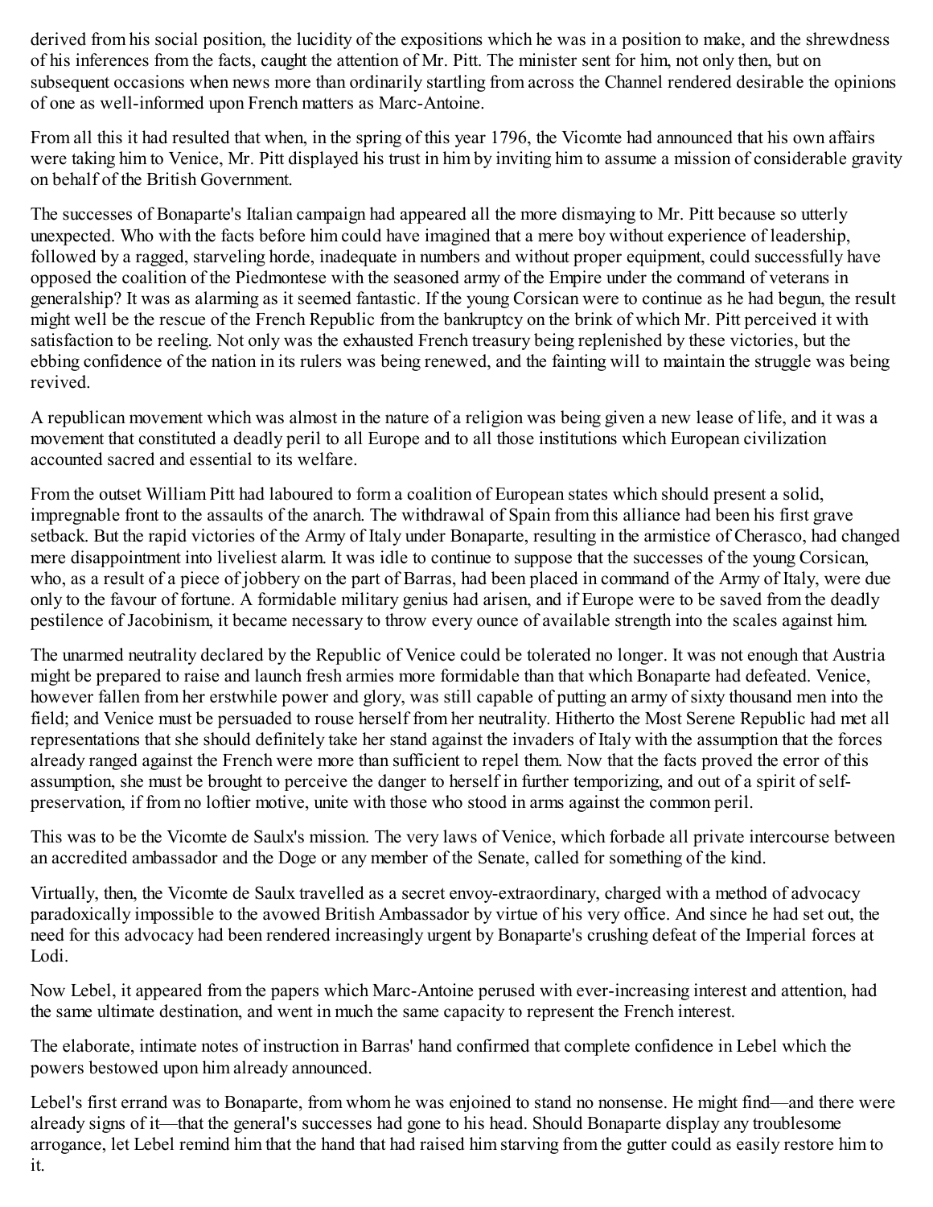derived from his social position, the lucidity of the expositions which he was in a position to make, and the shrewdness of his inferences from the facts, caught the attention of Mr. Pitt. The minister sent for him, not only then, but on subsequent occasions when news more than ordinarily startling from across the Channel rendered desirable the opinions of one as well-informed upon French matters as Marc-Antoine.

From all this it had resulted that when, in the spring of this year 1796, the Vicomte had announced that his own affairs were taking him to Venice, Mr. Pitt displayed his trust in him by inviting him to assume a mission of considerable gravity on behalf of the British Government.

The successes of Bonaparte's Italian campaign had appeared all the more dismaying to Mr. Pitt because so utterly unexpected. Who with the facts before him could have imagined that a mere boy without experience of leadership, followed by a ragged, starveling horde, inadequate in numbers and without proper equipment, could successfully have opposed the coalition of the Piedmontese with the seasoned army of the Empire under the command of veterans in generalship? It was as alarming as it seemed fantastic. If the young Corsican were to continue as he had begun, the result might well be the rescue of the French Republic from the bankruptcy on the brink of which Mr. Pitt perceived it with satisfaction to be reeling. Not only was the exhausted French treasury being replenished by these victories, but the ebbing confidence of the nation in its rulers was being renewed, and the fainting will to maintain the struggle was being revived.

A republican movement which was almost in the nature of a religion was being given a new lease of life, and it was a movement that constituted a deadly peril to all Europe and to all those institutions which European civilization accounted sacred and essential to its welfare.

From the outset William Pitt had laboured to form a coalition of European states which should present a solid, impregnable front to the assaults of the anarch. The withdrawal of Spain from this alliance had been his first grave setback. But the rapid victories of the Army of Italy under Bonaparte, resulting in the armistice of Cherasco, had changed mere disappointment into liveliest alarm. It was idle to continue to suppose that the successes of the young Corsican, who, as a result of a piece of jobbery on the part of Barras, had been placed in command of the Army of Italy, were due only to the favour of fortune. A formidable military genius had arisen, and if Europe were to be saved from the deadly pestilence of Jacobinism, it became necessary to throw every ounce of available strength into the scales against him.

The unarmed neutrality declared by the Republic of Venice could be tolerated no longer. It was not enough that Austria might be prepared to raise and launch fresh armies more formidable than that which Bonaparte had defeated. Venice, however fallen from her erstwhile power and glory, was still capable of putting an army of sixty thousand men into the field; and Venice must be persuaded to rouse herself from her neutrality. Hitherto the Most Serene Republic had met all representations that she should definitely take her stand against the invaders of Italy with the assumption that the forces already ranged against the French were more than sufficient to repel them. Now that the facts proved the error of this assumption, she must be brought to perceive the danger to herself in further temporizing, and out of a spirit of self-preservation, if from no loftier motive, unite with those who stood in arms against the common peril.

This was to be the Vicomte de Saulx's mission. The very laws of Venice, which forbade all private intercourse between an accredited ambassador and the Doge or any member of the Senate, called for something of the kind.

Virtually, then, the Vicomte de Saulx travelled as a secret envoy-extraordinary, charged with a method of advocacy paradoxically impossible to the avowed British Ambassador by virtue of his very office. And since he had set out, the need for this advocacy had been rendered increasingly urgent by Bonaparte's crushing defeat of the Imperial forces at Lodi.

Now Lebel, it appeared from the papers which Marc-Antoine perused with ever-increasing interest and attention, had the same ultimate destination, and went in much the same capacity to represent the French interest.

The elaborate, intimate notes of instruction in Barras' hand confirmed that complete confidence in Lebel which the powers bestowed upon him already announced.

Lebel's first errand was to Bonaparte, from whom he was enjoined to stand no nonsense. He might find—and there were already signs of it—that the general's successes had gone to his head. Should Bonaparte display any troublesome arrogance, let Lebel remind him that the hand that had raised him starving from the gutter could as easily restore him to it.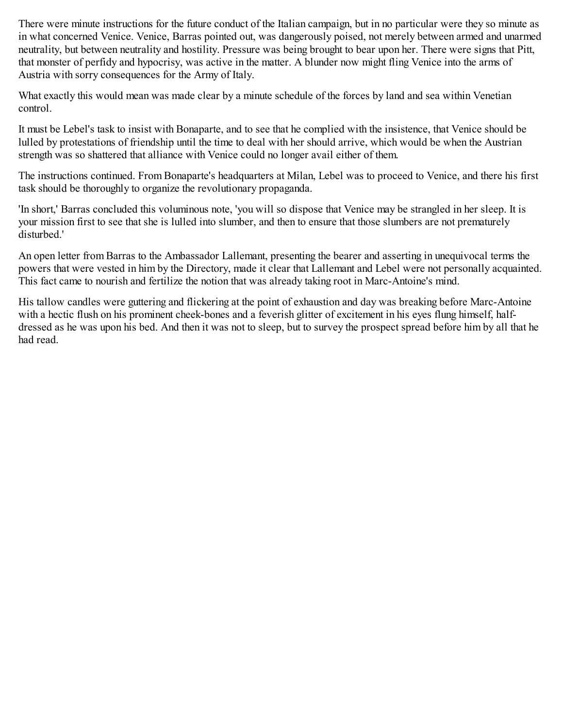There were minute instructions for the future conduct of the Italian campaign, but in no particular were they so minute as in what concerned Venice. Venice, Barras pointed out, was dangerously poised, not merely between armed and unarmed neutrality, but between neutrality and hostility. Pressure was being brought to bear upon her. There were signs that Pitt, that monster of perfidy and hypocrisy, was active in the matter. A blunder now might fling Venice into the arms of Austria with sorry consequences for the Army of Italy.

What exactly this would mean was made clear by a minute schedule of the forces by land and sea within Venetian control.

It must be Lebel's task to insist with Bonaparte, and to see that he complied with the insistence, that Venice should be lulled by protestations of friendship until the time to deal with her should arrive, which would be when the Austrian strength was so shattered that alliance with Venice could no longer avail either of them.

The instructions continued. From Bonaparte's headquarters at Milan, Lebel was to proceed to Venice, and there his first task should be thoroughly to organize the revolutionary propaganda.

'In short,' Barras concluded this voluminous note, 'you will so dispose that Venice may be strangled in her sleep. It is your mission first to see that she is lulled into slumber, and then to ensure that those slumbers are not prematurely disturbed.'

An open letter from Barras to the Ambassador Lallemant, presenting the bearer and asserting in unequivocal terms the powers that were vested in him by the Directory, made it clear that Lallemant and Lebel were not personally acquainted. This fact came to nourish and fertilize the notion that was already taking root in Marc-Antoine's mind.

His tallow candles were guttering and flickering at the point of exhaustion and day was breaking before Marc-Antoine with a hectic flush on his prominent cheek-bones and a feverish glitter of excitement in his eyes flung himself, half-dressed as he was upon his bed. And then it was not to sleep, but to survey the prospect spread before him by all that he had read.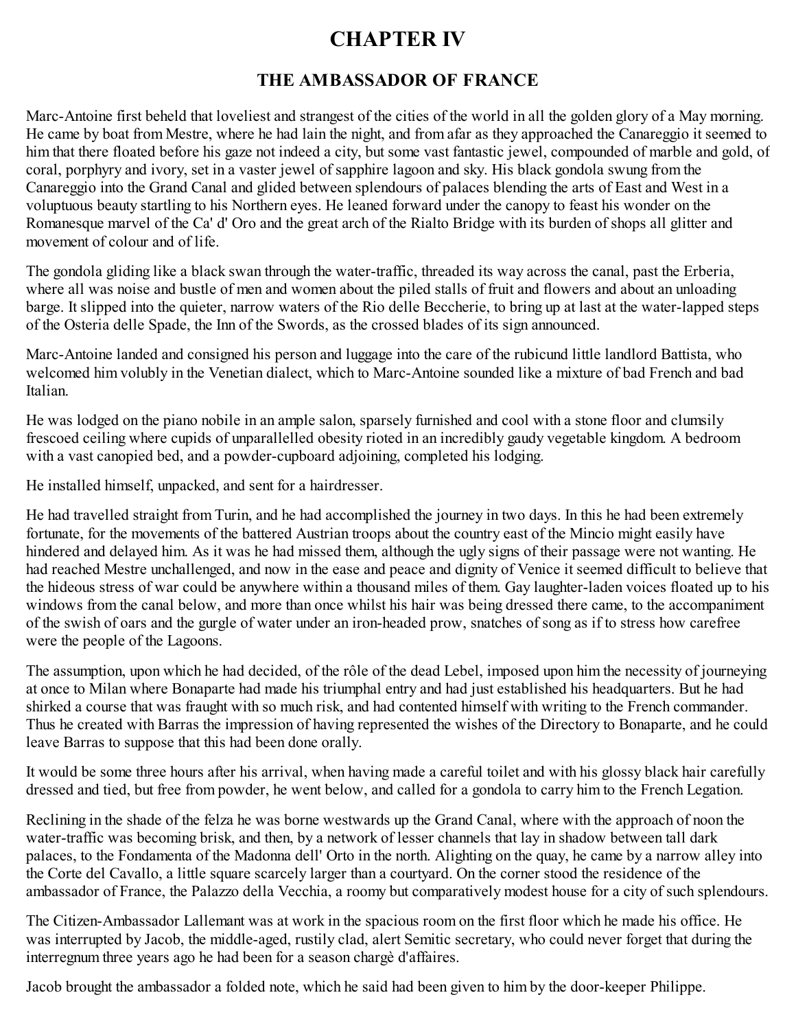# CHAPTER IV

## THE AMBASSADOR OF FRANCE

Marc-Antoine first beheld that loveliest and strangest of the cities of the world in all the golden glory of a May morning. He came by boat from Mestre, where he had lain the night, and from afar as they approached the Canareggio it seemed to him that there floated before his gaze not indeed a city, but some vast fantastic jewel, compounded of marble and gold, of coral, porphyry and ivory, set in a vaster jewel of sapphire lagoon and sky. His black gondola swung from the Canareggio into the Grand Canal and glided between splendours of palaces blending the arts of East and West in a voluptuous beauty startling to his Northern eyes. He leaned forward under the canopy to feast his wonder on the Romanesque marvel of the Ca' d' Oro and the great arch of the Rialto Bridge with its burden of shops all glitter and movement of colour and of life.

The gondola gliding like a black swan through the water-traffic, threaded its way across the canal, past the Erberia, where all was noise and bustle of men and women about the piled stalls of fruit and flowers and about an unloading barge. It slipped into the quieter, narrow waters of the Rio delle Beccherie, to bring up at last at the water-lapped steps of the Osteria delle Spade, the Inn of the Swords, as the crossed blades of its sign announced.

Marc-Antoine landed and consigned his person and luggage into the care of the rubicund little landlord Battista, who welcomed him volubly in the Venetian dialect, which to Marc-Antoine sounded like a mixture of bad French and bad Italian.

He was lodged on the piano nobile in an ample salon, sparsely furnished and cool with a stone floor and clumsily frescoed ceiling where cupids of unparallelled obesity rioted in an incredibly gaudy vegetable kingdom. A bedroom with a vast canopied bed, and a powder-cupboard adjoining, completed his lodging.

He installed himself, unpacked, and sent for a hairdresser.

He had travelled straight from Turin, and he had accomplished the journey in two days. In this he had been extremely fortunate, for the movements of the battered Austrian troops about the country east of the Mincio might easily have hindered and delayed him. As it was he had missed them, although the ugly signs of their passage were not wanting. He had reached Mestre unchallenged, and now in the ease and peace and dignity of Venice it seemed difficult to believe that the hideous stress of war could be anywhere within a thousand miles of them. Gay laughter-laden voices floated up to his windows from the canal below, and more than once whilst his hair was being dressed there came, to the accompaniment of the swish of oars and the gurgle of water under an iron-headed prow, snatches of song as if to stress how carefree were the people of the Lagoons.

The assumption, upon which he had decided, of the rôle of the dead Lebel, imposed upon him the necessity of journeying at once to Milan where Bonaparte had made his triumphal entry and had just established his headquarters. But he had shirked a course that was fraught with so much risk, and had contented himself with writing to the French commander. Thus he created with Barras the impression of having represented the wishes of the Directory to Bonaparte, and he could leave Barras to suppose that this had been done orally.

It would be some three hours after his arrival, when having made a careful toilet and with his glossy black hair carefully dressed and tied, but free from powder, he went below, and called for a gondola to carry him to the French Legation.

Reclining in the shade of the felza he was borne westwards up the Grand Canal, where with the approach of noon the water-traffic was becoming brisk, and then, by a network of lesser channels that lay in shadow between tall dark palaces, to the Fondamenta of the Madonna dell' Orto in the north. Alighting on the quay, he came by a narrow alley into the Corte del Cavallo, a little square scarcely larger than a courtyard. On the corner stood the residence of the ambassador of France, the Palazzo della Vecchia, a roomy but comparatively modest house for a city of such splendours.

The Citizen-Ambassador Lallemant was at work in the spacious room on the first floor which he made his office. He was interrupted by Jacob, the middle-aged, rustily clad, alert Semitic secretary, who could never forget that during the interregnum three years ago he had been for a season chargè d'affaires.

Jacob brought the ambassador a folded note, which he said had been given to him by the door-keeper Philippe.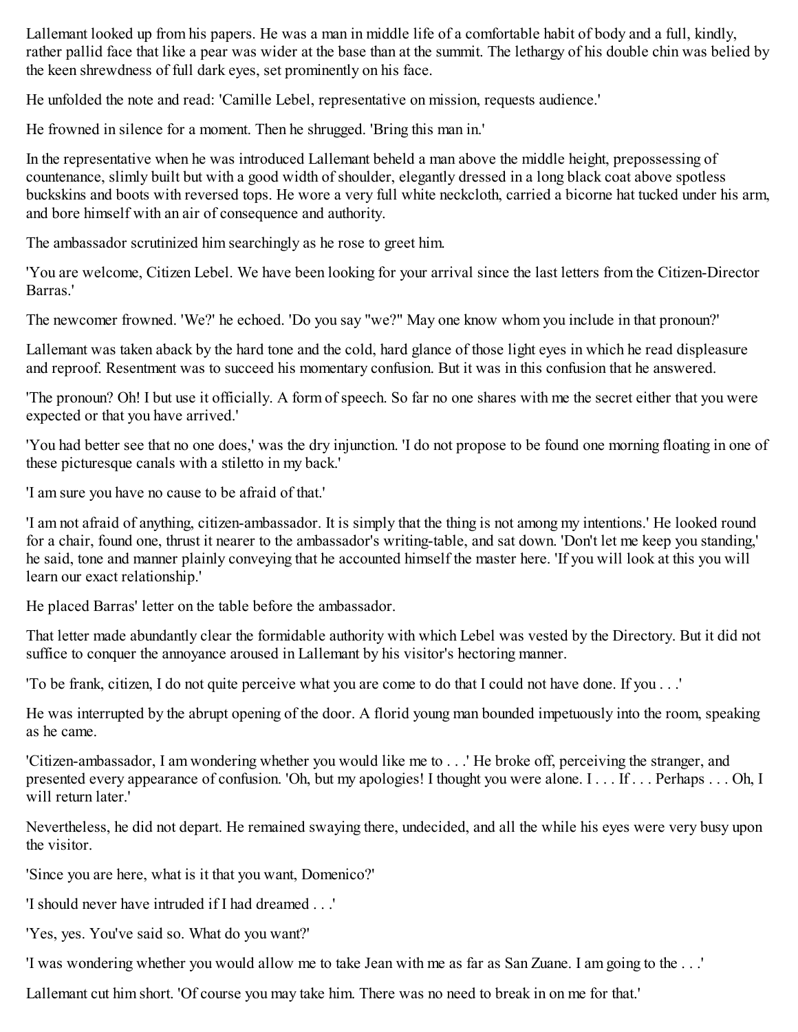Lallemant looked up from his papers. He was a man in middle life of a comfortable habit of body and a full, kindly, rather pallid face that like a pear was wider at the base than at the summit. The lethargy of his double chin was belied by the keen shrewdness of full dark eyes, set prominently on his face.

He unfolded the note and read: 'Camille Lebel, representative on mission, requests audience.'

He frowned in silence for a moment. Then he shrugged. 'Bring this man in.'

In the representative when he was introduced Lallemant beheld a man above the middle height, prepossessing of countenance, slimly built but with a good width of shoulder, elegantly dressed in a long black coat above spotless buckskins and boots with reversed tops. He wore a very full white neckcloth, carried a bicorne hat tucked under his arm, and bore himself with an air of consequence and authority.

The ambassador scrutinized him searchingly as he rose to greet him.

'You are welcome, Citizen Lebel. We have been looking for your arrival since the last letters from the Citizen-Director Barras.'

The newcomer frowned. 'We?' he echoed. 'Do you say "we?" May one know whom you include in that pronoun?'

Lallemant was taken aback by the hard tone and the cold, hard glance of those light eyes in which he read displeasure and reproof. Resentment was to succeed his momentary confusion. But it was in this confusion that he answered.

'The pronoun? Oh! I but use it officially. A form of speech. So far no one shares with me the secret either that you were expected or that you have arrived.'

'You had better see that no one does,' was the dry injunction. 'I do not propose to be found one morning floating in one of these picturesque canals with a stiletto in my back.'

'I am sure you have no cause to be afraid of that.'

'I am not afraid of anything, citizen-ambassador. It is simply that the thing is not among my intentions.' He looked round for a chair, found one, thrust it nearer to the ambassador's writing-table, and sat down. 'Don't let me keep you standing,' he said, tone and manner plainly conveying that he accounted himself the master here. 'If you will look at this you will learn our exact relationship.'

He placed Barras' letter on the table before the ambassador.

That letter made abundantly clear the formidable authority with which Lebel was vested by the Directory. But it did not suffice to conquer the annoyance aroused in Lallemant by his visitor's hectoring manner.

'To be frank, citizen, I do not quite perceive what you are come to do that I could not have done. If you . . .'

He was interrupted by the abrupt opening of the door. A florid young man bounded impetuously into the room, speaking as he came.

'Citizen-ambassador, I am wondering whether you would like me to . . .' He broke off, perceiving the stranger, and presented every appearance of confusion. 'Oh, but my apologies! I thought you were alone. I . . . If . . . Perhaps . . . Oh, I will return later.'

Nevertheless, he did not depart. He remained swaying there, undecided, and all the while his eyes were very busy upon the visitor.

'Since you are here, what is it that you want, Domenico?'

'I should never have intruded if I had dreamed . . .'

'Yes, yes. You've said so. What do you want?'

'I was wondering whether you would allow me to take Jean with me as far as San Zuane. I am going to the . . .'

Lallemant cut him short. 'Of course you may take him. There was no need to break in on me for that.'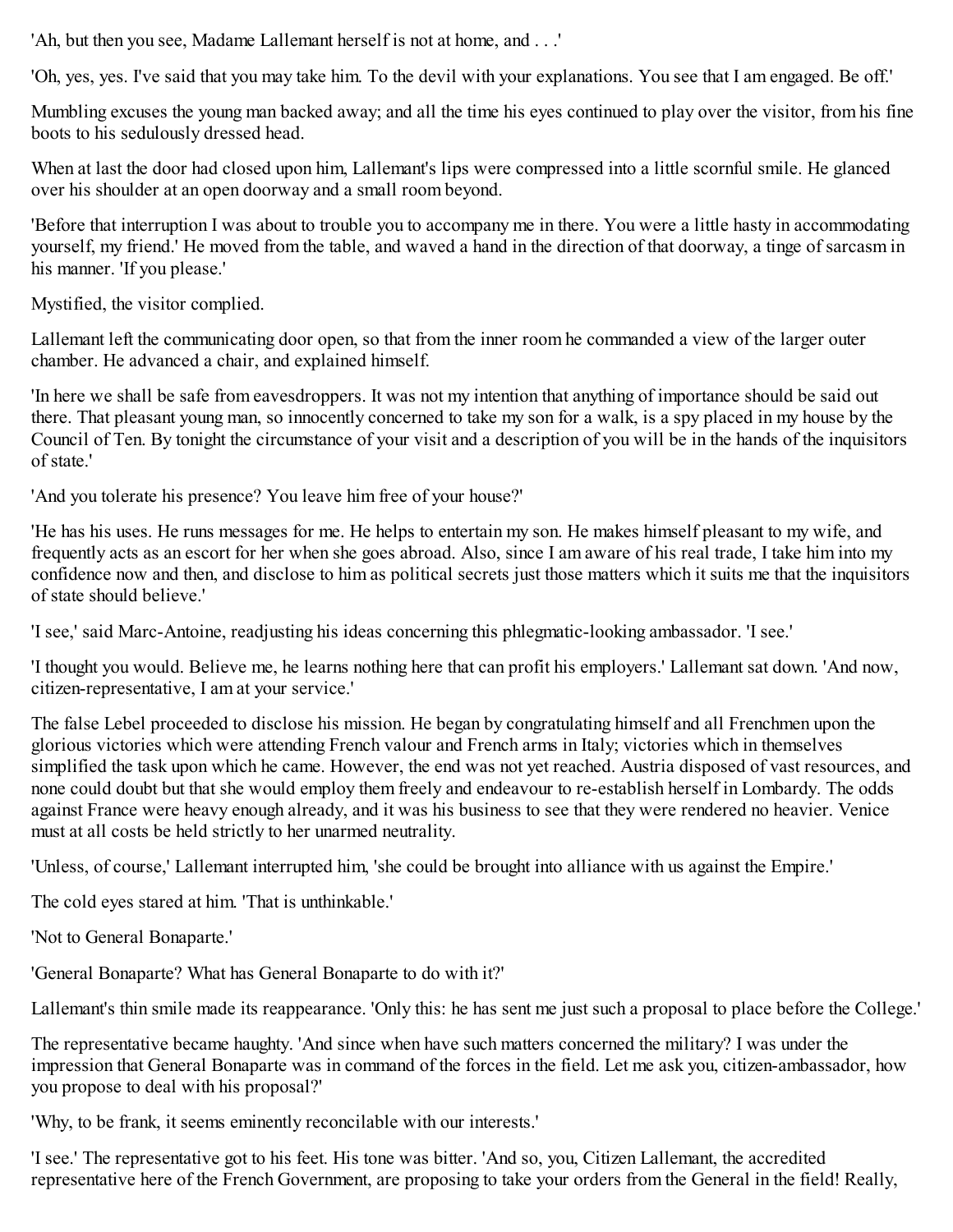'Ah, but then you see, Madame Lallemant herself is not at home, and . . .'

'Oh, yes, yes. I've said that you may take him. To the devil with your explanations. You see that I am engaged. Be off.'

Mumbling excuses the young man backed away; and all the time his eyes continued to play over the visitor, from his fine boots to his sedulously dressed head.

When at last the door had closed upon him, Lallemant's lips were compressed into a little scornful smile. He glanced over his shoulder at an open doorway and a small room beyond.

'Before that interruption I was about to trouble you to accompany me in there. You were a little hasty in accommodating yourself, my friend.' He moved from the table, and waved a hand in the direction of that doorway, a tinge of sarcasm in his manner. 'If you please.'

Mystified, the visitor complied.

Lallemant left the communicating door open, so that from the inner room he commanded a view of the larger outer chamber. He advanced a chair, and explained himself.

'In here we shall be safe from eavesdroppers. It was not my intention that anything of importance should be said out there. That pleasant young man, so innocently concerned to take my son for a walk, is a spy placed in my house by the Council of Ten. By tonight the circumstance of your visit and a description of you will be in the hands of the inquisitors of state.'

'And you tolerate his presence? You leave him free of your house?'

'He has his uses. He runs messages for me. He helps to entertain my son. He makes himself pleasant to my wife, and frequently acts as an escort for her when she goes abroad. Also, since I am aware of his real trade, I take him into my confidence now and then, and disclose to him as political secrets just those matters which it suits me that the inquisitors of state should believe.'

'I see,' said Marc-Antoine, readjusting his ideas concerning this phlegmatic-looking ambassador. 'I see.'

'I thought you would. Believe me, he learns nothing here that can profit his employers.' Lallemant sat down. 'And now, citizen-representative, I am at your service.'

The false Lebel proceeded to disclose his mission. He began by congratulating himself and all Frenchmen upon the glorious victories which were attending French valour and French arms in Italy; victories which in themselves simplified the task upon which he came. However, the end was not yet reached. Austria disposed of vast resources, and none could doubt but that she would employ them freely and endeavour to re-establish herself in Lombardy. The odds against France were heavy enough already, and it was his business to see that they were rendered no heavier. Venice must at all costs be held strictly to her unarmed neutrality.

'Unless, of course,' Lallemant interrupted him, 'she could be brought into alliance with us against the Empire.'

The cold eyes stared at him. 'That is unthinkable.'

'Not to General Bonaparte.'

'General Bonaparte? What has General Bonaparte to do with it?'

Lallemant's thin smile made its reappearance. 'Only this: he has sent me just such a proposal to place before the College.'

The representative became haughty. 'And since when have such matters concerned the military? I was under the impression that General Bonaparte was in command of the forces in the field. Let me ask you, citizen-ambassador, how you propose to deal with his proposal?'

'Why, to be frank, it seems eminently reconcilable with our interests.'

'I see.' The representative got to his feet. His tone was bitter. 'And so, you, Citizen Lallemant, the accredited representative here of the French Government, are proposing to take your orders from the General in the field! Really,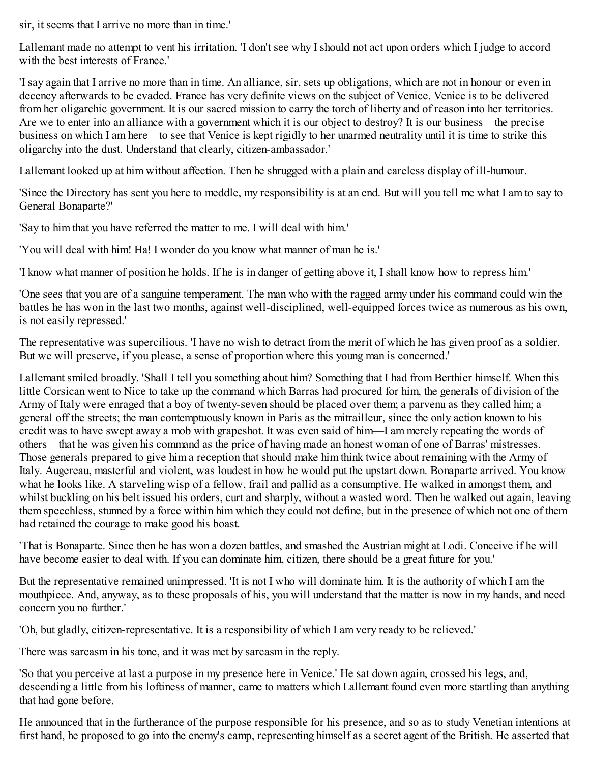sir, it seems that I arrive no more than in time.'

Lallemant made no attempt to vent his irritation. 'I don't see why I should not act upon orders which I judge to accord with the best interests of France.'

'I say again that I arrive no more than in time. An alliance, sir, sets up obligations, which are not in honour or even in decency afterwards to be evaded. France has very definite views on the subject of Venice. Venice is to be delivered from her oligarchic government. It is our sacred mission to carry the torch of liberty and of reason into her territories. Are we to enter into an alliance with a government which it is our object to destroy? It is our business—the precise business on which I am here—to see that Venice is kept rigidly to her unarmed neutrality until it is time to strike this oligarchy into the dust. Understand that clearly, citizen-ambassador.'

Lallemant looked up at him without affection. Then he shrugged with a plain and careless display of ill-humour.

'Since the Directory has sent you here to meddle, my responsibility is at an end. But will you tell me what I am to say to General Bonaparte?'

'Say to him that you have referred the matter to me. I will deal with him.'

'You will deal with him! Ha! I wonder do you know what manner of man he is.'

'I know what manner of position he holds. If he is in danger of getting above it, I shall know how to repress him.'

'One sees that you are of a sanguine temperament. The man who with the ragged army under his command could win the battles he has won in the last two months, against well-disciplined, well-equipped forces twice as numerous as his own, is not easily repressed.'

The representative was supercilious. 'I have no wish to detract from the merit of which he has given proof as a soldier. But we will preserve, if you please, a sense of proportion where this young man is concerned.'

Lallemant smiled broadly. 'Shall I tell you something about him? Something that I had from Berthier himself. When this little Corsican went to Nice to take up the command which Barras had procured for him, the generals of division of the Army of Italy were enraged that a boy of twenty-seven should be placed over them; a parvenu as they called him; a general off the streets; the man contemptuously known in Paris as the mitrailleur, since the only action known to his credit was to have swept away a mob with grapeshot. It was even said of him—I am merely repeating the words of others—that he was given his command as the price of having made an honest woman of one of Barras' mistresses. Those generals prepared to give him a reception that should make him think twice about remaining with the Army of Italy. Augereau, masterful and violent, was loudest in how he would put the upstart down. Bonaparte arrived. You know what he looks like. A starveling wisp of a fellow, frail and pallid as a consumptive. He walked in amongst them, and whilst buckling on his belt issued his orders, curt and sharply, without a wasted word. Then he walked out again, leaving them speechless, stunned by a force within him which they could not define, but in the presence of which not one of them had retained the courage to make good his boast.

'That is Bonaparte. Since then he has won a dozen battles, and smashed the Austrian might at Lodi. Conceive if he will have become easier to deal with. If you can dominate him, citizen, there should be a great future for you.'

But the representative remained unimpressed. 'It is not I who will dominate him. It is the authority of which I am the mouthpiece. And, anyway, as to these proposals of his, you will understand that the matter is now in my hands, and need concern you no further.'

'Oh, but gladly, citizen-representative. It is a responsibility of which I am very ready to be relieved.'

There was sarcasm in his tone, and it was met by sarcasm in the reply.

'So that you perceive at last a purpose in my presence here in Venice.' He sat down again, crossed his legs, and, descending a little from his loftiness of manner, came to matters which Lallemant found even more startling than anything that had gone before.

He announced that in the furtherance of the purpose responsible for his presence, and so as to study Venetian intentions at first hand, he proposed to go into the enemy's camp, representing himself as a secret agent of the British. He asserted that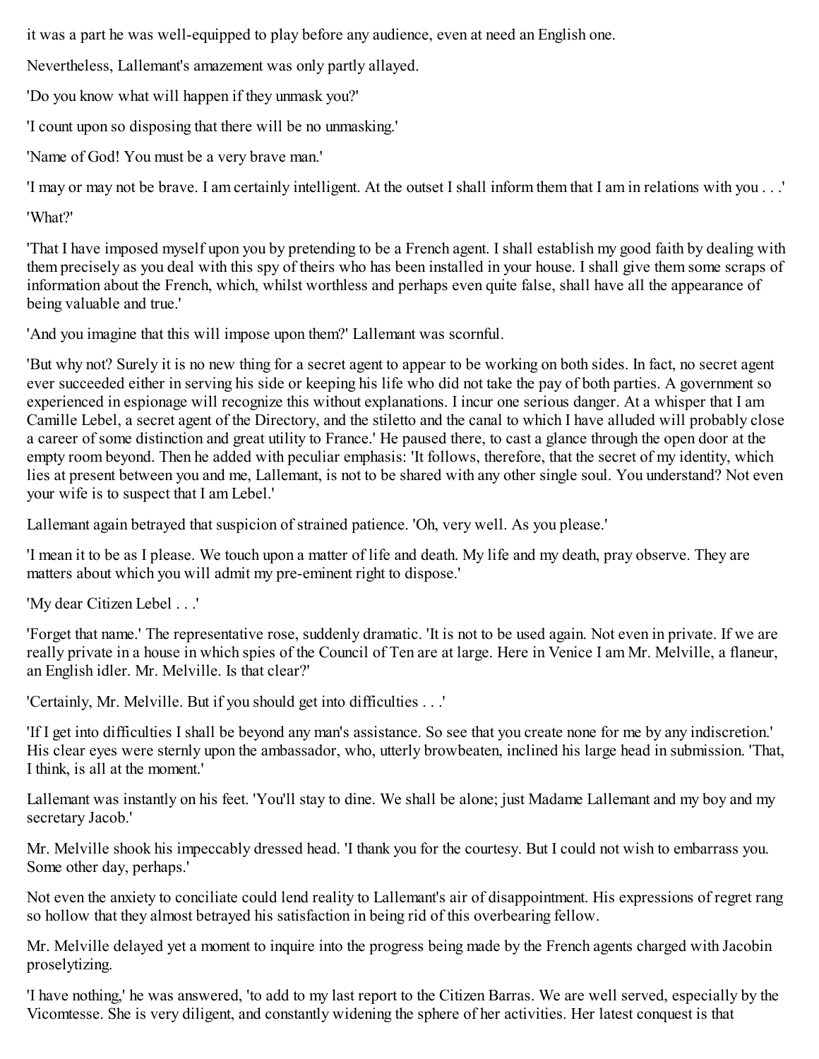it was a part he was well-equipped to play before any audience, even at need an English one.

Nevertheless, Lallemant's amazement was only partly allayed.

'Do you know what will happen if they unmask you?'

'I count upon so disposing that there will be no unmasking.'

'Name of God! You must be a very brave man.'

'I may or may not be brave. I am certainly intelligent. At the outset I shall inform them that I am in relations with you . . .'

'What?'

'That I have imposed myself upon you by pretending to be a French agent. I shall establish my good faith by dealing with them precisely as you deal with this spy of theirs who has been installed in your house. I shall give them some scraps of information about the French, which, whilst worthless and perhaps even quite false, shall have all the appearance of being valuable and true.'

'And you imagine that this will impose upon them?' Lallemant was scornful.

'But why not? Surely it is no new thing for a secret agent to appear to be working on both sides. In fact, no secret agent ever succeeded either in serving his side or keeping his life who did not take the pay of both parties. A government so experienced in espionage will recognize this without explanations. I incur one serious danger. At a whisper that I am Camille Lebel, a secret agent of the Directory, and the stiletto and the canal to which I have alluded will probably close a career of some distinction and great utility to France.' He paused there, to cast a glance through the open door at the empty room beyond. Then he added with peculiar emphasis: 'It follows, therefore, that the secret of my identity, which lies at present between you and me, Lallemant, is not to be shared with any other single soul. You understand? Not even your wife is to suspect that I am Lebel.'

Lallemant again betrayed that suspicion of strained patience. 'Oh, very well. As you please.'

'I mean it to be as I please. We touch upon a matter of life and death. My life and my death, pray observe. They are matters about which you will admit my pre-eminent right to dispose.'

'My dear Citizen Lebel . . .'

'Forget that name.' The representative rose, suddenly dramatic. 'It is not to be used again. Not even in private. If we are really private in a house in which spies of the Council of Ten are at large. Here in Venice I am Mr. Melville, a flaneur, an English idler. Mr. Melville. Is that clear?'

'Certainly, Mr. Melville. But if you should get into difficulties . . .'

'If I get into difficulties I shall be beyond any man's assistance. So see that you create none for me by any indiscretion.' His clear eyes were sternly upon the ambassador, who, utterly browbeaten, inclined his large head in submission. 'That, I think, is all at the moment.'

Lallemant was instantly on his feet. 'You'll stay to dine. We shall be alone; just Madame Lallemant and my boy and my secretary Jacob.'

Mr. Melville shook his impeccably dressed head. 'I thank you for the courtesy. But I could not wish to embarrass you. Some other day, perhaps.'

Not even the anxiety to conciliate could lend reality to Lallemant's air of disappointment. His expressions of regret rang so hollow that they almost betrayed his satisfaction in being rid of this overbearing fellow.

Mr. Melville delayed yet a moment to inquire into the progress being made by the French agents charged with Jacobin proselytizing.

'I have nothing,' he was answered, 'to add to my last report to the Citizen Barras. We are well served, especially by the Vicomtesse. She is very diligent, and constantly widening the sphere of her activities. Her latest conquest is that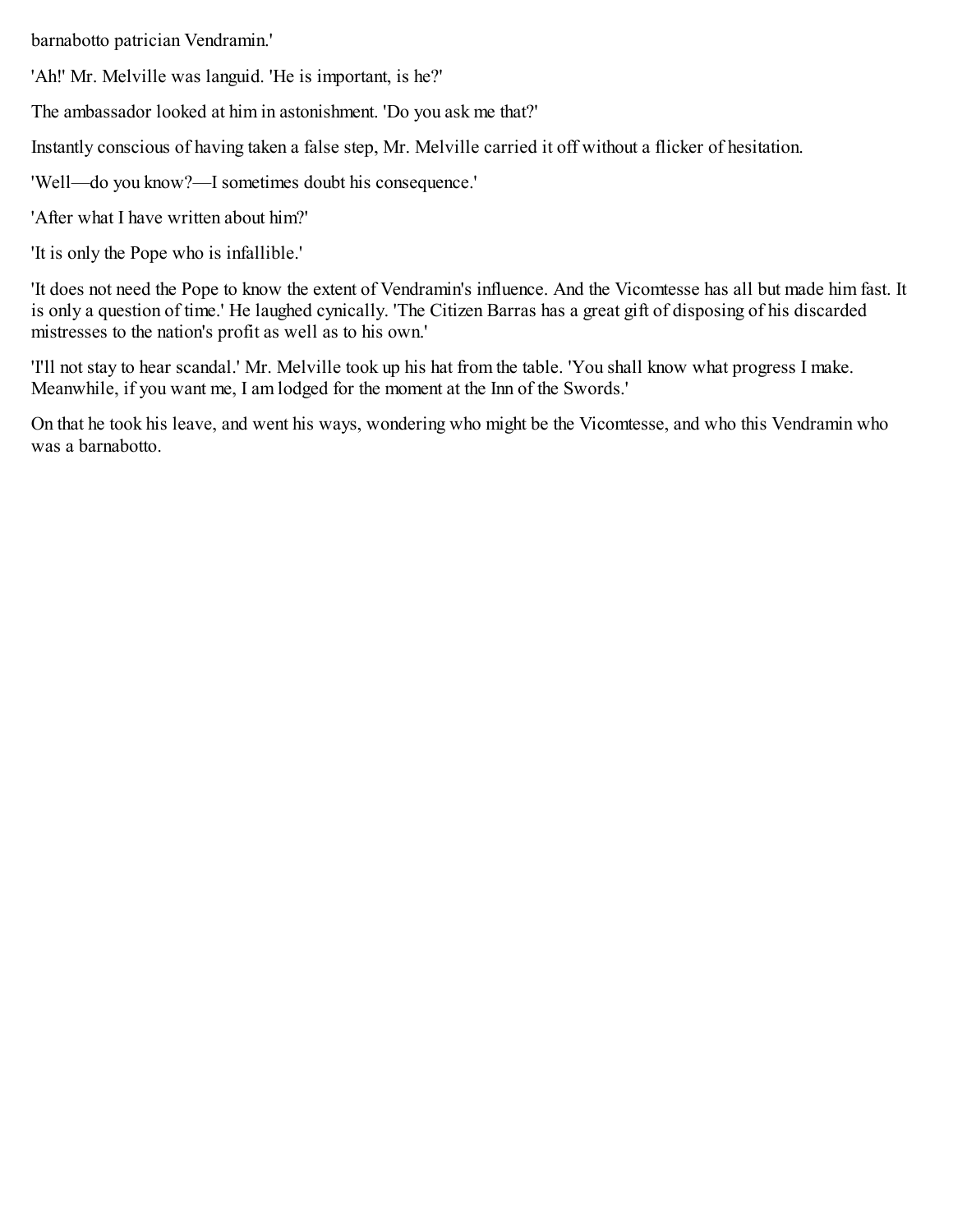barnabotto patrician Vendramin.'

'Ah!' Mr. Melville was languid. 'He is important, is he?'

The ambassador looked at him in astonishment. 'Do you ask me that?'

Instantly conscious of having taken a false step, Mr. Melville carried it off without a flicker of hesitation.

'Well—do you know?—I sometimes doubt his consequence.'

'After what I have written about him?'

'It is only the Pope who is infallible.'

'It does not need the Pope to know the extent of Vendramin's influence. And the Vicomtesse has all but made him fast. It is only a question of time.' He laughed cynically. 'The Citizen Barras has a great gift of disposing of his discarded mistresses to the nation's profit as well as to his own.'

'I'll not stay to hear scandal.' Mr. Melville took up his hat from the table. 'You shall know what progress I make. Meanwhile, if you want me, I am lodged for the moment at the Inn of the Swords.'

On that he took his leave, and went his ways, wondering who might be the Vicomtesse, and who this Vendramin who was a barnabotto.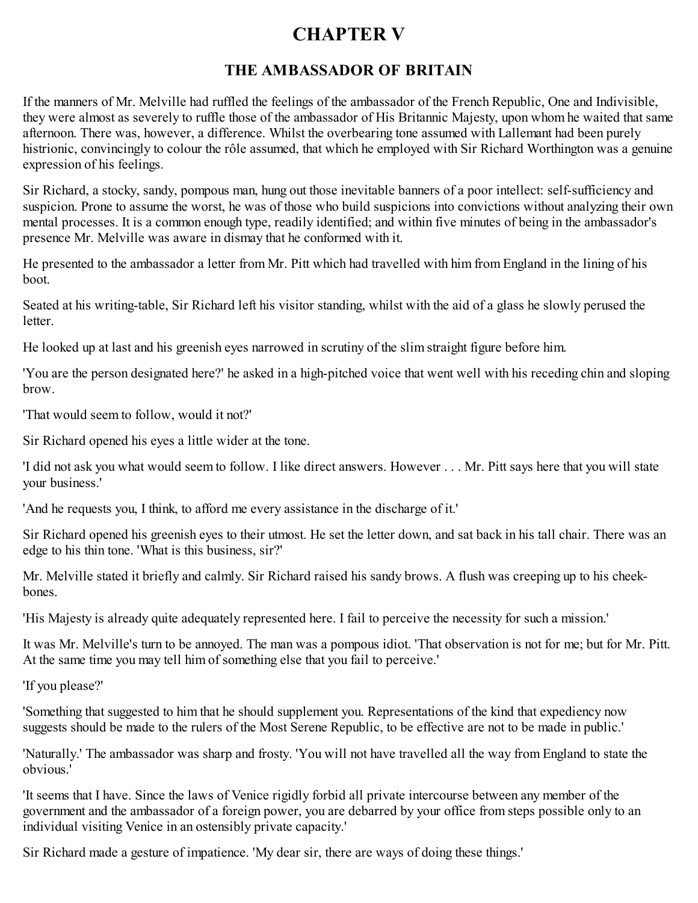# CHAPTER V

## THE AMBASSADOR OF BRITAIN

If the manners of Mr. Melville had ruffled the feelings of the ambassador of the French Republic, One and Indivisible, they were almost as severely to ruffle those of the ambassador of His Britannic Majesty, upon whom he waited that same afternoon. There was, however, a difference. Whilst the overbearing tone assumed with Lallemant had been purely histrionic, convincingly to colour the rôle assumed, that which he employed with Sir Richard Worthington was a genuine expression of his feelings.

Sir Richard, a stocky, sandy, pompous man, hung out those inevitable banners of a poor intellect: self-sufficiency and suspicion. Prone to assume the worst, he was of those who build suspicions into convictions without analyzing their own mental processes. It is a common enough type, readily identified; and within five minutes of being in the ambassador's presence Mr. Melville was aware in dismay that he conformed with it.

He presented to the ambassador a letter from Mr. Pitt which had travelled with him from England in the lining of his boot.

Seated at his writing-table, Sir Richard left his visitor standing, whilst with the aid of a glass he slowly perused the letter.

He looked up at last and his greenish eyes narrowed in scrutiny of the slim straight figure before him.

'You are the person designated here?' he asked in a high-pitched voice that went well with his receding chin and sloping brow.

'That would seem to follow, would it not?'

Sir Richard opened his eyes a little wider at the tone.

'I did not ask you what would seem to follow. I like direct answers. However . . . Mr. Pitt says here that you will state your business.'

'And he requests you, I think, to afford me every assistance in the discharge of it.'

Sir Richard opened his greenish eyes to their utmost. He set the letter down, and sat back in his tall chair. There was an edge to his thin tone. 'What is this business, sir?'

Mr. Melville stated it briefly and calmly. Sir Richard raised his sandy brows. A flush was creeping up to his cheek-bones.

'His Majesty is already quite adequately represented here. I fail to perceive the necessity for such a mission.'

It was Mr. Melville's turn to be annoyed. The man was a pompous idiot. 'That observation is not for me; but for Mr. Pitt. At the same time you may tell him of something else that you fail to perceive.'

'If you please?'

'Something that suggested to him that he should supplement you. Representations of the kind that expediency now suggests should be made to the rulers of the Most Serene Republic, to be effective are not to be made in public.'

'Naturally.' The ambassador was sharp and frosty. 'You will not have travelled all the way from England to state the obvious.'

'It seems that I have. Since the laws of Venice rigidly forbid all private intercourse between any member of the government and the ambassador of a foreign power, you are debarred by your office from steps possible only to an individual visiting Venice in an ostensibly private capacity.'

Sir Richard made a gesture of impatience. 'My dear sir, there are ways of doing these things.'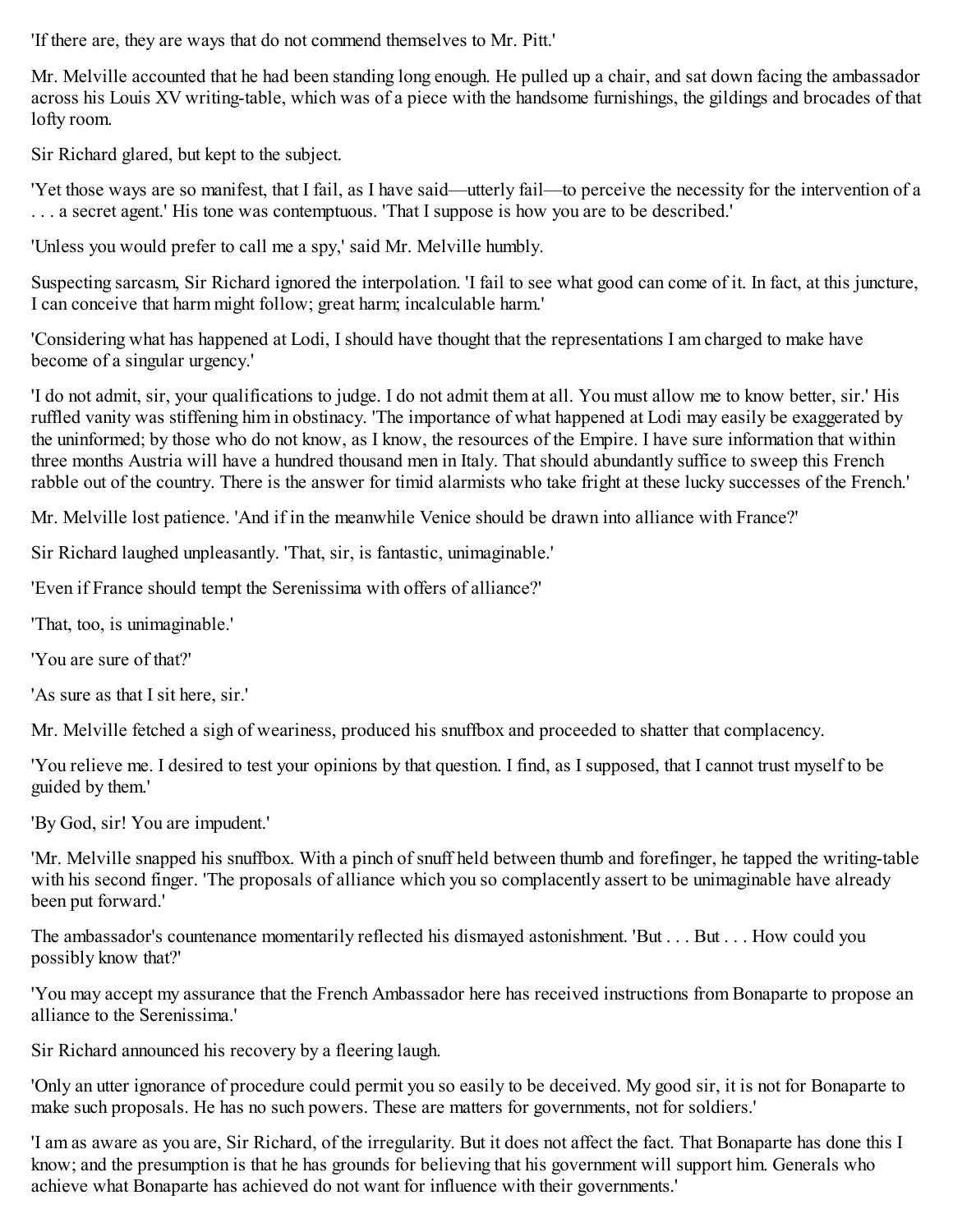'If there are, they are ways that do not commend themselves to Mr. Pitt.'

Mr. Melville accounted that he had been standing long enough. He pulled up a chair, and sat down facing the ambassador across his Louis XV writing-table, which was of a piece with the handsome furnishings, the gildings and brocades of that lofty room.

Sir Richard glared, but kept to the subject.

'Yet those ways are so manifest, that I fail, as I have said—utterly fail—to perceive the necessity for the intervention of a . . . a secret agent.' His tone was contemptuous. 'That I suppose is how you are to be described.'

'Unless you would prefer to call me a spy,' said Mr. Melville humbly.

Suspecting sarcasm, Sir Richard ignored the interpolation. 'I fail to see what good can come of it. In fact, at this juncture, I can conceive that harm might follow; great harm; incalculable harm.'

'Considering what has happened at Lodi, I should have thought that the representations I am charged to make have become of a singular urgency.'

'I do not admit, sir, your qualifications to judge. I do not admit them at all. You must allow me to know better, sir.' His ruffled vanity was stiffening him in obstinacy. 'The importance of what happened at Lodi may easily be exaggerated by the uninformed; by those who do not know, as I know, the resources of the Empire. I have sure information that within three months Austria will have a hundred thousand men in Italy. That should abundantly suffice to sweep this French rabble out of the country. There is the answer for timid alarmists who take fright at these lucky successes of the French.'

Mr. Melville lost patience. 'And if in the meanwhile Venice should be drawn into alliance with France?'

Sir Richard laughed unpleasantly. 'That, sir, is fantastic, unimaginable.'

'Even if France should tempt the Serenissima with offers of alliance?'

'That, too, is unimaginable.'

'You are sure of that?'

'As sure as that I sit here, sir.'

Mr. Melville fetched a sigh of weariness, produced his snuffbox and proceeded to shatter that complacency.

'You relieve me. I desired to test your opinions by that question. I find, as I supposed, that I cannot trust myself to be guided by them.'

'By God, sir! You are impudent.'

'Mr. Melville snapped his snuffbox. With a pinch of snuff held between thumb and forefinger, he tapped the writing-table with his second finger. 'The proposals of alliance which you so complacently assert to be unimaginable have already been put forward.'

The ambassador's countenance momentarily reflected his dismayed astonishment. 'But . . . But . . . How could you possibly know that?'

'You may accept my assurance that the French Ambassador here has received instructions from Bonaparte to propose an alliance to the Serenissima.'

Sir Richard announced his recovery by a fleering laugh.

'Only an utter ignorance of procedure could permit you so easily to be deceived. My good sir, it is not for Bonaparte to make such proposals. He has no such powers. These are matters for governments, not for soldiers.'

'I am as aware as you are, Sir Richard, of the irregularity. But it does not affect the fact. That Bonaparte has done this I know; and the presumption is that he has grounds for believing that his government will support him. Generals who achieve what Bonaparte has achieved do not want for influence with their governments.'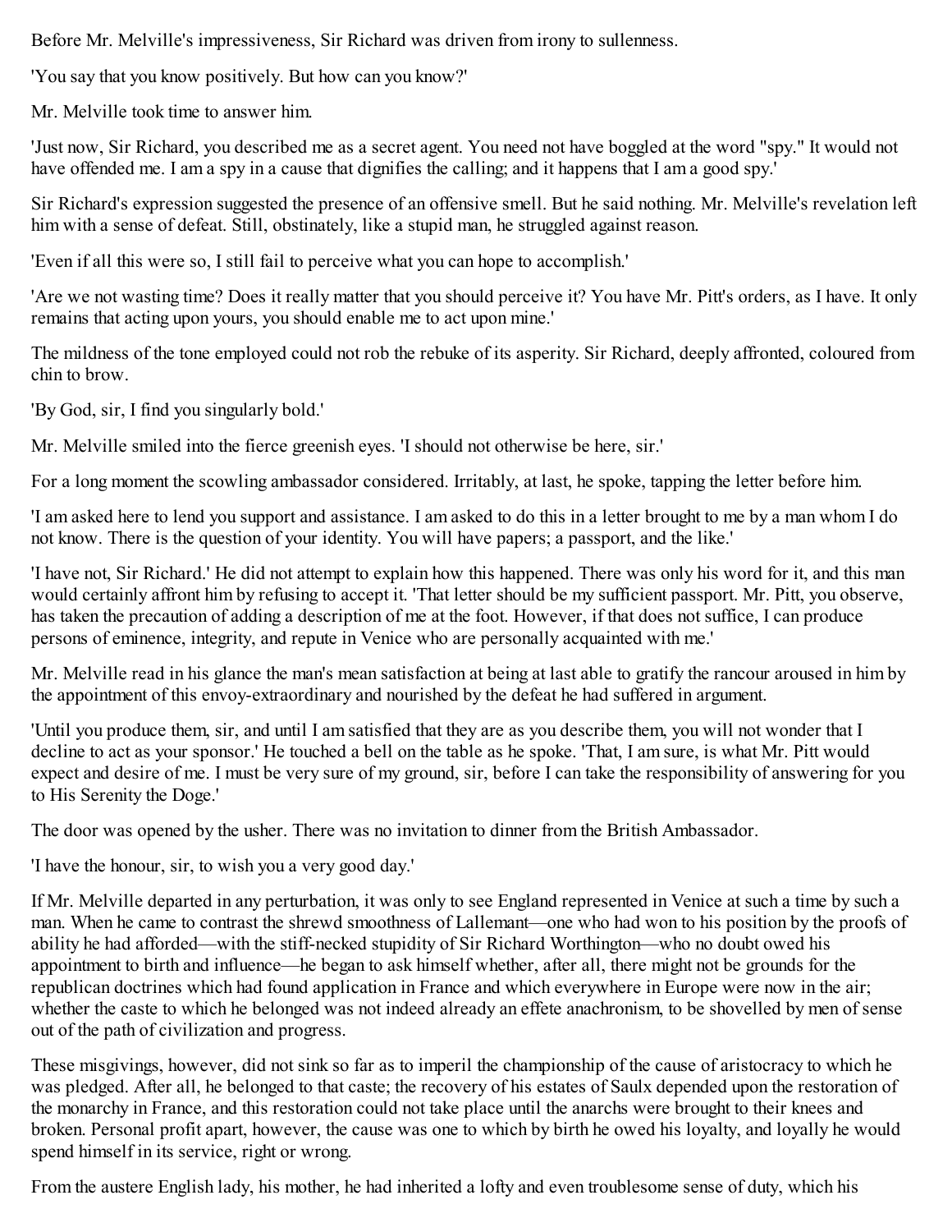Before Mr. Melville's impressiveness, Sir Richard was driven from irony to sullenness.

'You say that you know positively. But how can you know?'

Mr. Melville took time to answer him.

'Just now, Sir Richard, you described me as a secret agent. You need not have boggled at the word "spy." It would not have offended me. I am a spy in a cause that dignifies the calling; and it happens that I am a good spy.'

Sir Richard's expression suggested the presence of an offensive smell. But he said nothing. Mr. Melville's revelation left him with a sense of defeat. Still, obstinately, like a stupid man, he struggled against reason.

'Even if all this were so, I still fail to perceive what you can hope to accomplish.'

'Are we not wasting time? Does it really matter that you should perceive it? You have Mr. Pitt's orders, as I have. It only remains that acting upon yours, you should enable me to act upon mine.'

The mildness of the tone employed could not rob the rebuke of its asperity. Sir Richard, deeply affronted, coloured from chin to brow.

'By God, sir, I find you singularly bold.'

Mr. Melville smiled into the fierce greenish eyes. 'I should not otherwise be here, sir.'

For a long moment the scowling ambassador considered. Irritably, at last, he spoke, tapping the letter before him.

'I am asked here to lend you support and assistance. I am asked to do this in a letter brought to me by a man whom I do not know. There is the question of your identity. You will have papers; a passport, and the like.'

'I have not, Sir Richard.' He did not attempt to explain how this happened. There was only his word for it, and this man would certainly affront him by refusing to accept it. 'That letter should be my sufficient passport. Mr. Pitt, you observe, has taken the precaution of adding a description of me at the foot. However, if that does not suffice, I can produce persons of eminence, integrity, and repute in Venice who are personally acquainted with me.'

Mr. Melville read in his glance the man's mean satisfaction at being at last able to gratify the rancour aroused in him by the appointment of this envoy-extraordinary and nourished by the defeat he had suffered in argument.

'Until you produce them, sir, and until I am satisfied that they are as you describe them, you will not wonder that I decline to act as your sponsor.' He touched a bell on the table as he spoke. 'That, I am sure, is what Mr. Pitt would expect and desire of me. I must be very sure of my ground, sir, before I can take the responsibility of answering for you to His Serenity the Doge.'

The door was opened by the usher. There was no invitation to dinner from the British Ambassador.

'I have the honour, sir, to wish you a very good day.'

If Mr. Melville departed in any perturbation, it was only to see England represented in Venice at such a time by such a man. When he came to contrast the shrewd smoothness of Lallemant—one who had won to his position by the proofs of ability he had afforded—with the stiff-necked stupidity of Sir Richard Worthington—who no doubt owed his appointment to birth and influence—he began to ask himself whether, after all, there might not be grounds for the republican doctrines which had found application in France and which everywhere in Europe were now in the air; whether the caste to which he belonged was not indeed already an effete anachronism, to be shovelled by men of sense out of the path of civilization and progress.

These misgivings, however, did not sink so far as to imperil the championship of the cause of aristocracy to which he was pledged. After all, he belonged to that caste; the recovery of his estates of Saulx depended upon the restoration of the monarchy in France, and this restoration could not take place until the anarchs were brought to their knees and broken. Personal profit apart, however, the cause was one to which by birth he owed his loyalty, and loyally he would spend himself in its service, right or wrong.

From the austere English lady, his mother, he had inherited a lofty and even troublesome sense of duty, which his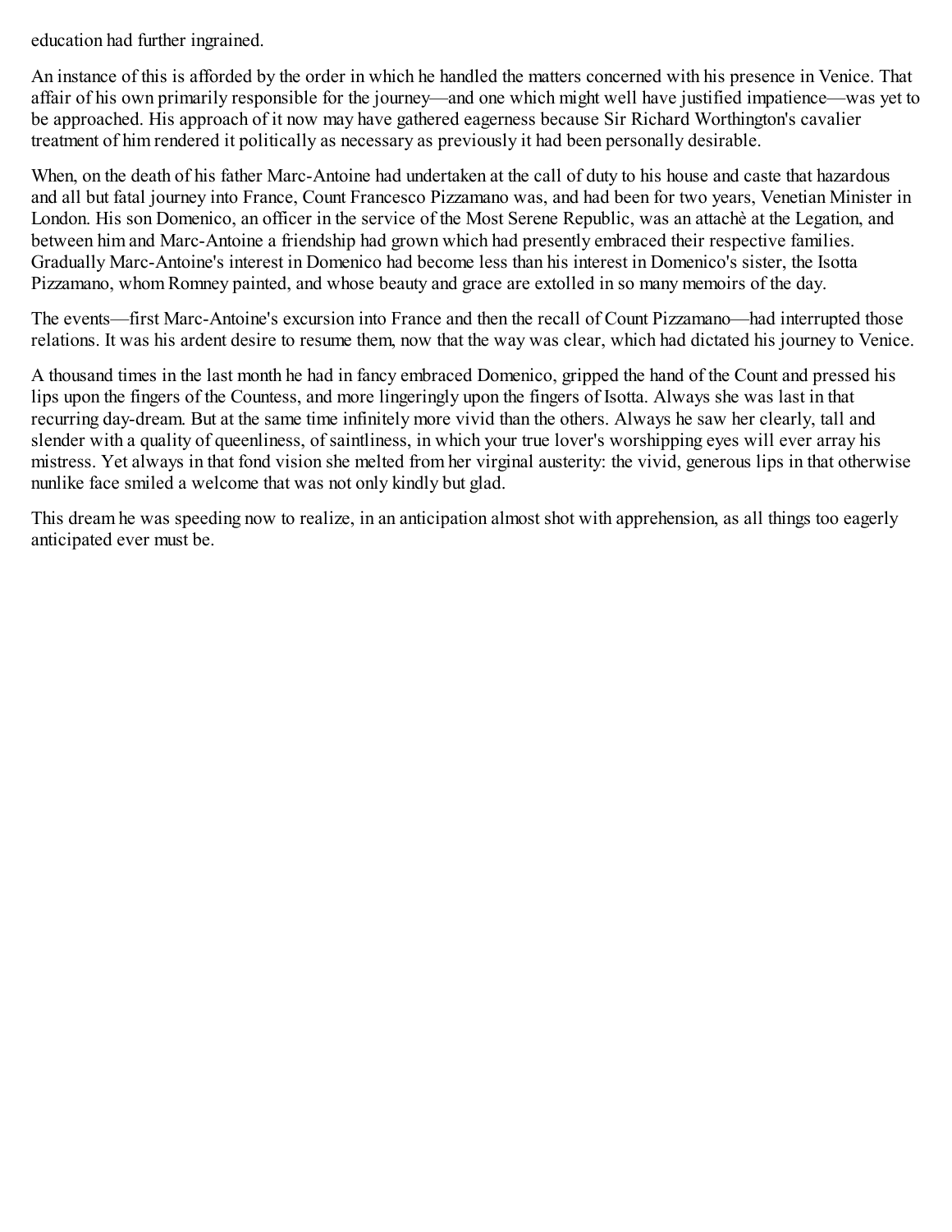education had further ingrained.

An instance of this is afforded by the order in which he handled the matters concerned with his presence in Venice. That affair of his own primarily responsible for the journey—and one which might well have justified impatience—was yet to be approached. His approach of it now may have gathered eagerness because Sir Richard Worthington's cavalier treatment of him rendered it politically as necessary as previously it had been personally desirable.

When, on the death of his father Marc-Antoine had undertaken at the call of duty to his house and caste that hazardous and all but fatal journey into France, Count Francesco Pizzamano was, and had been for two years, Venetian Minister in London. His son Domenico, an officer in the service of the Most Serene Republic, was an attachè at the Legation, and between him and Marc-Antoine a friendship had grown which had presently embraced their respective families. Gradually Marc-Antoine's interest in Domenico had become less than his interest in Domenico's sister, the Isotta Pizzamano, whom Romney painted, and whose beauty and grace are extolled in so many memoirs of the day.

The events—first Marc-Antoine's excursion into France and then the recall of Count Pizzamano—had interrupted those relations. It was his ardent desire to resume them, now that the way was clear, which had dictated his journey to Venice.

A thousand times in the last month he had in fancy embraced Domenico, gripped the hand of the Count and pressed his lips upon the fingers of the Countess, and more lingeringly upon the fingers of Isotta. Always she was last in that recurring day-dream. But at the same time infinitely more vivid than the others. Always he saw her clearly, tall and slender with a quality of queenliness, of saintliness, in which your true lover's worshipping eyes will ever array his mistress. Yet always in that fond vision she melted from her virginal austerity: the vivid, generous lips in that otherwise nunlike face smiled a welcome that was not only kindly but glad.

This dream he was speeding now to realize, in an anticipation almost shot with apprehension, as all things too eagerly anticipated ever must be.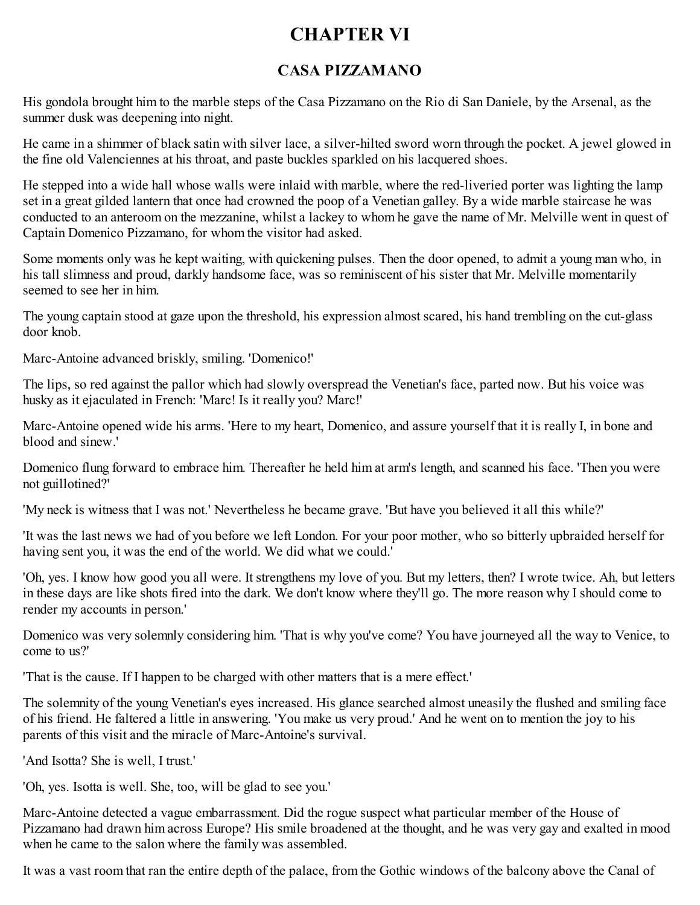# CHAPTER VI

## CASA PIZZAMANO

His gondola brought him to the marble steps of the Casa Pizzamano on the Rio di San Daniele, by the Arsenal, as the summer dusk was deepening into night.

He came in a shimmer of black satin with silver lace, a silver-hilted sword worn through the pocket. A jewel glowed in the fine old Valenciennes at his throat, and paste buckles sparkled on his lacquered shoes.

He stepped into a wide hall whose walls were inlaid with marble, where the red-liveried porter was lighting the lamp set in a great gilded lantern that once had crowned the poop of a Venetian galley. By a wide marble staircase he was conducted to an anteroom on the mezzanine, whilst a lackey to whom he gave the name of Mr. Melville went in quest of Captain Domenico Pizzamano, for whom the visitor had asked.

Some moments only was he kept waiting, with quickening pulses. Then the door opened, to admit a young man who, in his tall slimness and proud, darkly handsome face, was so reminiscent of his sister that Mr. Melville momentarily seemed to see her in him.

The young captain stood at gaze upon the threshold, his expression almost scared, his hand trembling on the cut-glass door knob.

Marc-Antoine advanced briskly, smiling. 'Domenico!'

The lips, so red against the pallor which had slowly overspread the Venetian's face, parted now. But his voice was husky as it ejaculated in French: 'Marc! Is it really you? Marc!'

Marc-Antoine opened wide his arms. 'Here to my heart, Domenico, and assure yourself that it is really I, in bone and blood and sinew.'

Domenico flung forward to embrace him. Thereafter he held him at arm's length, and scanned his face. 'Then you were not guillotined?'

'My neck is witness that I was not.' Nevertheless he became grave. 'But have you believed it all this while?'

'It was the last news we had of you before we left London. For your poor mother, who so bitterly upbraided herself for having sent you, it was the end of the world. We did what we could.'

'Oh, yes. I know how good you all were. It strengthens my love of you. But my letters, then? I wrote twice. Ah, but letters in these days are like shots fired into the dark. We don't know where they'll go. The more reason why I should come to render my accounts in person.'

Domenico was very solemnly considering him. 'That is why you've come? You have journeyed all the way to Venice, to come to us?'

'That is the cause. If I happen to be charged with other matters that is a mere effect.'

The solemnity of the young Venetian's eyes increased. His glance searched almost uneasily the flushed and smiling face of his friend. He faltered a little in answering. 'You make us very proud.' And he went on to mention the joy to his parents of this visit and the miracle of Marc-Antoine's survival.

'And Isotta? She is well, I trust.'

'Oh, yes. Isotta is well. She, too, will be glad to see you.'

Marc-Antoine detected a vague embarrassment. Did the rogue suspect what particular member of the House of Pizzamano had drawn him across Europe? His smile broadened at the thought, and he was very gay and exalted in mood when he came to the salon where the family was assembled.

It was a vast room that ran the entire depth of the palace, from the Gothic windows of the balcony above the Canal of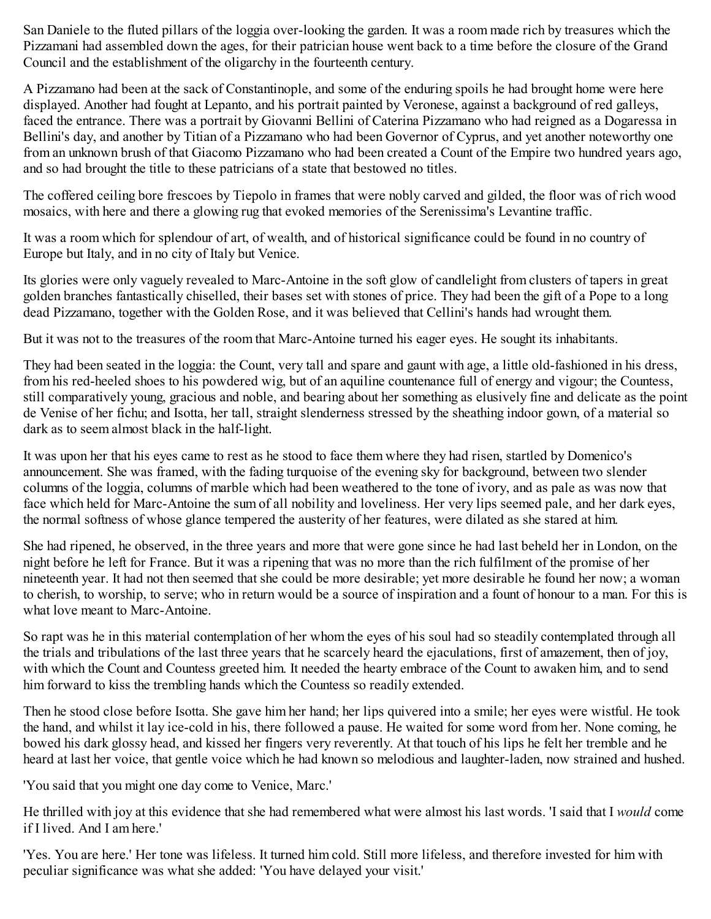San Daniele to the fluted pillars of the loggia over-looking the garden. It was a room made rich by treasures which the Pizzamani had assembled down the ages, for their patrician house went back to a time before the closure of the Grand Council and the establishment of the oligarchy in the fourteenth century.

A Pizzamano had been at the sack of Constantinople, and some of the enduring spoils he had brought home were here displayed. Another had fought at Lepanto, and his portrait painted by Veronese, against a background of red galleys, faced the entrance. There was a portrait by Giovanni Bellini of Caterina Pizzamano who had reigned as a Dogaressa in Bellini's day, and another by Titian of a Pizzamano who had been Governor of Cyprus, and yet another noteworthy one from an unknown brush of that Giacomo Pizzamano who had been created a Count of the Empire two hundred years ago, and so had brought the title to these patricians of a state that bestowed no titles.

The coffered ceiling bore frescoes by Tiepolo in frames that were nobly carved and gilded, the floor was of rich wood mosaics, with here and there a glowing rug that evoked memories of the Serenissima's Levantine traffic.

It was a room which for splendour of art, of wealth, and of historical significance could be found in no country of Europe but Italy, and in no city of Italy but Venice.

Its glories were only vaguely revealed to Marc-Antoine in the soft glow of candlelight from clusters of tapers in great golden branches fantastically chiselled, their bases set with stones of price. They had been the gift of a Pope to a long dead Pizzamano, together with the Golden Rose, and it was believed that Cellini's hands had wrought them.

But it was not to the treasures of the room that Marc-Antoine turned his eager eyes. He sought its inhabitants.

They had been seated in the loggia: the Count, very tall and spare and gaunt with age, a little old-fashioned in his dress, from his red-heeled shoes to his powdered wig, but of an aquiline countenance full of energy and vigour; the Countess, still comparatively young, gracious and noble, and bearing about her something as elusively fine and delicate as the point de Venise of her fichu; and Isotta, her tall, straight slenderness stressed by the sheathing indoor gown, of a material so dark as to seem almost black in the half-light.

It was upon her that his eyes came to rest as he stood to face them where they had risen, startled by Domenico's announcement. She was framed, with the fading turquoise of the evening sky for background, between two slender columns of the loggia, columns of marble which had been weathered to the tone of ivory, and as pale as was now that face which held for Marc-Antoine the sum of all nobility and loveliness. Her very lips seemed pale, and her dark eyes, the normal softness of whose glance tempered the austerity of her features, were dilated as she stared at him.

She had ripened, he observed, in the three years and more that were gone since he had last beheld her in London, on the night before he left for France. But it was a ripening that was no more than the rich fulfilment of the promise of her nineteenth year. It had not then seemed that she could be more desirable; yet more desirable he found her now; a woman to cherish, to worship, to serve; who in return would be a source of inspiration and a fount of honour to a man. For this is what love meant to Marc-Antoine.

So rapt was he in this material contemplation of her whom the eyes of his soul had so steadily contemplated through all the trials and tribulations of the last three years that he scarcely heard the ejaculations, first of amazement, then of joy, with which the Count and Countess greeted him. It needed the hearty embrace of the Count to awaken him, and to send him forward to kiss the trembling hands which the Countess so readily extended.

Then he stood close before Isotta. She gave him her hand; her lips quivered into a smile; her eyes were wistful. He took the hand, and whilst it lay ice-cold in his, there followed a pause. He waited for some word from her. None coming, he bowed his dark glossy head, and kissed her fingers very reverently. At that touch of his lips he felt her tremble and he heard at last her voice, that gentle voice which he had known so melodious and laughter-laden, now strained and hushed.

'You said that you might one day come to Venice, Marc.'

He thrilled with joy at this evidence that she had remembered what were almost his last words. 'I said that I *would* come if I lived. And I am here.'

'Yes. You are here.' Her tone was lifeless. It turned him cold. Still more lifeless, and therefore invested for him with peculiar significance was what she added: 'You have delayed your visit.'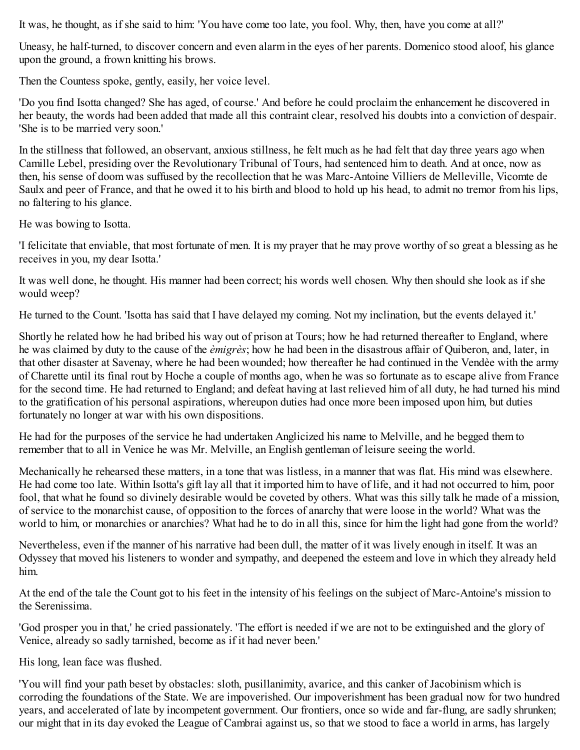It was, he thought, as if she said to him: 'You have come too late, you fool. Why, then, have you come at all?'

Uneasy, he half-turned, to discover concern and even alarm in the eyes of her parents. Domenico stood aloof, his glance upon the ground, a frown knitting his brows.

Then the Countess spoke, gently, easily, her voice level.

'Do you find Isotta changed? She has aged, of course.' And before he could proclaim the enhancement he discovered in her beauty, the words had been added that made all this contraint clear, resolved his doubts into a conviction of despair. 'She is to be married very soon.'

In the stillness that followed, an observant, anxious stillness, he felt much as he had felt that day three years ago when Camille Lebel, presiding over the Revolutionary Tribunal of Tours, had sentenced him to death. And at once, now as then, his sense of doom was suffused by the recollection that he was Marc-Antoine Villiers de Melleville, Vicomte de Saulx and peer of France, and that he owed it to his birth and blood to hold up his head, to admit no tremor from his lips, no faltering to his glance.

He was bowing to Isotta.

'I felicitate that enviable, that most fortunate of men. It is my prayer that he may prove worthy of so great a blessing as he receives in you, my dear Isotta.'

It was well done, he thought. His manner had been correct; his words well chosen. Why then should she look as if she would weep?

He turned to the Count. 'Isotta has said that I have delayed my coming. Not my inclination, but the events delayed it.'

Shortly he related how he had bribed his way out of prison at Tours; how he had returned thereafter to England, where he was claimed by duty to the cause of the *èmigrès*; how he had been in the disastrous affair of Quiberon, and, later, in that other disaster at Savenay, where he had been wounded; how thereafter he had continued in the Vendèe with the army of Charette until its final rout by Hoche a couple of months ago, when he was so fortunate as to escape alive from France for the second time. He had returned to England; and defeat having at last relieved him of all duty, he had turned his mind to the gratification of his personal aspirations, whereupon duties had once more been imposed upon him, but duties fortunately no longer at war with his own dispositions.

He had for the purposes of the service he had undertaken Anglicized his name to Melville, and he begged them to remember that to all in Venice he was Mr. Melville, an English gentleman of leisure seeing the world.

Mechanically he rehearsed these matters, in a tone that was listless, in a manner that was flat. His mind was elsewhere. He had come too late. Within Isotta's gift lay all that it imported him to have of life, and it had not occurred to him, poor fool, that what he found so divinely desirable would be coveted by others. What was this silly talk he made of a mission, of service to the monarchist cause, of opposition to the forces of anarchy that were loose in the world? What was the world to him, or monarchies or anarchies? What had he to do in all this, since for him the light had gone from the world?

Nevertheless, even if the manner of his narrative had been dull, the matter of it was lively enough in itself. It was an Odyssey that moved his listeners to wonder and sympathy, and deepened the esteem and love in which they already held him.

At the end of the tale the Count got to his feet in the intensity of his feelings on the subject of Marc-Antoine's mission to the Serenissima.

'God prosper you in that,' he cried passionately. 'The effort is needed if we are not to be extinguished and the glory of Venice, already so sadly tarnished, become as if it had never been.'

His long, lean face was flushed.

'You will find your path beset by obstacles: sloth, pusillanimity, avarice, and this canker of Jacobinism which is corroding the foundations of the State. We are impoverished. Our impoverishment has been gradual now for two hundred years, and accelerated of late by incompetent government. Our frontiers, once so wide and far-flung, are sadly shrunken; our might that in its day evoked the League of Cambrai against us, so that we stood to face a world in arms, has largely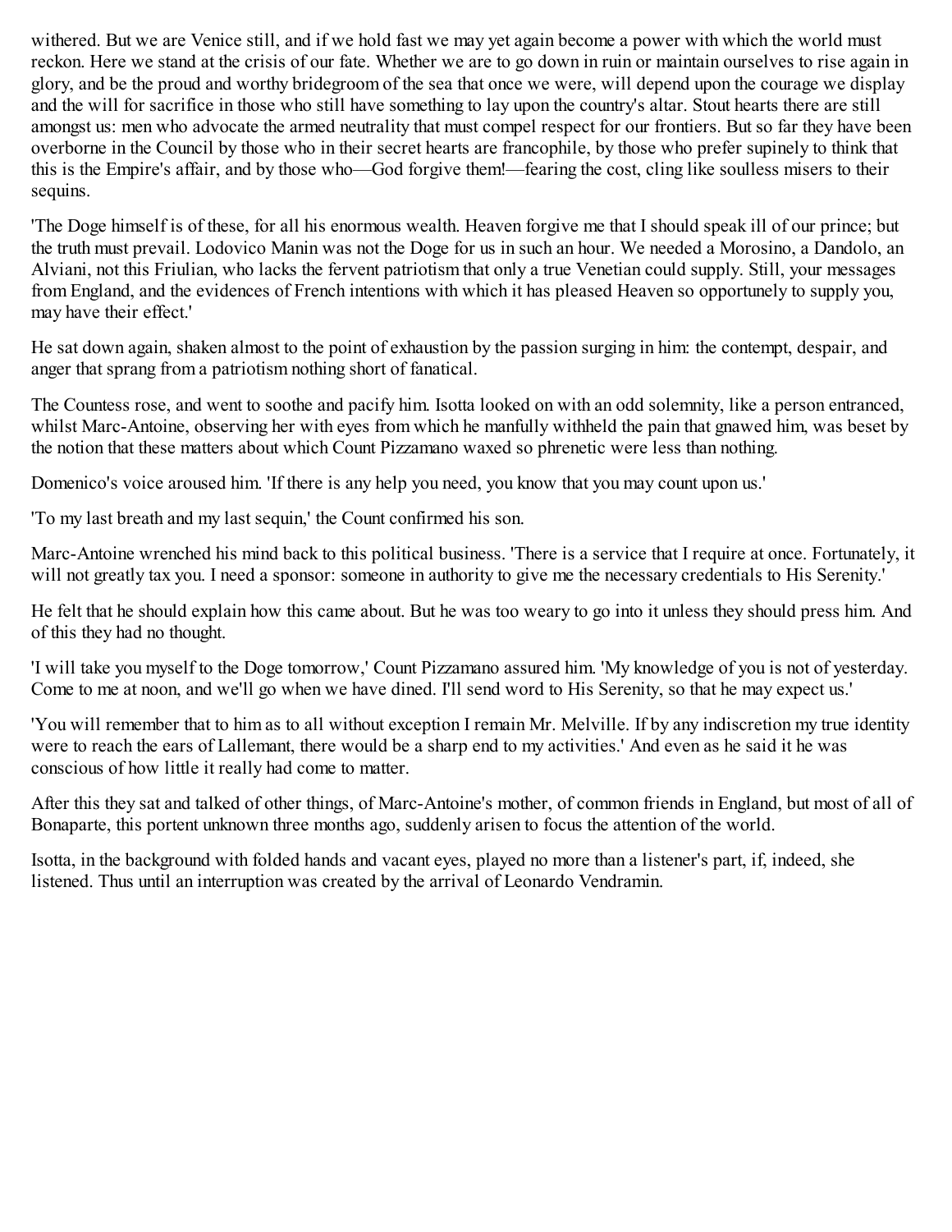withered. But we are Venice still, and if we hold fast we may yet again become a power with which the world must reckon. Here we stand at the crisis of our fate. Whether we are to go down in ruin or maintain ourselves to rise again in glory, and be the proud and worthy bridegroom of the sea that once we were, will depend upon the courage we display and the will for sacrifice in those who still have something to lay upon the country's altar. Stout hearts there are still amongst us: men who advocate the armed neutrality that must compel respect for our frontiers. But so far they have been overborne in the Council by those who in their secret hearts are francophile, by those who prefer supinely to think that this is the Empire's affair, and by those who—God forgive them!—fearing the cost, cling like soulless misers to their sequins.

'The Doge himself is of these, for all his enormous wealth. Heaven forgive me that I should speak ill of our prince; but the truth must prevail. Lodovico Manin was not the Doge for us in such an hour. We needed a Morosino, a Dandolo, an Alviani, not this Friulian, who lacks the fervent patriotism that only a true Venetian could supply. Still, your messages from England, and the evidences of French intentions with which it has pleased Heaven so opportunely to supply you, may have their effect.'

He sat down again, shaken almost to the point of exhaustion by the passion surging in him: the contempt, despair, and anger that sprang from a patriotism nothing short of fanatical.

The Countess rose, and went to soothe and pacify him. Isotta looked on with an odd solemnity, like a person entranced, whilst Marc-Antoine, observing her with eyes from which he manfully withheld the pain that gnawed him, was beset by the notion that these matters about which Count Pizzamano waxed so phrenetic were less than nothing.

Domenico's voice aroused him. 'If there is any help you need, you know that you may count upon us.'

'To my last breath and my last sequin,' the Count confirmed his son.

Marc-Antoine wrenched his mind back to this political business. 'There is a service that I require at once. Fortunately, it will not greatly tax you. I need a sponsor: someone in authority to give me the necessary credentials to His Serenity.'

He felt that he should explain how this came about. But he was too weary to go into it unless they should press him. And of this they had no thought.

'I will take you myself to the Doge tomorrow,' Count Pizzamano assured him. 'My knowledge of you is not of yesterday. Come to me at noon, and we'll go when we have dined. I'll send word to His Serenity, so that he may expect us.'

'You will remember that to him as to all without exception I remain Mr. Melville. If by any indiscretion my true identity were to reach the ears of Lallemant, there would be a sharp end to my activities.' And even as he said it he was conscious of how little it really had come to matter.

After this they sat and talked of other things, of Marc-Antoine's mother, of common friends in England, but most of all of Bonaparte, this portent unknown three months ago, suddenly arisen to focus the attention of the world.

Isotta, in the background with folded hands and vacant eyes, played no more than a listener's part, if, indeed, she listened. Thus until an interruption was created by the arrival of Leonardo Vendramin.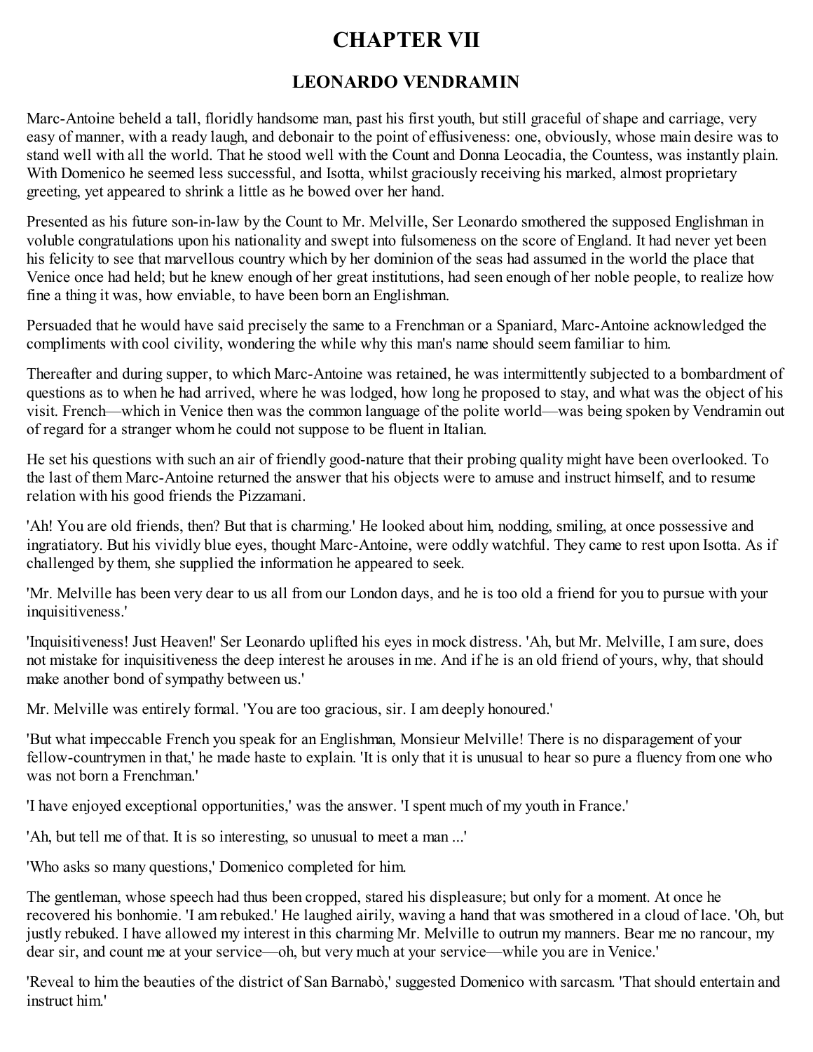# CHAPTER VII

## LEONARDO VENDRAMIN

Marc-Antoine beheld a tall, floridly handsome man, past his first youth, but still graceful of shape and carriage, very easy of manner, with a ready laugh, and debonair to the point of effusiveness: one, obviously, whose main desire was to stand well with all the world. That he stood well with the Count and Donna Leocadia, the Countess, was instantly plain. With Domenico he seemed less successful, and Isotta, whilst graciously receiving his marked, almost proprietary greeting, yet appeared to shrink a little as he bowed over her hand.

Presented as his future son-in-law by the Count to Mr. Melville, Ser Leonardo smothered the supposed Englishman in voluble congratulations upon his nationality and swept into fulsomeness on the score of England. It had never yet been his felicity to see that marvellous country which by her dominion of the seas had assumed in the world the place that Venice once had held; but he knew enough of her great institutions, had seen enough of her noble people, to realize how fine a thing it was, how enviable, to have been born an Englishman.

Persuaded that he would have said precisely the same to a Frenchman or a Spaniard, Marc-Antoine acknowledged the compliments with cool civility, wondering the while why this man's name should seem familiar to him.

Thereafter and during supper, to which Marc-Antoine was retained, he was intermittently subjected to a bombardment of questions as to when he had arrived, where he was lodged, how long he proposed to stay, and what was the object of his visit. French—which in Venice then was the common language of the polite world—was being spoken by Vendramin out of regard for a stranger whom he could not suppose to be fluent in Italian.

He set his questions with such an air of friendly good-nature that their probing quality might have been overlooked. To the last of them Marc-Antoine returned the answer that his objects were to amuse and instruct himself, and to resume relation with his good friends the Pizzamani.

'Ah! You are old friends, then? But that is charming.' He looked about him, nodding, smiling, at once possessive and ingratiatory. But his vividly blue eyes, thought Marc-Antoine, were oddly watchful. They came to rest upon Isotta. As if challenged by them, she supplied the information he appeared to seek.

'Mr. Melville has been very dear to us all from our London days, and he is too old a friend for you to pursue with your inquisitiveness.'

'Inquisitiveness! Just Heaven!' Ser Leonardo uplifted his eyes in mock distress. 'Ah, but Mr. Melville, I am sure, does not mistake for inquisitiveness the deep interest he arouses in me. And if he is an old friend of yours, why, that should make another bond of sympathy between us.'

Mr. Melville was entirely formal. 'You are too gracious, sir. I am deeply honoured.'

'But what impeccable French you speak for an Englishman, Monsieur Melville! There is no disparagement of your fellow-countrymen in that,' he made haste to explain. 'It is only that it is unusual to hear so pure a fluency from one who was not born a Frenchman.'

'I have enjoyed exceptional opportunities,' was the answer. 'I spent much of my youth in France.'

'Ah, but tell me of that. It is so interesting, so unusual to meet a man ...'

'Who asks so many questions,' Domenico completed for him.

The gentleman, whose speech had thus been cropped, stared his displeasure; but only for a moment. At once he recovered his bonhomie. 'I am rebuked.' He laughed airily, waving a hand that was smothered in a cloud of lace. 'Oh, but justly rebuked. I have allowed my interest in this charming Mr. Melville to outrun my manners. Bear me no rancour, my dear sir, and count me at your service—oh, but very much at your service—while you are in Venice.'

'Reveal to him the beauties of the district of San Barnabò,' suggested Domenico with sarcasm. 'That should entertain and instruct him.'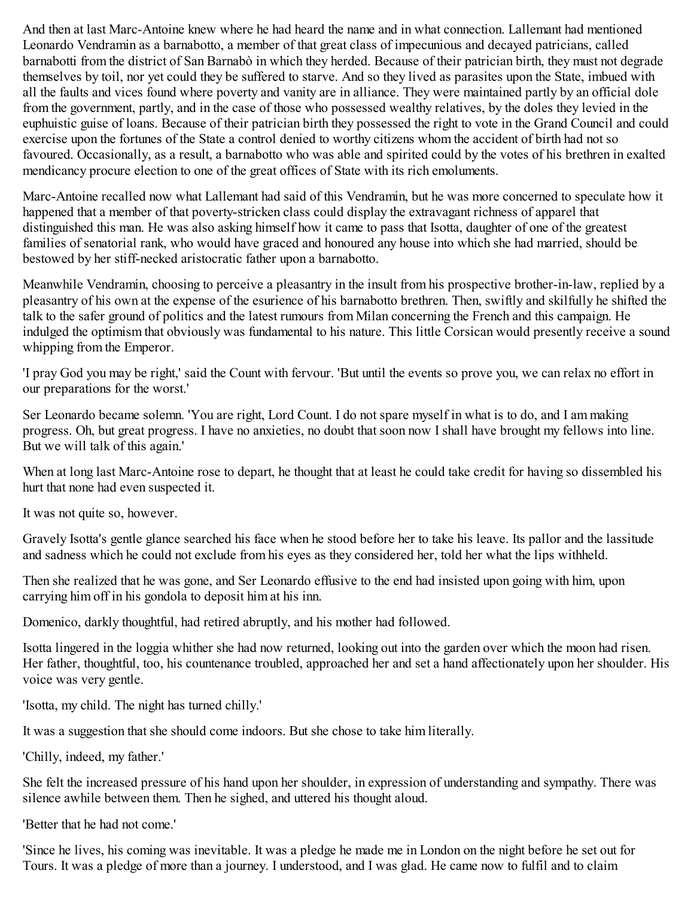And then at last Marc-Antoine knew where he had heard the name and in what connection. Lallemant had mentioned Leonardo Vendramin as a barnabotto, a member of that great class of impecunious and decayed patricians, called barnabotti from the district of San Barnabò in which they herded. Because of their patrician birth, they must not degrade themselves by toil, nor yet could they be suffered to starve. And so they lived as parasites upon the State, imbued with all the faults and vices found where poverty and vanity are in alliance. They were maintained partly by an official dole from the government, partly, and in the case of those who possessed wealthy relatives, by the doles they levied in the euphuistic guise of loans. Because of their patrician birth they possessed the right to vote in the Grand Council and could exercise upon the fortunes of the State a control denied to worthy citizens whom the accident of birth had not so favoured. Occasionally, as a result, a barnabotto who was able and spirited could by the votes of his brethren in exalted mendicancy procure election to one of the great offices of State with its rich emoluments.

Marc-Antoine recalled now what Lallemant had said of this Vendramin, but he was more concerned to speculate how it happened that a member of that poverty-stricken class could display the extravagant richness of apparel that distinguished this man. He was also asking himself how it came to pass that Isotta, daughter of one of the greatest families of senatorial rank, who would have graced and honoured any house into which she had married, should be bestowed by her stiff-necked aristocratic father upon a barnabotto.

Meanwhile Vendramin, choosing to perceive a pleasantry in the insult from his prospective brother-in-law, replied by a pleasantry of his own at the expense of the esurience of his barnabotto brethren. Then, swiftly and skilfully he shifted the talk to the safer ground of politics and the latest rumours from Milan concerning the French and this campaign. He indulged the optimism that obviously was fundamental to his nature. This little Corsican would presently receive a sound whipping from the Emperor.

'I pray God you may be right,' said the Count with fervour. 'But until the events so prove you, we can relax no effort in our preparations for the worst.'

Ser Leonardo became solemn. 'You are right, Lord Count. I do not spare myself in what is to do, and I am making progress. Oh, but great progress. I have no anxieties, no doubt that soon now I shall have brought my fellows into line. But we will talk of this again.'

When at long last Marc-Antoine rose to depart, he thought that at least he could take credit for having so dissembled his hurt that none had even suspected it.

It was not quite so, however.

Gravely Isotta's gentle glance searched his face when he stood before her to take his leave. Its pallor and the lassitude and sadness which he could not exclude from his eyes as they considered her, told her what the lips withheld.

Then she realized that he was gone, and Ser Leonardo effusive to the end had insisted upon going with him, upon carrying him off in his gondola to deposit him at his inn.

Domenico, darkly thoughtful, had retired abruptly, and his mother had followed.

Isotta lingered in the loggia whither she had now returned, looking out into the garden over which the moon had risen. Her father, thoughtful, too, his countenance troubled, approached her and set a hand affectionately upon her shoulder. His voice was very gentle.

'Isotta, my child. The night has turned chilly.'

It was a suggestion that she should come indoors. But she chose to take him literally.

'Chilly, indeed, my father.'

She felt the increased pressure of his hand upon her shoulder, in expression of understanding and sympathy. There was silence awhile between them. Then he sighed, and uttered his thought aloud.

'Better that he had not come.'

'Since he lives, his coming was inevitable. It was a pledge he made me in London on the night before he set out for Tours. It was a pledge of more than a journey. I understood, and I was glad. He came now to fulfil and to claim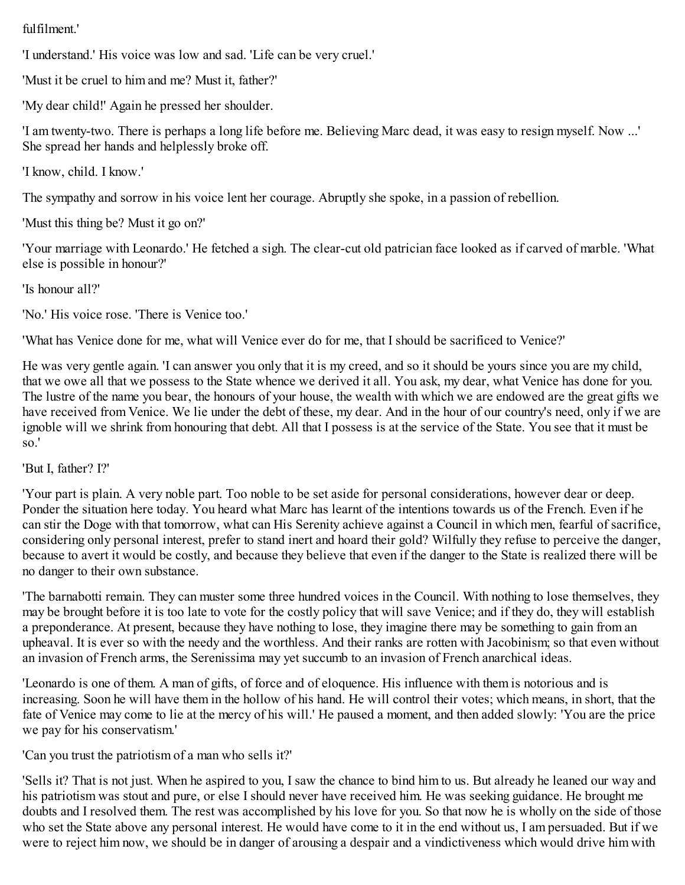fulfilment.'

'I understand.' His voice was low and sad. 'Life can be very cruel.'

'Must it be cruel to him and me? Must it, father?'

'My dear child!' Again he pressed her shoulder.

'I am twenty-two. There is perhaps a long life before me. Believing Marc dead, it was easy to resign myself. Now ...' She spread her hands and helplessly broke off.

'I know, child. I know.'

The sympathy and sorrow in his voice lent her courage. Abruptly she spoke, in a passion of rebellion.

'Must this thing be? Must it go on?'

'Your marriage with Leonardo.' He fetched a sigh. The clear-cut old patrician face looked as if carved of marble. 'What else is possible in honour?'

'Is honour all?'

'No.' His voice rose. 'There is Venice too.'

'What has Venice done for me, what will Venice ever do for me, that I should be sacrificed to Venice?'

He was very gentle again. 'I can answer you only that it is my creed, and so it should be yours since you are my child, that we owe all that we possess to the State whence we derived it all. You ask, my dear, what Venice has done for you. The lustre of the name you bear, the honours of your house, the wealth with which we are endowed are the great gifts we have received from Venice. We lie under the debt of these, my dear. And in the hour of our country's need, only if we are ignoble will we shrink from honouring that debt. All that I possess is at the service of the State. You see that it must be so.'

'But I, father? I?'

'Your part is plain. A very noble part. Too noble to be set aside for personal considerations, however dear or deep. Ponder the situation here today. You heard what Marc has learnt of the intentions towards us of the French. Even if he can stir the Doge with that tomorrow, what can His Serenity achieve against a Council in which men, fearful of sacrifice, considering only personal interest, prefer to stand inert and hoard their gold? Wilfully they refuse to perceive the danger, because to avert it would be costly, and because they believe that even if the danger to the State is realized there will be no danger to their own substance.

'The barnabotti remain. They can muster some three hundred voices in the Council. With nothing to lose themselves, they may be brought before it is too late to vote for the costly policy that will save Venice; and if they do, they will establish a preponderance. At present, because they have nothing to lose, they imagine there may be something to gain from an upheaval. It is ever so with the needy and the worthless. And their ranks are rotten with Jacobinism; so that even without an invasion of French arms, the Serenissima may yet succumb to an invasion of French anarchical ideas.

'Leonardo is one of them. A man of gifts, of force and of eloquence. His influence with them is notorious and is increasing. Soon he will have them in the hollow of his hand. He will control their votes; which means, in short, that the fate of Venice may come to lie at the mercy of his will.' He paused a moment, and then added slowly: 'You are the price we pay for his conservatism.'

'Can you trust the patriotism of a man who sells it?'

'Sells it? That is not just. When he aspired to you, I saw the chance to bind him to us. But already he leaned our way and his patriotism was stout and pure, or else I should never have received him. He was seeking guidance. He brought me doubts and I resolved them. The rest was accomplished by his love for you. So that now he is wholly on the side of those who set the State above any personal interest. He would have come to it in the end without us, I am persuaded. But if we were to reject him now, we should be in danger of arousing a despair and a vindictiveness which would drive him with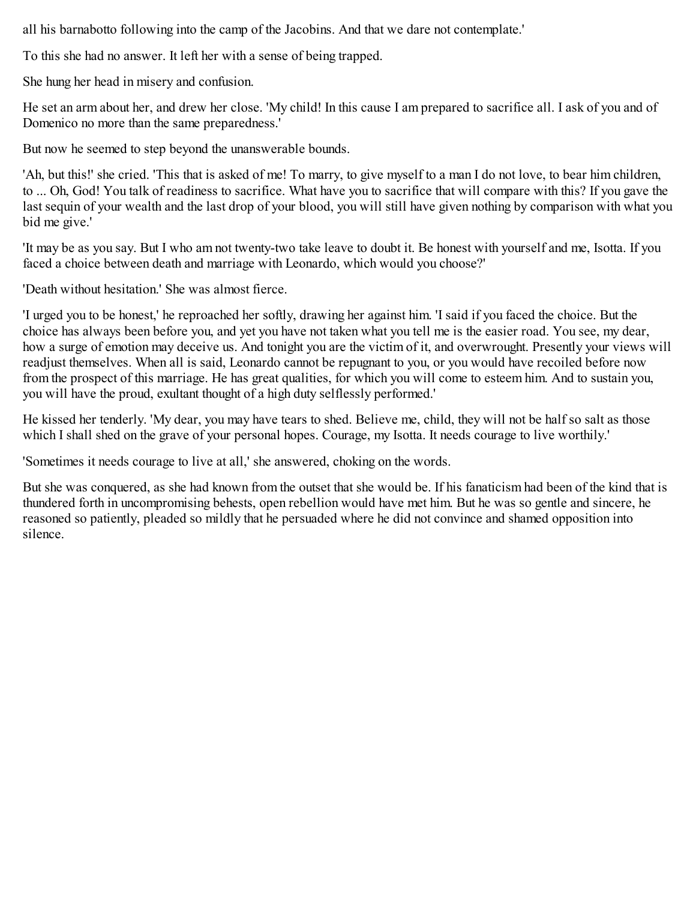all his barnabotto following into the camp of the Jacobins. And that we dare not contemplate.'

To this she had no answer. It left her with a sense of being trapped.

She hung her head in misery and confusion.

He set an arm about her, and drew her close. 'My child! In this cause I am prepared to sacrifice all. I ask of you and of Domenico no more than the same preparedness.'

But now he seemed to step beyond the unanswerable bounds.

'Ah, but this!' she cried. 'This that is asked of me! To marry, to give myself to a man I do not love, to bear him children, to ... Oh, God! You talk of readiness to sacrifice. What have you to sacrifice that will compare with this? If you gave the last sequin of your wealth and the last drop of your blood, you will still have given nothing by comparison with what you bid me give.'

'It may be as you say. But I who am not twenty-two take leave to doubt it. Be honest with yourself and me, Isotta. If you faced a choice between death and marriage with Leonardo, which would you choose?'

'Death without hesitation.' She was almost fierce.

'I urged you to be honest,' he reproached her softly, drawing her against him. 'I said if you faced the choice. But the choice has always been before you, and yet you have not taken what you tell me is the easier road. You see, my dear, how a surge of emotion may deceive us. And tonight you are the victim of it, and overwrought. Presently your views will readjust themselves. When all is said, Leonardo cannot be repugnant to you, or you would have recoiled before now from the prospect of this marriage. He has great qualities, for which you will come to esteem him. And to sustain you, you will have the proud, exultant thought of a high duty selflessly performed.'

He kissed her tenderly. 'My dear, you may have tears to shed. Believe me, child, they will not be half so salt as those which I shall shed on the grave of your personal hopes. Courage, my Isotta. It needs courage to live worthily.'

'Sometimes it needs courage to live at all,' she answered, choking on the words.

But she was conquered, as she had known from the outset that she would be. If his fanaticism had been of the kind that is thundered forth in uncompromising behests, open rebellion would have met him. But he was so gentle and sincere, he reasoned so patiently, pleaded so mildly that he persuaded where he did not convince and shamed opposition into silence.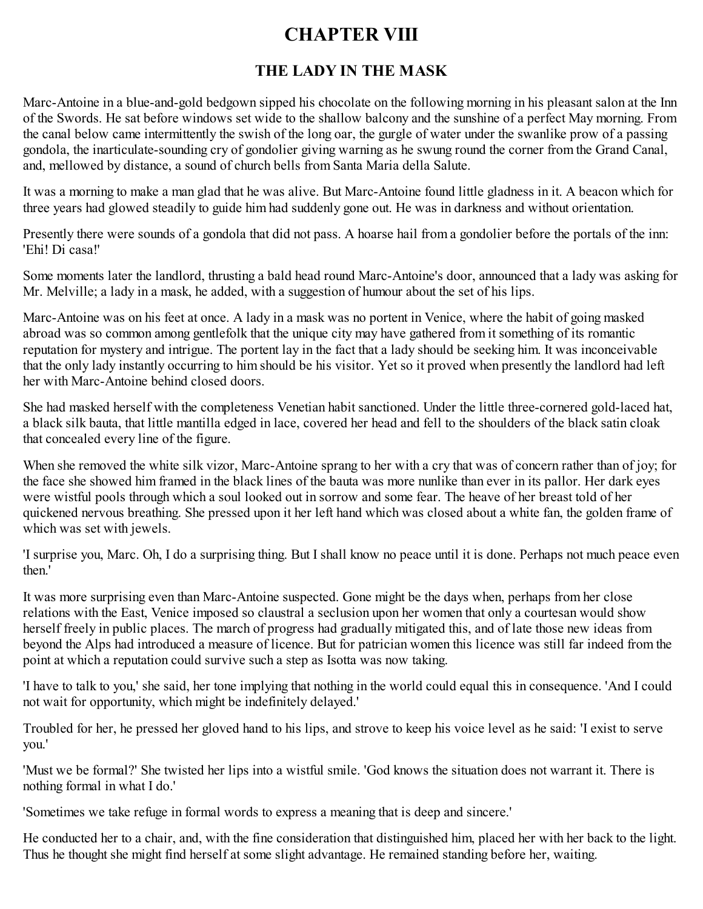# CHAPTER VIII

## THE LADY IN THE MASK

Marc-Antoine in a blue-and-gold bedgown sipped his chocolate on the following morning in his pleasant salon at the Inn of the Swords. He sat before windows set wide to the shallow balcony and the sunshine of a perfect May morning. From the canal below came intermittently the swish of the long oar, the gurgle of water under the swanlike prow of a passing gondola, the inarticulate-sounding cry of gondolier giving warning as he swung round the corner from the Grand Canal, and, mellowed by distance, a sound of church bells from Santa Maria della Salute.

It was a morning to make a man glad that he was alive. But Marc-Antoine found little gladness in it. A beacon which for three years had glowed steadily to guide him had suddenly gone out. He was in darkness and without orientation.

Presently there were sounds of a gondola that did not pass. A hoarse hail from a gondolier before the portals of the inn: 'Ehi! Di casa!'

Some moments later the landlord, thrusting a bald head round Marc-Antoine's door, announced that a lady was asking for Mr. Melville; a lady in a mask, he added, with a suggestion of humour about the set of his lips.

Marc-Antoine was on his feet at once. A lady in a mask was no portent in Venice, where the habit of going masked abroad was so common among gentlefolk that the unique city may have gathered from it something of its romantic reputation for mystery and intrigue. The portent lay in the fact that a lady should be seeking him. It was inconceivable that the only lady instantly occurring to him should be his visitor. Yet so it proved when presently the landlord had left her with Marc-Antoine behind closed doors.

She had masked herself with the completeness Venetian habit sanctioned. Under the little three-cornered gold-laced hat, a black silk bauta, that little mantilla edged in lace, covered her head and fell to the shoulders of the black satin cloak that concealed every line of the figure.

When she removed the white silk vizor, Marc-Antoine sprang to her with a cry that was of concern rather than of joy; for the face she showed him framed in the black lines of the bauta was more nunlike than ever in its pallor. Her dark eyes were wistful pools through which a soul looked out in sorrow and some fear. The heave of her breast told of her quickened nervous breathing. She pressed upon it her left hand which was closed about a white fan, the golden frame of which was set with jewels.

'I surprise you, Marc. Oh, I do a surprising thing. But I shall know no peace until it is done. Perhaps not much peace even then.'

It was more surprising even than Marc-Antoine suspected. Gone might be the days when, perhaps from her close relations with the East, Venice imposed so claustral a seclusion upon her women that only a courtesan would show herself freely in public places. The march of progress had gradually mitigated this, and of late those new ideas from beyond the Alps had introduced a measure of licence. But for patrician women this licence was still far indeed from the point at which a reputation could survive such a step as Isotta was now taking.

'I have to talk to you,' she said, her tone implying that nothing in the world could equal this in consequence. 'And I could not wait for opportunity, which might be indefinitely delayed.'

Troubled for her, he pressed her gloved hand to his lips, and strove to keep his voice level as he said: 'I exist to serve you.'

'Must we be formal?' She twisted her lips into a wistful smile. 'God knows the situation does not warrant it. There is nothing formal in what I do.'

'Sometimes we take refuge in formal words to express a meaning that is deep and sincere.'

He conducted her to a chair, and, with the fine consideration that distinguished him, placed her with her back to the light. Thus he thought she might find herself at some slight advantage. He remained standing before her, waiting.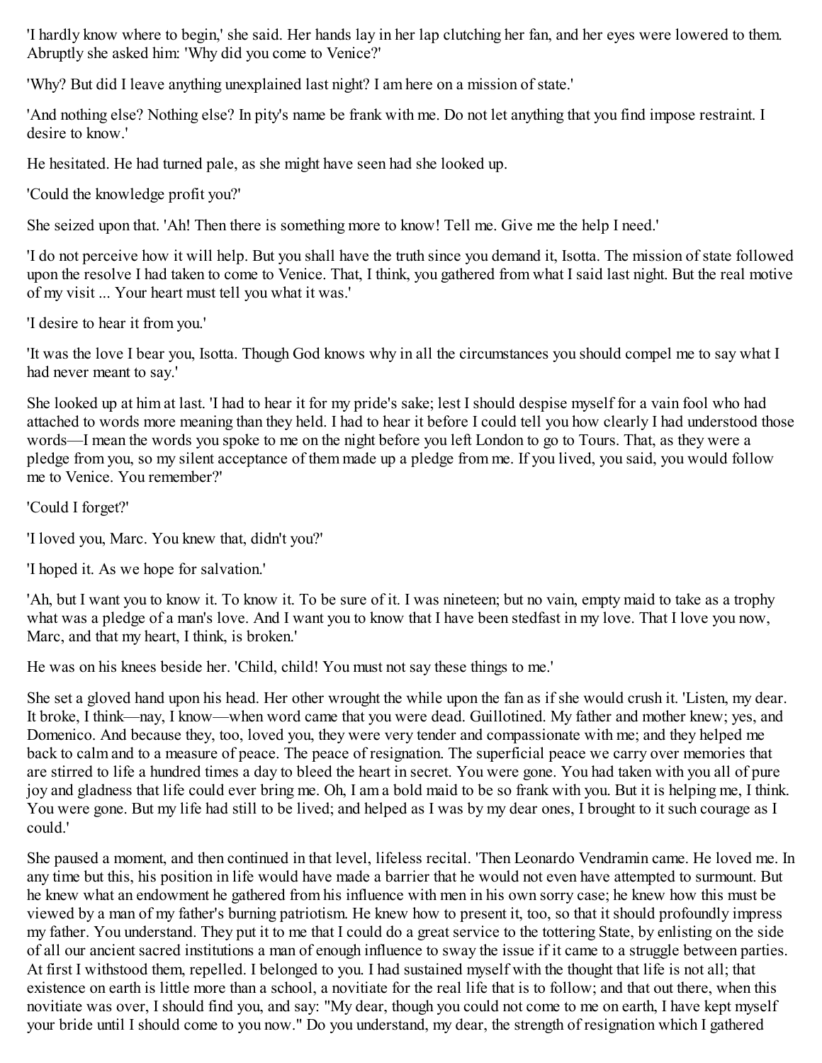'I hardly know where to begin,' she said. Her hands lay in her lap clutching her fan, and her eyes were lowered to them. Abruptly she asked him: 'Why did you come to Venice?'

'Why? But did I leave anything unexplained last night? I am here on a mission of state.'

'And nothing else? Nothing else? In pity's name be frank with me. Do not let anything that you find impose restraint. I desire to know.'

He hesitated. He had turned pale, as she might have seen had she looked up.

'Could the knowledge profit you?'

She seized upon that. 'Ah! Then there is something more to know! Tell me. Give me the help I need.'

'I do not perceive how it will help. But you shall have the truth since you demand it, Isotta. The mission of state followed upon the resolve I had taken to come to Venice. That, I think, you gathered from what I said last night. But the real motive of my visit ... Your heart must tell you what it was.'

'I desire to hear it from you.'

'It was the love I bear you, Isotta. Though God knows why in all the circumstances you should compel me to say what I had never meant to say.'

She looked up at him at last. 'I had to hear it for my pride's sake; lest I should despise myself for a vain fool who had attached to words more meaning than they held. I had to hear it before I could tell you how clearly I had understood those words—I mean the words you spoke to me on the night before you left London to go to Tours. That, as they were a pledge from you, so my silent acceptance of them made up a pledge from me. If you lived, you said, you would follow me to Venice. You remember?'

'Could I forget?'

'I loved you, Marc. You knew that, didn't you?'

'I hoped it. As we hope for salvation.'

'Ah, but I want you to know it. To know it. To be sure of it. I was nineteen; but no vain, empty maid to take as a trophy what was a pledge of a man's love. And I want you to know that I have been stedfast in my love. That I love you now, Marc, and that my heart, I think, is broken.'

He was on his knees beside her. 'Child, child! You must not say these things to me.'

She set a gloved hand upon his head. Her other wrought the while upon the fan as if she would crush it. 'Listen, my dear. It broke, I think—nay, I know—when word came that you were dead. Guillotined. My father and mother knew; yes, and Domenico. And because they, too, loved you, they were very tender and compassionate with me; and they helped me back to calm and to a measure of peace. The peace of resignation. The superficial peace we carry over memories that are stirred to life a hundred times a day to bleed the heart in secret. You were gone. You had taken with you all of pure joy and gladness that life could ever bring me. Oh, I am a bold maid to be so frank with you. But it is helping me, I think. You were gone. But my life had still to be lived; and helped as I was by my dear ones, I brought to it such courage as I could.'

She paused a moment, and then continued in that level, lifeless recital. 'Then Leonardo Vendramin came. He loved me. In any time but this, his position in life would have made a barrier that he would not even have attempted to surmount. But he knew what an endowment he gathered from his influence with men in his own sorry case; he knew how this must be viewed by a man of my father's burning patriotism. He knew how to present it, too, so that it should profoundly impress my father. You understand. They put it to me that I could do a great service to the tottering State, by enlisting on the side of all our ancient sacred institutions a man of enough influence to sway the issue if it came to a struggle between parties. At first I withstood them, repelled. I belonged to you. I had sustained myself with the thought that life is not all; that existence on earth is little more than a school, a novitiate for the real life that is to follow; and that out there, when this novitiate was over, I should find you, and say: "My dear, though you could not come to me on earth, I have kept myself your bride until I should come to you now." Do you understand, my dear, the strength of resignation which I gathered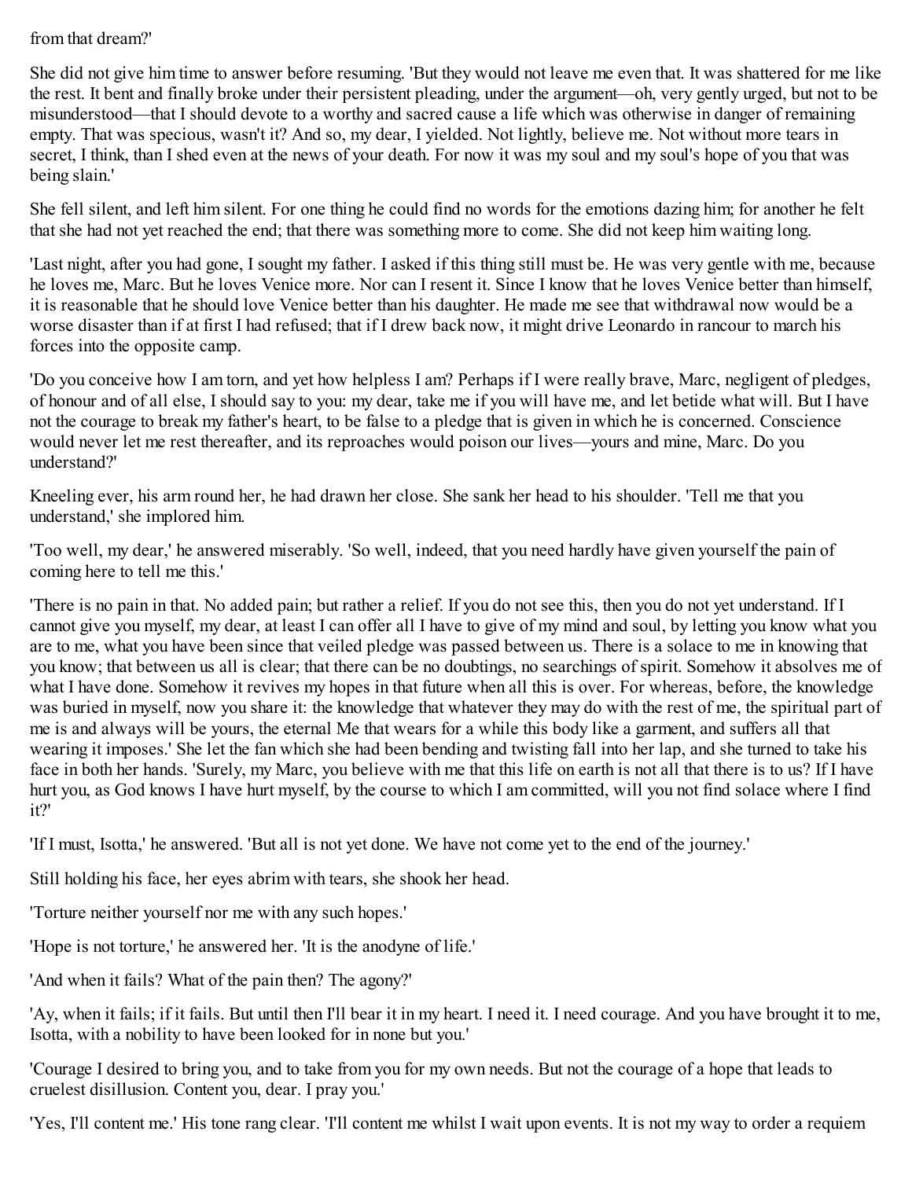from that dream?'

She did not give him time to answer before resuming. 'But they would not leave me even that. It was shattered for me like the rest. It bent and finally broke under their persistent pleading, under the argument—oh, very gently urged, but not to be misunderstood—that I should devote to a worthy and sacred cause a life which was otherwise in danger of remaining empty. That was specious, wasn't it? And so, my dear, I yielded. Not lightly, believe me. Not without more tears in secret, I think, than I shed even at the news of your death. For now it was my soul and my soul's hope of you that was being slain.'

She fell silent, and left him silent. For one thing he could find no words for the emotions dazing him; for another he felt that she had not yet reached the end; that there was something more to come. She did not keep him waiting long.

'Last night, after you had gone, I sought my father. I asked if this thing still must be. He was very gentle with me, because he loves me, Marc. But he loves Venice more. Nor can I resent it. Since I know that he loves Venice better than himself, it is reasonable that he should love Venice better than his daughter. He made me see that withdrawal now would be a worse disaster than if at first I had refused; that if I drew back now, it might drive Leonardo in rancour to march his forces into the opposite camp.

'Do you conceive how I am torn, and yet how helpless I am? Perhaps if I were really brave, Marc, negligent of pledges, of honour and of all else, I should say to you: my dear, take me if you will have me, and let betide what will. But I have not the courage to break my father's heart, to be false to a pledge that is given in which he is concerned. Conscience would never let me rest thereafter, and its reproaches would poison our lives—yours and mine, Marc. Do you understand?'

Kneeling ever, his arm round her, he had drawn her close. She sank her head to his shoulder. 'Tell me that you understand,' she implored him.

'Too well, my dear,' he answered miserably. 'So well, indeed, that you need hardly have given yourself the pain of coming here to tell me this.'

'There is no pain in that. No added pain; but rather a relief. If you do not see this, then you do not yet understand. If I cannot give you myself, my dear, at least I can offer all I have to give of my mind and soul, by letting you know what you are to me, what you have been since that veiled pledge was passed between us. There is a solace to me in knowing that you know; that between us all is clear; that there can be no doubtings, no searchings of spirit. Somehow it absolves me of what I have done. Somehow it revives my hopes in that future when all this is over. For whereas, before, the knowledge was buried in myself, now you share it: the knowledge that whatever they may do with the rest of me, the spiritual part of me is and always will be yours, the eternal Me that wears for a while this body like a garment, and suffers all that wearing it imposes.' She let the fan which she had been bending and twisting fall into her lap, and she turned to take his face in both her hands. 'Surely, my Marc, you believe with me that this life on earth is not all that there is to us? If I have hurt you, as God knows I have hurt myself, by the course to which I am committed, will you not find solace where I find it?'

'If I must, Isotta,' he answered. 'But all is not yet done. We have not come yet to the end of the journey.'

Still holding his face, her eyes abrim with tears, she shook her head.

'Torture neither yourself nor me with any such hopes.'

'Hope is not torture,' he answered her. 'It is the anodyne of life.'

'And when it fails? What of the pain then? The agony?'

'Ay, when it fails; if it fails. But until then I'll bear it in my heart. I need it. I need courage. And you have brought it to me, Isotta, with a nobility to have been looked for in none but you.'

'Courage I desired to bring you, and to take from you for my own needs. But not the courage of a hope that leads to cruelest disillusion. Content you, dear. I pray you.'

'Yes, I'll content me.' His tone rang clear. 'I'll content me whilst I wait upon events. It is not my way to order a requiem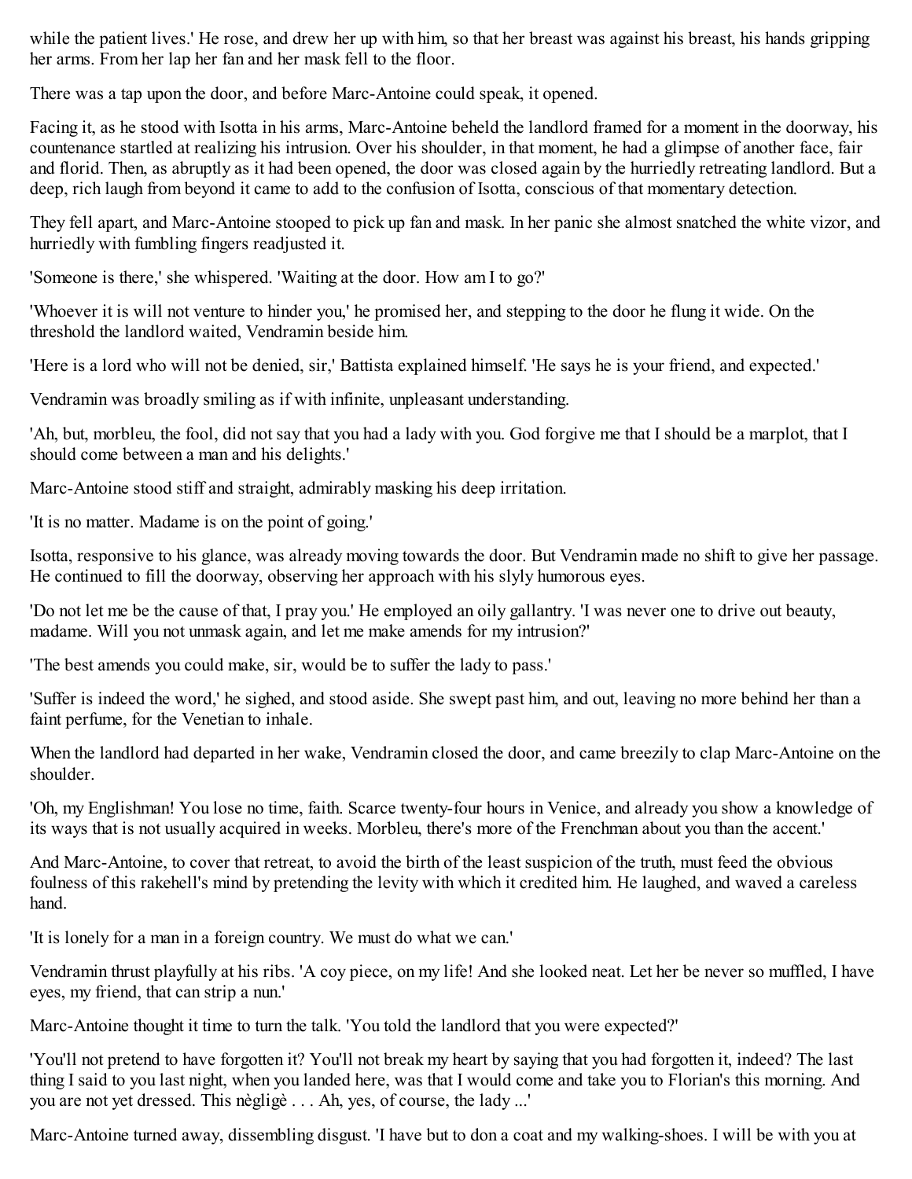while the patient lives.' He rose, and drew her up with him, so that her breast was against his breast, his hands gripping her arms. From her lap her fan and her mask fell to the floor.

There was a tap upon the door, and before Marc-Antoine could speak, it opened.

Facing it, as he stood with Isotta in his arms, Marc-Antoine beheld the landlord framed for a moment in the doorway, his countenance startled at realizing his intrusion. Over his shoulder, in that moment, he had a glimpse of another face, fair and florid. Then, as abruptly as it had been opened, the door was closed again by the hurriedly retreating landlord. But a deep, rich laugh from beyond it came to add to the confusion of Isotta, conscious of that momentary detection.

They fell apart, and Marc-Antoine stooped to pick up fan and mask. In her panic she almost snatched the white vizor, and hurriedly with fumbling fingers readjusted it.

'Someone is there,' she whispered. 'Waiting at the door. How am I to go?'

'Whoever it is will not venture to hinder you,' he promised her, and stepping to the door he flung it wide. On the threshold the landlord waited, Vendramin beside him.

'Here is a lord who will not be denied, sir,' Battista explained himself. 'He says he is your friend, and expected.'

Vendramin was broadly smiling as if with infinite, unpleasant understanding.

'Ah, but, morbleu, the fool, did not say that you had a lady with you. God forgive me that I should be a marplot, that I should come between a man and his delights.'

Marc-Antoine stood stiff and straight, admirably masking his deep irritation.

'It is no matter. Madame is on the point of going.'

Isotta, responsive to his glance, was already moving towards the door. But Vendramin made no shift to give her passage. He continued to fill the doorway, observing her approach with his slyly humorous eyes.

'Do not let me be the cause of that, I pray you.' He employed an oily gallantry. 'I was never one to drive out beauty, madame. Will you not unmask again, and let me make amends for my intrusion?'

'The best amends you could make, sir, would be to suffer the lady to pass.'

'Suffer is indeed the word,' he sighed, and stood aside. She swept past him, and out, leaving no more behind her than a faint perfume, for the Venetian to inhale.

When the landlord had departed in her wake, Vendramin closed the door, and came breezily to clap Marc-Antoine on the shoulder.

'Oh, my Englishman! You lose no time, faith. Scarce twenty-four hours in Venice, and already you show a knowledge of its ways that is not usually acquired in weeks. Morbleu, there's more of the Frenchman about you than the accent.'

And Marc-Antoine, to cover that retreat, to avoid the birth of the least suspicion of the truth, must feed the obvious foulness of this rakehell's mind by pretending the levity with which it credited him. He laughed, and waved a careless hand.

'It is lonely for a man in a foreign country. We must do what we can.'

Vendramin thrust playfully at his ribs. 'A coy piece, on my life! And she looked neat. Let her be never so muffled, I have eyes, my friend, that can strip a nun.'

Marc-Antoine thought it time to turn the talk. 'You told the landlord that you were expected?'

'You'll not pretend to have forgotten it? You'll not break my heart by saying that you had forgotten it, indeed? The last thing I said to you last night, when you landed here, was that I would come and take you to Florian's this morning. And you are not yet dressed. This nègligè . . . Ah, yes, of course, the lady ...'

Marc-Antoine turned away, dissembling disgust. 'I have but to don a coat and my walking-shoes. I will be with you at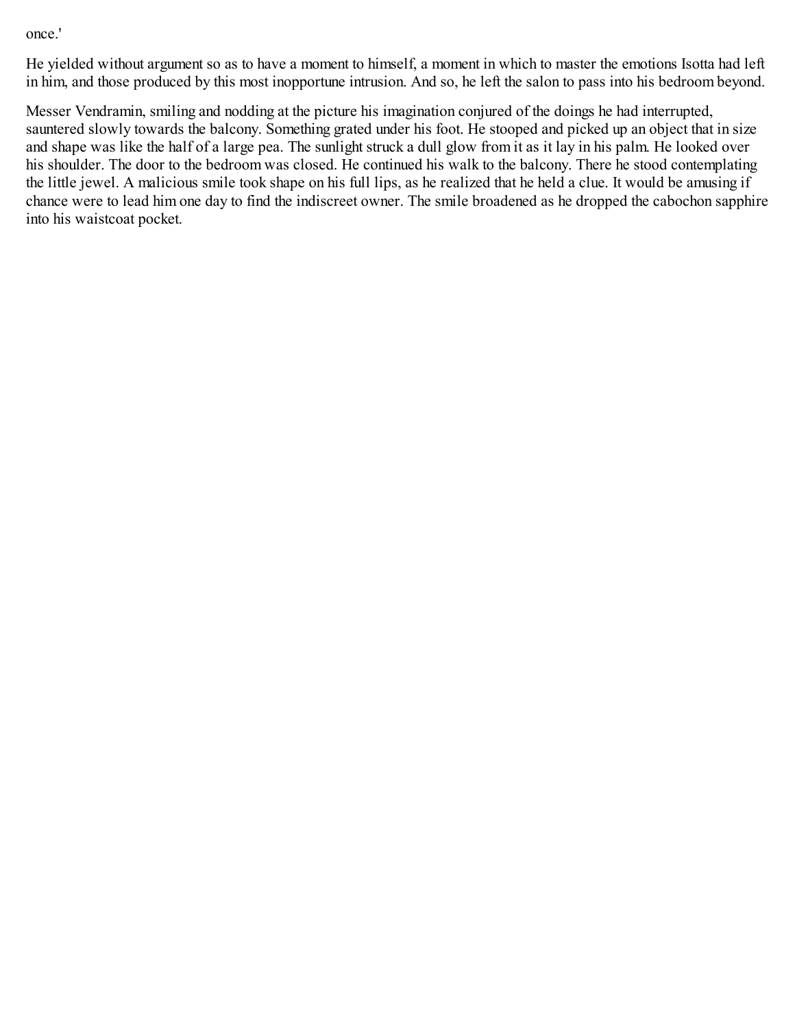once.'

He yielded without argument so as to have a moment to himself, a moment in which to master the emotions Isotta had left in him, and those produced by this most inopportune intrusion. And so, he left the salon to pass into his bedroom beyond.

Messer Vendramin, smiling and nodding at the picture his imagination conjured of the doings he had interrupted, sauntered slowly towards the balcony. Something grated under his foot. He stooped and picked up an object that in size and shape was like the half of a large pea. The sunlight struck a dull glow from it as it lay in his palm. He looked over his shoulder. The door to the bedroom was closed. He continued his walk to the balcony. There he stood contemplating the little jewel. A malicious smile took shape on his full lips, as he realized that he held a clue. It would be amusing if chance were to lead him one day to find the indiscreet owner. The smile broadened as he dropped the cabochon sapphire into his waistcoat pocket.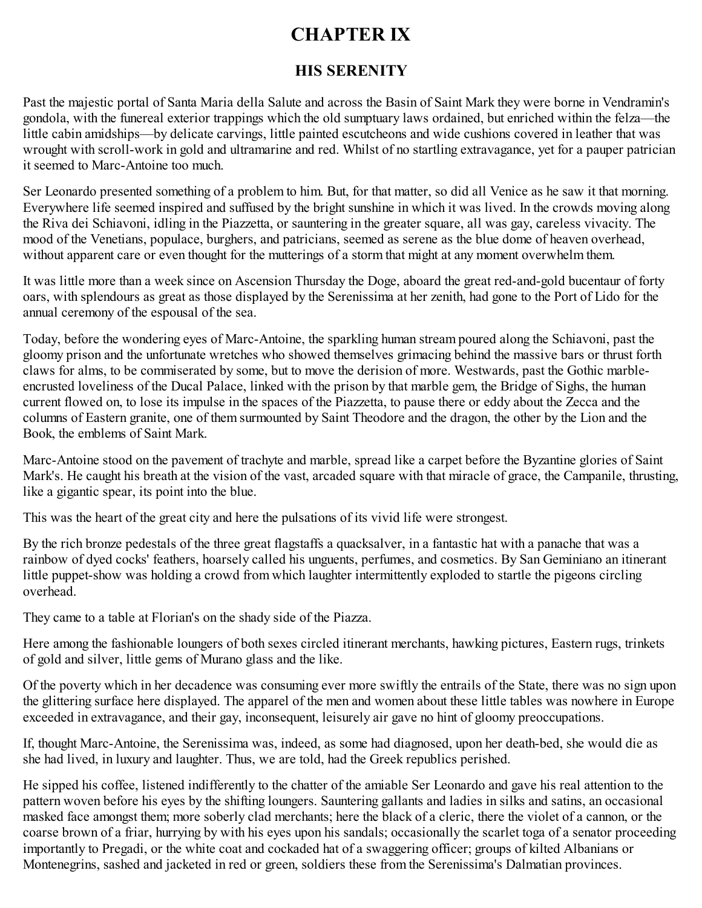# CHAPTER IX

## HIS SERENITY

Past the majestic portal of Santa Maria della Salute and across the Basin of Saint Mark they were borne in Vendramin's gondola, with the funereal exterior trappings which the old sumptuary laws ordained, but enriched within the felza—the little cabin amidships—by delicate carvings, little painted escutcheons and wide cushions covered in leather that was wrought with scroll-work in gold and ultramarine and red. Whilst of no startling extravagance, yet for a pauper patrician it seemed to Marc-Antoine too much.

Ser Leonardo presented something of a problem to him. But, for that matter, so did all Venice as he saw it that morning. Everywhere life seemed inspired and suffused by the bright sunshine in which it was lived. In the crowds moving along the Riva dei Schiavoni, idling in the Piazzetta, or sauntering in the greater square, all was gay, careless vivacity. The mood of the Venetians, populace, burghers, and patricians, seemed as serene as the blue dome of heaven overhead, without apparent care or even thought for the mutterings of a storm that might at any moment overwhelm them.

It was little more than a week since on Ascension Thursday the Doge, aboard the great red-and-gold bucentaur of forty oars, with splendours as great as those displayed by the Serenissima at her zenith, had gone to the Port of Lido for the annual ceremony of the espousal of the sea.

Today, before the wondering eyes of Marc-Antoine, the sparkling human stream poured along the Schiavoni, past the gloomy prison and the unfortunate wretches who showed themselves grimacing behind the massive bars or thrust forth claws for alms, to be commiserated by some, but to move the derision of more. Westwards, past the Gothic marble-encrusted loveliness of the Ducal Palace, linked with the prison by that marble gem, the Bridge of Sighs, the human current flowed on, to lose its impulse in the spaces of the Piazzetta, to pause there or eddy about the Zecca and the columns of Eastern granite, one of them surmounted by Saint Theodore and the dragon, the other by the Lion and the Book, the emblems of Saint Mark.

Marc-Antoine stood on the pavement of trachyte and marble, spread like a carpet before the Byzantine glories of Saint Mark's. He caught his breath at the vision of the vast, arcaded square with that miracle of grace, the Campanile, thrusting, like a gigantic spear, its point into the blue.

This was the heart of the great city and here the pulsations of its vivid life were strongest.

By the rich bronze pedestals of the three great flagstaffs a quacksalver, in a fantastic hat with a panache that was a rainbow of dyed cocks' feathers, hoarsely called his unguents, perfumes, and cosmetics. By San Geminiano an itinerant little puppet-show was holding a crowd from which laughter intermittently exploded to startle the pigeons circling overhead.

They came to a table at Florian's on the shady side of the Piazza.

Here among the fashionable loungers of both sexes circled itinerant merchants, hawking pictures, Eastern rugs, trinkets of gold and silver, little gems of Murano glass and the like.

Of the poverty which in her decadence was consuming ever more swiftly the entrails of the State, there was no sign upon the glittering surface here displayed. The apparel of the men and women about these little tables was nowhere in Europe exceeded in extravagance, and their gay, inconsequent, leisurely air gave no hint of gloomy preoccupations.

If, thought Marc-Antoine, the Serenissima was, indeed, as some had diagnosed, upon her death-bed, she would die as she had lived, in luxury and laughter. Thus, we are told, had the Greek republics perished.

He sipped his coffee, listened indifferently to the chatter of the amiable Ser Leonardo and gave his real attention to the pattern woven before his eyes by the shifting loungers. Sauntering gallants and ladies in silks and satins, an occasional masked face amongst them; more soberly clad merchants; here the black of a cleric, there the violet of a cannon, or the coarse brown of a friar, hurrying by with his eyes upon his sandals; occasionally the scarlet toga of a senator proceeding importantly to Pregadi, or the white coat and cockaded hat of a swaggering officer; groups of kilted Albanians or Montenegrins, sashed and jacketed in red or green, soldiers these from the Serenissima's Dalmatian provinces.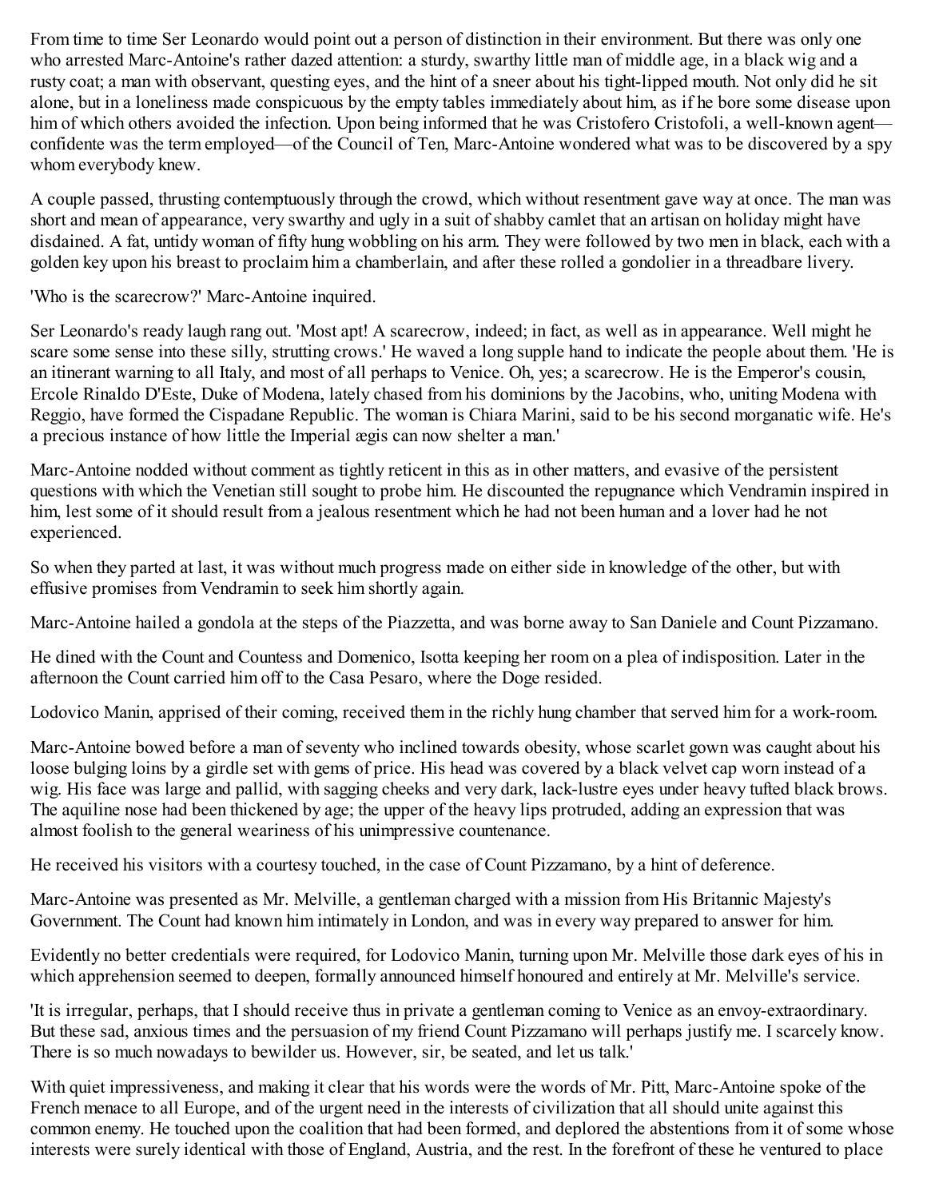From time to time Ser Leonardo would point out a person of distinction in their environment. But there was only one who arrested Marc-Antoine's rather dazed attention: a sturdy, swarthy little man of middle age, in a black wig and a rusty coat; a man with observant, questing eyes, and the hint of a sneer about his tight-lipped mouth. Not only did he sit alone, but in a loneliness made conspicuous by the empty tables immediately about him, as if he bore some disease upon him of which others avoided the infection. Upon being informed that he was Cristofero Cristofoli, a well-known agent—confidente was the term employed—of the Council of Ten, Marc-Antoine wondered what was to be discovered by a spy whom everybody knew.

A couple passed, thrusting contemptuously through the crowd, which without resentment gave way at once. The man was short and mean of appearance, very swarthy and ugly in a suit of shabby camlet that an artisan on holiday might have disdained. A fat, untidy woman of fifty hung wobbling on his arm. They were followed by two men in black, each with a golden key upon his breast to proclaim him a chamberlain, and after these rolled a gondolier in a threadbare livery.

'Who is the scarecrow?' Marc-Antoine inquired.

Ser Leonardo's ready laugh rang out. 'Most apt! A scarecrow, indeed; in fact, as well as in appearance. Well might he scare some sense into these silly, strutting crows.' He waved a long supple hand to indicate the people about them. 'He is an itinerant warning to all Italy, and most of all perhaps to Venice. Oh, yes; a scarecrow. He is the Emperor's cousin, Ercole Rinaldo D'Este, Duke of Modena, lately chased from his dominions by the Jacobins, who, uniting Modena with Reggio, have formed the Cispadane Republic. The woman is Chiara Marini, said to be his second morganatic wife. He's a precious instance of how little the Imperial ægis can now shelter a man.'

Marc-Antoine nodded without comment as tightly reticent in this as in other matters, and evasive of the persistent questions with which the Venetian still sought to probe him. He discounted the repugnance which Vendramin inspired in him, lest some of it should result from a jealous resentment which he had not been human and a lover had he not experienced.

So when they parted at last, it was without much progress made on either side in knowledge of the other, but with effusive promises from Vendramin to seek him shortly again.

Marc-Antoine hailed a gondola at the steps of the Piazzetta, and was borne away to San Daniele and Count Pizzamano.

He dined with the Count and Countess and Domenico, Isotta keeping her room on a plea of indisposition. Later in the afternoon the Count carried him off to the Casa Pesaro, where the Doge resided.

Lodovico Manin, apprised of their coming, received them in the richly hung chamber that served him for a work-room.

Marc-Antoine bowed before a man of seventy who inclined towards obesity, whose scarlet gown was caught about his loose bulging loins by a girdle set with gems of price. His head was covered by a black velvet cap worn instead of a wig. His face was large and pallid, with sagging cheeks and very dark, lack-lustre eyes under heavy tufted black brows. The aquiline nose had been thickened by age; the upper of the heavy lips protruded, adding an expression that was almost foolish to the general weariness of his unimpressive countenance.

He received his visitors with a courtesy touched, in the case of Count Pizzamano, by a hint of deference.

Marc-Antoine was presented as Mr. Melville, a gentleman charged with a mission from His Britannic Majesty's Government. The Count had known him intimately in London, and was in every way prepared to answer for him.

Evidently no better credentials were required, for Lodovico Manin, turning upon Mr. Melville those dark eyes of his in which apprehension seemed to deepen, formally announced himself honoured and entirely at Mr. Melville's service.

'It is irregular, perhaps, that I should receive thus in private a gentleman coming to Venice as an envoy-extraordinary. But these sad, anxious times and the persuasion of my friend Count Pizzamano will perhaps justify me. I scarcely know. There is so much nowadays to bewilder us. However, sir, be seated, and let us talk.'

With quiet impressiveness, and making it clear that his words were the words of Mr. Pitt, Marc-Antoine spoke of the French menace to all Europe, and of the urgent need in the interests of civilization that all should unite against this common enemy. He touched upon the coalition that had been formed, and deplored the abstentions from it of some whose interests were surely identical with those of England, Austria, and the rest. In the forefront of these he ventured to place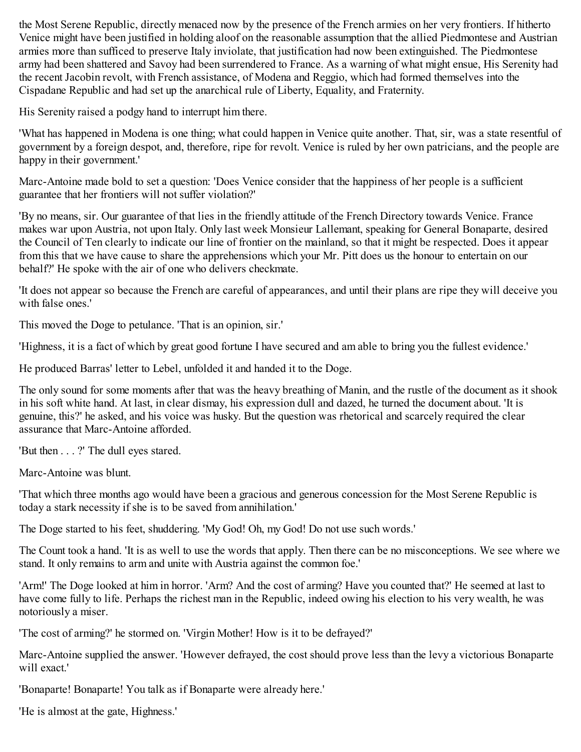the Most Serene Republic, directly menaced now by the presence of the French armies on her very frontiers. If hitherto Venice might have been justified in holding aloof on the reasonable assumption that the allied Piedmontese and Austrian armies more than sufficed to preserve Italy inviolate, that justification had now been extinguished. The Piedmontese army had been shattered and Savoy had been surrendered to France. As a warning of what might ensue, His Serenity had the recent Jacobin revolt, with French assistance, of Modena and Reggio, which had formed themselves into the Cispadane Republic and had set up the anarchical rule of Liberty, Equality, and Fraternity.

His Serenity raised a podgy hand to interrupt him there.

'What has happened in Modena is one thing; what could happen in Venice quite another. That, sir, was a state resentful of government by a foreign despot, and, therefore, ripe for revolt. Venice is ruled by her own patricians, and the people are happy in their government.'

Marc-Antoine made bold to set a question: 'Does Venice consider that the happiness of her people is a sufficient guarantee that her frontiers will not suffer violation?'

'By no means, sir. Our guarantee of that lies in the friendly attitude of the French Directory towards Venice. France makes war upon Austria, not upon Italy. Only last week Monsieur Lallemant, speaking for General Bonaparte, desired the Council of Ten clearly to indicate our line of frontier on the mainland, so that it might be respected. Does it appear from this that we have cause to share the apprehensions which your Mr. Pitt does us the honour to entertain on our behalf?' He spoke with the air of one who delivers checkmate.

'It does not appear so because the French are careful of appearances, and until their plans are ripe they will deceive you with false ones.'

This moved the Doge to petulance. 'That is an opinion, sir.'

'Highness, it is a fact of which by great good fortune I have secured and am able to bring you the fullest evidence.'

He produced Barras' letter to Lebel, unfolded it and handed it to the Doge.

The only sound for some moments after that was the heavy breathing of Manin, and the rustle of the document as it shook in his soft white hand. At last, in clear dismay, his expression dull and dazed, he turned the document about. 'It is genuine, this?' he asked, and his voice was husky. But the question was rhetorical and scarcely required the clear assurance that Marc-Antoine afforded.

'But then . . . ?' The dull eyes stared.

Marc-Antoine was blunt.

'That which three months ago would have been a gracious and generous concession for the Most Serene Republic is today a stark necessity if she is to be saved from annihilation.'

The Doge started to his feet, shuddering. 'My God! Oh, my God! Do not use such words.'

The Count took a hand. 'It is as well to use the words that apply. Then there can be no misconceptions. We see where we stand. It only remains to arm and unite with Austria against the common foe.'

'Arm!' The Doge looked at him in horror. 'Arm? And the cost of arming? Have you counted that?' He seemed at last to have come fully to life. Perhaps the richest man in the Republic, indeed owing his election to his very wealth, he was notoriously a miser.

'The cost of arming?' he stormed on. 'Virgin Mother! How is it to be defrayed?'

Marc-Antoine supplied the answer. 'However defrayed, the cost should prove less than the levy a victorious Bonaparte will exact.'

'Bonaparte! Bonaparte! You talk as if Bonaparte were already here.'

'He is almost at the gate, Highness.'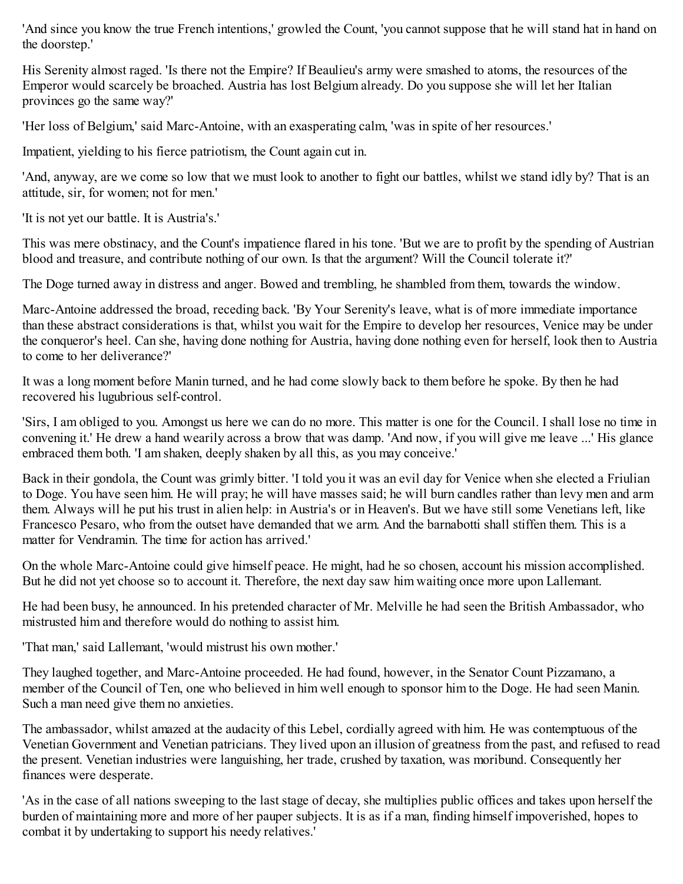'And since you know the true French intentions,' growled the Count, 'you cannot suppose that he will stand hat in hand on the doorstep.'

His Serenity almost raged. 'Is there not the Empire? If Beaulieu's army were smashed to atoms, the resources of the Emperor would scarcely be broached. Austria has lost Belgium already. Do you suppose she will let her Italian provinces go the same way?'

'Her loss of Belgium,' said Marc-Antoine, with an exasperating calm, 'was in spite of her resources.'

Impatient, yielding to his fierce patriotism, the Count again cut in.

'And, anyway, are we come so low that we must look to another to fight our battles, whilst we stand idly by? That is an attitude, sir, for women; not for men.'

'It is not yet our battle. It is Austria's.'

This was mere obstinacy, and the Count's impatience flared in his tone. 'But we are to profit by the spending of Austrian blood and treasure, and contribute nothing of our own. Is that the argument? Will the Council tolerate it?'

The Doge turned away in distress and anger. Bowed and trembling, he shambled from them, towards the window.

Marc-Antoine addressed the broad, receding back. 'By Your Serenity's leave, what is of more immediate importance than these abstract considerations is that, whilst you wait for the Empire to develop her resources, Venice may be under the conqueror's heel. Can she, having done nothing for Austria, having done nothing even for herself, look then to Austria to come to her deliverance?'

It was a long moment before Manin turned, and he had come slowly back to them before he spoke. By then he had recovered his lugubrious self-control.

'Sirs, I am obliged to you. Amongst us here we can do no more. This matter is one for the Council. I shall lose no time in convening it.' He drew a hand wearily across a brow that was damp. 'And now, if you will give me leave ...' His glance embraced them both. 'I am shaken, deeply shaken by all this, as you may conceive.'

Back in their gondola, the Count was grimly bitter. 'I told you it was an evil day for Venice when she elected a Friulian to Doge. You have seen him. He will pray; he will have masses said; he will burn candles rather than levy men and arm them. Always will he put his trust in alien help: in Austria's or in Heaven's. But we have still some Venetians left, like Francesco Pesaro, who from the outset have demanded that we arm. And the barnabotti shall stiffen them. This is a matter for Vendramin. The time for action has arrived.'

On the whole Marc-Antoine could give himself peace. He might, had he so chosen, account his mission accomplished. But he did not yet choose so to account it. Therefore, the next day saw him waiting once more upon Lallemant.

He had been busy, he announced. In his pretended character of Mr. Melville he had seen the British Ambassador, who mistrusted him and therefore would do nothing to assist him.

'That man,' said Lallemant, 'would mistrust his own mother.'

They laughed together, and Marc-Antoine proceeded. He had found, however, in the Senator Count Pizzamano, a member of the Council of Ten, one who believed in him well enough to sponsor him to the Doge. He had seen Manin. Such a man need give them no anxieties.

The ambassador, whilst amazed at the audacity of this Lebel, cordially agreed with him. He was contemptuous of the Venetian Government and Venetian patricians. They lived upon an illusion of greatness from the past, and refused to read the present. Venetian industries were languishing, her trade, crushed by taxation, was moribund. Consequently her finances were desperate.

'As in the case of all nations sweeping to the last stage of decay, she multiplies public offices and takes upon herself the burden of maintaining more and more of her pauper subjects. It is as if a man, finding himself impoverished, hopes to combat it by undertaking to support his needy relatives.'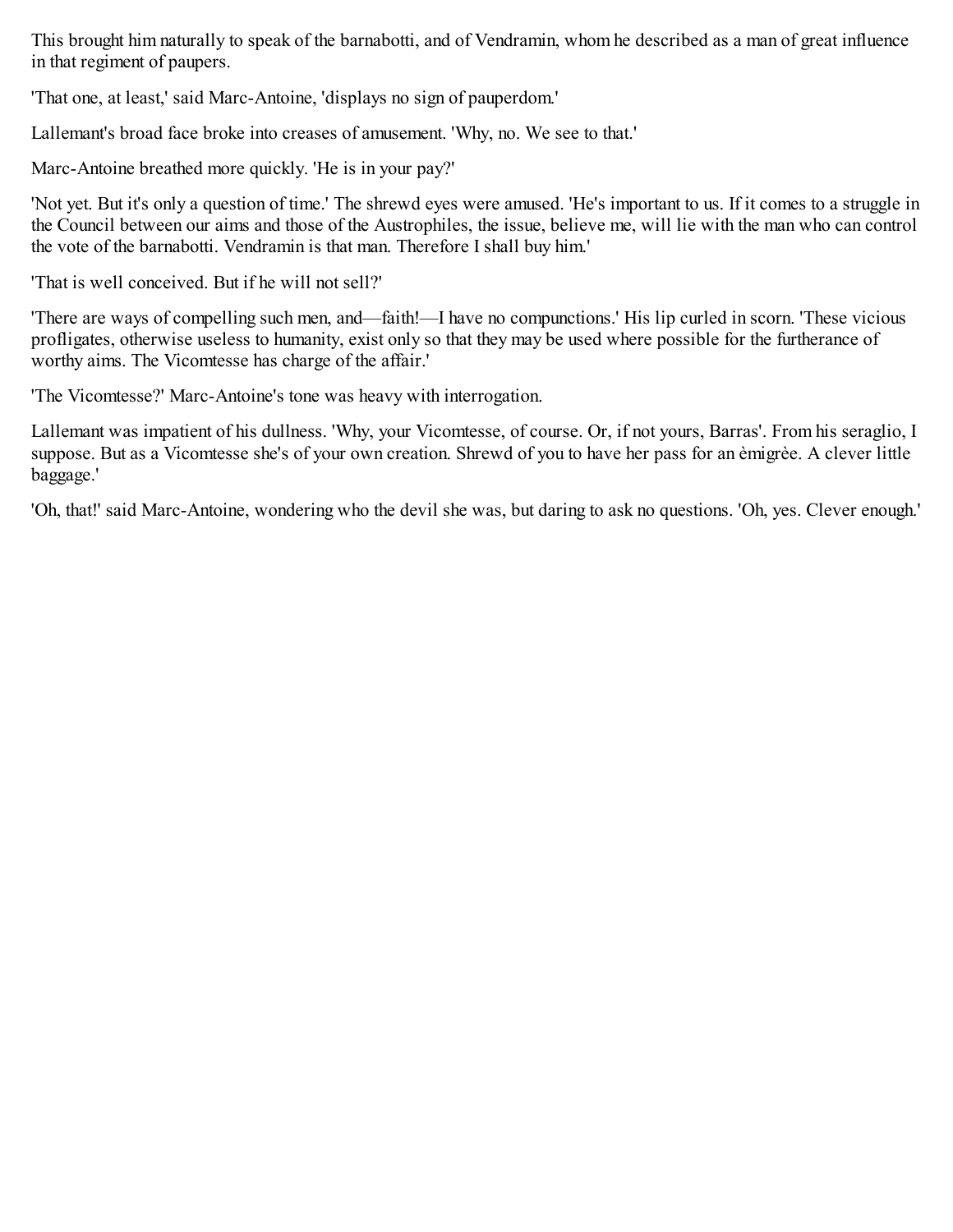This brought him naturally to speak of the barnabotti, and of Vendramin, whom he described as a man of great influence in that regiment of paupers.

'That one, at least,' said Marc-Antoine, 'displays no sign of pauperdom.'

Lallemant's broad face broke into creases of amusement. 'Why, no. We see to that.'

Marc-Antoine breathed more quickly. 'He is in your pay?'

'Not yet. But it's only a question of time.' The shrewd eyes were amused. 'He's important to us. If it comes to a struggle in the Council between our aims and those of the Austrophiles, the issue, believe me, will lie with the man who can control the vote of the barnabotti. Vendramin is that man. Therefore I shall buy him.'

'That is well conceived. But if he will not sell?'

'There are ways of compelling such men, and—faith!—I have no compunctions.' His lip curled in scorn. 'These vicious profligates, otherwise useless to humanity, exist only so that they may be used where possible for the furtherance of worthy aims. The Vicomtesse has charge of the affair.'

'The Vicomtesse?' Marc-Antoine's tone was heavy with interrogation.

Lallemant was impatient of his dullness. 'Why, your Vicomtesse, of course. Or, if not yours, Barras'. From his seraglio, I suppose. But as a Vicomtesse she's of your own creation. Shrewd of you to have her pass for an èmigrèe. A clever little baggage.'

'Oh, that!' said Marc-Antoine, wondering who the devil she was, but daring to ask no questions. 'Oh, yes. Clever enough.'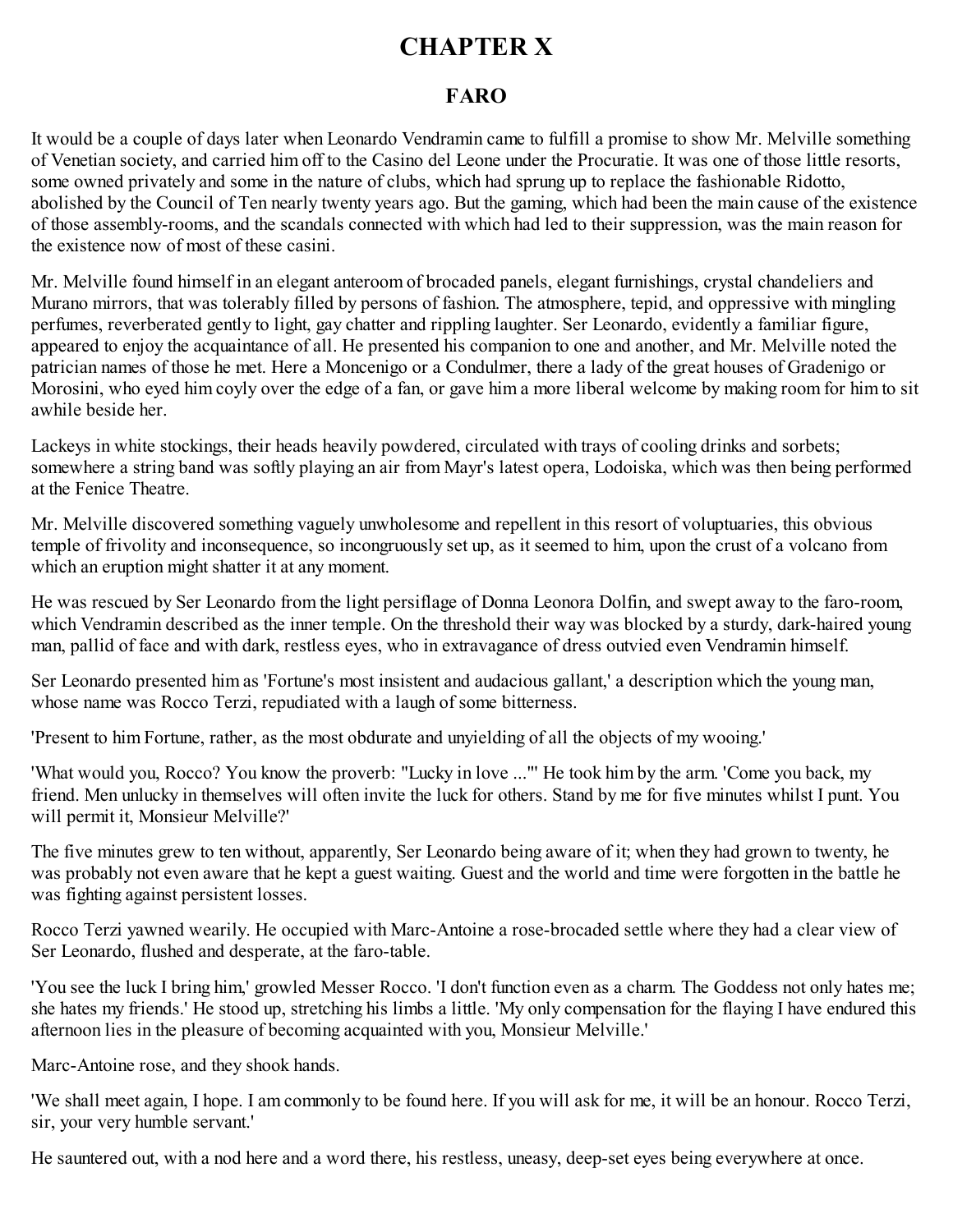# CHAPTER X

## FARO

It would be a couple of days later when Leonardo Vendramin came to fulfill a promise to show Mr. Melville something of Venetian society, and carried him off to the Casino del Leone under the Procuratie. It was one of those little resorts, some owned privately and some in the nature of clubs, which had sprung up to replace the fashionable Ridotto, abolished by the Council of Ten nearly twenty years ago. But the gaming, which had been the main cause of the existence of those assembly-rooms, and the scandals connected with which had led to their suppression, was the main reason for the existence now of most of these casini.

Mr. Melville found himself in an elegant anteroom of brocaded panels, elegant furnishings, crystal chandeliers and Murano mirrors, that was tolerably filled by persons of fashion. The atmosphere, tepid, and oppressive with mingling perfumes, reverberated gently to light, gay chatter and rippling laughter. Ser Leonardo, evidently a familiar figure, appeared to enjoy the acquaintance of all. He presented his companion to one and another, and Mr. Melville noted the patrician names of those he met. Here a Moncenigo or a Condulmer, there a lady of the great houses of Gradenigo or Morosini, who eyed him coyly over the edge of a fan, or gave him a more liberal welcome by making room for him to sit awhile beside her.

Lackeys in white stockings, their heads heavily powdered, circulated with trays of cooling drinks and sorbets; somewhere a string band was softly playing an air from Mayr's latest opera, Lodoiska, which was then being performed at the Fenice Theatre.

Mr. Melville discovered something vaguely unwholesome and repellent in this resort of voluptuaries, this obvious temple of frivolity and inconsequence, so incongruously set up, as it seemed to him, upon the crust of a volcano from which an eruption might shatter it at any moment.

He was rescued by Ser Leonardo from the light persiflage of Donna Leonora Dolfin, and swept away to the faro-room, which Vendramin described as the inner temple. On the threshold their way was blocked by a sturdy, dark-haired young man, pallid of face and with dark, restless eyes, who in extravagance of dress outvied even Vendramin himself.

Ser Leonardo presented him as 'Fortune's most insistent and audacious gallant,' a description which the young man, whose name was Rocco Terzi, repudiated with a laugh of some bitterness.

'Present to him Fortune, rather, as the most obdurate and unyielding of all the objects of my wooing.'

'What would you, Rocco? You know the proverb: "Lucky in love ..."' He took him by the arm. 'Come you back, my friend. Men unlucky in themselves will often invite the luck for others. Stand by me for five minutes whilst I punt. You will permit it, Monsieur Melville?'

The five minutes grew to ten without, apparently, Ser Leonardo being aware of it; when they had grown to twenty, he was probably not even aware that he kept a guest waiting. Guest and the world and time were forgotten in the battle he was fighting against persistent losses.

Rocco Terzi yawned wearily. He occupied with Marc-Antoine a rose-brocaded settle where they had a clear view of Ser Leonardo, flushed and desperate, at the faro-table.

'You see the luck I bring him,' growled Messer Rocco. 'I don't function even as a charm. The Goddess not only hates me; she hates my friends.' He stood up, stretching his limbs a little. 'My only compensation for the flaying I have endured this afternoon lies in the pleasure of becoming acquainted with you, Monsieur Melville.'

Marc-Antoine rose, and they shook hands.

'We shall meet again, I hope. I am commonly to be found here. If you will ask for me, it will be an honour. Rocco Terzi, sir, your very humble servant.'

He sauntered out, with a nod here and a word there, his restless, uneasy, deep-set eyes being everywhere at once.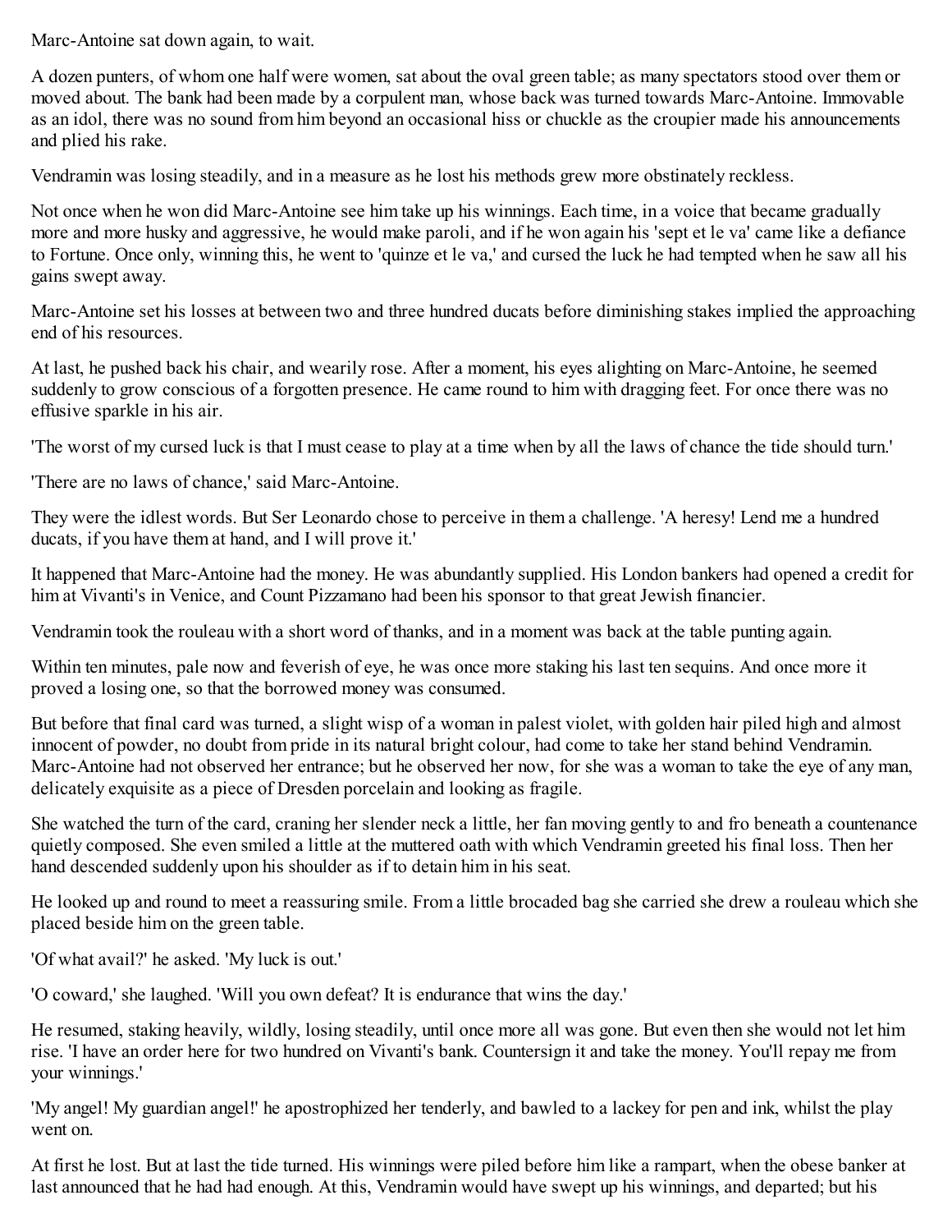Marc-Antoine sat down again, to wait.

A dozen punters, of whom one half were women, sat about the oval green table; as many spectators stood over them or moved about. The bank had been made by a corpulent man, whose back was turned towards Marc-Antoine. Immovable as an idol, there was no sound from him beyond an occasional hiss or chuckle as the croupier made his announcements and plied his rake.

Vendramin was losing steadily, and in a measure as he lost his methods grew more obstinately reckless.

Not once when he won did Marc-Antoine see him take up his winnings. Each time, in a voice that became gradually more and more husky and aggressive, he would make paroli, and if he won again his 'sept et le va' came like a defiance to Fortune. Once only, winning this, he went to 'quinze et le va,' and cursed the luck he had tempted when he saw all his gains swept away.

Marc-Antoine set his losses at between two and three hundred ducats before diminishing stakes implied the approaching end of his resources.

At last, he pushed back his chair, and wearily rose. After a moment, his eyes alighting on Marc-Antoine, he seemed suddenly to grow conscious of a forgotten presence. He came round to him with dragging feet. For once there was no effusive sparkle in his air.

'The worst of my cursed luck is that I must cease to play at a time when by all the laws of chance the tide should turn.'

'There are no laws of chance,' said Marc-Antoine.

They were the idlest words. But Ser Leonardo chose to perceive in them a challenge. 'A heresy! Lend me a hundred ducats, if you have them at hand, and I will prove it.'

It happened that Marc-Antoine had the money. He was abundantly supplied. His London bankers had opened a credit for him at Vivanti's in Venice, and Count Pizzamano had been his sponsor to that great Jewish financier.

Vendramin took the rouleau with a short word of thanks, and in a moment was back at the table punting again.

Within ten minutes, pale now and feverish of eye, he was once more staking his last ten sequins. And once more it proved a losing one, so that the borrowed money was consumed.

But before that final card was turned, a slight wisp of a woman in palest violet, with golden hair piled high and almost innocent of powder, no doubt from pride in its natural bright colour, had come to take her stand behind Vendramin. Marc-Antoine had not observed her entrance; but he observed her now, for she was a woman to take the eye of any man, delicately exquisite as a piece of Dresden porcelain and looking as fragile.

She watched the turn of the card, craning her slender neck a little, her fan moving gently to and fro beneath a countenance quietly composed. She even smiled a little at the muttered oath with which Vendramin greeted his final loss. Then her hand descended suddenly upon his shoulder as if to detain him in his seat.

He looked up and round to meet a reassuring smile. From a little brocaded bag she carried she drew a rouleau which she placed beside him on the green table.

'Of what avail?' he asked. 'My luck is out.'

'O coward,' she laughed. 'Will you own defeat? It is endurance that wins the day.'

He resumed, staking heavily, wildly, losing steadily, until once more all was gone. But even then she would not let him rise. 'I have an order here for two hundred on Vivanti's bank. Countersign it and take the money. You'll repay me from your winnings.'

'My angel! My guardian angel!' he apostrophized her tenderly, and bawled to a lackey for pen and ink, whilst the play went on.

At first he lost. But at last the tide turned. His winnings were piled before him like a rampart, when the obese banker at last announced that he had had enough. At this, Vendramin would have swept up his winnings, and departed; but his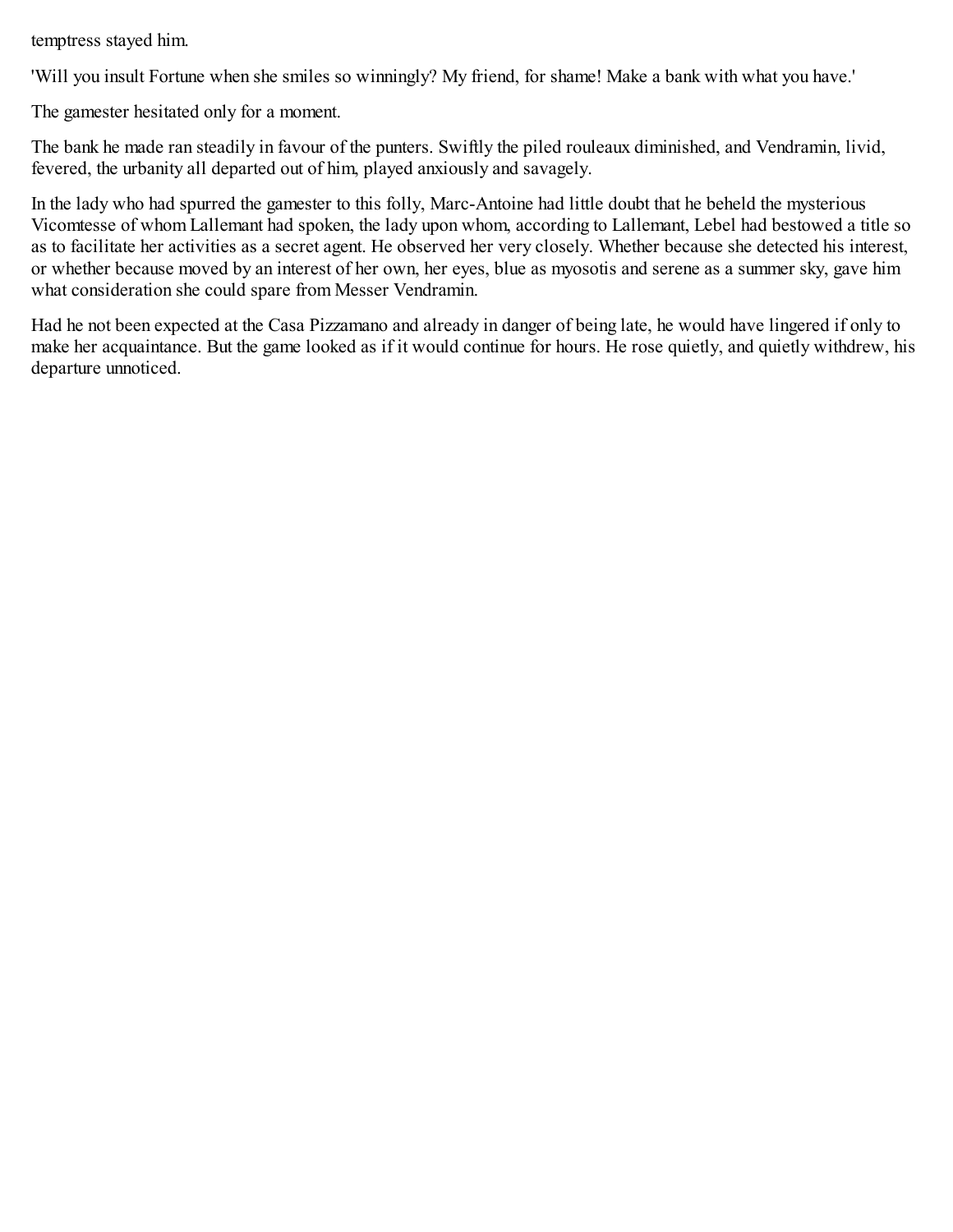temptress stayed him.

'Will you insult Fortune when she smiles so winningly? My friend, for shame! Make a bank with what you have.'

The gamester hesitated only for a moment.

The bank he made ran steadily in favour of the punters. Swiftly the piled rouleaux diminished, and Vendramin, livid, fevered, the urbanity all departed out of him, played anxiously and savagely.

In the lady who had spurred the gamester to this folly, Marc-Antoine had little doubt that he beheld the mysterious Vicomtesse of whom Lallemant had spoken, the lady upon whom, according to Lallemant, Lebel had bestowed a title so as to facilitate her activities as a secret agent. He observed her very closely. Whether because she detected his interest, or whether because moved by an interest of her own, her eyes, blue as myosotis and serene as a summer sky, gave him what consideration she could spare from Messer Vendramin.

Had he not been expected at the Casa Pizzamano and already in danger of being late, he would have lingered if only to make her acquaintance. But the game looked as if it would continue for hours. He rose quietly, and quietly withdrew, his departure unnoticed.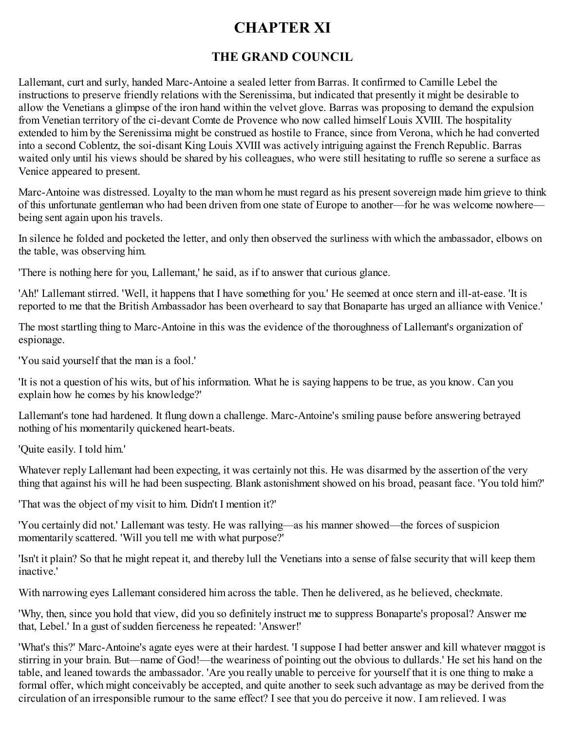# CHAPTER XI

## THE GRAND COUNCIL

Lallemant, curt and surly, handed Marc-Antoine a sealed letter from Barras. It confirmed to Camille Lebel the instructions to preserve friendly relations with the Serenissima, but indicated that presently it might be desirable to allow the Venetians a glimpse of the iron hand within the velvet glove. Barras was proposing to demand the expulsion from Venetian territory of the ci-devant Comte de Provence who now called himself Louis XVIII. The hospitality extended to him by the Serenissima might be construed as hostile to France, since from Verona, which he had converted into a second Coblentz, the soi-disant King Louis XVIII was actively intriguing against the French Republic. Barras waited only until his views should be shared by his colleagues, who were still hesitating to ruffle so serene a surface as Venice appeared to present.

Marc-Antoine was distressed. Loyalty to the man whom he must regard as his present sovereign made him grieve to think of this unfortunate gentleman who had been driven from one state of Europe to another—for he was welcome nowhere—being sent again upon his travels.

In silence he folded and pocketed the letter, and only then observed the surliness with which the ambassador, elbows on the table, was observing him.

'There is nothing here for you, Lallemant,' he said, as if to answer that curious glance.

'Ah!' Lallemant stirred. 'Well, it happens that I have something for you.' He seemed at once stern and ill-at-ease. 'It is reported to me that the British Ambassador has been overheard to say that Bonaparte has urged an alliance with Venice.'

The most startling thing to Marc-Antoine in this was the evidence of the thoroughness of Lallemant's organization of espionage.

'You said yourself that the man is a fool.'

'It is not a question of his wits, but of his information. What he is saying happens to be true, as you know. Can you explain how he comes by his knowledge?'

Lallemant's tone had hardened. It flung down a challenge. Marc-Antoine's smiling pause before answering betrayed nothing of his momentarily quickened heart-beats.

'Quite easily. I told him.'

Whatever reply Lallemant had been expecting, it was certainly not this. He was disarmed by the assertion of the very thing that against his will he had been suspecting. Blank astonishment showed on his broad, peasant face. 'You told him?'

'That was the object of my visit to him. Didn't I mention it?'

'You certainly did not.' Lallemant was testy. He was rallying—as his manner showed—the forces of suspicion momentarily scattered. 'Will you tell me with what purpose?'

'Isn't it plain? So that he might repeat it, and thereby lull the Venetians into a sense of false security that will keep them inactive.'

With narrowing eyes Lallemant considered him across the table. Then he delivered, as he believed, checkmate.

'Why, then, since you hold that view, did you so definitely instruct me to suppress Bonaparte's proposal? Answer me that, Lebel.' In a gust of sudden fierceness he repeated: 'Answer!'

'What's this?' Marc-Antoine's agate eyes were at their hardest. 'I suppose I had better answer and kill whatever maggot is stirring in your brain. But—name of God!—the weariness of pointing out the obvious to dullards.' He set his hand on the table, and leaned towards the ambassador. 'Are you really unable to perceive for yourself that it is one thing to make a formal offer, which might conceivably be accepted, and quite another to seek such advantage as may be derived from the circulation of an irresponsible rumour to the same effect? I see that you do perceive it now. I am relieved. I was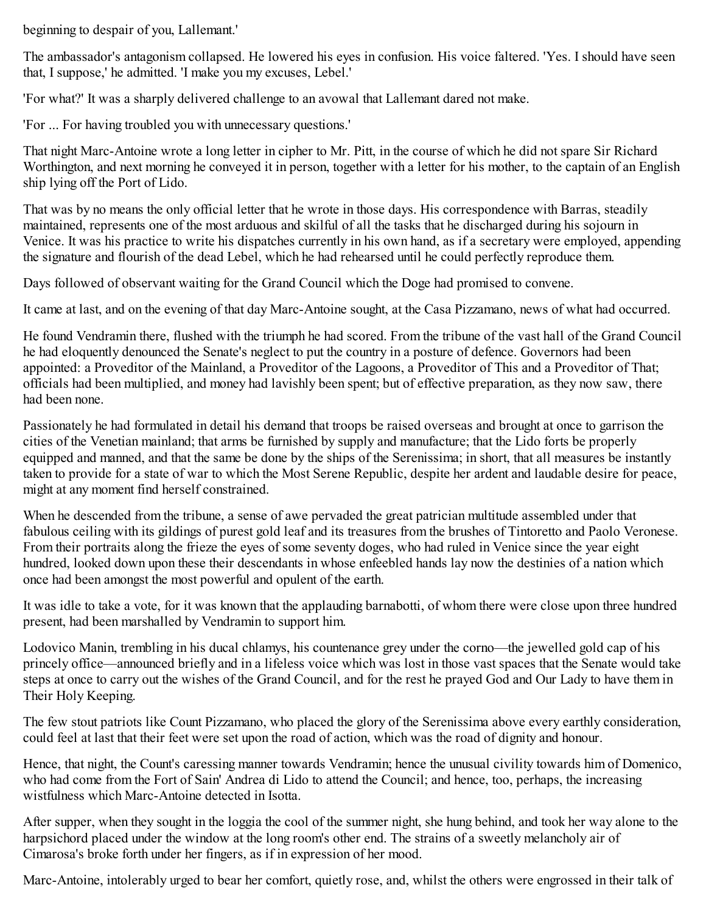beginning to despair of you, Lallemant.'

The ambassador's antagonism collapsed. He lowered his eyes in confusion. His voice faltered. 'Yes. I should have seen that, I suppose,' he admitted. 'I make you my excuses, Lebel.'

'For what?' It was a sharply delivered challenge to an avowal that Lallemant dared not make.

'For ... For having troubled you with unnecessary questions.'

That night Marc-Antoine wrote a long letter in cipher to Mr. Pitt, in the course of which he did not spare Sir Richard Worthington, and next morning he conveyed it in person, together with a letter for his mother, to the captain of an English ship lying off the Port of Lido.

That was by no means the only official letter that he wrote in those days. His correspondence with Barras, steadily maintained, represents one of the most arduous and skilful of all the tasks that he discharged during his sojourn in Venice. It was his practice to write his dispatches currently in his own hand, as if a secretary were employed, appending the signature and flourish of the dead Lebel, which he had rehearsed until he could perfectly reproduce them.

Days followed of observant waiting for the Grand Council which the Doge had promised to convene.

It came at last, and on the evening of that day Marc-Antoine sought, at the Casa Pizzamano, news of what had occurred.

He found Vendramin there, flushed with the triumph he had scored. From the tribune of the vast hall of the Grand Council he had eloquently denounced the Senate's neglect to put the country in a posture of defence. Governors had been appointed: a Proveditor of the Mainland, a Proveditor of the Lagoons, a Proveditor of This and a Proveditor of That; officials had been multiplied, and money had lavishly been spent; but of effective preparation, as they now saw, there had been none.

Passionately he had formulated in detail his demand that troops be raised overseas and brought at once to garrison the cities of the Venetian mainland; that arms be furnished by supply and manufacture; that the Lido forts be properly equipped and manned, and that the same be done by the ships of the Serenissima; in short, that all measures be instantly taken to provide for a state of war to which the Most Serene Republic, despite her ardent and laudable desire for peace, might at any moment find herself constrained.

When he descended from the tribune, a sense of awe pervaded the great patrician multitude assembled under that fabulous ceiling with its gildings of purest gold leaf and its treasures from the brushes of Tintoretto and Paolo Veronese. From their portraits along the frieze the eyes of some seventy doges, who had ruled in Venice since the year eight hundred, looked down upon these their descendants in whose enfeebled hands lay now the destinies of a nation which once had been amongst the most powerful and opulent of the earth.

It was idle to take a vote, for it was known that the applauding barnabotti, of whom there were close upon three hundred present, had been marshalled by Vendramin to support him.

Lodovico Manin, trembling in his ducal chlamys, his countenance grey under the corno—the jewelled gold cap of his princely office—announced briefly and in a lifeless voice which was lost in those vast spaces that the Senate would take steps at once to carry out the wishes of the Grand Council, and for the rest he prayed God and Our Lady to have them in Their Holy Keeping.

The few stout patriots like Count Pizzamano, who placed the glory of the Serenissima above every earthly consideration, could feel at last that their feet were set upon the road of action, which was the road of dignity and honour.

Hence, that night, the Count's caressing manner towards Vendramin; hence the unusual civility towards him of Domenico, who had come from the Fort of Sain' Andrea di Lido to attend the Council; and hence, too, perhaps, the increasing wistfulness which Marc-Antoine detected in Isotta.

After supper, when they sought in the loggia the cool of the summer night, she hung behind, and took her way alone to the harpsichord placed under the window at the long room's other end. The strains of a sweetly melancholy air of Cimarosa's broke forth under her fingers, as if in expression of her mood.

Marc-Antoine, intolerably urged to bear her comfort, quietly rose, and, whilst the others were engrossed in their talk of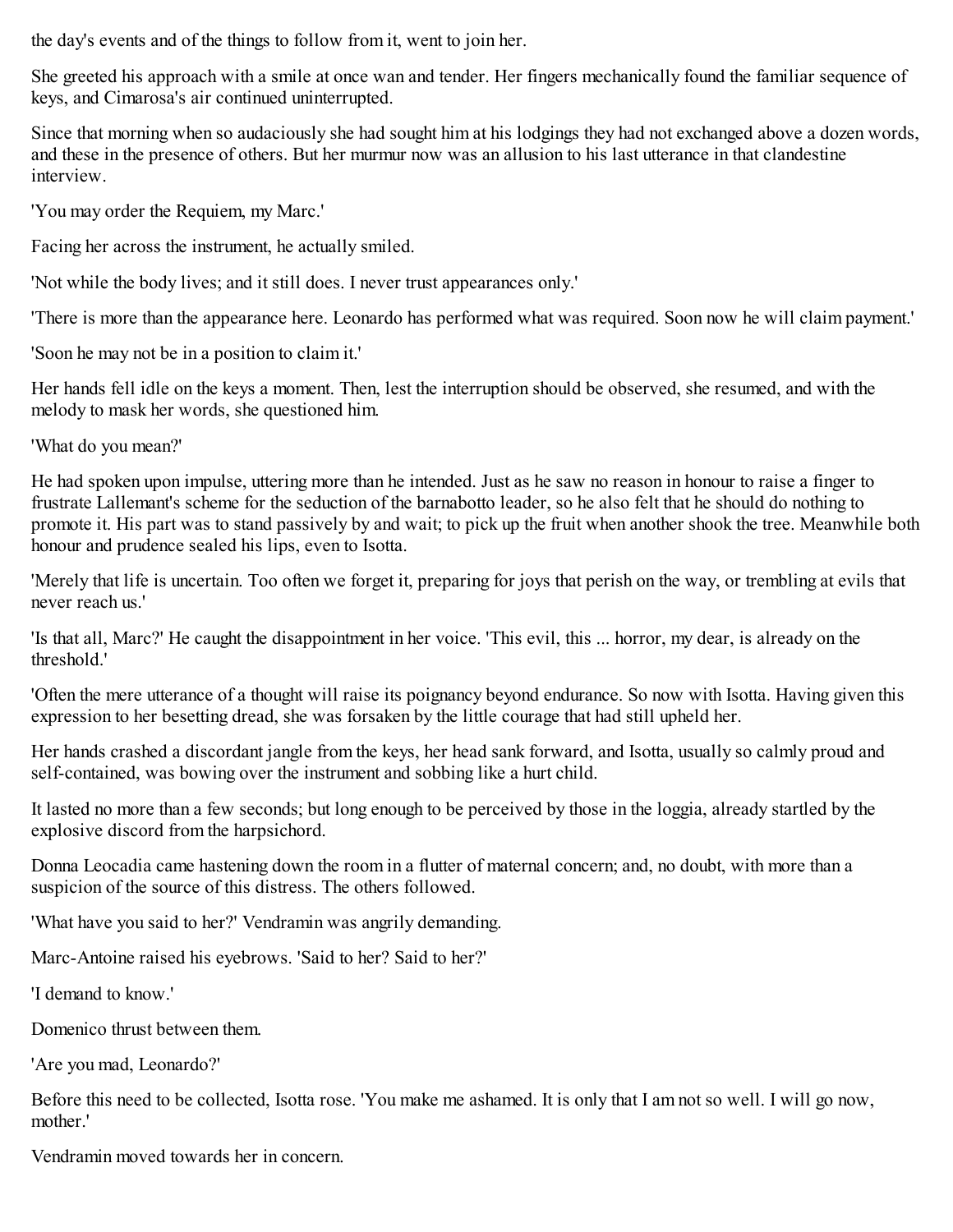the day's events and of the things to follow from it, went to join her.

She greeted his approach with a smile at once wan and tender. Her fingers mechanically found the familiar sequence of keys, and Cimarosa's air continued uninterrupted.

Since that morning when so audaciously she had sought him at his lodgings they had not exchanged above a dozen words, and these in the presence of others. But her murmur now was an allusion to his last utterance in that clandestine interview.

'You may order the Requiem, my Marc.'

Facing her across the instrument, he actually smiled.

'Not while the body lives; and it still does. I never trust appearances only.'

'There is more than the appearance here. Leonardo has performed what was required. Soon now he will claim payment.'

'Soon he may not be in a position to claim it.'

Her hands fell idle on the keys a moment. Then, lest the interruption should be observed, she resumed, and with the melody to mask her words, she questioned him.

'What do you mean?'

He had spoken upon impulse, uttering more than he intended. Just as he saw no reason in honour to raise a finger to frustrate Lallemant's scheme for the seduction of the barnabotto leader, so he also felt that he should do nothing to promote it. His part was to stand passively by and wait; to pick up the fruit when another shook the tree. Meanwhile both honour and prudence sealed his lips, even to Isotta.

'Merely that life is uncertain. Too often we forget it, preparing for joys that perish on the way, or trembling at evils that never reach us.'

'Is that all, Marc?' He caught the disappointment in her voice. 'This evil, this ... horror, my dear, is already on the threshold.'

'Often the mere utterance of a thought will raise its poignancy beyond endurance. So now with Isotta. Having given this expression to her besetting dread, she was forsaken by the little courage that had still upheld her.

Her hands crashed a discordant jangle from the keys, her head sank forward, and Isotta, usually so calmly proud and self-contained, was bowing over the instrument and sobbing like a hurt child.

It lasted no more than a few seconds; but long enough to be perceived by those in the loggia, already startled by the explosive discord from the harpsichord.

Donna Leocadia came hastening down the room in a flutter of maternal concern; and, no doubt, with more than a suspicion of the source of this distress. The others followed.

'What have you said to her?' Vendramin was angrily demanding.

Marc-Antoine raised his eyebrows. 'Said to her? Said to her?'

'I demand to know.'

Domenico thrust between them.

'Are you mad, Leonardo?'

Before this need to be collected, Isotta rose. 'You make me ashamed. It is only that I am not so well. I will go now, mother.'

Vendramin moved towards her in concern.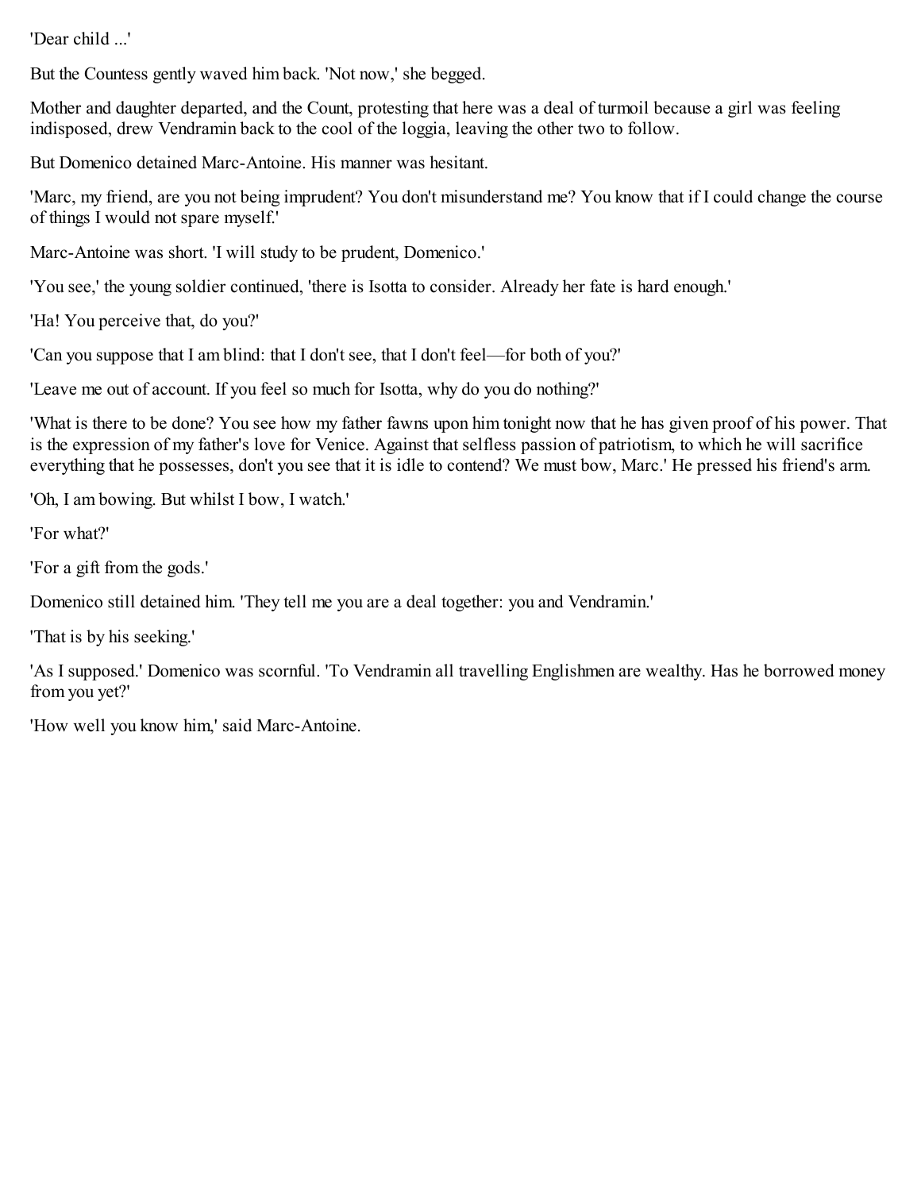'Dear child ...'

But the Countess gently waved him back. 'Not now,' she begged.

Mother and daughter departed, and the Count, protesting that here was a deal of turmoil because a girl was feeling indisposed, drew Vendramin back to the cool of the loggia, leaving the other two to follow.

But Domenico detained Marc-Antoine. His manner was hesitant.

'Marc, my friend, are you not being imprudent? You don't misunderstand me? You know that if I could change the course of things I would not spare myself.'

Marc-Antoine was short. 'I will study to be prudent, Domenico.'

'You see,' the young soldier continued, 'there is Isotta to consider. Already her fate is hard enough.'

'Ha! You perceive that, do you?'

'Can you suppose that I am blind: that I don't see, that I don't feel—for both of you?'

'Leave me out of account. If you feel so much for Isotta, why do you do nothing?'

'What is there to be done? You see how my father fawns upon him tonight now that he has given proof of his power. That is the expression of my father's love for Venice. Against that selfless passion of patriotism, to which he will sacrifice everything that he possesses, don't you see that it is idle to contend? We must bow, Marc.' He pressed his friend's arm.

'Oh, I am bowing. But whilst I bow, I watch.'

'For what?'

'For a gift from the gods.'

Domenico still detained him. 'They tell me you are a deal together: you and Vendramin.'

'That is by his seeking.'

'As I supposed.' Domenico was scornful. 'To Vendramin all travelling Englishmen are wealthy. Has he borrowed money from you yet?'

'How well you know him,' said Marc-Antoine.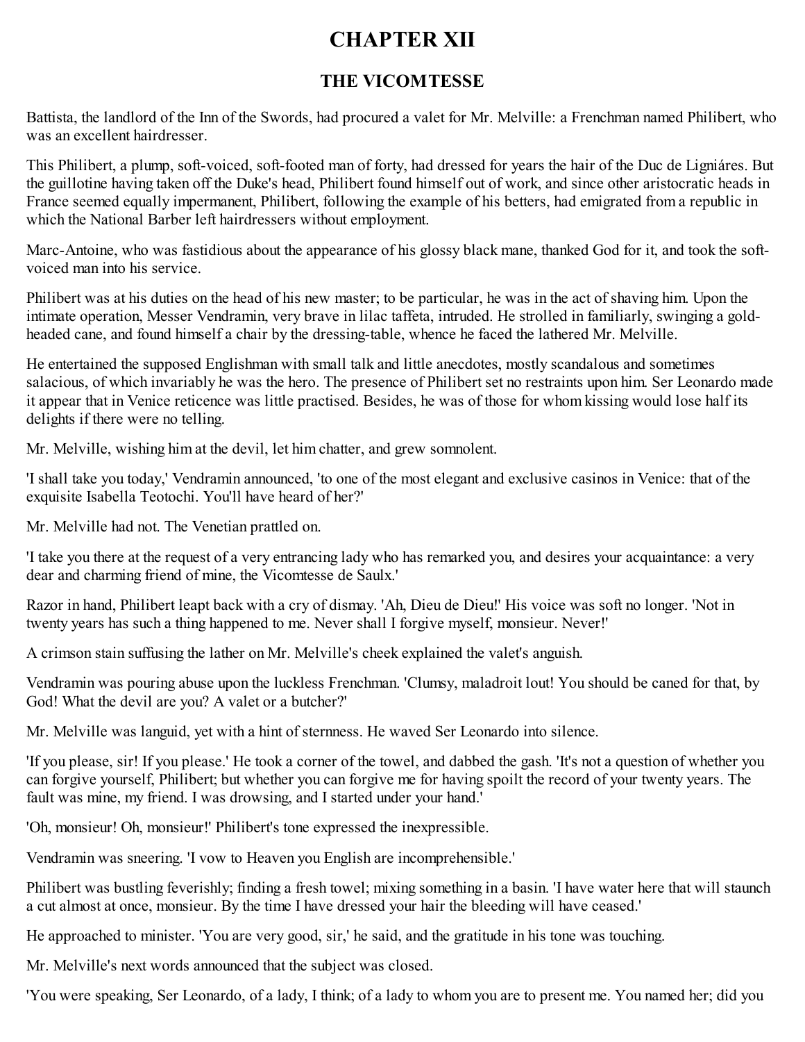# CHAPTER XII

## THE VICOMTESSE

Battista, the landlord of the Inn of the Swords, had procured a valet for Mr. Melville: a Frenchman named Philibert, who was an excellent hairdresser.

This Philibert, a plump, soft-voiced, soft-footed man of forty, had dressed for years the hair of the Duc de Ligniáres. But the guillotine having taken off the Duke's head, Philibert found himself out of work, and since other aristocratic heads in France seemed equally impermanent, Philibert, following the example of his betters, had emigrated from a republic in which the National Barber left hairdressers without employment.

Marc-Antoine, who was fastidious about the appearance of his glossy black mane, thanked God for it, and took the soft-voiced man into his service.

Philibert was at his duties on the head of his new master; to be particular, he was in the act of shaving him. Upon the intimate operation, Messer Vendramin, very brave in lilac taffeta, intruded. He strolled in familiarly, swinging a gold-headed cane, and found himself a chair by the dressing-table, whence he faced the lathered Mr. Melville.

He entertained the supposed Englishman with small talk and little anecdotes, mostly scandalous and sometimes salacious, of which invariably he was the hero. The presence of Philibert set no restraints upon him. Ser Leonardo made it appear that in Venice reticence was little practised. Besides, he was of those for whom kissing would lose half its delights if there were no telling.

Mr. Melville, wishing him at the devil, let him chatter, and grew somnolent.

'I shall take you today,' Vendramin announced, 'to one of the most elegant and exclusive casinos in Venice: that of the exquisite Isabella Teotochi. You'll have heard of her?'

Mr. Melville had not. The Venetian prattled on.

'I take you there at the request of a very entrancing lady who has remarked you, and desires your acquaintance: a very dear and charming friend of mine, the Vicomtesse de Saulx.'

Razor in hand, Philibert leapt back with a cry of dismay. 'Ah, Dieu de Dieu!' His voice was soft no longer. 'Not in twenty years has such a thing happened to me. Never shall I forgive myself, monsieur. Never!'

A crimson stain suffusing the lather on Mr. Melville's cheek explained the valet's anguish.

Vendramin was pouring abuse upon the luckless Frenchman. 'Clumsy, maladroit lout! You should be caned for that, by God! What the devil are you? A valet or a butcher?'

Mr. Melville was languid, yet with a hint of sternness. He waved Ser Leonardo into silence.

'If you please, sir! If you please.' He took a corner of the towel, and dabbed the gash. 'It's not a question of whether you can forgive yourself, Philibert; but whether you can forgive me for having spoilt the record of your twenty years. The fault was mine, my friend. I was drowsing, and I started under your hand.'

'Oh, monsieur! Oh, monsieur!' Philibert's tone expressed the inexpressible.

Vendramin was sneering. 'I vow to Heaven you English are incomprehensible.'

Philibert was bustling feverishly; finding a fresh towel; mixing something in a basin. 'I have water here that will staunch a cut almost at once, monsieur. By the time I have dressed your hair the bleeding will have ceased.'

He approached to minister. 'You are very good, sir,' he said, and the gratitude in his tone was touching.

Mr. Melville's next words announced that the subject was closed.

'You were speaking, Ser Leonardo, of a lady, I think; of a lady to whom you are to present me. You named her; did you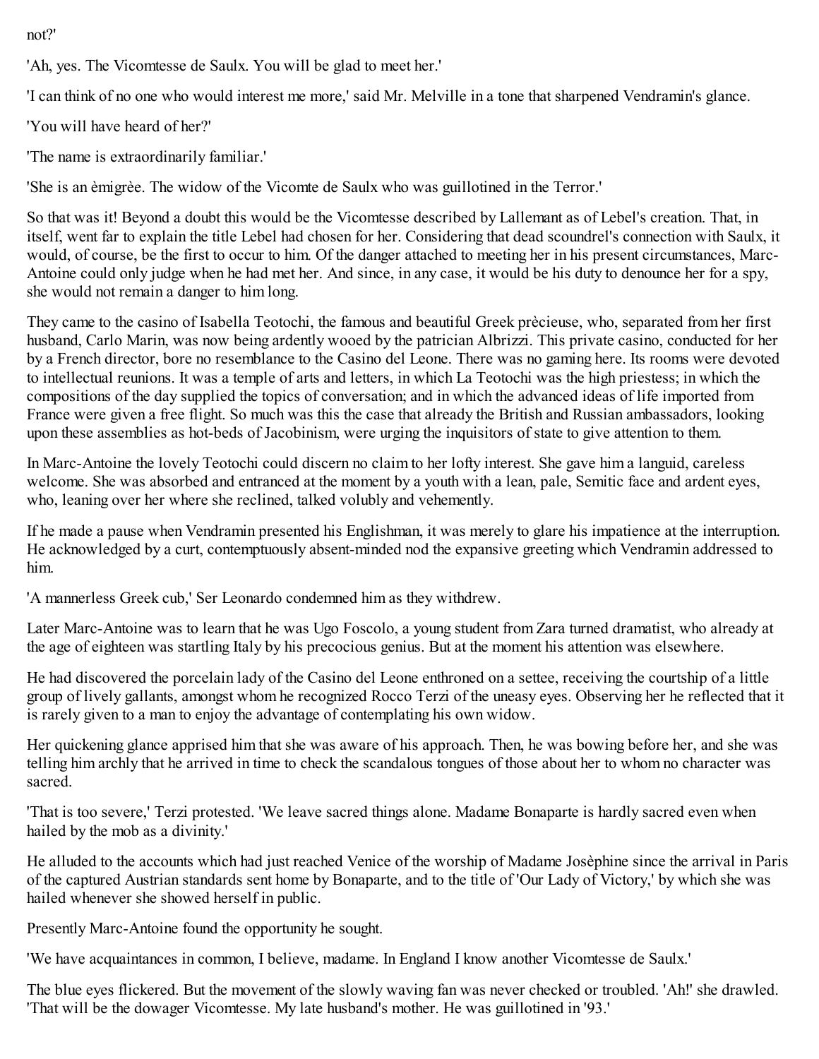not?'

'Ah, yes. The Vicomtesse de Saulx. You will be glad to meet her.'

'I can think of no one who would interest me more,' said Mr. Melville in a tone that sharpened Vendramin's glance.

'You will have heard of her?'

'The name is extraordinarily familiar.'

'She is an èmigrèe. The widow of the Vicomte de Saulx who was guillotined in the Terror.'

So that was it! Beyond a doubt this would be the Vicomtesse described by Lallemant as of Lebel's creation. That, in itself, went far to explain the title Lebel had chosen for her. Considering that dead scoundrel's connection with Saulx, it would, of course, be the first to occur to him. Of the danger attached to meeting her in his present circumstances, Marc-Antoine could only judge when he had met her. And since, in any case, it would be his duty to denounce her for a spy, she would not remain a danger to him long.

They came to the casino of Isabella Teotochi, the famous and beautiful Greek prècieuse, who, separated from her first husband, Carlo Marin, was now being ardently wooed by the patrician Albrizzi. This private casino, conducted for her by a French director, bore no resemblance to the Casino del Leone. There was no gaming here. Its rooms were devoted to intellectual reunions. It was a temple of arts and letters, in which La Teotochi was the high priestess; in which the compositions of the day supplied the topics of conversation; and in which the advanced ideas of life imported from France were given a free flight. So much was this the case that already the British and Russian ambassadors, looking upon these assemblies as hot-beds of Jacobinism, were urging the inquisitors of state to give attention to them.

In Marc-Antoine the lovely Teotochi could discern no claim to her lofty interest. She gave him a languid, careless welcome. She was absorbed and entranced at the moment by a youth with a lean, pale, Semitic face and ardent eyes, who, leaning over her where she reclined, talked volubly and vehemently.

If he made a pause when Vendramin presented his Englishman, it was merely to glare his impatience at the interruption. He acknowledged by a curt, contemptuously absent-minded nod the expansive greeting which Vendramin addressed to him.

'A mannerless Greek cub,' Ser Leonardo condemned him as they withdrew.

Later Marc-Antoine was to learn that he was Ugo Foscolo, a young student from Zara turned dramatist, who already at the age of eighteen was startling Italy by his precocious genius. But at the moment his attention was elsewhere.

He had discovered the porcelain lady of the Casino del Leone enthroned on a settee, receiving the courtship of a little group of lively gallants, amongst whom he recognized Rocco Terzi of the uneasy eyes. Observing her he reflected that it is rarely given to a man to enjoy the advantage of contemplating his own widow.

Her quickening glance apprised him that she was aware of his approach. Then, he was bowing before her, and she was telling him archly that he arrived in time to check the scandalous tongues of those about her to whom no character was sacred.

'That is too severe,' Terzi protested. 'We leave sacred things alone. Madame Bonaparte is hardly sacred even when hailed by the mob as a divinity.'

He alluded to the accounts which had just reached Venice of the worship of Madame Josèphine since the arrival in Paris of the captured Austrian standards sent home by Bonaparte, and to the title of 'Our Lady of Victory,' by which she was hailed whenever she showed herself in public.

Presently Marc-Antoine found the opportunity he sought.

'We have acquaintances in common, I believe, madame. In England I know another Vicomtesse de Saulx.'

The blue eyes flickered. But the movement of the slowly waving fan was never checked or troubled. 'Ah!' she drawled. 'That will be the dowager Vicomtesse. My late husband's mother. He was guillotined in '93.'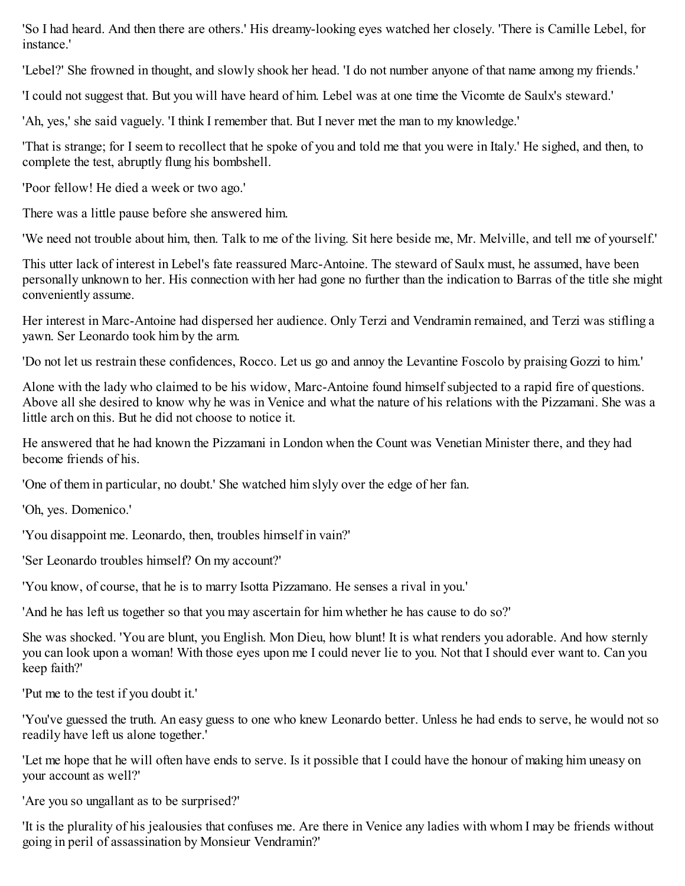'So I had heard. And then there are others.' His dreamy-looking eyes watched her closely. 'There is Camille Lebel, for instance.'

'Lebel?' She frowned in thought, and slowly shook her head. 'I do not number anyone of that name among my friends.'

'I could not suggest that. But you will have heard of him. Lebel was at one time the Vicomte de Saulx's steward.'

'Ah, yes,' she said vaguely. 'I think I remember that. But I never met the man to my knowledge.'

'That is strange; for I seem to recollect that he spoke of you and told me that you were in Italy.' He sighed, and then, to complete the test, abruptly flung his bombshell.

'Poor fellow! He died a week or two ago.'

There was a little pause before she answered him.

'We need not trouble about him, then. Talk to me of the living. Sit here beside me, Mr. Melville, and tell me of yourself.'

This utter lack of interest in Lebel's fate reassured Marc-Antoine. The steward of Saulx must, he assumed, have been personally unknown to her. His connection with her had gone no further than the indication to Barras of the title she might conveniently assume.

Her interest in Marc-Antoine had dispersed her audience. Only Terzi and Vendramin remained, and Terzi was stifling a yawn. Ser Leonardo took him by the arm.

'Do not let us restrain these confidences, Rocco. Let us go and annoy the Levantine Foscolo by praising Gozzi to him.'

Alone with the lady who claimed to be his widow, Marc-Antoine found himself subjected to a rapid fire of questions. Above all she desired to know why he was in Venice and what the nature of his relations with the Pizzamani. She was a little arch on this. But he did not choose to notice it.

He answered that he had known the Pizzamani in London when the Count was Venetian Minister there, and they had become friends of his.

'One of them in particular, no doubt.' She watched him slyly over the edge of her fan.

'Oh, yes. Domenico.'

'You disappoint me. Leonardo, then, troubles himself in vain?'

'Ser Leonardo troubles himself? On my account?'

'You know, of course, that he is to marry Isotta Pizzamano. He senses a rival in you.'

'And he has left us together so that you may ascertain for him whether he has cause to do so?'

She was shocked. 'You are blunt, you English. Mon Dieu, how blunt! It is what renders you adorable. And how sternly you can look upon a woman! With those eyes upon me I could never lie to you. Not that I should ever want to. Can you keep faith?'

'Put me to the test if you doubt it.'

'You've guessed the truth. An easy guess to one who knew Leonardo better. Unless he had ends to serve, he would not so readily have left us alone together.'

'Let me hope that he will often have ends to serve. Is it possible that I could have the honour of making him uneasy on your account as well?'

'Are you so ungallant as to be surprised?'

'It is the plurality of his jealousies that confuses me. Are there in Venice any ladies with whom I may be friends without going in peril of assassination by Monsieur Vendramin?'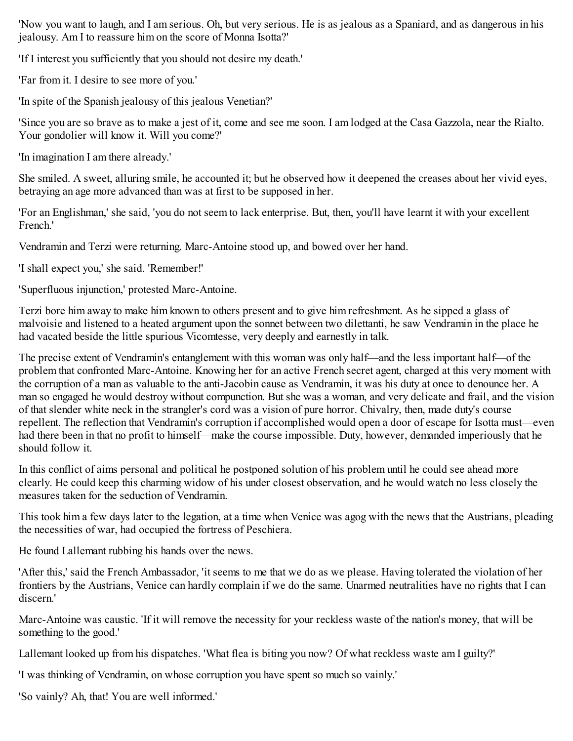'Now you want to laugh, and I am serious. Oh, but very serious. He is as jealous as a Spaniard, and as dangerous in his jealousy. Am I to reassure him on the score of Monna Isotta?'

'If I interest you sufficiently that you should not desire my death.'

'Far from it. I desire to see more of you.'

'In spite of the Spanish jealousy of this jealous Venetian?'

'Since you are so brave as to make a jest of it, come and see me soon. I am lodged at the Casa Gazzola, near the Rialto. Your gondolier will know it. Will you come?'

'In imagination I am there already.'

She smiled. A sweet, alluring smile, he accounted it; but he observed how it deepened the creases about her vivid eyes, betraying an age more advanced than was at first to be supposed in her.

'For an Englishman,' she said, 'you do not seem to lack enterprise. But, then, you'll have learnt it with your excellent French.'

Vendramin and Terzi were returning. Marc-Antoine stood up, and bowed over her hand.

'I shall expect you,' she said. 'Remember!'

'Superfluous injunction,' protested Marc-Antoine.

Terzi bore him away to make him known to others present and to give him refreshment. As he sipped a glass of malvoisie and listened to a heated argument upon the sonnet between two dilettanti, he saw Vendramin in the place he had vacated beside the little spurious Vicomtesse, very deeply and earnestly in talk.

The precise extent of Vendramin's entanglement with this woman was only half—and the less important half—of the problem that confronted Marc-Antoine. Knowing her for an active French secret agent, charged at this very moment with the corruption of a man as valuable to the anti-Jacobin cause as Vendramin, it was his duty at once to denounce her. A man so engaged he would destroy without compunction. But she was a woman, and very delicate and frail, and the vision of that slender white neck in the strangler's cord was a vision of pure horror. Chivalry, then, made duty's course repellent. The reflection that Vendramin's corruption if accomplished would open a door of escape for Isotta must—even had there been in that no profit to himself—make the course impossible. Duty, however, demanded imperiously that he should follow it.

In this conflict of aims personal and political he postponed solution of his problem until he could see ahead more clearly. He could keep this charming widow of his under closest observation, and he would watch no less closely the measures taken for the seduction of Vendramin.

This took him a few days later to the legation, at a time when Venice was agog with the news that the Austrians, pleading the necessities of war, had occupied the fortress of Peschiera.

He found Lallemant rubbing his hands over the news.

'After this,' said the French Ambassador, 'it seems to me that we do as we please. Having tolerated the violation of her frontiers by the Austrians, Venice can hardly complain if we do the same. Unarmed neutralities have no rights that I can discern.'

Marc-Antoine was caustic. 'If it will remove the necessity for your reckless waste of the nation's money, that will be something to the good.'

Lallemant looked up from his dispatches. 'What flea is biting you now? Of what reckless waste am I guilty?'

'I was thinking of Vendramin, on whose corruption you have spent so much so vainly.'

'So vainly? Ah, that! You are well informed.'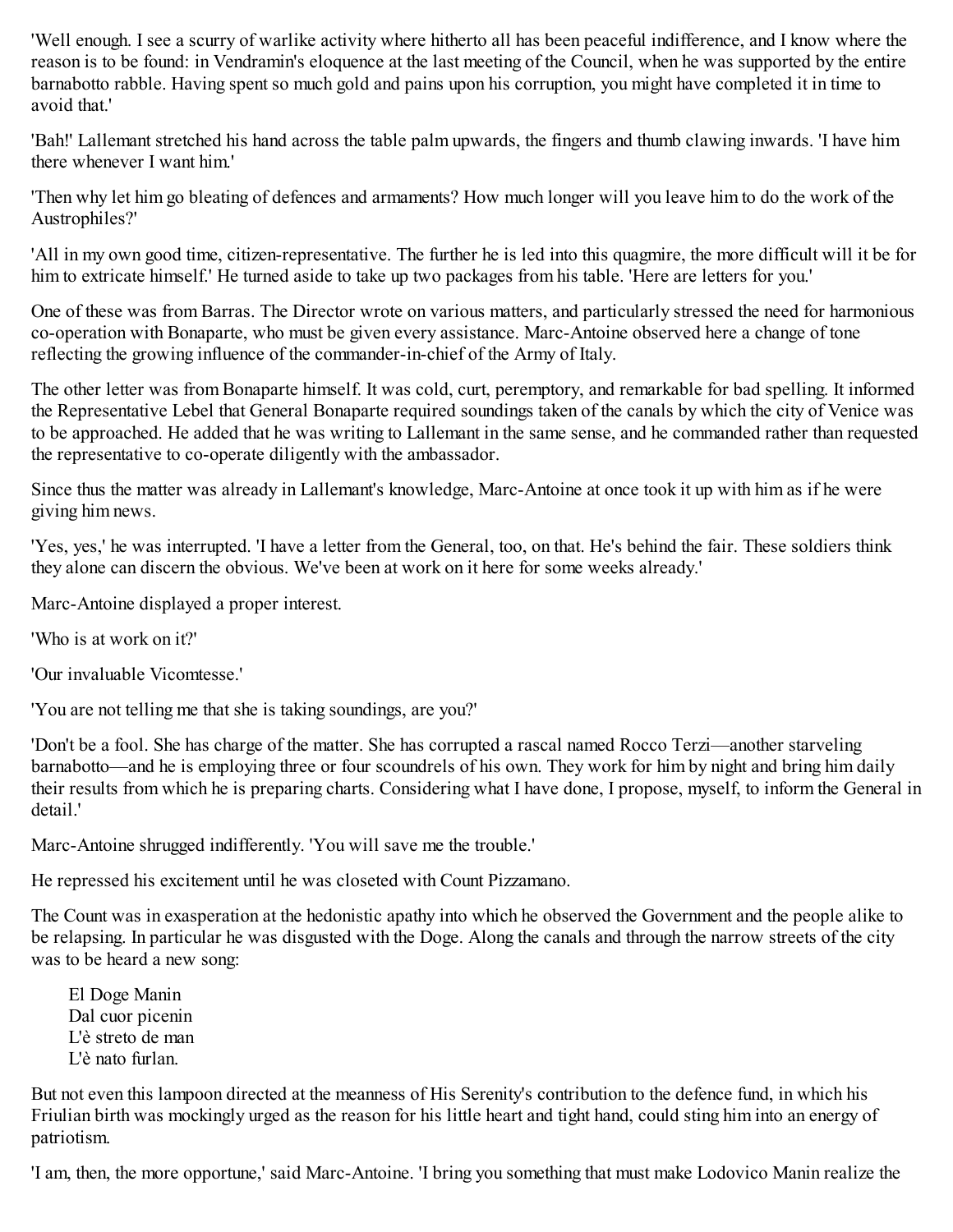'Well enough. I see a scurry of warlike activity where hitherto all has been peaceful indifference, and I know where the reason is to be found: in Vendramin's eloquence at the last meeting of the Council, when he was supported by the entire barnabotto rabble. Having spent so much gold and pains upon his corruption, you might have completed it in time to avoid that.'

'Bah!' Lallemant stretched his hand across the table palm upwards, the fingers and thumb clawing inwards. 'I have him there whenever I want him.'

'Then why let him go bleating of defences and armaments? How much longer will you leave him to do the work of the Austrophiles?'

'All in my own good time, citizen-representative. The further he is led into this quagmire, the more difficult will it be for him to extricate himself.' He turned aside to take up two packages from his table. 'Here are letters for you.'

One of these was from Barras. The Director wrote on various matters, and particularly stressed the need for harmonious co-operation with Bonaparte, who must be given every assistance. Marc-Antoine observed here a change of tone reflecting the growing influence of the commander-in-chief of the Army of Italy.

The other letter was from Bonaparte himself. It was cold, curt, peremptory, and remarkable for bad spelling. It informed the Representative Lebel that General Bonaparte required soundings taken of the canals by which the city of Venice was to be approached. He added that he was writing to Lallemant in the same sense, and he commanded rather than requested the representative to co-operate diligently with the ambassador.

Since thus the matter was already in Lallemant's knowledge, Marc-Antoine at once took it up with him as if he were giving him news.

'Yes, yes,' he was interrupted. 'I have a letter from the General, too, on that. He's behind the fair. These soldiers think they alone can discern the obvious. We've been at work on it here for some weeks already.'

Marc-Antoine displayed a proper interest.

'Who is at work on it?'

'Our invaluable Vicomtesse.'

'You are not telling me that she is taking soundings, are you?'

'Don't be a fool. She has charge of the matter. She has corrupted a rascal named Rocco Terzi—another starveling barnabotto—and he is employing three or four scoundrels of his own. They work for him by night and bring him daily their results from which he is preparing charts. Considering what I have done, I propose, myself, to inform the General in detail.'

Marc-Antoine shrugged indifferently. 'You will save me the trouble.'

He repressed his excitement until he was closeted with Count Pizzamano.

The Count was in exasperation at the hedonistic apathy into which he observed the Government and the people alike to be relapsing. In particular he was disgusted with the Doge. Along the canals and through the narrow streets of the city was to be heard a new song:

> El Doge Manin
> Dal cuor picenin
> L'è streto de man
> L'è nato furlan.

But not even this lampoon directed at the meanness of His Serenity's contribution to the defence fund, in which his Friulian birth was mockingly urged as the reason for his little heart and tight hand, could sting him into an energy of patriotism.

'I am, then, the more opportune,' said Marc-Antoine. 'I bring you something that must make Lodovico Manin realize the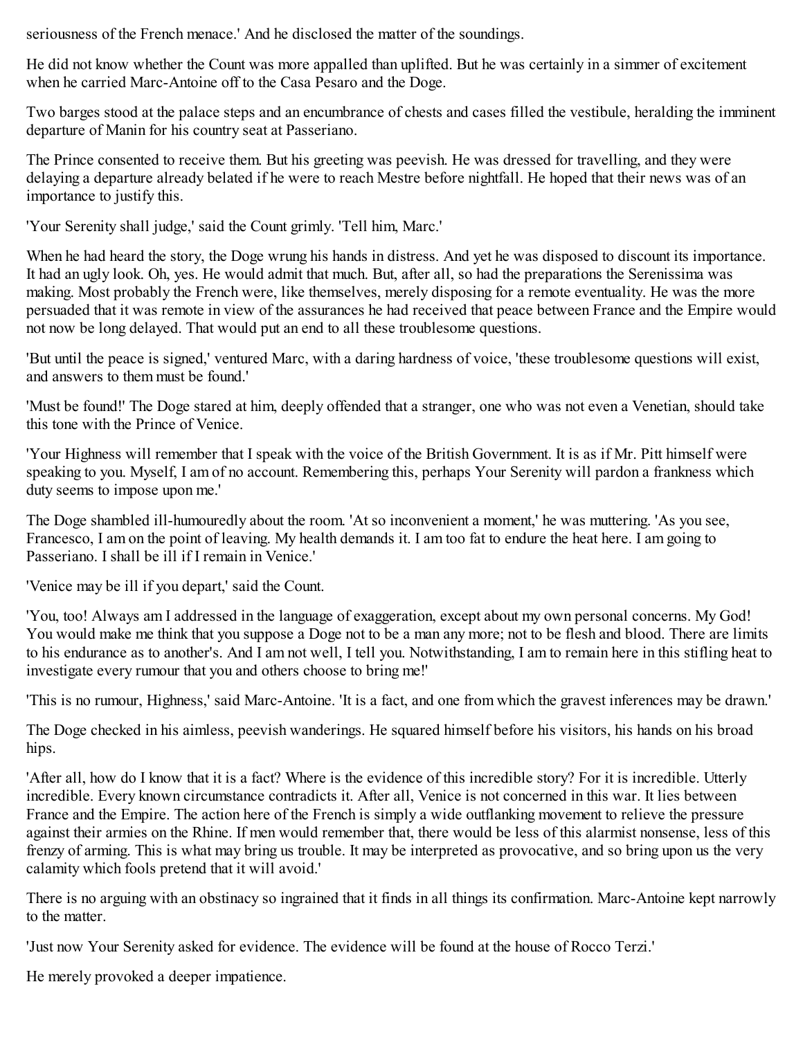seriousness of the French menace.' And he disclosed the matter of the soundings.

He did not know whether the Count was more appalled than uplifted. But he was certainly in a simmer of excitement when he carried Marc-Antoine off to the Casa Pesaro and the Doge.

Two barges stood at the palace steps and an encumbrance of chests and cases filled the vestibule, heralding the imminent departure of Manin for his country seat at Passeriano.

The Prince consented to receive them. But his greeting was peevish. He was dressed for travelling, and they were delaying a departure already belated if he were to reach Mestre before nightfall. He hoped that their news was of an importance to justify this.

'Your Serenity shall judge,' said the Count grimly. 'Tell him, Marc.'

When he had heard the story, the Doge wrung his hands in distress. And yet he was disposed to discount its importance. It had an ugly look. Oh, yes. He would admit that much. But, after all, so had the preparations the Serenissima was making. Most probably the French were, like themselves, merely disposing for a remote eventuality. He was the more persuaded that it was remote in view of the assurances he had received that peace between France and the Empire would not now be long delayed. That would put an end to all these troublesome questions.

'But until the peace is signed,' ventured Marc, with a daring hardness of voice, 'these troublesome questions will exist, and answers to them must be found.'

'Must be found!' The Doge stared at him, deeply offended that a stranger, one who was not even a Venetian, should take this tone with the Prince of Venice.

'Your Highness will remember that I speak with the voice of the British Government. It is as if Mr. Pitt himself were speaking to you. Myself, I am of no account. Remembering this, perhaps Your Serenity will pardon a frankness which duty seems to impose upon me.'

The Doge shambled ill-humouredly about the room. 'At so inconvenient a moment,' he was muttering. 'As you see, Francesco, I am on the point of leaving. My health demands it. I am too fat to endure the heat here. I am going to Passeriano. I shall be ill if I remain in Venice.'

'Venice may be ill if you depart,' said the Count.

'You, too! Always am I addressed in the language of exaggeration, except about my own personal concerns. My God! You would make me think that you suppose a Doge not to be a man any more; not to be flesh and blood. There are limits to his endurance as to another's. And I am not well, I tell you. Notwithstanding, I am to remain here in this stifling heat to investigate every rumour that you and others choose to bring me!'

'This is no rumour, Highness,' said Marc-Antoine. 'It is a fact, and one from which the gravest inferences may be drawn.'

The Doge checked in his aimless, peevish wanderings. He squared himself before his visitors, his hands on his broad hips.

'After all, how do I know that it is a fact? Where is the evidence of this incredible story? For it is incredible. Utterly incredible. Every known circumstance contradicts it. After all, Venice is not concerned in this war. It lies between France and the Empire. The action here of the French is simply a wide outflanking movement to relieve the pressure against their armies on the Rhine. If men would remember that, there would be less of this alarmist nonsense, less of this frenzy of arming. This is what may bring us trouble. It may be interpreted as provocative, and so bring upon us the very calamity which fools pretend that it will avoid.'

There is no arguing with an obstinacy so ingrained that it finds in all things its confirmation. Marc-Antoine kept narrowly to the matter.

'Just now Your Serenity asked for evidence. The evidence will be found at the house of Rocco Terzi.'

He merely provoked a deeper impatience.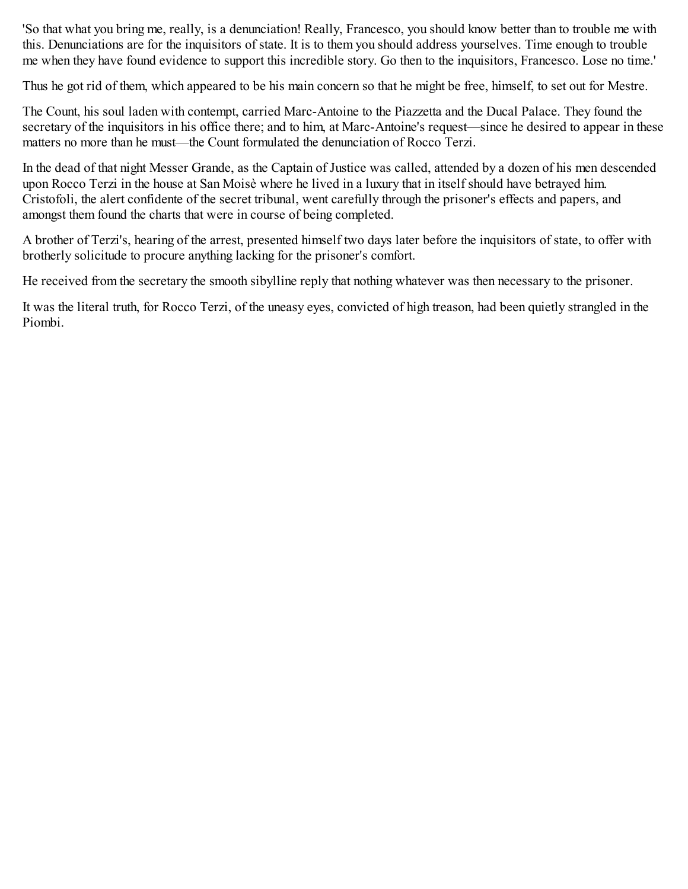'So that what you bring me, really, is a denunciation! Really, Francesco, you should know better than to trouble me with this. Denunciations are for the inquisitors of state. It is to them you should address yourselves. Time enough to trouble me when they have found evidence to support this incredible story. Go then to the inquisitors, Francesco. Lose no time.'

Thus he got rid of them, which appeared to be his main concern so that he might be free, himself, to set out for Mestre.

The Count, his soul laden with contempt, carried Marc-Antoine to the Piazzetta and the Ducal Palace. They found the secretary of the inquisitors in his office there; and to him, at Marc-Antoine's request—since he desired to appear in these matters no more than he must—the Count formulated the denunciation of Rocco Terzi.

In the dead of that night Messer Grande, as the Captain of Justice was called, attended by a dozen of his men descended upon Rocco Terzi in the house at San Moisè where he lived in a luxury that in itself should have betrayed him. Cristofoli, the alert confidente of the secret tribunal, went carefully through the prisoner's effects and papers, and amongst them found the charts that were in course of being completed.

A brother of Terzi's, hearing of the arrest, presented himself two days later before the inquisitors of state, to offer with brotherly solicitude to procure anything lacking for the prisoner's comfort.

He received from the secretary the smooth sibylline reply that nothing whatever was then necessary to the prisoner.

It was the literal truth, for Rocco Terzi, of the uneasy eyes, convicted of high treason, had been quietly strangled in the Piombi.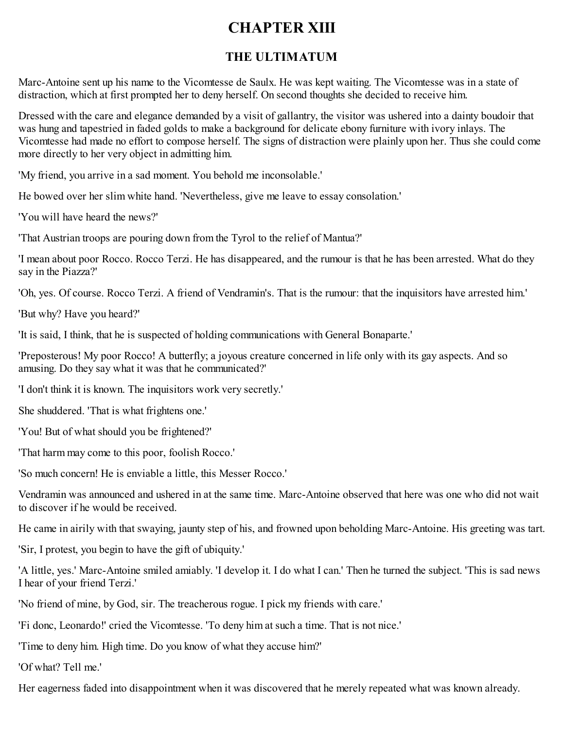# CHAPTER XIII

## THE ULTIMATUM

Marc-Antoine sent up his name to the Vicomtesse de Saulx. He was kept waiting. The Vicomtesse was in a state of distraction, which at first prompted her to deny herself. On second thoughts she decided to receive him.

Dressed with the care and elegance demanded by a visit of gallantry, the visitor was ushered into a dainty boudoir that was hung and tapestried in faded golds to make a background for delicate ebony furniture with ivory inlays. The Vicomtesse had made no effort to compose herself. The signs of distraction were plainly upon her. Thus she could come more directly to her very object in admitting him.

'My friend, you arrive in a sad moment. You behold me inconsolable.'

He bowed over her slim white hand. 'Nevertheless, give me leave to essay consolation.'

'You will have heard the news?'

'That Austrian troops are pouring down from the Tyrol to the relief of Mantua?'

'I mean about poor Rocco. Rocco Terzi. He has disappeared, and the rumour is that he has been arrested. What do they say in the Piazza?'

'Oh, yes. Of course. Rocco Terzi. A friend of Vendramin's. That is the rumour: that the inquisitors have arrested him.'

'But why? Have you heard?'

'It is said, I think, that he is suspected of holding communications with General Bonaparte.'

'Preposterous! My poor Rocco! A butterfly; a joyous creature concerned in life only with its gay aspects. And so amusing. Do they say what it was that he communicated?'

'I don't think it is known. The inquisitors work very secretly.'

She shuddered. 'That is what frightens one.'

'You! But of what should you be frightened?'

'That harm may come to this poor, foolish Rocco.'

'So much concern! He is enviable a little, this Messer Rocco.'

Vendramin was announced and ushered in at the same time. Marc-Antoine observed that here was one who did not wait to discover if he would be received.

He came in airily with that swaying, jaunty step of his, and frowned upon beholding Marc-Antoine. His greeting was tart.

'Sir, I protest, you begin to have the gift of ubiquity.'

'A little, yes.' Marc-Antoine smiled amiably. 'I develop it. I do what I can.' Then he turned the subject. 'This is sad news I hear of your friend Terzi.'

'No friend of mine, by God, sir. The treacherous rogue. I pick my friends with care.'

'Fi donc, Leonardo!' cried the Vicomtesse. 'To deny him at such a time. That is not nice.'

'Time to deny him. High time. Do you know of what they accuse him?'

'Of what? Tell me.'

Her eagerness faded into disappointment when it was discovered that he merely repeated what was known already.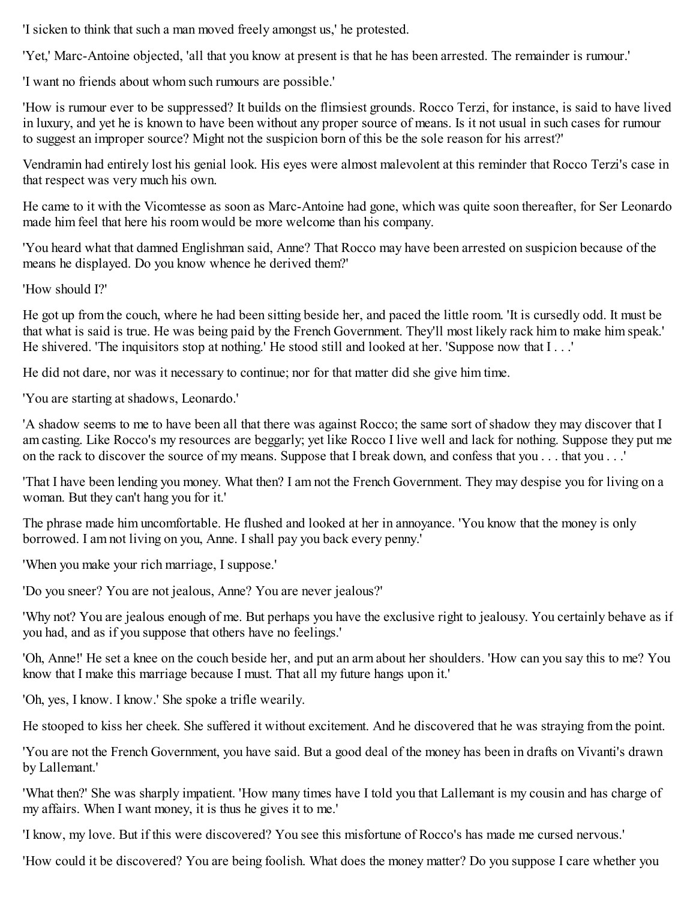'I sicken to think that such a man moved freely amongst us,' he protested.

'Yet,' Marc-Antoine objected, 'all that you know at present is that he has been arrested. The remainder is rumour.'

'I want no friends about whom such rumours are possible.'

'How is rumour ever to be suppressed? It builds on the flimsiest grounds. Rocco Terzi, for instance, is said to have lived in luxury, and yet he is known to have been without any proper source of means. Is it not usual in such cases for rumour to suggest an improper source? Might not the suspicion born of this be the sole reason for his arrest?'

Vendramin had entirely lost his genial look. His eyes were almost malevolent at this reminder that Rocco Terzi's case in that respect was very much his own.

He came to it with the Vicomtesse as soon as Marc-Antoine had gone, which was quite soon thereafter, for Ser Leonardo made him feel that here his room would be more welcome than his company.

'You heard what that damned Englishman said, Anne? That Rocco may have been arrested on suspicion because of the means he displayed. Do you know whence he derived them?'

'How should I?'

He got up from the couch, where he had been sitting beside her, and paced the little room. 'It is cursedly odd. It must be that what is said is true. He was being paid by the French Government. They'll most likely rack him to make him speak.' He shivered. 'The inquisitors stop at nothing.' He stood still and looked at her. 'Suppose now that I . . .'

He did not dare, nor was it necessary to continue; nor for that matter did she give him time.

'You are starting at shadows, Leonardo.'

'A shadow seems to me to have been all that there was against Rocco; the same sort of shadow they may discover that I am casting. Like Rocco's my resources are beggarly; yet like Rocco I live well and lack for nothing. Suppose they put me on the rack to discover the source of my means. Suppose that I break down, and confess that you . . . that you . . .'

'That I have been lending you money. What then? I am not the French Government. They may despise you for living on a woman. But they can't hang you for it.'

The phrase made him uncomfortable. He flushed and looked at her in annoyance. 'You know that the money is only borrowed. I am not living on you, Anne. I shall pay you back every penny.'

'When you make your rich marriage, I suppose.'

'Do you sneer? You are not jealous, Anne? You are never jealous?'

'Why not? You are jealous enough of me. But perhaps you have the exclusive right to jealousy. You certainly behave as if you had, and as if you suppose that others have no feelings.'

'Oh, Anne!' He set a knee on the couch beside her, and put an arm about her shoulders. 'How can you say this to me? You know that I make this marriage because I must. That all my future hangs upon it.'

'Oh, yes, I know. I know.' She spoke a trifle wearily.

He stooped to kiss her cheek. She suffered it without excitement. And he discovered that he was straying from the point.

'You are not the French Government, you have said. But a good deal of the money has been in drafts on Vivanti's drawn by Lallemant.'

'What then?' She was sharply impatient. 'How many times have I told you that Lallemant is my cousin and has charge of my affairs. When I want money, it is thus he gives it to me.'

'I know, my love. But if this were discovered? You see this misfortune of Rocco's has made me cursed nervous.'

'How could it be discovered? You are being foolish. What does the money matter? Do you suppose I care whether you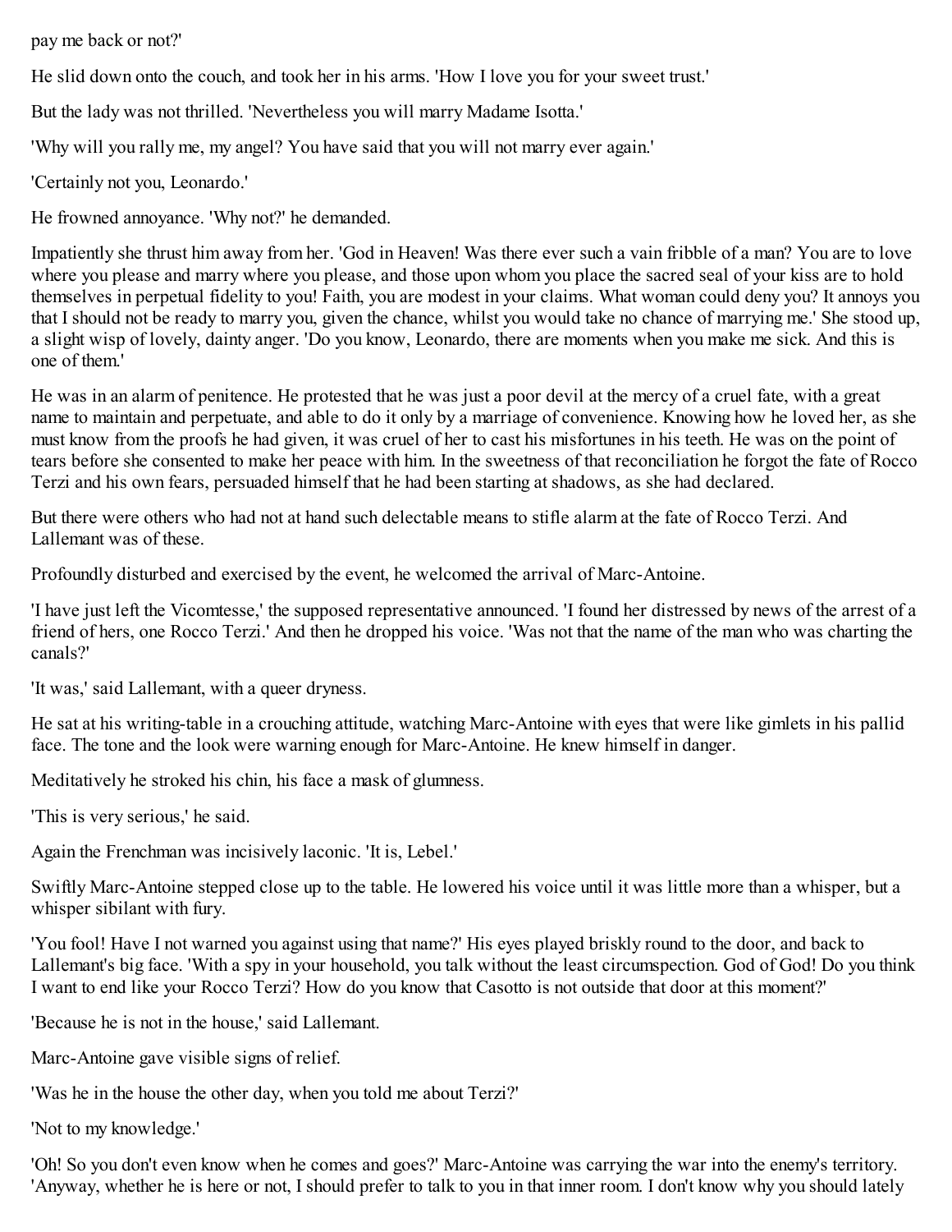pay me back or not?'

He slid down onto the couch, and took her in his arms. 'How I love you for your sweet trust.'

But the lady was not thrilled. 'Nevertheless you will marry Madame Isotta.'

'Why will you rally me, my angel? You have said that you will not marry ever again.'

'Certainly not you, Leonardo.'

He frowned annoyance. 'Why not?' he demanded.

Impatiently she thrust him away from her. 'God in Heaven! Was there ever such a vain fribble of a man? You are to love where you please and marry where you please, and those upon whom you place the sacred seal of your kiss are to hold themselves in perpetual fidelity to you! Faith, you are modest in your claims. What woman could deny you? It annoys you that I should not be ready to marry you, given the chance, whilst you would take no chance of marrying me.' She stood up, a slight wisp of lovely, dainty anger. 'Do you know, Leonardo, there are moments when you make me sick. And this is one of them.'

He was in an alarm of penitence. He protested that he was just a poor devil at the mercy of a cruel fate, with a great name to maintain and perpetuate, and able to do it only by a marriage of convenience. Knowing how he loved her, as she must know from the proofs he had given, it was cruel of her to cast his misfortunes in his teeth. He was on the point of tears before she consented to make her peace with him. In the sweetness of that reconciliation he forgot the fate of Rocco Terzi and his own fears, persuaded himself that he had been starting at shadows, as she had declared.

But there were others who had not at hand such delectable means to stifle alarm at the fate of Rocco Terzi. And Lallemant was of these.

Profoundly disturbed and exercised by the event, he welcomed the arrival of Marc-Antoine.

'I have just left the Vicomtesse,' the supposed representative announced. 'I found her distressed by news of the arrest of a friend of hers, one Rocco Terzi.' And then he dropped his voice. 'Was not that the name of the man who was charting the canals?'

'It was,' said Lallemant, with a queer dryness.

He sat at his writing-table in a crouching attitude, watching Marc-Antoine with eyes that were like gimlets in his pallid face. The tone and the look were warning enough for Marc-Antoine. He knew himself in danger.

Meditatively he stroked his chin, his face a mask of glumness.

'This is very serious,' he said.

Again the Frenchman was incisively laconic. 'It is, Lebel.'

Swiftly Marc-Antoine stepped close up to the table. He lowered his voice until it was little more than a whisper, but a whisper sibilant with fury.

'You fool! Have I not warned you against using that name?' His eyes played briskly round to the door, and back to Lallemant's big face. 'With a spy in your household, you talk without the least circumspection. God of God! Do you think I want to end like your Rocco Terzi? How do you know that Casotto is not outside that door at this moment?'

'Because he is not in the house,' said Lallemant.

Marc-Antoine gave visible signs of relief.

'Was he in the house the other day, when you told me about Terzi?'

'Not to my knowledge.'

'Oh! So you don't even know when he comes and goes?' Marc-Antoine was carrying the war into the enemy's territory. 'Anyway, whether he is here or not, I should prefer to talk to you in that inner room. I don't know why you should lately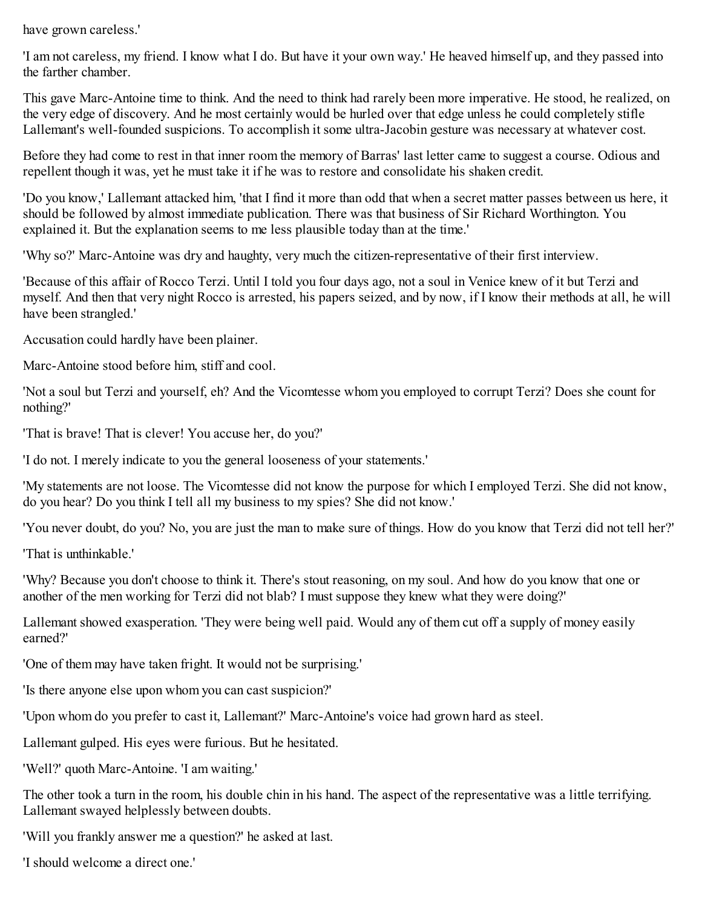have grown careless.'

'I am not careless, my friend. I know what I do. But have it your own way.' He heaved himself up, and they passed into the farther chamber.

This gave Marc-Antoine time to think. And the need to think had rarely been more imperative. He stood, he realized, on the very edge of discovery. And he most certainly would be hurled over that edge unless he could completely stifle Lallemant's well-founded suspicions. To accomplish it some ultra-Jacobin gesture was necessary at whatever cost.

Before they had come to rest in that inner room the memory of Barras' last letter came to suggest a course. Odious and repellent though it was, yet he must take it if he was to restore and consolidate his shaken credit.

'Do you know,' Lallemant attacked him, 'that I find it more than odd that when a secret matter passes between us here, it should be followed by almost immediate publication. There was that business of Sir Richard Worthington. You explained it. But the explanation seems to me less plausible today than at the time.'

'Why so?' Marc-Antoine was dry and haughty, very much the citizen-representative of their first interview.

'Because of this affair of Rocco Terzi. Until I told you four days ago, not a soul in Venice knew of it but Terzi and myself. And then that very night Rocco is arrested, his papers seized, and by now, if I know their methods at all, he will have been strangled.'

Accusation could hardly have been plainer.

Marc-Antoine stood before him, stiff and cool.

'Not a soul but Terzi and yourself, eh? And the Vicomtesse whom you employed to corrupt Terzi? Does she count for nothing?'

'That is brave! That is clever! You accuse her, do you?'

'I do not. I merely indicate to you the general looseness of your statements.'

'My statements are not loose. The Vicomtesse did not know the purpose for which I employed Terzi. She did not know, do you hear? Do you think I tell all my business to my spies? She did not know.'

'You never doubt, do you? No, you are just the man to make sure of things. How do you know that Terzi did not tell her?'

'That is unthinkable.'

'Why? Because you don't choose to think it. There's stout reasoning, on my soul. And how do you know that one or another of the men working for Terzi did not blab? I must suppose they knew what they were doing?'

Lallemant showed exasperation. 'They were being well paid. Would any of them cut off a supply of money easily earned?'

'One of them may have taken fright. It would not be surprising.'

'Is there anyone else upon whom you can cast suspicion?'

'Upon whom do you prefer to cast it, Lallemant?' Marc-Antoine's voice had grown hard as steel.

Lallemant gulped. His eyes were furious. But he hesitated.

'Well?' quoth Marc-Antoine. 'I am waiting.'

The other took a turn in the room, his double chin in his hand. The aspect of the representative was a little terrifying. Lallemant swayed helplessly between doubts.

'Will you frankly answer me a question?' he asked at last.

'I should welcome a direct one.'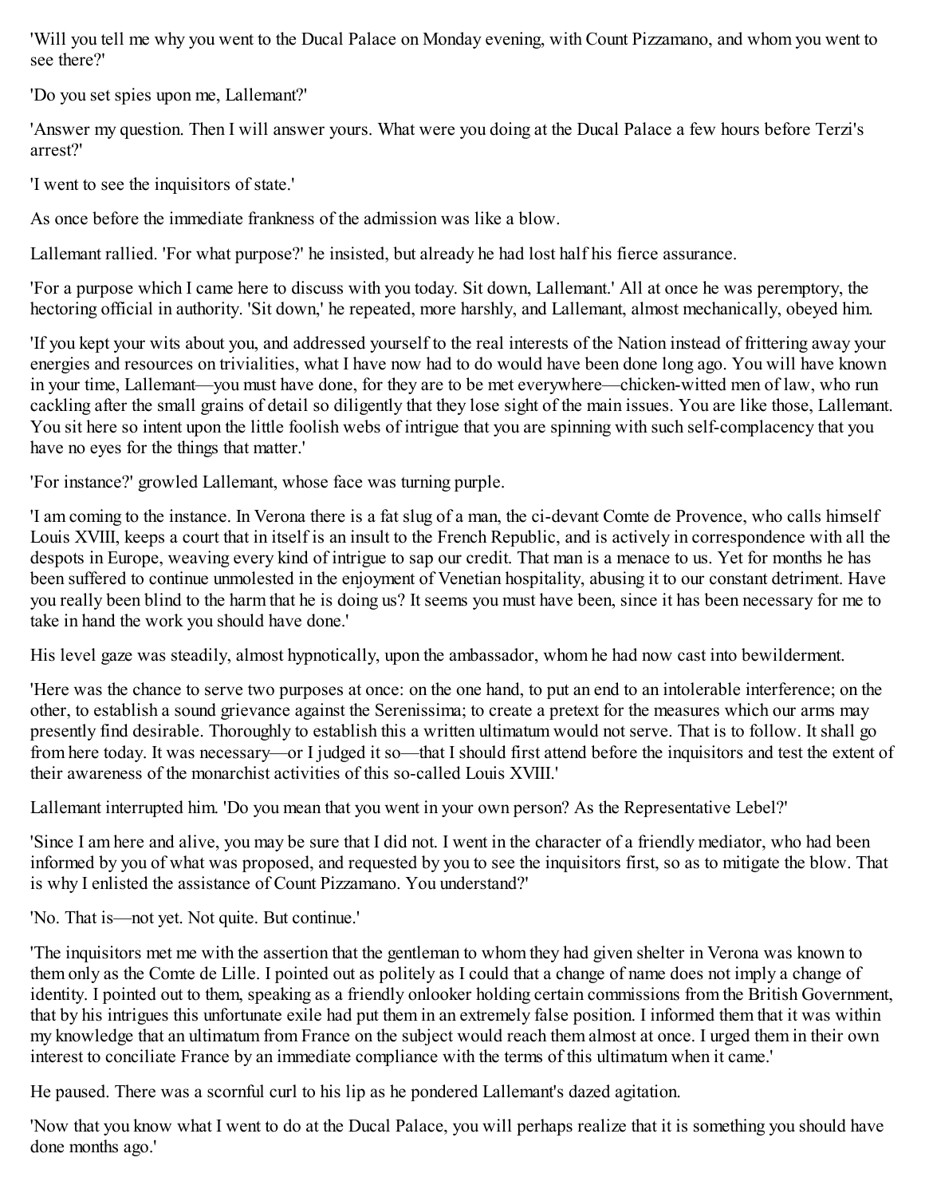'Will you tell me why you went to the Ducal Palace on Monday evening, with Count Pizzamano, and whom you went to see there?'

'Do you set spies upon me, Lallemant?'

'Answer my question. Then I will answer yours. What were you doing at the Ducal Palace a few hours before Terzi's arrest?'

'I went to see the inquisitors of state.'

As once before the immediate frankness of the admission was like a blow.

Lallemant rallied. 'For what purpose?' he insisted, but already he had lost half his fierce assurance.

'For a purpose which I came here to discuss with you today. Sit down, Lallemant.' All at once he was peremptory, the hectoring official in authority. 'Sit down,' he repeated, more harshly, and Lallemant, almost mechanically, obeyed him.

'If you kept your wits about you, and addressed yourself to the real interests of the Nation instead of frittering away your energies and resources on trivialities, what I have now had to do would have been done long ago. You will have known in your time, Lallemant—you must have done, for they are to be met everywhere—chicken-witted men of law, who run cackling after the small grains of detail so diligently that they lose sight of the main issues. You are like those, Lallemant. You sit here so intent upon the little foolish webs of intrigue that you are spinning with such self-complacency that you have no eyes for the things that matter.'

'For instance?' growled Lallemant, whose face was turning purple.

'I am coming to the instance. In Verona there is a fat slug of a man, the ci-devant Comte de Provence, who calls himself Louis XVIII, keeps a court that in itself is an insult to the French Republic, and is actively in correspondence with all the despots in Europe, weaving every kind of intrigue to sap our credit. That man is a menace to us. Yet for months he has been suffered to continue unmolested in the enjoyment of Venetian hospitality, abusing it to our constant detriment. Have you really been blind to the harm that he is doing us? It seems you must have been, since it has been necessary for me to take in hand the work you should have done.'

His level gaze was steadily, almost hypnotically, upon the ambassador, whom he had now cast into bewilderment.

'Here was the chance to serve two purposes at once: on the one hand, to put an end to an intolerable interference; on the other, to establish a sound grievance against the Serenissima; to create a pretext for the measures which our arms may presently find desirable. Thoroughly to establish this a written ultimatum would not serve. That is to follow. It shall go from here today. It was necessary—or I judged it so—that I should first attend before the inquisitors and test the extent of their awareness of the monarchist activities of this so-called Louis XVIII.'

Lallemant interrupted him. 'Do you mean that you went in your own person? As the Representative Lebel?'

'Since I am here and alive, you may be sure that I did not. I went in the character of a friendly mediator, who had been informed by you of what was proposed, and requested by you to see the inquisitors first, so as to mitigate the blow. That is why I enlisted the assistance of Count Pizzamano. You understand?'

'No. That is—not yet. Not quite. But continue.'

'The inquisitors met me with the assertion that the gentleman to whom they had given shelter in Verona was known to them only as the Comte de Lille. I pointed out as politely as I could that a change of name does not imply a change of identity. I pointed out to them, speaking as a friendly onlooker holding certain commissions from the British Government, that by his intrigues this unfortunate exile had put them in an extremely false position. I informed them that it was within my knowledge that an ultimatum from France on the subject would reach them almost at once. I urged them in their own interest to conciliate France by an immediate compliance with the terms of this ultimatum when it came.'

He paused. There was a scornful curl to his lip as he pondered Lallemant's dazed agitation.

'Now that you know what I went to do at the Ducal Palace, you will perhaps realize that it is something you should have done months ago.'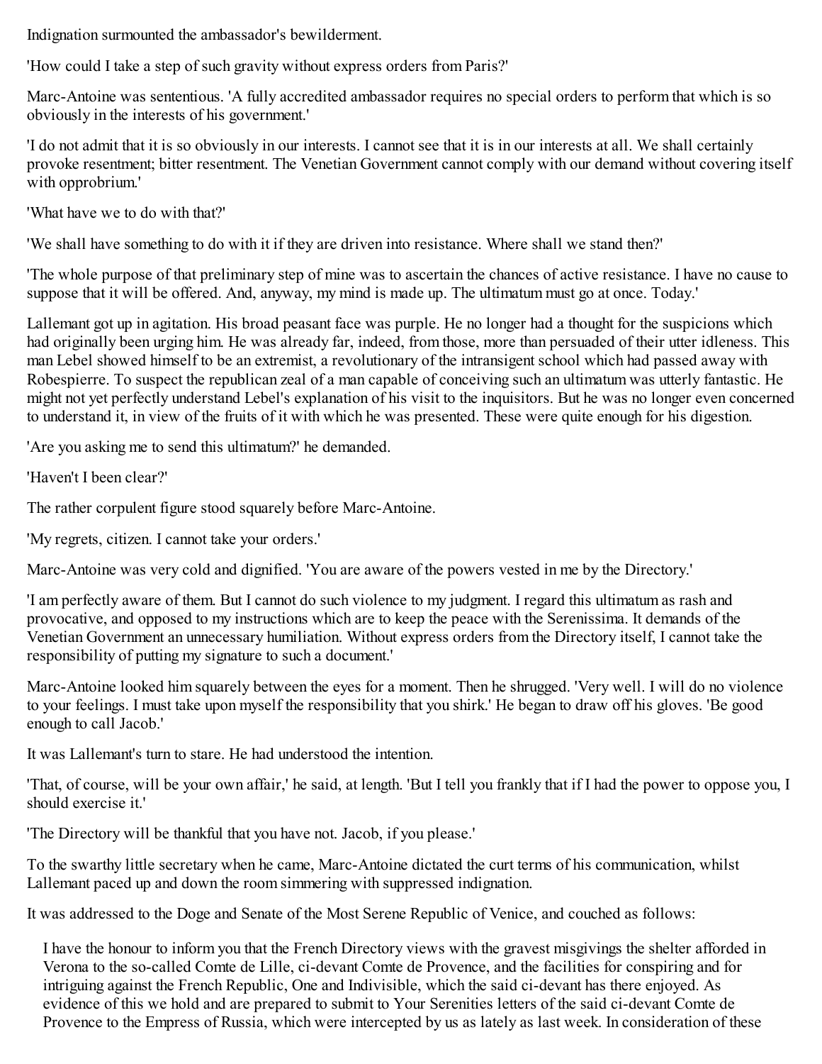Indignation surmounted the ambassador's bewilderment.

'How could I take a step of such gravity without express orders from Paris?'

Marc-Antoine was sententious. 'A fully accredited ambassador requires no special orders to perform that which is so obviously in the interests of his government.'

'I do not admit that it is so obviously in our interests. I cannot see that it is in our interests at all. We shall certainly provoke resentment; bitter resentment. The Venetian Government cannot comply with our demand without covering itself with opprobrium.'

'What have we to do with that?'

'We shall have something to do with it if they are driven into resistance. Where shall we stand then?'

'The whole purpose of that preliminary step of mine was to ascertain the chances of active resistance. I have no cause to suppose that it will be offered. And, anyway, my mind is made up. The ultimatum must go at once. Today.'

Lallemant got up in agitation. His broad peasant face was purple. He no longer had a thought for the suspicions which had originally been urging him. He was already far, indeed, from those, more than persuaded of their utter idleness. This man Lebel showed himself to be an extremist, a revolutionary of the intransigent school which had passed away with Robespierre. To suspect the republican zeal of a man capable of conceiving such an ultimatum was utterly fantastic. He might not yet perfectly understand Lebel's explanation of his visit to the inquisitors. But he was no longer even concerned to understand it, in view of the fruits of it with which he was presented. These were quite enough for his digestion.

'Are you asking me to send this ultimatum?' he demanded.

'Haven't I been clear?'

The rather corpulent figure stood squarely before Marc-Antoine.

'My regrets, citizen. I cannot take your orders.'

Marc-Antoine was very cold and dignified. 'You are aware of the powers vested in me by the Directory.'

'I am perfectly aware of them. But I cannot do such violence to my judgment. I regard this ultimatum as rash and provocative, and opposed to my instructions which are to keep the peace with the Serenissima. It demands of the Venetian Government an unnecessary humiliation. Without express orders from the Directory itself, I cannot take the responsibility of putting my signature to such a document.'

Marc-Antoine looked him squarely between the eyes for a moment. Then he shrugged. 'Very well. I will do no violence to your feelings. I must take upon myself the responsibility that you shirk.' He began to draw off his gloves. 'Be good enough to call Jacob.'

It was Lallemant's turn to stare. He had understood the intention.

'That, of course, will be your own affair,' he said, at length. 'But I tell you frankly that if I had the power to oppose you, I should exercise it.'

'The Directory will be thankful that you have not. Jacob, if you please.'

To the swarthy little secretary when he came, Marc-Antoine dictated the curt terms of his communication, whilst Lallemant paced up and down the room simmering with suppressed indignation.

It was addressed to the Doge and Senate of the Most Serene Republic of Venice, and couched as follows:

> I have the honour to inform you that the French Directory views with the gravest misgivings the shelter afforded in Verona to the so-called Comte de Lille, ci-devant Comte de Provence, and the facilities for conspiring and for intriguing against the French Republic, One and Indivisible, which the said ci-devant has there enjoyed. As evidence of this we hold and are prepared to submit to Your Serenities letters of the said ci-devant Comte de Provence to the Empress of Russia, which were intercepted by us as lately as last week. In consideration of these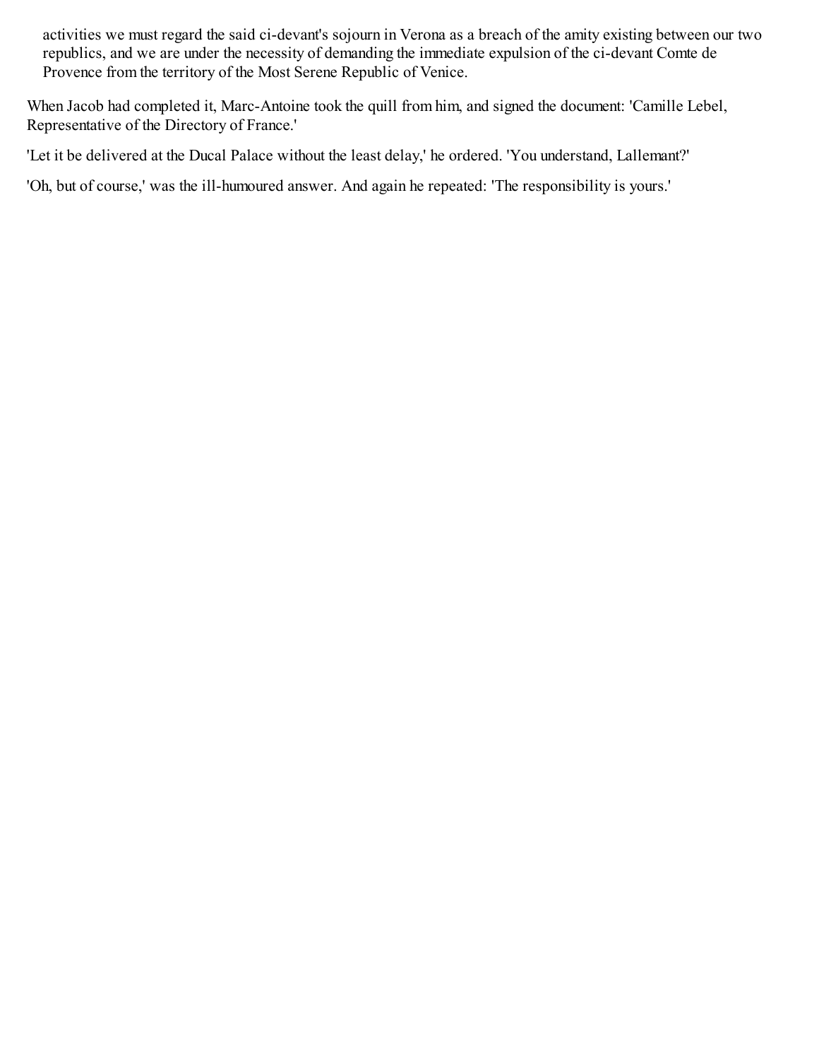> activities we must regard the said ci-devant's sojourn in Verona as a breach of the amity existing between our two republics, and we are under the necessity of demanding the immediate expulsion of the ci-devant Comte de Provence from the territory of the Most Serene Republic of Venice.

When Jacob had completed it, Marc-Antoine took the quill from him, and signed the document: 'Camille Lebel, Representative of the Directory of France.'

'Let it be delivered at the Ducal Palace without the least delay,' he ordered. 'You understand, Lallemant?'

'Oh, but of course,' was the ill-humoured answer. And again he repeated: 'The responsibility is yours.'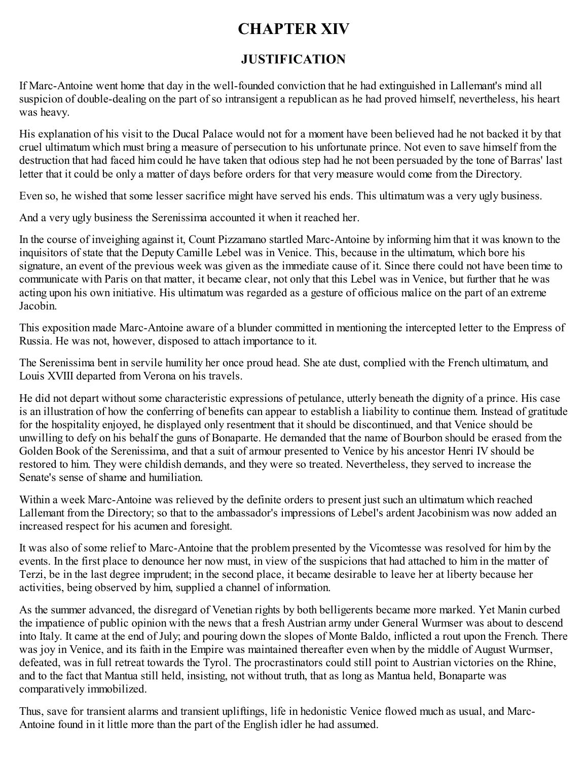# CHAPTER XIV

## JUSTIFICATION

If Marc-Antoine went home that day in the well-founded conviction that he had extinguished in Lallemant's mind all suspicion of double-dealing on the part of so intransigent a republican as he had proved himself, nevertheless, his heart was heavy.

His explanation of his visit to the Ducal Palace would not for a moment have been believed had he not backed it by that cruel ultimatum which must bring a measure of persecution to his unfortunate prince. Not even to save himself from the destruction that had faced him could he have taken that odious step had he not been persuaded by the tone of Barras' last letter that it could be only a matter of days before orders for that very measure would come from the Directory.

Even so, he wished that some lesser sacrifice might have served his ends. This ultimatum was a very ugly business.

And a very ugly business the Serenissima accounted it when it reached her.

In the course of inveighing against it, Count Pizzamano startled Marc-Antoine by informing him that it was known to the inquisitors of state that the Deputy Camille Lebel was in Venice. This, because in the ultimatum, which bore his signature, an event of the previous week was given as the immediate cause of it. Since there could not have been time to communicate with Paris on that matter, it became clear, not only that this Lebel was in Venice, but further that he was acting upon his own initiative. His ultimatum was regarded as a gesture of officious malice on the part of an extreme Jacobin.

This exposition made Marc-Antoine aware of a blunder committed in mentioning the intercepted letter to the Empress of Russia. He was not, however, disposed to attach importance to it.

The Serenissima bent in servile humility her once proud head. She ate dust, complied with the French ultimatum, and Louis XVIII departed from Verona on his travels.

He did not depart without some characteristic expressions of petulance, utterly beneath the dignity of a prince. His case is an illustration of how the conferring of benefits can appear to establish a liability to continue them. Instead of gratitude for the hospitality enjoyed, he displayed only resentment that it should be discontinued, and that Venice should be unwilling to defy on his behalf the guns of Bonaparte. He demanded that the name of Bourbon should be erased from the Golden Book of the Serenissima, and that a suit of armour presented to Venice by his ancestor Henri IV should be restored to him. They were childish demands, and they were so treated. Nevertheless, they served to increase the Senate's sense of shame and humiliation.

Within a week Marc-Antoine was relieved by the definite orders to present just such an ultimatum which reached Lallemant from the Directory; so that to the ambassador's impressions of Lebel's ardent Jacobinism was now added an increased respect for his acumen and foresight.

It was also of some relief to Marc-Antoine that the problem presented by the Vicomtesse was resolved for him by the events. In the first place to denounce her now must, in view of the suspicions that had attached to him in the matter of Terzi, be in the last degree imprudent; in the second place, it became desirable to leave her at liberty because her activities, being observed by him, supplied a channel of information.

As the summer advanced, the disregard of Venetian rights by both belligerents became more marked. Yet Manin curbed the impatience of public opinion with the news that a fresh Austrian army under General Wurmser was about to descend into Italy. It came at the end of July; and pouring down the slopes of Monte Baldo, inflicted a rout upon the French. There was joy in Venice, and its faith in the Empire was maintained thereafter even when by the middle of August Wurmser, defeated, was in full retreat towards the Tyrol. The procrastinators could still point to Austrian victories on the Rhine, and to the fact that Mantua still held, insisting, not without truth, that as long as Mantua held, Bonaparte was comparatively immobilized.

Thus, save for transient alarms and transient upliftings, life in hedonistic Venice flowed much as usual, and Marc-Antoine found in it little more than the part of the English idler he had assumed.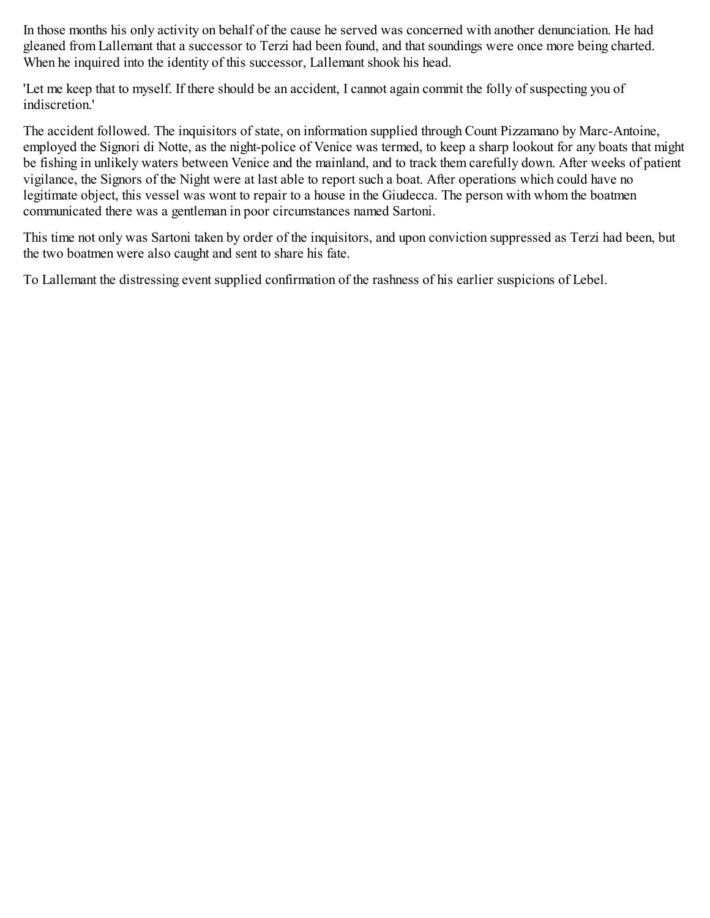In those months his only activity on behalf of the cause he served was concerned with another denunciation. He had gleaned from Lallemant that a successor to Terzi had been found, and that soundings were once more being charted. When he inquired into the identity of this successor, Lallemant shook his head.

'Let me keep that to myself. If there should be an accident, I cannot again commit the folly of suspecting you of indiscretion.'

The accident followed. The inquisitors of state, on information supplied through Count Pizzamano by Marc-Antoine, employed the Signori di Notte, as the night-police of Venice was termed, to keep a sharp lookout for any boats that might be fishing in unlikely waters between Venice and the mainland, and to track them carefully down. After weeks of patient vigilance, the Signors of the Night were at last able to report such a boat. After operations which could have no legitimate object, this vessel was wont to repair to a house in the Giudecca. The person with whom the boatmen communicated there was a gentleman in poor circumstances named Sartoni.

This time not only was Sartoni taken by order of the inquisitors, and upon conviction suppressed as Terzi had been, but the two boatmen were also caught and sent to share his fate.

To Lallemant the distressing event supplied confirmation of the rashness of his earlier suspicions of Lebel.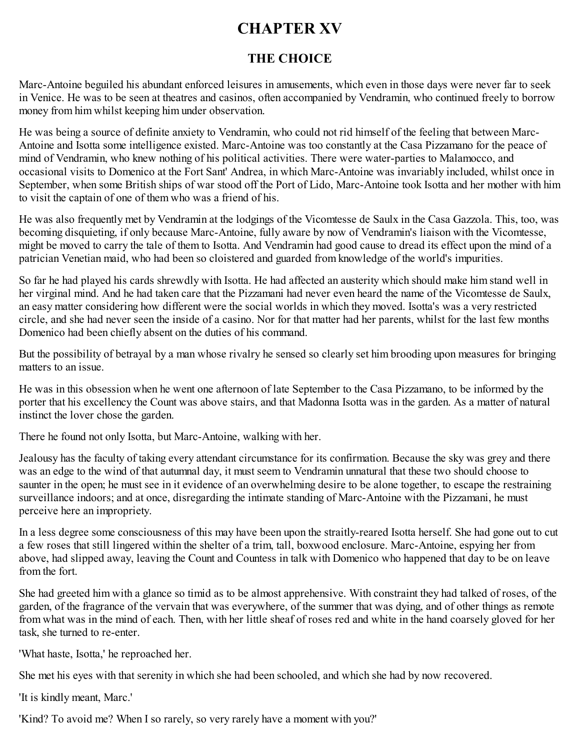# CHAPTER XV

## THE CHOICE

Marc-Antoine beguiled his abundant enforced leisures in amusements, which even in those days were never far to seek in Venice. He was to be seen at theatres and casinos, often accompanied by Vendramin, who continued freely to borrow money from him whilst keeping him under observation.

He was being a source of definite anxiety to Vendramin, who could not rid himself of the feeling that between Marc-Antoine and Isotta some intelligence existed. Marc-Antoine was too constantly at the Casa Pizzamano for the peace of mind of Vendramin, who knew nothing of his political activities. There were water-parties to Malamocco, and occasional visits to Domenico at the Fort Sant' Andrea, in which Marc-Antoine was invariably included, whilst once in September, when some British ships of war stood off the Port of Lido, Marc-Antoine took Isotta and her mother with him to visit the captain of one of them who was a friend of his.

He was also frequently met by Vendramin at the lodgings of the Vicomtesse de Saulx in the Casa Gazzola. This, too, was becoming disquieting, if only because Marc-Antoine, fully aware by now of Vendramin's liaison with the Vicomtesse, might be moved to carry the tale of them to Isotta. And Vendramin had good cause to dread its effect upon the mind of a patrician Venetian maid, who had been so cloistered and guarded from knowledge of the world's impurities.

So far he had played his cards shrewdly with Isotta. He had affected an austerity which should make him stand well in her virginal mind. And he had taken care that the Pizzamani had never even heard the name of the Vicomtesse de Saulx, an easy matter considering how different were the social worlds in which they moved. Isotta's was a very restricted circle, and she had never seen the inside of a casino. Nor for that matter had her parents, whilst for the last few months Domenico had been chiefly absent on the duties of his command.

But the possibility of betrayal by a man whose rivalry he sensed so clearly set him brooding upon measures for bringing matters to an issue.

He was in this obsession when he went one afternoon of late September to the Casa Pizzamano, to be informed by the porter that his excellency the Count was above stairs, and that Madonna Isotta was in the garden. As a matter of natural instinct the lover chose the garden.

There he found not only Isotta, but Marc-Antoine, walking with her.

Jealousy has the faculty of taking every attendant circumstance for its confirmation. Because the sky was grey and there was an edge to the wind of that autumnal day, it must seem to Vendramin unnatural that these two should choose to saunter in the open; he must see in it evidence of an overwhelming desire to be alone together, to escape the restraining surveillance indoors; and at once, disregarding the intimate standing of Marc-Antoine with the Pizzamani, he must perceive here an impropriety.

In a less degree some consciousness of this may have been upon the straitly-reared Isotta herself. She had gone out to cut a few roses that still lingered within the shelter of a trim, tall, boxwood enclosure. Marc-Antoine, espying her from above, had slipped away, leaving the Count and Countess in talk with Domenico who happened that day to be on leave from the fort.

She had greeted him with a glance so timid as to be almost apprehensive. With constraint they had talked of roses, of the garden, of the fragrance of the vervain that was everywhere, of the summer that was dying, and of other things as remote from what was in the mind of each. Then, with her little sheaf of roses red and white in the hand coarsely gloved for her task, she turned to re-enter.

'What haste, Isotta,' he reproached her.

She met his eyes with that serenity in which she had been schooled, and which she had by now recovered.

'It is kindly meant, Marc.'

'Kind? To avoid me? When I so rarely, so very rarely have a moment with you?'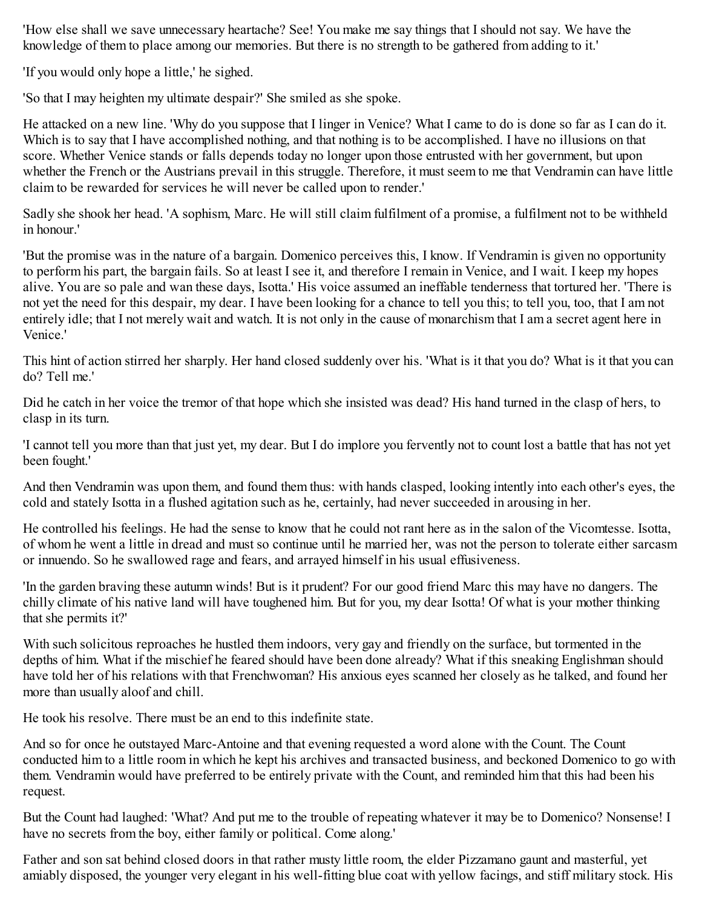'How else shall we save unnecessary heartache? See! You make me say things that I should not say. We have the knowledge of them to place among our memories. But there is no strength to be gathered from adding to it.'

'If you would only hope a little,' he sighed.

'So that I may heighten my ultimate despair?' She smiled as she spoke.

He attacked on a new line. 'Why do you suppose that I linger in Venice? What I came to do is done so far as I can do it. Which is to say that I have accomplished nothing, and that nothing is to be accomplished. I have no illusions on that score. Whether Venice stands or falls depends today no longer upon those entrusted with her government, but upon whether the French or the Austrians prevail in this struggle. Therefore, it must seem to me that Vendramin can have little claim to be rewarded for services he will never be called upon to render.'

Sadly she shook her head. 'A sophism, Marc. He will still claim fulfilment of a promise, a fulfilment not to be withheld in honour.'

'But the promise was in the nature of a bargain. Domenico perceives this, I know. If Vendramin is given no opportunity to perform his part, the bargain fails. So at least I see it, and therefore I remain in Venice, and I wait. I keep my hopes alive. You are so pale and wan these days, Isotta.' His voice assumed an ineffable tenderness that tortured her. 'There is not yet the need for this despair, my dear. I have been looking for a chance to tell you this; to tell you, too, that I am not entirely idle; that I not merely wait and watch. It is not only in the cause of monarchism that I am a secret agent here in Venice.'

This hint of action stirred her sharply. Her hand closed suddenly over his. 'What is it that you do? What is it that you can do? Tell me.'

Did he catch in her voice the tremor of that hope which she insisted was dead? His hand turned in the clasp of hers, to clasp in its turn.

'I cannot tell you more than that just yet, my dear. But I do implore you fervently not to count lost a battle that has not yet been fought.'

And then Vendramin was upon them, and found them thus: with hands clasped, looking intently into each other's eyes, the cold and stately Isotta in a flushed agitation such as he, certainly, had never succeeded in arousing in her.

He controlled his feelings. He had the sense to know that he could not rant here as in the salon of the Vicomtesse. Isotta, of whom he went a little in dread and must so continue until he married her, was not the person to tolerate either sarcasm or innuendo. So he swallowed rage and fears, and arrayed himself in his usual effusiveness.

'In the garden braving these autumn winds! But is it prudent? For our good friend Marc this may have no dangers. The chilly climate of his native land will have toughened him. But for you, my dear Isotta! Of what is your mother thinking that she permits it?'

With such solicitous reproaches he hustled them indoors, very gay and friendly on the surface, but tormented in the depths of him. What if the mischief he feared should have been done already? What if this sneaking Englishman should have told her of his relations with that Frenchwoman? His anxious eyes scanned her closely as he talked, and found her more than usually aloof and chill.

He took his resolve. There must be an end to this indefinite state.

And so for once he outstayed Marc-Antoine and that evening requested a word alone with the Count. The Count conducted him to a little room in which he kept his archives and transacted business, and beckoned Domenico to go with them. Vendramin would have preferred to be entirely private with the Count, and reminded him that this had been his request.

But the Count had laughed: 'What? And put me to the trouble of repeating whatever it may be to Domenico? Nonsense! I have no secrets from the boy, either family or political. Come along.'

Father and son sat behind closed doors in that rather musty little room, the elder Pizzamano gaunt and masterful, yet amiably disposed, the younger very elegant in his well-fitting blue coat with yellow facings, and stiff military stock. His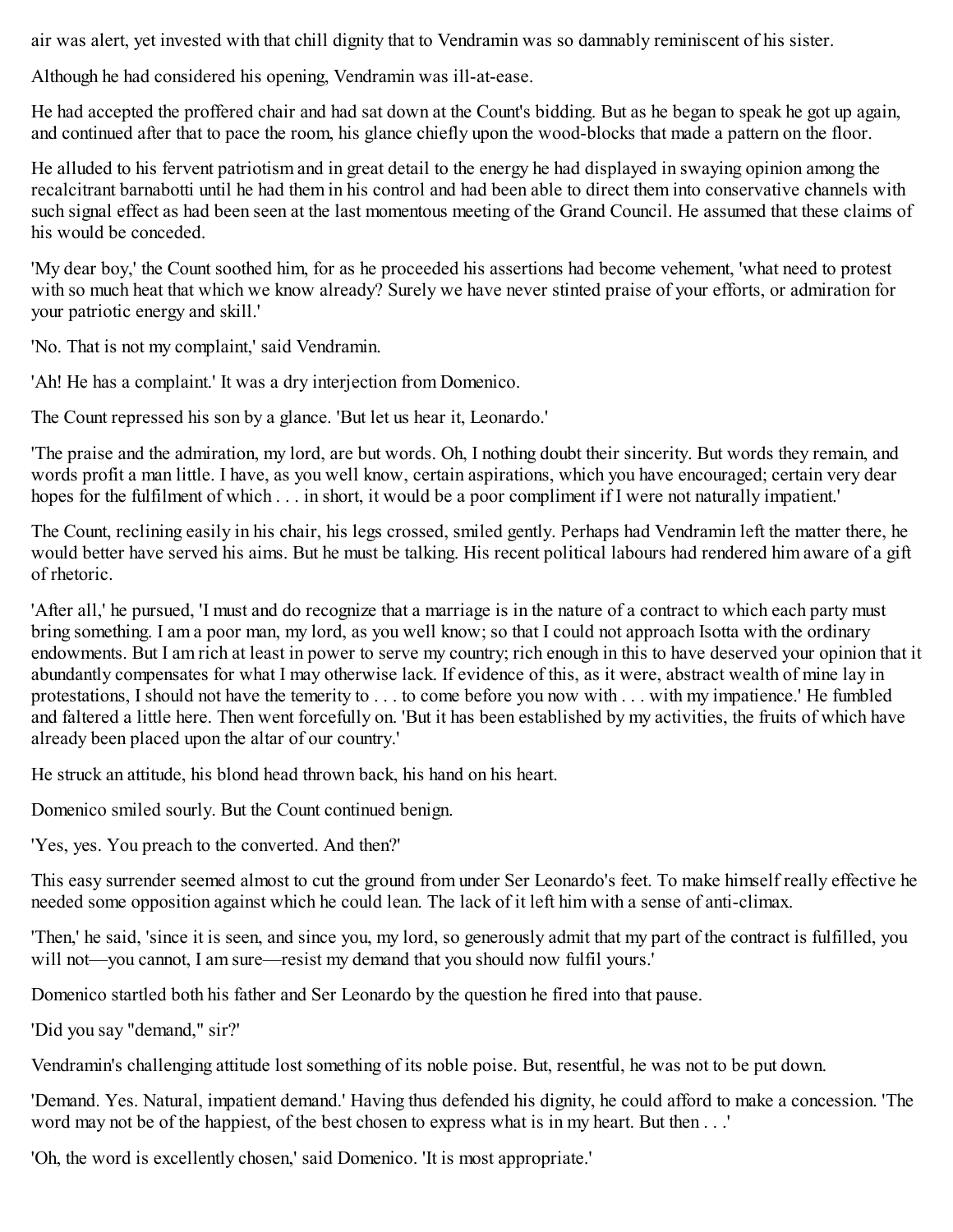air was alert, yet invested with that chill dignity that to Vendramin was so damnably reminiscent of his sister.

Although he had considered his opening, Vendramin was ill-at-ease.

He had accepted the proffered chair and had sat down at the Count's bidding. But as he began to speak he got up again, and continued after that to pace the room, his glance chiefly upon the wood-blocks that made a pattern on the floor.

He alluded to his fervent patriotism and in great detail to the energy he had displayed in swaying opinion among the recalcitrant barnabotti until he had them in his control and had been able to direct them into conservative channels with such signal effect as had been seen at the last momentous meeting of the Grand Council. He assumed that these claims of his would be conceded.

'My dear boy,' the Count soothed him, for as he proceeded his assertions had become vehement, 'what need to protest with so much heat that which we know already? Surely we have never stinted praise of your efforts, or admiration for your patriotic energy and skill.'

'No. That is not my complaint,' said Vendramin.

'Ah! He has a complaint.' It was a dry interjection from Domenico.

The Count repressed his son by a glance. 'But let us hear it, Leonardo.'

'The praise and the admiration, my lord, are but words. Oh, I nothing doubt their sincerity. But words they remain, and words profit a man little. I have, as you well know, certain aspirations, which you have encouraged; certain very dear hopes for the fulfilment of which . . . in short, it would be a poor compliment if I were not naturally impatient.'

The Count, reclining easily in his chair, his legs crossed, smiled gently. Perhaps had Vendramin left the matter there, he would better have served his aims. But he must be talking. His recent political labours had rendered him aware of a gift of rhetoric.

'After all,' he pursued, 'I must and do recognize that a marriage is in the nature of a contract to which each party must bring something. I am a poor man, my lord, as you well know; so that I could not approach Isotta with the ordinary endowments. But I am rich at least in power to serve my country; rich enough in this to have deserved your opinion that it abundantly compensates for what I may otherwise lack. If evidence of this, as it were, abstract wealth of mine lay in protestations, I should not have the temerity to . . . to come before you now with . . . with my impatience.' He fumbled and faltered a little here. Then went forcefully on. 'But it has been established by my activities, the fruits of which have already been placed upon the altar of our country.'

He struck an attitude, his blond head thrown back, his hand on his heart.

Domenico smiled sourly. But the Count continued benign.

'Yes, yes. You preach to the converted. And then?'

This easy surrender seemed almost to cut the ground from under Ser Leonardo's feet. To make himself really effective he needed some opposition against which he could lean. The lack of it left him with a sense of anti-climax.

'Then,' he said, 'since it is seen, and since you, my lord, so generously admit that my part of the contract is fulfilled, you will not—you cannot, I am sure—resist my demand that you should now fulfil yours.'

Domenico startled both his father and Ser Leonardo by the question he fired into that pause.

'Did you say "demand," sir?'

Vendramin's challenging attitude lost something of its noble poise. But, resentful, he was not to be put down.

'Demand. Yes. Natural, impatient demand.' Having thus defended his dignity, he could afford to make a concession. 'The word may not be of the happiest, of the best chosen to express what is in my heart. But then . . .'

'Oh, the word is excellently chosen,' said Domenico. 'It is most appropriate.'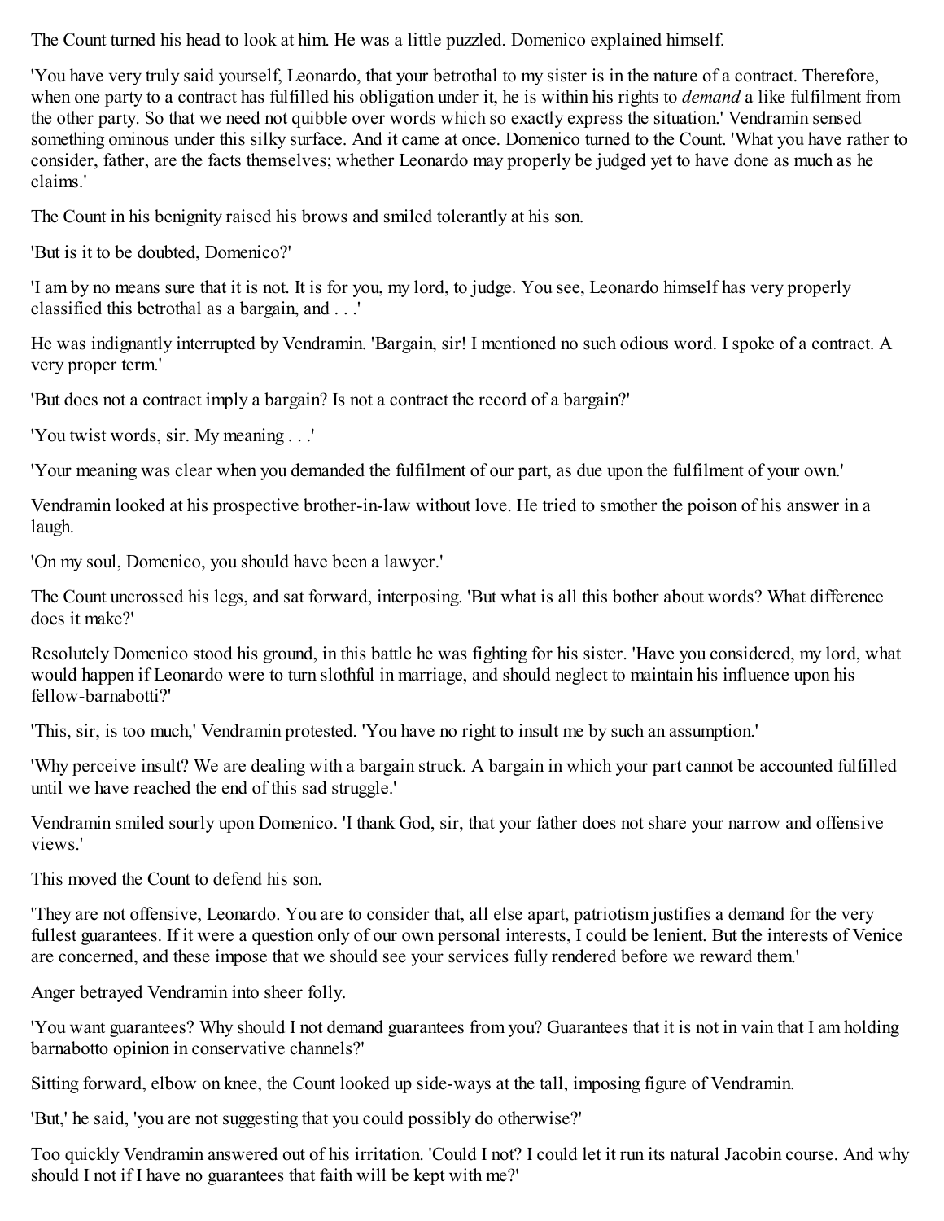The Count turned his head to look at him. He was a little puzzled. Domenico explained himself.

'You have very truly said yourself, Leonardo, that your betrothal to my sister is in the nature of a contract. Therefore, when one party to a contract has fulfilled his obligation under it, he is within his rights to *demand* a like fulfilment from the other party. So that we need not quibble over words which so exactly express the situation.' Vendramin sensed something ominous under this silky surface. And it came at once. Domenico turned to the Count. 'What you have rather to consider, father, are the facts themselves; whether Leonardo may properly be judged yet to have done as much as he claims.'

The Count in his benignity raised his brows and smiled tolerantly at his son.

'But is it to be doubted, Domenico?'

'I am by no means sure that it is not. It is for you, my lord, to judge. You see, Leonardo himself has very properly classified this betrothal as a bargain, and . . .'

He was indignantly interrupted by Vendramin. 'Bargain, sir! I mentioned no such odious word. I spoke of a contract. A very proper term.'

'But does not a contract imply a bargain? Is not a contract the record of a bargain?'

'You twist words, sir. My meaning . . .'

'Your meaning was clear when you demanded the fulfilment of our part, as due upon the fulfilment of your own.'

Vendramin looked at his prospective brother-in-law without love. He tried to smother the poison of his answer in a laugh.

'On my soul, Domenico, you should have been a lawyer.'

The Count uncrossed his legs, and sat forward, interposing. 'But what is all this bother about words? What difference does it make?'

Resolutely Domenico stood his ground, in this battle he was fighting for his sister. 'Have you considered, my lord, what would happen if Leonardo were to turn slothful in marriage, and should neglect to maintain his influence upon his fellow-barnabotti?'

'This, sir, is too much,' Vendramin protested. 'You have no right to insult me by such an assumption.'

'Why perceive insult? We are dealing with a bargain struck. A bargain in which your part cannot be accounted fulfilled until we have reached the end of this sad struggle.'

Vendramin smiled sourly upon Domenico. 'I thank God, sir, that your father does not share your narrow and offensive views.'

This moved the Count to defend his son.

'They are not offensive, Leonardo. You are to consider that, all else apart, patriotism justifies a demand for the very fullest guarantees. If it were a question only of our own personal interests, I could be lenient. But the interests of Venice are concerned, and these impose that we should see your services fully rendered before we reward them.'

Anger betrayed Vendramin into sheer folly.

'You want guarantees? Why should I not demand guarantees from you? Guarantees that it is not in vain that I am holding barnabotto opinion in conservative channels?'

Sitting forward, elbow on knee, the Count looked up side-ways at the tall, imposing figure of Vendramin.

'But,' he said, 'you are not suggesting that you could possibly do otherwise?'

Too quickly Vendramin answered out of his irritation. 'Could I not? I could let it run its natural Jacobin course. And why should I not if I have no guarantees that faith will be kept with me?'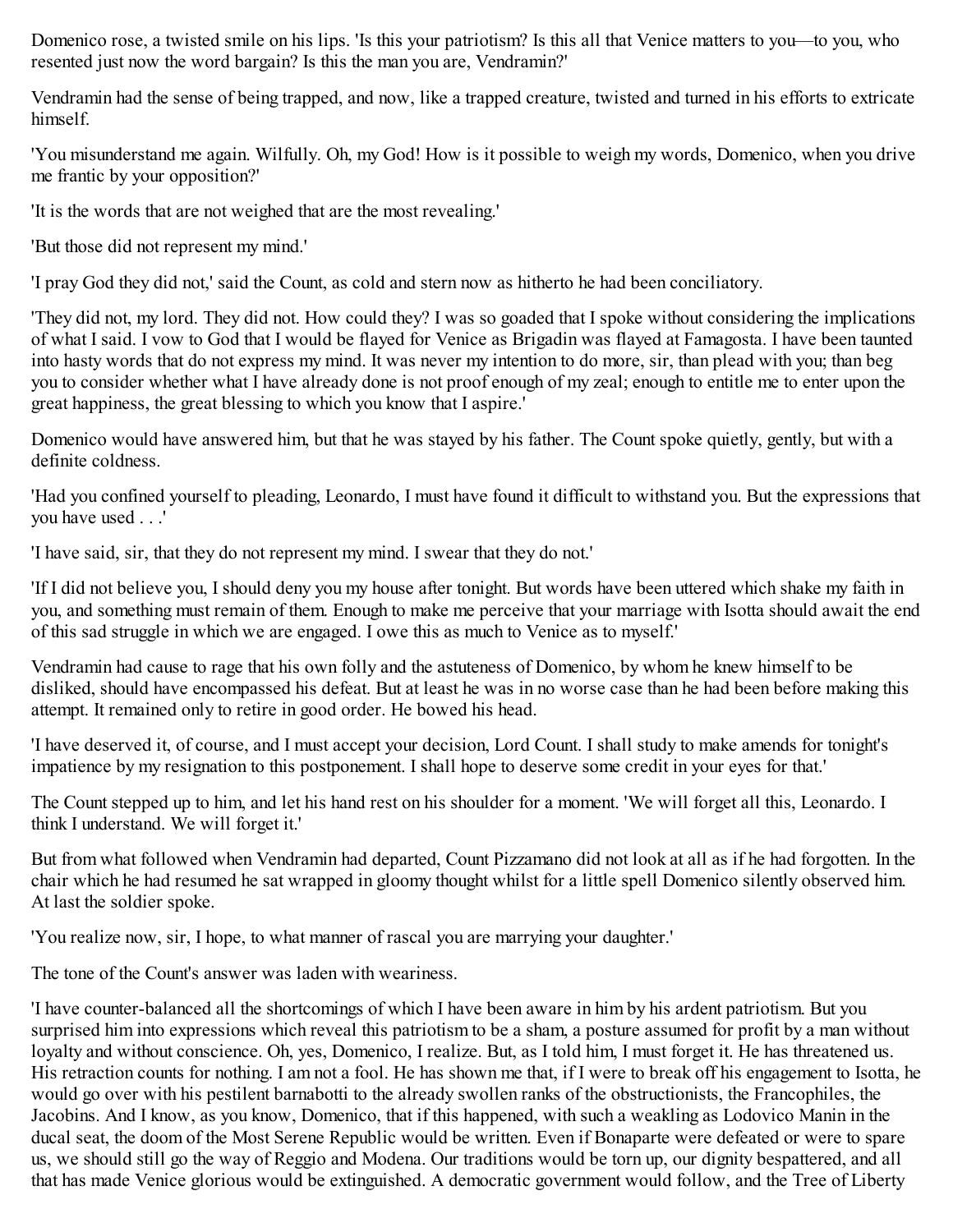Domenico rose, a twisted smile on his lips. 'Is this your patriotism? Is this all that Venice matters to you—to you, who resented just now the word bargain? Is this the man you are, Vendramin?'

Vendramin had the sense of being trapped, and now, like a trapped creature, twisted and turned in his efforts to extricate himself.

'You misunderstand me again. Wilfully. Oh, my God! How is it possible to weigh my words, Domenico, when you drive me frantic by your opposition?'

'It is the words that are not weighed that are the most revealing.'

'But those did not represent my mind.'

'I pray God they did not,' said the Count, as cold and stern now as hitherto he had been conciliatory.

'They did not, my lord. They did not. How could they? I was so goaded that I spoke without considering the implications of what I said. I vow to God that I would be flayed for Venice as Brigadin was flayed at Famagosta. I have been taunted into hasty words that do not express my mind. It was never my intention to do more, sir, than plead with you; than beg you to consider whether what I have already done is not proof enough of my zeal; enough to entitle me to enter upon the great happiness, the great blessing to which you know that I aspire.'

Domenico would have answered him, but that he was stayed by his father. The Count spoke quietly, gently, but with a definite coldness.

'Had you confined yourself to pleading, Leonardo, I must have found it difficult to withstand you. But the expressions that you have used . . .'

'I have said, sir, that they do not represent my mind. I swear that they do not.'

'If I did not believe you, I should deny you my house after tonight. But words have been uttered which shake my faith in you, and something must remain of them. Enough to make me perceive that your marriage with Isotta should await the end of this sad struggle in which we are engaged. I owe this as much to Venice as to myself.'

Vendramin had cause to rage that his own folly and the astuteness of Domenico, by whom he knew himself to be disliked, should have encompassed his defeat. But at least he was in no worse case than he had been before making this attempt. It remained only to retire in good order. He bowed his head.

'I have deserved it, of course, and I must accept your decision, Lord Count. I shall study to make amends for tonight's impatience by my resignation to this postponement. I shall hope to deserve some credit in your eyes for that.'

The Count stepped up to him, and let his hand rest on his shoulder for a moment. 'We will forget all this, Leonardo. I think I understand. We will forget it.'

But from what followed when Vendramin had departed, Count Pizzamano did not look at all as if he had forgotten. In the chair which he had resumed he sat wrapped in gloomy thought whilst for a little spell Domenico silently observed him. At last the soldier spoke.

'You realize now, sir, I hope, to what manner of rascal you are marrying your daughter.'

The tone of the Count's answer was laden with weariness.

'I have counter-balanced all the shortcomings of which I have been aware in him by his ardent patriotism. But you surprised him into expressions which reveal this patriotism to be a sham, a posture assumed for profit by a man without loyalty and without conscience. Oh, yes, Domenico, I realize. But, as I told him, I must forget it. He has threatened us. His retraction counts for nothing. I am not a fool. He has shown me that, if I were to break off his engagement to Isotta, he would go over with his pestilent barnabotti to the already swollen ranks of the obstructionists, the Francophiles, the Jacobins. And I know, as you know, Domenico, that if this happened, with such a weakling as Lodovico Manin in the ducal seat, the doom of the Most Serene Republic would be written. Even if Bonaparte were defeated or were to spare us, we should still go the way of Reggio and Modena. Our traditions would be torn up, our dignity bespattered, and all that has made Venice glorious would be extinguished. A democratic government would follow, and the Tree of Liberty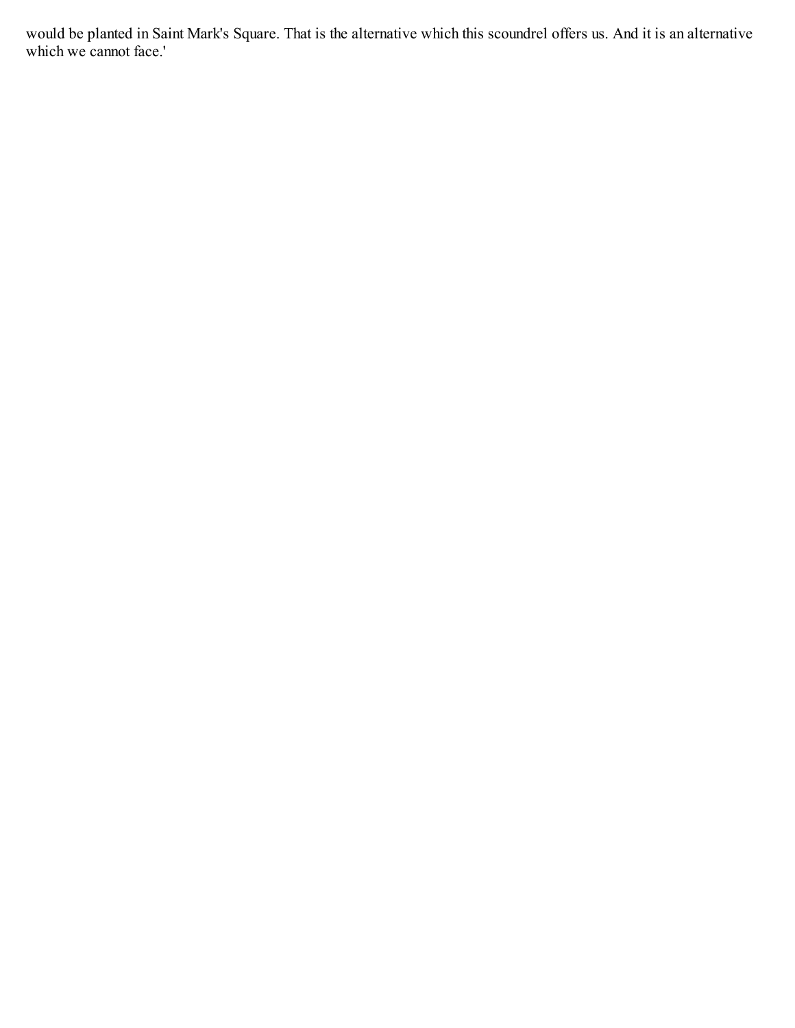would be planted in Saint Mark's Square. That is the alternative which this scoundrel offers us. And it is an alternative which we cannot face.'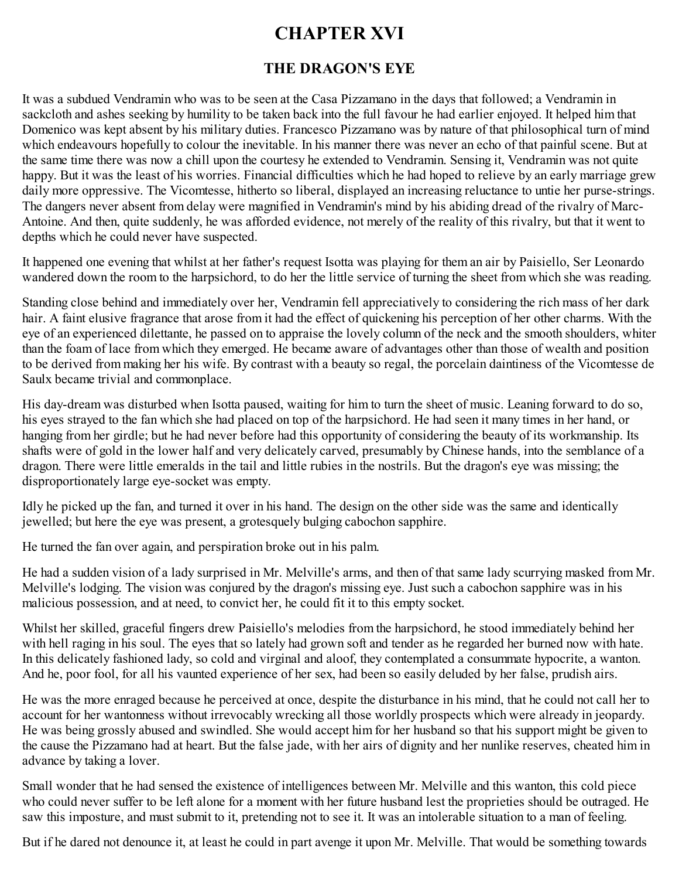# CHAPTER XVI

## THE DRAGON'S EYE

It was a subdued Vendramin who was to be seen at the Casa Pizzamano in the days that followed; a Vendramin in sackcloth and ashes seeking by humility to be taken back into the full favour he had earlier enjoyed. It helped him that Domenico was kept absent by his military duties. Francesco Pizzamano was by nature of that philosophical turn of mind which endeavours hopefully to colour the inevitable. In his manner there was never an echo of that painful scene. But at the same time there was now a chill upon the courtesy he extended to Vendramin. Sensing it, Vendramin was not quite happy. But it was the least of his worries. Financial difficulties which he had hoped to relieve by an early marriage grew daily more oppressive. The Vicomtesse, hitherto so liberal, displayed an increasing reluctance to untie her purse-strings. The dangers never absent from delay were magnified in Vendramin's mind by his abiding dread of the rivalry of Marc-Antoine. And then, quite suddenly, he was afforded evidence, not merely of the reality of this rivalry, but that it went to depths which he could never have suspected.

It happened one evening that whilst at her father's request Isotta was playing for them an air by Paisiello, Ser Leonardo wandered down the room to the harpsichord, to do her the little service of turning the sheet from which she was reading.

Standing close behind and immediately over her, Vendramin fell appreciatively to considering the rich mass of her dark hair. A faint elusive fragrance that arose from it had the effect of quickening his perception of her other charms. With the eye of an experienced dilettante, he passed on to appraise the lovely column of the neck and the smooth shoulders, whiter than the foam of lace from which they emerged. He became aware of advantages other than those of wealth and position to be derived from making her his wife. By contrast with a beauty so regal, the porcelain daintiness of the Vicomtesse de Saulx became trivial and commonplace.

His day-dream was disturbed when Isotta paused, waiting for him to turn the sheet of music. Leaning forward to do so, his eyes strayed to the fan which she had placed on top of the harpsichord. He had seen it many times in her hand, or hanging from her girdle; but he had never before had this opportunity of considering the beauty of its workmanship. Its shafts were of gold in the lower half and very delicately carved, presumably by Chinese hands, into the semblance of a dragon. There were little emeralds in the tail and little rubies in the nostrils. But the dragon's eye was missing; the disproportionately large eye-socket was empty.

Idly he picked up the fan, and turned it over in his hand. The design on the other side was the same and identically jewelled; but here the eye was present, a grotesquely bulging cabochon sapphire.

He turned the fan over again, and perspiration broke out in his palm.

He had a sudden vision of a lady surprised in Mr. Melville's arms, and then of that same lady scurrying masked from Mr. Melville's lodging. The vision was conjured by the dragon's missing eye. Just such a cabochon sapphire was in his malicious possession, and at need, to convict her, he could fit it to this empty socket.

Whilst her skilled, graceful fingers drew Paisiello's melodies from the harpsichord, he stood immediately behind her with hell raging in his soul. The eyes that so lately had grown soft and tender as he regarded her burned now with hate. In this delicately fashioned lady, so cold and virginal and aloof, they contemplated a consummate hypocrite, a wanton. And he, poor fool, for all his vaunted experience of her sex, had been so easily deluded by her false, prudish airs.

He was the more enraged because he perceived at once, despite the disturbance in his mind, that he could not call her to account for her wantonness without irrevocably wrecking all those worldly prospects which were already in jeopardy. He was being grossly abused and swindled. She would accept him for her husband so that his support might be given to the cause the Pizzamano had at heart. But the false jade, with her airs of dignity and her nunlike reserves, cheated him in advance by taking a lover.

Small wonder that he had sensed the existence of intelligences between Mr. Melville and this wanton, this cold piece who could never suffer to be left alone for a moment with her future husband lest the proprieties should be outraged. He saw this imposture, and must submit to it, pretending not to see it. It was an intolerable situation to a man of feeling.

But if he dared not denounce it, at least he could in part avenge it upon Mr. Melville. That would be something towards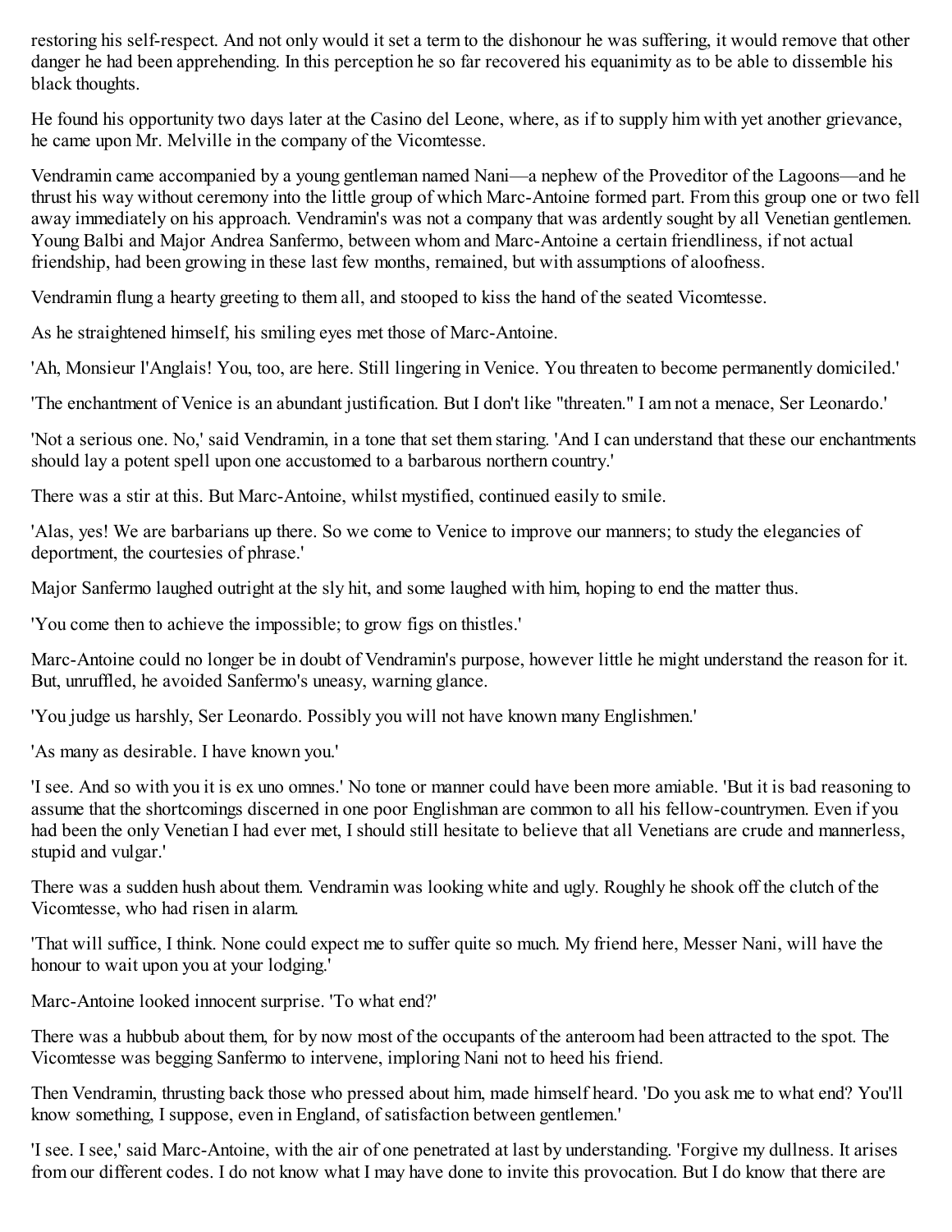restoring his self-respect. And not only would it set a term to the dishonour he was suffering, it would remove that other danger he had been apprehending. In this perception he so far recovered his equanimity as to be able to dissemble his black thoughts.

He found his opportunity two days later at the Casino del Leone, where, as if to supply him with yet another grievance, he came upon Mr. Melville in the company of the Vicomtesse.

Vendramin came accompanied by a young gentleman named Nani—a nephew of the Proveditor of the Lagoons—and he thrust his way without ceremony into the little group of which Marc-Antoine formed part. From this group one or two fell away immediately on his approach. Vendramin's was not a company that was ardently sought by all Venetian gentlemen. Young Balbi and Major Andrea Sanfermo, between whom and Marc-Antoine a certain friendliness, if not actual friendship, had been growing in these last few months, remained, but with assumptions of aloofness.

Vendramin flung a hearty greeting to them all, and stooped to kiss the hand of the seated Vicomtesse.

As he straightened himself, his smiling eyes met those of Marc-Antoine.

'Ah, Monsieur l'Anglais! You, too, are here. Still lingering in Venice. You threaten to become permanently domiciled.'

'The enchantment of Venice is an abundant justification. But I don't like "threaten." I am not a menace, Ser Leonardo.'

'Not a serious one. No,' said Vendramin, in a tone that set them staring. 'And I can understand that these our enchantments should lay a potent spell upon one accustomed to a barbarous northern country.'

There was a stir at this. But Marc-Antoine, whilst mystified, continued easily to smile.

'Alas, yes! We are barbarians up there. So we come to Venice to improve our manners; to study the elegancies of deportment, the courtesies of phrase.'

Major Sanfermo laughed outright at the sly hit, and some laughed with him, hoping to end the matter thus.

'You come then to achieve the impossible; to grow figs on thistles.'

Marc-Antoine could no longer be in doubt of Vendramin's purpose, however little he might understand the reason for it. But, unruffled, he avoided Sanfermo's uneasy, warning glance.

'You judge us harshly, Ser Leonardo. Possibly you will not have known many Englishmen.'

'As many as desirable. I have known you.'

'I see. And so with you it is ex uno omnes.' No tone or manner could have been more amiable. 'But it is bad reasoning to assume that the shortcomings discerned in one poor Englishman are common to all his fellow-countrymen. Even if you had been the only Venetian I had ever met, I should still hesitate to believe that all Venetians are crude and mannerless, stupid and vulgar.'

There was a sudden hush about them. Vendramin was looking white and ugly. Roughly he shook off the clutch of the Vicomtesse, who had risen in alarm.

'That will suffice, I think. None could expect me to suffer quite so much. My friend here, Messer Nani, will have the honour to wait upon you at your lodging.'

Marc-Antoine looked innocent surprise. 'To what end?'

There was a hubbub about them, for by now most of the occupants of the anteroom had been attracted to the spot. The Vicomtesse was begging Sanfermo to intervene, imploring Nani not to heed his friend.

Then Vendramin, thrusting back those who pressed about him, made himself heard. 'Do you ask me to what end? You'll know something, I suppose, even in England, of satisfaction between gentlemen.'

'I see. I see,' said Marc-Antoine, with the air of one penetrated at last by understanding. 'Forgive my dullness. It arises from our different codes. I do not know what I may have done to invite this provocation. But I do know that there are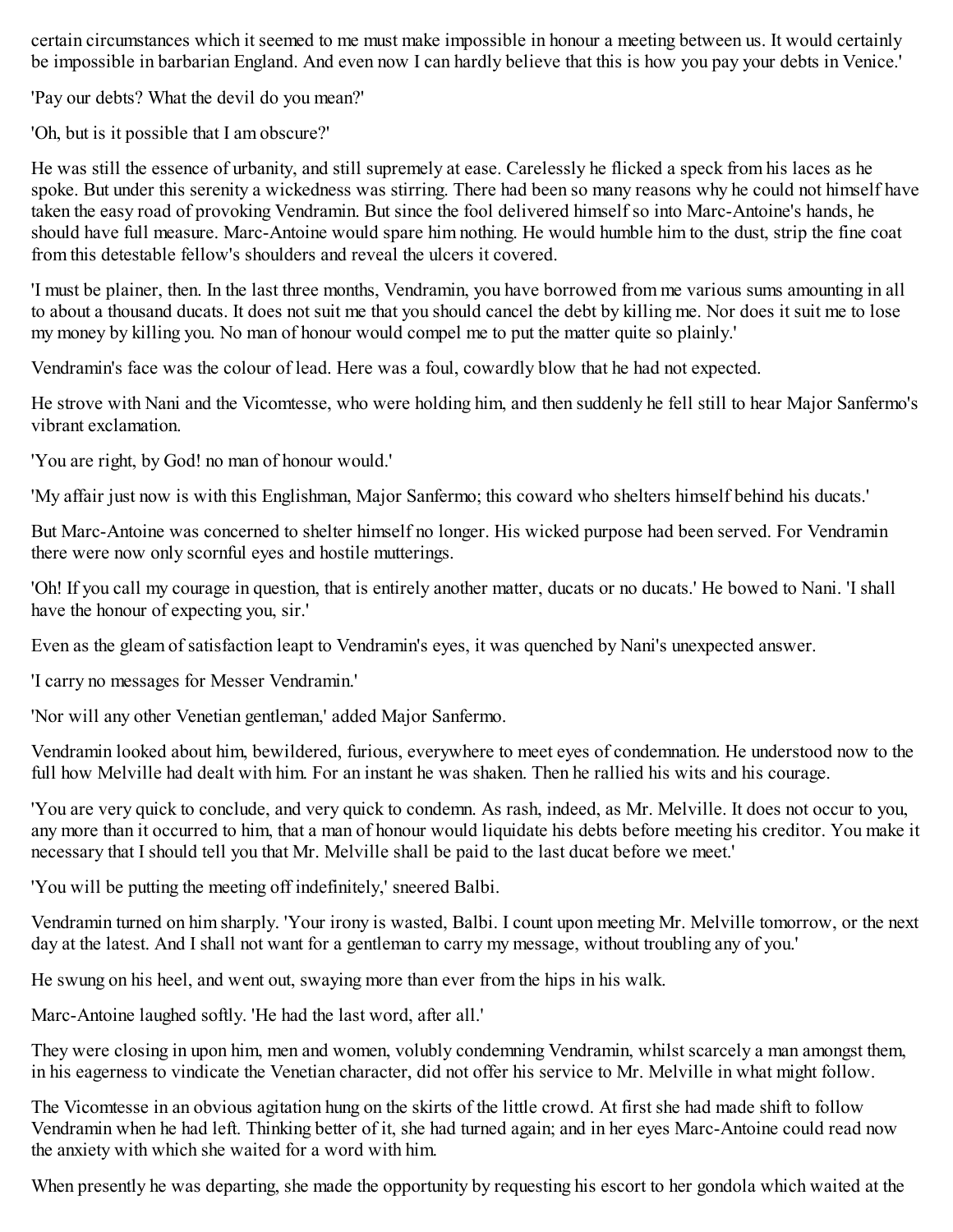certain circumstances which it seemed to me must make impossible in honour a meeting between us. It would certainly be impossible in barbarian England. And even now I can hardly believe that this is how you pay your debts in Venice.'

'Pay our debts? What the devil do you mean?'

'Oh, but is it possible that I am obscure?'

He was still the essence of urbanity, and still supremely at ease. Carelessly he flicked a speck from his laces as he spoke. But under this serenity a wickedness was stirring. There had been so many reasons why he could not himself have taken the easy road of provoking Vendramin. But since the fool delivered himself so into Marc-Antoine's hands, he should have full measure. Marc-Antoine would spare him nothing. He would humble him to the dust, strip the fine coat from this detestable fellow's shoulders and reveal the ulcers it covered.

'I must be plainer, then. In the last three months, Vendramin, you have borrowed from me various sums amounting in all to about a thousand ducats. It does not suit me that you should cancel the debt by killing me. Nor does it suit me to lose my money by killing you. No man of honour would compel me to put the matter quite so plainly.'

Vendramin's face was the colour of lead. Here was a foul, cowardly blow that he had not expected.

He strove with Nani and the Vicomtesse, who were holding him, and then suddenly he fell still to hear Major Sanfermo's vibrant exclamation.

'You are right, by God! no man of honour would.'

'My affair just now is with this Englishman, Major Sanfermo; this coward who shelters himself behind his ducats.'

But Marc-Antoine was concerned to shelter himself no longer. His wicked purpose had been served. For Vendramin there were now only scornful eyes and hostile mutterings.

'Oh! If you call my courage in question, that is entirely another matter, ducats or no ducats.' He bowed to Nani. 'I shall have the honour of expecting you, sir.'

Even as the gleam of satisfaction leapt to Vendramin's eyes, it was quenched by Nani's unexpected answer.

'I carry no messages for Messer Vendramin.'

'Nor will any other Venetian gentleman,' added Major Sanfermo.

Vendramin looked about him, bewildered, furious, everywhere to meet eyes of condemnation. He understood now to the full how Melville had dealt with him. For an instant he was shaken. Then he rallied his wits and his courage.

'You are very quick to conclude, and very quick to condemn. As rash, indeed, as Mr. Melville. It does not occur to you, any more than it occurred to him, that a man of honour would liquidate his debts before meeting his creditor. You make it necessary that I should tell you that Mr. Melville shall be paid to the last ducat before we meet.'

'You will be putting the meeting off indefinitely,' sneered Balbi.

Vendramin turned on him sharply. 'Your irony is wasted, Balbi. I count upon meeting Mr. Melville tomorrow, or the next day at the latest. And I shall not want for a gentleman to carry my message, without troubling any of you.'

He swung on his heel, and went out, swaying more than ever from the hips in his walk.

Marc-Antoine laughed softly. 'He had the last word, after all.'

They were closing in upon him, men and women, volubly condemning Vendramin, whilst scarcely a man amongst them, in his eagerness to vindicate the Venetian character, did not offer his service to Mr. Melville in what might follow.

The Vicomtesse in an obvious agitation hung on the skirts of the little crowd. At first she had made shift to follow Vendramin when he had left. Thinking better of it, she had turned again; and in her eyes Marc-Antoine could read now the anxiety with which she waited for a word with him.

When presently he was departing, she made the opportunity by requesting his escort to her gondola which waited at the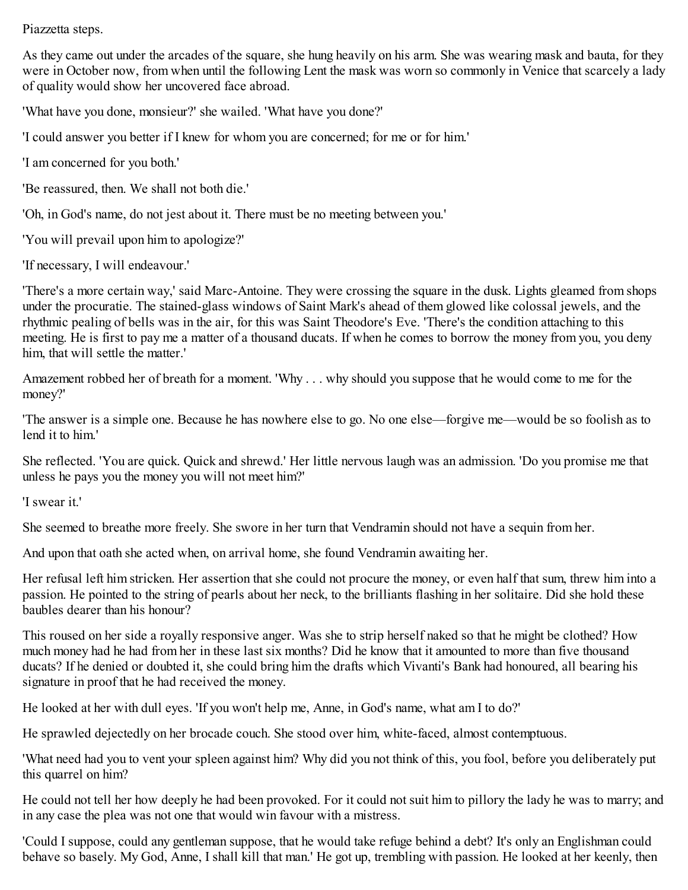Piazzetta steps.

As they came out under the arcades of the square, she hung heavily on his arm. She was wearing mask and bauta, for they were in October now, from when until the following Lent the mask was worn so commonly in Venice that scarcely a lady of quality would show her uncovered face abroad.

'What have you done, monsieur?' she wailed. 'What have you done?'

'I could answer you better if I knew for whom you are concerned; for me or for him.'

'I am concerned for you both.'

'Be reassured, then. We shall not both die.'

'Oh, in God's name, do not jest about it. There must be no meeting between you.'

'You will prevail upon him to apologize?'

'If necessary, I will endeavour.'

'There's a more certain way,' said Marc-Antoine. They were crossing the square in the dusk. Lights gleamed from shops under the procuratie. The stained-glass windows of Saint Mark's ahead of them glowed like colossal jewels, and the rhythmic pealing of bells was in the air, for this was Saint Theodore's Eve. 'There's the condition attaching to this meeting. He is first to pay me a matter of a thousand ducats. If when he comes to borrow the money from you, you deny him, that will settle the matter.'

Amazement robbed her of breath for a moment. 'Why . . . why should you suppose that he would come to me for the money?'

'The answer is a simple one. Because he has nowhere else to go. No one else—forgive me—would be so foolish as to lend it to him.'

She reflected. 'You are quick. Quick and shrewd.' Her little nervous laugh was an admission. 'Do you promise me that unless he pays you the money you will not meet him?'

'I swear it.'

She seemed to breathe more freely. She swore in her turn that Vendramin should not have a sequin from her.

And upon that oath she acted when, on arrival home, she found Vendramin awaiting her.

Her refusal left him stricken. Her assertion that she could not procure the money, or even half that sum, threw him into a passion. He pointed to the string of pearls about her neck, to the brilliants flashing in her solitaire. Did she hold these baubles dearer than his honour?

This roused on her side a royally responsive anger. Was she to strip herself naked so that he might be clothed? How much money had he had from her in these last six months? Did he know that it amounted to more than five thousand ducats? If he denied or doubted it, she could bring him the drafts which Vivanti's Bank had honoured, all bearing his signature in proof that he had received the money.

He looked at her with dull eyes. 'If you won't help me, Anne, in God's name, what am I to do?'

He sprawled dejectedly on her brocade couch. She stood over him, white-faced, almost contemptuous.

'What need had you to vent your spleen against him? Why did you not think of this, you fool, before you deliberately put this quarrel on him?

He could not tell her how deeply he had been provoked. For it could not suit him to pillory the lady he was to marry; and in any case the plea was not one that would win favour with a mistress.

'Could I suppose, could any gentleman suppose, that he would take refuge behind a debt? It's only an Englishman could behave so basely. My God, Anne, I shall kill that man.' He got up, trembling with passion. He looked at her keenly, then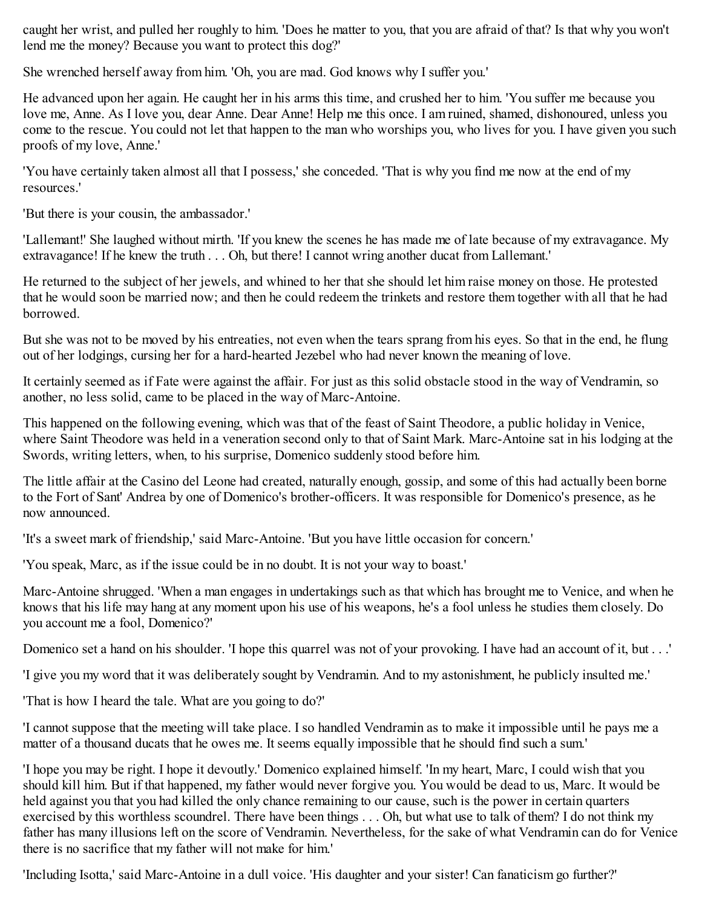caught her wrist, and pulled her roughly to him. 'Does he matter to you, that you are afraid of that? Is that why you won't lend me the money? Because you want to protect this dog?'

She wrenched herself away from him. 'Oh, you are mad. God knows why I suffer you.'

He advanced upon her again. He caught her in his arms this time, and crushed her to him. 'You suffer me because you love me, Anne. As I love you, dear Anne. Dear Anne! Help me this once. I am ruined, shamed, dishonoured, unless you come to the rescue. You could not let that happen to the man who worships you, who lives for you. I have given you such proofs of my love, Anne.'

'You have certainly taken almost all that I possess,' she conceded. 'That is why you find me now at the end of my resources.'

'But there is your cousin, the ambassador.'

'Lallemant!' She laughed without mirth. 'If you knew the scenes he has made me of late because of my extravagance. My extravagance! If he knew the truth . . . Oh, but there! I cannot wring another ducat from Lallemant.'

He returned to the subject of her jewels, and whined to her that she should let him raise money on those. He protested that he would soon be married now; and then he could redeem the trinkets and restore them together with all that he had borrowed.

But she was not to be moved by his entreaties, not even when the tears sprang from his eyes. So that in the end, he flung out of her lodgings, cursing her for a hard-hearted Jezebel who had never known the meaning of love.

It certainly seemed as if Fate were against the affair. For just as this solid obstacle stood in the way of Vendramin, so another, no less solid, came to be placed in the way of Marc-Antoine.

This happened on the following evening, which was that of the feast of Saint Theodore, a public holiday in Venice, where Saint Theodore was held in a veneration second only to that of Saint Mark. Marc-Antoine sat in his lodging at the Swords, writing letters, when, to his surprise, Domenico suddenly stood before him.

The little affair at the Casino del Leone had created, naturally enough, gossip, and some of this had actually been borne to the Fort of Sant' Andrea by one of Domenico's brother-officers. It was responsible for Domenico's presence, as he now announced.

'It's a sweet mark of friendship,' said Marc-Antoine. 'But you have little occasion for concern.'

'You speak, Marc, as if the issue could be in no doubt. It is not your way to boast.'

Marc-Antoine shrugged. 'When a man engages in undertakings such as that which has brought me to Venice, and when he knows that his life may hang at any moment upon his use of his weapons, he's a fool unless he studies them closely. Do you account me a fool, Domenico?'

Domenico set a hand on his shoulder. 'I hope this quarrel was not of your provoking. I have had an account of it, but . . .'

'I give you my word that it was deliberately sought by Vendramin. And to my astonishment, he publicly insulted me.'

'That is how I heard the tale. What are you going to do?'

'I cannot suppose that the meeting will take place. I so handled Vendramin as to make it impossible until he pays me a matter of a thousand ducats that he owes me. It seems equally impossible that he should find such a sum.'

'I hope you may be right. I hope it devoutly.' Domenico explained himself. 'In my heart, Marc, I could wish that you should kill him. But if that happened, my father would never forgive you. You would be dead to us, Marc. It would be held against you that you had killed the only chance remaining to our cause, such is the power in certain quarters exercised by this worthless scoundrel. There have been things . . . Oh, but what use to talk of them? I do not think my father has many illusions left on the score of Vendramin. Nevertheless, for the sake of what Vendramin can do for Venice there is no sacrifice that my father will not make for him.'

'Including Isotta,' said Marc-Antoine in a dull voice. 'His daughter and your sister! Can fanaticism go further?'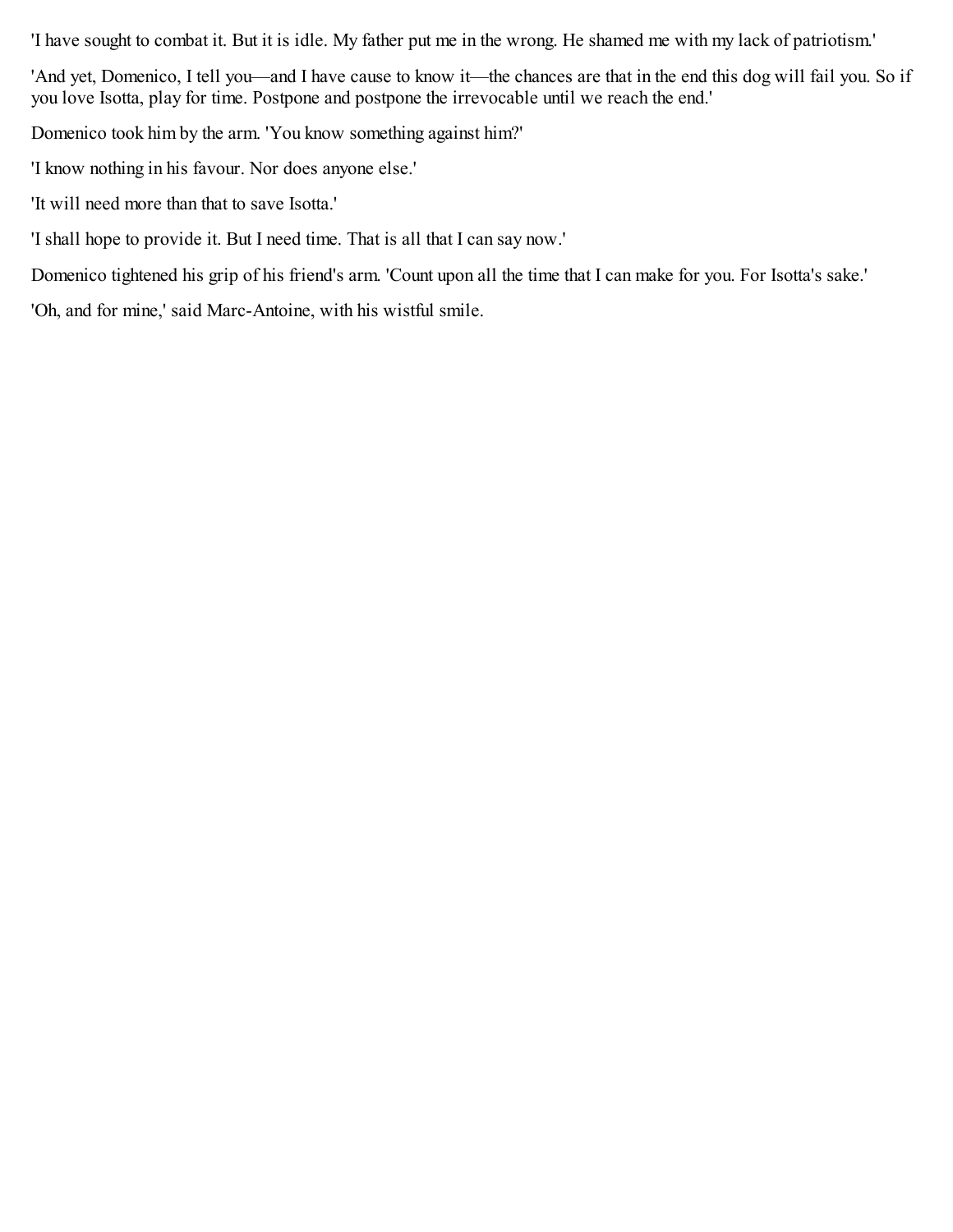'I have sought to combat it. But it is idle. My father put me in the wrong. He shamed me with my lack of patriotism.'

'And yet, Domenico, I tell you—and I have cause to know it—the chances are that in the end this dog will fail you. So if you love Isotta, play for time. Postpone and postpone the irrevocable until we reach the end.'

Domenico took him by the arm. 'You know something against him?'

'I know nothing in his favour. Nor does anyone else.'

'It will need more than that to save Isotta.'

'I shall hope to provide it. But I need time. That is all that I can say now.'

Domenico tightened his grip of his friend's arm. 'Count upon all the time that I can make for you. For Isotta's sake.'

'Oh, and for mine,' said Marc-Antoine, with his wistful smile.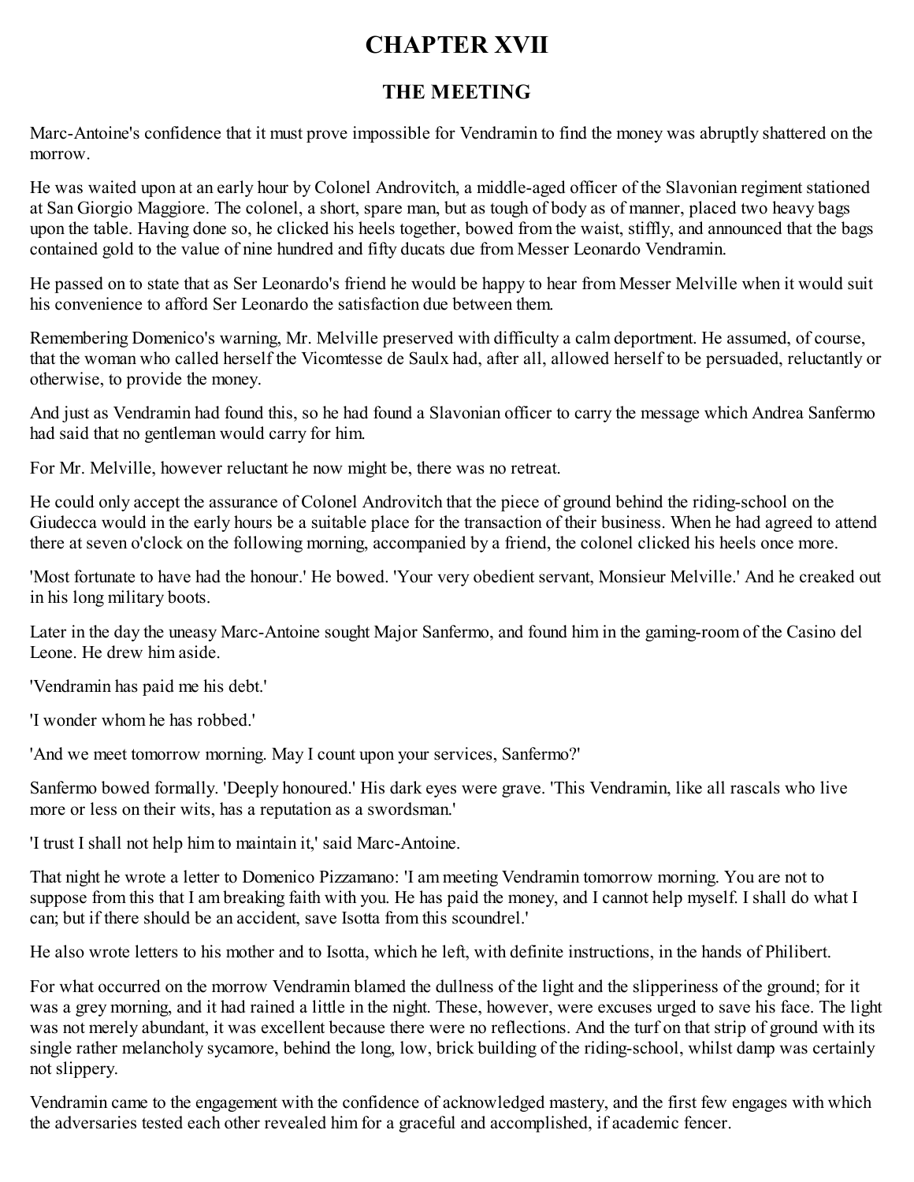# CHAPTER XVII

## THE MEETING

Marc-Antoine's confidence that it must prove impossible for Vendramin to find the money was abruptly shattered on the morrow.

He was waited upon at an early hour by Colonel Androvitch, a middle-aged officer of the Slavonian regiment stationed at San Giorgio Maggiore. The colonel, a short, spare man, but as tough of body as of manner, placed two heavy bags upon the table. Having done so, he clicked his heels together, bowed from the waist, stiffly, and announced that the bags contained gold to the value of nine hundred and fifty ducats due from Messer Leonardo Vendramin.

He passed on to state that as Ser Leonardo's friend he would be happy to hear from Messer Melville when it would suit his convenience to afford Ser Leonardo the satisfaction due between them.

Remembering Domenico's warning, Mr. Melville preserved with difficulty a calm deportment. He assumed, of course, that the woman who called herself the Vicomtesse de Saulx had, after all, allowed herself to be persuaded, reluctantly or otherwise, to provide the money.

And just as Vendramin had found this, so he had found a Slavonian officer to carry the message which Andrea Sanfermo had said that no gentleman would carry for him.

For Mr. Melville, however reluctant he now might be, there was no retreat.

He could only accept the assurance of Colonel Androvitch that the piece of ground behind the riding-school on the Giudecca would in the early hours be a suitable place for the transaction of their business. When he had agreed to attend there at seven o'clock on the following morning, accompanied by a friend, the colonel clicked his heels once more.

'Most fortunate to have had the honour.' He bowed. 'Your very obedient servant, Monsieur Melville.' And he creaked out in his long military boots.

Later in the day the uneasy Marc-Antoine sought Major Sanfermo, and found him in the gaming-room of the Casino del Leone. He drew him aside.

'Vendramin has paid me his debt.'

'I wonder whom he has robbed.'

'And we meet tomorrow morning. May I count upon your services, Sanfermo?'

Sanfermo bowed formally. 'Deeply honoured.' His dark eyes were grave. 'This Vendramin, like all rascals who live more or less on their wits, has a reputation as a swordsman.'

'I trust I shall not help him to maintain it,' said Marc-Antoine.

That night he wrote a letter to Domenico Pizzamano: 'I am meeting Vendramin tomorrow morning. You are not to suppose from this that I am breaking faith with you. He has paid the money, and I cannot help myself. I shall do what I can; but if there should be an accident, save Isotta from this scoundrel.'

He also wrote letters to his mother and to Isotta, which he left, with definite instructions, in the hands of Philibert.

For what occurred on the morrow Vendramin blamed the dullness of the light and the slipperiness of the ground; for it was a grey morning, and it had rained a little in the night. These, however, were excuses urged to save his face. The light was not merely abundant, it was excellent because there were no reflections. And the turf on that strip of ground with its single rather melancholy sycamore, behind the long, low, brick building of the riding-school, whilst damp was certainly not slippery.

Vendramin came to the engagement with the confidence of acknowledged mastery, and the first few engages with which the adversaries tested each other revealed him for a graceful and accomplished, if academic fencer.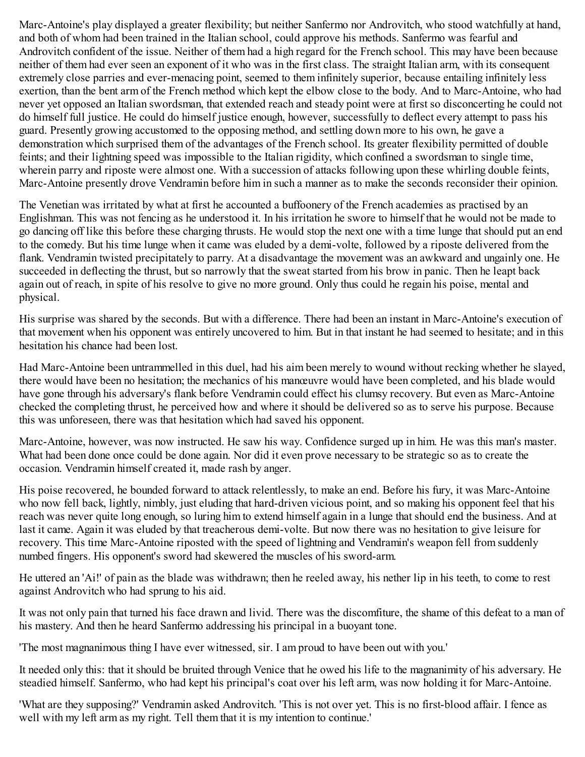Marc-Antoine's play displayed a greater flexibility; but neither Sanfermo nor Androvitch, who stood watchfully at hand, and both of whom had been trained in the Italian school, could approve his methods. Sanfermo was fearful and Androvitch confident of the issue. Neither of them had a high regard for the French school. This may have been because neither of them had ever seen an exponent of it who was in the first class. The straight Italian arm, with its consequent extremely close parries and ever-menacing point, seemed to them infinitely superior, because entailing infinitely less exertion, than the bent arm of the French method which kept the elbow close to the body. And to Marc-Antoine, who had never yet opposed an Italian swordsman, that extended reach and steady point were at first so disconcerting he could not do himself full justice. He could do himself justice enough, however, successfully to deflect every attempt to pass his guard. Presently growing accustomed to the opposing method, and settling down more to his own, he gave a demonstration which surprised them of the advantages of the French school. Its greater flexibility permitted of double feints; and their lightning speed was impossible to the Italian rigidity, which confined a swordsman to single time, wherein parry and riposte were almost one. With a succession of attacks following upon these whirling double feints, Marc-Antoine presently drove Vendramin before him in such a manner as to make the seconds reconsider their opinion.

The Venetian was irritated by what at first he accounted a buffoonery of the French academies as practised by an Englishman. This was not fencing as he understood it. In his irritation he swore to himself that he would not be made to go dancing off like this before these charging thrusts. He would stop the next one with a time lunge that should put an end to the comedy. But his time lunge when it came was eluded by a demi-volte, followed by a riposte delivered from the flank. Vendramin twisted precipitately to parry. At a disadvantage the movement was an awkward and ungainly one. He succeeded in deflecting the thrust, but so narrowly that the sweat started from his brow in panic. Then he leapt back again out of reach, in spite of his resolve to give no more ground. Only thus could he regain his poise, mental and physical.

His surprise was shared by the seconds. But with a difference. There had been an instant in Marc-Antoine's execution of that movement when his opponent was entirely uncovered to him. But in that instant he had seemed to hesitate; and in this hesitation his chance had been lost.

Had Marc-Antoine been untrammelled in this duel, had his aim been merely to wound without recking whether he slayed, there would have been no hesitation; the mechanics of his manœuvre would have been completed, and his blade would have gone through his adversary's flank before Vendramin could effect his clumsy recovery. But even as Marc-Antoine checked the completing thrust, he perceived how and where it should be delivered so as to serve his purpose. Because this was unforeseen, there was that hesitation which had saved his opponent.

Marc-Antoine, however, was now instructed. He saw his way. Confidence surged up in him. He was this man's master. What had been done once could be done again. Nor did it even prove necessary to be strategic so as to create the occasion. Vendramin himself created it, made rash by anger.

His poise recovered, he bounded forward to attack relentlessly, to make an end. Before his fury, it was Marc-Antoine who now fell back, lightly, nimbly, just eluding that hard-driven vicious point, and so making his opponent feel that his reach was never quite long enough, so luring him to extend himself again in a lunge that should end the business. And at last it came. Again it was eluded by that treacherous demi-volte. But now there was no hesitation to give leisure for recovery. This time Marc-Antoine riposted with the speed of lightning and Vendramin's weapon fell from suddenly numbed fingers. His opponent's sword had skewered the muscles of his sword-arm.

He uttered an 'Ai!' of pain as the blade was withdrawn; then he reeled away, his nether lip in his teeth, to come to rest against Androvitch who had sprung to his aid.

It was not only pain that turned his face drawn and livid. There was the discomfiture, the shame of this defeat to a man of his mastery. And then he heard Sanfermo addressing his principal in a buoyant tone.

'The most magnanimous thing I have ever witnessed, sir. I am proud to have been out with you.'

It needed only this: that it should be bruited through Venice that he owed his life to the magnanimity of his adversary. He steadied himself. Sanfermo, who had kept his principal's coat over his left arm, was now holding it for Marc-Antoine.

'What are they supposing?' Vendramin asked Androvitch. 'This is not over yet. This is no first-blood affair. I fence as well with my left arm as my right. Tell them that it is my intention to continue.'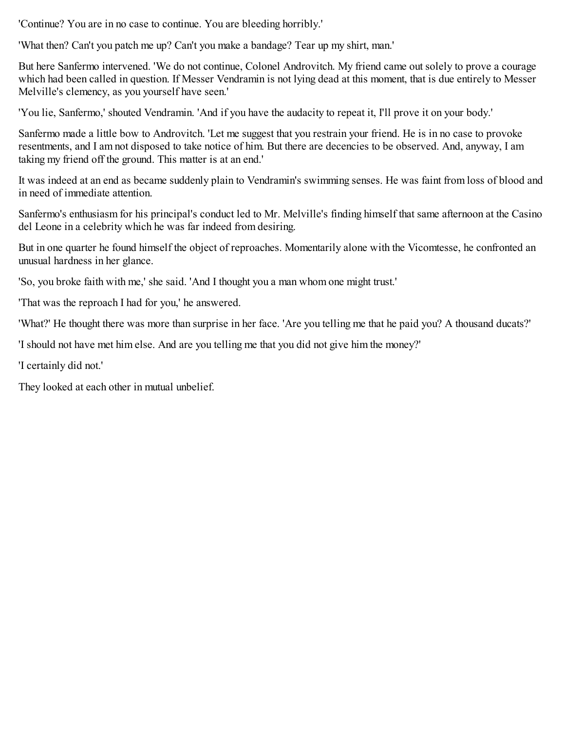'Continue? You are in no case to continue. You are bleeding horribly.'

'What then? Can't you patch me up? Can't you make a bandage? Tear up my shirt, man.'

But here Sanfermo intervened. 'We do not continue, Colonel Androvitch. My friend came out solely to prove a courage which had been called in question. If Messer Vendramin is not lying dead at this moment, that is due entirely to Messer Melville's clemency, as you yourself have seen.'

'You lie, Sanfermo,' shouted Vendramin. 'And if you have the audacity to repeat it, I'll prove it on your body.'

Sanfermo made a little bow to Androvitch. 'Let me suggest that you restrain your friend. He is in no case to provoke resentments, and I am not disposed to take notice of him. But there are decencies to be observed. And, anyway, I am taking my friend off the ground. This matter is at an end.'

It was indeed at an end as became suddenly plain to Vendramin's swimming senses. He was faint from loss of blood and in need of immediate attention.

Sanfermo's enthusiasm for his principal's conduct led to Mr. Melville's finding himself that same afternoon at the Casino del Leone in a celebrity which he was far indeed from desiring.

But in one quarter he found himself the object of reproaches. Momentarily alone with the Vicomtesse, he confronted an unusual hardness in her glance.

'So, you broke faith with me,' she said. 'And I thought you a man whom one might trust.'

'That was the reproach I had for you,' he answered.

'What?' He thought there was more than surprise in her face. 'Are you telling me that he paid you? A thousand ducats?'

'I should not have met him else. And are you telling me that you did not give him the money?'

'I certainly did not.'

They looked at each other in mutual unbelief.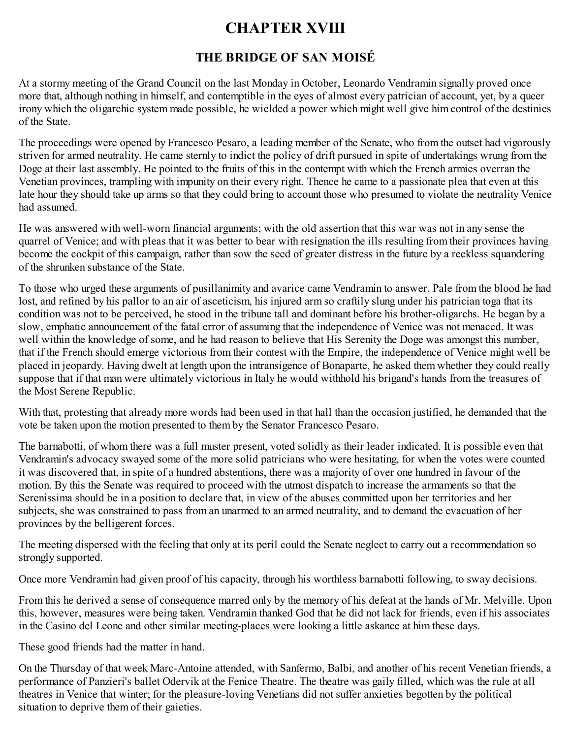# CHAPTER XVIII

## THE BRIDGE OF SAN MOISÉ

At a stormy meeting of the Grand Council on the last Monday in October, Leonardo Vendramin signally proved once more that, although nothing in himself, and contemptible in the eyes of almost every patrician of account, yet, by a queer irony which the oligarchic system made possible, he wielded a power which might well give him control of the destinies of the State.

The proceedings were opened by Francesco Pesaro, a leading member of the Senate, who from the outset had vigorously striven for armed neutrality. He came sternly to indict the policy of drift pursued in spite of undertakings wrung from the Doge at their last assembly. He pointed to the fruits of this in the contempt with which the French armies overran the Venetian provinces, trampling with impunity on their every right. Thence he came to a passionate plea that even at this late hour they should take up arms so that they could bring to account those who presumed to violate the neutrality Venice had assumed.

He was answered with well-worn financial arguments; with the old assertion that this war was not in any sense the quarrel of Venice; and with pleas that it was better to bear with resignation the ills resulting from their provinces having become the cockpit of this campaign, rather than sow the seed of greater distress in the future by a reckless squandering of the shrunken substance of the State.

To those who urged these arguments of pusillanimity and avarice came Vendramin to answer. Pale from the blood he had lost, and refined by his pallor to an air of asceticism, his injured arm so craftily slung under his patrician toga that its condition was not to be perceived, he stood in the tribune tall and dominant before his brother-oligarchs. He began by a slow, emphatic announcement of the fatal error of assuming that the independence of Venice was not menaced. It was well within the knowledge of some, and he had reason to believe that His Serenity the Doge was amongst this number, that if the French should emerge victorious from their contest with the Empire, the independence of Venice might well be placed in jeopardy. Having dwelt at length upon the intransigence of Bonaparte, he asked them whether they could really suppose that if that man were ultimately victorious in Italy he would withhold his brigand's hands from the treasures of the Most Serene Republic.

With that, protesting that already more words had been used in that hall than the occasion justified, he demanded that the vote be taken upon the motion presented to them by the Senator Francesco Pesaro.

The barnabotti, of whom there was a full muster present, voted solidly as their leader indicated. It is possible even that Vendramin's advocacy swayed some of the more solid patricians who were hesitating, for when the votes were counted it was discovered that, in spite of a hundred abstentions, there was a majority of over one hundred in favour of the motion. By this the Senate was required to proceed with the utmost dispatch to increase the armaments so that the Serenissima should be in a position to declare that, in view of the abuses committed upon her territories and her subjects, she was constrained to pass from an unarmed to an armed neutrality, and to demand the evacuation of her provinces by the belligerent forces.

The meeting dispersed with the feeling that only at its peril could the Senate neglect to carry out a recommendation so strongly supported.

Once more Vendramin had given proof of his capacity, through his worthless barnabotti following, to sway decisions.

From this he derived a sense of consequence marred only by the memory of his defeat at the hands of Mr. Melville. Upon this, however, measures were being taken. Vendramin thanked God that he did not lack for friends, even if his associates in the Casino del Leone and other similar meeting-places were looking a little askance at him these days.

These good friends had the matter in hand.

On the Thursday of that week Marc-Antoine attended, with Sanfermo, Balbi, and another of his recent Venetian friends, a performance of Panzieri's ballet Odervik at the Fenice Theatre. The theatre was gaily filled, which was the rule at all theatres in Venice that winter; for the pleasure-loving Venetians did not suffer anxieties begotten by the political situation to deprive them of their gaieties.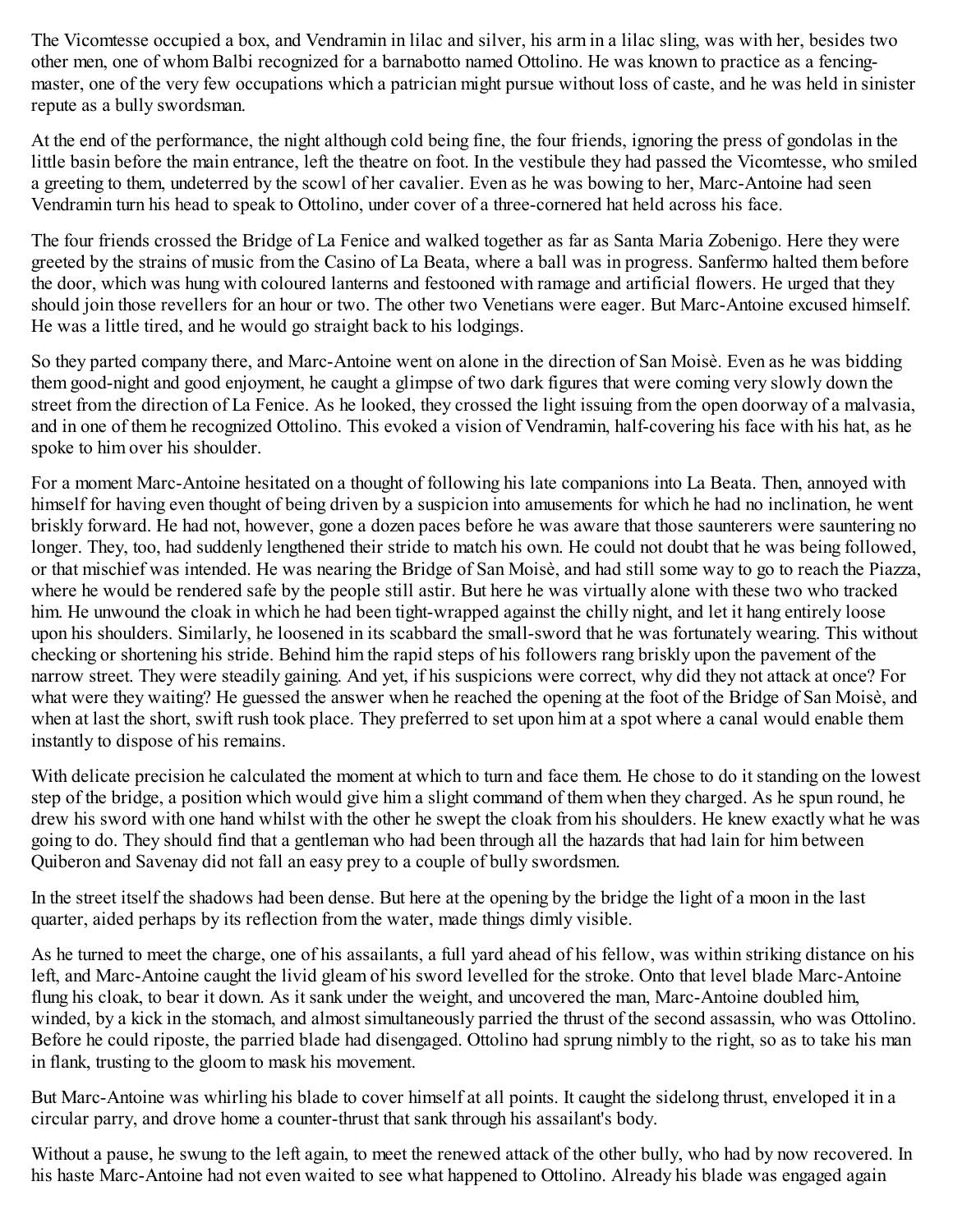The Vicomtesse occupied a box, and Vendramin in lilac and silver, his arm in a lilac sling, was with her, besides two other men, one of whom Balbi recognized for a barnabotto named Ottolino. He was known to practice as a fencing-master, one of the very few occupations which a patrician might pursue without loss of caste, and he was held in sinister repute as a bully swordsman.

At the end of the performance, the night although cold being fine, the four friends, ignoring the press of gondolas in the little basin before the main entrance, left the theatre on foot. In the vestibule they had passed the Vicomtesse, who smiled a greeting to them, undeterred by the scowl of her cavalier. Even as he was bowing to her, Marc-Antoine had seen Vendramin turn his head to speak to Ottolino, under cover of a three-cornered hat held across his face.

The four friends crossed the Bridge of La Fenice and walked together as far as Santa Maria Zobenigo. Here they were greeted by the strains of music from the Casino of La Beata, where a ball was in progress. Sanfermo halted them before the door, which was hung with coloured lanterns and festooned with ramage and artificial flowers. He urged that they should join those revellers for an hour or two. The other two Venetians were eager. But Marc-Antoine excused himself. He was a little tired, and he would go straight back to his lodgings.

So they parted company there, and Marc-Antoine went on alone in the direction of San Moisè. Even as he was bidding them good-night and good enjoyment, he caught a glimpse of two dark figures that were coming very slowly down the street from the direction of La Fenice. As he looked, they crossed the light issuing from the open doorway of a malvasia, and in one of them he recognized Ottolino. This evoked a vision of Vendramin, half-covering his face with his hat, as he spoke to him over his shoulder.

For a moment Marc-Antoine hesitated on a thought of following his late companions into La Beata. Then, annoyed with himself for having even thought of being driven by a suspicion into amusements for which he had no inclination, he went briskly forward. He had not, however, gone a dozen paces before he was aware that those saunterers were sauntering no longer. They, too, had suddenly lengthened their stride to match his own. He could not doubt that he was being followed, or that mischief was intended. He was nearing the Bridge of San Moisè, and had still some way to go to reach the Piazza, where he would be rendered safe by the people still astir. But here he was virtually alone with these two who tracked him. He unwound the cloak in which he had been tight-wrapped against the chilly night, and let it hang entirely loose upon his shoulders. Similarly, he loosened in its scabbard the small-sword that he was fortunately wearing. This without checking or shortening his stride. Behind him the rapid steps of his followers rang briskly upon the pavement of the narrow street. They were steadily gaining. And yet, if his suspicions were correct, why did they not attack at once? For what were they waiting? He guessed the answer when he reached the opening at the foot of the Bridge of San Moisè, and when at last the short, swift rush took place. They preferred to set upon him at a spot where a canal would enable them instantly to dispose of his remains.

With delicate precision he calculated the moment at which to turn and face them. He chose to do it standing on the lowest step of the bridge, a position which would give him a slight command of them when they charged. As he spun round, he drew his sword with one hand whilst with the other he swept the cloak from his shoulders. He knew exactly what he was going to do. They should find that a gentleman who had been through all the hazards that had lain for him between Quiberon and Savenay did not fall an easy prey to a couple of bully swordsmen.

In the street itself the shadows had been dense. But here at the opening by the bridge the light of a moon in the last quarter, aided perhaps by its reflection from the water, made things dimly visible.

As he turned to meet the charge, one of his assailants, a full yard ahead of his fellow, was within striking distance on his left, and Marc-Antoine caught the livid gleam of his sword levelled for the stroke. Onto that level blade Marc-Antoine flung his cloak, to bear it down. As it sank under the weight, and uncovered the man, Marc-Antoine doubled him, winded, by a kick in the stomach, and almost simultaneously parried the thrust of the second assassin, who was Ottolino. Before he could riposte, the parried blade had disengaged. Ottolino had sprung nimbly to the right, so as to take his man in flank, trusting to the gloom to mask his movement.

But Marc-Antoine was whirling his blade to cover himself at all points. It caught the sidelong thrust, enveloped it in a circular parry, and drove home a counter-thrust that sank through his assailant's body.

Without a pause, he swung to the left again, to meet the renewed attack of the other bully, who had by now recovered. In his haste Marc-Antoine had not even waited to see what happened to Ottolino. Already his blade was engaged again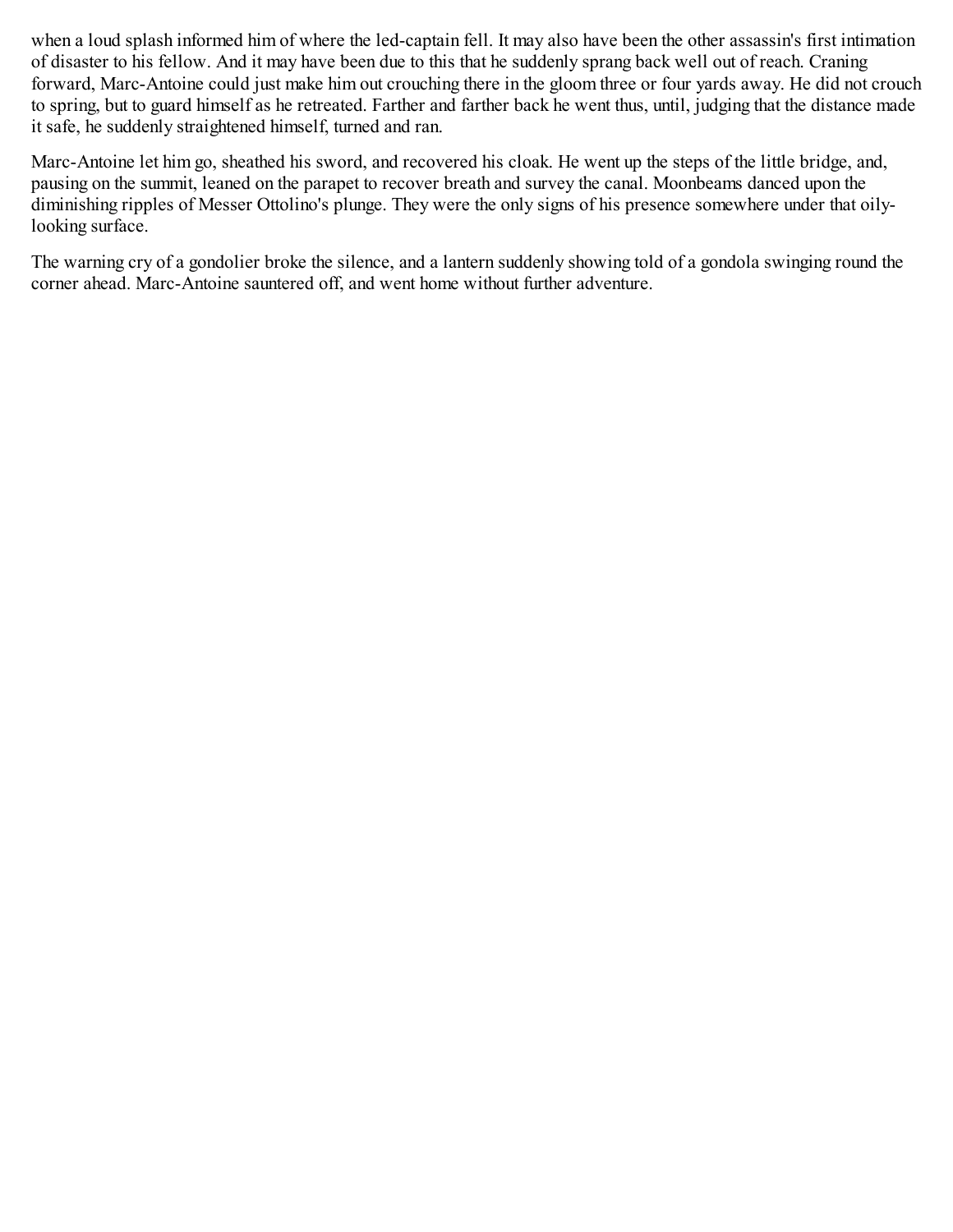when a loud splash informed him of where the led-captain fell. It may also have been the other assassin's first intimation of disaster to his fellow. And it may have been due to this that he suddenly sprang back well out of reach. Craning forward, Marc-Antoine could just make him out crouching there in the gloom three or four yards away. He did not crouch to spring, but to guard himself as he retreated. Farther and farther back he went thus, until, judging that the distance made it safe, he suddenly straightened himself, turned and ran.

Marc-Antoine let him go, sheathed his sword, and recovered his cloak. He went up the steps of the little bridge, and, pausing on the summit, leaned on the parapet to recover breath and survey the canal. Moonbeams danced upon the diminishing ripples of Messer Ottolino's plunge. They were the only signs of his presence somewhere under that oily-looking surface.

The warning cry of a gondolier broke the silence, and a lantern suddenly showing told of a gondola swinging round the corner ahead. Marc-Antoine sauntered off, and went home without further adventure.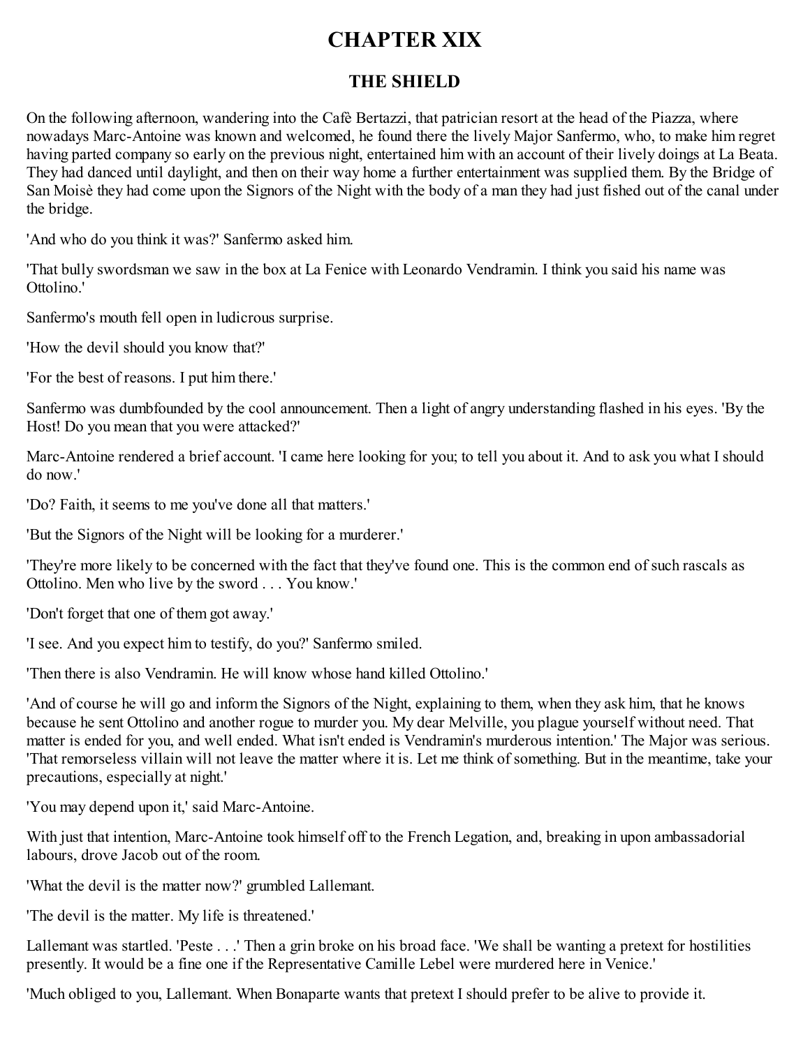# CHAPTER XIX

## THE SHIELD

On the following afternoon, wandering into the Cafè Bertazzi, that patrician resort at the head of the Piazza, where nowadays Marc-Antoine was known and welcomed, he found there the lively Major Sanfermo, who, to make him regret having parted company so early on the previous night, entertained him with an account of their lively doings at La Beata. They had danced until daylight, and then on their way home a further entertainment was supplied them. By the Bridge of San Moisè they had come upon the Signors of the Night with the body of a man they had just fished out of the canal under the bridge.

'And who do you think it was?' Sanfermo asked him.

'That bully swordsman we saw in the box at La Fenice with Leonardo Vendramin. I think you said his name was Ottolino.'

Sanfermo's mouth fell open in ludicrous surprise.

'How the devil should you know that?'

'For the best of reasons. I put him there.'

Sanfermo was dumbfounded by the cool announcement. Then a light of angry understanding flashed in his eyes. 'By the Host! Do you mean that you were attacked?'

Marc-Antoine rendered a brief account. 'I came here looking for you; to tell you about it. And to ask you what I should do now.'

'Do? Faith, it seems to me you've done all that matters.'

'But the Signors of the Night will be looking for a murderer.'

'They're more likely to be concerned with the fact that they've found one. This is the common end of such rascals as Ottolino. Men who live by the sword . . . You know.'

'Don't forget that one of them got away.'

'I see. And you expect him to testify, do you?' Sanfermo smiled.

'Then there is also Vendramin. He will know whose hand killed Ottolino.'

'And of course he will go and inform the Signors of the Night, explaining to them, when they ask him, that he knows because he sent Ottolino and another rogue to murder you. My dear Melville, you plague yourself without need. That matter is ended for you, and well ended. What isn't ended is Vendramin's murderous intention.' The Major was serious. 'That remorseless villain will not leave the matter where it is. Let me think of something. But in the meantime, take your precautions, especially at night.'

'You may depend upon it,' said Marc-Antoine.

With just that intention, Marc-Antoine took himself off to the French Legation, and, breaking in upon ambassadorial labours, drove Jacob out of the room.

'What the devil is the matter now?' grumbled Lallemant.

'The devil is the matter. My life is threatened.'

Lallemant was startled. 'Peste . . .' Then a grin broke on his broad face. 'We shall be wanting a pretext for hostilities presently. It would be a fine one if the Representative Camille Lebel were murdered here in Venice.'

'Much obliged to you, Lallemant. When Bonaparte wants that pretext I should prefer to be alive to provide it.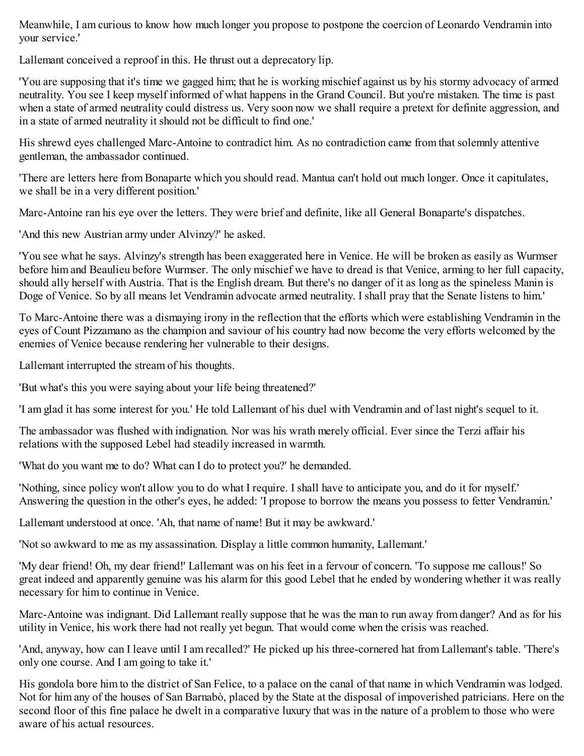Meanwhile, I am curious to know how much longer you propose to postpone the coercion of Leonardo Vendramin into your service.'

Lallemant conceived a reproof in this. He thrust out a deprecatory lip.

'You are supposing that it's time we gagged him; that he is working mischief against us by his stormy advocacy of armed neutrality. You see I keep myself informed of what happens in the Grand Council. But you're mistaken. The time is past when a state of armed neutrality could distress us. Very soon now we shall require a pretext for definite aggression, and in a state of armed neutrality it should not be difficult to find one.'

His shrewd eyes challenged Marc-Antoine to contradict him. As no contradiction came from that solemnly attentive gentleman, the ambassador continued.

'There are letters here from Bonaparte which you should read. Mantua can't hold out much longer. Once it capitulates, we shall be in a very different position.'

Marc-Antoine ran his eye over the letters. They were brief and definite, like all General Bonaparte's dispatches.

'And this new Austrian army under Alvinzy?' he asked.

'You see what he says. Alvinzy's strength has been exaggerated here in Venice. He will be broken as easily as Wurmser before him and Beaulieu before Wurmser. The only mischief we have to dread is that Venice, arming to her full capacity, should ally herself with Austria. That is the English dream. But there's no danger of it as long as the spineless Manin is Doge of Venice. So by all means let Vendramin advocate armed neutrality. I shall pray that the Senate listens to him.'

To Marc-Antoine there was a dismaying irony in the reflection that the efforts which were establishing Vendramin in the eyes of Count Pizzamano as the champion and saviour of his country had now become the very efforts welcomed by the enemies of Venice because rendering her vulnerable to their designs.

Lallemant interrupted the stream of his thoughts.

'But what's this you were saying about your life being threatened?'

'I am glad it has some interest for you.' He told Lallemant of his duel with Vendramin and of last night's sequel to it.

The ambassador was flushed with indignation. Nor was his wrath merely official. Ever since the Terzi affair his relations with the supposed Lebel had steadily increased in warmth.

'What do you want me to do? What can I do to protect you?' he demanded.

'Nothing, since policy won't allow you to do what I require. I shall have to anticipate you, and do it for myself.' Answering the question in the other's eyes, he added: 'I propose to borrow the means you possess to fetter Vendramin.'

Lallemant understood at once. 'Ah, that name of name! But it may be awkward.'

'Not so awkward to me as my assassination. Display a little common humanity, Lallemant.'

'My dear friend! Oh, my dear friend!' Lallemant was on his feet in a fervour of concern. 'To suppose me callous!' So great indeed and apparently genuine was his alarm for this good Lebel that he ended by wondering whether it was really necessary for him to continue in Venice.

Marc-Antoine was indignant. Did Lallemant really suppose that he was the man to run away from danger? And as for his utility in Venice, his work there had not really yet begun. That would come when the crisis was reached.

'And, anyway, how can I leave until I am recalled?' He picked up his three-cornered hat from Lallemant's table. 'There's only one course. And I am going to take it.'

His gondola bore him to the district of San Felice, to a palace on the canal of that name in which Vendramin was lodged. Not for him any of the houses of San Barnabò, placed by the State at the disposal of impoverished patricians. Here on the second floor of this fine palace he dwelt in a comparative luxury that was in the nature of a problem to those who were aware of his actual resources.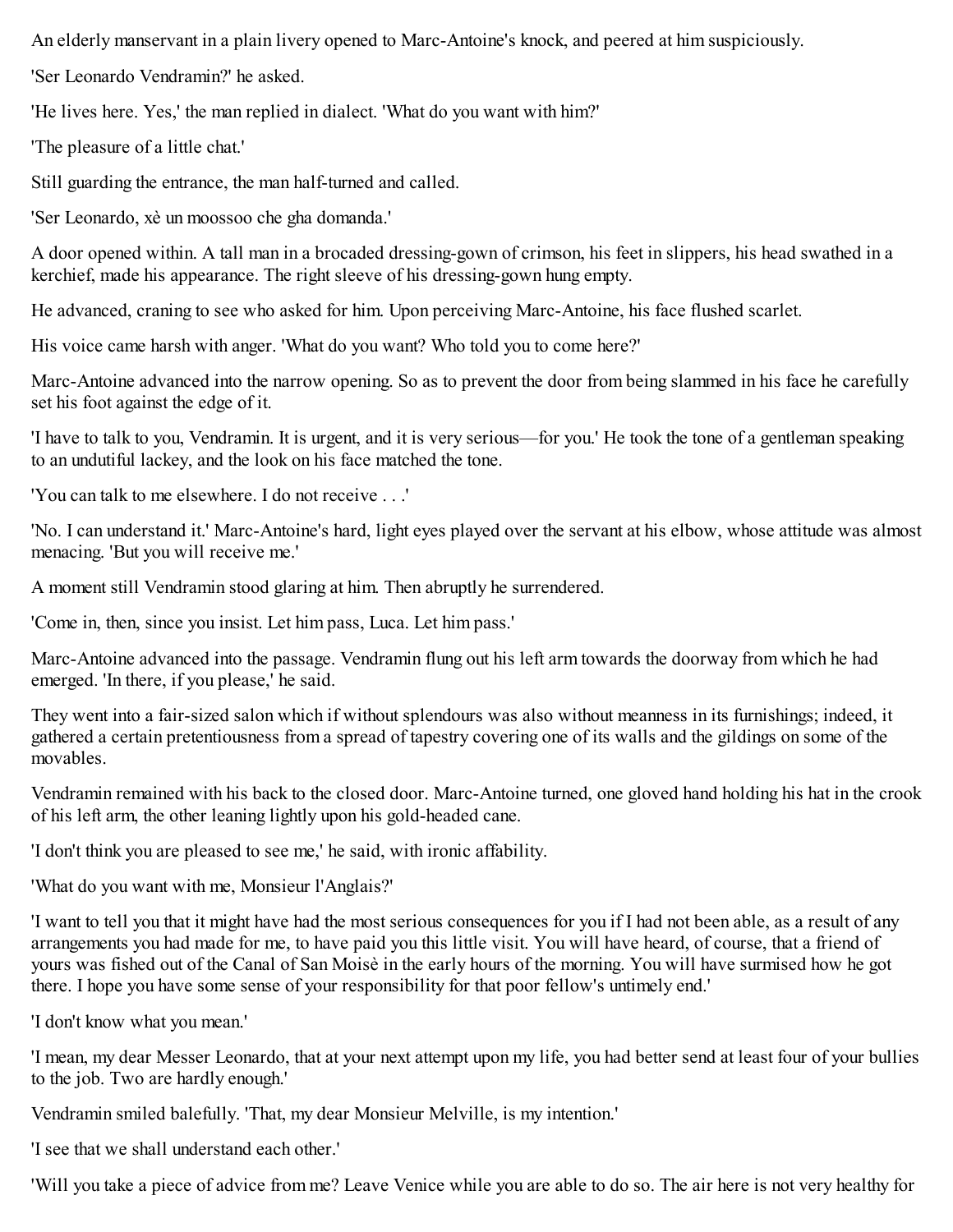An elderly manservant in a plain livery opened to Marc-Antoine's knock, and peered at him suspiciously.

'Ser Leonardo Vendramin?' he asked.

'He lives here. Yes,' the man replied in dialect. 'What do you want with him?'

'The pleasure of a little chat.'

Still guarding the entrance, the man half-turned and called.

'Ser Leonardo, xè un moossoo che gha domanda.'

A door opened within. A tall man in a brocaded dressing-gown of crimson, his feet in slippers, his head swathed in a kerchief, made his appearance. The right sleeve of his dressing-gown hung empty.

He advanced, craning to see who asked for him. Upon perceiving Marc-Antoine, his face flushed scarlet.

His voice came harsh with anger. 'What do you want? Who told you to come here?'

Marc-Antoine advanced into the narrow opening. So as to prevent the door from being slammed in his face he carefully set his foot against the edge of it.

'I have to talk to you, Vendramin. It is urgent, and it is very serious—for you.' He took the tone of a gentleman speaking to an undutiful lackey, and the look on his face matched the tone.

'You can talk to me elsewhere. I do not receive . . .'

'No. I can understand it.' Marc-Antoine's hard, light eyes played over the servant at his elbow, whose attitude was almost menacing. 'But you will receive me.'

A moment still Vendramin stood glaring at him. Then abruptly he surrendered.

'Come in, then, since you insist. Let him pass, Luca. Let him pass.'

Marc-Antoine advanced into the passage. Vendramin flung out his left arm towards the doorway from which he had emerged. 'In there, if you please,' he said.

They went into a fair-sized salon which if without splendours was also without meanness in its furnishings; indeed, it gathered a certain pretentiousness from a spread of tapestry covering one of its walls and the gildings on some of the movables.

Vendramin remained with his back to the closed door. Marc-Antoine turned, one gloved hand holding his hat in the crook of his left arm, the other leaning lightly upon his gold-headed cane.

'I don't think you are pleased to see me,' he said, with ironic affability.

'What do you want with me, Monsieur l'Anglais?'

'I want to tell you that it might have had the most serious consequences for you if I had not been able, as a result of any arrangements you had made for me, to have paid you this little visit. You will have heard, of course, that a friend of yours was fished out of the Canal of San Moisè in the early hours of the morning. You will have surmised how he got there. I hope you have some sense of your responsibility for that poor fellow's untimely end.'

'I don't know what you mean.'

'I mean, my dear Messer Leonardo, that at your next attempt upon my life, you had better send at least four of your bullies to the job. Two are hardly enough.'

Vendramin smiled balefully. 'That, my dear Monsieur Melville, is my intention.'

'I see that we shall understand each other.'

'Will you take a piece of advice from me? Leave Venice while you are able to do so. The air here is not very healthy for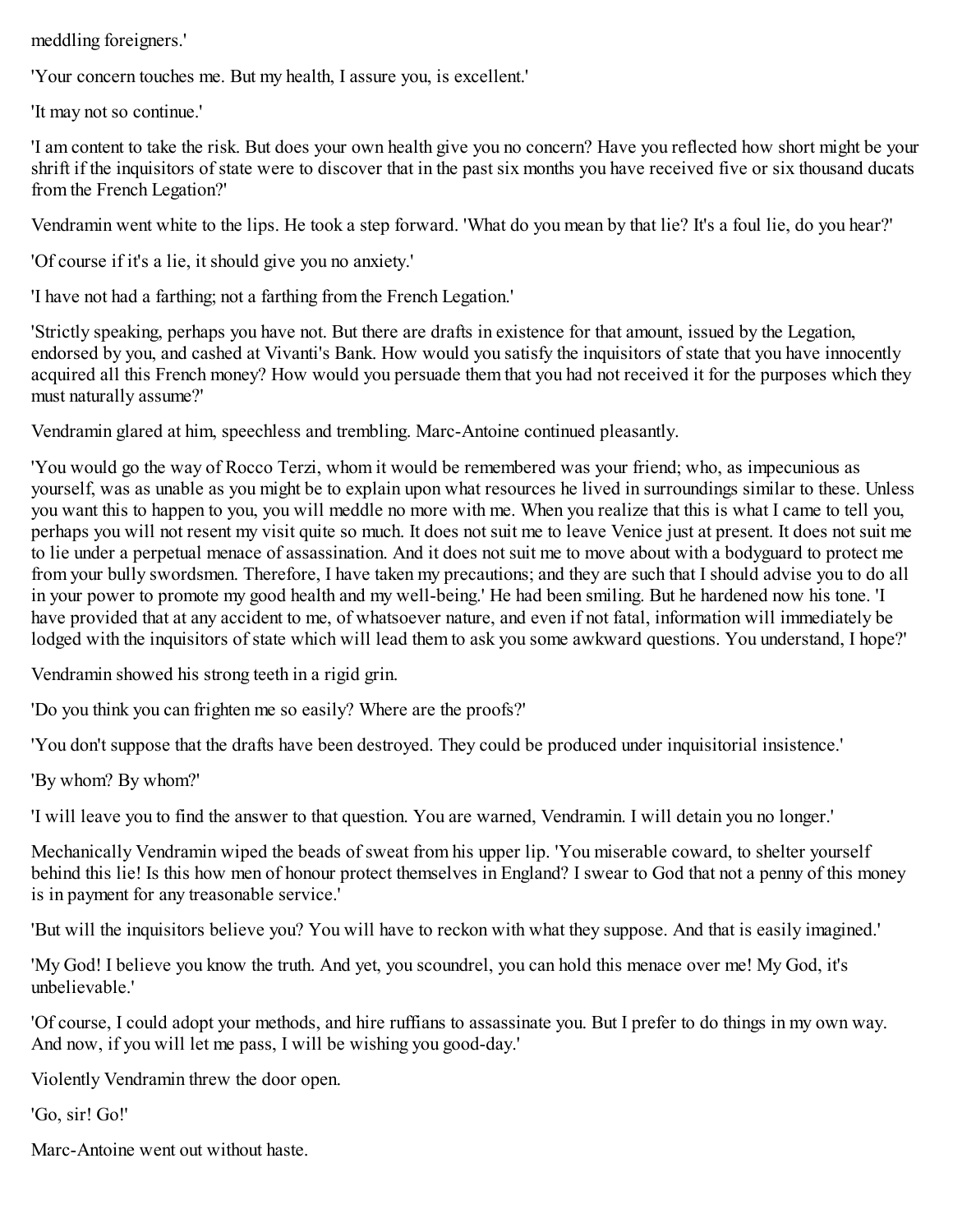meddling foreigners.'

'Your concern touches me. But my health, I assure you, is excellent.'

'It may not so continue.'

'I am content to take the risk. But does your own health give you no concern? Have you reflected how short might be your shrift if the inquisitors of state were to discover that in the past six months you have received five or six thousand ducats from the French Legation?'

Vendramin went white to the lips. He took a step forward. 'What do you mean by that lie? It's a foul lie, do you hear?'

'Of course if it's a lie, it should give you no anxiety.'

'I have not had a farthing; not a farthing from the French Legation.'

'Strictly speaking, perhaps you have not. But there are drafts in existence for that amount, issued by the Legation, endorsed by you, and cashed at Vivanti's Bank. How would you satisfy the inquisitors of state that you have innocently acquired all this French money? How would you persuade them that you had not received it for the purposes which they must naturally assume?'

Vendramin glared at him, speechless and trembling. Marc-Antoine continued pleasantly.

'You would go the way of Rocco Terzi, whom it would be remembered was your friend; who, as impecunious as yourself, was as unable as you might be to explain upon what resources he lived in surroundings similar to these. Unless you want this to happen to you, you will meddle no more with me. When you realize that this is what I came to tell you, perhaps you will not resent my visit quite so much. It does not suit me to leave Venice just at present. It does not suit me to lie under a perpetual menace of assassination. And it does not suit me to move about with a bodyguard to protect me from your bully swordsmen. Therefore, I have taken my precautions; and they are such that I should advise you to do all in your power to promote my good health and my well-being.' He had been smiling. But he hardened now his tone. 'I have provided that at any accident to me, of whatsoever nature, and even if not fatal, information will immediately be lodged with the inquisitors of state which will lead them to ask you some awkward questions. You understand, I hope?'

Vendramin showed his strong teeth in a rigid grin.

'Do you think you can frighten me so easily? Where are the proofs?'

'You don't suppose that the drafts have been destroyed. They could be produced under inquisitorial insistence.'

'By whom? By whom?'

'I will leave you to find the answer to that question. You are warned, Vendramin. I will detain you no longer.'

Mechanically Vendramin wiped the beads of sweat from his upper lip. 'You miserable coward, to shelter yourself behind this lie! Is this how men of honour protect themselves in England? I swear to God that not a penny of this money is in payment for any treasonable service.'

'But will the inquisitors believe you? You will have to reckon with what they suppose. And that is easily imagined.'

'My God! I believe you know the truth. And yet, you scoundrel, you can hold this menace over me! My God, it's unbelievable.'

'Of course, I could adopt your methods, and hire ruffians to assassinate you. But I prefer to do things in my own way. And now, if you will let me pass, I will be wishing you good-day.'

Violently Vendramin threw the door open.

'Go, sir! Go!'

Marc-Antoine went out without haste.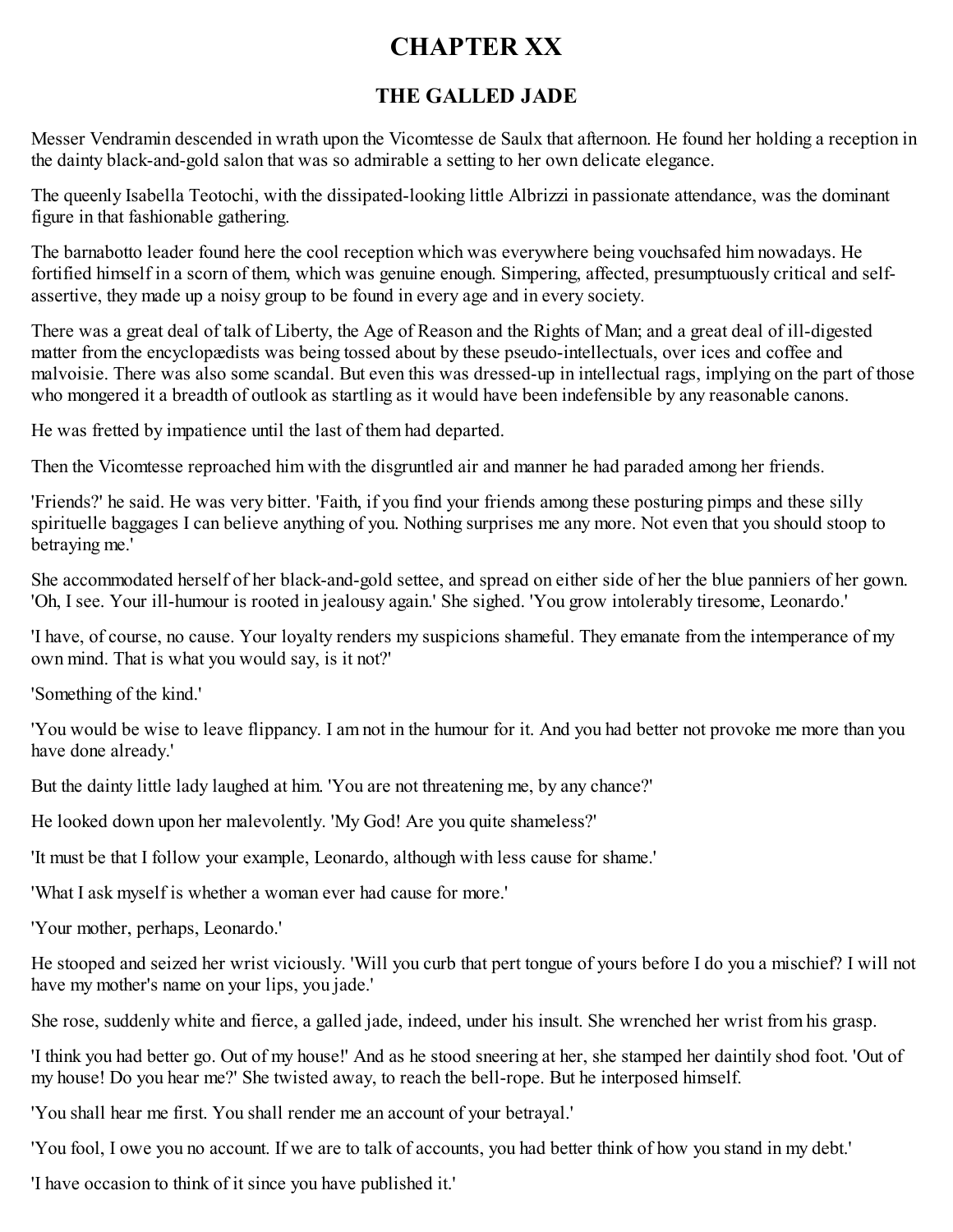# CHAPTER XX

## THE GALLED JADE

Messer Vendramin descended in wrath upon the Vicomtesse de Saulx that afternoon. He found her holding a reception in the dainty black-and-gold salon that was so admirable a setting to her own delicate elegance.

The queenly Isabella Teotochi, with the dissipated-looking little Albrizzi in passionate attendance, was the dominant figure in that fashionable gathering.

The barnabotto leader found here the cool reception which was everywhere being vouchsafed him nowadays. He fortified himself in a scorn of them, which was genuine enough. Simpering, affected, presumptuously critical and self-assertive, they made up a noisy group to be found in every age and in every society.

There was a great deal of talk of Liberty, the Age of Reason and the Rights of Man; and a great deal of ill-digested matter from the encyclopædists was being tossed about by these pseudo-intellectuals, over ices and coffee and malvoisie. There was also some scandal. But even this was dressed-up in intellectual rags, implying on the part of those who mongered it a breadth of outlook as startling as it would have been indefensible by any reasonable canons.

He was fretted by impatience until the last of them had departed.

Then the Vicomtesse reproached him with the disgruntled air and manner he had paraded among her friends.

'Friends?' he said. He was very bitter. 'Faith, if you find your friends among these posturing pimps and these silly spirituelle baggages I can believe anything of you. Nothing surprises me any more. Not even that you should stoop to betraying me.'

She accommodated herself of her black-and-gold settee, and spread on either side of her the blue panniers of her gown. 'Oh, I see. Your ill-humour is rooted in jealousy again.' She sighed. 'You grow intolerably tiresome, Leonardo.'

'I have, of course, no cause. Your loyalty renders my suspicions shameful. They emanate from the intemperance of my own mind. That is what you would say, is it not?'

'Something of the kind.'

'You would be wise to leave flippancy. I am not in the humour for it. And you had better not provoke me more than you have done already.'

But the dainty little lady laughed at him. 'You are not threatening me, by any chance?'

He looked down upon her malevolently. 'My God! Are you quite shameless?'

'It must be that I follow your example, Leonardo, although with less cause for shame.'

'What I ask myself is whether a woman ever had cause for more.'

'Your mother, perhaps, Leonardo.'

He stooped and seized her wrist viciously. 'Will you curb that pert tongue of yours before I do you a mischief? I will not have my mother's name on your lips, you jade.'

She rose, suddenly white and fierce, a galled jade, indeed, under his insult. She wrenched her wrist from his grasp.

'I think you had better go. Out of my house!' And as he stood sneering at her, she stamped her daintily shod foot. 'Out of my house! Do you hear me?' She twisted away, to reach the bell-rope. But he interposed himself.

'You shall hear me first. You shall render me an account of your betrayal.'

'You fool, I owe you no account. If we are to talk of accounts, you had better think of how you stand in my debt.'

'I have occasion to think of it since you have published it.'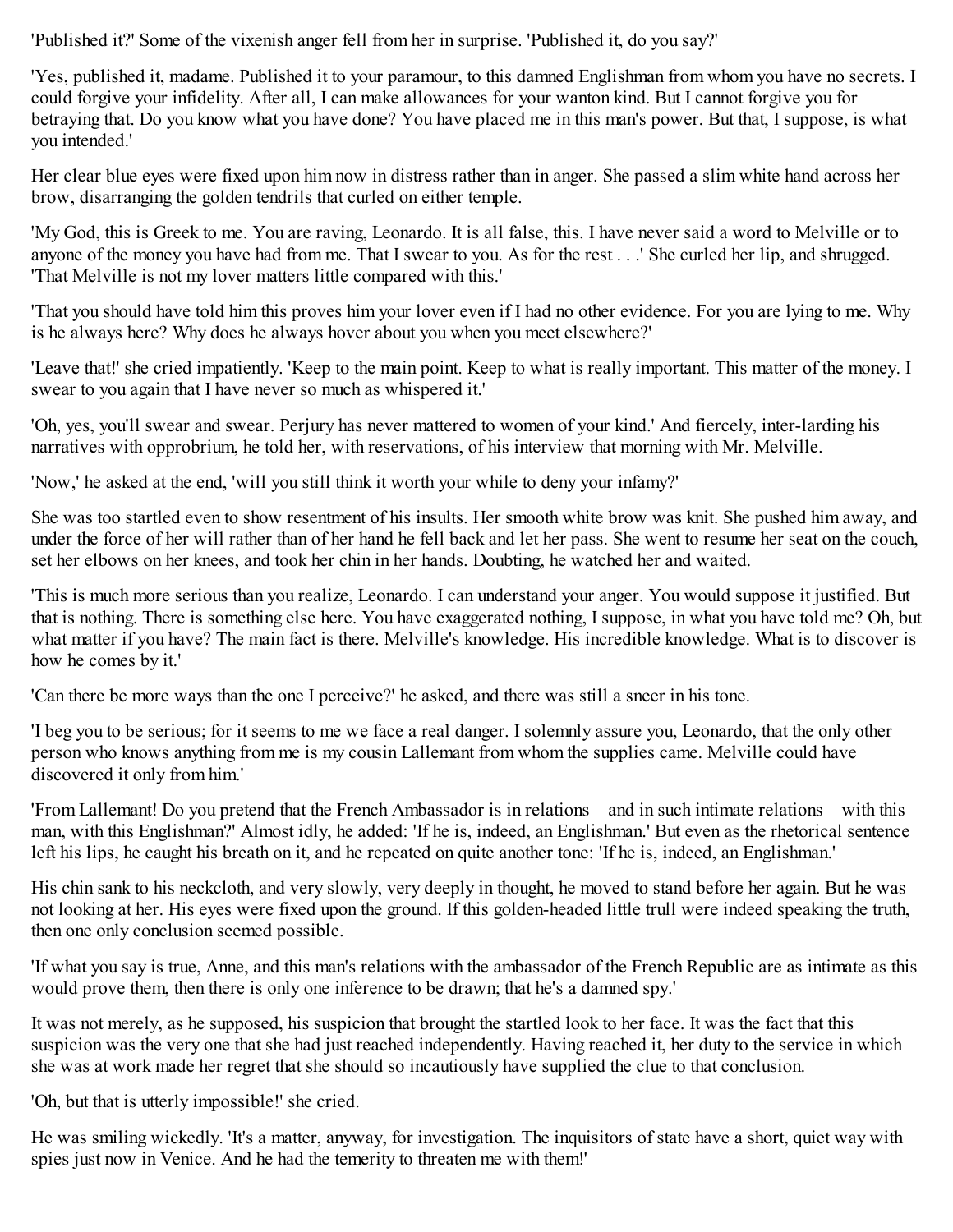'Published it?' Some of the vixenish anger fell from her in surprise. 'Published it, do you say?'

'Yes, published it, madame. Published it to your paramour, to this damned Englishman from whom you have no secrets. I could forgive your infidelity. After all, I can make allowances for your wanton kind. But I cannot forgive you for betraying that. Do you know what you have done? You have placed me in this man's power. But that, I suppose, is what you intended.'

Her clear blue eyes were fixed upon him now in distress rather than in anger. She passed a slim white hand across her brow, disarranging the golden tendrils that curled on either temple.

'My God, this is Greek to me. You are raving, Leonardo. It is all false, this. I have never said a word to Melville or to anyone of the money you have had from me. That I swear to you. As for the rest . . .' She curled her lip, and shrugged. 'That Melville is not my lover matters little compared with this.'

'That you should have told him this proves him your lover even if I had no other evidence. For you are lying to me. Why is he always here? Why does he always hover about you when you meet elsewhere?'

'Leave that!' she cried impatiently. 'Keep to the main point. Keep to what is really important. This matter of the money. I swear to you again that I have never so much as whispered it.'

'Oh, yes, you'll swear and swear. Perjury has never mattered to women of your kind.' And fiercely, inter-larding his narratives with opprobrium, he told her, with reservations, of his interview that morning with Mr. Melville.

'Now,' he asked at the end, 'will you still think it worth your while to deny your infamy?'

She was too startled even to show resentment of his insults. Her smooth white brow was knit. She pushed him away, and under the force of her will rather than of her hand he fell back and let her pass. She went to resume her seat on the couch, set her elbows on her knees, and took her chin in her hands. Doubting, he watched her and waited.

'This is much more serious than you realize, Leonardo. I can understand your anger. You would suppose it justified. But that is nothing. There is something else here. You have exaggerated nothing, I suppose, in what you have told me? Oh, but what matter if you have? The main fact is there. Melville's knowledge. His incredible knowledge. What is to discover is how he comes by it.'

'Can there be more ways than the one I perceive?' he asked, and there was still a sneer in his tone.

'I beg you to be serious; for it seems to me we face a real danger. I solemnly assure you, Leonardo, that the only other person who knows anything from me is my cousin Lallemant from whom the supplies came. Melville could have discovered it only from him.'

'From Lallemant! Do you pretend that the French Ambassador is in relations—and in such intimate relations—with this man, with this Englishman?' Almost idly, he added: 'If he is, indeed, an Englishman.' But even as the rhetorical sentence left his lips, he caught his breath on it, and he repeated on quite another tone: 'If he is, indeed, an Englishman.'

His chin sank to his neckcloth, and very slowly, very deeply in thought, he moved to stand before her again. But he was not looking at her. His eyes were fixed upon the ground. If this golden-headed little trull were indeed speaking the truth, then one only conclusion seemed possible.

'If what you say is true, Anne, and this man's relations with the ambassador of the French Republic are as intimate as this would prove them, then there is only one inference to be drawn; that he's a damned spy.'

It was not merely, as he supposed, his suspicion that brought the startled look to her face. It was the fact that this suspicion was the very one that she had just reached independently. Having reached it, her duty to the service in which she was at work made her regret that she should so incautiously have supplied the clue to that conclusion.

'Oh, but that is utterly impossible!' she cried.

He was smiling wickedly. 'It's a matter, anyway, for investigation. The inquisitors of state have a short, quiet way with spies just now in Venice. And he had the temerity to threaten me with them!'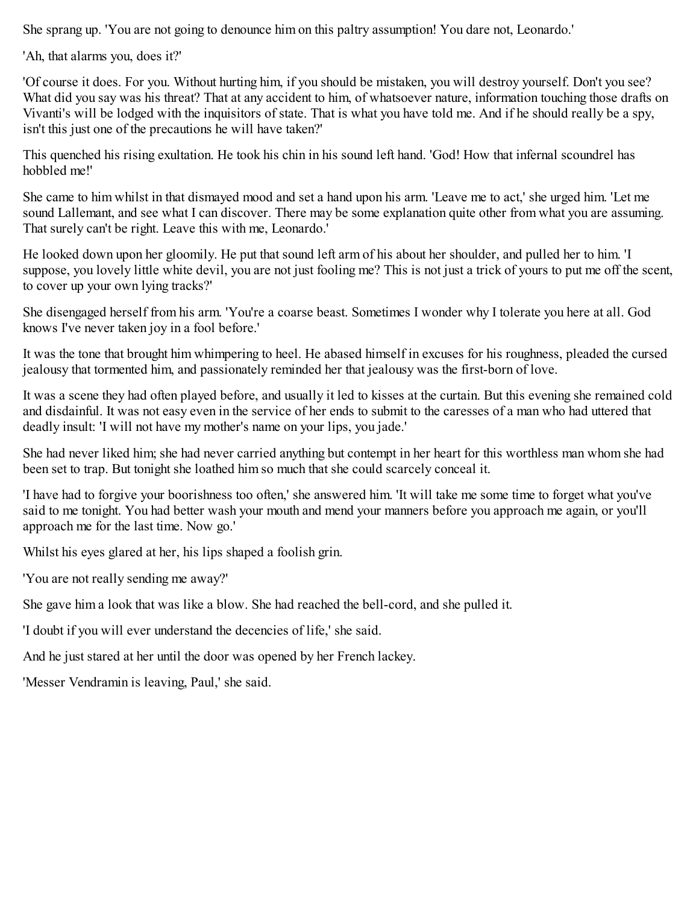She sprang up. 'You are not going to denounce him on this paltry assumption! You dare not, Leonardo.'

'Ah, that alarms you, does it?'

'Of course it does. For you. Without hurting him, if you should be mistaken, you will destroy yourself. Don't you see? What did you say was his threat? That at any accident to him, of whatsoever nature, information touching those drafts on Vivanti's will be lodged with the inquisitors of state. That is what you have told me. And if he should really be a spy, isn't this just one of the precautions he will have taken?'

This quenched his rising exultation. He took his chin in his sound left hand. 'God! How that infernal scoundrel has hobbled me!'

She came to him whilst in that dismayed mood and set a hand upon his arm. 'Leave me to act,' she urged him. 'Let me sound Lallemant, and see what I can discover. There may be some explanation quite other from what you are assuming. That surely can't be right. Leave this with me, Leonardo.'

He looked down upon her gloomily. He put that sound left arm of his about her shoulder, and pulled her to him. 'I suppose, you lovely little white devil, you are not just fooling me? This is not just a trick of yours to put me off the scent, to cover up your own lying tracks?'

She disengaged herself from his arm. 'You're a coarse beast. Sometimes I wonder why I tolerate you here at all. God knows I've never taken joy in a fool before.'

It was the tone that brought him whimpering to heel. He abased himself in excuses for his roughness, pleaded the cursed jealousy that tormented him, and passionately reminded her that jealousy was the first-born of love.

It was a scene they had often played before, and usually it led to kisses at the curtain. But this evening she remained cold and disdainful. It was not easy even in the service of her ends to submit to the caresses of a man who had uttered that deadly insult: 'I will not have my mother's name on your lips, you jade.'

She had never liked him; she had never carried anything but contempt in her heart for this worthless man whom she had been set to trap. But tonight she loathed him so much that she could scarcely conceal it.

'I have had to forgive your boorishness too often,' she answered him. 'It will take me some time to forget what you've said to me tonight. You had better wash your mouth and mend your manners before you approach me again, or you'll approach me for the last time. Now go.'

Whilst his eyes glared at her, his lips shaped a foolish grin.

'You are not really sending me away?'

She gave him a look that was like a blow. She had reached the bell-cord, and she pulled it.

'I doubt if you will ever understand the decencies of life,' she said.

And he just stared at her until the door was opened by her French lackey.

'Messer Vendramin is leaving, Paul,' she said.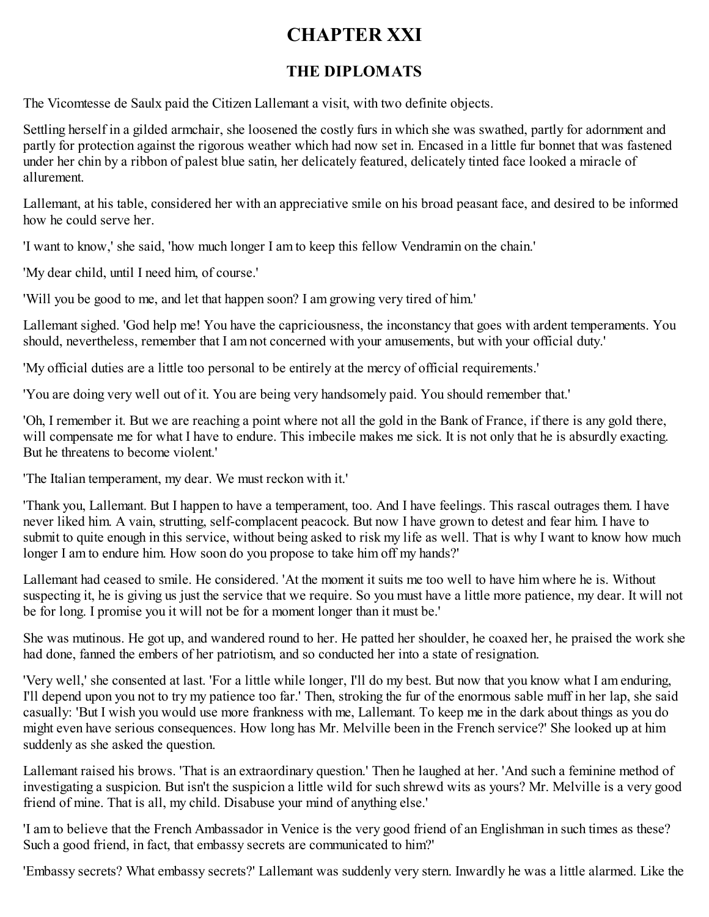# CHAPTER XXI

## THE DIPLOMATS

The Vicomtesse de Saulx paid the Citizen Lallemant a visit, with two definite objects.

Settling herself in a gilded armchair, she loosened the costly furs in which she was swathed, partly for adornment and partly for protection against the rigorous weather which had now set in. Encased in a little fur bonnet that was fastened under her chin by a ribbon of palest blue satin, her delicately featured, delicately tinted face looked a miracle of allurement.

Lallemant, at his table, considered her with an appreciative smile on his broad peasant face, and desired to be informed how he could serve her.

'I want to know,' she said, 'how much longer I am to keep this fellow Vendramin on the chain.'

'My dear child, until I need him, of course.'

'Will you be good to me, and let that happen soon? I am growing very tired of him.'

Lallemant sighed. 'God help me! You have the capriciousness, the inconstancy that goes with ardent temperaments. You should, nevertheless, remember that I am not concerned with your amusements, but with your official duty.'

'My official duties are a little too personal to be entirely at the mercy of official requirements.'

'You are doing very well out of it. You are being very handsomely paid. You should remember that.'

'Oh, I remember it. But we are reaching a point where not all the gold in the Bank of France, if there is any gold there, will compensate me for what I have to endure. This imbecile makes me sick. It is not only that he is absurdly exacting. But he threatens to become violent.'

'The Italian temperament, my dear. We must reckon with it.'

'Thank you, Lallemant. But I happen to have a temperament, too. And I have feelings. This rascal outrages them. I have never liked him. A vain, strutting, self-complacent peacock. But now I have grown to detest and fear him. I have to submit to quite enough in this service, without being asked to risk my life as well. That is why I want to know how much longer I am to endure him. How soon do you propose to take him off my hands?'

Lallemant had ceased to smile. He considered. 'At the moment it suits me too well to have him where he is. Without suspecting it, he is giving us just the service that we require. So you must have a little more patience, my dear. It will not be for long. I promise you it will not be for a moment longer than it must be.'

She was mutinous. He got up, and wandered round to her. He patted her shoulder, he coaxed her, he praised the work she had done, fanned the embers of her patriotism, and so conducted her into a state of resignation.

'Very well,' she consented at last. 'For a little while longer, I'll do my best. But now that you know what I am enduring, I'll depend upon you not to try my patience too far.' Then, stroking the fur of the enormous sable muff in her lap, she said casually: 'But I wish you would use more frankness with me, Lallemant. To keep me in the dark about things as you do might even have serious consequences. How long has Mr. Melville been in the French service?' She looked up at him suddenly as she asked the question.

Lallemant raised his brows. 'That is an extraordinary question.' Then he laughed at her. 'And such a feminine method of investigating a suspicion. But isn't the suspicion a little wild for such shrewd wits as yours? Mr. Melville is a very good friend of mine. That is all, my child. Disabuse your mind of anything else.'

'I am to believe that the French Ambassador in Venice is the very good friend of an Englishman in such times as these? Such a good friend, in fact, that embassy secrets are communicated to him?'

'Embassy secrets? What embassy secrets?' Lallemant was suddenly very stern. Inwardly he was a little alarmed. Like the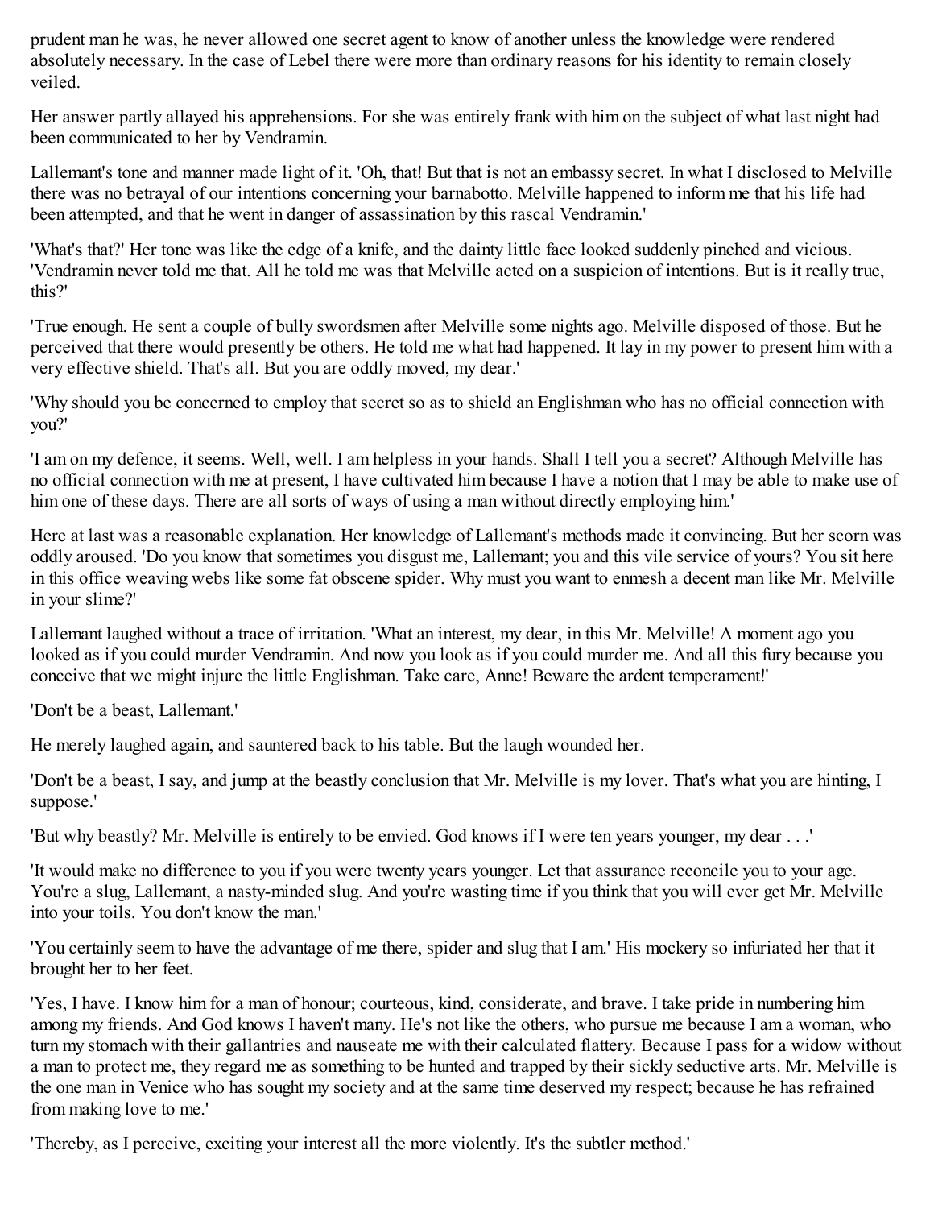prudent man he was, he never allowed one secret agent to know of another unless the knowledge were rendered absolutely necessary. In the case of Lebel there were more than ordinary reasons for his identity to remain closely veiled.

Her answer partly allayed his apprehensions. For she was entirely frank with him on the subject of what last night had been communicated to her by Vendramin.

Lallemant's tone and manner made light of it. 'Oh, that! But that is not an embassy secret. In what I disclosed to Melville there was no betrayal of our intentions concerning your barnabotto. Melville happened to inform me that his life had been attempted, and that he went in danger of assassination by this rascal Vendramin.'

'What's that?' Her tone was like the edge of a knife, and the dainty little face looked suddenly pinched and vicious. 'Vendramin never told me that. All he told me was that Melville acted on a suspicion of intentions. But is it really true, this?'

'True enough. He sent a couple of bully swordsmen after Melville some nights ago. Melville disposed of those. But he perceived that there would presently be others. He told me what had happened. It lay in my power to present him with a very effective shield. That's all. But you are oddly moved, my dear.'

'Why should you be concerned to employ that secret so as to shield an Englishman who has no official connection with you?'

'I am on my defence, it seems. Well, well. I am helpless in your hands. Shall I tell you a secret? Although Melville has no official connection with me at present, I have cultivated him because I have a notion that I may be able to make use of him one of these days. There are all sorts of ways of using a man without directly employing him.'

Here at last was a reasonable explanation. Her knowledge of Lallemant's methods made it convincing. But her scorn was oddly aroused. 'Do you know that sometimes you disgust me, Lallemant; you and this vile service of yours? You sit here in this office weaving webs like some fat obscene spider. Why must you want to enmesh a decent man like Mr. Melville in your slime?'

Lallemant laughed without a trace of irritation. 'What an interest, my dear, in this Mr. Melville! A moment ago you looked as if you could murder Vendramin. And now you look as if you could murder me. And all this fury because you conceive that we might injure the little Englishman. Take care, Anne! Beware the ardent temperament!'

'Don't be a beast, Lallemant.'

He merely laughed again, and sauntered back to his table. But the laugh wounded her.

'Don't be a beast, I say, and jump at the beastly conclusion that Mr. Melville is my lover. That's what you are hinting, I suppose.'

'But why beastly? Mr. Melville is entirely to be envied. God knows if I were ten years younger, my dear . . .'

'It would make no difference to you if you were twenty years younger. Let that assurance reconcile you to your age. You're a slug, Lallemant, a nasty-minded slug. And you're wasting time if you think that you will ever get Mr. Melville into your toils. You don't know the man.'

'You certainly seem to have the advantage of me there, spider and slug that I am.' His mockery so infuriated her that it brought her to her feet.

'Yes, I have. I know him for a man of honour; courteous, kind, considerate, and brave. I take pride in numbering him among my friends. And God knows I haven't many. He's not like the others, who pursue me because I am a woman, who turn my stomach with their gallantries and nauseate me with their calculated flattery. Because I pass for a widow without a man to protect me, they regard me as something to be hunted and trapped by their sickly seductive arts. Mr. Melville is the one man in Venice who has sought my society and at the same time deserved my respect; because he has refrained from making love to me.'

'Thereby, as I perceive, exciting your interest all the more violently. It's the subtler method.'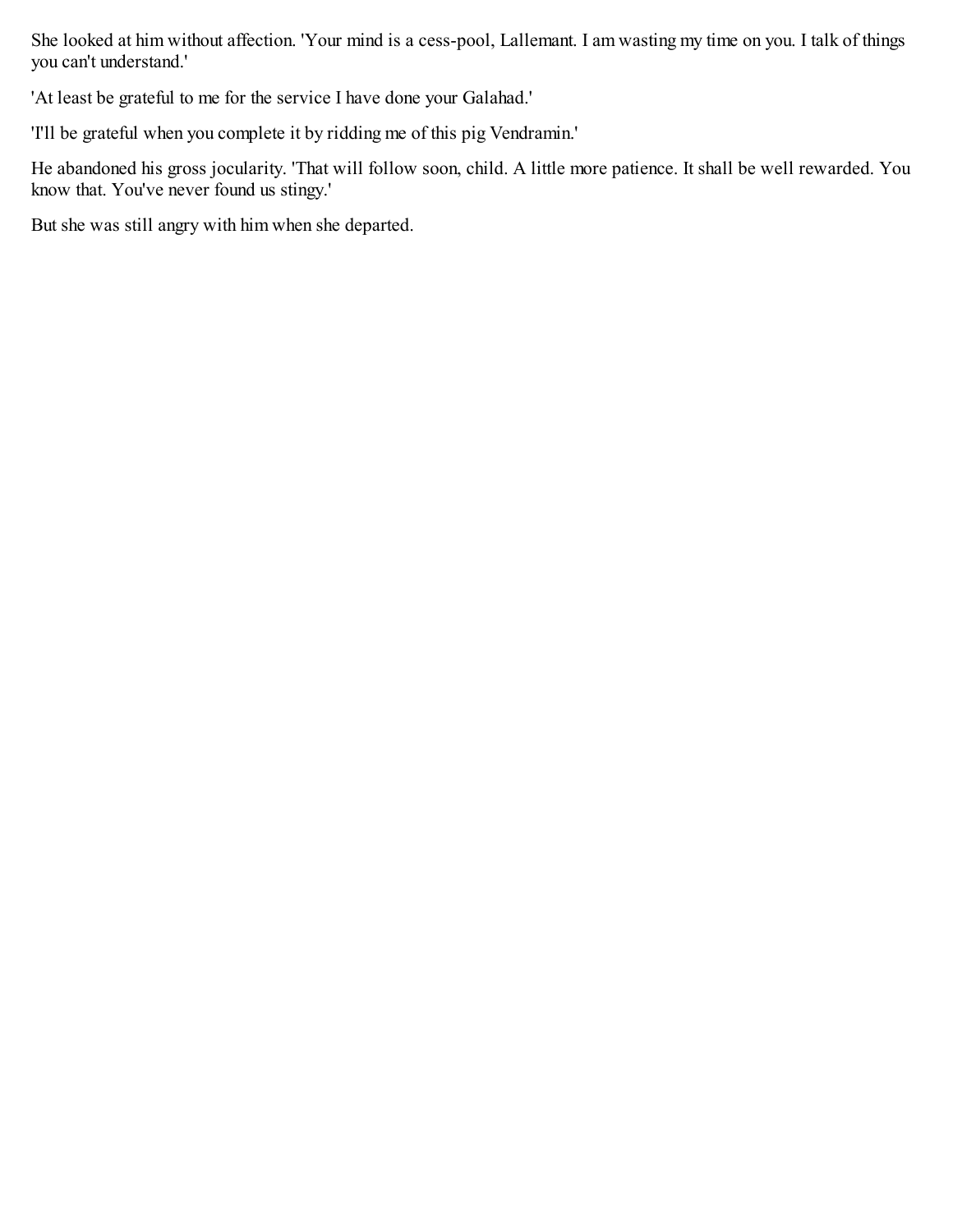She looked at him without affection. 'Your mind is a cess-pool, Lallemant. I am wasting my time on you. I talk of things you can't understand.'

'At least be grateful to me for the service I have done your Galahad.'

'I'll be grateful when you complete it by ridding me of this pig Vendramin.'

He abandoned his gross jocularity. 'That will follow soon, child. A little more patience. It shall be well rewarded. You know that. You've never found us stingy.'

But she was still angry with him when she departed.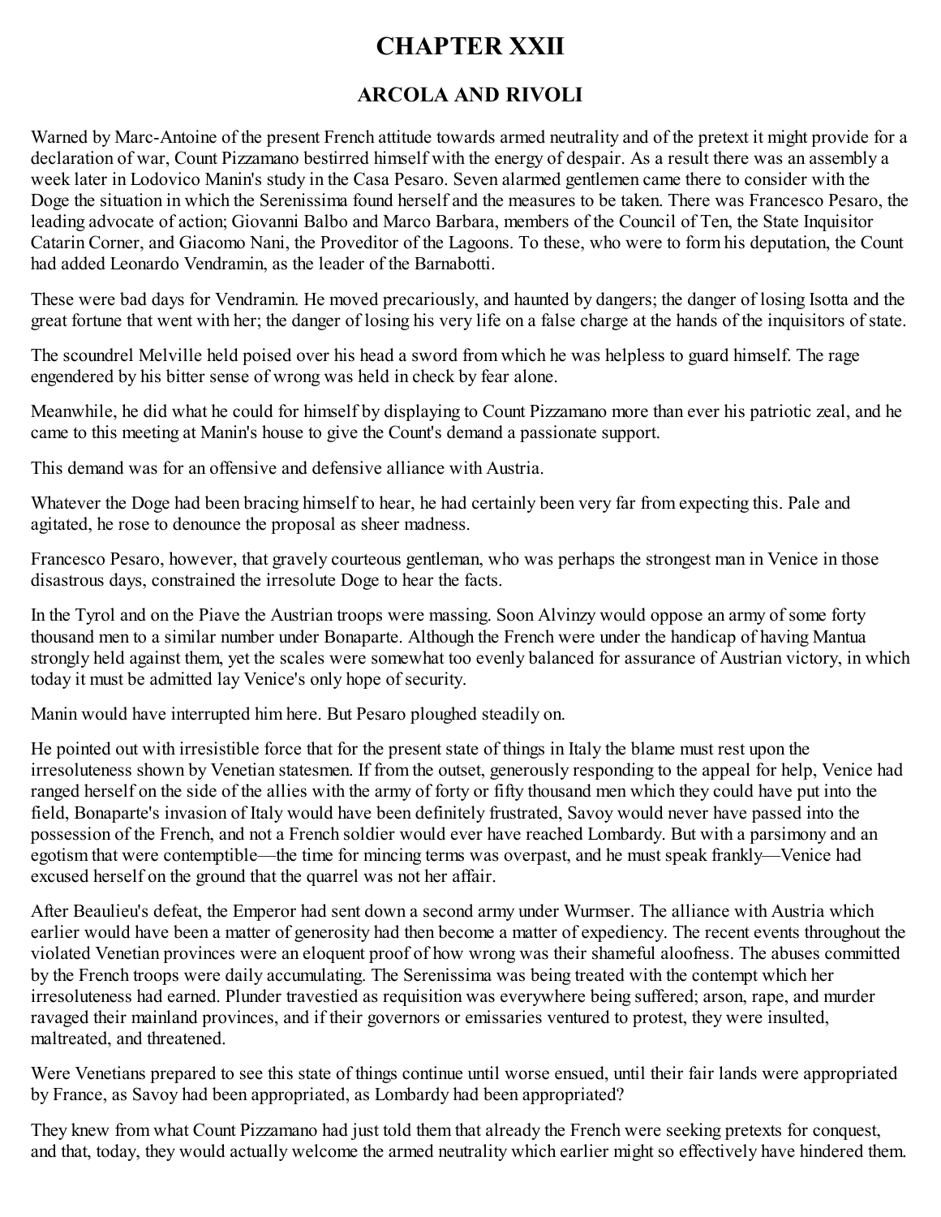# CHAPTER XXII

## ARCOLA AND RIVOLI

Warned by Marc-Antoine of the present French attitude towards armed neutrality and of the pretext it might provide for a declaration of war, Count Pizzamano bestirred himself with the energy of despair. As a result there was an assembly a week later in Lodovico Manin's study in the Casa Pesaro. Seven alarmed gentlemen came there to consider with the Doge the situation in which the Serenissima found herself and the measures to be taken. There was Francesco Pesaro, the leading advocate of action; Giovanni Balbo and Marco Barbara, members of the Council of Ten, the State Inquisitor Catarin Corner, and Giacomo Nani, the Proveditor of the Lagoons. To these, who were to form his deputation, the Count had added Leonardo Vendramin, as the leader of the Barnabotti.

These were bad days for Vendramin. He moved precariously, and haunted by dangers; the danger of losing Isotta and the great fortune that went with her; the danger of losing his very life on a false charge at the hands of the inquisitors of state.

The scoundrel Melville held poised over his head a sword from which he was helpless to guard himself. The rage engendered by his bitter sense of wrong was held in check by fear alone.

Meanwhile, he did what he could for himself by displaying to Count Pizzamano more than ever his patriotic zeal, and he came to this meeting at Manin's house to give the Count's demand a passionate support.

This demand was for an offensive and defensive alliance with Austria.

Whatever the Doge had been bracing himself to hear, he had certainly been very far from expecting this. Pale and agitated, he rose to denounce the proposal as sheer madness.

Francesco Pesaro, however, that gravely courteous gentleman, who was perhaps the strongest man in Venice in those disastrous days, constrained the irresolute Doge to hear the facts.

In the Tyrol and on the Piave the Austrian troops were massing. Soon Alvinzy would oppose an army of some forty thousand men to a similar number under Bonaparte. Although the French were under the handicap of having Mantua strongly held against them, yet the scales were somewhat too evenly balanced for assurance of Austrian victory, in which today it must be admitted lay Venice's only hope of security.

Manin would have interrupted him here. But Pesaro ploughed steadily on.

He pointed out with irresistible force that for the present state of things in Italy the blame must rest upon the irresoluteness shown by Venetian statesmen. If from the outset, generously responding to the appeal for help, Venice had ranged herself on the side of the allies with the army of forty or fifty thousand men which they could have put into the field, Bonaparte's invasion of Italy would have been definitely frustrated, Savoy would never have passed into the possession of the French, and not a French soldier would ever have reached Lombardy. But with a parsimony and an egotism that were contemptible—the time for mincing terms was overpast, and he must speak frankly—Venice had excused herself on the ground that the quarrel was not her affair.

After Beaulieu's defeat, the Emperor had sent down a second army under Wurmser. The alliance with Austria which earlier would have been a matter of generosity had then become a matter of expediency. The recent events throughout the violated Venetian provinces were an eloquent proof of how wrong was their shameful aloofness. The abuses committed by the French troops were daily accumulating. The Serenissima was being treated with the contempt which her irresoluteness had earned. Plunder travestied as requisition was everywhere being suffered; arson, rape, and murder ravaged their mainland provinces, and if their governors or emissaries ventured to protest, they were insulted, maltreated, and threatened.

Were Venetians prepared to see this state of things continue until worse ensued, until their fair lands were appropriated by France, as Savoy had been appropriated, as Lombardy had been appropriated?

They knew from what Count Pizzamano had just told them that already the French were seeking pretexts for conquest, and that, today, they would actually welcome the armed neutrality which earlier might so effectively have hindered them.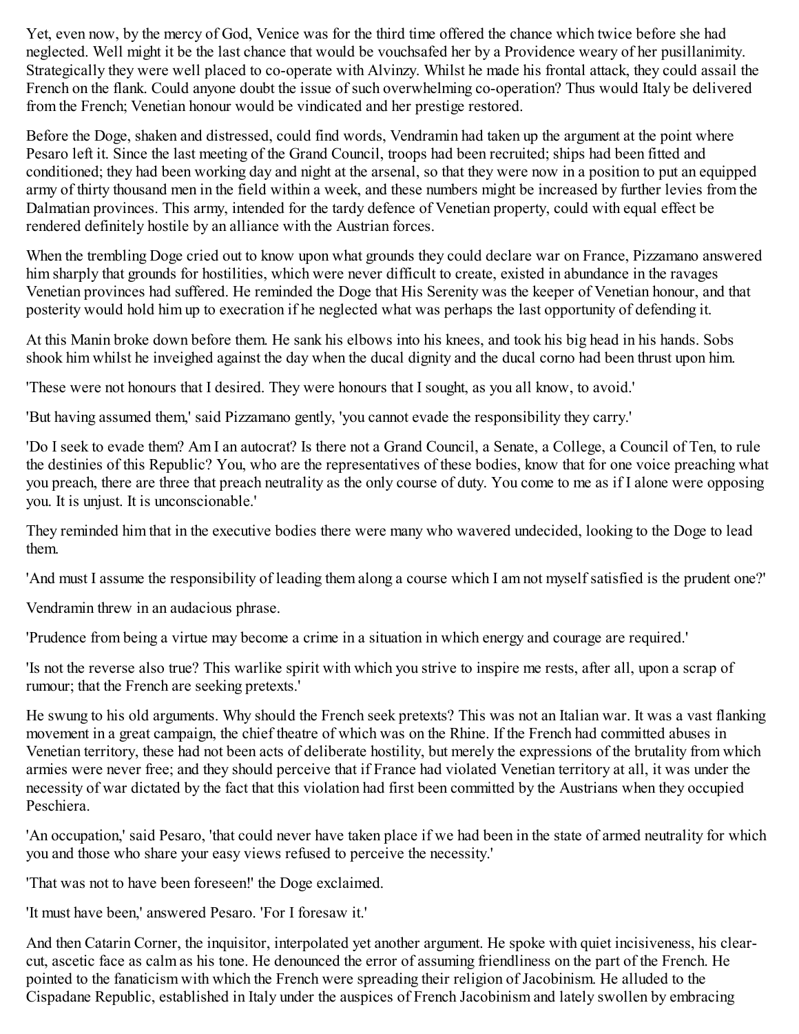Yet, even now, by the mercy of God, Venice was for the third time offered the chance which twice before she had neglected. Well might it be the last chance that would be vouchsafed her by a Providence weary of her pusillanimity. Strategically they were well placed to co-operate with Alvinzy. Whilst he made his frontal attack, they could assail the French on the flank. Could anyone doubt the issue of such overwhelming co-operation? Thus would Italy be delivered from the French; Venetian honour would be vindicated and her prestige restored.

Before the Doge, shaken and distressed, could find words, Vendramin had taken up the argument at the point where Pesaro left it. Since the last meeting of the Grand Council, troops had been recruited; ships had been fitted and conditioned; they had been working day and night at the arsenal, so that they were now in a position to put an equipped army of thirty thousand men in the field within a week, and these numbers might be increased by further levies from the Dalmatian provinces. This army, intended for the tardy defence of Venetian property, could with equal effect be rendered definitely hostile by an alliance with the Austrian forces.

When the trembling Doge cried out to know upon what grounds they could declare war on France, Pizzamano answered him sharply that grounds for hostilities, which were never difficult to create, existed in abundance in the ravages Venetian provinces had suffered. He reminded the Doge that His Serenity was the keeper of Venetian honour, and that posterity would hold him up to execration if he neglected what was perhaps the last opportunity of defending it.

At this Manin broke down before them. He sank his elbows into his knees, and took his big head in his hands. Sobs shook him whilst he inveighed against the day when the ducal dignity and the ducal corno had been thrust upon him.

'These were not honours that I desired. They were honours that I sought, as you all know, to avoid.'

'But having assumed them,' said Pizzamano gently, 'you cannot evade the responsibility they carry.'

'Do I seek to evade them? Am I an autocrat? Is there not a Grand Council, a Senate, a College, a Council of Ten, to rule the destinies of this Republic? You, who are the representatives of these bodies, know that for one voice preaching what you preach, there are three that preach neutrality as the only course of duty. You come to me as if I alone were opposing you. It is unjust. It is unconscionable.'

They reminded him that in the executive bodies there were many who wavered undecided, looking to the Doge to lead them.

'And must I assume the responsibility of leading them along a course which I am not myself satisfied is the prudent one?'

Vendramin threw in an audacious phrase.

'Prudence from being a virtue may become a crime in a situation in which energy and courage are required.'

'Is not the reverse also true? This warlike spirit with which you strive to inspire me rests, after all, upon a scrap of rumour; that the French are seeking pretexts.'

He swung to his old arguments. Why should the French seek pretexts? This was not an Italian war. It was a vast flanking movement in a great campaign, the chief theatre of which was on the Rhine. If the French had committed abuses in Venetian territory, these had not been acts of deliberate hostility, but merely the expressions of the brutality from which armies were never free; and they should perceive that if France had violated Venetian territory at all, it was under the necessity of war dictated by the fact that this violation had first been committed by the Austrians when they occupied Peschiera.

'An occupation,' said Pesaro, 'that could never have taken place if we had been in the state of armed neutrality for which you and those who share your easy views refused to perceive the necessity.'

'That was not to have been foreseen!' the Doge exclaimed.

'It must have been,' answered Pesaro. 'For I foresaw it.'

And then Catarin Corner, the inquisitor, interpolated yet another argument. He spoke with quiet incisiveness, his clear-cut, ascetic face as calm as his tone. He denounced the error of assuming friendliness on the part of the French. He pointed to the fanaticism with which the French were spreading their religion of Jacobinism. He alluded to the Cispadane Republic, established in Italy under the auspices of French Jacobinism and lately swollen by embracing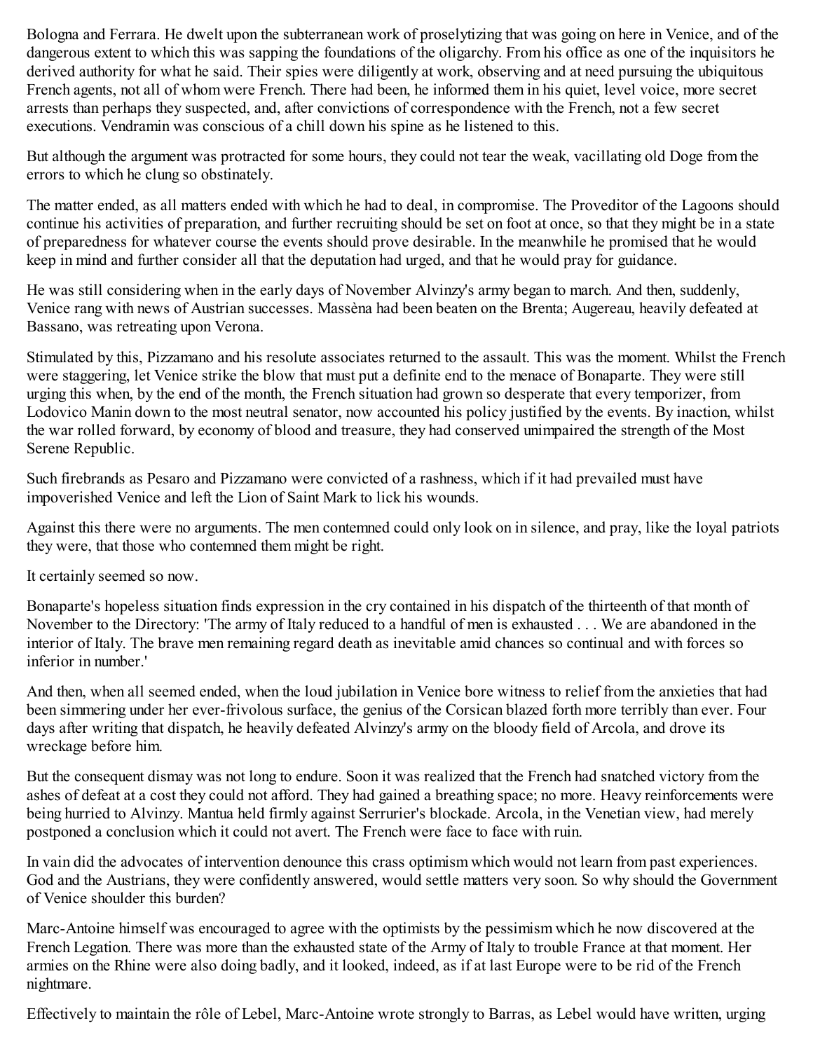Bologna and Ferrara. He dwelt upon the subterranean work of proselytizing that was going on here in Venice, and of the dangerous extent to which this was sapping the foundations of the oligarchy. From his office as one of the inquisitors he derived authority for what he said. Their spies were diligently at work, observing and at need pursuing the ubiquitous French agents, not all of whom were French. There had been, he informed them in his quiet, level voice, more secret arrests than perhaps they suspected, and, after convictions of correspondence with the French, not a few secret executions. Vendramin was conscious of a chill down his spine as he listened to this.

But although the argument was protracted for some hours, they could not tear the weak, vacillating old Doge from the errors to which he clung so obstinately.

The matter ended, as all matters ended with which he had to deal, in compromise. The Proveditor of the Lagoons should continue his activities of preparation, and further recruiting should be set on foot at once, so that they might be in a state of preparedness for whatever course the events should prove desirable. In the meanwhile he promised that he would keep in mind and further consider all that the deputation had urged, and that he would pray for guidance.

He was still considering when in the early days of November Alvinzy's army began to march. And then, suddenly, Venice rang with news of Austrian successes. Massèna had been beaten on the Brenta; Augereau, heavily defeated at Bassano, was retreating upon Verona.

Stimulated by this, Pizzamano and his resolute associates returned to the assault. This was the moment. Whilst the French were staggering, let Venice strike the blow that must put a definite end to the menace of Bonaparte. They were still urging this when, by the end of the month, the French situation had grown so desperate that every temporizer, from Lodovico Manin down to the most neutral senator, now accounted his policy justified by the events. By inaction, whilst the war rolled forward, by economy of blood and treasure, they had conserved unimpaired the strength of the Most Serene Republic.

Such firebrands as Pesaro and Pizzamano were convicted of a rashness, which if it had prevailed must have impoverished Venice and left the Lion of Saint Mark to lick his wounds.

Against this there were no arguments. The men contemned could only look on in silence, and pray, like the loyal patriots they were, that those who contemned them might be right.

It certainly seemed so now.

Bonaparte's hopeless situation finds expression in the cry contained in his dispatch of the thirteenth of that month of November to the Directory: 'The army of Italy reduced to a handful of men is exhausted . . . We are abandoned in the interior of Italy. The brave men remaining regard death as inevitable amid chances so continual and with forces so inferior in number.'

And then, when all seemed ended, when the loud jubilation in Venice bore witness to relief from the anxieties that had been simmering under her ever-frivolous surface, the genius of the Corsican blazed forth more terribly than ever. Four days after writing that dispatch, he heavily defeated Alvinzy's army on the bloody field of Arcola, and drove its wreckage before him.

But the consequent dismay was not long to endure. Soon it was realized that the French had snatched victory from the ashes of defeat at a cost they could not afford. They had gained a breathing space; no more. Heavy reinforcements were being hurried to Alvinzy. Mantua held firmly against Serrurier's blockade. Arcola, in the Venetian view, had merely postponed a conclusion which it could not avert. The French were face to face with ruin.

In vain did the advocates of intervention denounce this crass optimism which would not learn from past experiences. God and the Austrians, they were confidently answered, would settle matters very soon. So why should the Government of Venice shoulder this burden?

Marc-Antoine himself was encouraged to agree with the optimists by the pessimism which he now discovered at the French Legation. There was more than the exhausted state of the Army of Italy to trouble France at that moment. Her armies on the Rhine were also doing badly, and it looked, indeed, as if at last Europe were to be rid of the French nightmare.

Effectively to maintain the rôle of Lebel, Marc-Antoine wrote strongly to Barras, as Lebel would have written, urging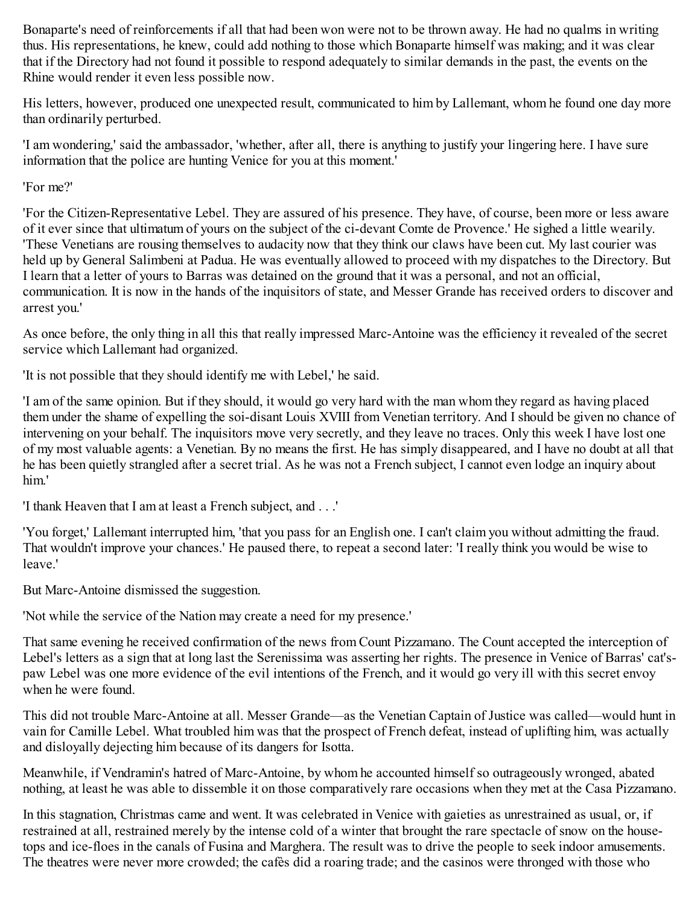Bonaparte's need of reinforcements if all that had been won were not to be thrown away. He had no qualms in writing thus. His representations, he knew, could add nothing to those which Bonaparte himself was making; and it was clear that if the Directory had not found it possible to respond adequately to similar demands in the past, the events on the Rhine would render it even less possible now.

His letters, however, produced one unexpected result, communicated to him by Lallemant, whom he found one day more than ordinarily perturbed.

'I am wondering,' said the ambassador, 'whether, after all, there is anything to justify your lingering here. I have sure information that the police are hunting Venice for you at this moment.'

'For me?'

'For the Citizen-Representative Lebel. They are assured of his presence. They have, of course, been more or less aware of it ever since that ultimatum of yours on the subject of the ci-devant Comte de Provence.' He sighed a little wearily. 'These Venetians are rousing themselves to audacity now that they think our claws have been cut. My last courier was held up by General Salimbeni at Padua. He was eventually allowed to proceed with my dispatches to the Directory. But I learn that a letter of yours to Barras was detained on the ground that it was a personal, and not an official, communication. It is now in the hands of the inquisitors of state, and Messer Grande has received orders to discover and arrest you.'

As once before, the only thing in all this that really impressed Marc-Antoine was the efficiency it revealed of the secret service which Lallemant had organized.

'It is not possible that they should identify me with Lebel,' he said.

'I am of the same opinion. But if they should, it would go very hard with the man whom they regard as having placed them under the shame of expelling the soi-disant Louis XVIII from Venetian territory. And I should be given no chance of intervening on your behalf. The inquisitors move very secretly, and they leave no traces. Only this week I have lost one of my most valuable agents: a Venetian. By no means the first. He has simply disappeared, and I have no doubt at all that he has been quietly strangled after a secret trial. As he was not a French subject, I cannot even lodge an inquiry about him.'

'I thank Heaven that I am at least a French subject, and . . .'

'You forget,' Lallemant interrupted him, 'that you pass for an English one. I can't claim you without admitting the fraud. That wouldn't improve your chances.' He paused there, to repeat a second later: 'I really think you would be wise to leave.'

But Marc-Antoine dismissed the suggestion.

'Not while the service of the Nation may create a need for my presence.'

That same evening he received confirmation of the news from Count Pizzamano. The Count accepted the interception of Lebel's letters as a sign that at long last the Serenissima was asserting her rights. The presence in Venice of Barras' cat's-paw Lebel was one more evidence of the evil intentions of the French, and it would go very ill with this secret envoy when he were found.

This did not trouble Marc-Antoine at all. Messer Grande—as the Venetian Captain of Justice was called—would hunt in vain for Camille Lebel. What troubled him was that the prospect of French defeat, instead of uplifting him, was actually and disloyally dejecting him because of its dangers for Isotta.

Meanwhile, if Vendramin's hatred of Marc-Antoine, by whom he accounted himself so outrageously wronged, abated nothing, at least he was able to dissemble it on those comparatively rare occasions when they met at the Casa Pizzamano.

In this stagnation, Christmas came and went. It was celebrated in Venice with gaieties as unrestrained as usual, or, if restrained at all, restrained merely by the intense cold of a winter that brought the rare spectacle of snow on the house-tops and ice-floes in the canals of Fusina and Marghera. The result was to drive the people to seek indoor amusements. The theatres were never more crowded; the cafès did a roaring trade; and the casinos were thronged with those who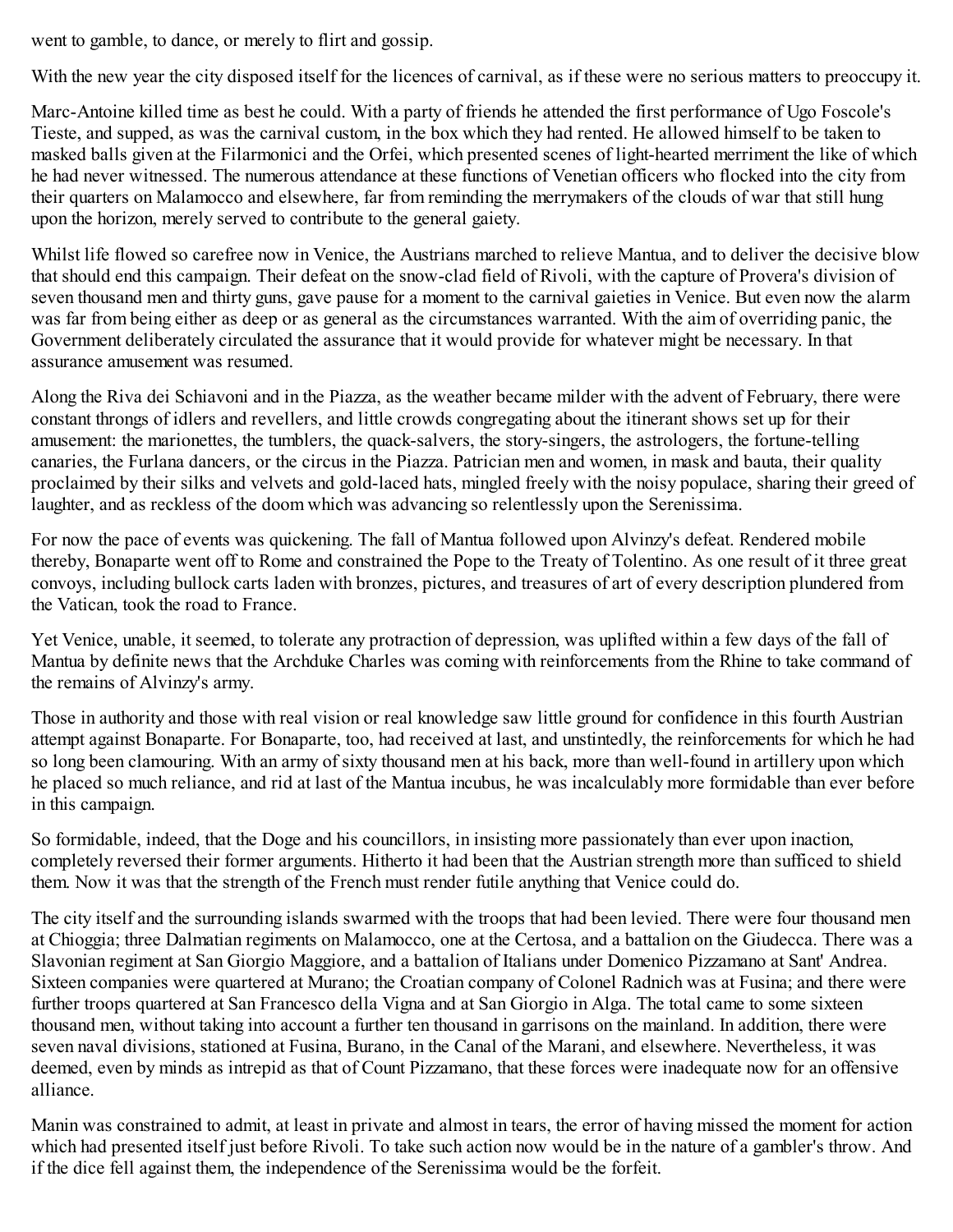went to gamble, to dance, or merely to flirt and gossip.

With the new year the city disposed itself for the licences of carnival, as if these were no serious matters to preoccupy it.

Marc-Antoine killed time as best he could. With a party of friends he attended the first performance of Ugo Foscole's Tieste, and supped, as was the carnival custom, in the box which they had rented. He allowed himself to be taken to masked balls given at the Filarmonici and the Orfei, which presented scenes of light-hearted merriment the like of which he had never witnessed. The numerous attendance at these functions of Venetian officers who flocked into the city from their quarters on Malamocco and elsewhere, far from reminding the merrymakers of the clouds of war that still hung upon the horizon, merely served to contribute to the general gaiety.

Whilst life flowed so carefree now in Venice, the Austrians marched to relieve Mantua, and to deliver the decisive blow that should end this campaign. Their defeat on the snow-clad field of Rivoli, with the capture of Provera's division of seven thousand men and thirty guns, gave pause for a moment to the carnival gaieties in Venice. But even now the alarm was far from being either as deep or as general as the circumstances warranted. With the aim of overriding panic, the Government deliberately circulated the assurance that it would provide for whatever might be necessary. In that assurance amusement was resumed.

Along the Riva dei Schiavoni and in the Piazza, as the weather became milder with the advent of February, there were constant throngs of idlers and revellers, and little crowds congregating about the itinerant shows set up for their amusement: the marionettes, the tumblers, the quack-salvers, the story-singers, the astrologers, the fortune-telling canaries, the Furlana dancers, or the circus in the Piazza. Patrician men and women, in mask and bauta, their quality proclaimed by their silks and velvets and gold-laced hats, mingled freely with the noisy populace, sharing their greed of laughter, and as reckless of the doom which was advancing so relentlessly upon the Serenissima.

For now the pace of events was quickening. The fall of Mantua followed upon Alvinzy's defeat. Rendered mobile thereby, Bonaparte went off to Rome and constrained the Pope to the Treaty of Tolentino. As one result of it three great convoys, including bullock carts laden with bronzes, pictures, and treasures of art of every description plundered from the Vatican, took the road to France.

Yet Venice, unable, it seemed, to tolerate any protraction of depression, was uplifted within a few days of the fall of Mantua by definite news that the Archduke Charles was coming with reinforcements from the Rhine to take command of the remains of Alvinzy's army.

Those in authority and those with real vision or real knowledge saw little ground for confidence in this fourth Austrian attempt against Bonaparte. For Bonaparte, too, had received at last, and unstintedly, the reinforcements for which he had so long been clamouring. With an army of sixty thousand men at his back, more than well-found in artillery upon which he placed so much reliance, and rid at last of the Mantua incubus, he was incalculably more formidable than ever before in this campaign.

So formidable, indeed, that the Doge and his councillors, in insisting more passionately than ever upon inaction, completely reversed their former arguments. Hitherto it had been that the Austrian strength more than sufficed to shield them. Now it was that the strength of the French must render futile anything that Venice could do.

The city itself and the surrounding islands swarmed with the troops that had been levied. There were four thousand men at Chioggia; three Dalmatian regiments on Malamocco, one at the Certosa, and a battalion on the Giudecca. There was a Slavonian regiment at San Giorgio Maggiore, and a battalion of Italians under Domenico Pizzamano at Sant' Andrea. Sixteen companies were quartered at Murano; the Croatian company of Colonel Radnich was at Fusina; and there were further troops quartered at San Francesco della Vigna and at San Giorgio in Alga. The total came to some sixteen thousand men, without taking into account a further ten thousand in garrisons on the mainland. In addition, there were seven naval divisions, stationed at Fusina, Burano, in the Canal of the Marani, and elsewhere. Nevertheless, it was deemed, even by minds as intrepid as that of Count Pizzamano, that these forces were inadequate now for an offensive alliance.

Manin was constrained to admit, at least in private and almost in tears, the error of having missed the moment for action which had presented itself just before Rivoli. To take such action now would be in the nature of a gambler's throw. And if the dice fell against them, the independence of the Serenissima would be the forfeit.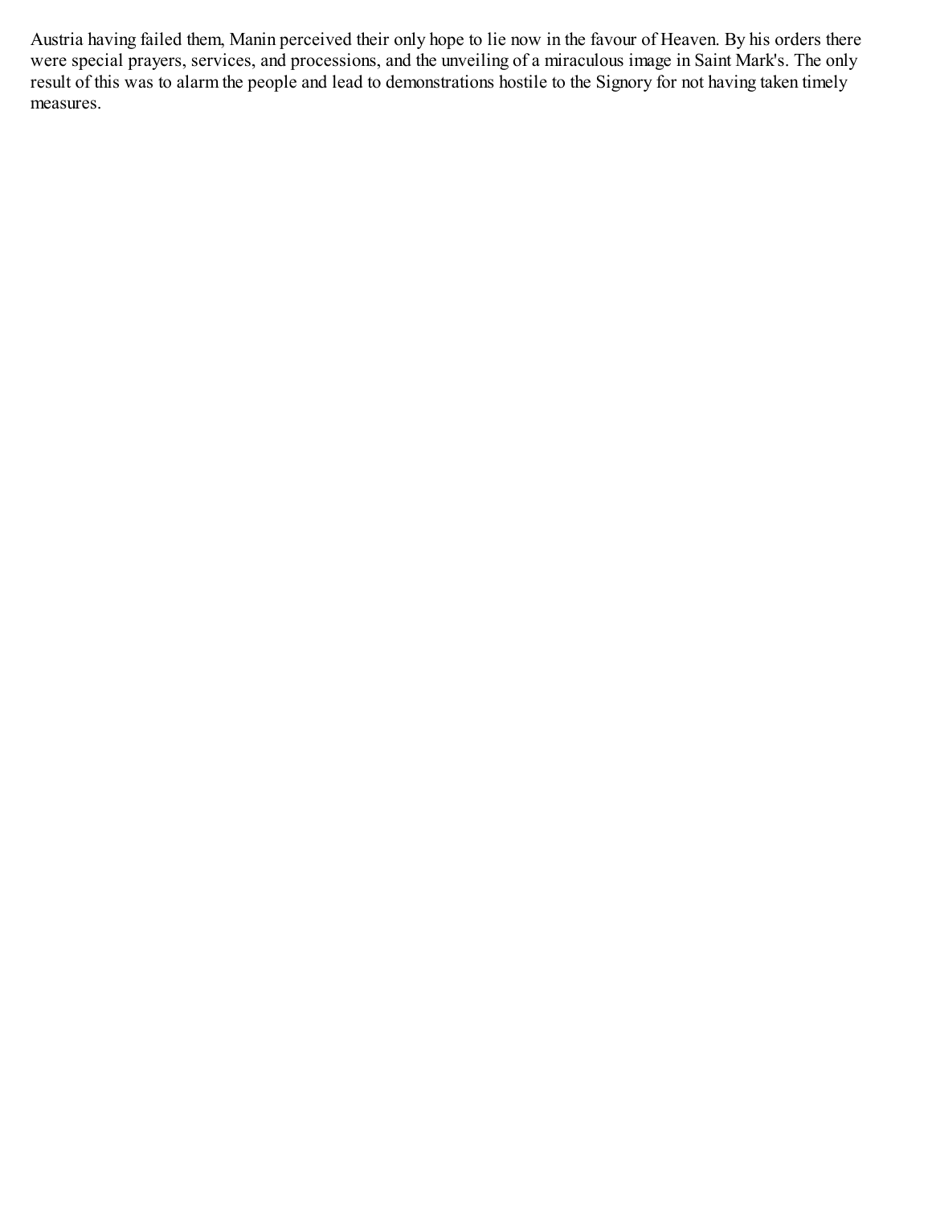Austria having failed them, Manin perceived their only hope to lie now in the favour of Heaven. By his orders there were special prayers, services, and processions, and the unveiling of a miraculous image in Saint Mark's. The only result of this was to alarm the people and lead to demonstrations hostile to the Signory for not having taken timely measures.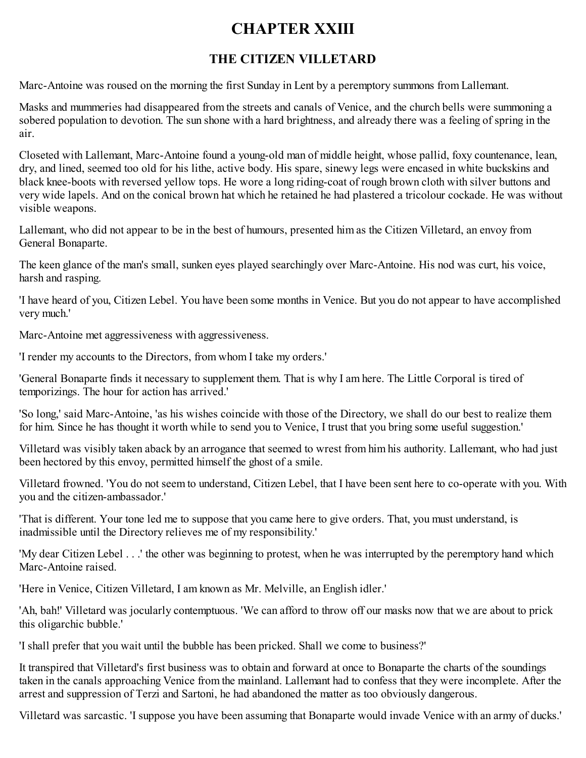# CHAPTER XXIII

## THE CITIZEN VILLETARD

Marc-Antoine was roused on the morning the first Sunday in Lent by a peremptory summons from Lallemant.

Masks and mummeries had disappeared from the streets and canals of Venice, and the church bells were summoning a sobered population to devotion. The sun shone with a hard brightness, and already there was a feeling of spring in the air.

Closeted with Lallemant, Marc-Antoine found a young-old man of middle height, whose pallid, foxy countenance, lean, dry, and lined, seemed too old for his lithe, active body. His spare, sinewy legs were encased in white buckskins and black knee-boots with reversed yellow tops. He wore a long riding-coat of rough brown cloth with silver buttons and very wide lapels. And on the conical brown hat which he retained he had plastered a tricolour cockade. He was without visible weapons.

Lallemant, who did not appear to be in the best of humours, presented him as the Citizen Villetard, an envoy from General Bonaparte.

The keen glance of the man's small, sunken eyes played searchingly over Marc-Antoine. His nod was curt, his voice, harsh and rasping.

'I have heard of you, Citizen Lebel. You have been some months in Venice. But you do not appear to have accomplished very much.'

Marc-Antoine met aggressiveness with aggressiveness.

'I render my accounts to the Directors, from whom I take my orders.'

'General Bonaparte finds it necessary to supplement them. That is why I am here. The Little Corporal is tired of temporizings. The hour for action has arrived.'

'So long,' said Marc-Antoine, 'as his wishes coincide with those of the Directory, we shall do our best to realize them for him. Since he has thought it worth while to send you to Venice, I trust that you bring some useful suggestion.'

Villetard was visibly taken aback by an arrogance that seemed to wrest from him his authority. Lallemant, who had just been hectored by this envoy, permitted himself the ghost of a smile.

Villetard frowned. 'You do not seem to understand, Citizen Lebel, that I have been sent here to co-operate with you. With you and the citizen-ambassador.'

'That is different. Your tone led me to suppose that you came here to give orders. That, you must understand, is inadmissible until the Directory relieves me of my responsibility.'

'My dear Citizen Lebel . . .' the other was beginning to protest, when he was interrupted by the peremptory hand which Marc-Antoine raised.

'Here in Venice, Citizen Villetard, I am known as Mr. Melville, an English idler.'

'Ah, bah!' Villetard was jocularly contemptuous. 'We can afford to throw off our masks now that we are about to prick this oligarchic bubble.'

'I shall prefer that you wait until the bubble has been pricked. Shall we come to business?'

It transpired that Villetard's first business was to obtain and forward at once to Bonaparte the charts of the soundings taken in the canals approaching Venice from the mainland. Lallemant had to confess that they were incomplete. After the arrest and suppression of Terzi and Sartoni, he had abandoned the matter as too obviously dangerous.

Villetard was sarcastic. 'I suppose you have been assuming that Bonaparte would invade Venice with an army of ducks.'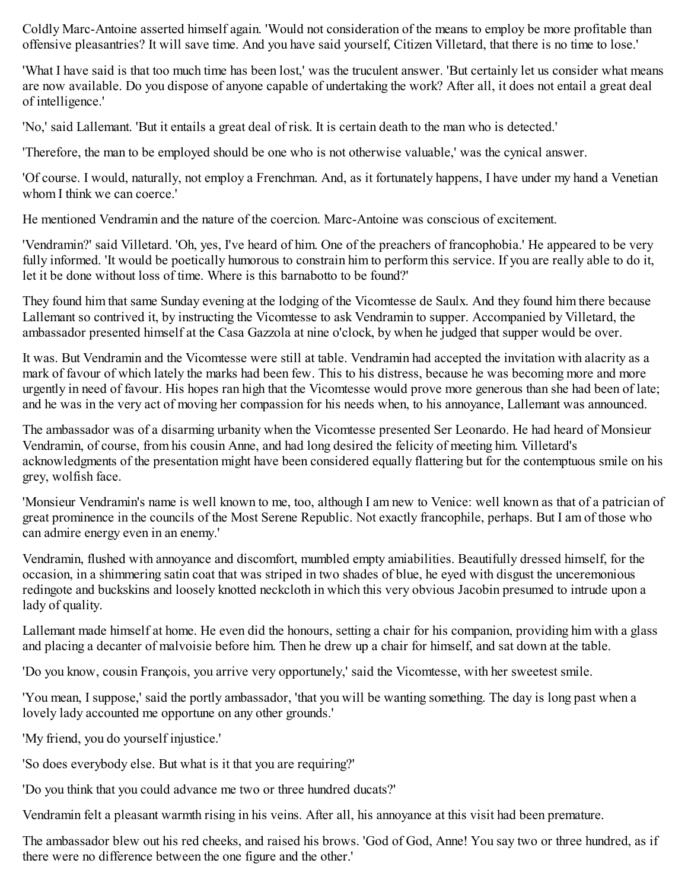Coldly Marc-Antoine asserted himself again. 'Would not consideration of the means to employ be more profitable than offensive pleasantries? It will save time. And you have said yourself, Citizen Villetard, that there is no time to lose.'

'What I have said is that too much time has been lost,' was the truculent answer. 'But certainly let us consider what means are now available. Do you dispose of anyone capable of undertaking the work? After all, it does not entail a great deal of intelligence.'

'No,' said Lallemant. 'But it entails a great deal of risk. It is certain death to the man who is detected.'

'Therefore, the man to be employed should be one who is not otherwise valuable,' was the cynical answer.

'Of course. I would, naturally, not employ a Frenchman. And, as it fortunately happens, I have under my hand a Venetian whom I think we can coerce.'

He mentioned Vendramin and the nature of the coercion. Marc-Antoine was conscious of excitement.

'Vendramin?' said Villetard. 'Oh, yes, I've heard of him. One of the preachers of francophobia.' He appeared to be very fully informed. 'It would be poetically humorous to constrain him to perform this service. If you are really able to do it, let it be done without loss of time. Where is this barnabotto to be found?'

They found him that same Sunday evening at the lodging of the Vicomtesse de Saulx. And they found him there because Lallemant so contrived it, by instructing the Vicomtesse to ask Vendramin to supper. Accompanied by Villetard, the ambassador presented himself at the Casa Gazzola at nine o'clock, by when he judged that supper would be over.

It was. But Vendramin and the Vicomtesse were still at table. Vendramin had accepted the invitation with alacrity as a mark of favour of which lately the marks had been few. This to his distress, because he was becoming more and more urgently in need of favour. His hopes ran high that the Vicomtesse would prove more generous than she had been of late; and he was in the very act of moving her compassion for his needs when, to his annoyance, Lallemant was announced.

The ambassador was of a disarming urbanity when the Vicomtesse presented Ser Leonardo. He had heard of Monsieur Vendramin, of course, from his cousin Anne, and had long desired the felicity of meeting him. Villetard's acknowledgments of the presentation might have been considered equally flattering but for the contemptuous smile on his grey, wolfish face.

'Monsieur Vendramin's name is well known to me, too, although I am new to Venice: well known as that of a patrician of great prominence in the councils of the Most Serene Republic. Not exactly francophile, perhaps. But I am of those who can admire energy even in an enemy.'

Vendramin, flushed with annoyance and discomfort, mumbled empty amiabilities. Beautifully dressed himself, for the occasion, in a shimmering satin coat that was striped in two shades of blue, he eyed with disgust the unceremonious redingote and buckskins and loosely knotted neckcloth in which this very obvious Jacobin presumed to intrude upon a lady of quality.

Lallemant made himself at home. He even did the honours, setting a chair for his companion, providing him with a glass and placing a decanter of malvoisie before him. Then he drew up a chair for himself, and sat down at the table.

'Do you know, cousin François, you arrive very opportunely,' said the Vicomtesse, with her sweetest smile.

'You mean, I suppose,' said the portly ambassador, 'that you will be wanting something. The day is long past when a lovely lady accounted me opportune on any other grounds.'

'My friend, you do yourself injustice.'

'So does everybody else. But what is it that you are requiring?'

'Do you think that you could advance me two or three hundred ducats?'

Vendramin felt a pleasant warmth rising in his veins. After all, his annoyance at this visit had been premature.

The ambassador blew out his red cheeks, and raised his brows. 'God of God, Anne! You say two or three hundred, as if there were no difference between the one figure and the other.'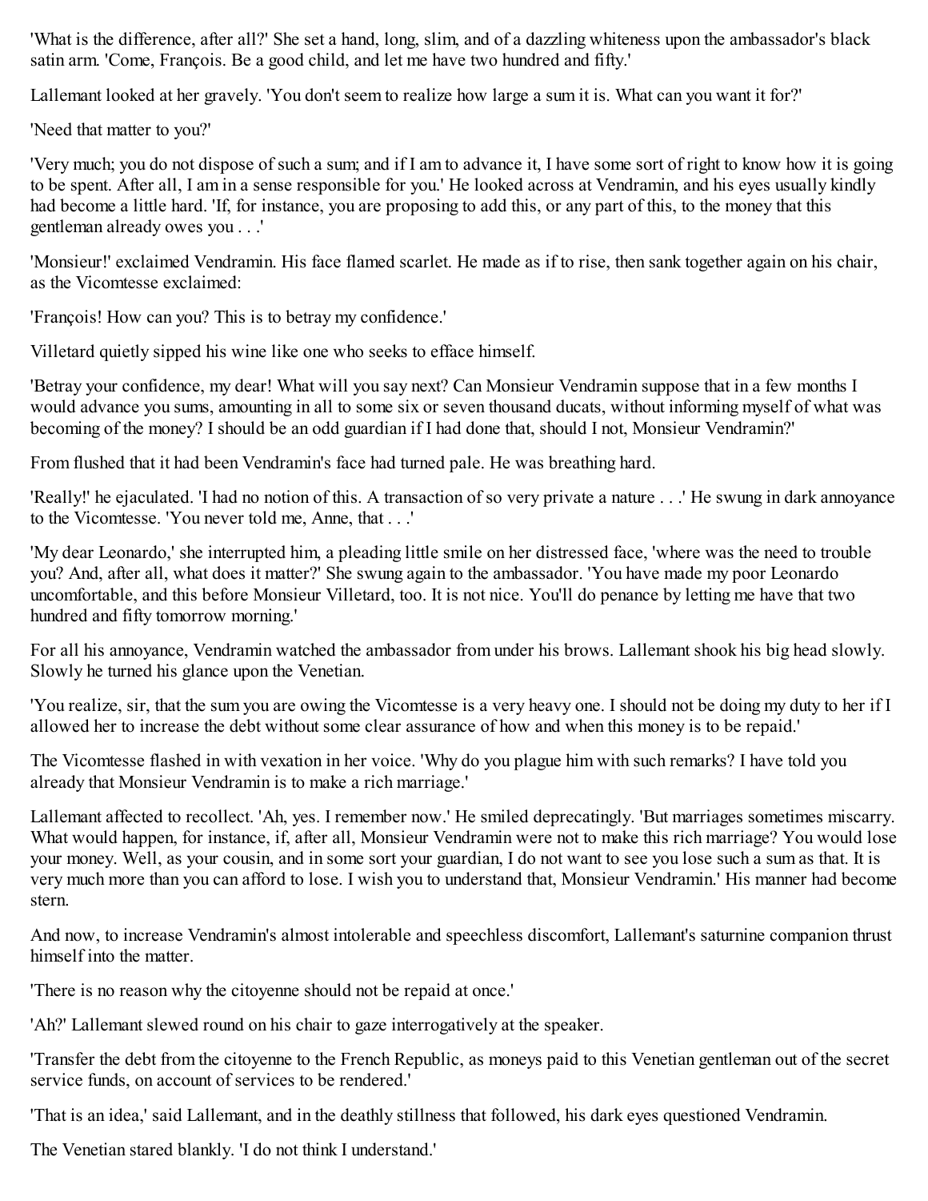'What is the difference, after all?' She set a hand, long, slim, and of a dazzling whiteness upon the ambassador's black satin arm. 'Come, François. Be a good child, and let me have two hundred and fifty.'

Lallemant looked at her gravely. 'You don't seem to realize how large a sum it is. What can you want it for?'

'Need that matter to you?'

'Very much; you do not dispose of such a sum; and if I am to advance it, I have some sort of right to know how it is going to be spent. After all, I am in a sense responsible for you.' He looked across at Vendramin, and his eyes usually kindly had become a little hard. 'If, for instance, you are proposing to add this, or any part of this, to the money that this gentleman already owes you . . .'

'Monsieur!' exclaimed Vendramin. His face flamed scarlet. He made as if to rise, then sank together again on his chair, as the Vicomtesse exclaimed:

'François! How can you? This is to betray my confidence.'

Villetard quietly sipped his wine like one who seeks to efface himself.

'Betray your confidence, my dear! What will you say next? Can Monsieur Vendramin suppose that in a few months I would advance you sums, amounting in all to some six or seven thousand ducats, without informing myself of what was becoming of the money? I should be an odd guardian if I had done that, should I not, Monsieur Vendramin?'

From flushed that it had been Vendramin's face had turned pale. He was breathing hard.

'Really!' he ejaculated. 'I had no notion of this. A transaction of so very private a nature . . .' He swung in dark annoyance to the Vicomtesse. 'You never told me, Anne, that . . .'

'My dear Leonardo,' she interrupted him, a pleading little smile on her distressed face, 'where was the need to trouble you? And, after all, what does it matter?' She swung again to the ambassador. 'You have made my poor Leonardo uncomfortable, and this before Monsieur Villetard, too. It is not nice. You'll do penance by letting me have that two hundred and fifty tomorrow morning.'

For all his annoyance, Vendramin watched the ambassador from under his brows. Lallemant shook his big head slowly. Slowly he turned his glance upon the Venetian.

'You realize, sir, that the sum you are owing the Vicomtesse is a very heavy one. I should not be doing my duty to her if I allowed her to increase the debt without some clear assurance of how and when this money is to be repaid.'

The Vicomtesse flashed in with vexation in her voice. 'Why do you plague him with such remarks? I have told you already that Monsieur Vendramin is to make a rich marriage.'

Lallemant affected to recollect. 'Ah, yes. I remember now.' He smiled deprecatingly. 'But marriages sometimes miscarry. What would happen, for instance, if, after all, Monsieur Vendramin were not to make this rich marriage? You would lose your money. Well, as your cousin, and in some sort your guardian, I do not want to see you lose such a sum as that. It is very much more than you can afford to lose. I wish you to understand that, Monsieur Vendramin.' His manner had become stern.

And now, to increase Vendramin's almost intolerable and speechless discomfort, Lallemant's saturnine companion thrust himself into the matter.

'There is no reason why the citoyenne should not be repaid at once.'

'Ah?' Lallemant slewed round on his chair to gaze interrogatively at the speaker.

'Transfer the debt from the citoyenne to the French Republic, as moneys paid to this Venetian gentleman out of the secret service funds, on account of services to be rendered.'

'That is an idea,' said Lallemant, and in the deathly stillness that followed, his dark eyes questioned Vendramin.

The Venetian stared blankly. 'I do not think I understand.'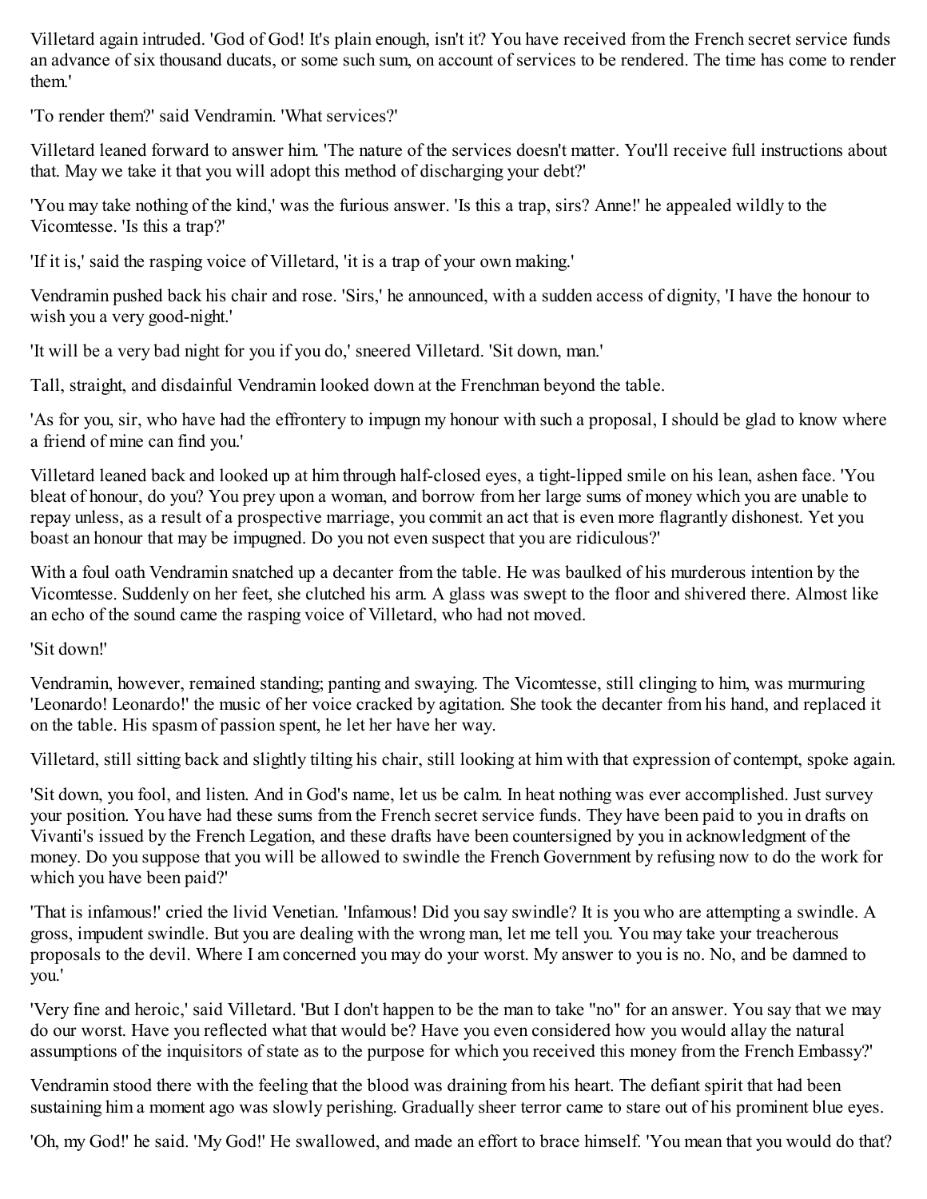Villetard again intruded. 'God of God! It's plain enough, isn't it? You have received from the French secret service funds an advance of six thousand ducats, or some such sum, on account of services to be rendered. The time has come to render them.'

'To render them?' said Vendramin. 'What services?'

Villetard leaned forward to answer him. 'The nature of the services doesn't matter. You'll receive full instructions about that. May we take it that you will adopt this method of discharging your debt?'

'You may take nothing of the kind,' was the furious answer. 'Is this a trap, sirs? Anne!' he appealed wildly to the Vicomtesse. 'Is this a trap?'

'If it is,' said the rasping voice of Villetard, 'it is a trap of your own making.'

Vendramin pushed back his chair and rose. 'Sirs,' he announced, with a sudden access of dignity, 'I have the honour to wish you a very good-night.'

'It will be a very bad night for you if you do,' sneered Villetard. 'Sit down, man.'

Tall, straight, and disdainful Vendramin looked down at the Frenchman beyond the table.

'As for you, sir, who have had the effrontery to impugn my honour with such a proposal, I should be glad to know where a friend of mine can find you.'

Villetard leaned back and looked up at him through half-closed eyes, a tight-lipped smile on his lean, ashen face. 'You bleat of honour, do you? You prey upon a woman, and borrow from her large sums of money which you are unable to repay unless, as a result of a prospective marriage, you commit an act that is even more flagrantly dishonest. Yet you boast an honour that may be impugned. Do you not even suspect that you are ridiculous?'

With a foul oath Vendramin snatched up a decanter from the table. He was baulked of his murderous intention by the Vicomtesse. Suddenly on her feet, she clutched his arm. A glass was swept to the floor and shivered there. Almost like an echo of the sound came the rasping voice of Villetard, who had not moved.

'Sit down!'

Vendramin, however, remained standing; panting and swaying. The Vicomtesse, still clinging to him, was murmuring 'Leonardo! Leonardo!' the music of her voice cracked by agitation. She took the decanter from his hand, and replaced it on the table. His spasm of passion spent, he let her have her way.

Villetard, still sitting back and slightly tilting his chair, still looking at him with that expression of contempt, spoke again.

'Sit down, you fool, and listen. And in God's name, let us be calm. In heat nothing was ever accomplished. Just survey your position. You have had these sums from the French secret service funds. They have been paid to you in drafts on Vivanti's issued by the French Legation, and these drafts have been countersigned by you in acknowledgment of the money. Do you suppose that you will be allowed to swindle the French Government by refusing now to do the work for which you have been paid?'

'That is infamous!' cried the livid Venetian. 'Infamous! Did you say swindle? It is you who are attempting a swindle. A gross, impudent swindle. But you are dealing with the wrong man, let me tell you. You may take your treacherous proposals to the devil. Where I am concerned you may do your worst. My answer to you is no. No, and be damned to you.'

'Very fine and heroic,' said Villetard. 'But I don't happen to be the man to take "no" for an answer. You say that we may do our worst. Have you reflected what that would be? Have you even considered how you would allay the natural assumptions of the inquisitors of state as to the purpose for which you received this money from the French Embassy?'

Vendramin stood there with the feeling that the blood was draining from his heart. The defiant spirit that had been sustaining him a moment ago was slowly perishing. Gradually sheer terror came to stare out of his prominent blue eyes.

'Oh, my God!' he said. 'My God!' He swallowed, and made an effort to brace himself. 'You mean that you would do that?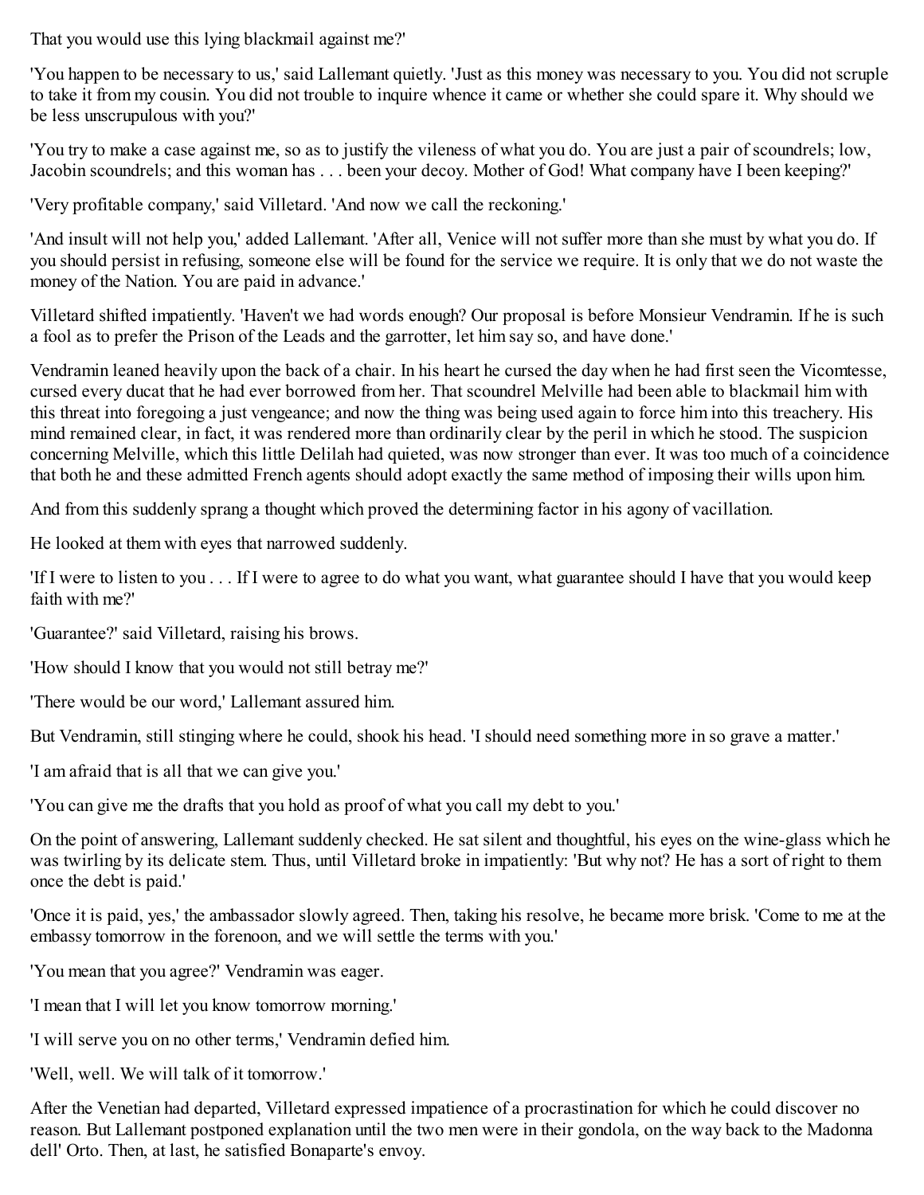That you would use this lying blackmail against me?'

'You happen to be necessary to us,' said Lallemant quietly. 'Just as this money was necessary to you. You did not scruple to take it from my cousin. You did not trouble to inquire whence it came or whether she could spare it. Why should we be less unscrupulous with you?'

'You try to make a case against me, so as to justify the vileness of what you do. You are just a pair of scoundrels; low, Jacobin scoundrels; and this woman has . . . been your decoy. Mother of God! What company have I been keeping?'

'Very profitable company,' said Villetard. 'And now we call the reckoning.'

'And insult will not help you,' added Lallemant. 'After all, Venice will not suffer more than she must by what you do. If you should persist in refusing, someone else will be found for the service we require. It is only that we do not waste the money of the Nation. You are paid in advance.'

Villetard shifted impatiently. 'Haven't we had words enough? Our proposal is before Monsieur Vendramin. If he is such a fool as to prefer the Prison of the Leads and the garrotter, let him say so, and have done.'

Vendramin leaned heavily upon the back of a chair. In his heart he cursed the day when he had first seen the Vicomtesse, cursed every ducat that he had ever borrowed from her. That scoundrel Melville had been able to blackmail him with this threat into foregoing a just vengeance; and now the thing was being used again to force him into this treachery. His mind remained clear, in fact, it was rendered more than ordinarily clear by the peril in which he stood. The suspicion concerning Melville, which this little Delilah had quieted, was now stronger than ever. It was too much of a coincidence that both he and these admitted French agents should adopt exactly the same method of imposing their wills upon him.

And from this suddenly sprang a thought which proved the determining factor in his agony of vacillation.

He looked at them with eyes that narrowed suddenly.

'If I were to listen to you . . . If I were to agree to do what you want, what guarantee should I have that you would keep faith with me?'

'Guarantee?' said Villetard, raising his brows.

'How should I know that you would not still betray me?'

'There would be our word,' Lallemant assured him.

But Vendramin, still stinging where he could, shook his head. 'I should need something more in so grave a matter.'

'I am afraid that is all that we can give you.'

'You can give me the drafts that you hold as proof of what you call my debt to you.'

On the point of answering, Lallemant suddenly checked. He sat silent and thoughtful, his eyes on the wine-glass which he was twirling by its delicate stem. Thus, until Villetard broke in impatiently: 'But why not? He has a sort of right to them once the debt is paid.'

'Once it is paid, yes,' the ambassador slowly agreed. Then, taking his resolve, he became more brisk. 'Come to me at the embassy tomorrow in the forenoon, and we will settle the terms with you.'

'You mean that you agree?' Vendramin was eager.

'I mean that I will let you know tomorrow morning.'

'I will serve you on no other terms,' Vendramin defied him.

'Well, well. We will talk of it tomorrow.'

After the Venetian had departed, Villetard expressed impatience of a procrastination for which he could discover no reason. But Lallemant postponed explanation until the two men were in their gondola, on the way back to the Madonna dell' Orto. Then, at last, he satisfied Bonaparte's envoy.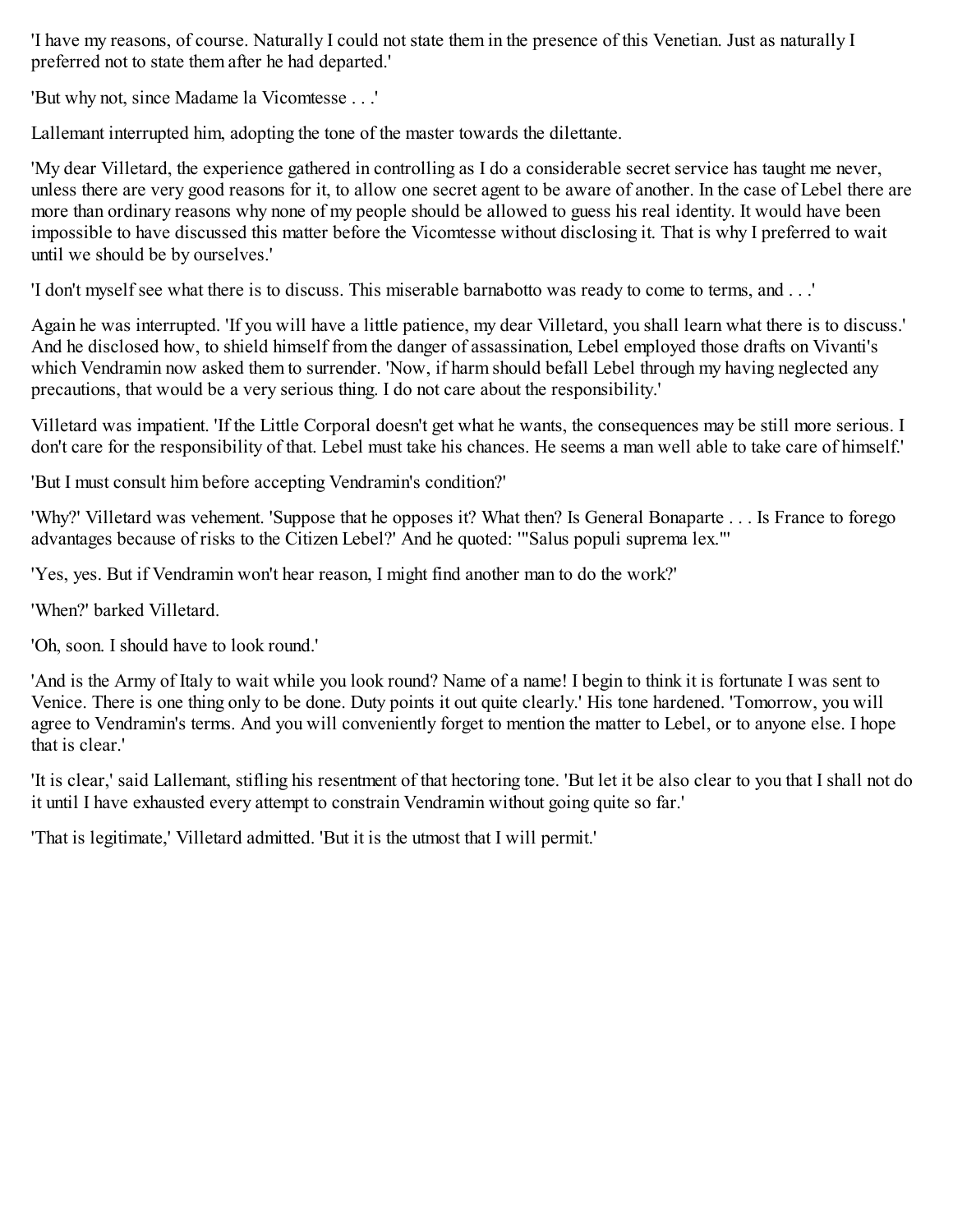'I have my reasons, of course. Naturally I could not state them in the presence of this Venetian. Just as naturally I preferred not to state them after he had departed.'

'But why not, since Madame la Vicomtesse . . .'

Lallemant interrupted him, adopting the tone of the master towards the dilettante.

'My dear Villetard, the experience gathered in controlling as I do a considerable secret service has taught me never, unless there are very good reasons for it, to allow one secret agent to be aware of another. In the case of Lebel there are more than ordinary reasons why none of my people should be allowed to guess his real identity. It would have been impossible to have discussed this matter before the Vicomtesse without disclosing it. That is why I preferred to wait until we should be by ourselves.'

'I don't myself see what there is to discuss. This miserable barnabotto was ready to come to terms, and . . .'

Again he was interrupted. 'If you will have a little patience, my dear Villetard, you shall learn what there is to discuss.' And he disclosed how, to shield himself from the danger of assassination, Lebel employed those drafts on Vivanti's which Vendramin now asked them to surrender. 'Now, if harm should befall Lebel through my having neglected any precautions, that would be a very serious thing. I do not care about the responsibility.'

Villetard was impatient. 'If the Little Corporal doesn't get what he wants, the consequences may be still more serious. I don't care for the responsibility of that. Lebel must take his chances. He seems a man well able to take care of himself.'

'But I must consult him before accepting Vendramin's condition?'

'Why?' Villetard was vehement. 'Suppose that he opposes it? What then? Is General Bonaparte . . . Is France to forego advantages because of risks to the Citizen Lebel?' And he quoted: '"Salus populi suprema lex."'

'Yes, yes. But if Vendramin won't hear reason, I might find another man to do the work?'

'When?' barked Villetard.

'Oh, soon. I should have to look round.'

'And is the Army of Italy to wait while you look round? Name of a name! I begin to think it is fortunate I was sent to Venice. There is one thing only to be done. Duty points it out quite clearly.' His tone hardened. 'Tomorrow, you will agree to Vendramin's terms. And you will conveniently forget to mention the matter to Lebel, or to anyone else. I hope that is clear.'

'It is clear,' said Lallemant, stifling his resentment of that hectoring tone. 'But let it be also clear to you that I shall not do it until I have exhausted every attempt to constrain Vendramin without going quite so far.'

'That is legitimate,' Villetard admitted. 'But it is the utmost that I will permit.'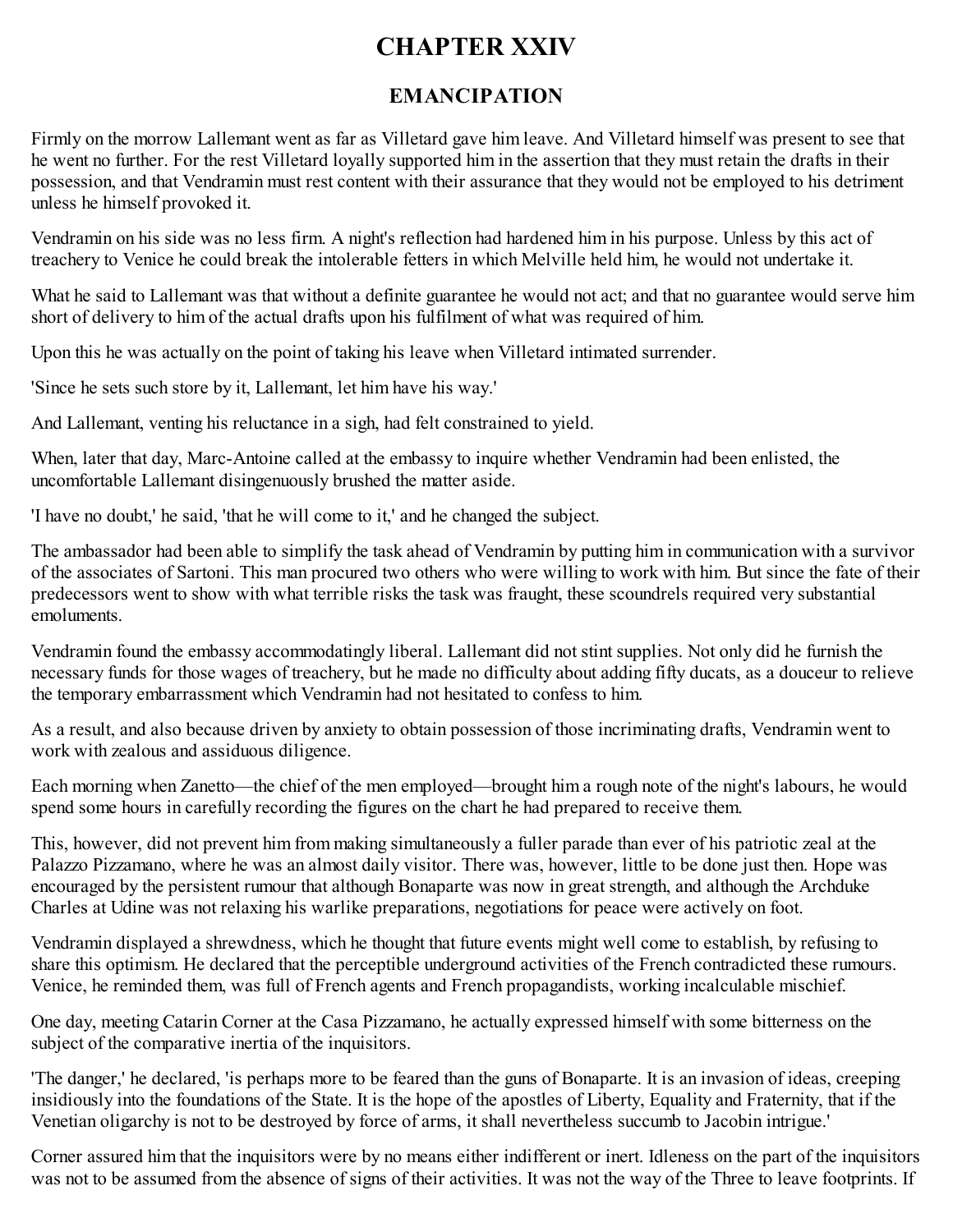# CHAPTER XXIV

## EMANCIPATION

Firmly on the morrow Lallemant went as far as Villetard gave him leave. And Villetard himself was present to see that he went no further. For the rest Villetard loyally supported him in the assertion that they must retain the drafts in their possession, and that Vendramin must rest content with their assurance that they would not be employed to his detriment unless he himself provoked it.

Vendramin on his side was no less firm. A night's reflection had hardened him in his purpose. Unless by this act of treachery to Venice he could break the intolerable fetters in which Melville held him, he would not undertake it.

What he said to Lallemant was that without a definite guarantee he would not act; and that no guarantee would serve him short of delivery to him of the actual drafts upon his fulfilment of what was required of him.

Upon this he was actually on the point of taking his leave when Villetard intimated surrender.

'Since he sets such store by it, Lallemant, let him have his way.'

And Lallemant, venting his reluctance in a sigh, had felt constrained to yield.

When, later that day, Marc-Antoine called at the embassy to inquire whether Vendramin had been enlisted, the uncomfortable Lallemant disingenuously brushed the matter aside.

'I have no doubt,' he said, 'that he will come to it,' and he changed the subject.

The ambassador had been able to simplify the task ahead of Vendramin by putting him in communication with a survivor of the associates of Sartoni. This man procured two others who were willing to work with him. But since the fate of their predecessors went to show with what terrible risks the task was fraught, these scoundrels required very substantial emoluments.

Vendramin found the embassy accommodatingly liberal. Lallemant did not stint supplies. Not only did he furnish the necessary funds for those wages of treachery, but he made no difficulty about adding fifty ducats, as a douceur to relieve the temporary embarrassment which Vendramin had not hesitated to confess to him.

As a result, and also because driven by anxiety to obtain possession of those incriminating drafts, Vendramin went to work with zealous and assiduous diligence.

Each morning when Zanetto—the chief of the men employed—brought him a rough note of the night's labours, he would spend some hours in carefully recording the figures on the chart he had prepared to receive them.

This, however, did not prevent him from making simultaneously a fuller parade than ever of his patriotic zeal at the Palazzo Pizzamano, where he was an almost daily visitor. There was, however, little to be done just then. Hope was encouraged by the persistent rumour that although Bonaparte was now in great strength, and although the Archduke Charles at Udine was not relaxing his warlike preparations, negotiations for peace were actively on foot.

Vendramin displayed a shrewdness, which he thought that future events might well come to establish, by refusing to share this optimism. He declared that the perceptible underground activities of the French contradicted these rumours. Venice, he reminded them, was full of French agents and French propagandists, working incalculable mischief.

One day, meeting Catarin Corner at the Casa Pizzamano, he actually expressed himself with some bitterness on the subject of the comparative inertia of the inquisitors.

'The danger,' he declared, 'is perhaps more to be feared than the guns of Bonaparte. It is an invasion of ideas, creeping insidiously into the foundations of the State. It is the hope of the apostles of Liberty, Equality and Fraternity, that if the Venetian oligarchy is not to be destroyed by force of arms, it shall nevertheless succumb to Jacobin intrigue.'

Corner assured him that the inquisitors were by no means either indifferent or inert. Idleness on the part of the inquisitors was not to be assumed from the absence of signs of their activities. It was not the way of the Three to leave footprints. If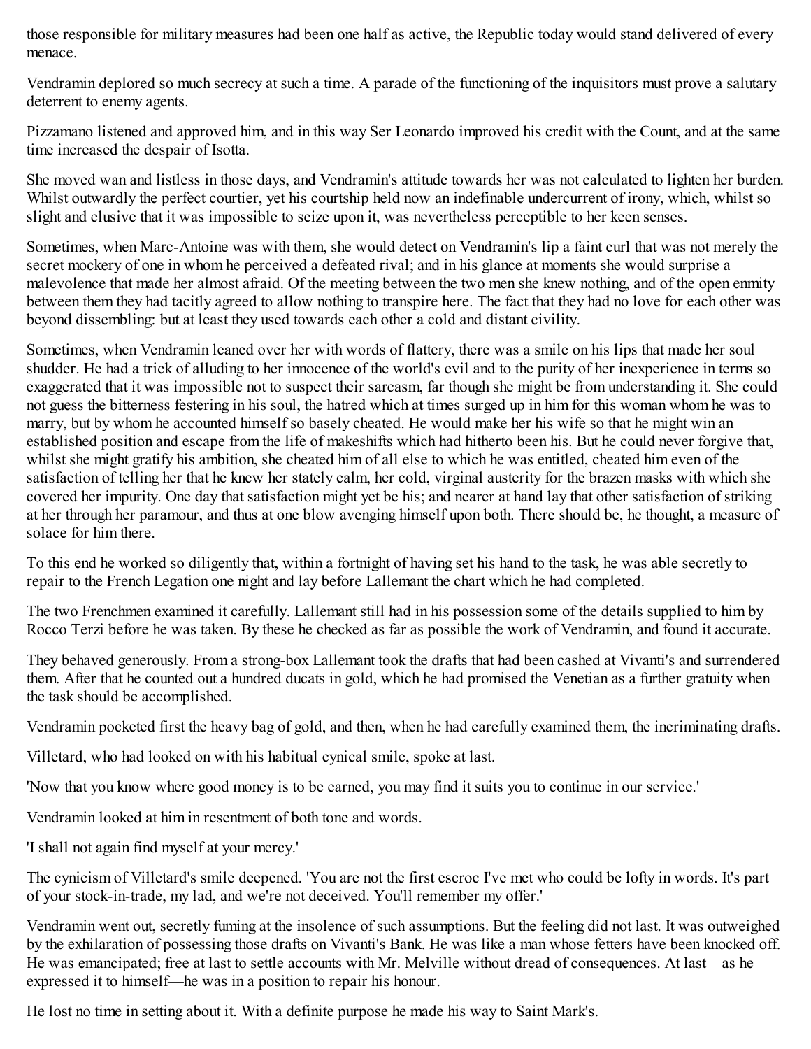those responsible for military measures had been one half as active, the Republic today would stand delivered of every menace.

Vendramin deplored so much secrecy at such a time. A parade of the functioning of the inquisitors must prove a salutary deterrent to enemy agents.

Pizzamano listened and approved him, and in this way Ser Leonardo improved his credit with the Count, and at the same time increased the despair of Isotta.

She moved wan and listless in those days, and Vendramin's attitude towards her was not calculated to lighten her burden. Whilst outwardly the perfect courtier, yet his courtship held now an indefinable undercurrent of irony, which, whilst so slight and elusive that it was impossible to seize upon it, was nevertheless perceptible to her keen senses.

Sometimes, when Marc-Antoine was with them, she would detect on Vendramin's lip a faint curl that was not merely the secret mockery of one in whom he perceived a defeated rival; and in his glance at moments she would surprise a malevolence that made her almost afraid. Of the meeting between the two men she knew nothing, and of the open enmity between them they had tacitly agreed to allow nothing to transpire here. The fact that they had no love for each other was beyond dissembling: but at least they used towards each other a cold and distant civility.

Sometimes, when Vendramin leaned over her with words of flattery, there was a smile on his lips that made her soul shudder. He had a trick of alluding to her innocence of the world's evil and to the purity of her inexperience in terms so exaggerated that it was impossible not to suspect their sarcasm, far though she might be from understanding it. She could not guess the bitterness festering in his soul, the hatred which at times surged up in him for this woman whom he was to marry, but by whom he accounted himself so basely cheated. He would make her his wife so that he might win an established position and escape from the life of makeshifts which had hitherto been his. But he could never forgive that, whilst she might gratify his ambition, she cheated him of all else to which he was entitled, cheated him even of the satisfaction of telling her that he knew her stately calm, her cold, virginal austerity for the brazen masks with which she covered her impurity. One day that satisfaction might yet be his; and nearer at hand lay that other satisfaction of striking at her through her paramour, and thus at one blow avenging himself upon both. There should be, he thought, a measure of solace for him there.

To this end he worked so diligently that, within a fortnight of having set his hand to the task, he was able secretly to repair to the French Legation one night and lay before Lallemant the chart which he had completed.

The two Frenchmen examined it carefully. Lallemant still had in his possession some of the details supplied to him by Rocco Terzi before he was taken. By these he checked as far as possible the work of Vendramin, and found it accurate.

They behaved generously. From a strong-box Lallemant took the drafts that had been cashed at Vivanti's and surrendered them. After that he counted out a hundred ducats in gold, which he had promised the Venetian as a further gratuity when the task should be accomplished.

Vendramin pocketed first the heavy bag of gold, and then, when he had carefully examined them, the incriminating drafts.

Villetard, who had looked on with his habitual cynical smile, spoke at last.

'Now that you know where good money is to be earned, you may find it suits you to continue in our service.'

Vendramin looked at him in resentment of both tone and words.

'I shall not again find myself at your mercy.'

The cynicism of Villetard's smile deepened. 'You are not the first escroc I've met who could be lofty in words. It's part of your stock-in-trade, my lad, and we're not deceived. You'll remember my offer.'

Vendramin went out, secretly fuming at the insolence of such assumptions. But the feeling did not last. It was outweighed by the exhilaration of possessing those drafts on Vivanti's Bank. He was like a man whose fetters have been knocked off. He was emancipated; free at last to settle accounts with Mr. Melville without dread of consequences. At last—as he expressed it to himself—he was in a position to repair his honour.

He lost no time in setting about it. With a definite purpose he made his way to Saint Mark's.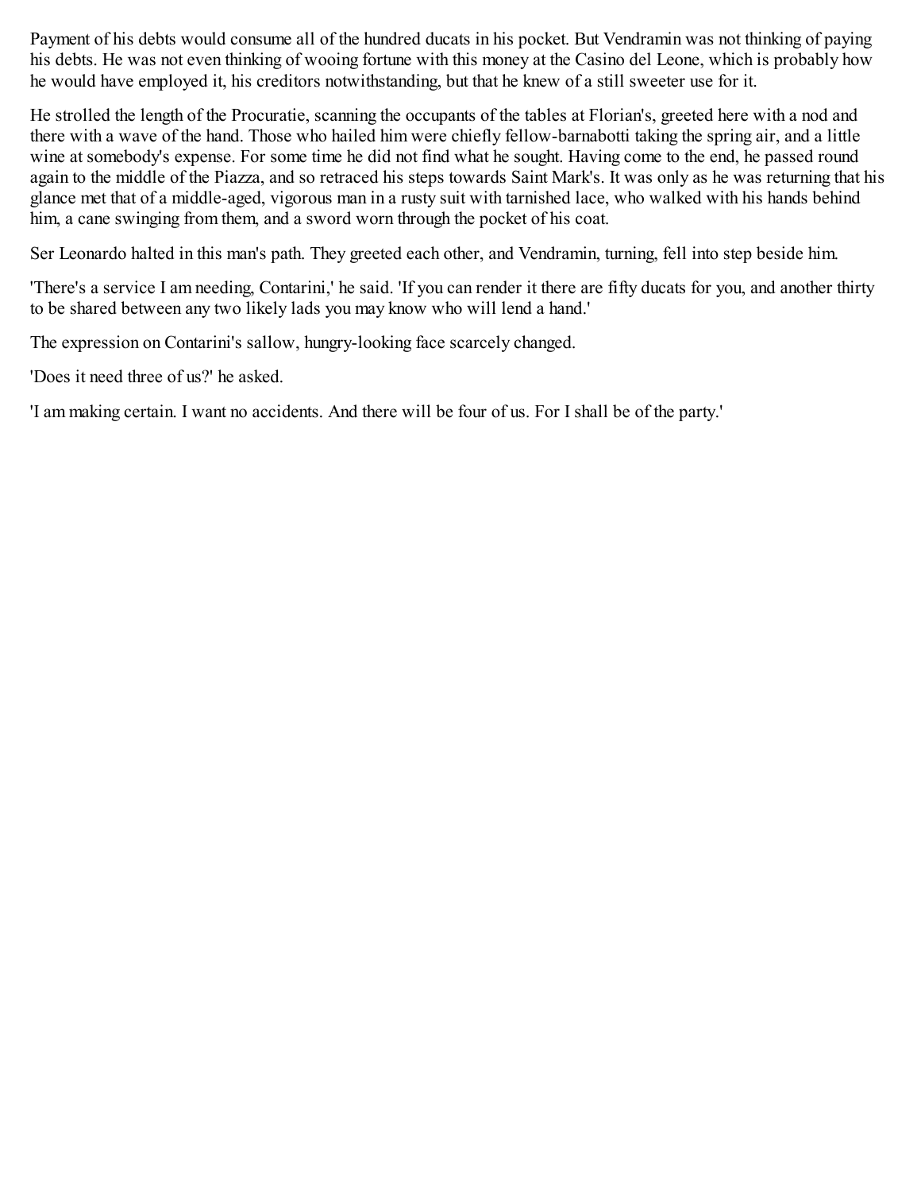Payment of his debts would consume all of the hundred ducats in his pocket. But Vendramin was not thinking of paying his debts. He was not even thinking of wooing fortune with this money at the Casino del Leone, which is probably how he would have employed it, his creditors notwithstanding, but that he knew of a still sweeter use for it.

He strolled the length of the Procuratie, scanning the occupants of the tables at Florian's, greeted here with a nod and there with a wave of the hand. Those who hailed him were chiefly fellow-barnabotti taking the spring air, and a little wine at somebody's expense. For some time he did not find what he sought. Having come to the end, he passed round again to the middle of the Piazza, and so retraced his steps towards Saint Mark's. It was only as he was returning that his glance met that of a middle-aged, vigorous man in a rusty suit with tarnished lace, who walked with his hands behind him, a cane swinging from them, and a sword worn through the pocket of his coat.

Ser Leonardo halted in this man's path. They greeted each other, and Vendramin, turning, fell into step beside him.

'There's a service I am needing, Contarini,' he said. 'If you can render it there are fifty ducats for you, and another thirty to be shared between any two likely lads you may know who will lend a hand.'

The expression on Contarini's sallow, hungry-looking face scarcely changed.

'Does it need three of us?' he asked.

'I am making certain. I want no accidents. And there will be four of us. For I shall be of the party.'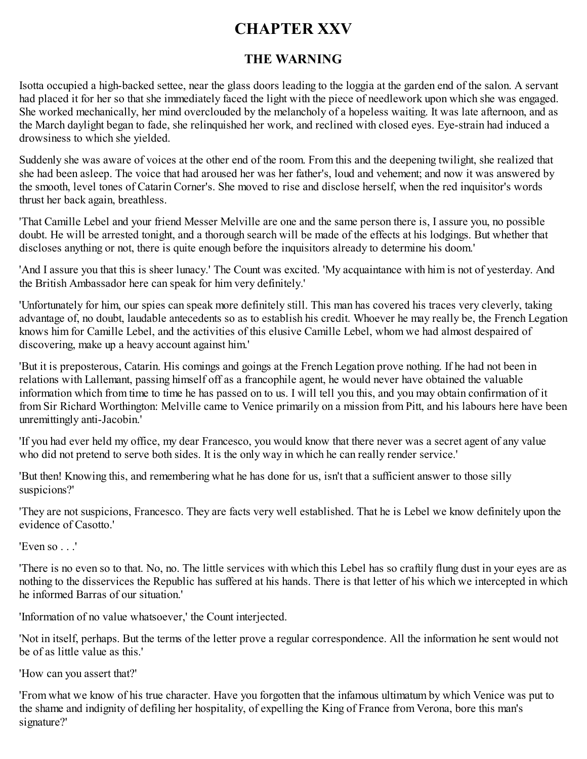# CHAPTER XXV

## THE WARNING

Isotta occupied a high-backed settee, near the glass doors leading to the loggia at the garden end of the salon. A servant had placed it for her so that she immediately faced the light with the piece of needlework upon which she was engaged. She worked mechanically, her mind overclouded by the melancholy of a hopeless waiting. It was late afternoon, and as the March daylight began to fade, she relinquished her work, and reclined with closed eyes. Eye-strain had induced a drowsiness to which she yielded.

Suddenly she was aware of voices at the other end of the room. From this and the deepening twilight, she realized that she had been asleep. The voice that had aroused her was her father's, loud and vehement; and now it was answered by the smooth, level tones of Catarin Corner's. She moved to rise and disclose herself, when the red inquisitor's words thrust her back again, breathless.

'That Camille Lebel and your friend Messer Melville are one and the same person there is, I assure you, no possible doubt. He will be arrested tonight, and a thorough search will be made of the effects at his lodgings. But whether that discloses anything or not, there is quite enough before the inquisitors already to determine his doom.'

'And I assure you that this is sheer lunacy.' The Count was excited. 'My acquaintance with him is not of yesterday. And the British Ambassador here can speak for him very definitely.'

'Unfortunately for him, our spies can speak more definitely still. This man has covered his traces very cleverly, taking advantage of, no doubt, laudable antecedents so as to establish his credit. Whoever he may really be, the French Legation knows him for Camille Lebel, and the activities of this elusive Camille Lebel, whom we had almost despaired of discovering, make up a heavy account against him.'

'But it is preposterous, Catarin. His comings and goings at the French Legation prove nothing. If he had not been in relations with Lallemant, passing himself off as a francophile agent, he would never have obtained the valuable information which from time to time he has passed on to us. I will tell you this, and you may obtain confirmation of it from Sir Richard Worthington: Melville came to Venice primarily on a mission from Pitt, and his labours here have been unremittingly anti-Jacobin.'

'If you had ever held my office, my dear Francesco, you would know that there never was a secret agent of any value who did not pretend to serve both sides. It is the only way in which he can really render service.'

'But then! Knowing this, and remembering what he has done for us, isn't that a sufficient answer to those silly suspicions?'

'They are not suspicions, Francesco. They are facts very well established. That he is Lebel we know definitely upon the evidence of Casotto.'

'Even so . . .'

'There is no even so to that. No, no. The little services with which this Lebel has so craftily flung dust in your eyes are as nothing to the disservices the Republic has suffered at his hands. There is that letter of his which we intercepted in which he informed Barras of our situation.'

'Information of no value whatsoever,' the Count interjected.

'Not in itself, perhaps. But the terms of the letter prove a regular correspondence. All the information he sent would not be of as little value as this.'

'How can you assert that?'

'From what we know of his true character. Have you forgotten that the infamous ultimatum by which Venice was put to the shame and indignity of defiling her hospitality, of expelling the King of France from Verona, bore this man's signature?'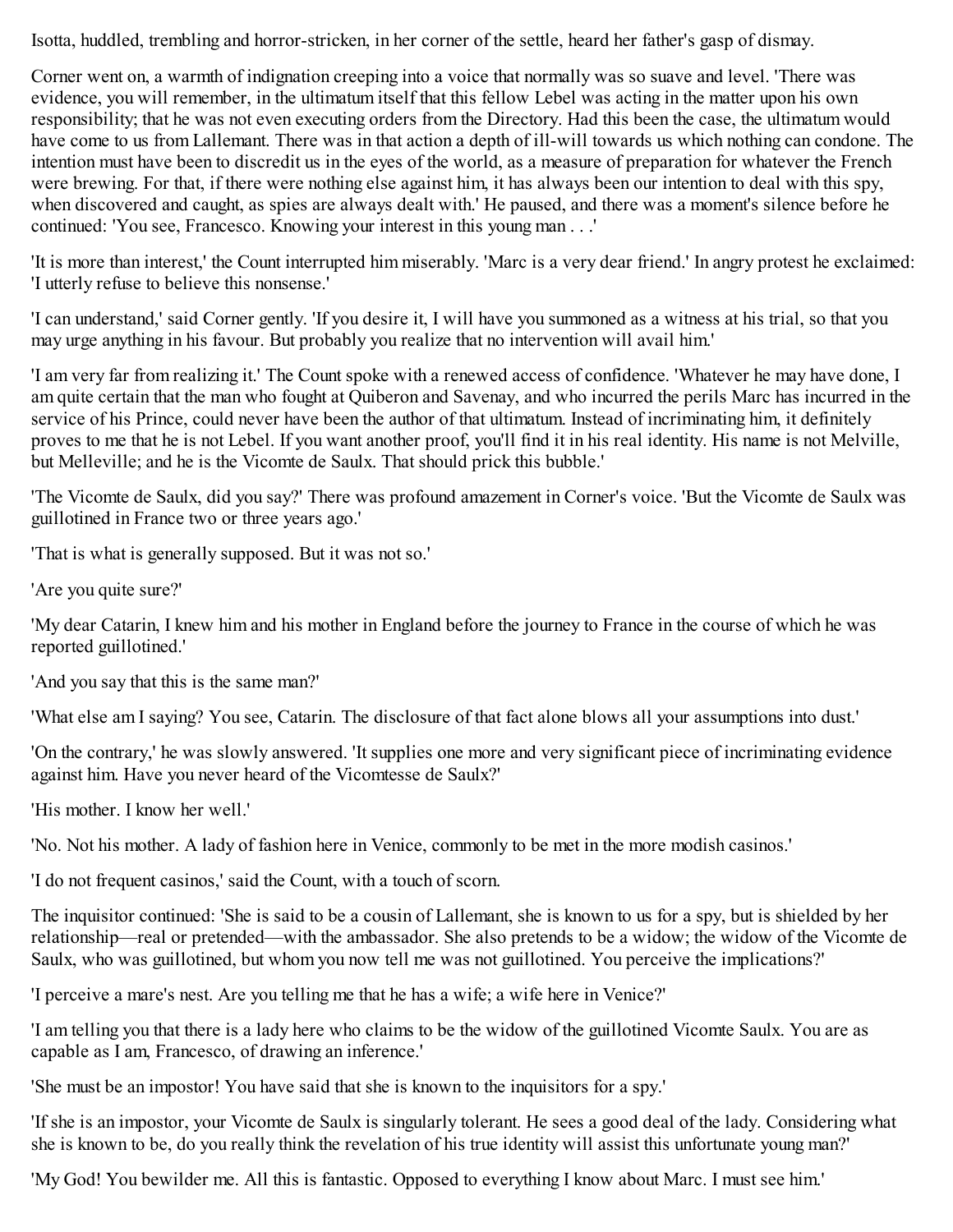Isotta, huddled, trembling and horror-stricken, in her corner of the settle, heard her father's gasp of dismay.

Corner went on, a warmth of indignation creeping into a voice that normally was so suave and level. 'There was evidence, you will remember, in the ultimatum itself that this fellow Lebel was acting in the matter upon his own responsibility; that he was not even executing orders from the Directory. Had this been the case, the ultimatum would have come to us from Lallemant. There was in that action a depth of ill-will towards us which nothing can condone. The intention must have been to discredit us in the eyes of the world, as a measure of preparation for whatever the French were brewing. For that, if there were nothing else against him, it has always been our intention to deal with this spy, when discovered and caught, as spies are always dealt with.' He paused, and there was a moment's silence before he continued: 'You see, Francesco. Knowing your interest in this young man . . .'

'It is more than interest,' the Count interrupted him miserably. 'Marc is a very dear friend.' In angry protest he exclaimed: 'I utterly refuse to believe this nonsense.'

'I can understand,' said Corner gently. 'If you desire it, I will have you summoned as a witness at his trial, so that you may urge anything in his favour. But probably you realize that no intervention will avail him.'

'I am very far from realizing it.' The Count spoke with a renewed access of confidence. 'Whatever he may have done, I am quite certain that the man who fought at Quiberon and Savenay, and who incurred the perils Marc has incurred in the service of his Prince, could never have been the author of that ultimatum. Instead of incriminating him, it definitely proves to me that he is not Lebel. If you want another proof, you'll find it in his real identity. His name is not Melville, but Melleville; and he is the Vicomte de Saulx. That should prick this bubble.'

'The Vicomte de Saulx, did you say?' There was profound amazement in Corner's voice. 'But the Vicomte de Saulx was guillotined in France two or three years ago.'

'That is what is generally supposed. But it was not so.'

'Are you quite sure?'

'My dear Catarin, I knew him and his mother in England before the journey to France in the course of which he was reported guillotined.'

'And you say that this is the same man?'

'What else am I saying? You see, Catarin. The disclosure of that fact alone blows all your assumptions into dust.'

'On the contrary,' he was slowly answered. 'It supplies one more and very significant piece of incriminating evidence against him. Have you never heard of the Vicomtesse de Saulx?'

'His mother. I know her well.'

'No. Not his mother. A lady of fashion here in Venice, commonly to be met in the more modish casinos.'

'I do not frequent casinos,' said the Count, with a touch of scorn.

The inquisitor continued: 'She is said to be a cousin of Lallemant, she is known to us for a spy, but is shielded by her relationship—real or pretended—with the ambassador. She also pretends to be a widow; the widow of the Vicomte de Saulx, who was guillotined, but whom you now tell me was not guillotined. You perceive the implications?'

'I perceive a mare's nest. Are you telling me that he has a wife; a wife here in Venice?'

'I am telling you that there is a lady here who claims to be the widow of the guillotined Vicomte Saulx. You are as capable as I am, Francesco, of drawing an inference.'

'She must be an impostor! You have said that she is known to the inquisitors for a spy.'

'If she is an impostor, your Vicomte de Saulx is singularly tolerant. He sees a good deal of the lady. Considering what she is known to be, do you really think the revelation of his true identity will assist this unfortunate young man?'

'My God! You bewilder me. All this is fantastic. Opposed to everything I know about Marc. I must see him.'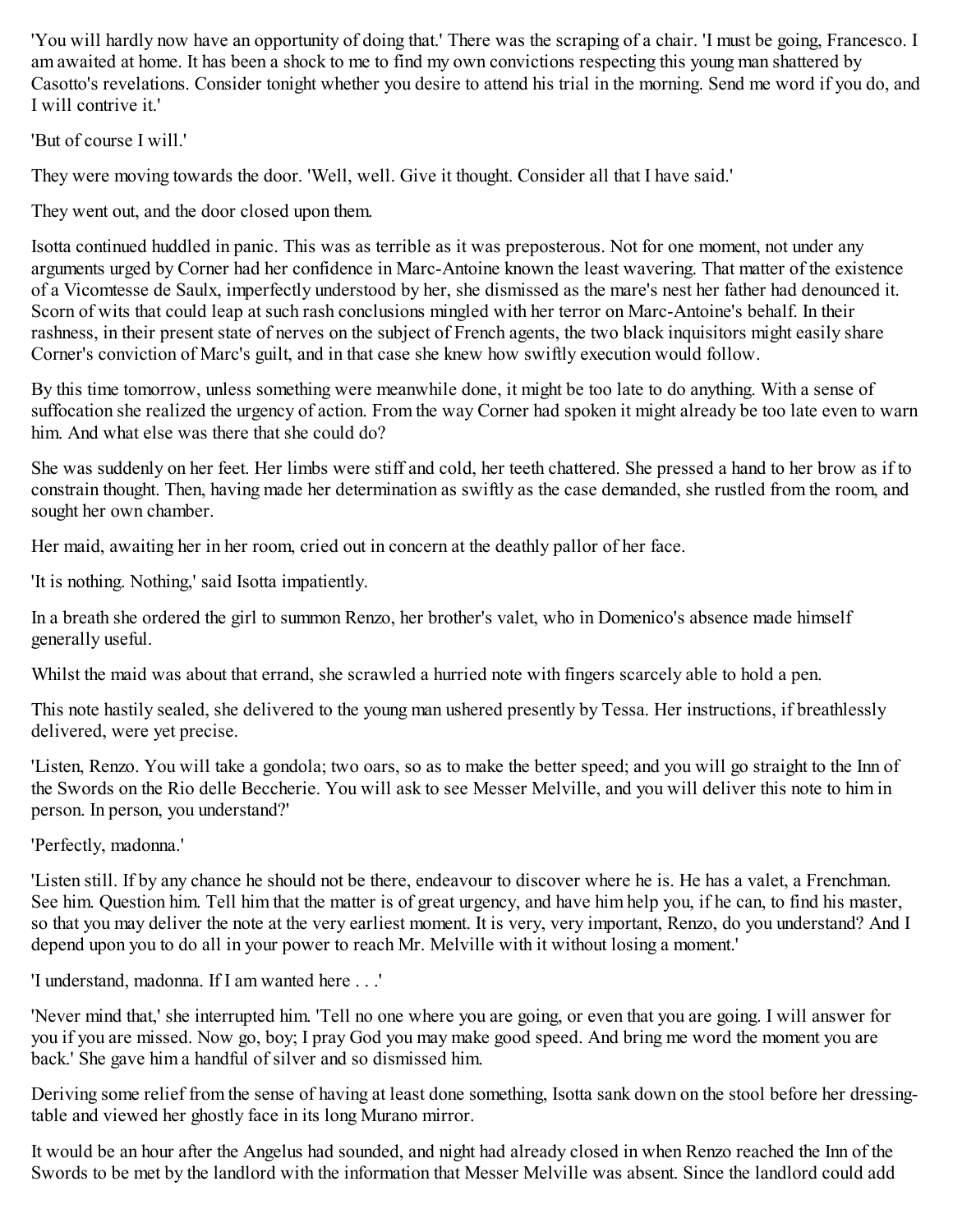'You will hardly now have an opportunity of doing that.' There was the scraping of a chair. 'I must be going, Francesco. I am awaited at home. It has been a shock to me to find my own convictions respecting this young man shattered by Casotto's revelations. Consider tonight whether you desire to attend his trial in the morning. Send me word if you do, and I will contrive it.'

'But of course I will.'

They were moving towards the door. 'Well, well. Give it thought. Consider all that I have said.'

They went out, and the door closed upon them.

Isotta continued huddled in panic. This was as terrible as it was preposterous. Not for one moment, not under any arguments urged by Corner had her confidence in Marc-Antoine known the least wavering. That matter of the existence of a Vicomtesse de Saulx, imperfectly understood by her, she dismissed as the mare's nest her father had denounced it. Scorn of wits that could leap at such rash conclusions mingled with her terror on Marc-Antoine's behalf. In their rashness, in their present state of nerves on the subject of French agents, the two black inquisitors might easily share Corner's conviction of Marc's guilt, and in that case she knew how swiftly execution would follow.

By this time tomorrow, unless something were meanwhile done, it might be too late to do anything. With a sense of suffocation she realized the urgency of action. From the way Corner had spoken it might already be too late even to warn him. And what else was there that she could do?

She was suddenly on her feet. Her limbs were stiff and cold, her teeth chattered. She pressed a hand to her brow as if to constrain thought. Then, having made her determination as swiftly as the case demanded, she rustled from the room, and sought her own chamber.

Her maid, awaiting her in her room, cried out in concern at the deathly pallor of her face.

'It is nothing. Nothing,' said Isotta impatiently.

In a breath she ordered the girl to summon Renzo, her brother's valet, who in Domenico's absence made himself generally useful.

Whilst the maid was about that errand, she scrawled a hurried note with fingers scarcely able to hold a pen.

This note hastily sealed, she delivered to the young man ushered presently by Tessa. Her instructions, if breathlessly delivered, were yet precise.

'Listen, Renzo. You will take a gondola; two oars, so as to make the better speed; and you will go straight to the Inn of the Swords on the Rio delle Beccherie. You will ask to see Messer Melville, and you will deliver this note to him in person. In person, you understand?'

'Perfectly, madonna.'

'Listen still. If by any chance he should not be there, endeavour to discover where he is. He has a valet, a Frenchman. See him. Question him. Tell him that the matter is of great urgency, and have him help you, if he can, to find his master, so that you may deliver the note at the very earliest moment. It is very, very important, Renzo, do you understand? And I depend upon you to do all in your power to reach Mr. Melville with it without losing a moment.'

'I understand, madonna. If I am wanted here . . .'

'Never mind that,' she interrupted him. 'Tell no one where you are going, or even that you are going. I will answer for you if you are missed. Now go, boy; I pray God you may make good speed. And bring me word the moment you are back.' She gave him a handful of silver and so dismissed him.

Deriving some relief from the sense of having at least done something, Isotta sank down on the stool before her dressing-table and viewed her ghostly face in its long Murano mirror.

It would be an hour after the Angelus had sounded, and night had already closed in when Renzo reached the Inn of the Swords to be met by the landlord with the information that Messer Melville was absent. Since the landlord could add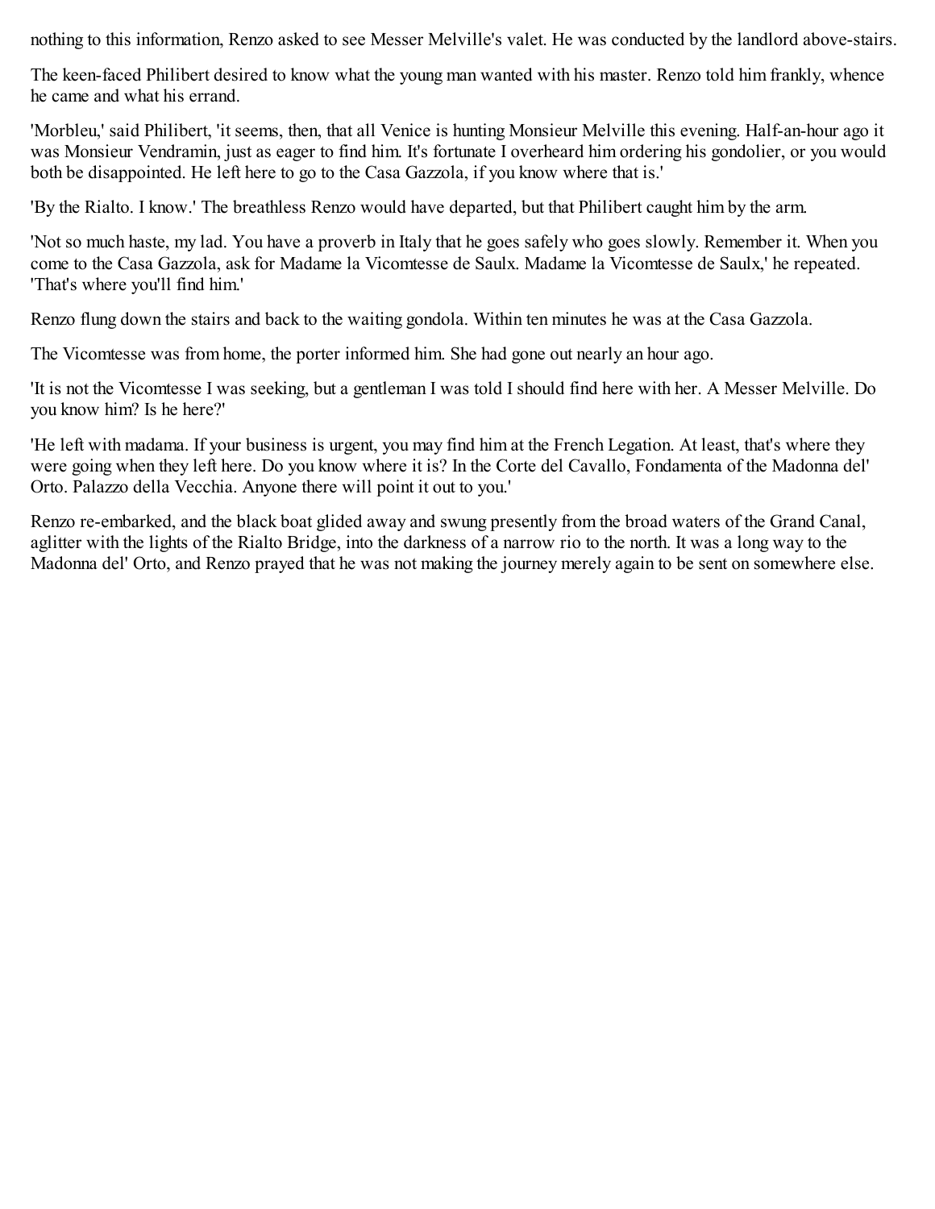nothing to this information, Renzo asked to see Messer Melville's valet. He was conducted by the landlord above-stairs.

The keen-faced Philibert desired to know what the young man wanted with his master. Renzo told him frankly, whence he came and what his errand.

'Morbleu,' said Philibert, 'it seems, then, that all Venice is hunting Monsieur Melville this evening. Half-an-hour ago it was Monsieur Vendramin, just as eager to find him. It's fortunate I overheard him ordering his gondolier, or you would both be disappointed. He left here to go to the Casa Gazzola, if you know where that is.'

'By the Rialto. I know.' The breathless Renzo would have departed, but that Philibert caught him by the arm.

'Not so much haste, my lad. You have a proverb in Italy that he goes safely who goes slowly. Remember it. When you come to the Casa Gazzola, ask for Madame la Vicomtesse de Saulx. Madame la Vicomtesse de Saulx,' he repeated. 'That's where you'll find him.'

Renzo flung down the stairs and back to the waiting gondola. Within ten minutes he was at the Casa Gazzola.

The Vicomtesse was from home, the porter informed him. She had gone out nearly an hour ago.

'It is not the Vicomtesse I was seeking, but a gentleman I was told I should find here with her. A Messer Melville. Do you know him? Is he here?'

'He left with madama. If your business is urgent, you may find him at the French Legation. At least, that's where they were going when they left here. Do you know where it is? In the Corte del Cavallo, Fondamenta of the Madonna del' Orto. Palazzo della Vecchia. Anyone there will point it out to you.'

Renzo re-embarked, and the black boat glided away and swung presently from the broad waters of the Grand Canal, aglitter with the lights of the Rialto Bridge, into the darkness of a narrow rio to the north. It was a long way to the Madonna del' Orto, and Renzo prayed that he was not making the journey merely again to be sent on somewhere else.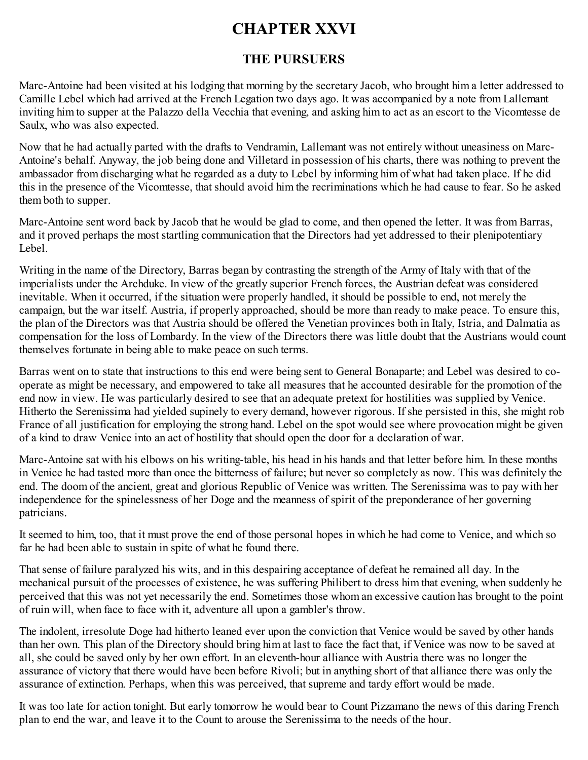# CHAPTER XXVI

## THE PURSUERS

Marc-Antoine had been visited at his lodging that morning by the secretary Jacob, who brought him a letter addressed to Camille Lebel which had arrived at the French Legation two days ago. It was accompanied by a note from Lallemant inviting him to supper at the Palazzo della Vecchia that evening, and asking him to act as an escort to the Vicomtesse de Saulx, who was also expected.

Now that he had actually parted with the drafts to Vendramin, Lallemant was not entirely without uneasiness on Marc-Antoine's behalf. Anyway, the job being done and Villetard in possession of his charts, there was nothing to prevent the ambassador from discharging what he regarded as a duty to Lebel by informing him of what had taken place. If he did this in the presence of the Vicomtesse, that should avoid him the recriminations which he had cause to fear. So he asked them both to supper.

Marc-Antoine sent word back by Jacob that he would be glad to come, and then opened the letter. It was from Barras, and it proved perhaps the most startling communication that the Directors had yet addressed to their plenipotentiary Lebel.

Writing in the name of the Directory, Barras began by contrasting the strength of the Army of Italy with that of the imperialists under the Archduke. In view of the greatly superior French forces, the Austrian defeat was considered inevitable. When it occurred, if the situation were properly handled, it should be possible to end, not merely the campaign, but the war itself. Austria, if properly approached, should be more than ready to make peace. To ensure this, the plan of the Directors was that Austria should be offered the Venetian provinces both in Italy, Istria, and Dalmatia as compensation for the loss of Lombardy. In the view of the Directors there was little doubt that the Austrians would count themselves fortunate in being able to make peace on such terms.

Barras went on to state that instructions to this end were being sent to General Bonaparte; and Lebel was desired to co-operate as might be necessary, and empowered to take all measures that he accounted desirable for the promotion of the end now in view. He was particularly desired to see that an adequate pretext for hostilities was supplied by Venice. Hitherto the Serenissima had yielded supinely to every demand, however rigorous. If she persisted in this, she might rob France of all justification for employing the strong hand. Lebel on the spot would see where provocation might be given of a kind to draw Venice into an act of hostility that should open the door for a declaration of war.

Marc-Antoine sat with his elbows on his writing-table, his head in his hands and that letter before him. In these months in Venice he had tasted more than once the bitterness of failure; but never so completely as now. This was definitely the end. The doom of the ancient, great and glorious Republic of Venice was written. The Serenissima was to pay with her independence for the spinelessness of her Doge and the meanness of spirit of the preponderance of her governing patricians.

It seemed to him, too, that it must prove the end of those personal hopes in which he had come to Venice, and which so far he had been able to sustain in spite of what he found there.

That sense of failure paralyzed his wits, and in this despairing acceptance of defeat he remained all day. In the mechanical pursuit of the processes of existence, he was suffering Philibert to dress him that evening, when suddenly he perceived that this was not yet necessarily the end. Sometimes those whom an excessive caution has brought to the point of ruin will, when face to face with it, adventure all upon a gambler's throw.

The indolent, irresolute Doge had hitherto leaned ever upon the conviction that Venice would be saved by other hands than her own. This plan of the Directory should bring him at last to face the fact that, if Venice was now to be saved at all, she could be saved only by her own effort. In an eleventh-hour alliance with Austria there was no longer the assurance of victory that there would have been before Rivoli; but in anything short of that alliance there was only the assurance of extinction. Perhaps, when this was perceived, that supreme and tardy effort would be made.

It was too late for action tonight. But early tomorrow he would bear to Count Pizzamano the news of this daring French plan to end the war, and leave it to the Count to arouse the Serenissima to the needs of the hour.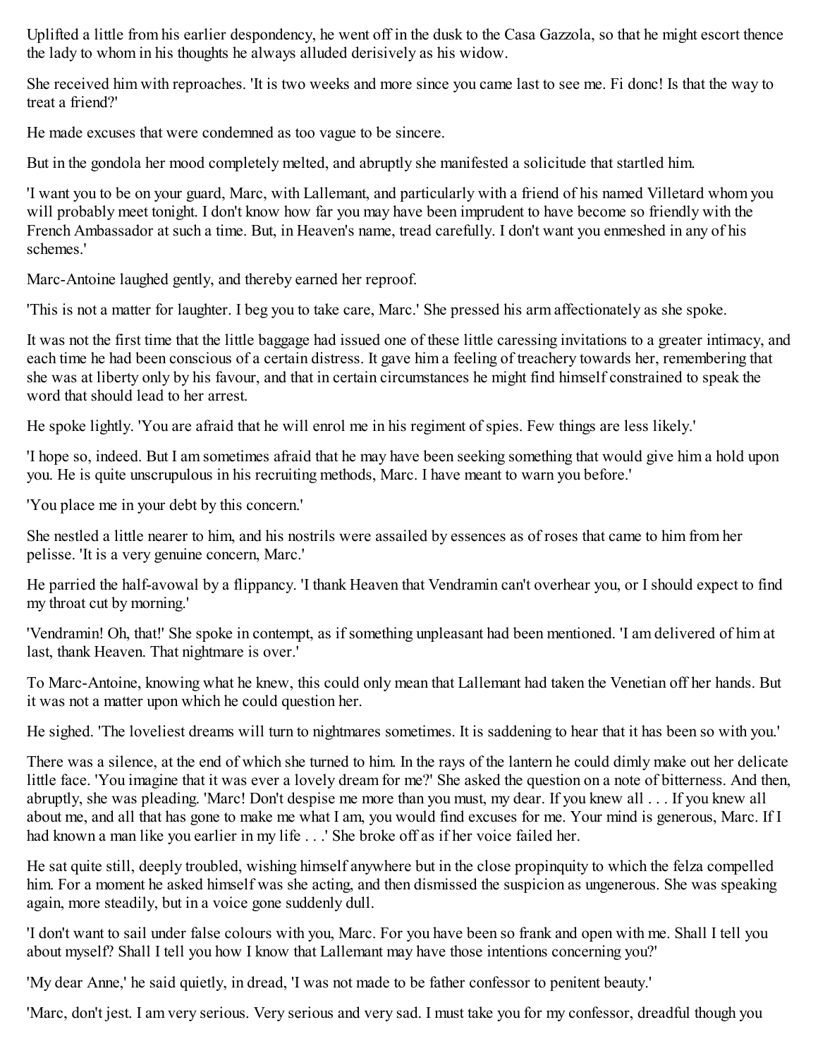Uplifted a little from his earlier despondency, he went off in the dusk to the Casa Gazzola, so that he might escort thence the lady to whom in his thoughts he always alluded derisively as his widow.

She received him with reproaches. 'It is two weeks and more since you came last to see me. Fi donc! Is that the way to treat a friend?'

He made excuses that were condemned as too vague to be sincere.

But in the gondola her mood completely melted, and abruptly she manifested a solicitude that startled him.

'I want you to be on your guard, Marc, with Lallemant, and particularly with a friend of his named Villetard whom you will probably meet tonight. I don't know how far you may have been imprudent to have become so friendly with the French Ambassador at such a time. But, in Heaven's name, tread carefully. I don't want you enmeshed in any of his schemes.'

Marc-Antoine laughed gently, and thereby earned her reproof.

'This is not a matter for laughter. I beg you to take care, Marc.' She pressed his arm affectionately as she spoke.

It was not the first time that the little baggage had issued one of these little caressing invitations to a greater intimacy, and each time he had been conscious of a certain distress. It gave him a feeling of treachery towards her, remembering that she was at liberty only by his favour, and that in certain circumstances he might find himself constrained to speak the word that should lead to her arrest.

He spoke lightly. 'You are afraid that he will enrol me in his regiment of spies. Few things are less likely.'

'I hope so, indeed. But I am sometimes afraid that he may have been seeking something that would give him a hold upon you. He is quite unscrupulous in his recruiting methods, Marc. I have meant to warn you before.'

'You place me in your debt by this concern.'

She nestled a little nearer to him, and his nostrils were assailed by essences as of roses that came to him from her pelisse. 'It is a very genuine concern, Marc.'

He parried the half-avowal by a flippancy. 'I thank Heaven that Vendramin can't overhear you, or I should expect to find my throat cut by morning.'

'Vendramin! Oh, that!' She spoke in contempt, as if something unpleasant had been mentioned. 'I am delivered of him at last, thank Heaven. That nightmare is over.'

To Marc-Antoine, knowing what he knew, this could only mean that Lallemant had taken the Venetian off her hands. But it was not a matter upon which he could question her.

He sighed. 'The loveliest dreams will turn to nightmares sometimes. It is saddening to hear that it has been so with you.'

There was a silence, at the end of which she turned to him. In the rays of the lantern he could dimly make out her delicate little face. 'You imagine that it was ever a lovely dream for me?' She asked the question on a note of bitterness. And then, abruptly, she was pleading. 'Marc! Don't despise me more than you must, my dear. If you knew all . . . If you knew all about me, and all that has gone to make me what I am, you would find excuses for me. Your mind is generous, Marc. If I had known a man like you earlier in my life . . .' She broke off as if her voice failed her.

He sat quite still, deeply troubled, wishing himself anywhere but in the close propinquity to which the felza compelled him. For a moment he asked himself was she acting, and then dismissed the suspicion as ungenerous. She was speaking again, more steadily, but in a voice gone suddenly dull.

'I don't want to sail under false colours with you, Marc. For you have been so frank and open with me. Shall I tell you about myself? Shall I tell you how I know that Lallemant may have those intentions concerning you?'

'My dear Anne,' he said quietly, in dread, 'I was not made to be father confessor to penitent beauty.'

'Marc, don't jest. I am very serious. Very serious and very sad. I must take you for my confessor, dreadful though you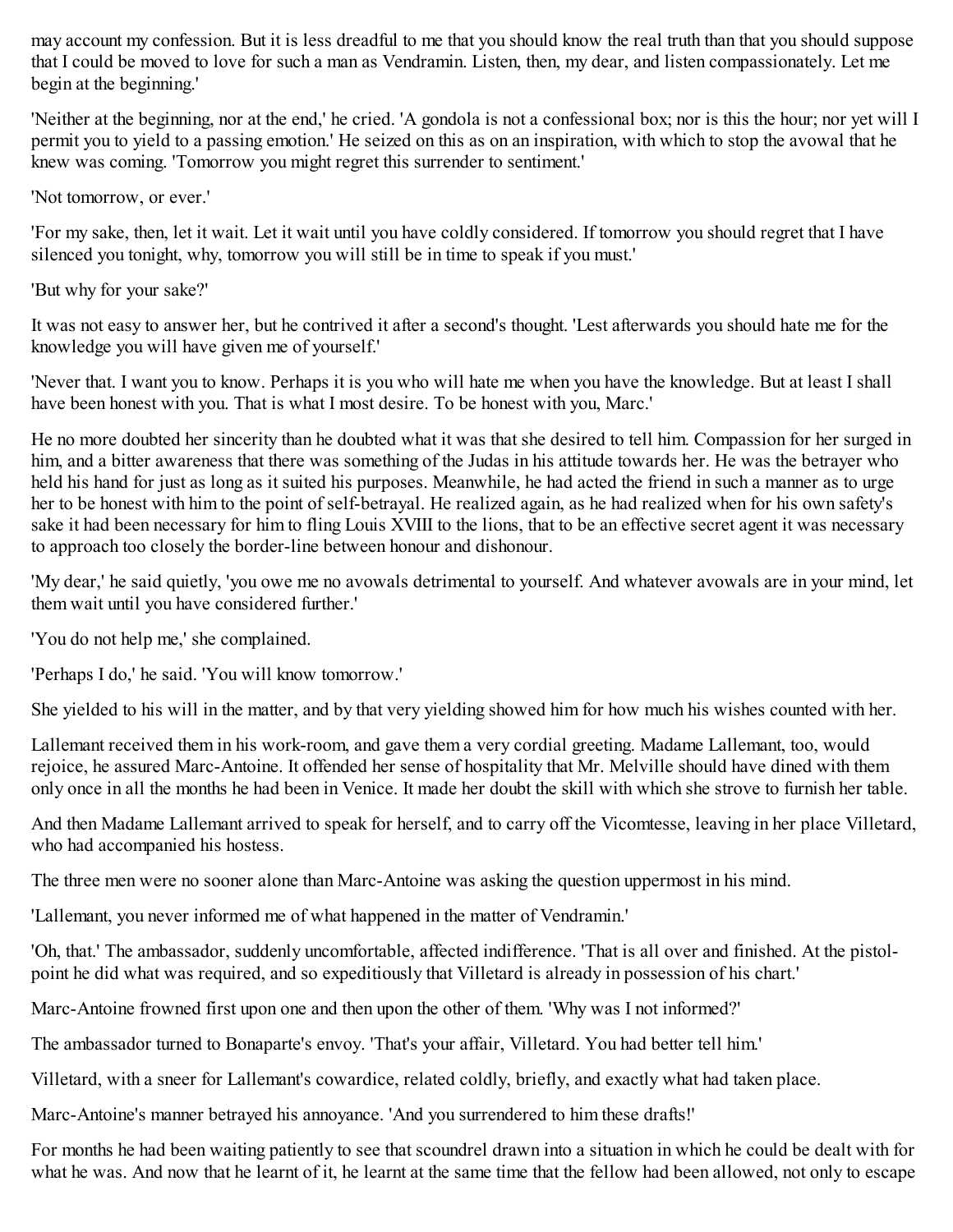may account my confession. But it is less dreadful to me that you should know the real truth than that you should suppose that I could be moved to love for such a man as Vendramin. Listen, then, my dear, and listen compassionately. Let me begin at the beginning.'

'Neither at the beginning, nor at the end,' he cried. 'A gondola is not a confessional box; nor is this the hour; nor yet will I permit you to yield to a passing emotion.' He seized on this as on an inspiration, with which to stop the avowal that he knew was coming. 'Tomorrow you might regret this surrender to sentiment.'

'Not tomorrow, or ever.'

'For my sake, then, let it wait. Let it wait until you have coldly considered. If tomorrow you should regret that I have silenced you tonight, why, tomorrow you will still be in time to speak if you must.'

'But why for your sake?'

It was not easy to answer her, but he contrived it after a second's thought. 'Lest afterwards you should hate me for the knowledge you will have given me of yourself.'

'Never that. I want you to know. Perhaps it is you who will hate me when you have the knowledge. But at least I shall have been honest with you. That is what I most desire. To be honest with you, Marc.'

He no more doubted her sincerity than he doubted what it was that she desired to tell him. Compassion for her surged in him, and a bitter awareness that there was something of the Judas in his attitude towards her. He was the betrayer who held his hand for just as long as it suited his purposes. Meanwhile, he had acted the friend in such a manner as to urge her to be honest with him to the point of self-betrayal. He realized again, as he had realized when for his own safety's sake it had been necessary for him to fling Louis XVIII to the lions, that to be an effective secret agent it was necessary to approach too closely the border-line between honour and dishonour.

'My dear,' he said quietly, 'you owe me no avowals detrimental to yourself. And whatever avowals are in your mind, let them wait until you have considered further.'

'You do not help me,' she complained.

'Perhaps I do,' he said. 'You will know tomorrow.'

She yielded to his will in the matter, and by that very yielding showed him for how much his wishes counted with her.

Lallemant received them in his work-room, and gave them a very cordial greeting. Madame Lallemant, too, would rejoice, he assured Marc-Antoine. It offended her sense of hospitality that Mr. Melville should have dined with them only once in all the months he had been in Venice. It made her doubt the skill with which she strove to furnish her table.

And then Madame Lallemant arrived to speak for herself, and to carry off the Vicomtesse, leaving in her place Villetard, who had accompanied his hostess.

The three men were no sooner alone than Marc-Antoine was asking the question uppermost in his mind.

'Lallemant, you never informed me of what happened in the matter of Vendramin.'

'Oh, that.' The ambassador, suddenly uncomfortable, affected indifference. 'That is all over and finished. At the pistol-point he did what was required, and so expeditiously that Villetard is already in possession of his chart.'

Marc-Antoine frowned first upon one and then upon the other of them. 'Why was I not informed?'

The ambassador turned to Bonaparte's envoy. 'That's your affair, Villetard. You had better tell him.'

Villetard, with a sneer for Lallemant's cowardice, related coldly, briefly, and exactly what had taken place.

Marc-Antoine's manner betrayed his annoyance. 'And you surrendered to him these drafts!'

For months he had been waiting patiently to see that scoundrel drawn into a situation in which he could be dealt with for what he was. And now that he learnt of it, he learnt at the same time that the fellow had been allowed, not only to escape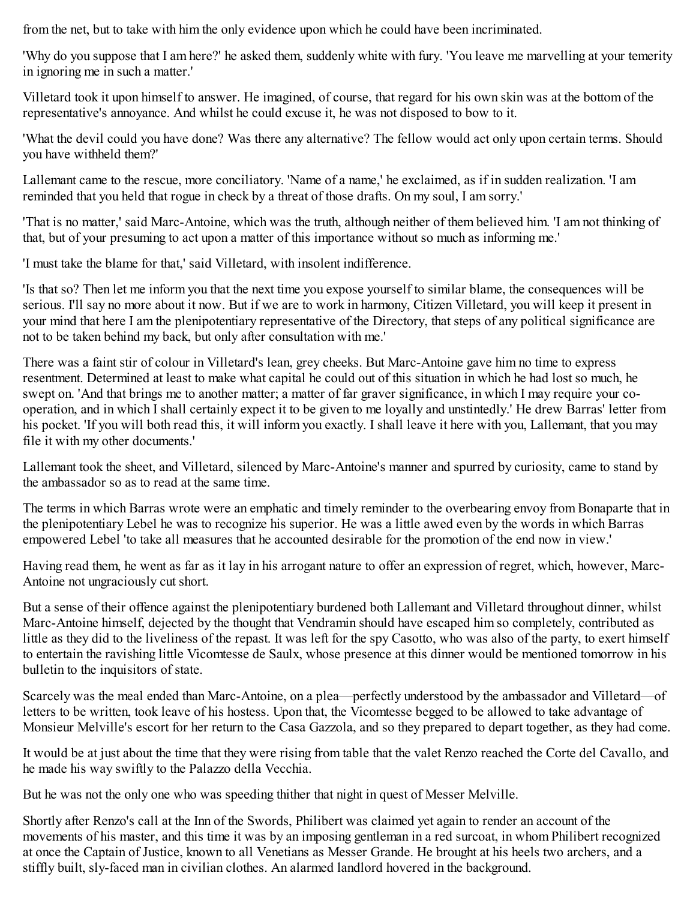from the net, but to take with him the only evidence upon which he could have been incriminated.

'Why do you suppose that I am here?' he asked them, suddenly white with fury. 'You leave me marvelling at your temerity in ignoring me in such a matter.'

Villetard took it upon himself to answer. He imagined, of course, that regard for his own skin was at the bottom of the representative's annoyance. And whilst he could excuse it, he was not disposed to bow to it.

'What the devil could you have done? Was there any alternative? The fellow would act only upon certain terms. Should you have withheld them?'

Lallemant came to the rescue, more conciliatory. 'Name of a name,' he exclaimed, as if in sudden realization. 'I am reminded that you held that rogue in check by a threat of those drafts. On my soul, I am sorry.'

'That is no matter,' said Marc-Antoine, which was the truth, although neither of them believed him. 'I am not thinking of that, but of your presuming to act upon a matter of this importance without so much as informing me.'

'I must take the blame for that,' said Villetard, with insolent indifference.

'Is that so? Then let me inform you that the next time you expose yourself to similar blame, the consequences will be serious. I'll say no more about it now. But if we are to work in harmony, Citizen Villetard, you will keep it present in your mind that here I am the plenipotentiary representative of the Directory, that steps of any political significance are not to be taken behind my back, but only after consultation with me.'

There was a faint stir of colour in Villetard's lean, grey cheeks. But Marc-Antoine gave him no time to express resentment. Determined at least to make what capital he could out of this situation in which he had lost so much, he swept on. 'And that brings me to another matter; a matter of far graver significance, in which I may require your co-operation, and in which I shall certainly expect it to be given to me loyally and unstintedly.' He drew Barras' letter from his pocket. 'If you will both read this, it will inform you exactly. I shall leave it here with you, Lallemant, that you may file it with my other documents.'

Lallemant took the sheet, and Villetard, silenced by Marc-Antoine's manner and spurred by curiosity, came to stand by the ambassador so as to read at the same time.

The terms in which Barras wrote were an emphatic and timely reminder to the overbearing envoy from Bonaparte that in the plenipotentiary Lebel he was to recognize his superior. He was a little awed even by the words in which Barras empowered Lebel 'to take all measures that he accounted desirable for the promotion of the end now in view.'

Having read them, he went as far as it lay in his arrogant nature to offer an expression of regret, which, however, Marc-Antoine not ungraciously cut short.

But a sense of their offence against the plenipotentiary burdened both Lallemant and Villetard throughout dinner, whilst Marc-Antoine himself, dejected by the thought that Vendramin should have escaped him so completely, contributed as little as they did to the liveliness of the repast. It was left for the spy Casotto, who was also of the party, to exert himself to entertain the ravishing little Vicomtesse de Saulx, whose presence at this dinner would be mentioned tomorrow in his bulletin to the inquisitors of state.

Scarcely was the meal ended than Marc-Antoine, on a plea—perfectly understood by the ambassador and Villetard—of letters to be written, took leave of his hostess. Upon that, the Vicomtesse begged to be allowed to take advantage of Monsieur Melville's escort for her return to the Casa Gazzola, and so they prepared to depart together, as they had come.

It would be at just about the time that they were rising from table that the valet Renzo reached the Corte del Cavallo, and he made his way swiftly to the Palazzo della Vecchia.

But he was not the only one who was speeding thither that night in quest of Messer Melville.

Shortly after Renzo's call at the Inn of the Swords, Philibert was claimed yet again to render an account of the movements of his master, and this time it was by an imposing gentleman in a red surcoat, in whom Philibert recognized at once the Captain of Justice, known to all Venetians as Messer Grande. He brought at his heels two archers, and a stiffly built, sly-faced man in civilian clothes. An alarmed landlord hovered in the background.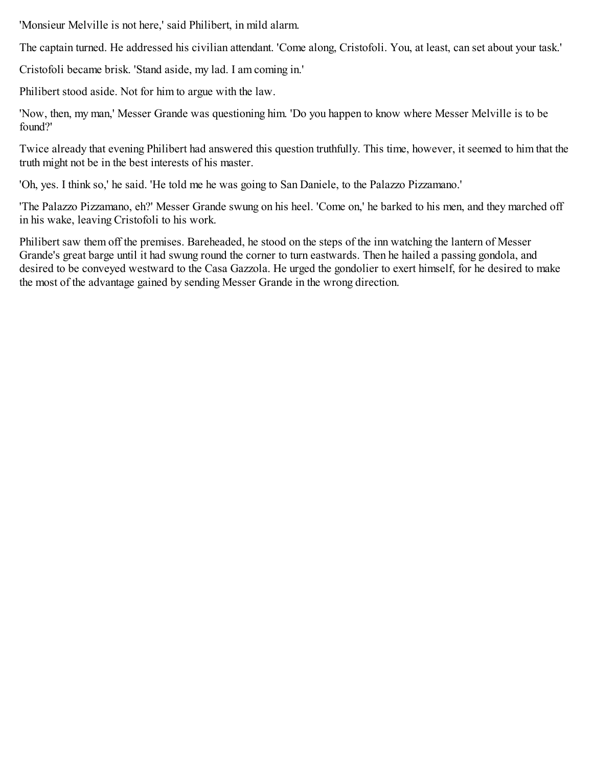'Monsieur Melville is not here,' said Philibert, in mild alarm.

The captain turned. He addressed his civilian attendant. 'Come along, Cristofoli. You, at least, can set about your task.'

Cristofoli became brisk. 'Stand aside, my lad. I am coming in.'

Philibert stood aside. Not for him to argue with the law.

'Now, then, my man,' Messer Grande was questioning him. 'Do you happen to know where Messer Melville is to be found?'

Twice already that evening Philibert had answered this question truthfully. This time, however, it seemed to him that the truth might not be in the best interests of his master.

'Oh, yes. I think so,' he said. 'He told me he was going to San Daniele, to the Palazzo Pizzamano.'

'The Palazzo Pizzamano, eh?' Messer Grande swung on his heel. 'Come on,' he barked to his men, and they marched off in his wake, leaving Cristofoli to his work.

Philibert saw them off the premises. Bareheaded, he stood on the steps of the inn watching the lantern of Messer Grande's great barge until it had swung round the corner to turn eastwards. Then he hailed a passing gondola, and desired to be conveyed westward to the Casa Gazzola. He urged the gondolier to exert himself, for he desired to make the most of the advantage gained by sending Messer Grande in the wrong direction.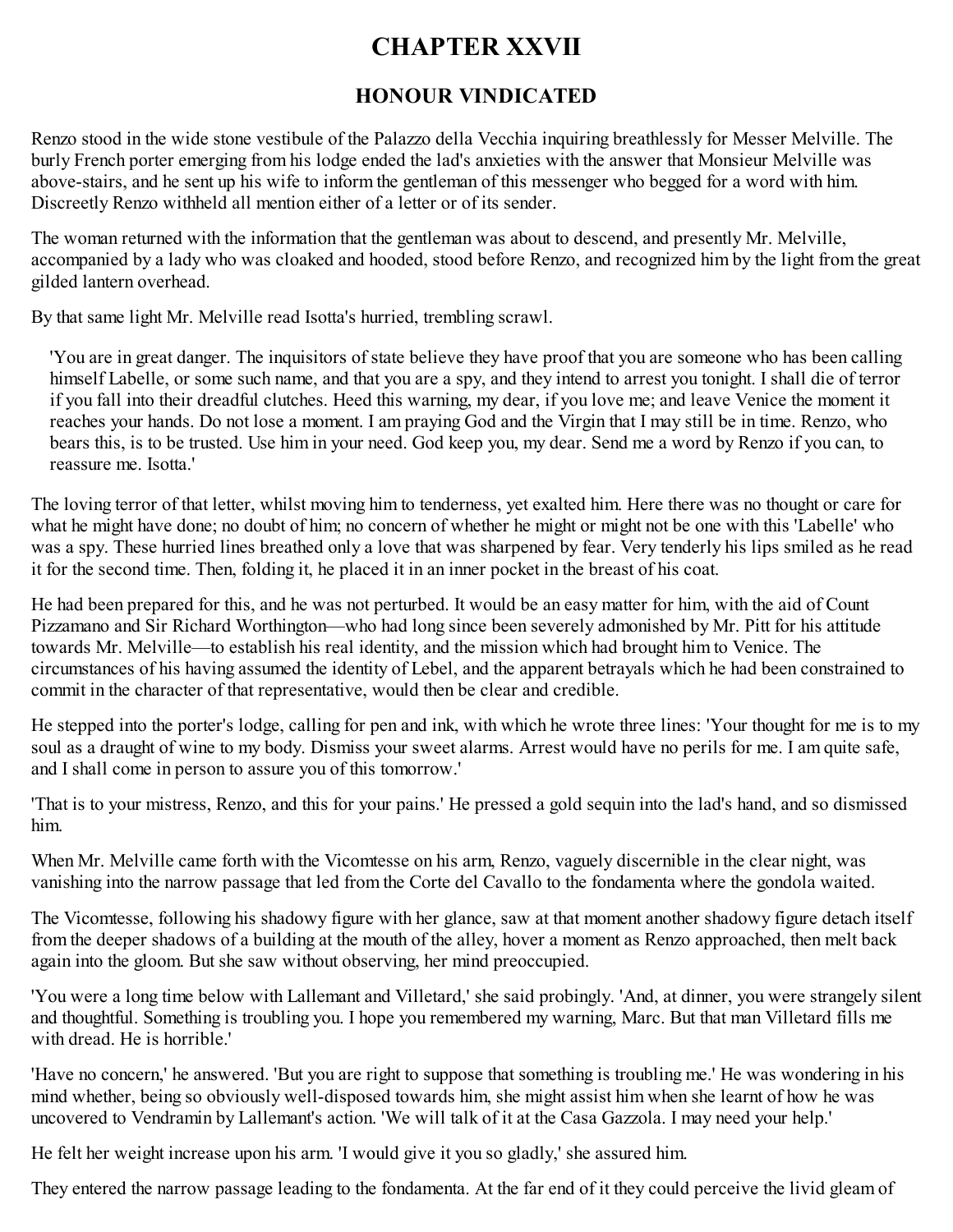# CHAPTER XXVII

## HONOUR VINDICATED

Renzo stood in the wide stone vestibule of the Palazzo della Vecchia inquiring breathlessly for Messer Melville. The burly French porter emerging from his lodge ended the lad's anxieties with the answer that Monsieur Melville was above-stairs, and he sent up his wife to inform the gentleman of this messenger who begged for a word with him. Discreetly Renzo withheld all mention either of a letter or of its sender.

The woman returned with the information that the gentleman was about to descend, and presently Mr. Melville, accompanied by a lady who was cloaked and hooded, stood before Renzo, and recognized him by the light from the great gilded lantern overhead.

By that same light Mr. Melville read Isotta's hurried, trembling scrawl.

> 'You are in great danger. The inquisitors of state believe they have proof that you are someone who has been calling himself Labelle, or some such name, and that you are a spy, and they intend to arrest you tonight. I shall die of terror if you fall into their dreadful clutches. Heed this warning, my dear, if you love me; and leave Venice the moment it reaches your hands. Do not lose a moment. I am praying God and the Virgin that I may still be in time. Renzo, who bears this, is to be trusted. Use him in your need. God keep you, my dear. Send me a word by Renzo if you can, to reassure me. Isotta.'

The loving terror of that letter, whilst moving him to tenderness, yet exalted him. Here there was no thought or care for what he might have done; no doubt of him; no concern of whether he might or might not be one with this 'Labelle' who was a spy. These hurried lines breathed only a love that was sharpened by fear. Very tenderly his lips smiled as he read it for the second time. Then, folding it, he placed it in an inner pocket in the breast of his coat.

He had been prepared for this, and he was not perturbed. It would be an easy matter for him, with the aid of Count Pizzamano and Sir Richard Worthington—who had long since been severely admonished by Mr. Pitt for his attitude towards Mr. Melville—to establish his real identity, and the mission which had brought him to Venice. The circumstances of his having assumed the identity of Lebel, and the apparent betrayals which he had been constrained to commit in the character of that representative, would then be clear and credible.

He stepped into the porter's lodge, calling for pen and ink, with which he wrote three lines: 'Your thought for me is to my soul as a draught of wine to my body. Dismiss your sweet alarms. Arrest would have no perils for me. I am quite safe, and I shall come in person to assure you of this tomorrow.'

'That is to your mistress, Renzo, and this for your pains.' He pressed a gold sequin into the lad's hand, and so dismissed him.

When Mr. Melville came forth with the Vicomtesse on his arm, Renzo, vaguely discernible in the clear night, was vanishing into the narrow passage that led from the Corte del Cavallo to the fondamenta where the gondola waited.

The Vicomtesse, following his shadowy figure with her glance, saw at that moment another shadowy figure detach itself from the deeper shadows of a building at the mouth of the alley, hover a moment as Renzo approached, then melt back again into the gloom. But she saw without observing, her mind preoccupied.

'You were a long time below with Lallemant and Villetard,' she said probingly. 'And, at dinner, you were strangely silent and thoughtful. Something is troubling you. I hope you remembered my warning, Marc. But that man Villetard fills me with dread. He is horrible.'

'Have no concern,' he answered. 'But you are right to suppose that something is troubling me.' He was wondering in his mind whether, being so obviously well-disposed towards him, she might assist him when she learnt of how he was uncovered to Vendramin by Lallemant's action. 'We will talk of it at the Casa Gazzola. I may need your help.'

He felt her weight increase upon his arm. 'I would give it you so gladly,' she assured him.

They entered the narrow passage leading to the fondamenta. At the far end of it they could perceive the livid gleam of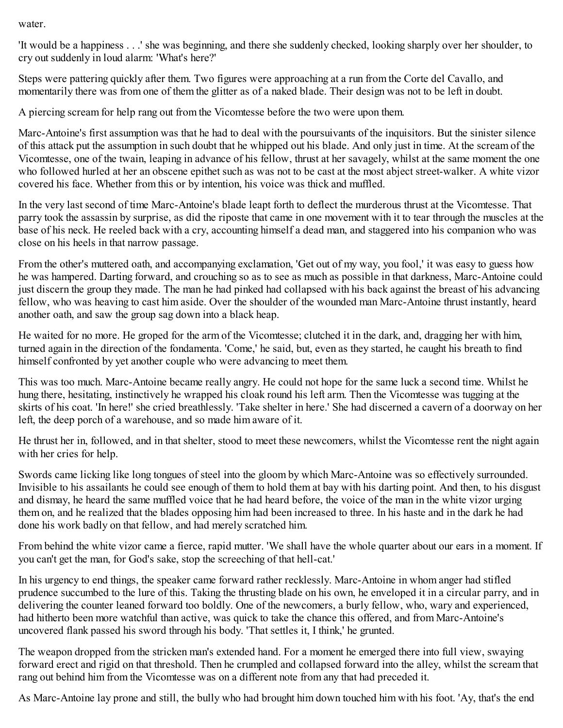water.

'It would be a happiness . . .' she was beginning, and there she suddenly checked, looking sharply over her shoulder, to cry out suddenly in loud alarm: 'What's here?'

Steps were pattering quickly after them. Two figures were approaching at a run from the Corte del Cavallo, and momentarily there was from one of them the glitter as of a naked blade. Their design was not to be left in doubt.

A piercing scream for help rang out from the Vicomtesse before the two were upon them.

Marc-Antoine's first assumption was that he had to deal with the poursuivants of the inquisitors. But the sinister silence of this attack put the assumption in such doubt that he whipped out his blade. And only just in time. At the scream of the Vicomtesse, one of the twain, leaping in advance of his fellow, thrust at her savagely, whilst at the same moment the one who followed hurled at her an obscene epithet such as was not to be cast at the most abject street-walker. A white vizor covered his face. Whether from this or by intention, his voice was thick and muffled.

In the very last second of time Marc-Antoine's blade leapt forth to deflect the murderous thrust at the Vicomtesse. That parry took the assassin by surprise, as did the riposte that came in one movement with it to tear through the muscles at the base of his neck. He reeled back with a cry, accounting himself a dead man, and staggered into his companion who was close on his heels in that narrow passage.

From the other's muttered oath, and accompanying exclamation, 'Get out of my way, you fool,' it was easy to guess how he was hampered. Darting forward, and crouching so as to see as much as possible in that darkness, Marc-Antoine could just discern the group they made. The man he had pinked had collapsed with his back against the breast of his advancing fellow, who was heaving to cast him aside. Over the shoulder of the wounded man Marc-Antoine thrust instantly, heard another oath, and saw the group sag down into a black heap.

He waited for no more. He groped for the arm of the Vicomtesse; clutched it in the dark, and, dragging her with him, turned again in the direction of the fondamenta. 'Come,' he said, but, even as they started, he caught his breath to find himself confronted by yet another couple who were advancing to meet them.

This was too much. Marc-Antoine became really angry. He could not hope for the same luck a second time. Whilst he hung there, hesitating, instinctively he wrapped his cloak round his left arm. Then the Vicomtesse was tugging at the skirts of his coat. 'In here!' she cried breathlessly. 'Take shelter in here.' She had discerned a cavern of a doorway on her left, the deep porch of a warehouse, and so made him aware of it.

He thrust her in, followed, and in that shelter, stood to meet these newcomers, whilst the Vicomtesse rent the night again with her cries for help.

Swords came licking like long tongues of steel into the gloom by which Marc-Antoine was so effectively surrounded. Invisible to his assailants he could see enough of them to hold them at bay with his darting point. And then, to his disgust and dismay, he heard the same muffled voice that he had heard before, the voice of the man in the white vizor urging them on, and he realized that the blades opposing him had been increased to three. In his haste and in the dark he had done his work badly on that fellow, and had merely scratched him.

From behind the white vizor came a fierce, rapid mutter. 'We shall have the whole quarter about our ears in a moment. If you can't get the man, for God's sake, stop the screeching of that hell-cat.'

In his urgency to end things, the speaker came forward rather recklessly. Marc-Antoine in whom anger had stifled prudence succumbed to the lure of this. Taking the thrusting blade on his own, he enveloped it in a circular parry, and in delivering the counter leaned forward too boldly. One of the newcomers, a burly fellow, who, wary and experienced, had hitherto been more watchful than active, was quick to take the chance this offered, and from Marc-Antoine's uncovered flank passed his sword through his body. 'That settles it, I think,' he grunted.

The weapon dropped from the stricken man's extended hand. For a moment he emerged there into full view, swaying forward erect and rigid on that threshold. Then he crumpled and collapsed forward into the alley, whilst the scream that rang out behind him from the Vicomtesse was on a different note from any that had preceded it.

As Marc-Antoine lay prone and still, the bully who had brought him down touched him with his foot. 'Ay, that's the end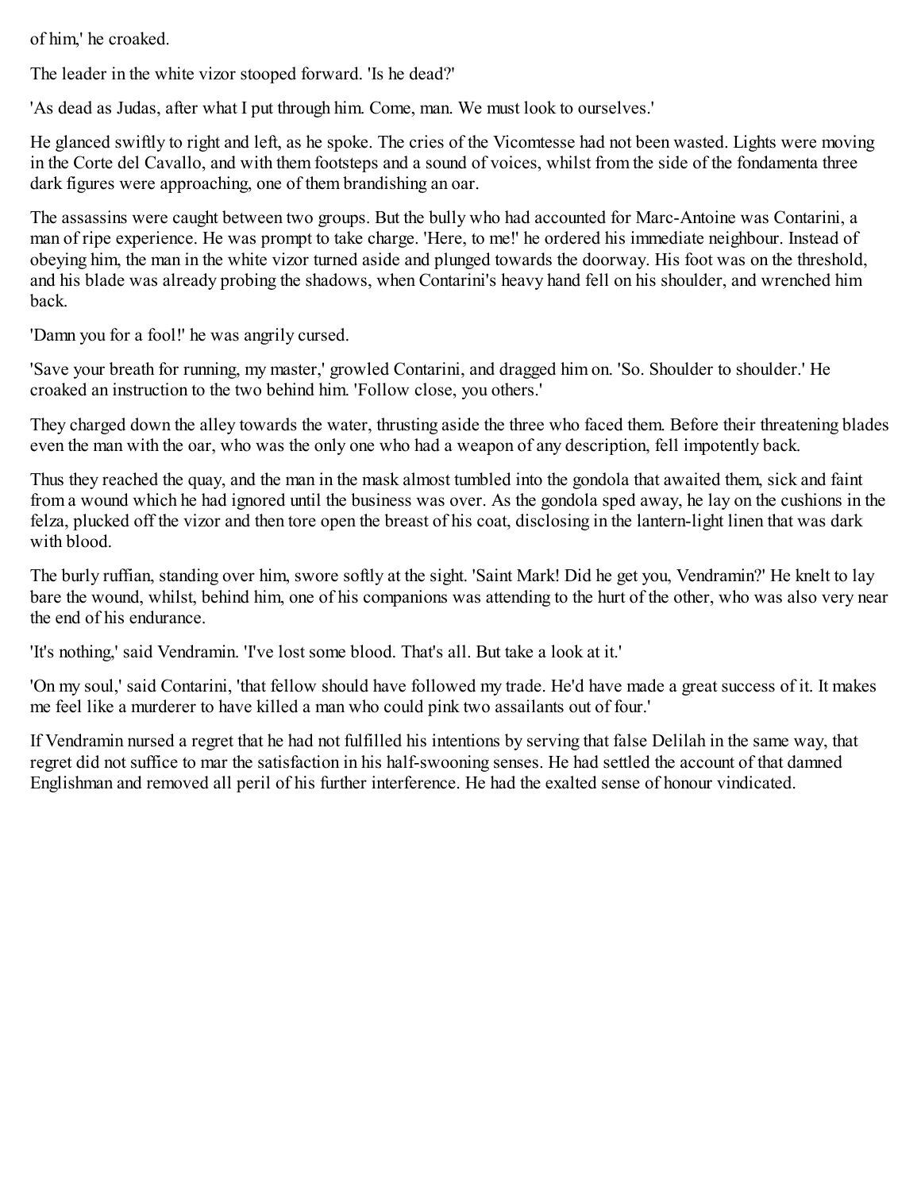of him,' he croaked.

The leader in the white vizor stooped forward. 'Is he dead?'

'As dead as Judas, after what I put through him. Come, man. We must look to ourselves.'

He glanced swiftly to right and left, as he spoke. The cries of the Vicomtesse had not been wasted. Lights were moving in the Corte del Cavallo, and with them footsteps and a sound of voices, whilst from the side of the fondamenta three dark figures were approaching, one of them brandishing an oar.

The assassins were caught between two groups. But the bully who had accounted for Marc-Antoine was Contarini, a man of ripe experience. He was prompt to take charge. 'Here, to me!' he ordered his immediate neighbour. Instead of obeying him, the man in the white vizor turned aside and plunged towards the doorway. His foot was on the threshold, and his blade was already probing the shadows, when Contarini's heavy hand fell on his shoulder, and wrenched him back.

'Damn you for a fool!' he was angrily cursed.

'Save your breath for running, my master,' growled Contarini, and dragged him on. 'So. Shoulder to shoulder.' He croaked an instruction to the two behind him. 'Follow close, you others.'

They charged down the alley towards the water, thrusting aside the three who faced them. Before their threatening blades even the man with the oar, who was the only one who had a weapon of any description, fell impotently back.

Thus they reached the quay, and the man in the mask almost tumbled into the gondola that awaited them, sick and faint from a wound which he had ignored until the business was over. As the gondola sped away, he lay on the cushions in the felza, plucked off the vizor and then tore open the breast of his coat, disclosing in the lantern-light linen that was dark with blood.

The burly ruffian, standing over him, swore softly at the sight. 'Saint Mark! Did he get you, Vendramin?' He knelt to lay bare the wound, whilst, behind him, one of his companions was attending to the hurt of the other, who was also very near the end of his endurance.

'It's nothing,' said Vendramin. 'I've lost some blood. That's all. But take a look at it.'

'On my soul,' said Contarini, 'that fellow should have followed my trade. He'd have made a great success of it. It makes me feel like a murderer to have killed a man who could pink two assailants out of four.'

If Vendramin nursed a regret that he had not fulfilled his intentions by serving that false Delilah in the same way, that regret did not suffice to mar the satisfaction in his half-swooning senses. He had settled the account of that damned Englishman and removed all peril of his further interference. He had the exalted sense of honour vindicated.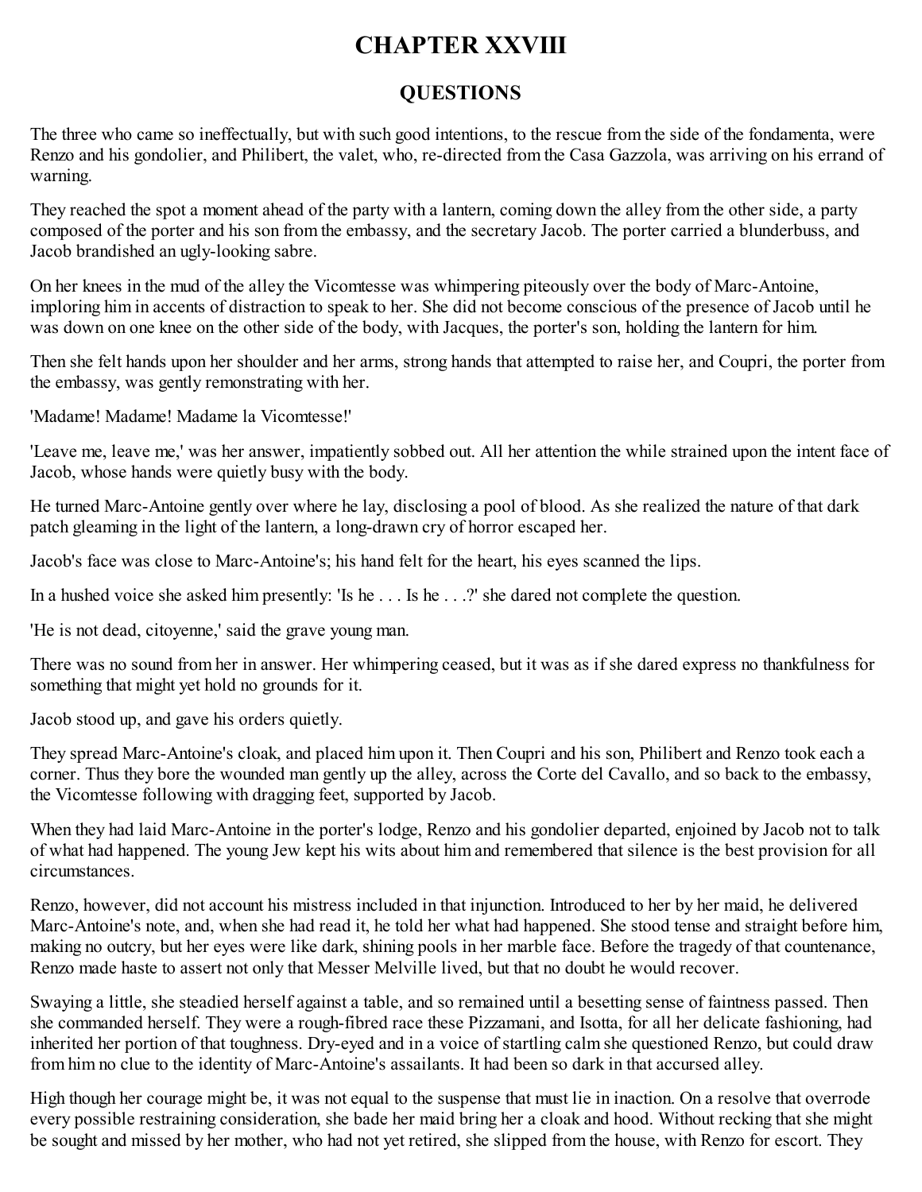# CHAPTER XXVIII

## QUESTIONS

The three who came so ineffectually, but with such good intentions, to the rescue from the side of the fondamenta, were Renzo and his gondolier, and Philibert, the valet, who, re-directed from the Casa Gazzola, was arriving on his errand of warning.

They reached the spot a moment ahead of the party with a lantern, coming down the alley from the other side, a party composed of the porter and his son from the embassy, and the secretary Jacob. The porter carried a blunderbuss, and Jacob brandished an ugly-looking sabre.

On her knees in the mud of the alley the Vicomtesse was whimpering piteously over the body of Marc-Antoine, imploring him in accents of distraction to speak to her. She did not become conscious of the presence of Jacob until he was down on one knee on the other side of the body, with Jacques, the porter's son, holding the lantern for him.

Then she felt hands upon her shoulder and her arms, strong hands that attempted to raise her, and Coupri, the porter from the embassy, was gently remonstrating with her.

'Madame! Madame! Madame la Vicomtesse!'

'Leave me, leave me,' was her answer, impatiently sobbed out. All her attention the while strained upon the intent face of Jacob, whose hands were quietly busy with the body.

He turned Marc-Antoine gently over where he lay, disclosing a pool of blood. As she realized the nature of that dark patch gleaming in the light of the lantern, a long-drawn cry of horror escaped her.

Jacob's face was close to Marc-Antoine's; his hand felt for the heart, his eyes scanned the lips.

In a hushed voice she asked him presently: 'Is he . . . Is he . . .?' she dared not complete the question.

'He is not dead, citoyenne,' said the grave young man.

There was no sound from her in answer. Her whimpering ceased, but it was as if she dared express no thankfulness for something that might yet hold no grounds for it.

Jacob stood up, and gave his orders quietly.

They spread Marc-Antoine's cloak, and placed him upon it. Then Coupri and his son, Philibert and Renzo took each a corner. Thus they bore the wounded man gently up the alley, across the Corte del Cavallo, and so back to the embassy, the Vicomtesse following with dragging feet, supported by Jacob.

When they had laid Marc-Antoine in the porter's lodge, Renzo and his gondolier departed, enjoined by Jacob not to talk of what had happened. The young Jew kept his wits about him and remembered that silence is the best provision for all circumstances.

Renzo, however, did not account his mistress included in that injunction. Introduced to her by her maid, he delivered Marc-Antoine's note, and, when she had read it, he told her what had happened. She stood tense and straight before him, making no outcry, but her eyes were like dark, shining pools in her marble face. Before the tragedy of that countenance, Renzo made haste to assert not only that Messer Melville lived, but that no doubt he would recover.

Swaying a little, she steadied herself against a table, and so remained until a besetting sense of faintness passed. Then she commanded herself. They were a rough-fibred race these Pizzamani, and Isotta, for all her delicate fashioning, had inherited her portion of that toughness. Dry-eyed and in a voice of startling calm she questioned Renzo, but could draw from him no clue to the identity of Marc-Antoine's assailants. It had been so dark in that accursed alley.

High though her courage might be, it was not equal to the suspense that must lie in inaction. On a resolve that overrode every possible restraining consideration, she bade her maid bring her a cloak and hood. Without recking that she might be sought and missed by her mother, who had not yet retired, she slipped from the house, with Renzo for escort. They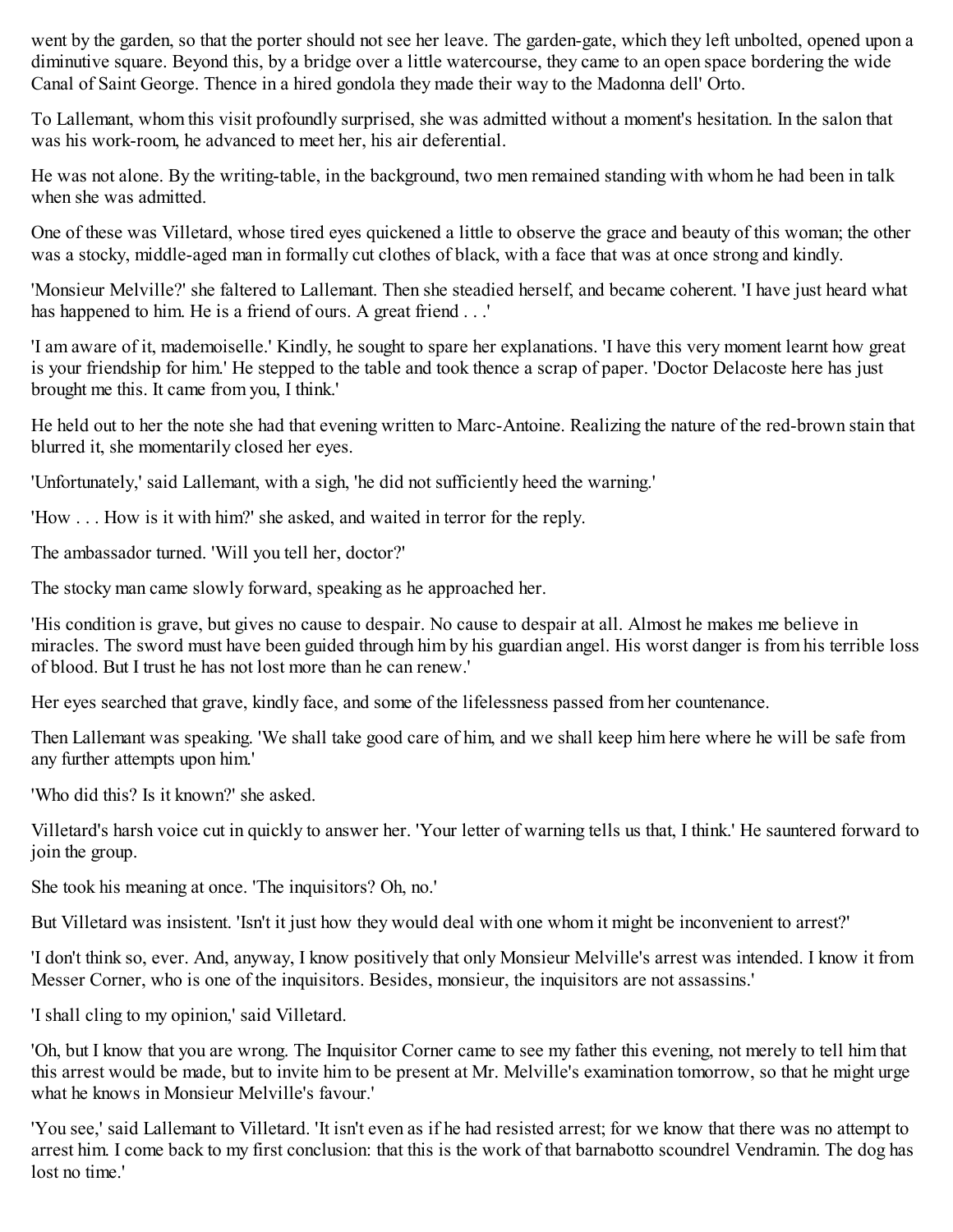went by the garden, so that the porter should not see her leave. The garden-gate, which they left unbolted, opened upon a diminutive square. Beyond this, by a bridge over a little watercourse, they came to an open space bordering the wide Canal of Saint George. Thence in a hired gondola they made their way to the Madonna dell' Orto.

To Lallemant, whom this visit profoundly surprised, she was admitted without a moment's hesitation. In the salon that was his work-room, he advanced to meet her, his air deferential.

He was not alone. By the writing-table, in the background, two men remained standing with whom he had been in talk when she was admitted.

One of these was Villetard, whose tired eyes quickened a little to observe the grace and beauty of this woman; the other was a stocky, middle-aged man in formally cut clothes of black, with a face that was at once strong and kindly.

'Monsieur Melville?' she faltered to Lallemant. Then she steadied herself, and became coherent. 'I have just heard what has happened to him. He is a friend of ours. A great friend . . .'

'I am aware of it, mademoiselle.' Kindly, he sought to spare her explanations. 'I have this very moment learnt how great is your friendship for him.' He stepped to the table and took thence a scrap of paper. 'Doctor Delacoste here has just brought me this. It came from you, I think.'

He held out to her the note she had that evening written to Marc-Antoine. Realizing the nature of the red-brown stain that blurred it, she momentarily closed her eyes.

'Unfortunately,' said Lallemant, with a sigh, 'he did not sufficiently heed the warning.'

'How . . . How is it with him?' she asked, and waited in terror for the reply.

The ambassador turned. 'Will you tell her, doctor?'

The stocky man came slowly forward, speaking as he approached her.

'His condition is grave, but gives no cause to despair. No cause to despair at all. Almost he makes me believe in miracles. The sword must have been guided through him by his guardian angel. His worst danger is from his terrible loss of blood. But I trust he has not lost more than he can renew.'

Her eyes searched that grave, kindly face, and some of the lifelessness passed from her countenance.

Then Lallemant was speaking. 'We shall take good care of him, and we shall keep him here where he will be safe from any further attempts upon him.'

'Who did this? Is it known?' she asked.

Villetard's harsh voice cut in quickly to answer her. 'Your letter of warning tells us that, I think.' He sauntered forward to join the group.

She took his meaning at once. 'The inquisitors? Oh, no.'

But Villetard was insistent. 'Isn't it just how they would deal with one whom it might be inconvenient to arrest?'

'I don't think so, ever. And, anyway, I know positively that only Monsieur Melville's arrest was intended. I know it from Messer Corner, who is one of the inquisitors. Besides, monsieur, the inquisitors are not assassins.'

'I shall cling to my opinion,' said Villetard.

'Oh, but I know that you are wrong. The Inquisitor Corner came to see my father this evening, not merely to tell him that this arrest would be made, but to invite him to be present at Mr. Melville's examination tomorrow, so that he might urge what he knows in Monsieur Melville's favour.'

'You see,' said Lallemant to Villetard. 'It isn't even as if he had resisted arrest; for we know that there was no attempt to arrest him. I come back to my first conclusion: that this is the work of that barnabotto scoundrel Vendramin. The dog has lost no time.'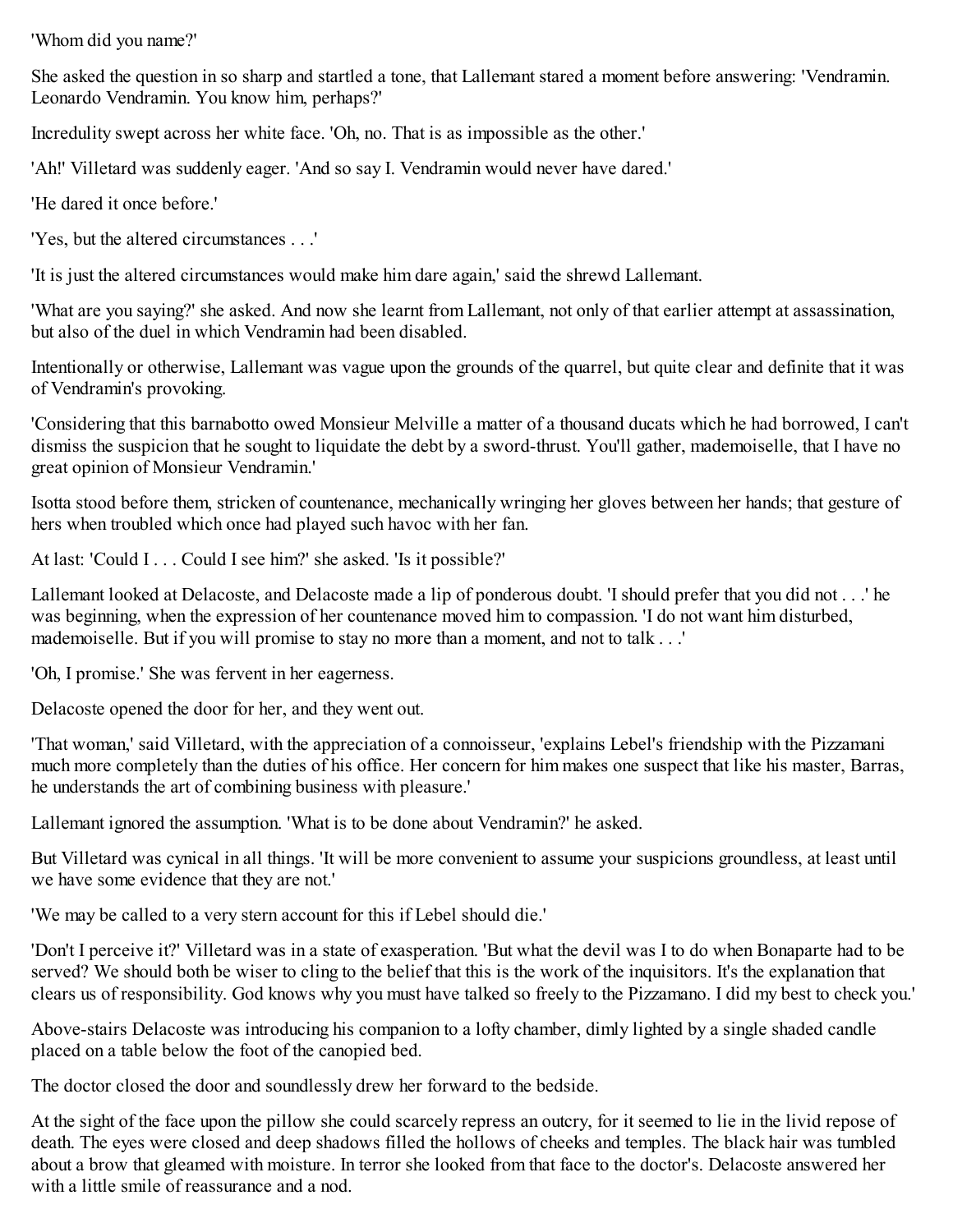'Whom did you name?'

She asked the question in so sharp and startled a tone, that Lallemant stared a moment before answering: 'Vendramin. Leonardo Vendramin. You know him, perhaps?'

Incredulity swept across her white face. 'Oh, no. That is as impossible as the other.'

'Ah!' Villetard was suddenly eager. 'And so say I. Vendramin would never have dared.'

'He dared it once before.'

'Yes, but the altered circumstances . . .'

'It is just the altered circumstances would make him dare again,' said the shrewd Lallemant.

'What are you saying?' she asked. And now she learnt from Lallemant, not only of that earlier attempt at assassination, but also of the duel in which Vendramin had been disabled.

Intentionally or otherwise, Lallemant was vague upon the grounds of the quarrel, but quite clear and definite that it was of Vendramin's provoking.

'Considering that this barnabotto owed Monsieur Melville a matter of a thousand ducats which he had borrowed, I can't dismiss the suspicion that he sought to liquidate the debt by a sword-thrust. You'll gather, mademoiselle, that I have no great opinion of Monsieur Vendramin.'

Isotta stood before them, stricken of countenance, mechanically wringing her gloves between her hands; that gesture of hers when troubled which once had played such havoc with her fan.

At last: 'Could I . . . Could I see him?' she asked. 'Is it possible?'

Lallemant looked at Delacoste, and Delacoste made a lip of ponderous doubt. 'I should prefer that you did not . . .' he was beginning, when the expression of her countenance moved him to compassion. 'I do not want him disturbed, mademoiselle. But if you will promise to stay no more than a moment, and not to talk . . .'

'Oh, I promise.' She was fervent in her eagerness.

Delacoste opened the door for her, and they went out.

'That woman,' said Villetard, with the appreciation of a connoisseur, 'explains Lebel's friendship with the Pizzamani much more completely than the duties of his office. Her concern for him makes one suspect that like his master, Barras, he understands the art of combining business with pleasure.'

Lallemant ignored the assumption. 'What is to be done about Vendramin?' he asked.

But Villetard was cynical in all things. 'It will be more convenient to assume your suspicions groundless, at least until we have some evidence that they are not.'

'We may be called to a very stern account for this if Lebel should die.'

'Don't I perceive it?' Villetard was in a state of exasperation. 'But what the devil was I to do when Bonaparte had to be served? We should both be wiser to cling to the belief that this is the work of the inquisitors. It's the explanation that clears us of responsibility. God knows why you must have talked so freely to the Pizzamano. I did my best to check you.'

Above-stairs Delacoste was introducing his companion to a lofty chamber, dimly lighted by a single shaded candle placed on a table below the foot of the canopied bed.

The doctor closed the door and soundlessly drew her forward to the bedside.

At the sight of the face upon the pillow she could scarcely repress an outcry, for it seemed to lie in the livid repose of death. The eyes were closed and deep shadows filled the hollows of cheeks and temples. The black hair was tumbled about a brow that gleamed with moisture. In terror she looked from that face to the doctor's. Delacoste answered her with a little smile of reassurance and a nod.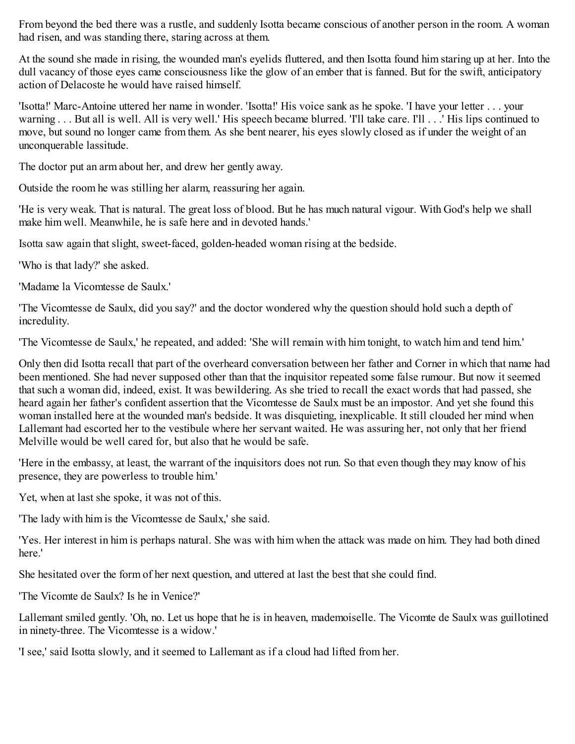From beyond the bed there was a rustle, and suddenly Isotta became conscious of another person in the room. A woman had risen, and was standing there, staring across at them.

At the sound she made in rising, the wounded man's eyelids fluttered, and then Isotta found him staring up at her. Into the dull vacancy of those eyes came consciousness like the glow of an ember that is fanned. But for the swift, anticipatory action of Delacoste he would have raised himself.

'Isotta!' Marc-Antoine uttered her name in wonder. 'Isotta!' His voice sank as he spoke. 'I have your letter . . . your warning . . . But all is well. All is very well.' His speech became blurred. 'I'll take care. I'll . . .' His lips continued to move, but sound no longer came from them. As she bent nearer, his eyes slowly closed as if under the weight of an unconquerable lassitude.

The doctor put an arm about her, and drew her gently away.

Outside the room he was stilling her alarm, reassuring her again.

'He is very weak. That is natural. The great loss of blood. But he has much natural vigour. With God's help we shall make him well. Meanwhile, he is safe here and in devoted hands.'

Isotta saw again that slight, sweet-faced, golden-headed woman rising at the bedside.

'Who is that lady?' she asked.

'Madame la Vicomtesse de Saulx.'

'The Vicomtesse de Saulx, did you say?' and the doctor wondered why the question should hold such a depth of incredulity.

'The Vicomtesse de Saulx,' he repeated, and added: 'She will remain with him tonight, to watch him and tend him.'

Only then did Isotta recall that part of the overheard conversation between her father and Corner in which that name had been mentioned. She had never supposed other than that the inquisitor repeated some false rumour. But now it seemed that such a woman did, indeed, exist. It was bewildering. As she tried to recall the exact words that had passed, she heard again her father's confident assertion that the Vicomtesse de Saulx must be an impostor. And yet she found this woman installed here at the wounded man's bedside. It was disquieting, inexplicable. It still clouded her mind when Lallemant had escorted her to the vestibule where her servant waited. He was assuring her, not only that her friend Melville would be well cared for, but also that he would be safe.

'Here in the embassy, at least, the warrant of the inquisitors does not run. So that even though they may know of his presence, they are powerless to trouble him.'

Yet, when at last she spoke, it was not of this.

'The lady with him is the Vicomtesse de Saulx,' she said.

'Yes. Her interest in him is perhaps natural. She was with him when the attack was made on him. They had both dined here.'

She hesitated over the form of her next question, and uttered at last the best that she could find.

'The Vicomte de Saulx? Is he in Venice?'

Lallemant smiled gently. 'Oh, no. Let us hope that he is in heaven, mademoiselle. The Vicomte de Saulx was guillotined in ninety-three. The Vicomtesse is a widow.'

'I see,' said Isotta slowly, and it seemed to Lallemant as if a cloud had lifted from her.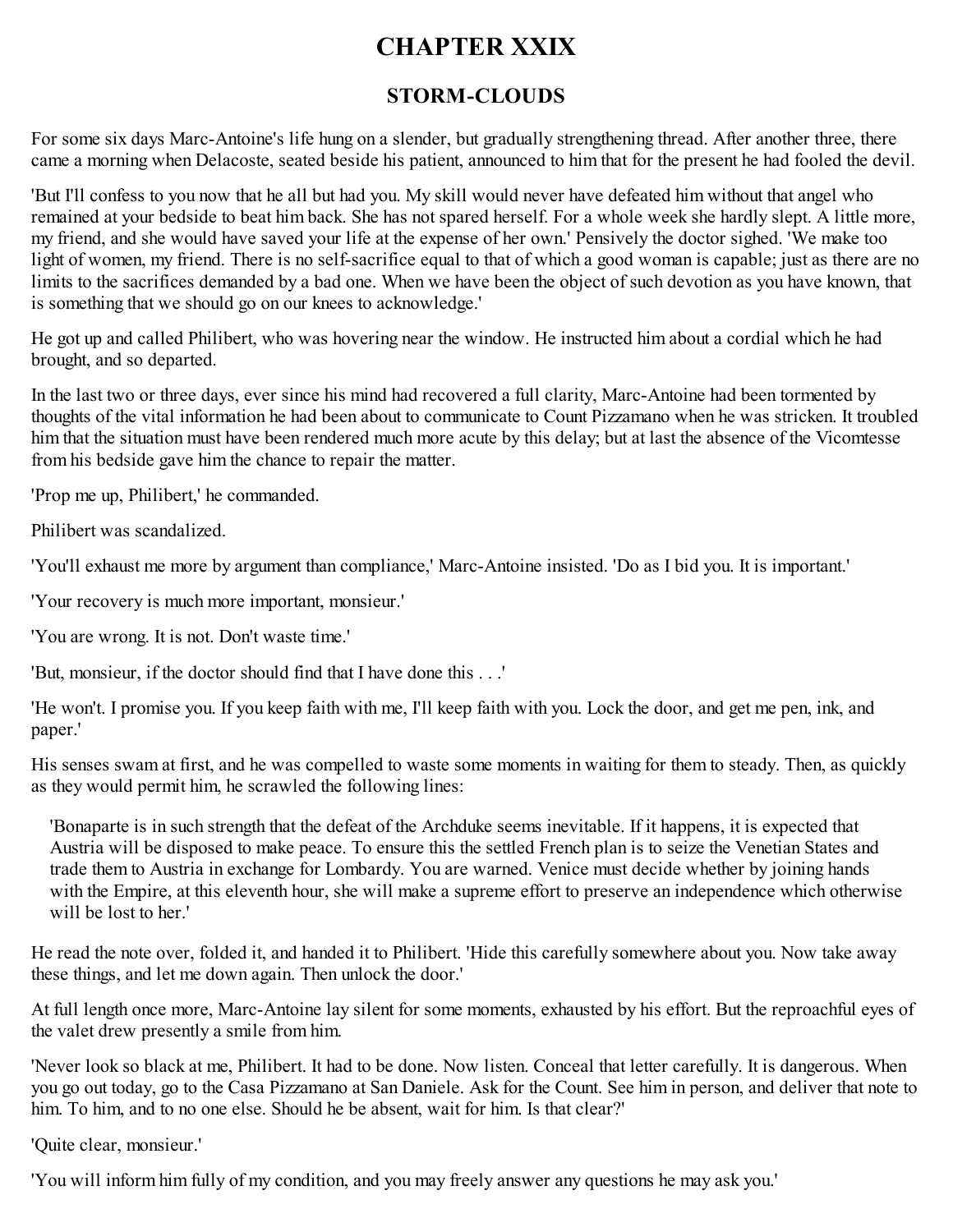# CHAPTER XXIX

## STORM-CLOUDS

For some six days Marc-Antoine's life hung on a slender, but gradually strengthening thread. After another three, there came a morning when Delacoste, seated beside his patient, announced to him that for the present he had fooled the devil.

'But I'll confess to you now that he all but had you. My skill would never have defeated him without that angel who remained at your bedside to beat him back. She has not spared herself. For a whole week she hardly slept. A little more, my friend, and she would have saved your life at the expense of her own.' Pensively the doctor sighed. 'We make too light of women, my friend. There is no self-sacrifice equal to that of which a good woman is capable; just as there are no limits to the sacrifices demanded by a bad one. When we have been the object of such devotion as you have known, that is something that we should go on our knees to acknowledge.'

He got up and called Philibert, who was hovering near the window. He instructed him about a cordial which he had brought, and so departed.

In the last two or three days, ever since his mind had recovered a full clarity, Marc-Antoine had been tormented by thoughts of the vital information he had been about to communicate to Count Pizzamano when he was stricken. It troubled him that the situation must have been rendered much more acute by this delay; but at last the absence of the Vicomtesse from his bedside gave him the chance to repair the matter.

'Prop me up, Philibert,' he commanded.

Philibert was scandalized.

'You'll exhaust me more by argument than compliance,' Marc-Antoine insisted. 'Do as I bid you. It is important.'

'Your recovery is much more important, monsieur.'

'You are wrong. It is not. Don't waste time.'

'But, monsieur, if the doctor should find that I have done this . . .'

'He won't. I promise you. If you keep faith with me, I'll keep faith with you. Lock the door, and get me pen, ink, and paper.'

His senses swam at first, and he was compelled to waste some moments in waiting for them to steady. Then, as quickly as they would permit him, he scrawled the following lines:

> 'Bonaparte is in such strength that the defeat of the Archduke seems inevitable. If it happens, it is expected that Austria will be disposed to make peace. To ensure this the settled French plan is to seize the Venetian States and trade them to Austria in exchange for Lombardy. You are warned. Venice must decide whether by joining hands with the Empire, at this eleventh hour, she will make a supreme effort to preserve an independence which otherwise will be lost to her.'

He read the note over, folded it, and handed it to Philibert. 'Hide this carefully somewhere about you. Now take away these things, and let me down again. Then unlock the door.'

At full length once more, Marc-Antoine lay silent for some moments, exhausted by his effort. But the reproachful eyes of the valet drew presently a smile from him.

'Never look so black at me, Philibert. It had to be done. Now listen. Conceal that letter carefully. It is dangerous. When you go out today, go to the Casa Pizzamano at San Daniele. Ask for the Count. See him in person, and deliver that note to him. To him, and to no one else. Should he be absent, wait for him. Is that clear?'

'Quite clear, monsieur.'

'You will inform him fully of my condition, and you may freely answer any questions he may ask you.'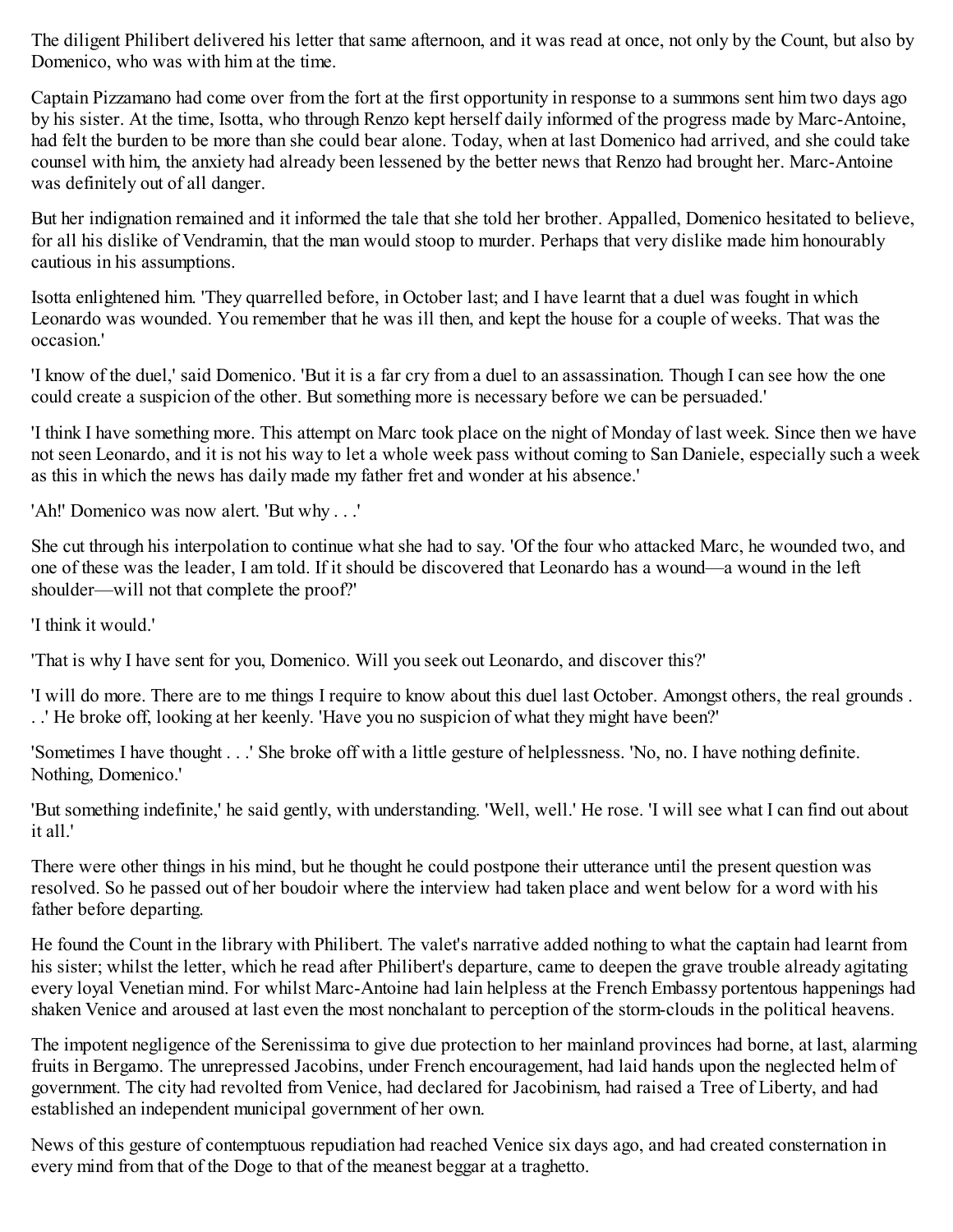The diligent Philibert delivered his letter that same afternoon, and it was read at once, not only by the Count, but also by Domenico, who was with him at the time.

Captain Pizzamano had come over from the fort at the first opportunity in response to a summons sent him two days ago by his sister. At the time, Isotta, who through Renzo kept herself daily informed of the progress made by Marc-Antoine, had felt the burden to be more than she could bear alone. Today, when at last Domenico had arrived, and she could take counsel with him, the anxiety had already been lessened by the better news that Renzo had brought her. Marc-Antoine was definitely out of all danger.

But her indignation remained and it informed the tale that she told her brother. Appalled, Domenico hesitated to believe, for all his dislike of Vendramin, that the man would stoop to murder. Perhaps that very dislike made him honourably cautious in his assumptions.

Isotta enlightened him. 'They quarrelled before, in October last; and I have learnt that a duel was fought in which Leonardo was wounded. You remember that he was ill then, and kept the house for a couple of weeks. That was the occasion.'

'I know of the duel,' said Domenico. 'But it is a far cry from a duel to an assassination. Though I can see how the one could create a suspicion of the other. But something more is necessary before we can be persuaded.'

'I think I have something more. This attempt on Marc took place on the night of Monday of last week. Since then we have not seen Leonardo, and it is not his way to let a whole week pass without coming to San Daniele, especially such a week as this in which the news has daily made my father fret and wonder at his absence.'

'Ah!' Domenico was now alert. 'But why . . .'

She cut through his interpolation to continue what she had to say. 'Of the four who attacked Marc, he wounded two, and one of these was the leader, I am told. If it should be discovered that Leonardo has a wound—a wound in the left shoulder—will not that complete the proof?'

'I think it would.'

'That is why I have sent for you, Domenico. Will you seek out Leonardo, and discover this?'

'I will do more. There are to me things I require to know about this duel last October. Amongst others, the real grounds . . .' He broke off, looking at her keenly. 'Have you no suspicion of what they might have been?'

'Sometimes I have thought . . .' She broke off with a little gesture of helplessness. 'No, no. I have nothing definite. Nothing, Domenico.'

'But something indefinite,' he said gently, with understanding. 'Well, well.' He rose. 'I will see what I can find out about it all.'

There were other things in his mind, but he thought he could postpone their utterance until the present question was resolved. So he passed out of her boudoir where the interview had taken place and went below for a word with his father before departing.

He found the Count in the library with Philibert. The valet's narrative added nothing to what the captain had learnt from his sister; whilst the letter, which he read after Philibert's departure, came to deepen the grave trouble already agitating every loyal Venetian mind. For whilst Marc-Antoine had lain helpless at the French Embassy portentous happenings had shaken Venice and aroused at last even the most nonchalant to perception of the storm-clouds in the political heavens.

The impotent negligence of the Serenissima to give due protection to her mainland provinces had borne, at last, alarming fruits in Bergamo. The unrepressed Jacobins, under French encouragement, had laid hands upon the neglected helm of government. The city had revolted from Venice, had declared for Jacobinism, had raised a Tree of Liberty, and had established an independent municipal government of her own.

News of this gesture of contemptuous repudiation had reached Venice six days ago, and had created consternation in every mind from that of the Doge to that of the meanest beggar at a traghetto.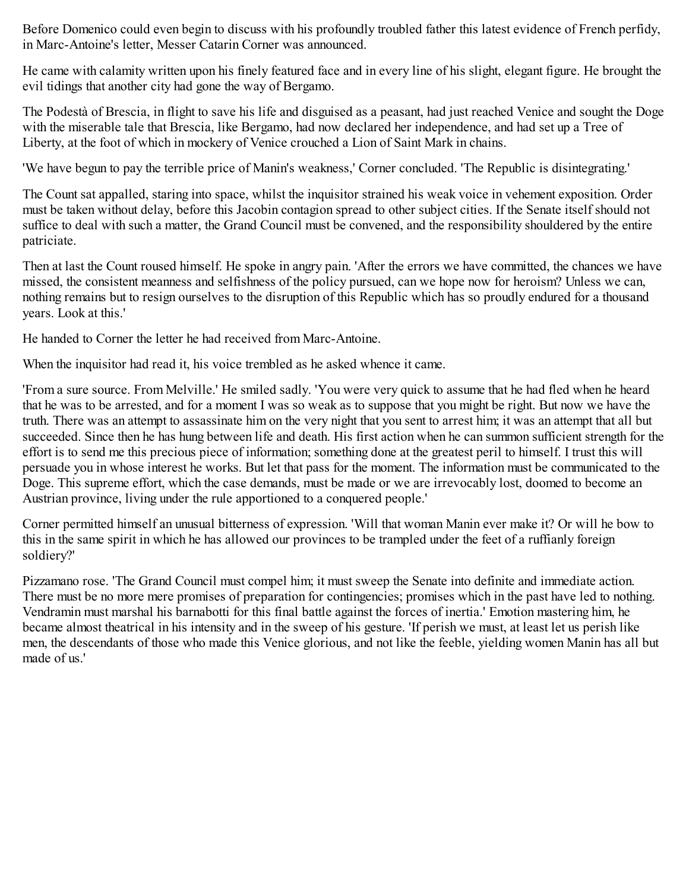Before Domenico could even begin to discuss with his profoundly troubled father this latest evidence of French perfidy, in Marc-Antoine's letter, Messer Catarin Corner was announced.

He came with calamity written upon his finely featured face and in every line of his slight, elegant figure. He brought the evil tidings that another city had gone the way of Bergamo.

The Podestà of Brescia, in flight to save his life and disguised as a peasant, had just reached Venice and sought the Doge with the miserable tale that Brescia, like Bergamo, had now declared her independence, and had set up a Tree of Liberty, at the foot of which in mockery of Venice crouched a Lion of Saint Mark in chains.

'We have begun to pay the terrible price of Manin's weakness,' Corner concluded. 'The Republic is disintegrating.'

The Count sat appalled, staring into space, whilst the inquisitor strained his weak voice in vehement exposition. Order must be taken without delay, before this Jacobin contagion spread to other subject cities. If the Senate itself should not suffice to deal with such a matter, the Grand Council must be convened, and the responsibility shouldered by the entire patriciate.

Then at last the Count roused himself. He spoke in angry pain. 'After the errors we have committed, the chances we have missed, the consistent meanness and selfishness of the policy pursued, can we hope now for heroism? Unless we can, nothing remains but to resign ourselves to the disruption of this Republic which has so proudly endured for a thousand years. Look at this.'

He handed to Corner the letter he had received from Marc-Antoine.

When the inquisitor had read it, his voice trembled as he asked whence it came.

'From a sure source. From Melville.' He smiled sadly. 'You were very quick to assume that he had fled when he heard that he was to be arrested, and for a moment I was so weak as to suppose that you might be right. But now we have the truth. There was an attempt to assassinate him on the very night that you sent to arrest him; it was an attempt that all but succeeded. Since then he has hung between life and death. His first action when he can summon sufficient strength for the effort is to send me this precious piece of information; something done at the greatest peril to himself. I trust this will persuade you in whose interest he works. But let that pass for the moment. The information must be communicated to the Doge. This supreme effort, which the case demands, must be made or we are irrevocably lost, doomed to become an Austrian province, living under the rule apportioned to a conquered people.'

Corner permitted himself an unusual bitterness of expression. 'Will that woman Manin ever make it? Or will he bow to this in the same spirit in which he has allowed our provinces to be trampled under the feet of a ruffianly foreign soldiery?'

Pizzamano rose. 'The Grand Council must compel him; it must sweep the Senate into definite and immediate action. There must be no more mere promises of preparation for contingencies; promises which in the past have led to nothing. Vendramin must marshal his barnabotti for this final battle against the forces of inertia.' Emotion mastering him, he became almost theatrical in his intensity and in the sweep of his gesture. 'If perish we must, at least let us perish like men, the descendants of those who made this Venice glorious, and not like the feeble, yielding women Manin has all but made of us.'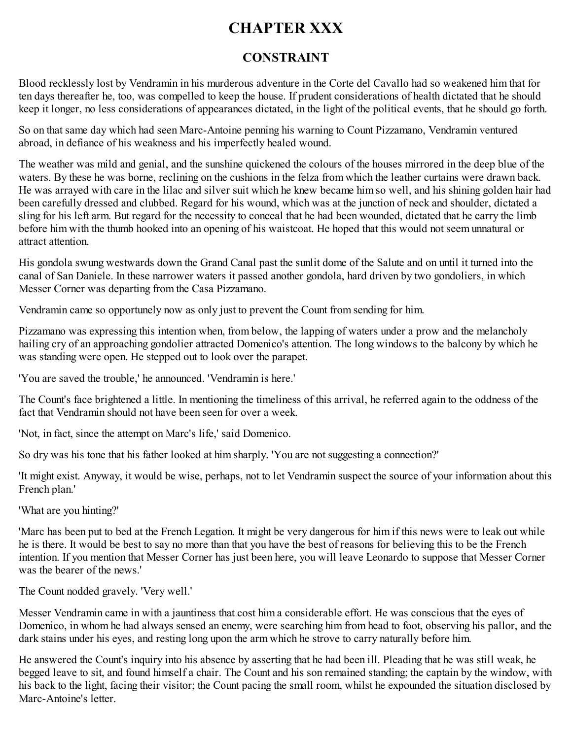# CHAPTER XXX

## CONSTRAINT

Blood recklessly lost by Vendramin in his murderous adventure in the Corte del Cavallo had so weakened him that for ten days thereafter he, too, was compelled to keep the house. If prudent considerations of health dictated that he should keep it longer, no less considerations of appearances dictated, in the light of the political events, that he should go forth.

So on that same day which had seen Marc-Antoine penning his warning to Count Pizzamano, Vendramin ventured abroad, in defiance of his weakness and his imperfectly healed wound.

The weather was mild and genial, and the sunshine quickened the colours of the houses mirrored in the deep blue of the waters. By these he was borne, reclining on the cushions in the felza from which the leather curtains were drawn back. He was arrayed with care in the lilac and silver suit which he knew became him so well, and his shining golden hair had been carefully dressed and clubbed. Regard for his wound, which was at the junction of neck and shoulder, dictated a sling for his left arm. But regard for the necessity to conceal that he had been wounded, dictated that he carry the limb before him with the thumb hooked into an opening of his waistcoat. He hoped that this would not seem unnatural or attract attention.

His gondola swung westwards down the Grand Canal past the sunlit dome of the Salute and on until it turned into the canal of San Daniele. In these narrower waters it passed another gondola, hard driven by two gondoliers, in which Messer Corner was departing from the Casa Pizzamano.

Vendramin came so opportunely now as only just to prevent the Count from sending for him.

Pizzamano was expressing this intention when, from below, the lapping of waters under a prow and the melancholy hailing cry of an approaching gondolier attracted Domenico's attention. The long windows to the balcony by which he was standing were open. He stepped out to look over the parapet.

'You are saved the trouble,' he announced. 'Vendramin is here.'

The Count's face brightened a little. In mentioning the timeliness of this arrival, he referred again to the oddness of the fact that Vendramin should not have been seen for over a week.

'Not, in fact, since the attempt on Marc's life,' said Domenico.

So dry was his tone that his father looked at him sharply. 'You are not suggesting a connection?'

'It might exist. Anyway, it would be wise, perhaps, not to let Vendramin suspect the source of your information about this French plan.'

'What are you hinting?'

'Marc has been put to bed at the French Legation. It might be very dangerous for him if this news were to leak out while he is there. It would be best to say no more than that you have the best of reasons for believing this to be the French intention. If you mention that Messer Corner has just been here, you will leave Leonardo to suppose that Messer Corner was the bearer of the news.'

The Count nodded gravely. 'Very well.'

Messer Vendramin came in with a jauntiness that cost him a considerable effort. He was conscious that the eyes of Domenico, in whom he had always sensed an enemy, were searching him from head to foot, observing his pallor, and the dark stains under his eyes, and resting long upon the arm which he strove to carry naturally before him.

He answered the Count's inquiry into his absence by asserting that he had been ill. Pleading that he was still weak, he begged leave to sit, and found himself a chair. The Count and his son remained standing; the captain by the window, with his back to the light, facing their visitor; the Count pacing the small room, whilst he expounded the situation disclosed by Marc-Antoine's letter.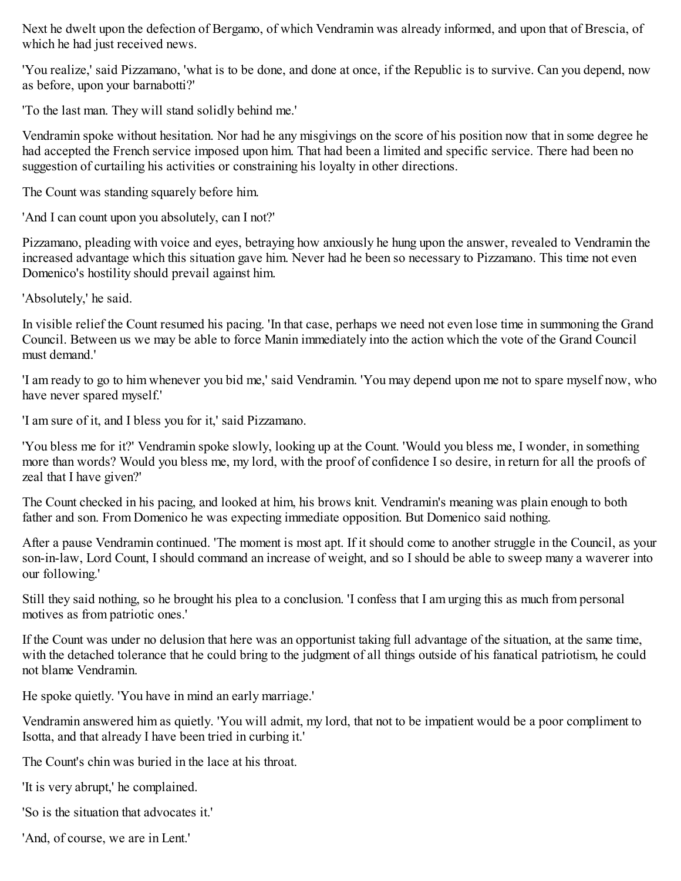Next he dwelt upon the defection of Bergamo, of which Vendramin was already informed, and upon that of Brescia, of which he had just received news.

'You realize,' said Pizzamano, 'what is to be done, and done at once, if the Republic is to survive. Can you depend, now as before, upon your barnabotti?'

'To the last man. They will stand solidly behind me.'

Vendramin spoke without hesitation. Nor had he any misgivings on the score of his position now that in some degree he had accepted the French service imposed upon him. That had been a limited and specific service. There had been no suggestion of curtailing his activities or constraining his loyalty in other directions.

The Count was standing squarely before him.

'And I can count upon you absolutely, can I not?'

Pizzamano, pleading with voice and eyes, betraying how anxiously he hung upon the answer, revealed to Vendramin the increased advantage which this situation gave him. Never had he been so necessary to Pizzamano. This time not even Domenico's hostility should prevail against him.

'Absolutely,' he said.

In visible relief the Count resumed his pacing. 'In that case, perhaps we need not even lose time in summoning the Grand Council. Between us we may be able to force Manin immediately into the action which the vote of the Grand Council must demand.'

'I am ready to go to him whenever you bid me,' said Vendramin. 'You may depend upon me not to spare myself now, who have never spared myself.'

'I am sure of it, and I bless you for it,' said Pizzamano.

'You bless me for it?' Vendramin spoke slowly, looking up at the Count. 'Would you bless me, I wonder, in something more than words? Would you bless me, my lord, with the proof of confidence I so desire, in return for all the proofs of zeal that I have given?'

The Count checked in his pacing, and looked at him, his brows knit. Vendramin's meaning was plain enough to both father and son. From Domenico he was expecting immediate opposition. But Domenico said nothing.

After a pause Vendramin continued. 'The moment is most apt. If it should come to another struggle in the Council, as your son-in-law, Lord Count, I should command an increase of weight, and so I should be able to sweep many a waverer into our following.'

Still they said nothing, so he brought his plea to a conclusion. 'I confess that I am urging this as much from personal motives as from patriotic ones.'

If the Count was under no delusion that here was an opportunist taking full advantage of the situation, at the same time, with the detached tolerance that he could bring to the judgment of all things outside of his fanatical patriotism, he could not blame Vendramin.

He spoke quietly. 'You have in mind an early marriage.'

Vendramin answered him as quietly. 'You will admit, my lord, that not to be impatient would be a poor compliment to Isotta, and that already I have been tried in curbing it.'

The Count's chin was buried in the lace at his throat.

'It is very abrupt,' he complained.

'So is the situation that advocates it.'

'And, of course, we are in Lent.'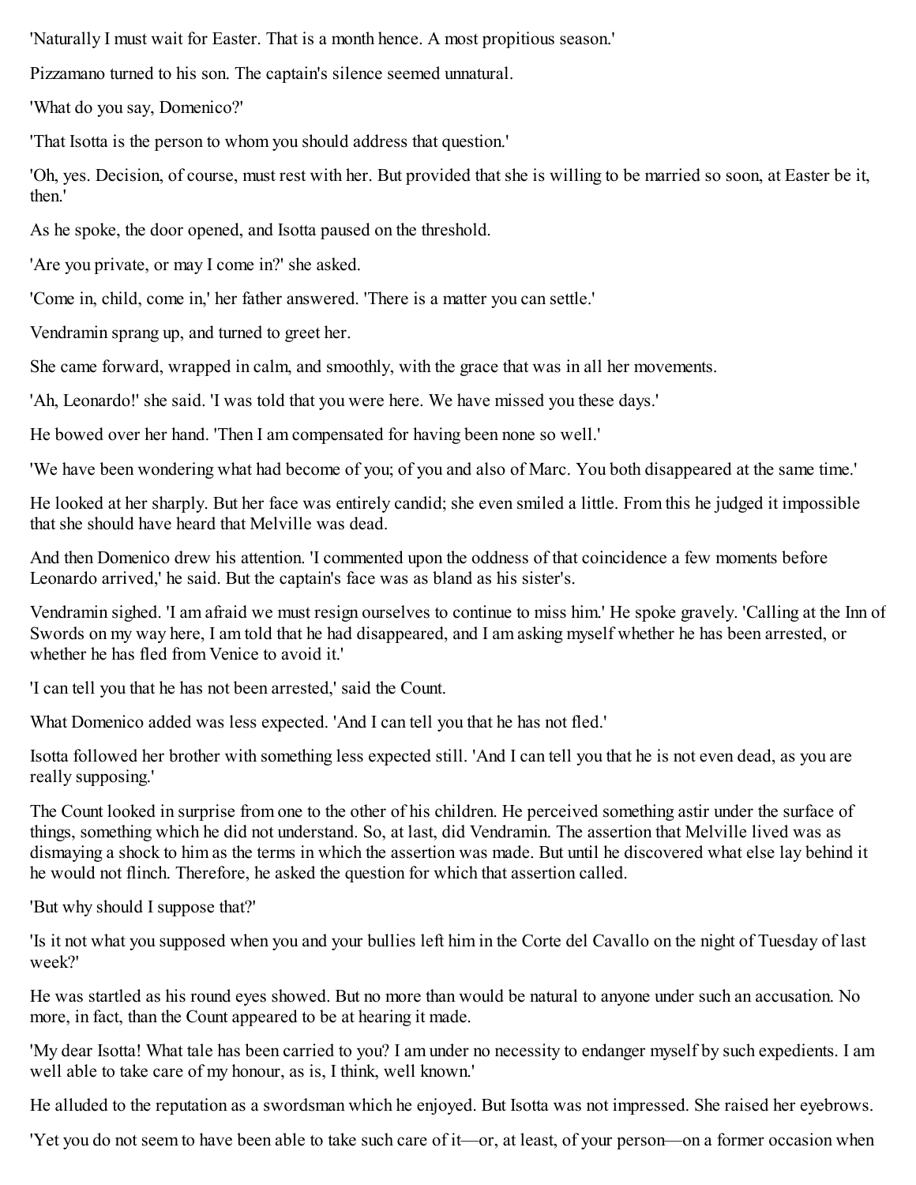'Naturally I must wait for Easter. That is a month hence. A most propitious season.'

Pizzamano turned to his son. The captain's silence seemed unnatural.

'What do you say, Domenico?'

'That Isotta is the person to whom you should address that question.'

'Oh, yes. Decision, of course, must rest with her. But provided that she is willing to be married so soon, at Easter be it, then.'

As he spoke, the door opened, and Isotta paused on the threshold.

'Are you private, or may I come in?' she asked.

'Come in, child, come in,' her father answered. 'There is a matter you can settle.'

Vendramin sprang up, and turned to greet her.

She came forward, wrapped in calm, and smoothly, with the grace that was in all her movements.

'Ah, Leonardo!' she said. 'I was told that you were here. We have missed you these days.'

He bowed over her hand. 'Then I am compensated for having been none so well.'

'We have been wondering what had become of you; of you and also of Marc. You both disappeared at the same time.'

He looked at her sharply. But her face was entirely candid; she even smiled a little. From this he judged it impossible that she should have heard that Melville was dead.

And then Domenico drew his attention. 'I commented upon the oddness of that coincidence a few moments before Leonardo arrived,' he said. But the captain's face was as bland as his sister's.

Vendramin sighed. 'I am afraid we must resign ourselves to continue to miss him.' He spoke gravely. 'Calling at the Inn of Swords on my way here, I am told that he had disappeared, and I am asking myself whether he has been arrested, or whether he has fled from Venice to avoid it.'

'I can tell you that he has not been arrested,' said the Count.

What Domenico added was less expected. 'And I can tell you that he has not fled.'

Isotta followed her brother with something less expected still. 'And I can tell you that he is not even dead, as you are really supposing.'

The Count looked in surprise from one to the other of his children. He perceived something astir under the surface of things, something which he did not understand. So, at last, did Vendramin. The assertion that Melville lived was as dismaying a shock to him as the terms in which the assertion was made. But until he discovered what else lay behind it he would not flinch. Therefore, he asked the question for which that assertion called.

'But why should I suppose that?'

'Is it not what you supposed when you and your bullies left him in the Corte del Cavallo on the night of Tuesday of last week?'

He was startled as his round eyes showed. But no more than would be natural to anyone under such an accusation. No more, in fact, than the Count appeared to be at hearing it made.

'My dear Isotta! What tale has been carried to you? I am under no necessity to endanger myself by such expedients. I am well able to take care of my honour, as is, I think, well known.'

He alluded to the reputation as a swordsman which he enjoyed. But Isotta was not impressed. She raised her eyebrows.

'Yet you do not seem to have been able to take such care of it—or, at least, of your person—on a former occasion when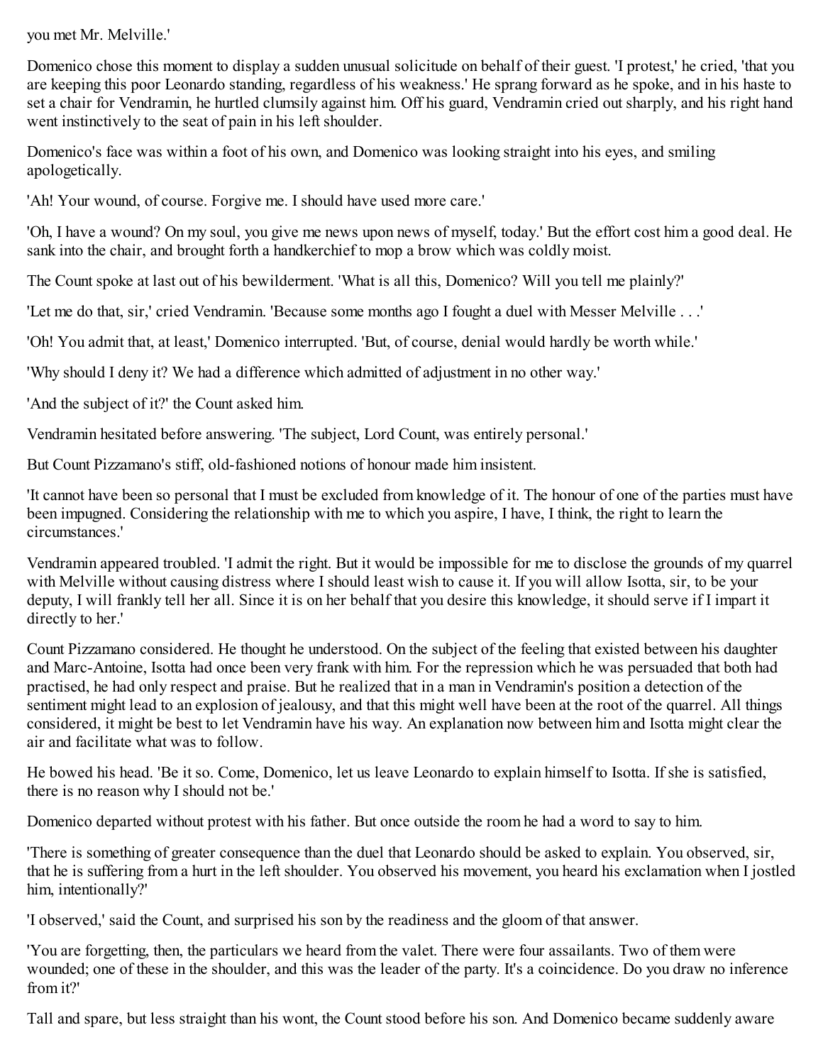you met Mr. Melville.'

Domenico chose this moment to display a sudden unusual solicitude on behalf of their guest. 'I protest,' he cried, 'that you are keeping this poor Leonardo standing, regardless of his weakness.' He sprang forward as he spoke, and in his haste to set a chair for Vendramin, he hurtled clumsily against him. Off his guard, Vendramin cried out sharply, and his right hand went instinctively to the seat of pain in his left shoulder.

Domenico's face was within a foot of his own, and Domenico was looking straight into his eyes, and smiling apologetically.

'Ah! Your wound, of course. Forgive me. I should have used more care.'

'Oh, I have a wound? On my soul, you give me news upon news of myself, today.' But the effort cost him a good deal. He sank into the chair, and brought forth a handkerchief to mop a brow which was coldly moist.

The Count spoke at last out of his bewilderment. 'What is all this, Domenico? Will you tell me plainly?'

'Let me do that, sir,' cried Vendramin. 'Because some months ago I fought a duel with Messer Melville . . .'

'Oh! You admit that, at least,' Domenico interrupted. 'But, of course, denial would hardly be worth while.'

'Why should I deny it? We had a difference which admitted of adjustment in no other way.'

'And the subject of it?' the Count asked him.

Vendramin hesitated before answering. 'The subject, Lord Count, was entirely personal.'

But Count Pizzamano's stiff, old-fashioned notions of honour made him insistent.

'It cannot have been so personal that I must be excluded from knowledge of it. The honour of one of the parties must have been impugned. Considering the relationship with me to which you aspire, I have, I think, the right to learn the circumstances.'

Vendramin appeared troubled. 'I admit the right. But it would be impossible for me to disclose the grounds of my quarrel with Melville without causing distress where I should least wish to cause it. If you will allow Isotta, sir, to be your deputy, I will frankly tell her all. Since it is on her behalf that you desire this knowledge, it should serve if I impart it directly to her.'

Count Pizzamano considered. He thought he understood. On the subject of the feeling that existed between his daughter and Marc-Antoine, Isotta had once been very frank with him. For the repression which he was persuaded that both had practised, he had only respect and praise. But he realized that in a man in Vendramin's position a detection of the sentiment might lead to an explosion of jealousy, and that this might well have been at the root of the quarrel. All things considered, it might be best to let Vendramin have his way. An explanation now between him and Isotta might clear the air and facilitate what was to follow.

He bowed his head. 'Be it so. Come, Domenico, let us leave Leonardo to explain himself to Isotta. If she is satisfied, there is no reason why I should not be.'

Domenico departed without protest with his father. But once outside the room he had a word to say to him.

'There is something of greater consequence than the duel that Leonardo should be asked to explain. You observed, sir, that he is suffering from a hurt in the left shoulder. You observed his movement, you heard his exclamation when I jostled him, intentionally?'

'I observed,' said the Count, and surprised his son by the readiness and the gloom of that answer.

'You are forgetting, then, the particulars we heard from the valet. There were four assailants. Two of them were wounded; one of these in the shoulder, and this was the leader of the party. It's a coincidence. Do you draw no inference from it?'

Tall and spare, but less straight than his wont, the Count stood before his son. And Domenico became suddenly aware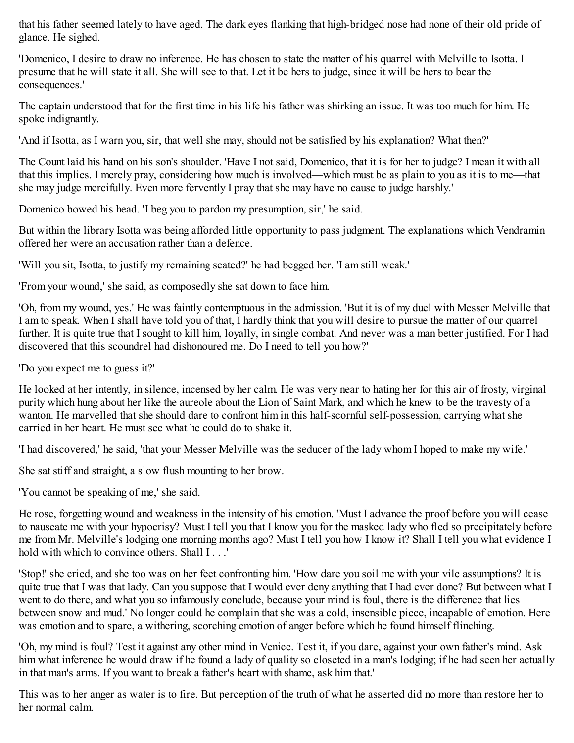that his father seemed lately to have aged. The dark eyes flanking that high-bridged nose had none of their old pride of glance. He sighed.

'Domenico, I desire to draw no inference. He has chosen to state the matter of his quarrel with Melville to Isotta. I presume that he will state it all. She will see to that. Let it be hers to judge, since it will be hers to bear the consequences.'

The captain understood that for the first time in his life his father was shirking an issue. It was too much for him. He spoke indignantly.

'And if Isotta, as I warn you, sir, that well she may, should not be satisfied by his explanation? What then?'

The Count laid his hand on his son's shoulder. 'Have I not said, Domenico, that it is for her to judge? I mean it with all that this implies. I merely pray, considering how much is involved—which must be as plain to you as it is to me—that she may judge mercifully. Even more fervently I pray that she may have no cause to judge harshly.'

Domenico bowed his head. 'I beg you to pardon my presumption, sir,' he said.

But within the library Isotta was being afforded little opportunity to pass judgment. The explanations which Vendramin offered her were an accusation rather than a defence.

'Will you sit, Isotta, to justify my remaining seated?' he had begged her. 'I am still weak.'

'From your wound,' she said, as composedly she sat down to face him.

'Oh, from my wound, yes.' He was faintly contemptuous in the admission. 'But it is of my duel with Messer Melville that I am to speak. When I shall have told you of that, I hardly think that you will desire to pursue the matter of our quarrel further. It is quite true that I sought to kill him, loyally, in single combat. And never was a man better justified. For I had discovered that this scoundrel had dishonoured me. Do I need to tell you how?'

'Do you expect me to guess it?'

He looked at her intently, in silence, incensed by her calm. He was very near to hating her for this air of frosty, virginal purity which hung about her like the aureole about the Lion of Saint Mark, and which he knew to be the travesty of a wanton. He marvelled that she should dare to confront him in this half-scornful self-possession, carrying what she carried in her heart. He must see what he could do to shake it.

'I had discovered,' he said, 'that your Messer Melville was the seducer of the lady whom I hoped to make my wife.'

She sat stiff and straight, a slow flush mounting to her brow.

'You cannot be speaking of me,' she said.

He rose, forgetting wound and weakness in the intensity of his emotion. 'Must I advance the proof before you will cease to nauseate me with your hypocrisy? Must I tell you that I know you for the masked lady who fled so precipitately before me from Mr. Melville's lodging one morning months ago? Must I tell you how I know it? Shall I tell you what evidence I hold with which to convince others. Shall I . . .'

'Stop!' she cried, and she too was on her feet confronting him. 'How dare you soil me with your vile assumptions? It is quite true that I was that lady. Can you suppose that I would ever deny anything that I had ever done? But between what I went to do there, and what you so infamously conclude, because your mind is foul, there is the difference that lies between snow and mud.' No longer could he complain that she was a cold, insensible piece, incapable of emotion. Here was emotion and to spare, a withering, scorching emotion of anger before which he found himself flinching.

'Oh, my mind is foul? Test it against any other mind in Venice. Test it, if you dare, against your own father's mind. Ask him what inference he would draw if he found a lady of quality so closeted in a man's lodging; if he had seen her actually in that man's arms. If you want to break a father's heart with shame, ask him that.'

This was to her anger as water is to fire. But perception of the truth of what he asserted did no more than restore her to her normal calm.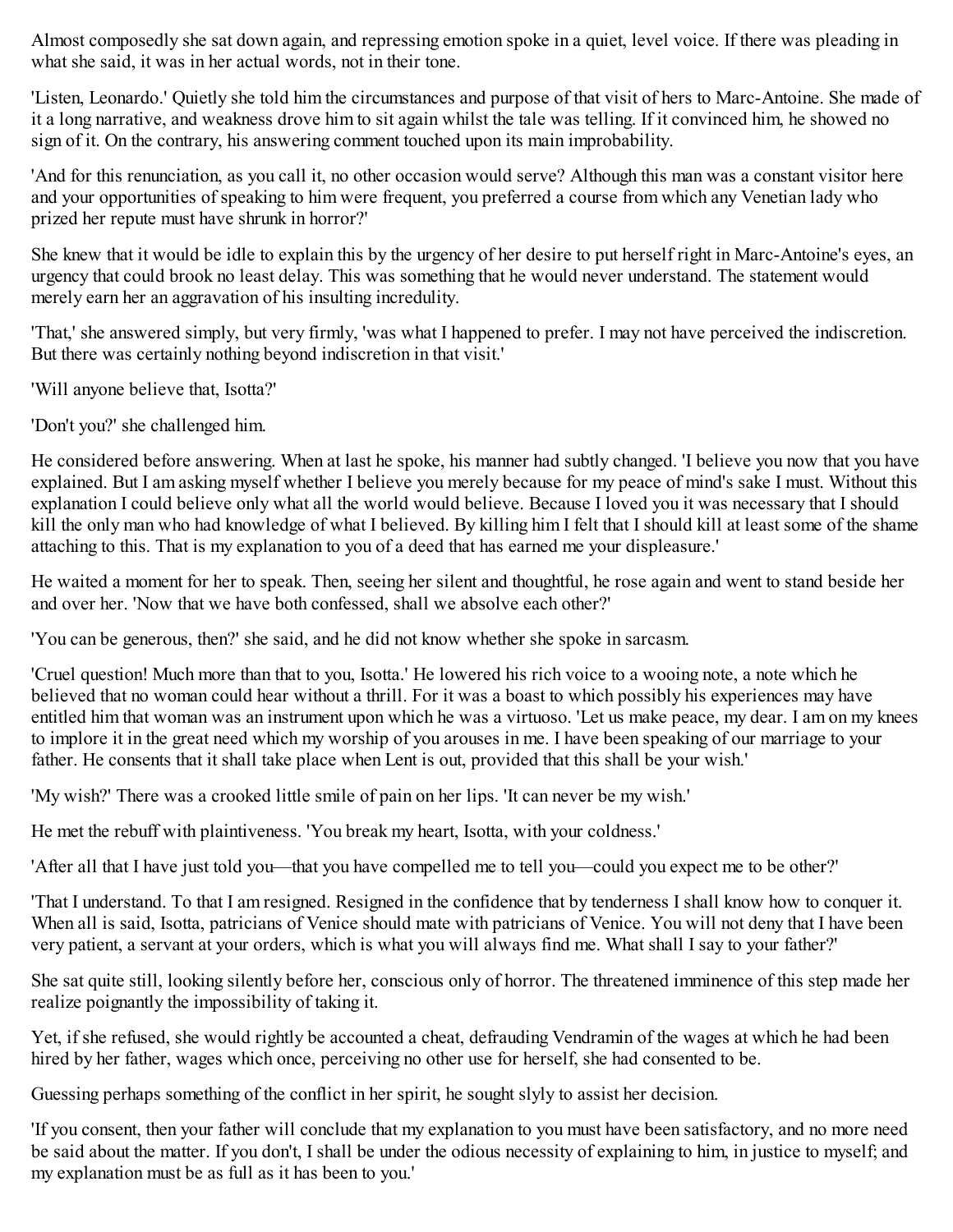Almost composedly she sat down again, and repressing emotion spoke in a quiet, level voice. If there was pleading in what she said, it was in her actual words, not in their tone.

'Listen, Leonardo.' Quietly she told him the circumstances and purpose of that visit of hers to Marc-Antoine. She made of it a long narrative, and weakness drove him to sit again whilst the tale was telling. If it convinced him, he showed no sign of it. On the contrary, his answering comment touched upon its main improbability.

'And for this renunciation, as you call it, no other occasion would serve? Although this man was a constant visitor here and your opportunities of speaking to him were frequent, you preferred a course from which any Venetian lady who prized her repute must have shrunk in horror?'

She knew that it would be idle to explain this by the urgency of her desire to put herself right in Marc-Antoine's eyes, an urgency that could brook no least delay. This was something that he would never understand. The statement would merely earn her an aggravation of his insulting incredulity.

'That,' she answered simply, but very firmly, 'was what I happened to prefer. I may not have perceived the indiscretion. But there was certainly nothing beyond indiscretion in that visit.'

'Will anyone believe that, Isotta?'

'Don't you?' she challenged him.

He considered before answering. When at last he spoke, his manner had subtly changed. 'I believe you now that you have explained. But I am asking myself whether I believe you merely because for my peace of mind's sake I must. Without this explanation I could believe only what all the world would believe. Because I loved you it was necessary that I should kill the only man who had knowledge of what I believed. By killing him I felt that I should kill at least some of the shame attaching to this. That is my explanation to you of a deed that has earned me your displeasure.'

He waited a moment for her to speak. Then, seeing her silent and thoughtful, he rose again and went to stand beside her and over her. 'Now that we have both confessed, shall we absolve each other?'

'You can be generous, then?' she said, and he did not know whether she spoke in sarcasm.

'Cruel question! Much more than that to you, Isotta.' He lowered his rich voice to a wooing note, a note which he believed that no woman could hear without a thrill. For it was a boast to which possibly his experiences may have entitled him that woman was an instrument upon which he was a virtuoso. 'Let us make peace, my dear. I am on my knees to implore it in the great need which my worship of you arouses in me. I have been speaking of our marriage to your father. He consents that it shall take place when Lent is out, provided that this shall be your wish.'

'My wish?' There was a crooked little smile of pain on her lips. 'It can never be my wish.'

He met the rebuff with plaintiveness. 'You break my heart, Isotta, with your coldness.'

'After all that I have just told you—that you have compelled me to tell you—could you expect me to be other?'

'That I understand. To that I am resigned. Resigned in the confidence that by tenderness I shall know how to conquer it. When all is said, Isotta, patricians of Venice should mate with patricians of Venice. You will not deny that I have been very patient, a servant at your orders, which is what you will always find me. What shall I say to your father?'

She sat quite still, looking silently before her, conscious only of horror. The threatened imminence of this step made her realize poignantly the impossibility of taking it.

Yet, if she refused, she would rightly be accounted a cheat, defrauding Vendramin of the wages at which he had been hired by her father, wages which once, perceiving no other use for herself, she had consented to be.

Guessing perhaps something of the conflict in her spirit, he sought slyly to assist her decision.

'If you consent, then your father will conclude that my explanation to you must have been satisfactory, and no more need be said about the matter. If you don't, I shall be under the odious necessity of explaining to him, in justice to myself; and my explanation must be as full as it has been to you.'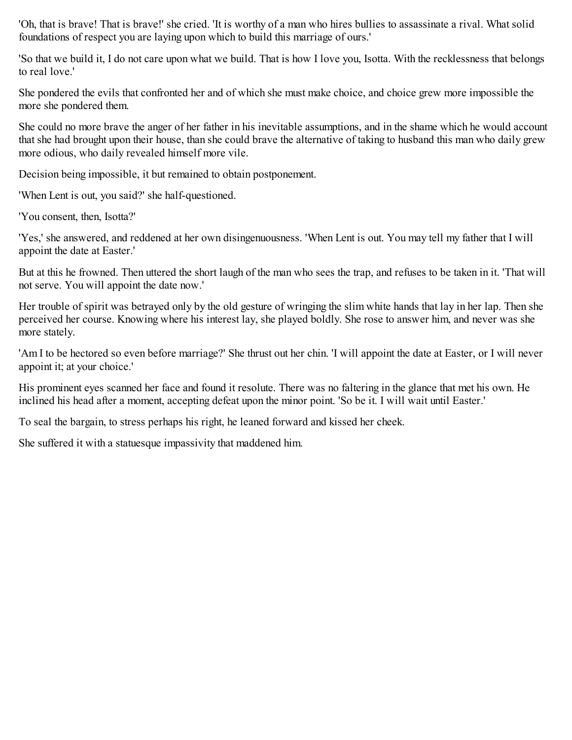'Oh, that is brave! That is brave!' she cried. 'It is worthy of a man who hires bullies to assassinate a rival. What solid foundations of respect you are laying upon which to build this marriage of ours.'

'So that we build it, I do not care upon what we build. That is how I love you, Isotta. With the recklessness that belongs to real love.'

She pondered the evils that confronted her and of which she must make choice, and choice grew more impossible the more she pondered them.

She could no more brave the anger of her father in his inevitable assumptions, and in the shame which he would account that she had brought upon their house, than she could brave the alternative of taking to husband this man who daily grew more odious, who daily revealed himself more vile.

Decision being impossible, it but remained to obtain postponement.

'When Lent is out, you said?' she half-questioned.

'You consent, then, Isotta?'

'Yes,' she answered, and reddened at her own disingenuousness. 'When Lent is out. You may tell my father that I will appoint the date at Easter.'

But at this he frowned. Then uttered the short laugh of the man who sees the trap, and refuses to be taken in it. 'That will not serve. You will appoint the date now.'

Her trouble of spirit was betrayed only by the old gesture of wringing the slim white hands that lay in her lap. Then she perceived her course. Knowing where his interest lay, she played boldly. She rose to answer him, and never was she more stately.

'Am I to be hectored so even before marriage?' She thrust out her chin. 'I will appoint the date at Easter, or I will never appoint it; at your choice.'

His prominent eyes scanned her face and found it resolute. There was no faltering in the glance that met his own. He inclined his head after a moment, accepting defeat upon the minor point. 'So be it. I will wait until Easter.'

To seal the bargain, to stress perhaps his right, he leaned forward and kissed her cheek.

She suffered it with a statuesque impassivity that maddened him.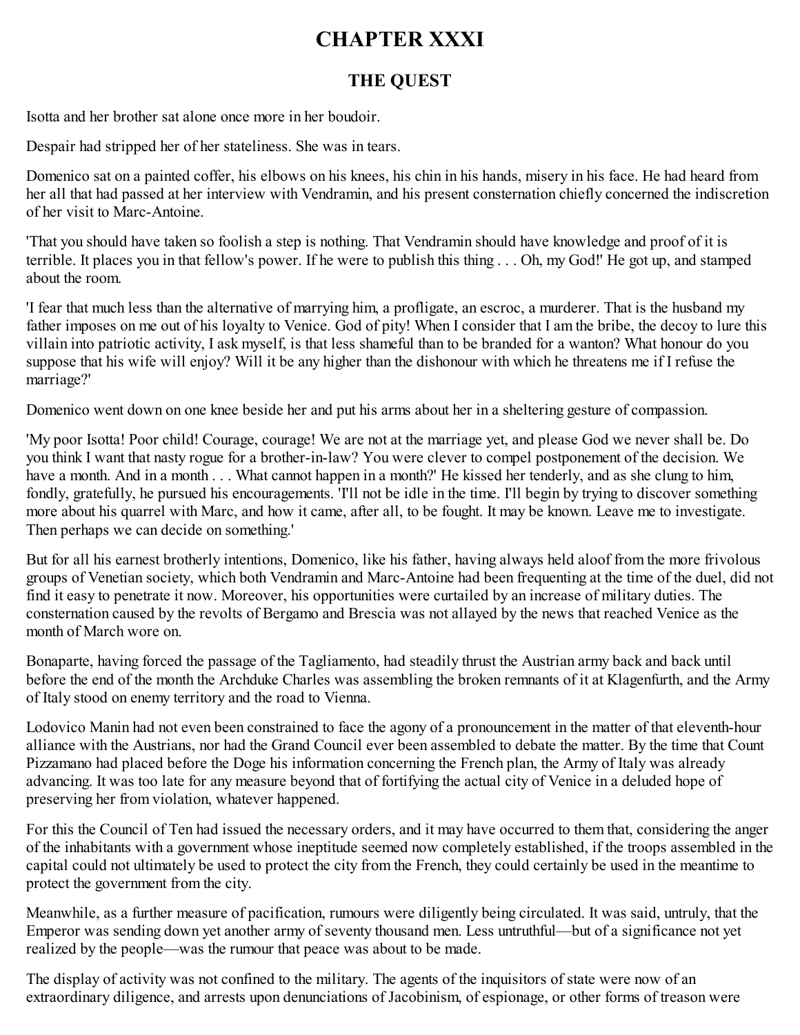# CHAPTER XXXI

## THE QUEST

Isotta and her brother sat alone once more in her boudoir.

Despair had stripped her of her stateliness. She was in tears.

Domenico sat on a painted coffer, his elbows on his knees, his chin in his hands, misery in his face. He had heard from her all that had passed at her interview with Vendramin, and his present consternation chiefly concerned the indiscretion of her visit to Marc-Antoine.

'That you should have taken so foolish a step is nothing. That Vendramin should have knowledge and proof of it is terrible. It places you in that fellow's power. If he were to publish this thing . . . Oh, my God!' He got up, and stamped about the room.

'I fear that much less than the alternative of marrying him, a profligate, an escroc, a murderer. That is the husband my father imposes on me out of his loyalty to Venice. God of pity! When I consider that I am the bribe, the decoy to lure this villain into patriotic activity, I ask myself, is that less shameful than to be branded for a wanton? What honour do you suppose that his wife will enjoy? Will it be any higher than the dishonour with which he threatens me if I refuse the marriage?'

Domenico went down on one knee beside her and put his arms about her in a sheltering gesture of compassion.

'My poor Isotta! Poor child! Courage, courage! We are not at the marriage yet, and please God we never shall be. Do you think I want that nasty rogue for a brother-in-law? You were clever to compel postponement of the decision. We have a month. And in a month . . . What cannot happen in a month?' He kissed her tenderly, and as she clung to him, fondly, gratefully, he pursued his encouragements. 'I'll not be idle in the time. I'll begin by trying to discover something more about his quarrel with Marc, and how it came, after all, to be fought. It may be known. Leave me to investigate. Then perhaps we can decide on something.'

But for all his earnest brotherly intentions, Domenico, like his father, having always held aloof from the more frivolous groups of Venetian society, which both Vendramin and Marc-Antoine had been frequenting at the time of the duel, did not find it easy to penetrate it now. Moreover, his opportunities were curtailed by an increase of military duties. The consternation caused by the revolts of Bergamo and Brescia was not allayed by the news that reached Venice as the month of March wore on.

Bonaparte, having forced the passage of the Tagliamento, had steadily thrust the Austrian army back and back until before the end of the month the Archduke Charles was assembling the broken remnants of it at Klagenfurth, and the Army of Italy stood on enemy territory and the road to Vienna.

Lodovico Manin had not even been constrained to face the agony of a pronouncement in the matter of that eleventh-hour alliance with the Austrians, nor had the Grand Council ever been assembled to debate the matter. By the time that Count Pizzamano had placed before the Doge his information concerning the French plan, the Army of Italy was already advancing. It was too late for any measure beyond that of fortifying the actual city of Venice in a deluded hope of preserving her from violation, whatever happened.

For this the Council of Ten had issued the necessary orders, and it may have occurred to them that, considering the anger of the inhabitants with a government whose ineptitude seemed now completely established, if the troops assembled in the capital could not ultimately be used to protect the city from the French, they could certainly be used in the meantime to protect the government from the city.

Meanwhile, as a further measure of pacification, rumours were diligently being circulated. It was said, untruly, that the Emperor was sending down yet another army of seventy thousand men. Less untruthful—but of a significance not yet realized by the people—was the rumour that peace was about to be made.

The display of activity was not confined to the military. The agents of the inquisitors of state were now of an extraordinary diligence, and arrests upon denunciations of Jacobinism, of espionage, or other forms of treason were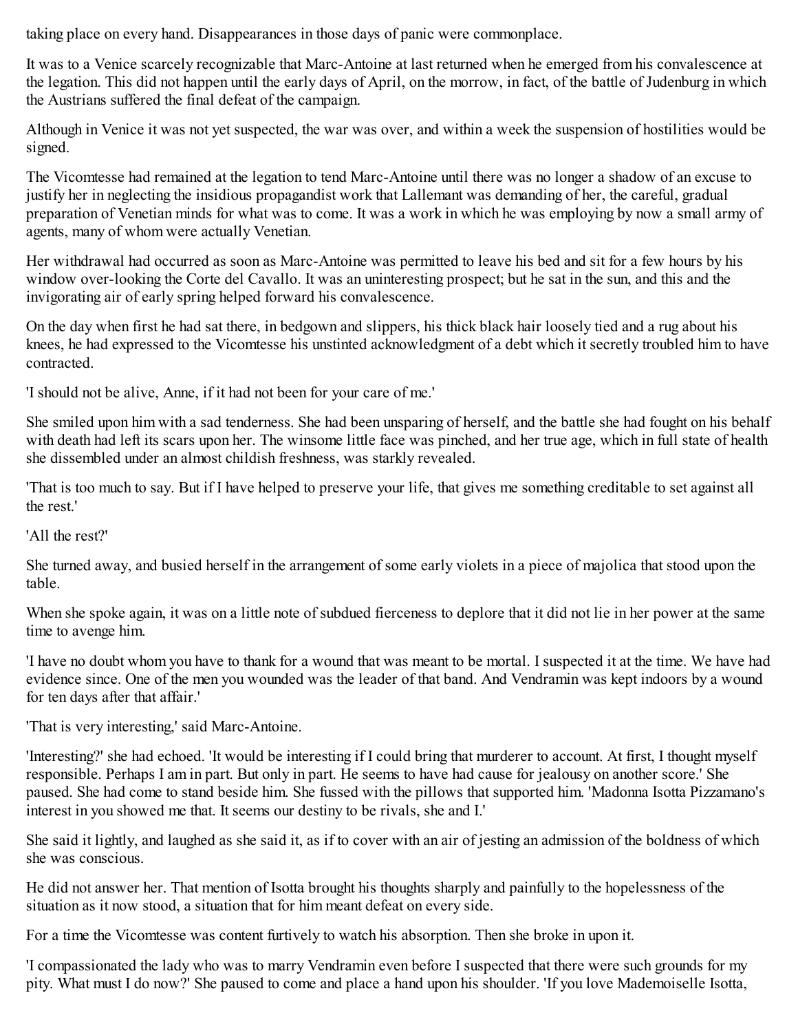taking place on every hand. Disappearances in those days of panic were commonplace.

It was to a Venice scarcely recognizable that Marc-Antoine at last returned when he emerged from his convalescence at the legation. This did not happen until the early days of April, on the morrow, in fact, of the battle of Judenburg in which the Austrians suffered the final defeat of the campaign.

Although in Venice it was not yet suspected, the war was over, and within a week the suspension of hostilities would be signed.

The Vicomtesse had remained at the legation to tend Marc-Antoine until there was no longer a shadow of an excuse to justify her in neglecting the insidious propagandist work that Lallemant was demanding of her, the careful, gradual preparation of Venetian minds for what was to come. It was a work in which he was employing by now a small army of agents, many of whom were actually Venetian.

Her withdrawal had occurred as soon as Marc-Antoine was permitted to leave his bed and sit for a few hours by his window over-looking the Corte del Cavallo. It was an uninteresting prospect; but he sat in the sun, and this and the invigorating air of early spring helped forward his convalescence.

On the day when first he had sat there, in bedgown and slippers, his thick black hair loosely tied and a rug about his knees, he had expressed to the Vicomtesse his unstinted acknowledgment of a debt which it secretly troubled him to have contracted.

'I should not be alive, Anne, if it had not been for your care of me.'

She smiled upon him with a sad tenderness. She had been unsparing of herself, and the battle she had fought on his behalf with death had left its scars upon her. The winsome little face was pinched, and her true age, which in full state of health she dissembled under an almost childish freshness, was starkly revealed.

'That is too much to say. But if I have helped to preserve your life, that gives me something creditable to set against all the rest.'

'All the rest?'

She turned away, and busied herself in the arrangement of some early violets in a piece of majolica that stood upon the table.

When she spoke again, it was on a little note of subdued fierceness to deplore that it did not lie in her power at the same time to avenge him.

'I have no doubt whom you have to thank for a wound that was meant to be mortal. I suspected it at the time. We have had evidence since. One of the men you wounded was the leader of that band. And Vendramin was kept indoors by a wound for ten days after that affair.'

'That is very interesting,' said Marc-Antoine.

'Interesting?' she had echoed. 'It would be interesting if I could bring that murderer to account. At first, I thought myself responsible. Perhaps I am in part. But only in part. He seems to have had cause for jealousy on another score.' She paused. She had come to stand beside him. She fussed with the pillows that supported him. 'Madonna Isotta Pizzamano's interest in you showed me that. It seems our destiny to be rivals, she and I.'

She said it lightly, and laughed as she said it, as if to cover with an air of jesting an admission of the boldness of which she was conscious.

He did not answer her. That mention of Isotta brought his thoughts sharply and painfully to the hopelessness of the situation as it now stood, a situation that for him meant defeat on every side.

For a time the Vicomtesse was content furtively to watch his absorption. Then she broke in upon it.

'I compassionated the lady who was to marry Vendramin even before I suspected that there were such grounds for my pity. What must I do now?' She paused to come and place a hand upon his shoulder. 'If you love Mademoiselle Isotta,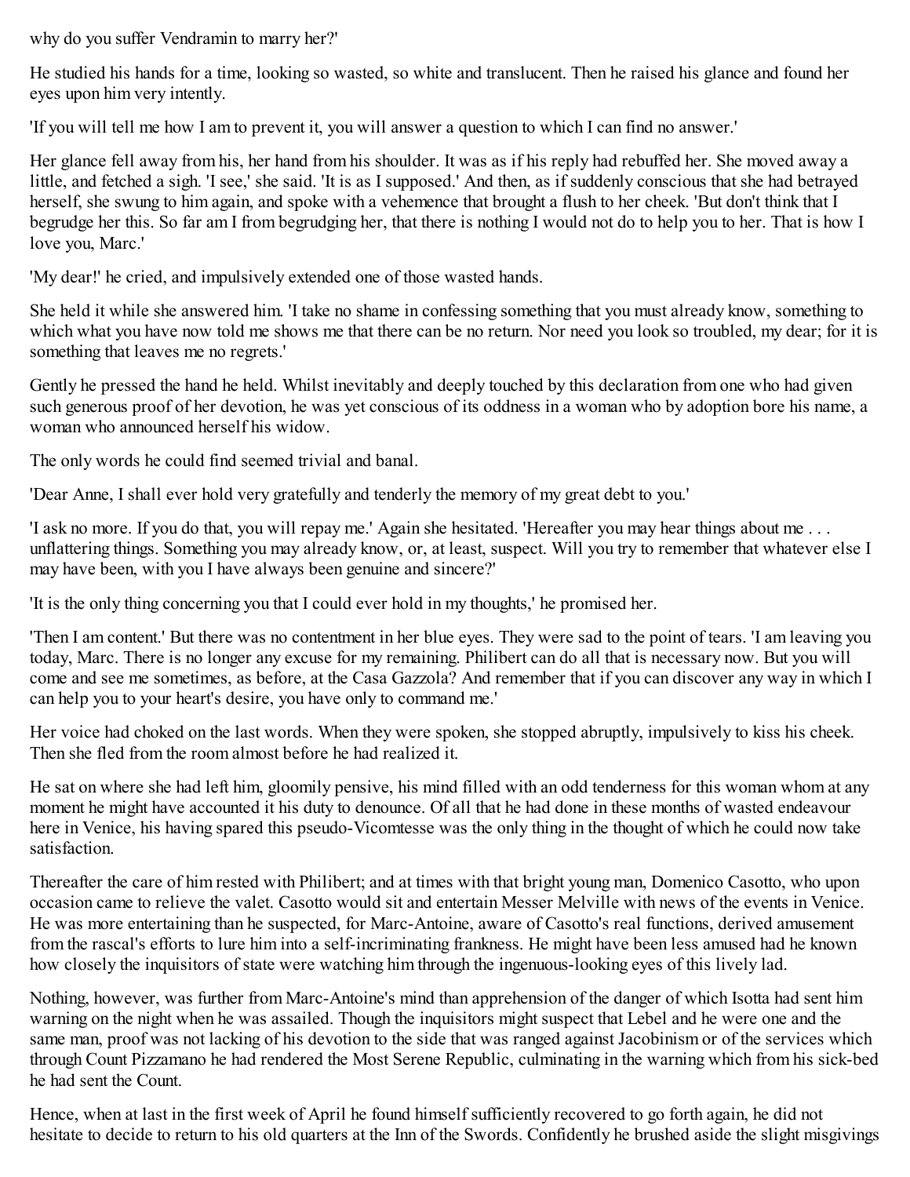why do you suffer Vendramin to marry her?'

He studied his hands for a time, looking so wasted, so white and translucent. Then he raised his glance and found her eyes upon him very intently.

'If you will tell me how I am to prevent it, you will answer a question to which I can find no answer.'

Her glance fell away from his, her hand from his shoulder. It was as if his reply had rebuffed her. She moved away a little, and fetched a sigh. 'I see,' she said. 'It is as I supposed.' And then, as if suddenly conscious that she had betrayed herself, she swung to him again, and spoke with a vehemence that brought a flush to her cheek. 'But don't think that I begrudge her this. So far am I from begrudging her, that there is nothing I would not do to help you to her. That is how I love you, Marc.'

'My dear!' he cried, and impulsively extended one of those wasted hands.

She held it while she answered him. 'I take no shame in confessing something that you must already know, something to which what you have now told me shows me that there can be no return. Nor need you look so troubled, my dear; for it is something that leaves me no regrets.'

Gently he pressed the hand he held. Whilst inevitably and deeply touched by this declaration from one who had given such generous proof of her devotion, he was yet conscious of its oddness in a woman who by adoption bore his name, a woman who announced herself his widow.

The only words he could find seemed trivial and banal.

'Dear Anne, I shall ever hold very gratefully and tenderly the memory of my great debt to you.'

'I ask no more. If you do that, you will repay me.' Again she hesitated. 'Hereafter you may hear things about me . . . unflattering things. Something you may already know, or, at least, suspect. Will you try to remember that whatever else I may have been, with you I have always been genuine and sincere?'

'It is the only thing concerning you that I could ever hold in my thoughts,' he promised her.

'Then I am content.' But there was no contentment in her blue eyes. They were sad to the point of tears. 'I am leaving you today, Marc. There is no longer any excuse for my remaining. Philibert can do all that is necessary now. But you will come and see me sometimes, as before, at the Casa Gazzola? And remember that if you can discover any way in which I can help you to your heart's desire, you have only to command me.'

Her voice had choked on the last words. When they were spoken, she stopped abruptly, impulsively to kiss his cheek. Then she fled from the room almost before he had realized it.

He sat on where she had left him, gloomily pensive, his mind filled with an odd tenderness for this woman whom at any moment he might have accounted it his duty to denounce. Of all that he had done in these months of wasted endeavour here in Venice, his having spared this pseudo-Vicomtesse was the only thing in the thought of which he could now take satisfaction.

Thereafter the care of him rested with Philibert; and at times with that bright young man, Domenico Casotto, who upon occasion came to relieve the valet. Casotto would sit and entertain Messer Melville with news of the events in Venice. He was more entertaining than he suspected, for Marc-Antoine, aware of Casotto's real functions, derived amusement from the rascal's efforts to lure him into a self-incriminating frankness. He might have been less amused had he known how closely the inquisitors of state were watching him through the ingenuous-looking eyes of this lively lad.

Nothing, however, was further from Marc-Antoine's mind than apprehension of the danger of which Isotta had sent him warning on the night when he was assailed. Though the inquisitors might suspect that Lebel and he were one and the same man, proof was not lacking of his devotion to the side that was ranged against Jacobinism or of the services which through Count Pizzamano he had rendered the Most Serene Republic, culminating in the warning which from his sick-bed he had sent the Count.

Hence, when at last in the first week of April he found himself sufficiently recovered to go forth again, he did not hesitate to decide to return to his old quarters at the Inn of the Swords. Confidently he brushed aside the slight misgivings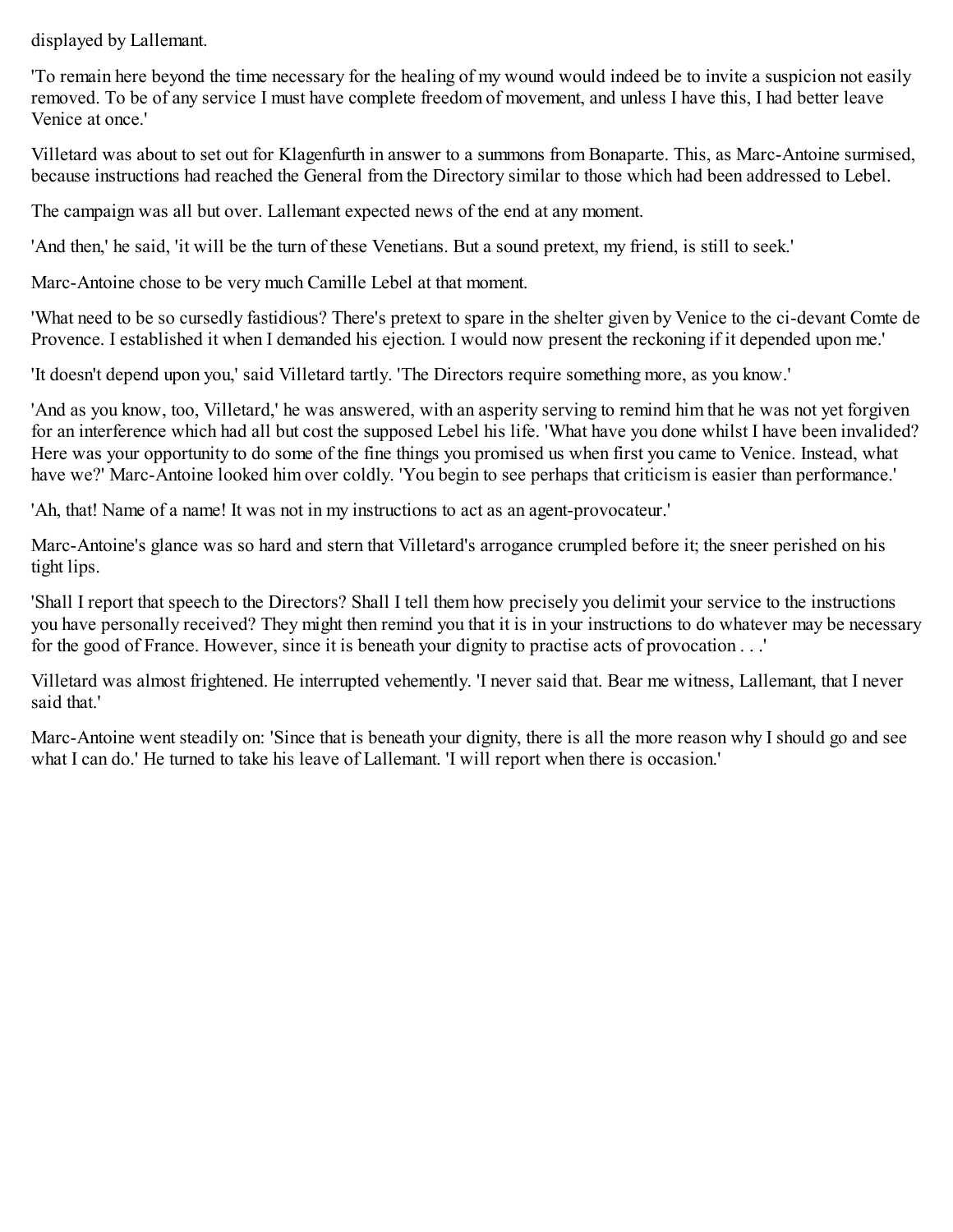displayed by Lallemant.

'To remain here beyond the time necessary for the healing of my wound would indeed be to invite a suspicion not easily removed. To be of any service I must have complete freedom of movement, and unless I have this, I had better leave Venice at once.'

Villetard was about to set out for Klagenfurth in answer to a summons from Bonaparte. This, as Marc-Antoine surmised, because instructions had reached the General from the Directory similar to those which had been addressed to Lebel.

The campaign was all but over. Lallemant expected news of the end at any moment.

'And then,' he said, 'it will be the turn of these Venetians. But a sound pretext, my friend, is still to seek.'

Marc-Antoine chose to be very much Camille Lebel at that moment.

'What need to be so cursedly fastidious? There's pretext to spare in the shelter given by Venice to the ci-devant Comte de Provence. I established it when I demanded his ejection. I would now present the reckoning if it depended upon me.'

'It doesn't depend upon you,' said Villetard tartly. 'The Directors require something more, as you know.'

'And as you know, too, Villetard,' he was answered, with an asperity serving to remind him that he was not yet forgiven for an interference which had all but cost the supposed Lebel his life. 'What have you done whilst I have been invalided? Here was your opportunity to do some of the fine things you promised us when first you came to Venice. Instead, what have we?' Marc-Antoine looked him over coldly. 'You begin to see perhaps that criticism is easier than performance.'

'Ah, that! Name of a name! It was not in my instructions to act as an agent-provocateur.'

Marc-Antoine's glance was so hard and stern that Villetard's arrogance crumpled before it; the sneer perished on his tight lips.

'Shall I report that speech to the Directors? Shall I tell them how precisely you delimit your service to the instructions you have personally received? They might then remind you that it is in your instructions to do whatever may be necessary for the good of France. However, since it is beneath your dignity to practise acts of provocation . . .'

Villetard was almost frightened. He interrupted vehemently. 'I never said that. Bear me witness, Lallemant, that I never said that.'

Marc-Antoine went steadily on: 'Since that is beneath your dignity, there is all the more reason why I should go and see what I can do.' He turned to take his leave of Lallemant. 'I will report when there is occasion.'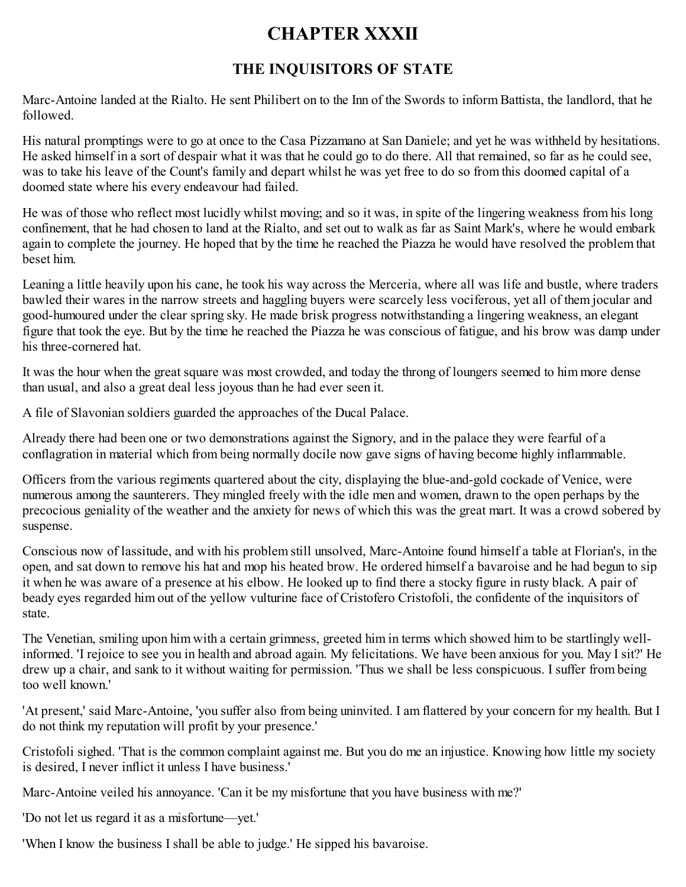# CHAPTER XXXII

## THE INQUISITORS OF STATE

Marc-Antoine landed at the Rialto. He sent Philibert on to the Inn of the Swords to inform Battista, the landlord, that he followed.

His natural promptings were to go at once to the Casa Pizzamano at San Daniele; and yet he was withheld by hesitations. He asked himself in a sort of despair what it was that he could go to do there. All that remained, so far as he could see, was to take his leave of the Count's family and depart whilst he was yet free to do so from this doomed capital of a doomed state where his every endeavour had failed.

He was of those who reflect most lucidly whilst moving; and so it was, in spite of the lingering weakness from his long confinement, that he had chosen to land at the Rialto, and set out to walk as far as Saint Mark's, where he would embark again to complete the journey. He hoped that by the time he reached the Piazza he would have resolved the problem that beset him.

Leaning a little heavily upon his cane, he took his way across the Merceria, where all was life and bustle, where traders bawled their wares in the narrow streets and haggling buyers were scarcely less vociferous, yet all of them jocular and good-humoured under the clear spring sky. He made brisk progress notwithstanding a lingering weakness, an elegant figure that took the eye. But by the time he reached the Piazza he was conscious of fatigue, and his brow was damp under his three-cornered hat.

It was the hour when the great square was most crowded, and today the throng of loungers seemed to him more dense than usual, and also a great deal less joyous than he had ever seen it.

A file of Slavonian soldiers guarded the approaches of the Ducal Palace.

Already there had been one or two demonstrations against the Signory, and in the palace they were fearful of a conflagration in material which from being normally docile now gave signs of having become highly inflammable.

Officers from the various regiments quartered about the city, displaying the blue-and-gold cockade of Venice, were numerous among the saunterers. They mingled freely with the idle men and women, drawn to the open perhaps by the precocious geniality of the weather and the anxiety for news of which this was the great mart. It was a crowd sobered by suspense.

Conscious now of lassitude, and with his problem still unsolved, Marc-Antoine found himself a table at Florian's, in the open, and sat down to remove his hat and mop his heated brow. He ordered himself a bavaroise and he had begun to sip it when he was aware of a presence at his elbow. He looked up to find there a stocky figure in rusty black. A pair of beady eyes regarded him out of the yellow vulturine face of Cristofero Cristofoli, the confidente of the inquisitors of state.

The Venetian, smiling upon him with a certain grimness, greeted him in terms which showed him to be startlingly well-informed. 'I rejoice to see you in health and abroad again. My felicitations. We have been anxious for you. May I sit?' He drew up a chair, and sank to it without waiting for permission. 'Thus we shall be less conspicuous. I suffer from being too well known.'

'At present,' said Marc-Antoine, 'you suffer also from being uninvited. I am flattered by your concern for my health. But I do not think my reputation will profit by your presence.'

Cristofoli sighed. 'That is the common complaint against me. But you do me an injustice. Knowing how little my society is desired, I never inflict it unless I have business.'

Marc-Antoine veiled his annoyance. 'Can it be my misfortune that you have business with me?'

'Do not let us regard it as a misfortune—yet.'

'When I know the business I shall be able to judge.' He sipped his bavaroise.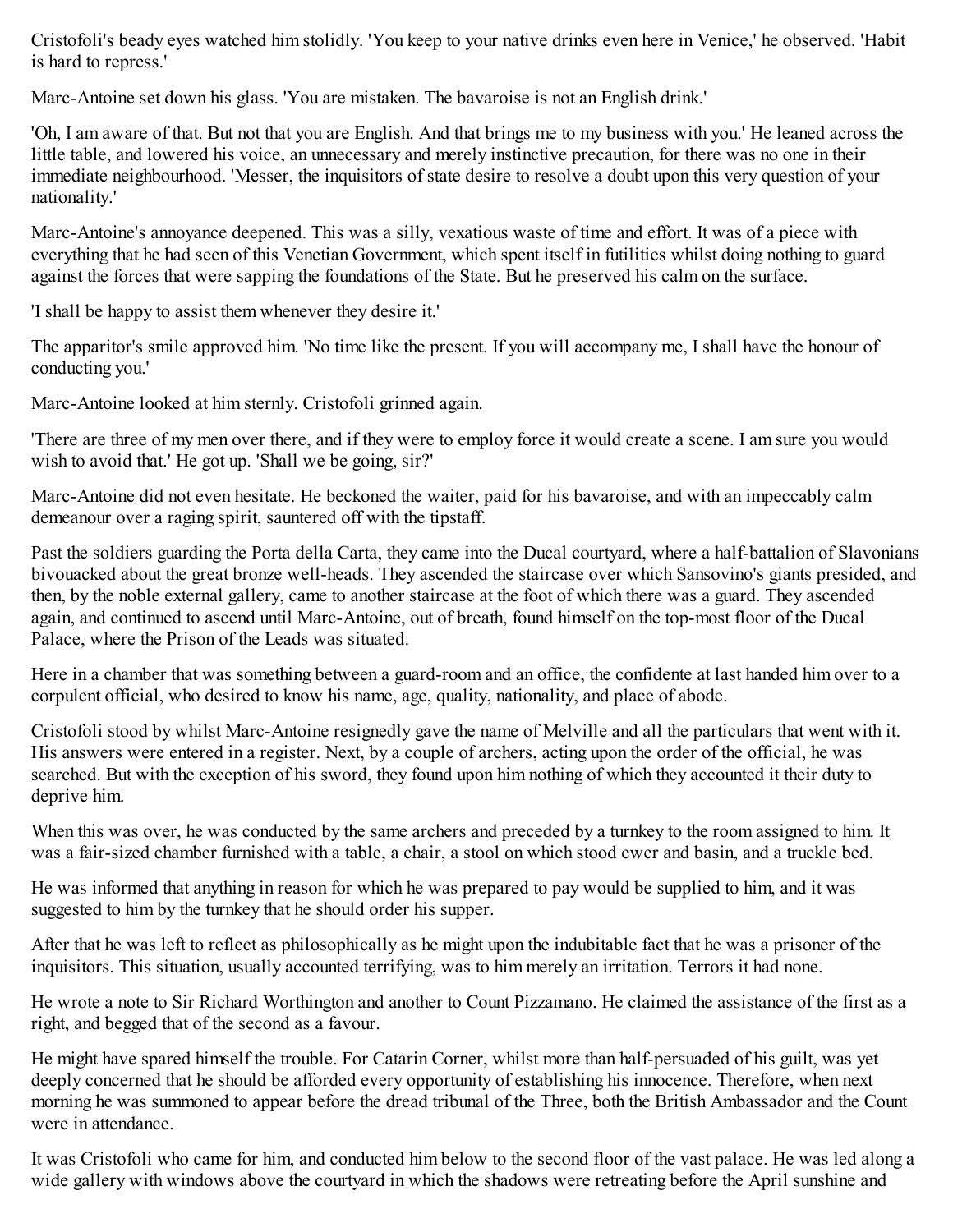Cristofoli's beady eyes watched him stolidly. 'You keep to your native drinks even here in Venice,' he observed. 'Habit is hard to repress.'

Marc-Antoine set down his glass. 'You are mistaken. The bavaroise is not an English drink.'

'Oh, I am aware of that. But not that you are English. And that brings me to my business with you.' He leaned across the little table, and lowered his voice, an unnecessary and merely instinctive precaution, for there was no one in their immediate neighbourhood. 'Messer, the inquisitors of state desire to resolve a doubt upon this very question of your nationality.'

Marc-Antoine's annoyance deepened. This was a silly, vexatious waste of time and effort. It was of a piece with everything that he had seen of this Venetian Government, which spent itself in futilities whilst doing nothing to guard against the forces that were sapping the foundations of the State. But he preserved his calm on the surface.

'I shall be happy to assist them whenever they desire it.'

The apparitor's smile approved him. 'No time like the present. If you will accompany me, I shall have the honour of conducting you.'

Marc-Antoine looked at him sternly. Cristofoli grinned again.

'There are three of my men over there, and if they were to employ force it would create a scene. I am sure you would wish to avoid that.' He got up. 'Shall we be going, sir?'

Marc-Antoine did not even hesitate. He beckoned the waiter, paid for his bavaroise, and with an impeccably calm demeanour over a raging spirit, sauntered off with the tipstaff.

Past the soldiers guarding the Porta della Carta, they came into the Ducal courtyard, where a half-battalion of Slavonians bivouacked about the great bronze well-heads. They ascended the staircase over which Sansovino's giants presided, and then, by the noble external gallery, came to another staircase at the foot of which there was a guard. They ascended again, and continued to ascend until Marc-Antoine, out of breath, found himself on the top-most floor of the Ducal Palace, where the Prison of the Leads was situated.

Here in a chamber that was something between a guard-room and an office, the confidente at last handed him over to a corpulent official, who desired to know his name, age, quality, nationality, and place of abode.

Cristofoli stood by whilst Marc-Antoine resignedly gave the name of Melville and all the particulars that went with it. His answers were entered in a register. Next, by a couple of archers, acting upon the order of the official, he was searched. But with the exception of his sword, they found upon him nothing of which they accounted it their duty to deprive him.

When this was over, he was conducted by the same archers and preceded by a turnkey to the room assigned to him. It was a fair-sized chamber furnished with a table, a chair, a stool on which stood ewer and basin, and a truckle bed.

He was informed that anything in reason for which he was prepared to pay would be supplied to him, and it was suggested to him by the turnkey that he should order his supper.

After that he was left to reflect as philosophically as he might upon the indubitable fact that he was a prisoner of the inquisitors. This situation, usually accounted terrifying, was to him merely an irritation. Terrors it had none.

He wrote a note to Sir Richard Worthington and another to Count Pizzamano. He claimed the assistance of the first as a right, and begged that of the second as a favour.

He might have spared himself the trouble. For Catarin Corner, whilst more than half-persuaded of his guilt, was yet deeply concerned that he should be afforded every opportunity of establishing his innocence. Therefore, when next morning he was summoned to appear before the dread tribunal of the Three, both the British Ambassador and the Count were in attendance.

It was Cristofoli who came for him, and conducted him below to the second floor of the vast palace. He was led along a wide gallery with windows above the courtyard in which the shadows were retreating before the April sunshine and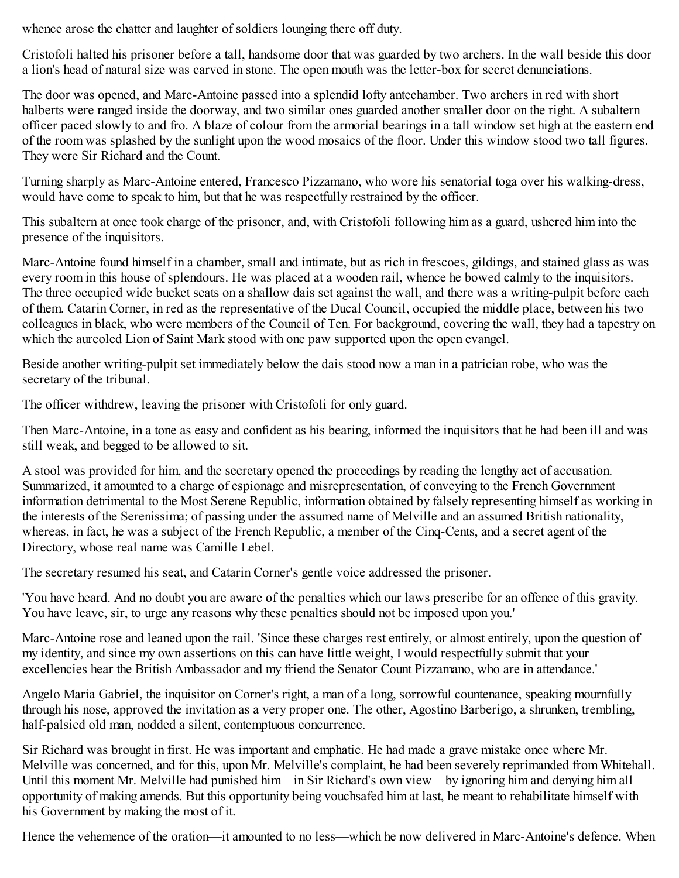whence arose the chatter and laughter of soldiers lounging there off duty.

Cristofoli halted his prisoner before a tall, handsome door that was guarded by two archers. In the wall beside this door a lion's head of natural size was carved in stone. The open mouth was the letter-box for secret denunciations.

The door was opened, and Marc-Antoine passed into a splendid lofty antechamber. Two archers in red with short halberts were ranged inside the doorway, and two similar ones guarded another smaller door on the right. A subaltern officer paced slowly to and fro. A blaze of colour from the armorial bearings in a tall window set high at the eastern end of the room was splashed by the sunlight upon the wood mosaics of the floor. Under this window stood two tall figures. They were Sir Richard and the Count.

Turning sharply as Marc-Antoine entered, Francesco Pizzamano, who wore his senatorial toga over his walking-dress, would have come to speak to him, but that he was respectfully restrained by the officer.

This subaltern at once took charge of the prisoner, and, with Cristofoli following him as a guard, ushered him into the presence of the inquisitors.

Marc-Antoine found himself in a chamber, small and intimate, but as rich in frescoes, gildings, and stained glass as was every room in this house of splendours. He was placed at a wooden rail, whence he bowed calmly to the inquisitors. The three occupied wide bucket seats on a shallow dais set against the wall, and there was a writing-pulpit before each of them. Catarin Corner, in red as the representative of the Ducal Council, occupied the middle place, between his two colleagues in black, who were members of the Council of Ten. For background, covering the wall, they had a tapestry on which the aureoled Lion of Saint Mark stood with one paw supported upon the open evangel.

Beside another writing-pulpit set immediately below the dais stood now a man in a patrician robe, who was the secretary of the tribunal.

The officer withdrew, leaving the prisoner with Cristofoli for only guard.

Then Marc-Antoine, in a tone as easy and confident as his bearing, informed the inquisitors that he had been ill and was still weak, and begged to be allowed to sit.

A stool was provided for him, and the secretary opened the proceedings by reading the lengthy act of accusation. Summarized, it amounted to a charge of espionage and misrepresentation, of conveying to the French Government information detrimental to the Most Serene Republic, information obtained by falsely representing himself as working in the interests of the Serenissima; of passing under the assumed name of Melville and an assumed British nationality, whereas, in fact, he was a subject of the French Republic, a member of the Cinq-Cents, and a secret agent of the Directory, whose real name was Camille Lebel.

The secretary resumed his seat, and Catarin Corner's gentle voice addressed the prisoner.

'You have heard. And no doubt you are aware of the penalties which our laws prescribe for an offence of this gravity. You have leave, sir, to urge any reasons why these penalties should not be imposed upon you.'

Marc-Antoine rose and leaned upon the rail. 'Since these charges rest entirely, or almost entirely, upon the question of my identity, and since my own assertions on this can have little weight, I would respectfully submit that your excellencies hear the British Ambassador and my friend the Senator Count Pizzamano, who are in attendance.'

Angelo Maria Gabriel, the inquisitor on Corner's right, a man of a long, sorrowful countenance, speaking mournfully through his nose, approved the invitation as a very proper one. The other, Agostino Barberigo, a shrunken, trembling, half-palsied old man, nodded a silent, contemptuous concurrence.

Sir Richard was brought in first. He was important and emphatic. He had made a grave mistake once where Mr. Melville was concerned, and for this, upon Mr. Melville's complaint, he had been severely reprimanded from Whitehall. Until this moment Mr. Melville had punished him—in Sir Richard's own view—by ignoring him and denying him all opportunity of making amends. But this opportunity being vouchsafed him at last, he meant to rehabilitate himself with his Government by making the most of it.

Hence the vehemence of the oration—it amounted to no less—which he now delivered in Marc-Antoine's defence. When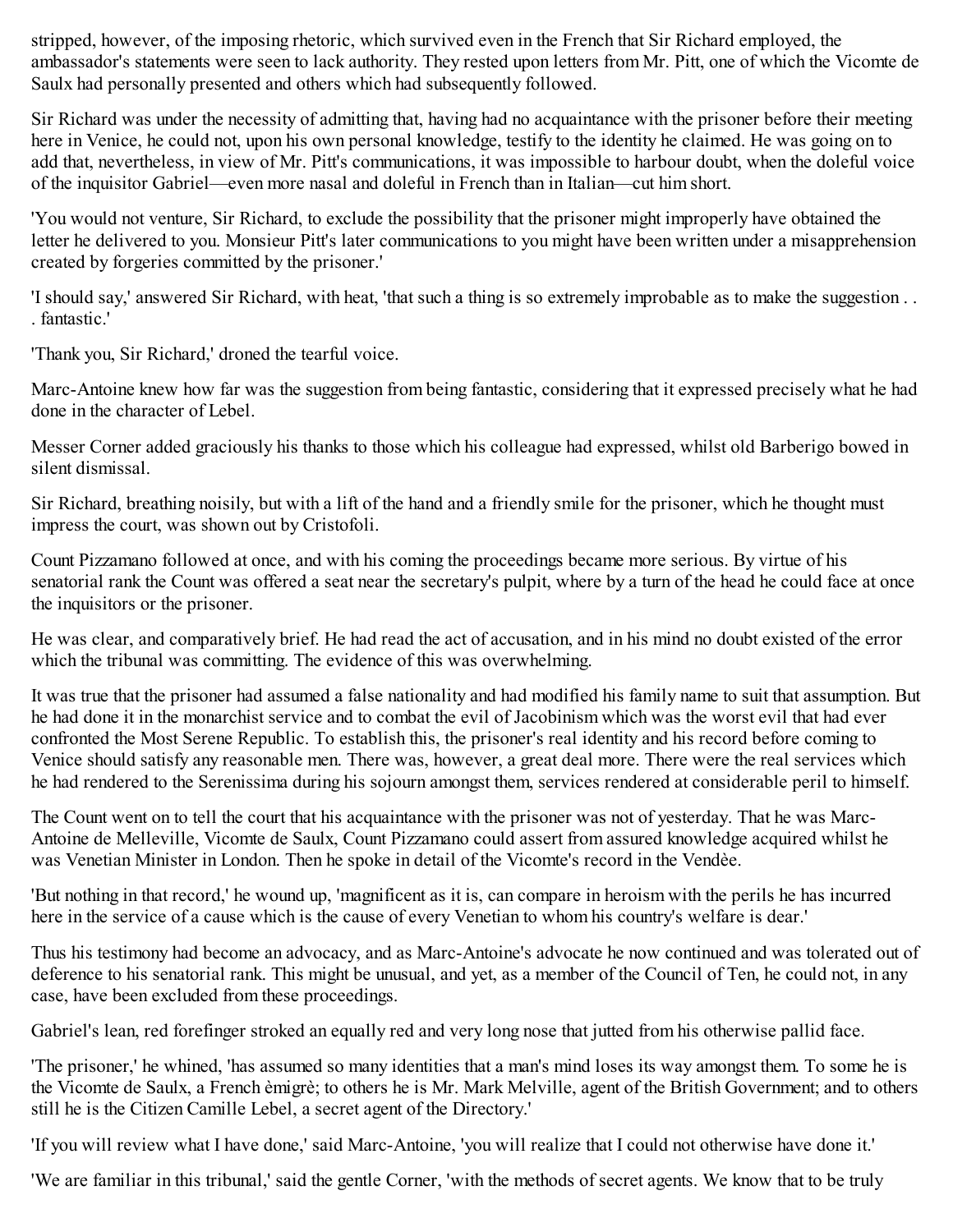stripped, however, of the imposing rhetoric, which survived even in the French that Sir Richard employed, the ambassador's statements were seen to lack authority. They rested upon letters from Mr. Pitt, one of which the Vicomte de Saulx had personally presented and others which had subsequently followed.

Sir Richard was under the necessity of admitting that, having had no acquaintance with the prisoner before their meeting here in Venice, he could not, upon his own personal knowledge, testify to the identity he claimed. He was going on to add that, nevertheless, in view of Mr. Pitt's communications, it was impossible to harbour doubt, when the doleful voice of the inquisitor Gabriel—even more nasal and doleful in French than in Italian—cut him short.

'You would not venture, Sir Richard, to exclude the possibility that the prisoner might improperly have obtained the letter he delivered to you. Monsieur Pitt's later communications to you might have been written under a misapprehension created by forgeries committed by the prisoner.'

'I should say,' answered Sir Richard, with heat, 'that such a thing is so extremely improbable as to make the suggestion . . . fantastic.'

'Thank you, Sir Richard,' droned the tearful voice.

Marc-Antoine knew how far was the suggestion from being fantastic, considering that it expressed precisely what he had done in the character of Lebel.

Messer Corner added graciously his thanks to those which his colleague had expressed, whilst old Barberigo bowed in silent dismissal.

Sir Richard, breathing noisily, but with a lift of the hand and a friendly smile for the prisoner, which he thought must impress the court, was shown out by Cristofoli.

Count Pizzamano followed at once, and with his coming the proceedings became more serious. By virtue of his senatorial rank the Count was offered a seat near the secretary's pulpit, where by a turn of the head he could face at once the inquisitors or the prisoner.

He was clear, and comparatively brief. He had read the act of accusation, and in his mind no doubt existed of the error which the tribunal was committing. The evidence of this was overwhelming.

It was true that the prisoner had assumed a false nationality and had modified his family name to suit that assumption. But he had done it in the monarchist service and to combat the evil of Jacobinism which was the worst evil that had ever confronted the Most Serene Republic. To establish this, the prisoner's real identity and his record before coming to Venice should satisfy any reasonable men. There was, however, a great deal more. There were the real services which he had rendered to the Serenissima during his sojourn amongst them, services rendered at considerable peril to himself.

The Count went on to tell the court that his acquaintance with the prisoner was not of yesterday. That he was Marc-Antoine de Melleville, Vicomte de Saulx, Count Pizzamano could assert from assured knowledge acquired whilst he was Venetian Minister in London. Then he spoke in detail of the Vicomte's record in the Vendèe.

'But nothing in that record,' he wound up, 'magnificent as it is, can compare in heroism with the perils he has incurred here in the service of a cause which is the cause of every Venetian to whom his country's welfare is dear.'

Thus his testimony had become an advocacy, and as Marc-Antoine's advocate he now continued and was tolerated out of deference to his senatorial rank. This might be unusual, and yet, as a member of the Council of Ten, he could not, in any case, have been excluded from these proceedings.

Gabriel's lean, red forefinger stroked an equally red and very long nose that jutted from his otherwise pallid face.

'The prisoner,' he whined, 'has assumed so many identities that a man's mind loses its way amongst them. To some he is the Vicomte de Saulx, a French èmigrè; to others he is Mr. Mark Melville, agent of the British Government; and to others still he is the Citizen Camille Lebel, a secret agent of the Directory.'

'If you will review what I have done,' said Marc-Antoine, 'you will realize that I could not otherwise have done it.'

'We are familiar in this tribunal,' said the gentle Corner, 'with the methods of secret agents. We know that to be truly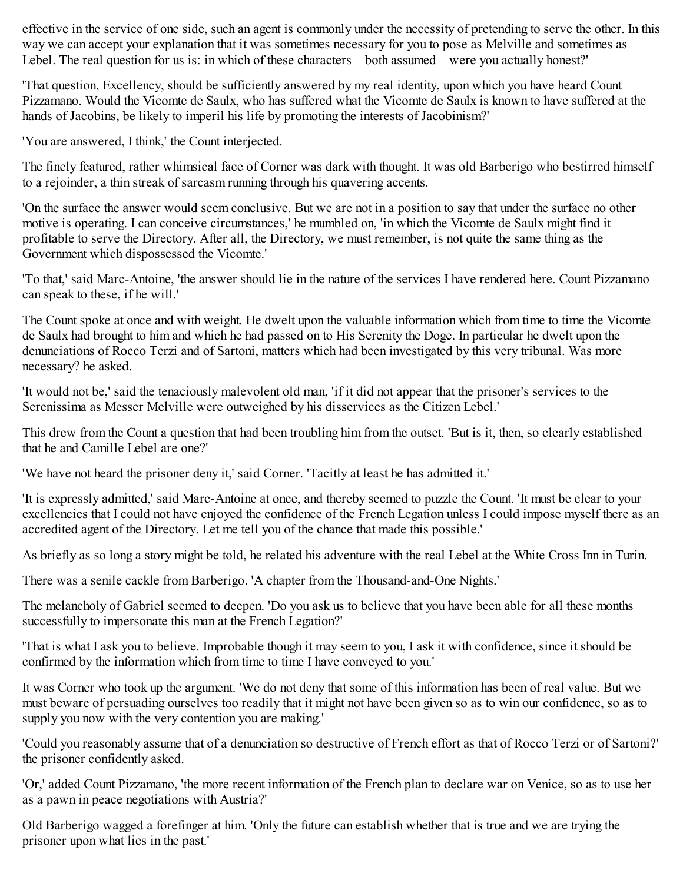effective in the service of one side, such an agent is commonly under the necessity of pretending to serve the other. In this way we can accept your explanation that it was sometimes necessary for you to pose as Melville and sometimes as Lebel. The real question for us is: in which of these characters—both assumed—were you actually honest?'

'That question, Excellency, should be sufficiently answered by my real identity, upon which you have heard Count Pizzamano. Would the Vicomte de Saulx, who has suffered what the Vicomte de Saulx is known to have suffered at the hands of Jacobins, be likely to imperil his life by promoting the interests of Jacobinism?'

'You are answered, I think,' the Count interjected.

The finely featured, rather whimsical face of Corner was dark with thought. It was old Barberigo who bestirred himself to a rejoinder, a thin streak of sarcasm running through his quavering accents.

'On the surface the answer would seem conclusive. But we are not in a position to say that under the surface no other motive is operating. I can conceive circumstances,' he mumbled on, 'in which the Vicomte de Saulx might find it profitable to serve the Directory. After all, the Directory, we must remember, is not quite the same thing as the Government which dispossessed the Vicomte.'

'To that,' said Marc-Antoine, 'the answer should lie in the nature of the services I have rendered here. Count Pizzamano can speak to these, if he will.'

The Count spoke at once and with weight. He dwelt upon the valuable information which from time to time the Vicomte de Saulx had brought to him and which he had passed on to His Serenity the Doge. In particular he dwelt upon the denunciations of Rocco Terzi and of Sartoni, matters which had been investigated by this very tribunal. Was more necessary? he asked.

'It would not be,' said the tenaciously malevolent old man, 'if it did not appear that the prisoner's services to the Serenissima as Messer Melville were outweighed by his disservices as the Citizen Lebel.'

This drew from the Count a question that had been troubling him from the outset. 'But is it, then, so clearly established that he and Camille Lebel are one?'

'We have not heard the prisoner deny it,' said Corner. 'Tacitly at least he has admitted it.'

'It is expressly admitted,' said Marc-Antoine at once, and thereby seemed to puzzle the Count. 'It must be clear to your excellencies that I could not have enjoyed the confidence of the French Legation unless I could impose myself there as an accredited agent of the Directory. Let me tell you of the chance that made this possible.'

As briefly as so long a story might be told, he related his adventure with the real Lebel at the White Cross Inn in Turin.

There was a senile cackle from Barberigo. 'A chapter from the Thousand-and-One Nights.'

The melancholy of Gabriel seemed to deepen. 'Do you ask us to believe that you have been able for all these months successfully to impersonate this man at the French Legation?'

'That is what I ask you to believe. Improbable though it may seem to you, I ask it with confidence, since it should be confirmed by the information which from time to time I have conveyed to you.'

It was Corner who took up the argument. 'We do not deny that some of this information has been of real value. But we must beware of persuading ourselves too readily that it might not have been given so as to win our confidence, so as to supply you now with the very contention you are making.'

'Could you reasonably assume that of a denunciation so destructive of French effort as that of Rocco Terzi or of Sartoni?' the prisoner confidently asked.

'Or,' added Count Pizzamano, 'the more recent information of the French plan to declare war on Venice, so as to use her as a pawn in peace negotiations with Austria?'

Old Barberigo wagged a forefinger at him. 'Only the future can establish whether that is true and we are trying the prisoner upon what lies in the past.'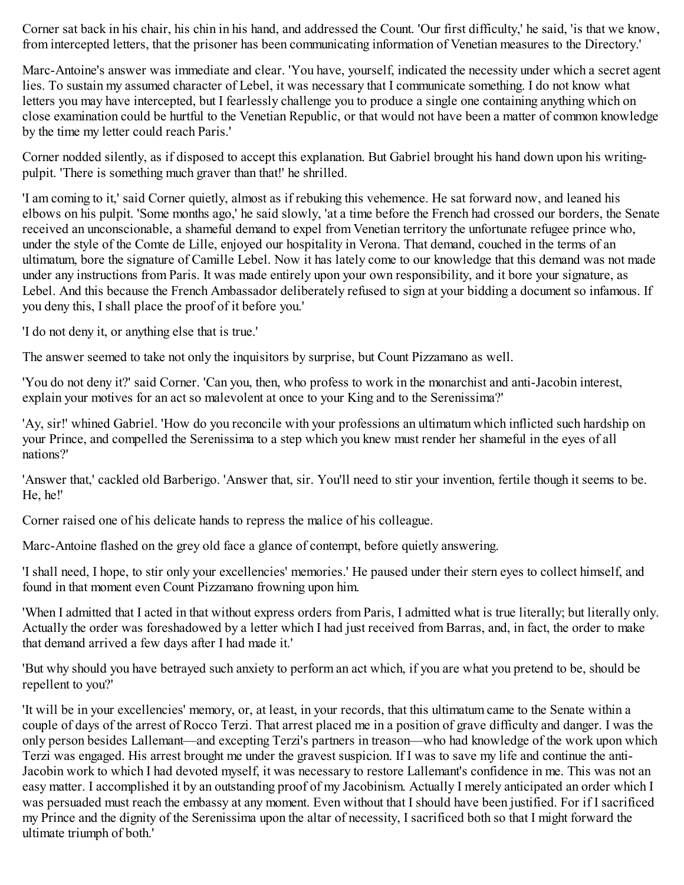Corner sat back in his chair, his chin in his hand, and addressed the Count. 'Our first difficulty,' he said, 'is that we know, from intercepted letters, that the prisoner has been communicating information of Venetian measures to the Directory.'

Marc-Antoine's answer was immediate and clear. 'You have, yourself, indicated the necessity under which a secret agent lies. To sustain my assumed character of Lebel, it was necessary that I communicate something. I do not know what letters you may have intercepted, but I fearlessly challenge you to produce a single one containing anything which on close examination could be hurtful to the Venetian Republic, or that would not have been a matter of common knowledge by the time my letter could reach Paris.'

Corner nodded silently, as if disposed to accept this explanation. But Gabriel brought his hand down upon his writing-pulpit. 'There is something much graver than that!' he shrilled.

'I am coming to it,' said Corner quietly, almost as if rebuking this vehemence. He sat forward now, and leaned his elbows on his pulpit. 'Some months ago,' he said slowly, 'at a time before the French had crossed our borders, the Senate received an unconscionable, a shameful demand to expel from Venetian territory the unfortunate refugee prince who, under the style of the Comte de Lille, enjoyed our hospitality in Verona. That demand, couched in the terms of an ultimatum, bore the signature of Camille Lebel. Now it has lately come to our knowledge that this demand was not made under any instructions from Paris. It was made entirely upon your own responsibility, and it bore your signature, as Lebel. And this because the French Ambassador deliberately refused to sign at your bidding a document so infamous. If you deny this, I shall place the proof of it before you.'

'I do not deny it, or anything else that is true.'

The answer seemed to take not only the inquisitors by surprise, but Count Pizzamano as well.

'You do not deny it?' said Corner. 'Can you, then, who profess to work in the monarchist and anti-Jacobin interest, explain your motives for an act so malevolent at once to your King and to the Serenissima?'

'Ay, sir!' whined Gabriel. 'How do you reconcile with your professions an ultimatum which inflicted such hardship on your Prince, and compelled the Serenissima to a step which you knew must render her shameful in the eyes of all nations?'

'Answer that,' cackled old Barberigo. 'Answer that, sir. You'll need to stir your invention, fertile though it seems to be. He, he!'

Corner raised one of his delicate hands to repress the malice of his colleague.

Marc-Antoine flashed on the grey old face a glance of contempt, before quietly answering.

'I shall need, I hope, to stir only your excellencies' memories.' He paused under their stern eyes to collect himself, and found in that moment even Count Pizzamano frowning upon him.

'When I admitted that I acted in that without express orders from Paris, I admitted what is true literally; but literally only. Actually the order was foreshadowed by a letter which I had just received from Barras, and, in fact, the order to make that demand arrived a few days after I had made it.'

'But why should you have betrayed such anxiety to perform an act which, if you are what you pretend to be, should be repellent to you?'

'It will be in your excellencies' memory, or, at least, in your records, that this ultimatum came to the Senate within a couple of days of the arrest of Rocco Terzi. That arrest placed me in a position of grave difficulty and danger. I was the only person besides Lallemant—and excepting Terzi's partners in treason—who had knowledge of the work upon which Terzi was engaged. His arrest brought me under the gravest suspicion. If I was to save my life and continue the anti-Jacobin work to which I had devoted myself, it was necessary to restore Lallemant's confidence in me. This was not an easy matter. I accomplished it by an outstanding proof of my Jacobinism. Actually I merely anticipated an order which I was persuaded must reach the embassy at any moment. Even without that I should have been justified. For if I sacrificed my Prince and the dignity of the Serenissima upon the altar of necessity, I sacrificed both so that I might forward the ultimate triumph of both.'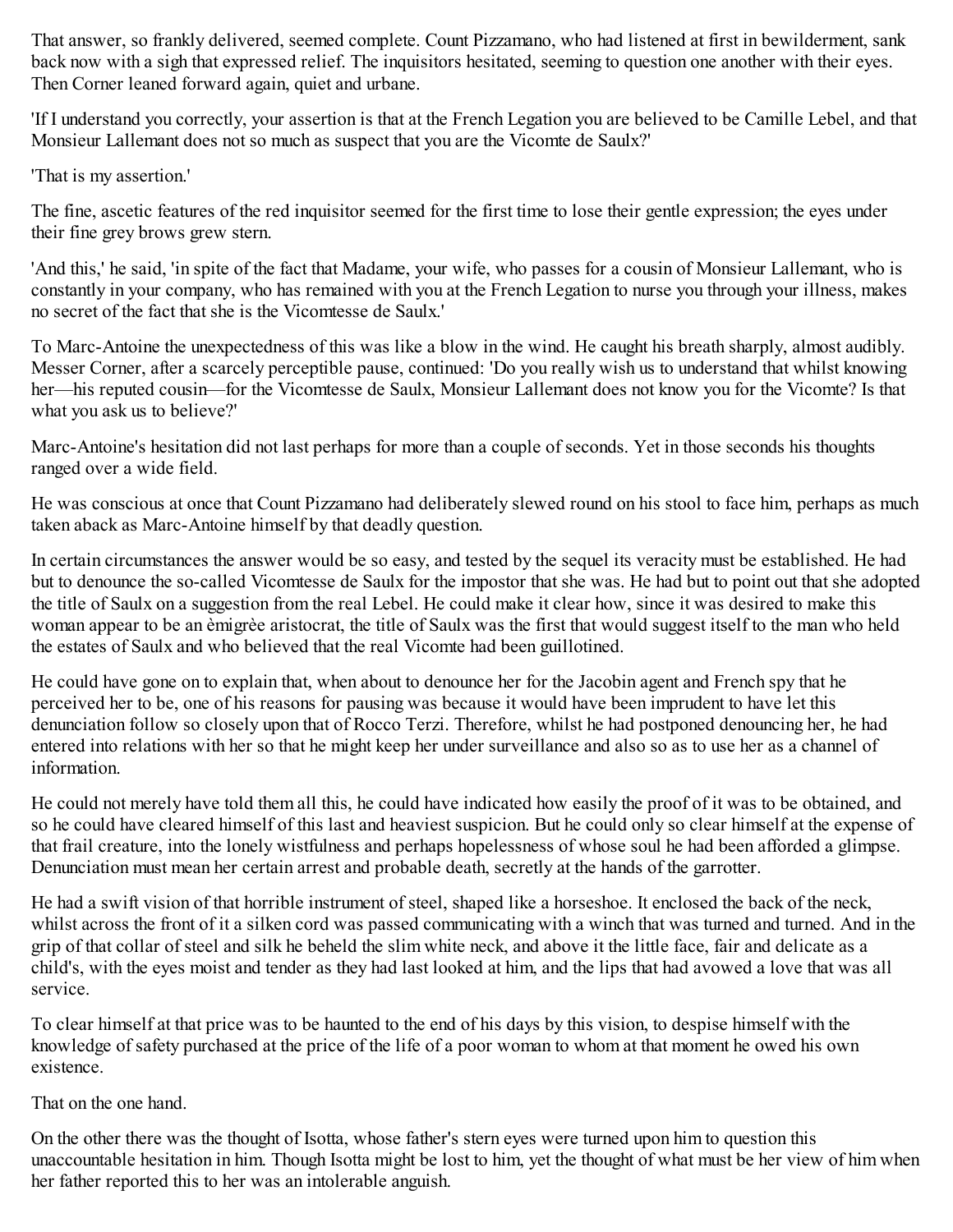That answer, so frankly delivered, seemed complete. Count Pizzamano, who had listened at first in bewilderment, sank back now with a sigh that expressed relief. The inquisitors hesitated, seeming to question one another with their eyes. Then Corner leaned forward again, quiet and urbane.

'If I understand you correctly, your assertion is that at the French Legation you are believed to be Camille Lebel, and that Monsieur Lallemant does not so much as suspect that you are the Vicomte de Saulx?'

'That is my assertion.'

The fine, ascetic features of the red inquisitor seemed for the first time to lose their gentle expression; the eyes under their fine grey brows grew stern.

'And this,' he said, 'in spite of the fact that Madame, your wife, who passes for a cousin of Monsieur Lallemant, who is constantly in your company, who has remained with you at the French Legation to nurse you through your illness, makes no secret of the fact that she is the Vicomtesse de Saulx.'

To Marc-Antoine the unexpectedness of this was like a blow in the wind. He caught his breath sharply, almost audibly. Messer Corner, after a scarcely perceptible pause, continued: 'Do you really wish us to understand that whilst knowing her—his reputed cousin—for the Vicomtesse de Saulx, Monsieur Lallemant does not know you for the Vicomte? Is that what you ask us to believe?'

Marc-Antoine's hesitation did not last perhaps for more than a couple of seconds. Yet in those seconds his thoughts ranged over a wide field.

He was conscious at once that Count Pizzamano had deliberately slewed round on his stool to face him, perhaps as much taken aback as Marc-Antoine himself by that deadly question.

In certain circumstances the answer would be so easy, and tested by the sequel its veracity must be established. He had but to denounce the so-called Vicomtesse de Saulx for the impostor that she was. He had but to point out that she adopted the title of Saulx on a suggestion from the real Lebel. He could make it clear how, since it was desired to make this woman appear to be an èmigrèe aristocrat, the title of Saulx was the first that would suggest itself to the man who held the estates of Saulx and who believed that the real Vicomte had been guillotined.

He could have gone on to explain that, when about to denounce her for the Jacobin agent and French spy that he perceived her to be, one of his reasons for pausing was because it would have been imprudent to have let this denunciation follow so closely upon that of Rocco Terzi. Therefore, whilst he had postponed denouncing her, he had entered into relations with her so that he might keep her under surveillance and also so as to use her as a channel of information.

He could not merely have told them all this, he could have indicated how easily the proof of it was to be obtained, and so he could have cleared himself of this last and heaviest suspicion. But he could only so clear himself at the expense of that frail creature, into the lonely wistfulness and perhaps hopelessness of whose soul he had been afforded a glimpse. Denunciation must mean her certain arrest and probable death, secretly at the hands of the garrotter.

He had a swift vision of that horrible instrument of steel, shaped like a horseshoe. It enclosed the back of the neck, whilst across the front of it a silken cord was passed communicating with a winch that was turned and turned. And in the grip of that collar of steel and silk he beheld the slim white neck, and above it the little face, fair and delicate as a child's, with the eyes moist and tender as they had last looked at him, and the lips that had avowed a love that was all service.

To clear himself at that price was to be haunted to the end of his days by this vision, to despise himself with the knowledge of safety purchased at the price of the life of a poor woman to whom at that moment he owed his own existence.

That on the one hand.

On the other there was the thought of Isotta, whose father's stern eyes were turned upon him to question this unaccountable hesitation in him. Though Isotta might be lost to him, yet the thought of what must be her view of him when her father reported this to her was an intolerable anguish.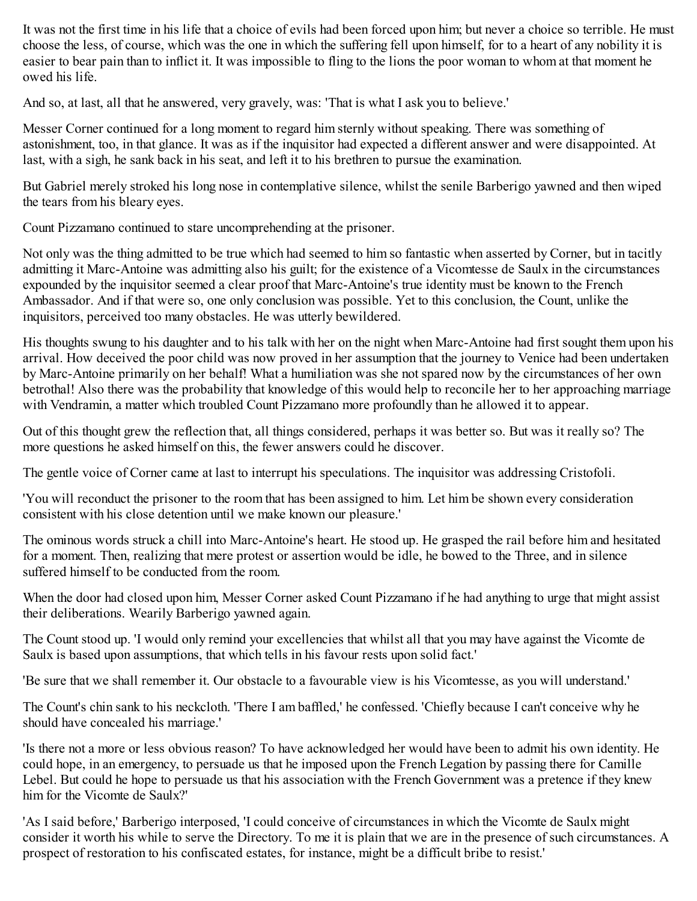It was not the first time in his life that a choice of evils had been forced upon him; but never a choice so terrible. He must choose the less, of course, which was the one in which the suffering fell upon himself, for to a heart of any nobility it is easier to bear pain than to inflict it. It was impossible to fling to the lions the poor woman to whom at that moment he owed his life.

And so, at last, all that he answered, very gravely, was: 'That is what I ask you to believe.'

Messer Corner continued for a long moment to regard him sternly without speaking. There was something of astonishment, too, in that glance. It was as if the inquisitor had expected a different answer and were disappointed. At last, with a sigh, he sank back in his seat, and left it to his brethren to pursue the examination.

But Gabriel merely stroked his long nose in contemplative silence, whilst the senile Barberigo yawned and then wiped the tears from his bleary eyes.

Count Pizzamano continued to stare uncomprehending at the prisoner.

Not only was the thing admitted to be true which had seemed to him so fantastic when asserted by Corner, but in tacitly admitting it Marc-Antoine was admitting also his guilt; for the existence of a Vicomtesse de Saulx in the circumstances expounded by the inquisitor seemed a clear proof that Marc-Antoine's true identity must be known to the French Ambassador. And if that were so, one only conclusion was possible. Yet to this conclusion, the Count, unlike the inquisitors, perceived too many obstacles. He was utterly bewildered.

His thoughts swung to his daughter and to his talk with her on the night when Marc-Antoine had first sought them upon his arrival. How deceived the poor child was now proved in her assumption that the journey to Venice had been undertaken by Marc-Antoine primarily on her behalf! What a humiliation was she not spared now by the circumstances of her own betrothal! Also there was the probability that knowledge of this would help to reconcile her to her approaching marriage with Vendramin, a matter which troubled Count Pizzamano more profoundly than he allowed it to appear.

Out of this thought grew the reflection that, all things considered, perhaps it was better so. But was it really so? The more questions he asked himself on this, the fewer answers could he discover.

The gentle voice of Corner came at last to interrupt his speculations. The inquisitor was addressing Cristofoli.

'You will reconduct the prisoner to the room that has been assigned to him. Let him be shown every consideration consistent with his close detention until we make known our pleasure.'

The ominous words struck a chill into Marc-Antoine's heart. He stood up. He grasped the rail before him and hesitated for a moment. Then, realizing that mere protest or assertion would be idle, he bowed to the Three, and in silence suffered himself to be conducted from the room.

When the door had closed upon him, Messer Corner asked Count Pizzamano if he had anything to urge that might assist their deliberations. Wearily Barberigo yawned again.

The Count stood up. 'I would only remind your excellencies that whilst all that you may have against the Vicomte de Saulx is based upon assumptions, that which tells in his favour rests upon solid fact.'

'Be sure that we shall remember it. Our obstacle to a favourable view is his Vicomtesse, as you will understand.'

The Count's chin sank to his neckcloth. 'There I am baffled,' he confessed. 'Chiefly because I can't conceive why he should have concealed his marriage.'

'Is there not a more or less obvious reason? To have acknowledged her would have been to admit his own identity. He could hope, in an emergency, to persuade us that he imposed upon the French Legation by passing there for Camille Lebel. But could he hope to persuade us that his association with the French Government was a pretence if they knew him for the Vicomte de Saulx?'

'As I said before,' Barberigo interposed, 'I could conceive of circumstances in which the Vicomte de Saulx might consider it worth his while to serve the Directory. To me it is plain that we are in the presence of such circumstances. A prospect of restoration to his confiscated estates, for instance, might be a difficult bribe to resist.'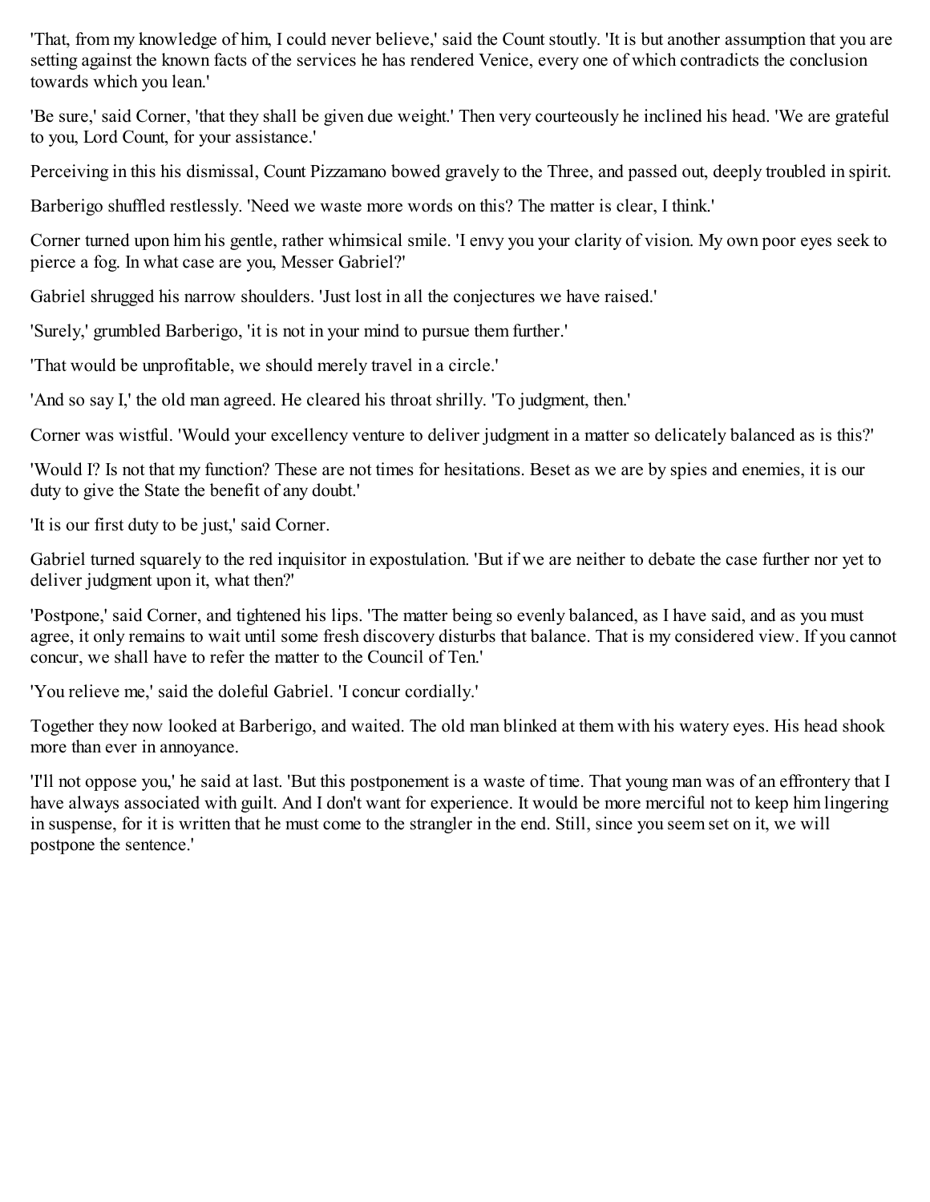'That, from my knowledge of him, I could never believe,' said the Count stoutly. 'It is but another assumption that you are setting against the known facts of the services he has rendered Venice, every one of which contradicts the conclusion towards which you lean.'

'Be sure,' said Corner, 'that they shall be given due weight.' Then very courteously he inclined his head. 'We are grateful to you, Lord Count, for your assistance.'

Perceiving in this his dismissal, Count Pizzamano bowed gravely to the Three, and passed out, deeply troubled in spirit.

Barberigo shuffled restlessly. 'Need we waste more words on this? The matter is clear, I think.'

Corner turned upon him his gentle, rather whimsical smile. 'I envy you your clarity of vision. My own poor eyes seek to pierce a fog. In what case are you, Messer Gabriel?'

Gabriel shrugged his narrow shoulders. 'Just lost in all the conjectures we have raised.'

'Surely,' grumbled Barberigo, 'it is not in your mind to pursue them further.'

'That would be unprofitable, we should merely travel in a circle.'

'And so say I,' the old man agreed. He cleared his throat shrilly. 'To judgment, then.'

Corner was wistful. 'Would your excellency venture to deliver judgment in a matter so delicately balanced as is this?'

'Would I? Is not that my function? These are not times for hesitations. Beset as we are by spies and enemies, it is our duty to give the State the benefit of any doubt.'

'It is our first duty to be just,' said Corner.

Gabriel turned squarely to the red inquisitor in expostulation. 'But if we are neither to debate the case further nor yet to deliver judgment upon it, what then?'

'Postpone,' said Corner, and tightened his lips. 'The matter being so evenly balanced, as I have said, and as you must agree, it only remains to wait until some fresh discovery disturbs that balance. That is my considered view. If you cannot concur, we shall have to refer the matter to the Council of Ten.'

'You relieve me,' said the doleful Gabriel. 'I concur cordially.'

Together they now looked at Barberigo, and waited. The old man blinked at them with his watery eyes. His head shook more than ever in annoyance.

'I'll not oppose you,' he said at last. 'But this postponement is a waste of time. That young man was of an effrontery that I have always associated with guilt. And I don't want for experience. It would be more merciful not to keep him lingering in suspense, for it is written that he must come to the strangler in the end. Still, since you seem set on it, we will postpone the sentence.'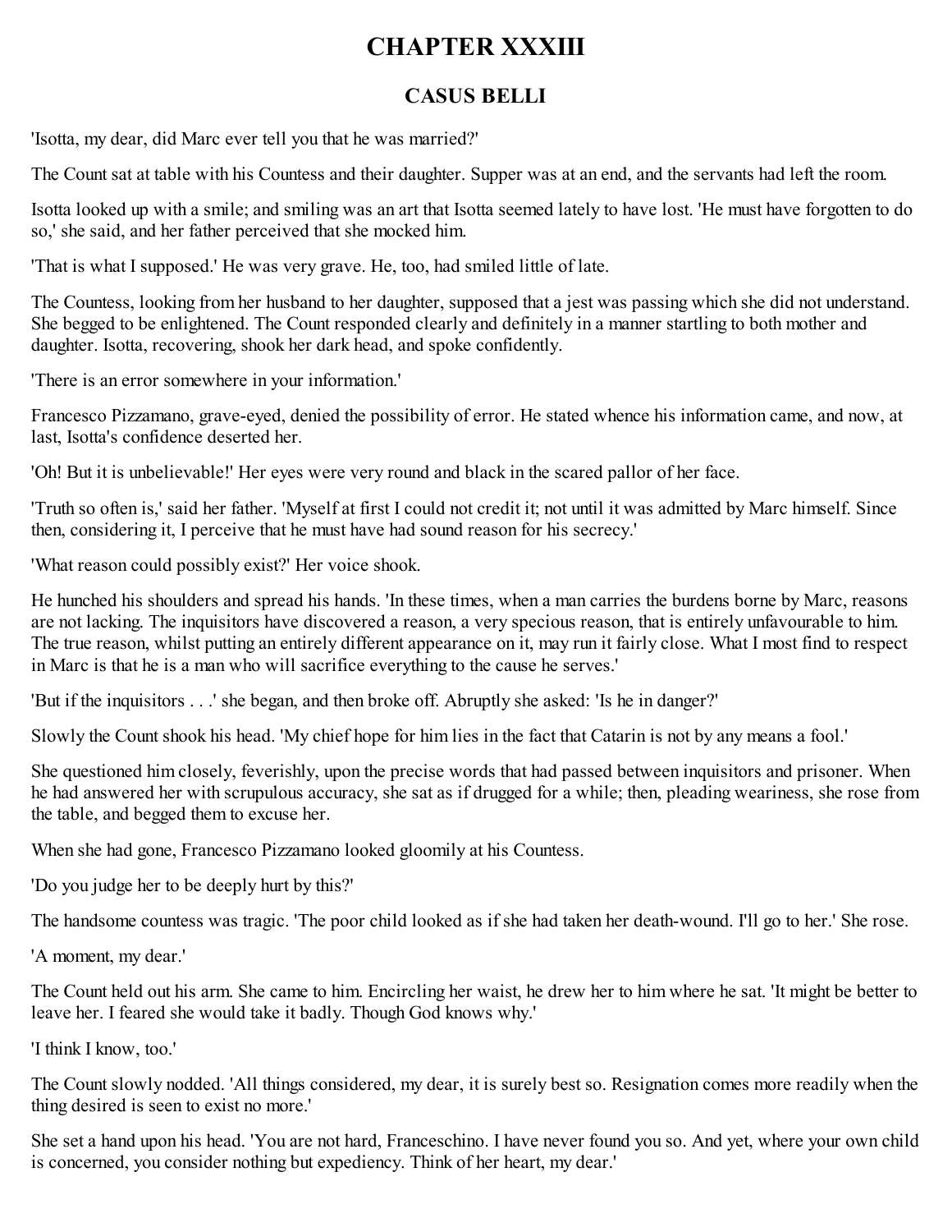# CHAPTER XXXIII

## CASUS BELLI

'Isotta, my dear, did Marc ever tell you that he was married?'

The Count sat at table with his Countess and their daughter. Supper was at an end, and the servants had left the room.

Isotta looked up with a smile; and smiling was an art that Isotta seemed lately to have lost. 'He must have forgotten to do so,' she said, and her father perceived that she mocked him.

'That is what I supposed.' He was very grave. He, too, had smiled little of late.

The Countess, looking from her husband to her daughter, supposed that a jest was passing which she did not understand. She begged to be enlightened. The Count responded clearly and definitely in a manner startling to both mother and daughter. Isotta, recovering, shook her dark head, and spoke confidently.

'There is an error somewhere in your information.'

Francesco Pizzamano, grave-eyed, denied the possibility of error. He stated whence his information came, and now, at last, Isotta's confidence deserted her.

'Oh! But it is unbelievable!' Her eyes were very round and black in the scared pallor of her face.

'Truth so often is,' said her father. 'Myself at first I could not credit it; not until it was admitted by Marc himself. Since then, considering it, I perceive that he must have had sound reason for his secrecy.'

'What reason could possibly exist?' Her voice shook.

He hunched his shoulders and spread his hands. 'In these times, when a man carries the burdens borne by Marc, reasons are not lacking. The inquisitors have discovered a reason, a very specious reason, that is entirely unfavourable to him. The true reason, whilst putting an entirely different appearance on it, may run it fairly close. What I most find to respect in Marc is that he is a man who will sacrifice everything to the cause he serves.'

'But if the inquisitors . . .' she began, and then broke off. Abruptly she asked: 'Is he in danger?'

Slowly the Count shook his head. 'My chief hope for him lies in the fact that Catarin is not by any means a fool.'

She questioned him closely, feverishly, upon the precise words that had passed between inquisitors and prisoner. When he had answered her with scrupulous accuracy, she sat as if drugged for a while; then, pleading weariness, she rose from the table, and begged them to excuse her.

When she had gone, Francesco Pizzamano looked gloomily at his Countess.

'Do you judge her to be deeply hurt by this?'

The handsome countess was tragic. 'The poor child looked as if she had taken her death-wound. I'll go to her.' She rose.

'A moment, my dear.'

The Count held out his arm. She came to him. Encircling her waist, he drew her to him where he sat. 'It might be better to leave her. I feared she would take it badly. Though God knows why.'

'I think I know, too.'

The Count slowly nodded. 'All things considered, my dear, it is surely best so. Resignation comes more readily when the thing desired is seen to exist no more.'

She set a hand upon his head. 'You are not hard, Franceschino. I have never found you so. And yet, where your own child is concerned, you consider nothing but expediency. Think of her heart, my dear.'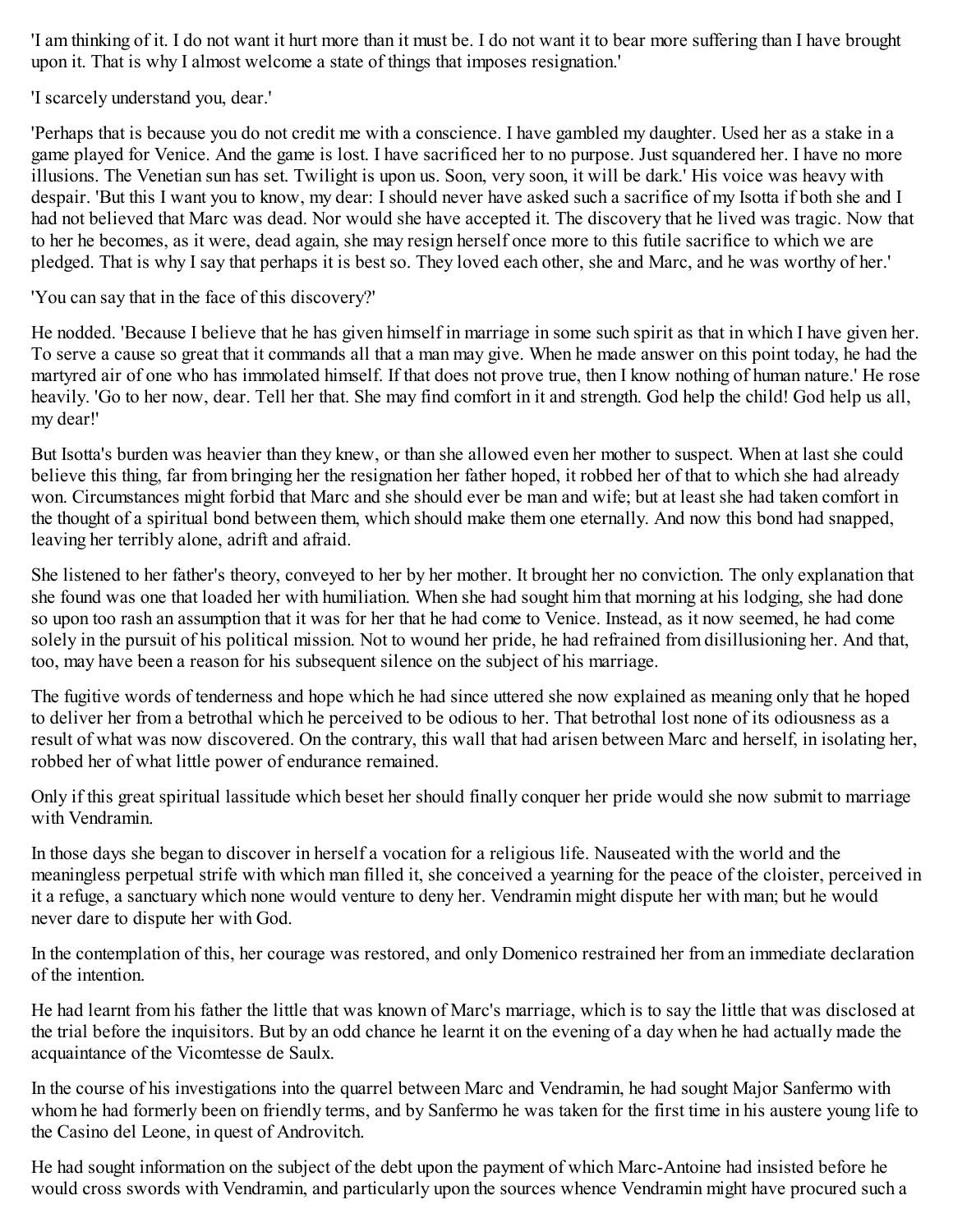'I am thinking of it. I do not want it hurt more than it must be. I do not want it to bear more suffering than I have brought upon it. That is why I almost welcome a state of things that imposes resignation.'

'I scarcely understand you, dear.'

'Perhaps that is because you do not credit me with a conscience. I have gambled my daughter. Used her as a stake in a game played for Venice. And the game is lost. I have sacrificed her to no purpose. Just squandered her. I have no more illusions. The Venetian sun has set. Twilight is upon us. Soon, very soon, it will be dark.' His voice was heavy with despair. 'But this I want you to know, my dear: I should never have asked such a sacrifice of my Isotta if both she and I had not believed that Marc was dead. Nor would she have accepted it. The discovery that he lived was tragic. Now that to her he becomes, as it were, dead again, she may resign herself once more to this futile sacrifice to which we are pledged. That is why I say that perhaps it is best so. They loved each other, she and Marc, and he was worthy of her.'

'You can say that in the face of this discovery?'

He nodded. 'Because I believe that he has given himself in marriage in some such spirit as that in which I have given her. To serve a cause so great that it commands all that a man may give. When he made answer on this point today, he had the martyred air of one who has immolated himself. If that does not prove true, then I know nothing of human nature.' He rose heavily. 'Go to her now, dear. Tell her that. She may find comfort in it and strength. God help the child! God help us all, my dear!'

But Isotta's burden was heavier than they knew, or than she allowed even her mother to suspect. When at last she could believe this thing, far from bringing her the resignation her father hoped, it robbed her of that to which she had already won. Circumstances might forbid that Marc and she should ever be man and wife; but at least she had taken comfort in the thought of a spiritual bond between them, which should make them one eternally. And now this bond had snapped, leaving her terribly alone, adrift and afraid.

She listened to her father's theory, conveyed to her by her mother. It brought her no conviction. The only explanation that she found was one that loaded her with humiliation. When she had sought him that morning at his lodging, she had done so upon too rash an assumption that it was for her that he had come to Venice. Instead, as it now seemed, he had come solely in the pursuit of his political mission. Not to wound her pride, he had refrained from disillusioning her. And that, too, may have been a reason for his subsequent silence on the subject of his marriage.

The fugitive words of tenderness and hope which he had since uttered she now explained as meaning only that he hoped to deliver her from a betrothal which he perceived to be odious to her. That betrothal lost none of its odiousness as a result of what was now discovered. On the contrary, this wall that had arisen between Marc and herself, in isolating her, robbed her of what little power of endurance remained.

Only if this great spiritual lassitude which beset her should finally conquer her pride would she now submit to marriage with Vendramin.

In those days she began to discover in herself a vocation for a religious life. Nauseated with the world and the meaningless perpetual strife with which man filled it, she conceived a yearning for the peace of the cloister, perceived in it a refuge, a sanctuary which none would venture to deny her. Vendramin might dispute her with man; but he would never dare to dispute her with God.

In the contemplation of this, her courage was restored, and only Domenico restrained her from an immediate declaration of the intention.

He had learnt from his father the little that was known of Marc's marriage, which is to say the little that was disclosed at the trial before the inquisitors. But by an odd chance he learnt it on the evening of a day when he had actually made the acquaintance of the Vicomtesse de Saulx.

In the course of his investigations into the quarrel between Marc and Vendramin, he had sought Major Sanfermo with whom he had formerly been on friendly terms, and by Sanfermo he was taken for the first time in his austere young life to the Casino del Leone, in quest of Androvitch.

He had sought information on the subject of the debt upon the payment of which Marc-Antoine had insisted before he would cross swords with Vendramin, and particularly upon the sources whence Vendramin might have procured such a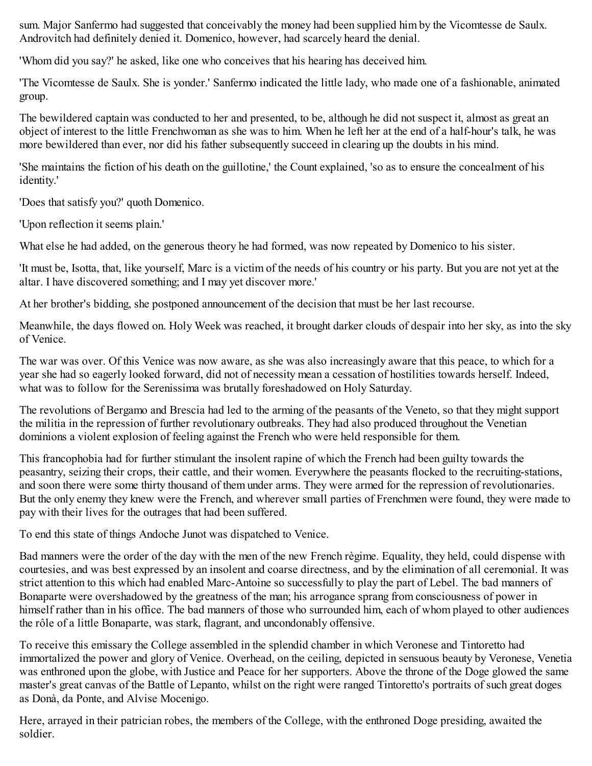sum. Major Sanfermo had suggested that conceivably the money had been supplied him by the Vicomtesse de Saulx. Androvitch had definitely denied it. Domenico, however, had scarcely heard the denial.

'Whom did you say?' he asked, like one who conceives that his hearing has deceived him.

'The Vicomtesse de Saulx. She is yonder.' Sanfermo indicated the little lady, who made one of a fashionable, animated group.

The bewildered captain was conducted to her and presented, to be, although he did not suspect it, almost as great an object of interest to the little Frenchwoman as she was to him. When he left her at the end of a half-hour's talk, he was more bewildered than ever, nor did his father subsequently succeed in clearing up the doubts in his mind.

'She maintains the fiction of his death on the guillotine,' the Count explained, 'so as to ensure the concealment of his identity.'

'Does that satisfy you?' quoth Domenico.

'Upon reflection it seems plain.'

What else he had added, on the generous theory he had formed, was now repeated by Domenico to his sister.

'It must be, Isotta, that, like yourself, Marc is a victim of the needs of his country or his party. But you are not yet at the altar. I have discovered something; and I may yet discover more.'

At her brother's bidding, she postponed announcement of the decision that must be her last recourse.

Meanwhile, the days flowed on. Holy Week was reached, it brought darker clouds of despair into her sky, as into the sky of Venice.

The war was over. Of this Venice was now aware, as she was also increasingly aware that this peace, to which for a year she had so eagerly looked forward, did not of necessity mean a cessation of hostilities towards herself. Indeed, what was to follow for the Serenissima was brutally foreshadowed on Holy Saturday.

The revolutions of Bergamo and Brescia had led to the arming of the peasants of the Veneto, so that they might support the militia in the repression of further revolutionary outbreaks. They had also produced throughout the Venetian dominions a violent explosion of feeling against the French who were held responsible for them.

This francophobia had for further stimulant the insolent rapine of which the French had been guilty towards the peasantry, seizing their crops, their cattle, and their women. Everywhere the peasants flocked to the recruiting-stations, and soon there were some thirty thousand of them under arms. They were armed for the repression of revolutionaries. But the only enemy they knew were the French, and wherever small parties of Frenchmen were found, they were made to pay with their lives for the outrages that had been suffered.

To end this state of things Andoche Junot was dispatched to Venice.

Bad manners were the order of the day with the men of the new French règime. Equality, they held, could dispense with courtesies, and was best expressed by an insolent and coarse directness, and by the elimination of all ceremonial. It was strict attention to this which had enabled Marc-Antoine so successfully to play the part of Lebel. The bad manners of Bonaparte were overshadowed by the greatness of the man; his arrogance sprang from consciousness of power in himself rather than in his office. The bad manners of those who surrounded him, each of whom played to other audiences the rôle of a little Bonaparte, was stark, flagrant, and uncondonably offensive.

To receive this emissary the College assembled in the splendid chamber in which Veronese and Tintoretto had immortalized the power and glory of Venice. Overhead, on the ceiling, depicted in sensuous beauty by Veronese, Venetia was enthroned upon the globe, with Justice and Peace for her supporters. Above the throne of the Doge glowed the same master's great canvas of the Battle of Lepanto, whilst on the right were ranged Tintoretto's portraits of such great doges as Donà, da Ponte, and Alvise Mocenigo.

Here, arrayed in their patrician robes, the members of the College, with the enthroned Doge presiding, awaited the soldier.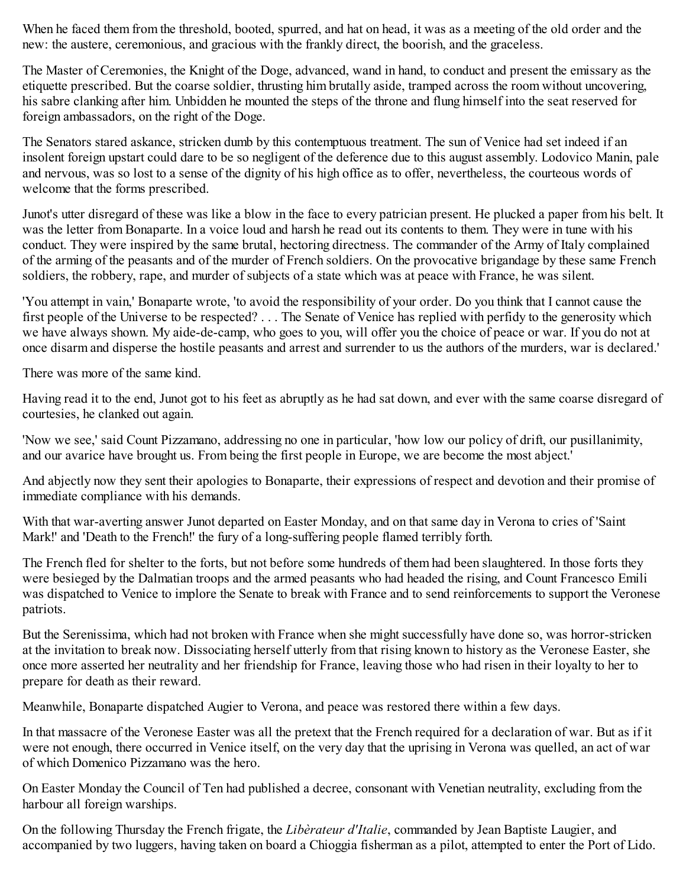When he faced them from the threshold, booted, spurred, and hat on head, it was as a meeting of the old order and the new: the austere, ceremonious, and gracious with the frankly direct, the boorish, and the graceless.

The Master of Ceremonies, the Knight of the Doge, advanced, wand in hand, to conduct and present the emissary as the etiquette prescribed. But the coarse soldier, thrusting him brutally aside, tramped across the room without uncovering, his sabre clanking after him. Unbidden he mounted the steps of the throne and flung himself into the seat reserved for foreign ambassadors, on the right of the Doge.

The Senators stared askance, stricken dumb by this contemptuous treatment. The sun of Venice had set indeed if an insolent foreign upstart could dare to be so negligent of the deference due to this august assembly. Lodovico Manin, pale and nervous, was so lost to a sense of the dignity of his high office as to offer, nevertheless, the courteous words of welcome that the forms prescribed.

Junot's utter disregard of these was like a blow in the face to every patrician present. He plucked a paper from his belt. It was the letter from Bonaparte. In a voice loud and harsh he read out its contents to them. They were in tune with his conduct. They were inspired by the same brutal, hectoring directness. The commander of the Army of Italy complained of the arming of the peasants and of the murder of French soldiers. On the provocative brigandage by these same French soldiers, the robbery, rape, and murder of subjects of a state which was at peace with France, he was silent.

'You attempt in vain,' Bonaparte wrote, 'to avoid the responsibility of your order. Do you think that I cannot cause the first people of the Universe to be respected? . . . The Senate of Venice has replied with perfidy to the generosity which we have always shown. My aide-de-camp, who goes to you, will offer you the choice of peace or war. If you do not at once disarm and disperse the hostile peasants and arrest and surrender to us the authors of the murders, war is declared.'

There was more of the same kind.

Having read it to the end, Junot got to his feet as abruptly as he had sat down, and ever with the same coarse disregard of courtesies, he clanked out again.

'Now we see,' said Count Pizzamano, addressing no one in particular, 'how low our policy of drift, our pusillanimity, and our avarice have brought us. From being the first people in Europe, we are become the most abject.'

And abjectly now they sent their apologies to Bonaparte, their expressions of respect and devotion and their promise of immediate compliance with his demands.

With that war-averting answer Junot departed on Easter Monday, and on that same day in Verona to cries of 'Saint Mark!' and 'Death to the French!' the fury of a long-suffering people flamed terribly forth.

The French fled for shelter to the forts, but not before some hundreds of them had been slaughtered. In those forts they were besieged by the Dalmatian troops and the armed peasants who had headed the rising, and Count Francesco Emili was dispatched to Venice to implore the Senate to break with France and to send reinforcements to support the Veronese patriots.

But the Serenissima, which had not broken with France when she might successfully have done so, was horror-stricken at the invitation to break now. Dissociating herself utterly from that rising known to history as the Veronese Easter, she once more asserted her neutrality and her friendship for France, leaving those who had risen in their loyalty to her to prepare for death as their reward.

Meanwhile, Bonaparte dispatched Augier to Verona, and peace was restored there within a few days.

In that massacre of the Veronese Easter was all the pretext that the French required for a declaration of war. But as if it were not enough, there occurred in Venice itself, on the very day that the uprising in Verona was quelled, an act of war of which Domenico Pizzamano was the hero.

On Easter Monday the Council of Ten had published a decree, consonant with Venetian neutrality, excluding from the harbour all foreign warships.

On the following Thursday the French frigate, the *Libèrateur d'Italie*, commanded by Jean Baptiste Laugier, and accompanied by two luggers, having taken on board a Chioggia fisherman as a pilot, attempted to enter the Port of Lido.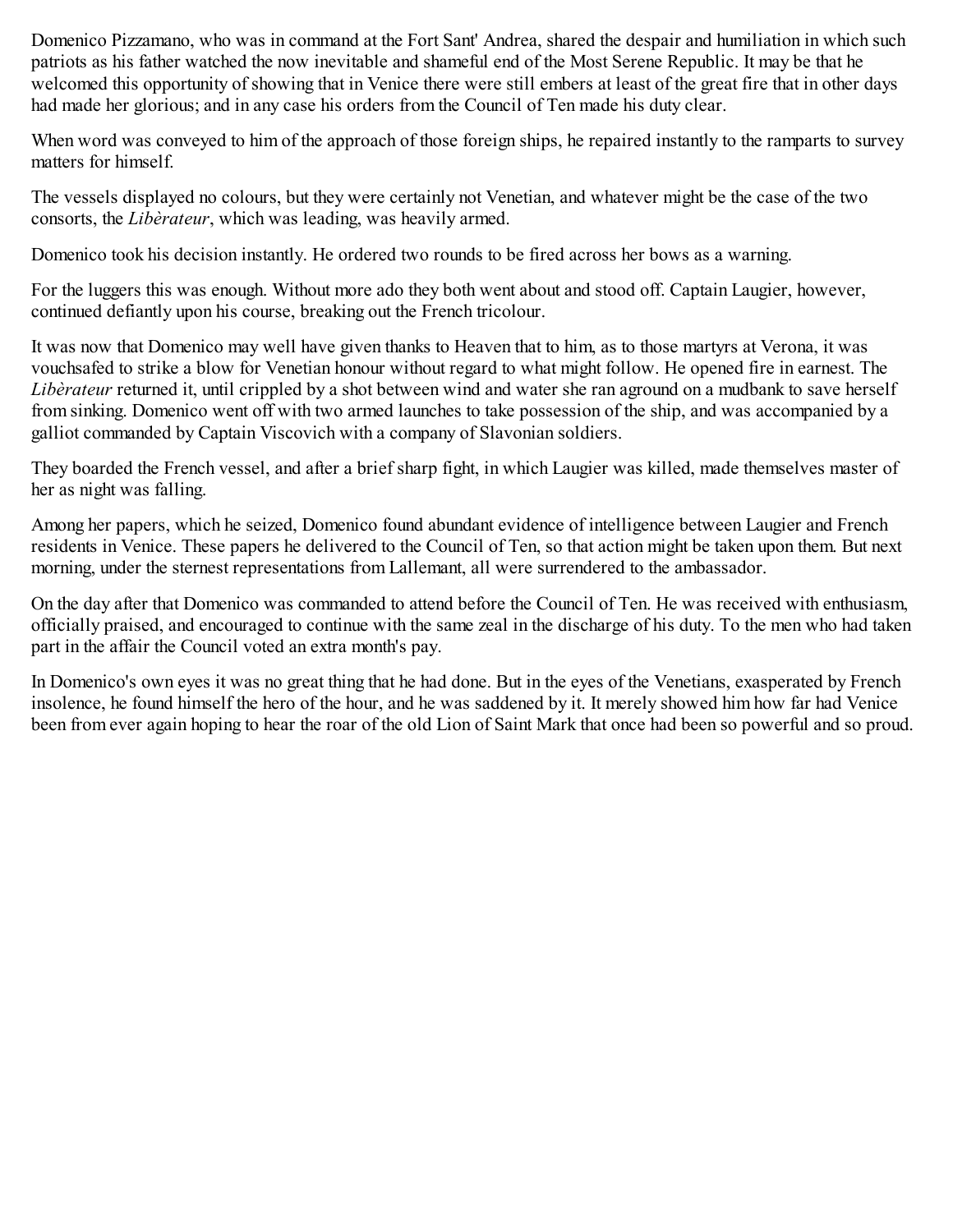Domenico Pizzamano, who was in command at the Fort Sant' Andrea, shared the despair and humiliation in which such patriots as his father watched the now inevitable and shameful end of the Most Serene Republic. It may be that he welcomed this opportunity of showing that in Venice there were still embers at least of the great fire that in other days had made her glorious; and in any case his orders from the Council of Ten made his duty clear.

When word was conveyed to him of the approach of those foreign ships, he repaired instantly to the ramparts to survey matters for himself.

The vessels displayed no colours, but they were certainly not Venetian, and whatever might be the case of the two consorts, the *Libèrateur*, which was leading, was heavily armed.

Domenico took his decision instantly. He ordered two rounds to be fired across her bows as a warning.

For the luggers this was enough. Without more ado they both went about and stood off. Captain Laugier, however, continued defiantly upon his course, breaking out the French tricolour.

It was now that Domenico may well have given thanks to Heaven that to him, as to those martyrs at Verona, it was vouchsafed to strike a blow for Venetian honour without regard to what might follow. He opened fire in earnest. The *Libèrateur* returned it, until crippled by a shot between wind and water she ran aground on a mudbank to save herself from sinking. Domenico went off with two armed launches to take possession of the ship, and was accompanied by a galliot commanded by Captain Viscovich with a company of Slavonian soldiers.

They boarded the French vessel, and after a brief sharp fight, in which Laugier was killed, made themselves master of her as night was falling.

Among her papers, which he seized, Domenico found abundant evidence of intelligence between Laugier and French residents in Venice. These papers he delivered to the Council of Ten, so that action might be taken upon them. But next morning, under the sternest representations from Lallemant, all were surrendered to the ambassador.

On the day after that Domenico was commanded to attend before the Council of Ten. He was received with enthusiasm, officially praised, and encouraged to continue with the same zeal in the discharge of his duty. To the men who had taken part in the affair the Council voted an extra month's pay.

In Domenico's own eyes it was no great thing that he had done. But in the eyes of the Venetians, exasperated by French insolence, he found himself the hero of the hour, and he was saddened by it. It merely showed him how far had Venice been from ever again hoping to hear the roar of the old Lion of Saint Mark that once had been so powerful and so proud.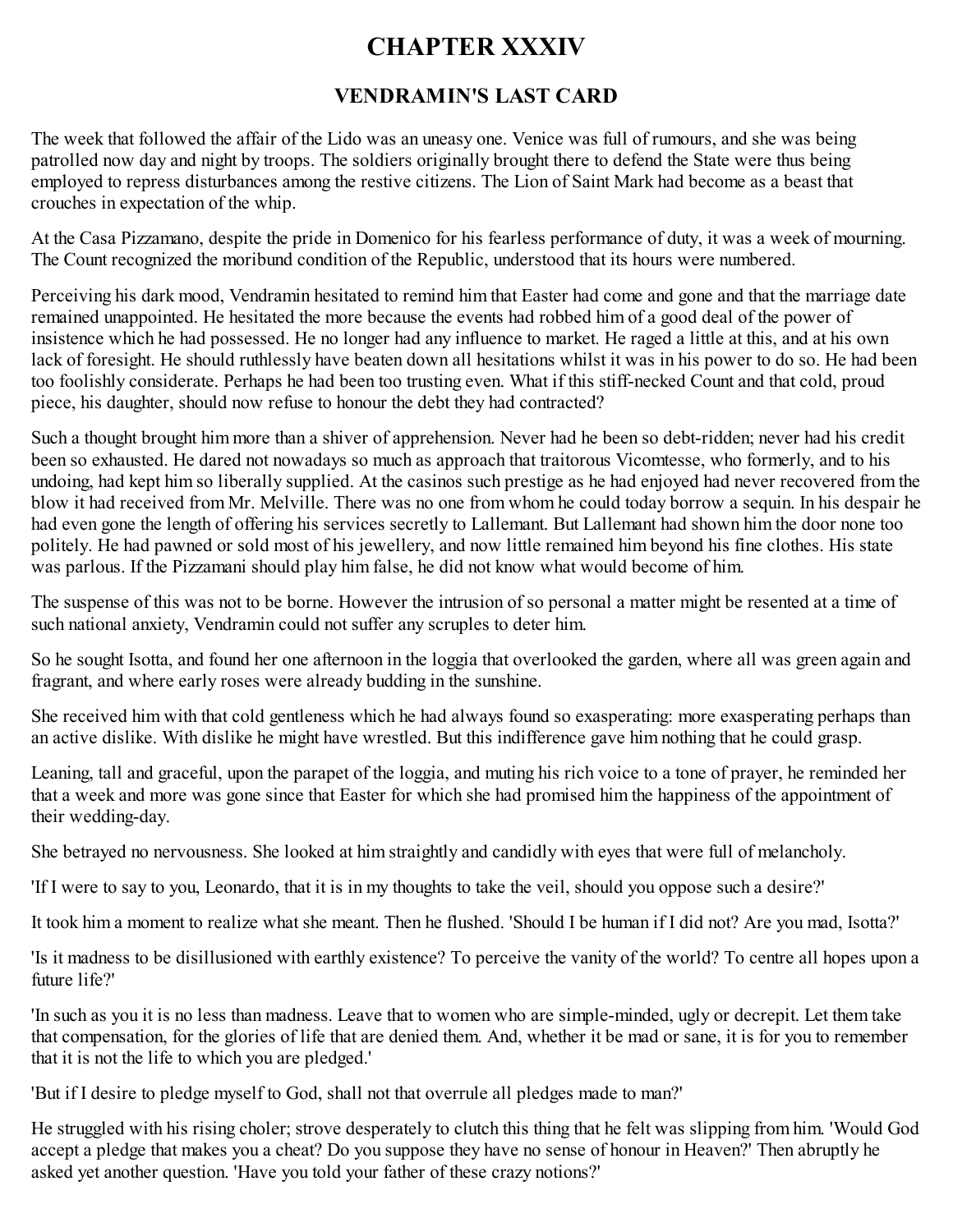# CHAPTER XXXIV

## VENDRAMIN'S LAST CARD

The week that followed the affair of the Lido was an uneasy one. Venice was full of rumours, and she was being patrolled now day and night by troops. The soldiers originally brought there to defend the State were thus being employed to repress disturbances among the restive citizens. The Lion of Saint Mark had become as a beast that crouches in expectation of the whip.

At the Casa Pizzamano, despite the pride in Domenico for his fearless performance of duty, it was a week of mourning. The Count recognized the moribund condition of the Republic, understood that its hours were numbered.

Perceiving his dark mood, Vendramin hesitated to remind him that Easter had come and gone and that the marriage date remained unappointed. He hesitated the more because the events had robbed him of a good deal of the power of insistence which he had possessed. He no longer had any influence to market. He raged a little at this, and at his own lack of foresight. He should ruthlessly have beaten down all hesitations whilst it was in his power to do so. He had been too foolishly considerate. Perhaps he had been too trusting even. What if this stiff-necked Count and that cold, proud piece, his daughter, should now refuse to honour the debt they had contracted?

Such a thought brought him more than a shiver of apprehension. Never had he been so debt-ridden; never had his credit been so exhausted. He dared not nowadays so much as approach that traitorous Vicomtesse, who formerly, and to his undoing, had kept him so liberally supplied. At the casinos such prestige as he had enjoyed had never recovered from the blow it had received from Mr. Melville. There was no one from whom he could today borrow a sequin. In his despair he had even gone the length of offering his services secretly to Lallemant. But Lallemant had shown him the door none too politely. He had pawned or sold most of his jewellery, and now little remained him beyond his fine clothes. His state was parlous. If the Pizzamani should play him false, he did not know what would become of him.

The suspense of this was not to be borne. However the intrusion of so personal a matter might be resented at a time of such national anxiety, Vendramin could not suffer any scruples to deter him.

So he sought Isotta, and found her one afternoon in the loggia that overlooked the garden, where all was green again and fragrant, and where early roses were already budding in the sunshine.

She received him with that cold gentleness which he had always found so exasperating: more exasperating perhaps than an active dislike. With dislike he might have wrestled. But this indifference gave him nothing that he could grasp.

Leaning, tall and graceful, upon the parapet of the loggia, and muting his rich voice to a tone of prayer, he reminded her that a week and more was gone since that Easter for which she had promised him the happiness of the appointment of their wedding-day.

She betrayed no nervousness. She looked at him straightly and candidly with eyes that were full of melancholy.

'If I were to say to you, Leonardo, that it is in my thoughts to take the veil, should you oppose such a desire?'

It took him a moment to realize what she meant. Then he flushed. 'Should I be human if I did not? Are you mad, Isotta?'

'Is it madness to be disillusioned with earthly existence? To perceive the vanity of the world? To centre all hopes upon a future life?'

'In such as you it is no less than madness. Leave that to women who are simple-minded, ugly or decrepit. Let them take that compensation, for the glories of life that are denied them. And, whether it be mad or sane, it is for you to remember that it is not the life to which you are pledged.'

'But if I desire to pledge myself to God, shall not that overrule all pledges made to man?'

He struggled with his rising choler; strove desperately to clutch this thing that he felt was slipping from him. 'Would God accept a pledge that makes you a cheat? Do you suppose they have no sense of honour in Heaven?' Then abruptly he asked yet another question. 'Have you told your father of these crazy notions?'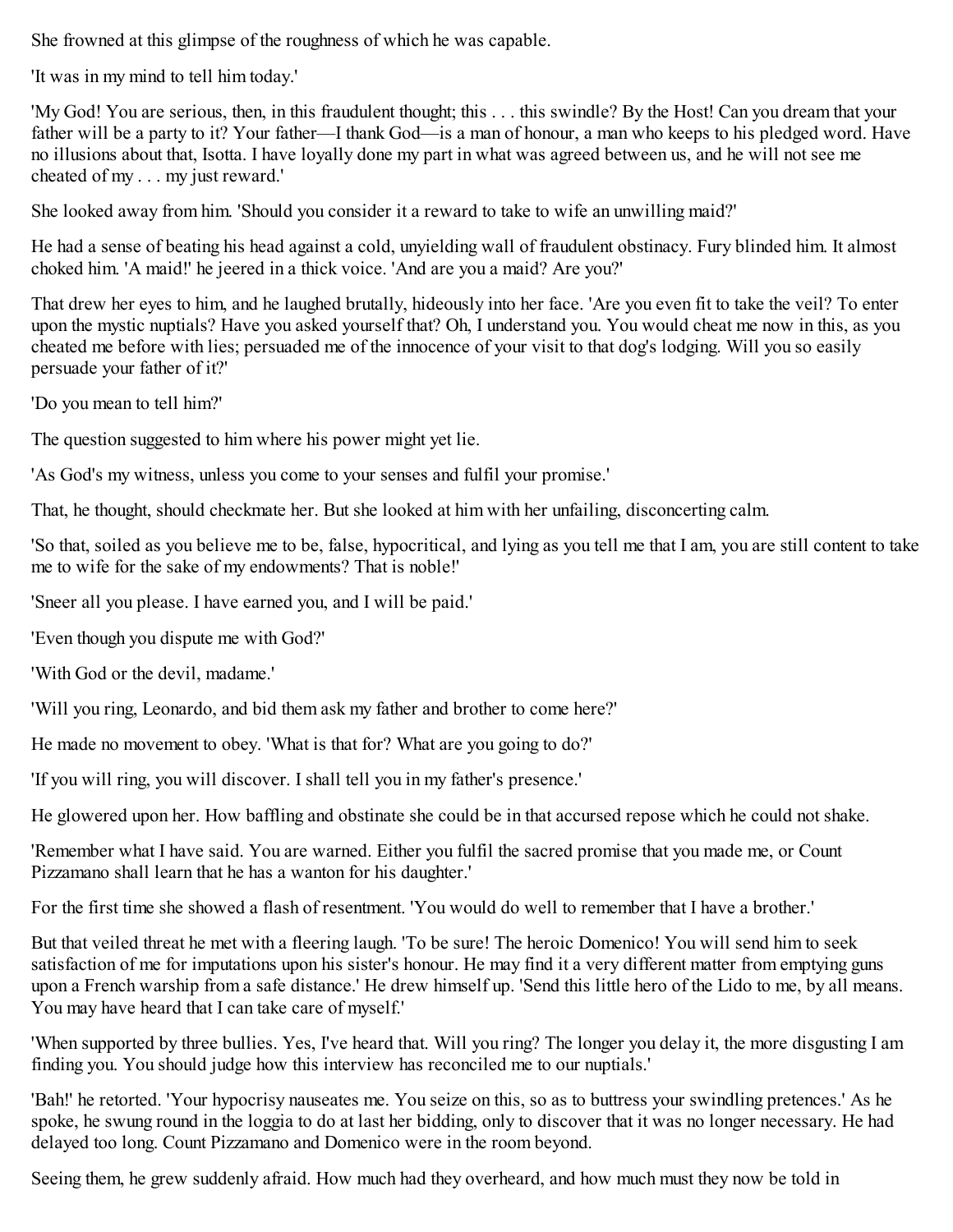She frowned at this glimpse of the roughness of which he was capable.

'It was in my mind to tell him today.'

'My God! You are serious, then, in this fraudulent thought; this . . . this swindle? By the Host! Can you dream that your father will be a party to it? Your father—I thank God—is a man of honour, a man who keeps to his pledged word. Have no illusions about that, Isotta. I have loyally done my part in what was agreed between us, and he will not see me cheated of my . . . my just reward.'

She looked away from him. 'Should you consider it a reward to take to wife an unwilling maid?'

He had a sense of beating his head against a cold, unyielding wall of fraudulent obstinacy. Fury blinded him. It almost choked him. 'A maid!' he jeered in a thick voice. 'And are you a maid? Are you?'

That drew her eyes to him, and he laughed brutally, hideously into her face. 'Are you even fit to take the veil? To enter upon the mystic nuptials? Have you asked yourself that? Oh, I understand you. You would cheat me now in this, as you cheated me before with lies; persuaded me of the innocence of your visit to that dog's lodging. Will you so easily persuade your father of it?'

'Do you mean to tell him?'

The question suggested to him where his power might yet lie.

'As God's my witness, unless you come to your senses and fulfil your promise.'

That, he thought, should checkmate her. But she looked at him with her unfailing, disconcerting calm.

'So that, soiled as you believe me to be, false, hypocritical, and lying as you tell me that I am, you are still content to take me to wife for the sake of my endowments? That is noble!'

'Sneer all you please. I have earned you, and I will be paid.'

'Even though you dispute me with God?'

'With God or the devil, madame.'

'Will you ring, Leonardo, and bid them ask my father and brother to come here?'

He made no movement to obey. 'What is that for? What are you going to do?'

'If you will ring, you will discover. I shall tell you in my father's presence.'

He glowered upon her. How baffling and obstinate she could be in that accursed repose which he could not shake.

'Remember what I have said. You are warned. Either you fulfil the sacred promise that you made me, or Count Pizzamano shall learn that he has a wanton for his daughter.'

For the first time she showed a flash of resentment. 'You would do well to remember that I have a brother.'

But that veiled threat he met with a fleering laugh. 'To be sure! The heroic Domenico! You will send him to seek satisfaction of me for imputations upon his sister's honour. He may find it a very different matter from emptying guns upon a French warship from a safe distance.' He drew himself up. 'Send this little hero of the Lido to me, by all means. You may have heard that I can take care of myself.'

'When supported by three bullies. Yes, I've heard that. Will you ring? The longer you delay it, the more disgusting I am finding you. You should judge how this interview has reconciled me to our nuptials.'

'Bah!' he retorted. 'Your hypocrisy nauseates me. You seize on this, so as to buttress your swindling pretences.' As he spoke, he swung round in the loggia to do at last her bidding, only to discover that it was no longer necessary. He had delayed too long. Count Pizzamano and Domenico were in the room beyond.

Seeing them, he grew suddenly afraid. How much had they overheard, and how much must they now be told in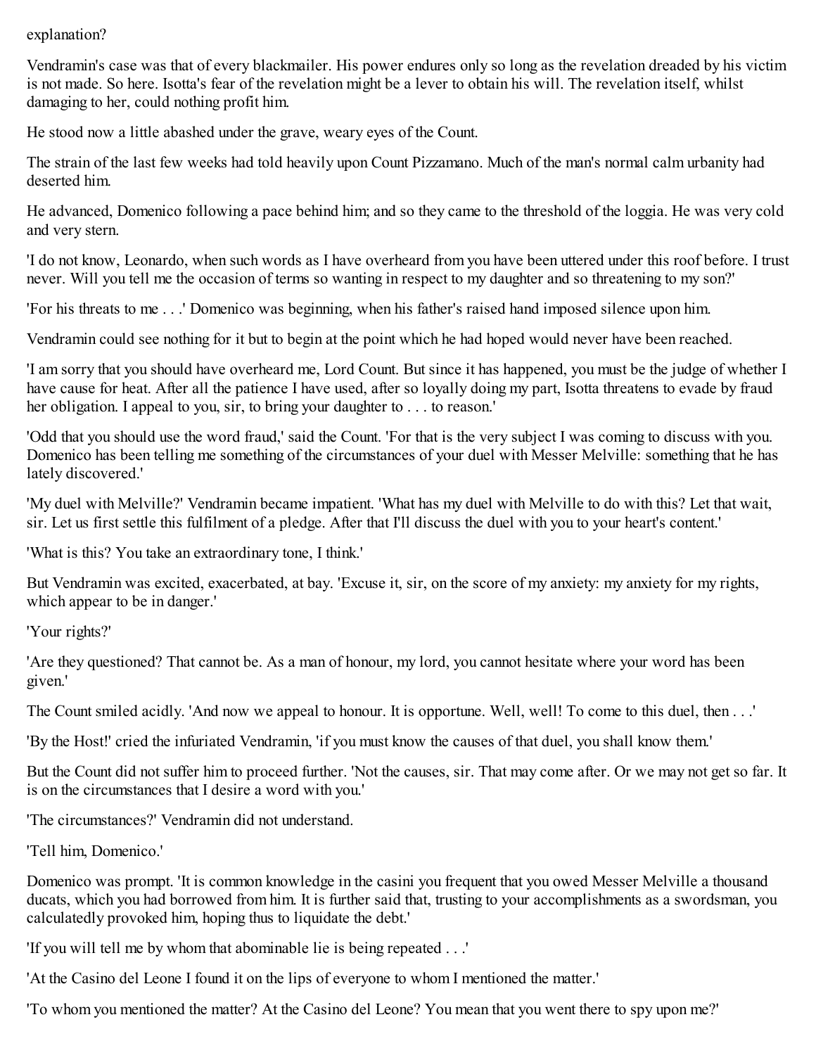explanation?

Vendramin's case was that of every blackmailer. His power endures only so long as the revelation dreaded by his victim is not made. So here. Isotta's fear of the revelation might be a lever to obtain his will. The revelation itself, whilst damaging to her, could nothing profit him.

He stood now a little abashed under the grave, weary eyes of the Count.

The strain of the last few weeks had told heavily upon Count Pizzamano. Much of the man's normal calm urbanity had deserted him.

He advanced, Domenico following a pace behind him; and so they came to the threshold of the loggia. He was very cold and very stern.

'I do not know, Leonardo, when such words as I have overheard from you have been uttered under this roof before. I trust never. Will you tell me the occasion of terms so wanting in respect to my daughter and so threatening to my son?'

'For his threats to me . . .' Domenico was beginning, when his father's raised hand imposed silence upon him.

Vendramin could see nothing for it but to begin at the point which he had hoped would never have been reached.

'I am sorry that you should have overheard me, Lord Count. But since it has happened, you must be the judge of whether I have cause for heat. After all the patience I have used, after so loyally doing my part, Isotta threatens to evade by fraud her obligation. I appeal to you, sir, to bring your daughter to . . . to reason.'

'Odd that you should use the word fraud,' said the Count. 'For that is the very subject I was coming to discuss with you. Domenico has been telling me something of the circumstances of your duel with Messer Melville: something that he has lately discovered.'

'My duel with Melville?' Vendramin became impatient. 'What has my duel with Melville to do with this? Let that wait, sir. Let us first settle this fulfilment of a pledge. After that I'll discuss the duel with you to your heart's content.'

'What is this? You take an extraordinary tone, I think.'

But Vendramin was excited, exacerbated, at bay. 'Excuse it, sir, on the score of my anxiety: my anxiety for my rights, which appear to be in danger.'

'Your rights?'

'Are they questioned? That cannot be. As a man of honour, my lord, you cannot hesitate where your word has been given.'

The Count smiled acidly. 'And now we appeal to honour. It is opportune. Well, well! To come to this duel, then . . .'

'By the Host!' cried the infuriated Vendramin, 'if you must know the causes of that duel, you shall know them.'

But the Count did not suffer him to proceed further. 'Not the causes, sir. That may come after. Or we may not get so far. It is on the circumstances that I desire a word with you.'

'The circumstances?' Vendramin did not understand.

'Tell him, Domenico.'

Domenico was prompt. 'It is common knowledge in the casini you frequent that you owed Messer Melville a thousand ducats, which you had borrowed from him. It is further said that, trusting to your accomplishments as a swordsman, you calculatedly provoked him, hoping thus to liquidate the debt.'

'If you will tell me by whom that abominable lie is being repeated . . .'

'At the Casino del Leone I found it on the lips of everyone to whom I mentioned the matter.'

'To whom you mentioned the matter? At the Casino del Leone? You mean that you went there to spy upon me?'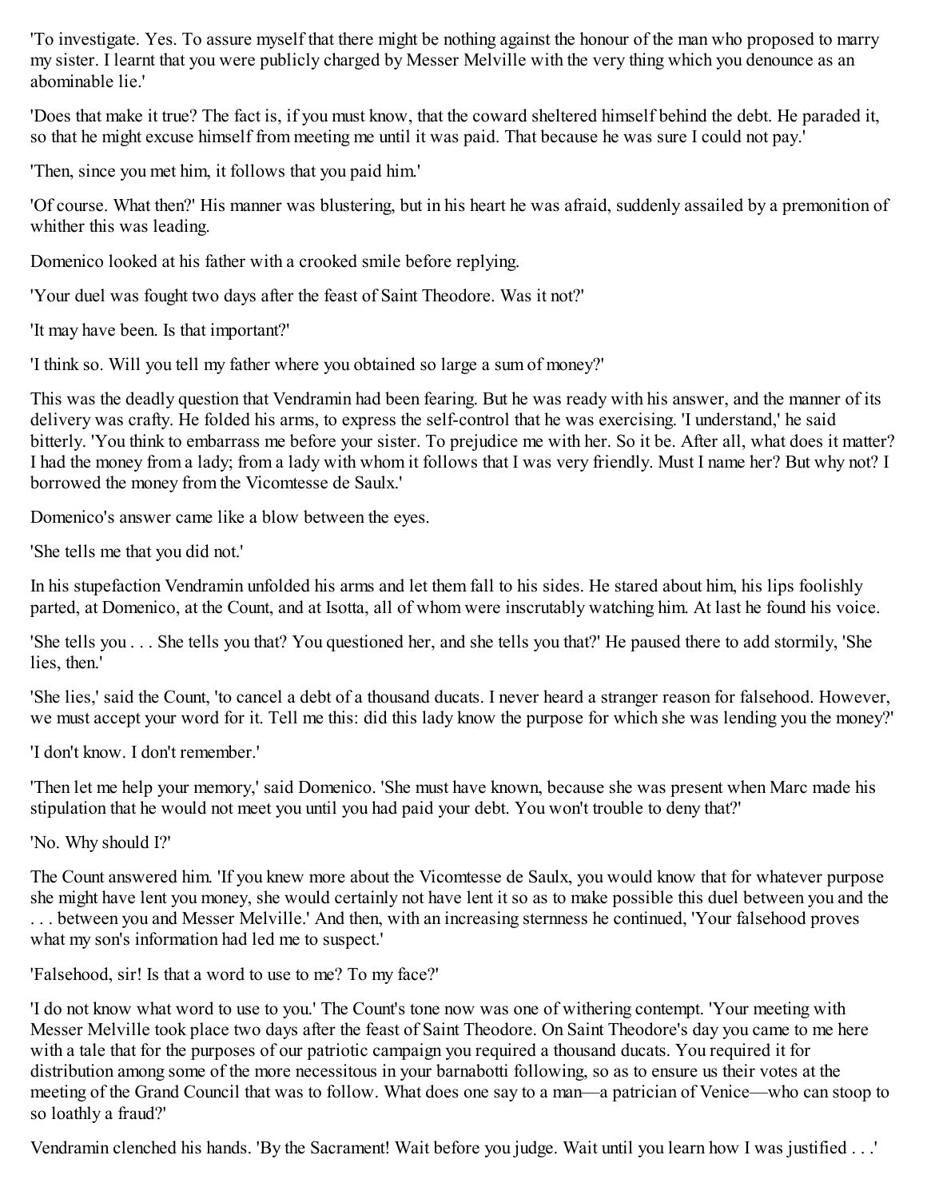'To investigate. Yes. To assure myself that there might be nothing against the honour of the man who proposed to marry my sister. I learnt that you were publicly charged by Messer Melville with the very thing which you denounce as an abominable lie.'

'Does that make it true? The fact is, if you must know, that the coward sheltered himself behind the debt. He paraded it, so that he might excuse himself from meeting me until it was paid. That because he was sure I could not pay.'

'Then, since you met him, it follows that you paid him.'

'Of course. What then?' His manner was blustering, but in his heart he was afraid, suddenly assailed by a premonition of whither this was leading.

Domenico looked at his father with a crooked smile before replying.

'Your duel was fought two days after the feast of Saint Theodore. Was it not?'

'It may have been. Is that important?'

'I think so. Will you tell my father where you obtained so large a sum of money?'

This was the deadly question that Vendramin had been fearing. But he was ready with his answer, and the manner of its delivery was crafty. He folded his arms, to express the self-control that he was exercising. 'I understand,' he said bitterly. 'You think to embarrass me before your sister. To prejudice me with her. So it be. After all, what does it matter? I had the money from a lady; from a lady with whom it follows that I was very friendly. Must I name her? But why not? I borrowed the money from the Vicomtesse de Saulx.'

Domenico's answer came like a blow between the eyes.

'She tells me that you did not.'

In his stupefaction Vendramin unfolded his arms and let them fall to his sides. He stared about him, his lips foolishly parted, at Domenico, at the Count, and at Isotta, all of whom were inscrutably watching him. At last he found his voice.

'She tells you . . . She tells you that? You questioned her, and she tells you that?' He paused there to add stormily, 'She lies, then.'

'She lies,' said the Count, 'to cancel a debt of a thousand ducats. I never heard a stranger reason for falsehood. However, we must accept your word for it. Tell me this: did this lady know the purpose for which she was lending you the money?'

'I don't know. I don't remember.'

'Then let me help your memory,' said Domenico. 'She must have known, because she was present when Marc made his stipulation that he would not meet you until you had paid your debt. You won't trouble to deny that?'

'No. Why should I?'

The Count answered him. 'If you knew more about the Vicomtesse de Saulx, you would know that for whatever purpose she might have lent you money, she would certainly not have lent it so as to make possible this duel between you and the . . . between you and Messer Melville.' And then, with an increasing sternness he continued, 'Your falsehood proves what my son's information had led me to suspect.'

'Falsehood, sir! Is that a word to use to me? To my face?'

'I do not know what word to use to you.' The Count's tone now was one of withering contempt. 'Your meeting with Messer Melville took place two days after the feast of Saint Theodore. On Saint Theodore's day you came to me here with a tale that for the purposes of our patriotic campaign you required a thousand ducats. You required it for distribution among some of the more necessitous in your barnabotti following, so as to ensure us their votes at the meeting of the Grand Council that was to follow. What does one say to a man—a patrician of Venice—who can stoop to so loathly a fraud?'

Vendramin clenched his hands. 'By the Sacrament! Wait before you judge. Wait until you learn how I was justified . . .'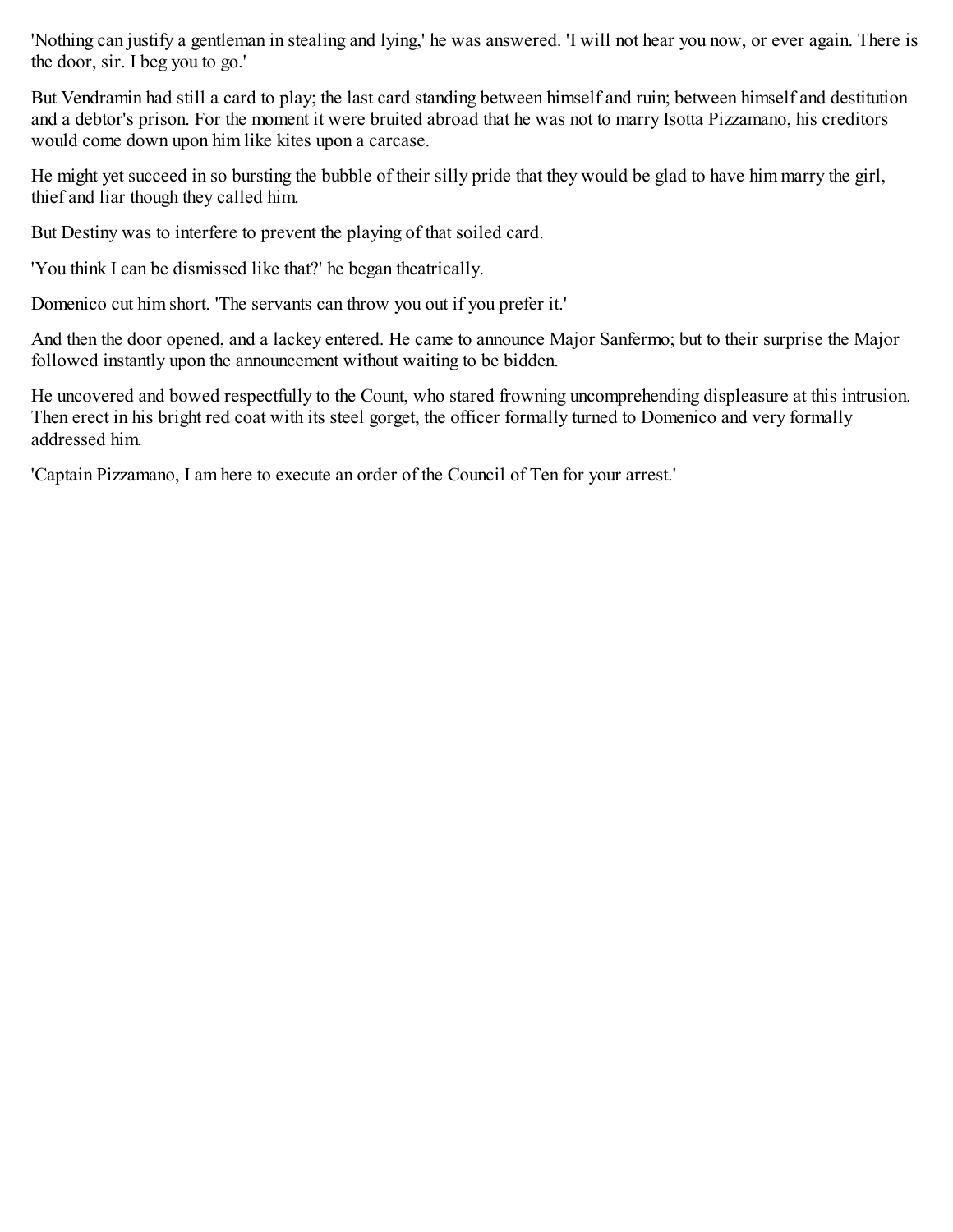'Nothing can justify a gentleman in stealing and lying,' he was answered. 'I will not hear you now, or ever again. There is the door, sir. I beg you to go.'

But Vendramin had still a card to play; the last card standing between himself and ruin; between himself and destitution and a debtor's prison. For the moment it were bruited abroad that he was not to marry Isotta Pizzamano, his creditors would come down upon him like kites upon a carcase.

He might yet succeed in so bursting the bubble of their silly pride that they would be glad to have him marry the girl, thief and liar though they called him.

But Destiny was to interfere to prevent the playing of that soiled card.

'You think I can be dismissed like that?' he began theatrically.

Domenico cut him short. 'The servants can throw you out if you prefer it.'

And then the door opened, and a lackey entered. He came to announce Major Sanfermo; but to their surprise the Major followed instantly upon the announcement without waiting to be bidden.

He uncovered and bowed respectfully to the Count, who stared frowning uncomprehending displeasure at this intrusion. Then erect in his bright red coat with its steel gorget, the officer formally turned to Domenico and very formally addressed him.

'Captain Pizzamano, I am here to execute an order of the Council of Ten for your arrest.'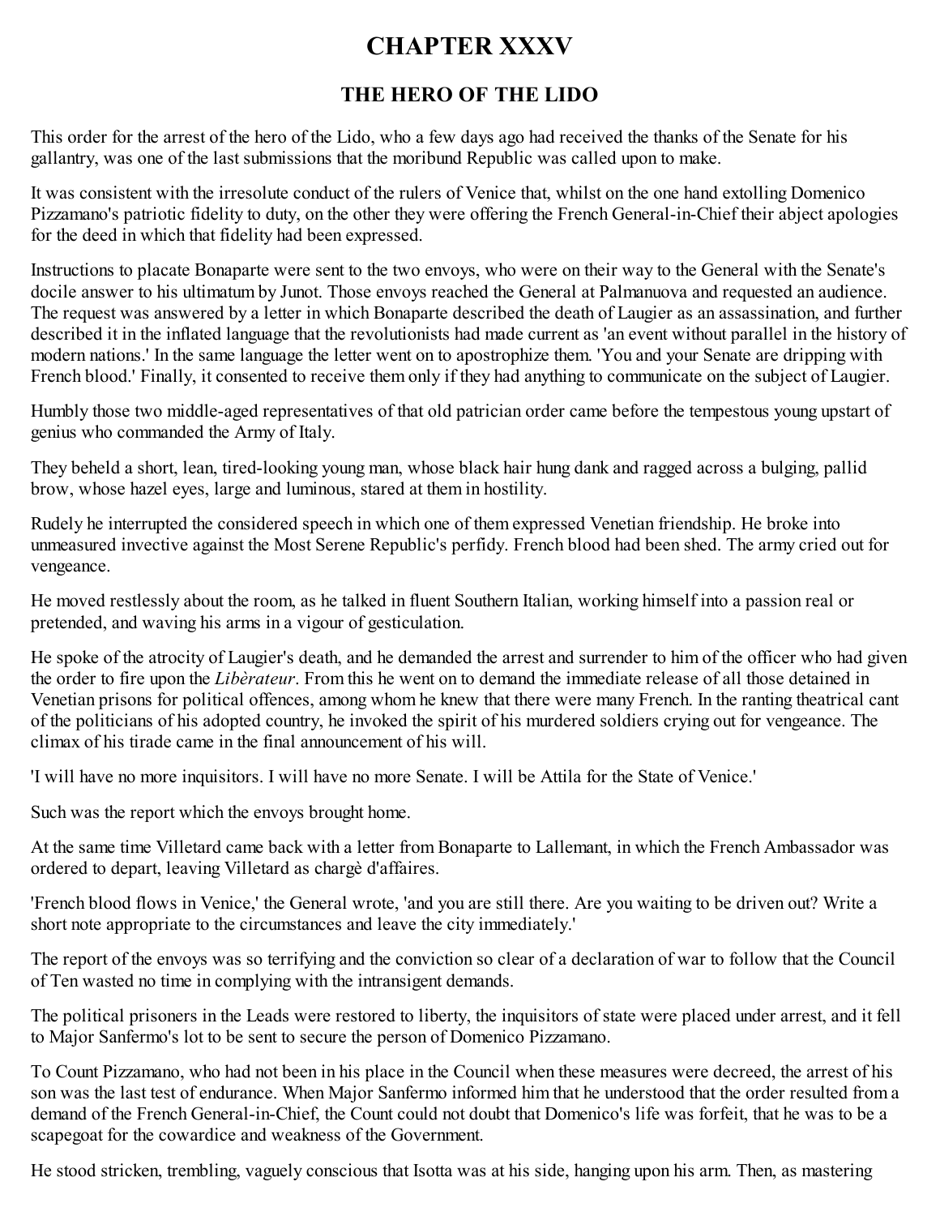# CHAPTER XXXV

## THE HERO OF THE LIDO

This order for the arrest of the hero of the Lido, who a few days ago had received the thanks of the Senate for his gallantry, was one of the last submissions that the moribund Republic was called upon to make.

It was consistent with the irresolute conduct of the rulers of Venice that, whilst on the one hand extolling Domenico Pizzamano's patriotic fidelity to duty, on the other they were offering the French General-in-Chief their abject apologies for the deed in which that fidelity had been expressed.

Instructions to placate Bonaparte were sent to the two envoys, who were on their way to the General with the Senate's docile answer to his ultimatum by Junot. Those envoys reached the General at Palmanuova and requested an audience. The request was answered by a letter in which Bonaparte described the death of Laugier as an assassination, and further described it in the inflated language that the revolutionists had made current as 'an event without parallel in the history of modern nations.' In the same language the letter went on to apostrophize them. 'You and your Senate are dripping with French blood.' Finally, it consented to receive them only if they had anything to communicate on the subject of Laugier.

Humbly those two middle-aged representatives of that old patrician order came before the tempestous young upstart of genius who commanded the Army of Italy.

They beheld a short, lean, tired-looking young man, whose black hair hung dank and ragged across a bulging, pallid brow, whose hazel eyes, large and luminous, stared at them in hostility.

Rudely he interrupted the considered speech in which one of them expressed Venetian friendship. He broke into unmeasured invective against the Most Serene Republic's perfidy. French blood had been shed. The army cried out for vengeance.

He moved restlessly about the room, as he talked in fluent Southern Italian, working himself into a passion real or pretended, and waving his arms in a vigour of gesticulation.

He spoke of the atrocity of Laugier's death, and he demanded the arrest and surrender to him of the officer who had given the order to fire upon the *Libèrateur*. From this he went on to demand the immediate release of all those detained in Venetian prisons for political offences, among whom he knew that there were many French. In the ranting theatrical cant of the politicians of his adopted country, he invoked the spirit of his murdered soldiers crying out for vengeance. The climax of his tirade came in the final announcement of his will.

'I will have no more inquisitors. I will have no more Senate. I will be Attila for the State of Venice.'

Such was the report which the envoys brought home.

At the same time Villetard came back with a letter from Bonaparte to Lallemant, in which the French Ambassador was ordered to depart, leaving Villetard as chargè d'affaires.

'French blood flows in Venice,' the General wrote, 'and you are still there. Are you waiting to be driven out? Write a short note appropriate to the circumstances and leave the city immediately.'

The report of the envoys was so terrifying and the conviction so clear of a declaration of war to follow that the Council of Ten wasted no time in complying with the intransigent demands.

The political prisoners in the Leads were restored to liberty, the inquisitors of state were placed under arrest, and it fell to Major Sanfermo's lot to be sent to secure the person of Domenico Pizzamano.

To Count Pizzamano, who had not been in his place in the Council when these measures were decreed, the arrest of his son was the last test of endurance. When Major Sanfermo informed him that he understood that the order resulted from a demand of the French General-in-Chief, the Count could not doubt that Domenico's life was forfeit, that he was to be a scapegoat for the cowardice and weakness of the Government.

He stood stricken, trembling, vaguely conscious that Isotta was at his side, hanging upon his arm. Then, as mastering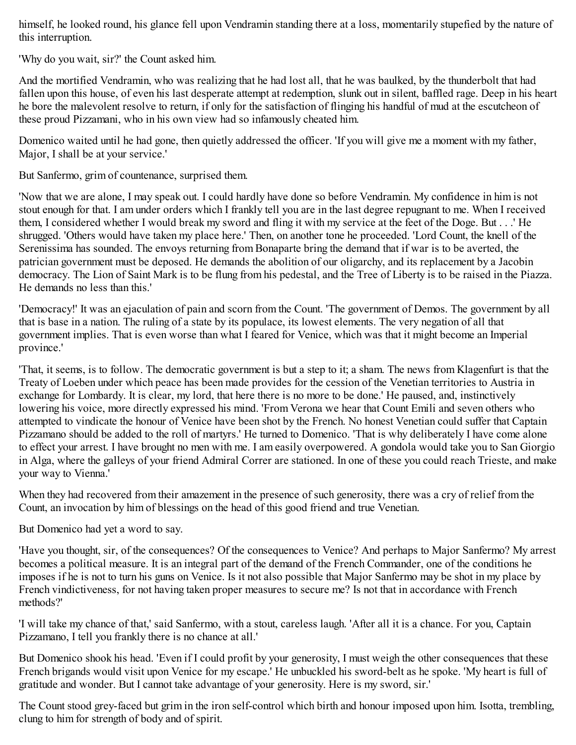himself, he looked round, his glance fell upon Vendramin standing there at a loss, momentarily stupefied by the nature of this interruption.

'Why do you wait, sir?' the Count asked him.

And the mortified Vendramin, who was realizing that he had lost all, that he was baulked, by the thunderbolt that had fallen upon this house, of even his last desperate attempt at redemption, slunk out in silent, baffled rage. Deep in his heart he bore the malevolent resolve to return, if only for the satisfaction of flinging his handful of mud at the escutcheon of these proud Pizzamani, who in his own view had so infamously cheated him.

Domenico waited until he had gone, then quietly addressed the officer. 'If you will give me a moment with my father, Major, I shall be at your service.'

But Sanfermo, grim of countenance, surprised them.

'Now that we are alone, I may speak out. I could hardly have done so before Vendramin. My confidence in him is not stout enough for that. I am under orders which I frankly tell you are in the last degree repugnant to me. When I received them, I considered whether I would break my sword and fling it with my service at the feet of the Doge. But . . .' He shrugged. 'Others would have taken my place here.' Then, on another tone he proceeded. 'Lord Count, the knell of the Serenissima has sounded. The envoys returning from Bonaparte bring the demand that if war is to be averted, the patrician government must be deposed. He demands the abolition of our oligarchy, and its replacement by a Jacobin democracy. The Lion of Saint Mark is to be flung from his pedestal, and the Tree of Liberty is to be raised in the Piazza. He demands no less than this.'

'Democracy!' It was an ejaculation of pain and scorn from the Count. 'The government of Demos. The government by all that is base in a nation. The ruling of a state by its populace, its lowest elements. The very negation of all that government implies. That is even worse than what I feared for Venice, which was that it might become an Imperial province.'

'That, it seems, is to follow. The democratic government is but a step to it; a sham. The news from Klagenfurt is that the Treaty of Loeben under which peace has been made provides for the cession of the Venetian territories to Austria in exchange for Lombardy. It is clear, my lord, that here there is no more to be done.' He paused, and, instinctively lowering his voice, more directly expressed his mind. 'From Verona we hear that Count Emili and seven others who attempted to vindicate the honour of Venice have been shot by the French. No honest Venetian could suffer that Captain Pizzamano should be added to the roll of martyrs.' He turned to Domenico. 'That is why deliberately I have come alone to effect your arrest. I have brought no men with me. I am easily overpowered. A gondola would take you to San Giorgio in Alga, where the galleys of your friend Admiral Correr are stationed. In one of these you could reach Trieste, and make your way to Vienna.'

When they had recovered from their amazement in the presence of such generosity, there was a cry of relief from the Count, an invocation by him of blessings on the head of this good friend and true Venetian.

But Domenico had yet a word to say.

'Have you thought, sir, of the consequences? Of the consequences to Venice? And perhaps to Major Sanfermo? My arrest becomes a political measure. It is an integral part of the demand of the French Commander, one of the conditions he imposes if he is not to turn his guns on Venice. Is it not also possible that Major Sanfermo may be shot in my place by French vindictiveness, for not having taken proper measures to secure me? Is not that in accordance with French methods?'

'I will take my chance of that,' said Sanfermo, with a stout, careless laugh. 'After all it is a chance. For you, Captain Pizzamano, I tell you frankly there is no chance at all.'

But Domenico shook his head. 'Even if I could profit by your generosity, I must weigh the other consequences that these French brigands would visit upon Venice for my escape.' He unbuckled his sword-belt as he spoke. 'My heart is full of gratitude and wonder. But I cannot take advantage of your generosity. Here is my sword, sir.'

The Count stood grey-faced but grim in the iron self-control which birth and honour imposed upon him. Isotta, trembling, clung to him for strength of body and of spirit.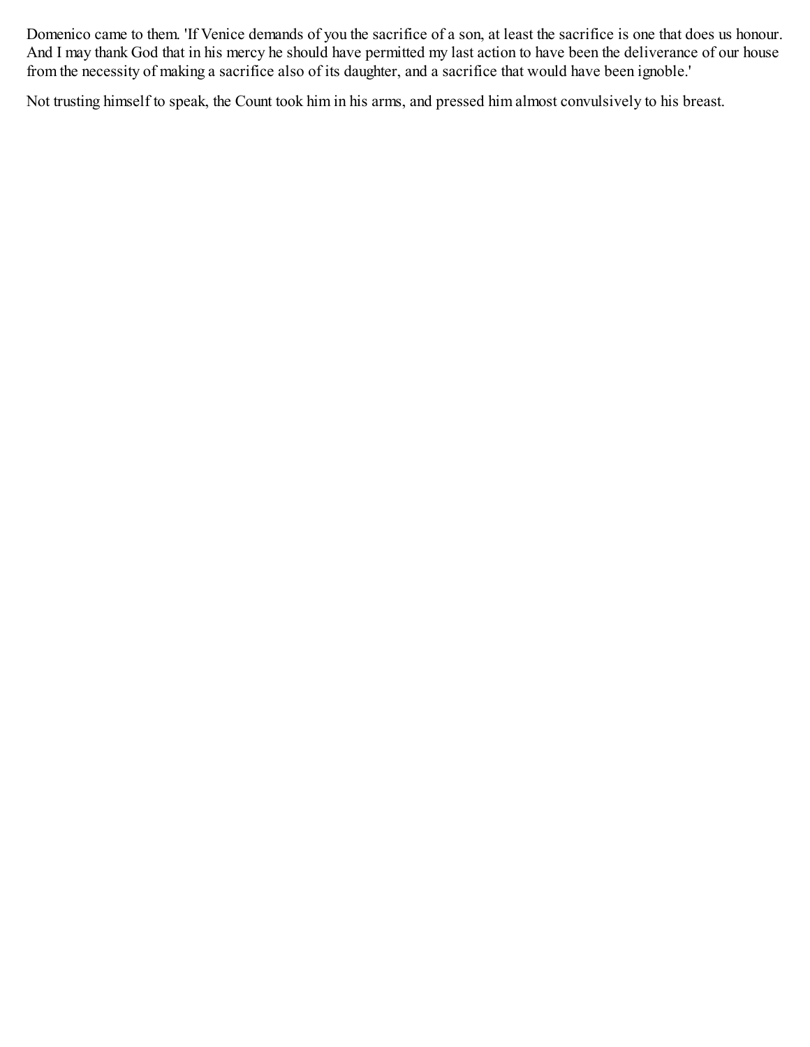Domenico came to them. 'If Venice demands of you the sacrifice of a son, at least the sacrifice is one that does us honour. And I may thank God that in his mercy he should have permitted my last action to have been the deliverance of our house from the necessity of making a sacrifice also of its daughter, and a sacrifice that would have been ignoble.'

Not trusting himself to speak, the Count took him in his arms, and pressed him almost convulsively to his breast.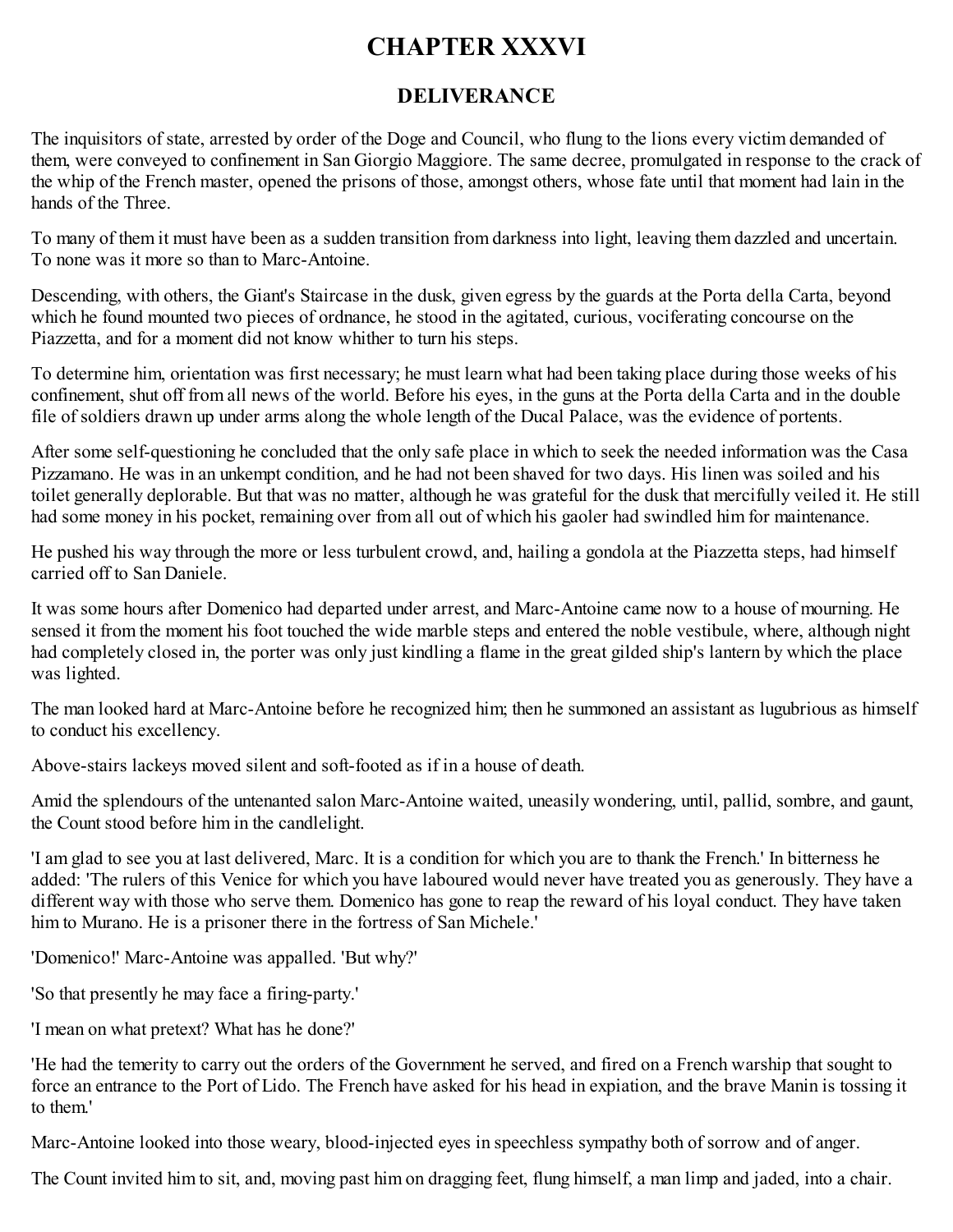# CHAPTER XXXVI

## DELIVERANCE

The inquisitors of state, arrested by order of the Doge and Council, who flung to the lions every victim demanded of them, were conveyed to confinement in San Giorgio Maggiore. The same decree, promulgated in response to the crack of the whip of the French master, opened the prisons of those, amongst others, whose fate until that moment had lain in the hands of the Three.

To many of them it must have been as a sudden transition from darkness into light, leaving them dazzled and uncertain. To none was it more so than to Marc-Antoine.

Descending, with others, the Giant's Staircase in the dusk, given egress by the guards at the Porta della Carta, beyond which he found mounted two pieces of ordnance, he stood in the agitated, curious, vociferating concourse on the Piazzetta, and for a moment did not know whither to turn his steps.

To determine him, orientation was first necessary; he must learn what had been taking place during those weeks of his confinement, shut off from all news of the world. Before his eyes, in the guns at the Porta della Carta and in the double file of soldiers drawn up under arms along the whole length of the Ducal Palace, was the evidence of portents.

After some self-questioning he concluded that the only safe place in which to seek the needed information was the Casa Pizzamano. He was in an unkempt condition, and he had not been shaved for two days. His linen was soiled and his toilet generally deplorable. But that was no matter, although he was grateful for the dusk that mercifully veiled it. He still had some money in his pocket, remaining over from all out of which his gaoler had swindled him for maintenance.

He pushed his way through the more or less turbulent crowd, and, hailing a gondola at the Piazzetta steps, had himself carried off to San Daniele.

It was some hours after Domenico had departed under arrest, and Marc-Antoine came now to a house of mourning. He sensed it from the moment his foot touched the wide marble steps and entered the noble vestibule, where, although night had completely closed in, the porter was only just kindling a flame in the great gilded ship's lantern by which the place was lighted.

The man looked hard at Marc-Antoine before he recognized him; then he summoned an assistant as lugubrious as himself to conduct his excellency.

Above-stairs lackeys moved silent and soft-footed as if in a house of death.

Amid the splendours of the untenanted salon Marc-Antoine waited, uneasily wondering, until, pallid, sombre, and gaunt, the Count stood before him in the candlelight.

'I am glad to see you at last delivered, Marc. It is a condition for which you are to thank the French.' In bitterness he added: 'The rulers of this Venice for which you have laboured would never have treated you as generously. They have a different way with those who serve them. Domenico has gone to reap the reward of his loyal conduct. They have taken him to Murano. He is a prisoner there in the fortress of San Michele.'

'Domenico!' Marc-Antoine was appalled. 'But why?'

'So that presently he may face a firing-party.'

'I mean on what pretext? What has he done?'

'He had the temerity to carry out the orders of the Government he served, and fired on a French warship that sought to force an entrance to the Port of Lido. The French have asked for his head in expiation, and the brave Manin is tossing it to them.'

Marc-Antoine looked into those weary, blood-injected eyes in speechless sympathy both of sorrow and of anger.

The Count invited him to sit, and, moving past him on dragging feet, flung himself, a man limp and jaded, into a chair.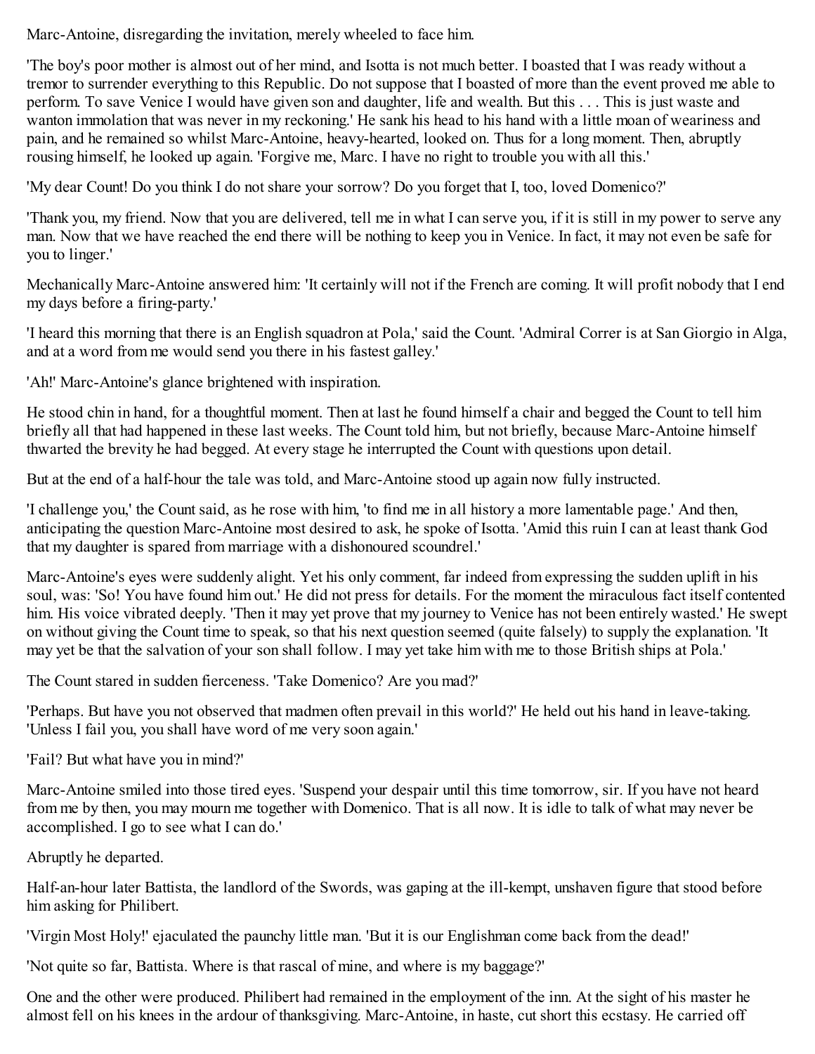Marc-Antoine, disregarding the invitation, merely wheeled to face him.

'The boy's poor mother is almost out of her mind, and Isotta is not much better. I boasted that I was ready without a tremor to surrender everything to this Republic. Do not suppose that I boasted of more than the event proved me able to perform. To save Venice I would have given son and daughter, life and wealth. But this . . . This is just waste and wanton immolation that was never in my reckoning.' He sank his head to his hand with a little moan of weariness and pain, and he remained so whilst Marc-Antoine, heavy-hearted, looked on. Thus for a long moment. Then, abruptly rousing himself, he looked up again. 'Forgive me, Marc. I have no right to trouble you with all this.'

'My dear Count! Do you think I do not share your sorrow? Do you forget that I, too, loved Domenico?'

'Thank you, my friend. Now that you are delivered, tell me in what I can serve you, if it is still in my power to serve any man. Now that we have reached the end there will be nothing to keep you in Venice. In fact, it may not even be safe for you to linger.'

Mechanically Marc-Antoine answered him: 'It certainly will not if the French are coming. It will profit nobody that I end my days before a firing-party.'

'I heard this morning that there is an English squadron at Pola,' said the Count. 'Admiral Correr is at San Giorgio in Alga, and at a word from me would send you there in his fastest galley.'

'Ah!' Marc-Antoine's glance brightened with inspiration.

He stood chin in hand, for a thoughtful moment. Then at last he found himself a chair and begged the Count to tell him briefly all that had happened in these last weeks. The Count told him, but not briefly, because Marc-Antoine himself thwarted the brevity he had begged. At every stage he interrupted the Count with questions upon detail.

But at the end of a half-hour the tale was told, and Marc-Antoine stood up again now fully instructed.

'I challenge you,' the Count said, as he rose with him, 'to find me in all history a more lamentable page.' And then, anticipating the question Marc-Antoine most desired to ask, he spoke of Isotta. 'Amid this ruin I can at least thank God that my daughter is spared from marriage with a dishonoured scoundrel.'

Marc-Antoine's eyes were suddenly alight. Yet his only comment, far indeed from expressing the sudden uplift in his soul, was: 'So! You have found him out.' He did not press for details. For the moment the miraculous fact itself contented him. His voice vibrated deeply. 'Then it may yet prove that my journey to Venice has not been entirely wasted.' He swept on without giving the Count time to speak, so that his next question seemed (quite falsely) to supply the explanation. 'It may yet be that the salvation of your son shall follow. I may yet take him with me to those British ships at Pola.'

The Count stared in sudden fierceness. 'Take Domenico? Are you mad?'

'Perhaps. But have you not observed that madmen often prevail in this world?' He held out his hand in leave-taking. 'Unless I fail you, you shall have word of me very soon again.'

'Fail? But what have you in mind?'

Marc-Antoine smiled into those tired eyes. 'Suspend your despair until this time tomorrow, sir. If you have not heard from me by then, you may mourn me together with Domenico. That is all now. It is idle to talk of what may never be accomplished. I go to see what I can do.'

Abruptly he departed.

Half-an-hour later Battista, the landlord of the Swords, was gaping at the ill-kempt, unshaven figure that stood before him asking for Philibert.

'Virgin Most Holy!' ejaculated the paunchy little man. 'But it is our Englishman come back from the dead!'

'Not quite so far, Battista. Where is that rascal of mine, and where is my baggage?'

One and the other were produced. Philibert had remained in the employment of the inn. At the sight of his master he almost fell on his knees in the ardour of thanksgiving. Marc-Antoine, in haste, cut short this ecstasy. He carried off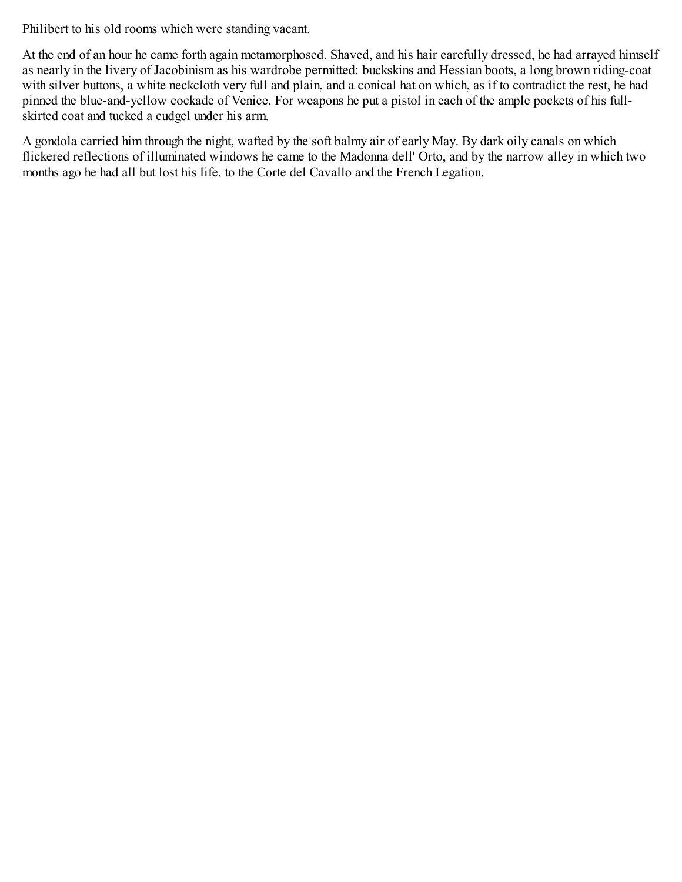Philibert to his old rooms which were standing vacant.

At the end of an hour he came forth again metamorphosed. Shaved, and his hair carefully dressed, he had arrayed himself as nearly in the livery of Jacobinism as his wardrobe permitted: buckskins and Hessian boots, a long brown riding-coat with silver buttons, a white neckcloth very full and plain, and a conical hat on which, as if to contradict the rest, he had pinned the blue-and-yellow cockade of Venice. For weapons he put a pistol in each of the ample pockets of his full-skirted coat and tucked a cudgel under his arm.

A gondola carried him through the night, wafted by the soft balmy air of early May. By dark oily canals on which flickered reflections of illuminated windows he came to the Madonna dell' Orto, and by the narrow alley in which two months ago he had all but lost his life, to the Corte del Cavallo and the French Legation.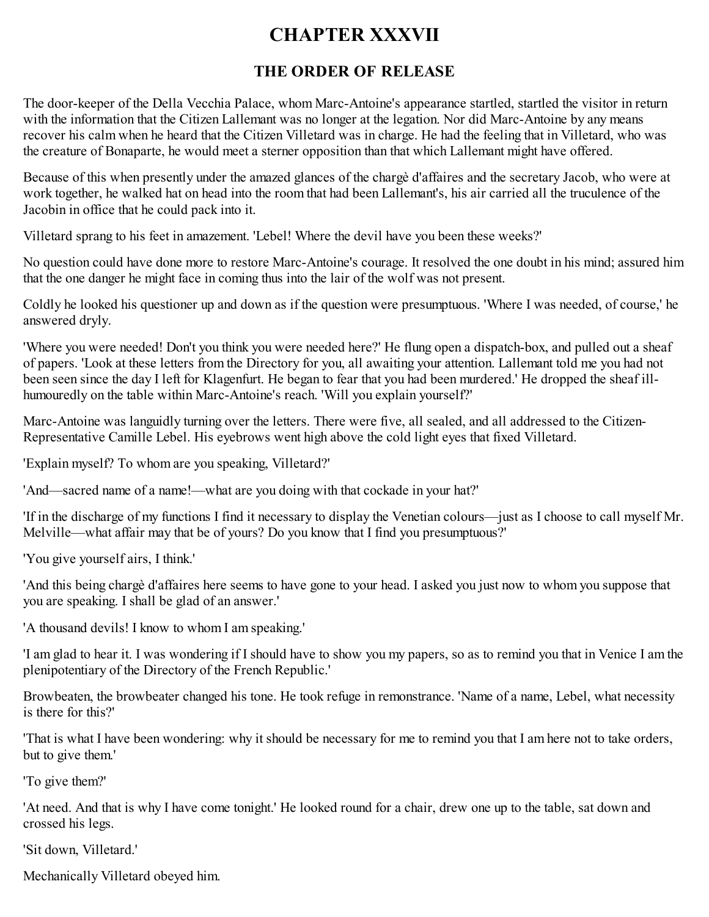# CHAPTER XXXVII

## THE ORDER OF RELEASE

The door-keeper of the Della Vecchia Palace, whom Marc-Antoine's appearance startled, startled the visitor in return with the information that the Citizen Lallemant was no longer at the legation. Nor did Marc-Antoine by any means recover his calm when he heard that the Citizen Villetard was in charge. He had the feeling that in Villetard, who was the creature of Bonaparte, he would meet a sterner opposition than that which Lallemant might have offered.

Because of this when presently under the amazed glances of the chargè d'affaires and the secretary Jacob, who were at work together, he walked hat on head into the room that had been Lallemant's, his air carried all the truculence of the Jacobin in office that he could pack into it.

Villetard sprang to his feet in amazement. 'Lebel! Where the devil have you been these weeks?'

No question could have done more to restore Marc-Antoine's courage. It resolved the one doubt in his mind; assured him that the one danger he might face in coming thus into the lair of the wolf was not present.

Coldly he looked his questioner up and down as if the question were presumptuous. 'Where I was needed, of course,' he answered dryly.

'Where you were needed! Don't you think you were needed here?' He flung open a dispatch-box, and pulled out a sheaf of papers. 'Look at these letters from the Directory for you, all awaiting your attention. Lallemant told me you had not been seen since the day I left for Klagenfurt. He began to fear that you had been murdered.' He dropped the sheaf ill-humouredly on the table within Marc-Antoine's reach. 'Will you explain yourself?'

Marc-Antoine was languidly turning over the letters. There were five, all sealed, and all addressed to the Citizen-Representative Camille Lebel. His eyebrows went high above the cold light eyes that fixed Villetard.

'Explain myself? To whom are you speaking, Villetard?'

'And—sacred name of a name!—what are you doing with that cockade in your hat?'

'If in the discharge of my functions I find it necessary to display the Venetian colours—just as I choose to call myself Mr. Melville—what affair may that be of yours? Do you know that I find you presumptuous?'

'You give yourself airs, I think.'

'And this being chargè d'affaires here seems to have gone to your head. I asked you just now to whom you suppose that you are speaking. I shall be glad of an answer.'

'A thousand devils! I know to whom I am speaking.'

'I am glad to hear it. I was wondering if I should have to show you my papers, so as to remind you that in Venice I am the plenipotentiary of the Directory of the French Republic.'

Browbeaten, the browbeater changed his tone. He took refuge in remonstrance. 'Name of a name, Lebel, what necessity is there for this?'

'That is what I have been wondering: why it should be necessary for me to remind you that I am here not to take orders, but to give them.'

'To give them?'

'At need. And that is why I have come tonight.' He looked round for a chair, drew one up to the table, sat down and crossed his legs.

'Sit down, Villetard.'

Mechanically Villetard obeyed him.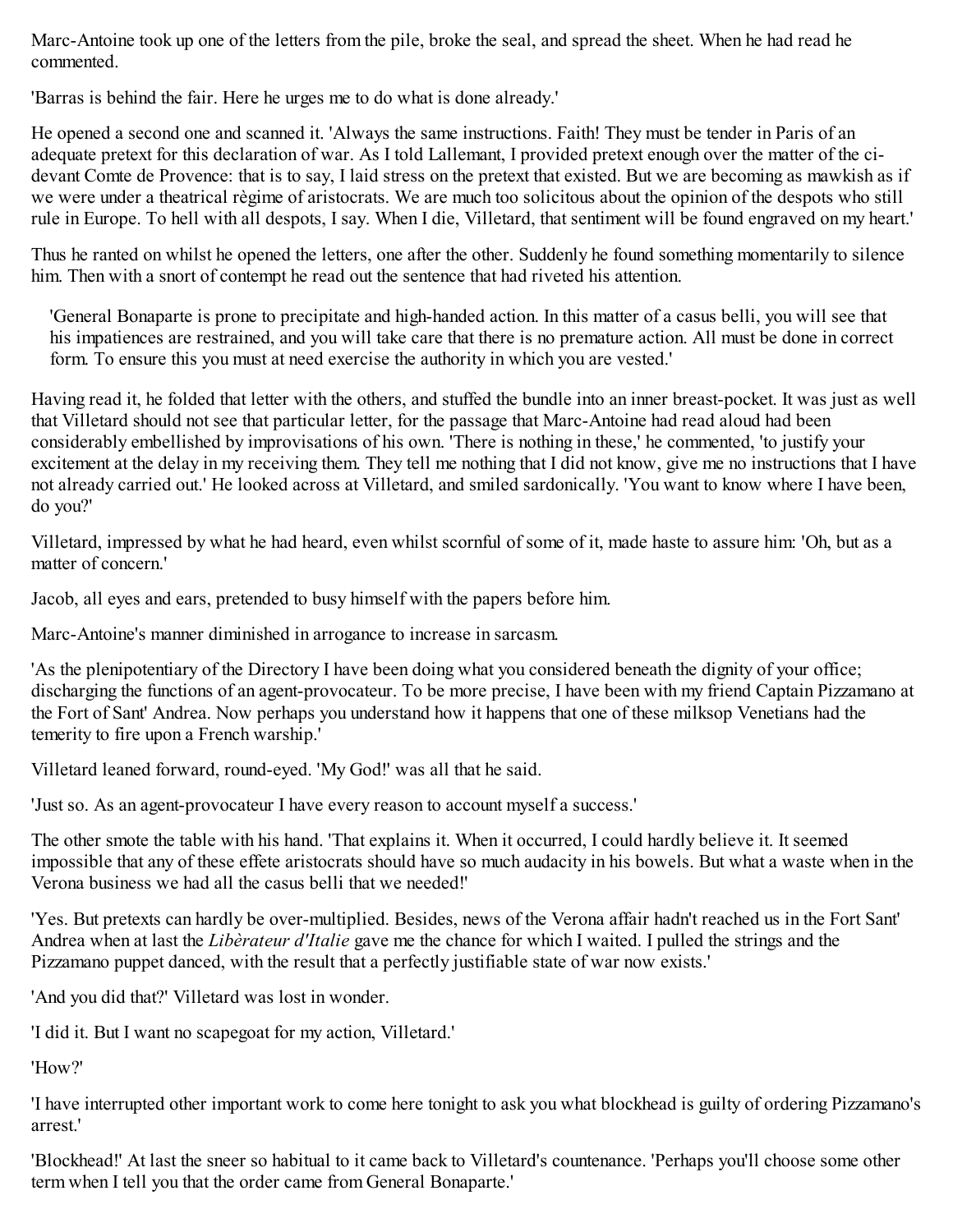Marc-Antoine took up one of the letters from the pile, broke the seal, and spread the sheet. When he had read he commented.

'Barras is behind the fair. Here he urges me to do what is done already.'

He opened a second one and scanned it. 'Always the same instructions. Faith! They must be tender in Paris of an adequate pretext for this declaration of war. As I told Lallemant, I provided pretext enough over the matter of the ci-devant Comte de Provence: that is to say, I laid stress on the pretext that existed. But we are becoming as mawkish as if we were under a theatrical règime of aristocrats. We are much too solicitous about the opinion of the despots who still rule in Europe. To hell with all despots, I say. When I die, Villetard, that sentiment will be found engraved on my heart.'

Thus he ranted on whilst he opened the letters, one after the other. Suddenly he found something momentarily to silence him. Then with a snort of contempt he read out the sentence that had riveted his attention.

> 'General Bonaparte is prone to precipitate and high-handed action. In this matter of a casus belli, you will see that his impatiences are restrained, and you will take care that there is no premature action. All must be done in correct form. To ensure this you must at need exercise the authority in which you are vested.'

Having read it, he folded that letter with the others, and stuffed the bundle into an inner breast-pocket. It was just as well that Villetard should not see that particular letter, for the passage that Marc-Antoine had read aloud had been considerably embellished by improvisations of his own. 'There is nothing in these,' he commented, 'to justify your excitement at the delay in my receiving them. They tell me nothing that I did not know, give me no instructions that I have not already carried out.' He looked across at Villetard, and smiled sardonically. 'You want to know where I have been, do you?'

Villetard, impressed by what he had heard, even whilst scornful of some of it, made haste to assure him: 'Oh, but as a matter of concern.'

Jacob, all eyes and ears, pretended to busy himself with the papers before him.

Marc-Antoine's manner diminished in arrogance to increase in sarcasm.

'As the plenipotentiary of the Directory I have been doing what you considered beneath the dignity of your office; discharging the functions of an agent-provocateur. To be more precise, I have been with my friend Captain Pizzamano at the Fort of Sant' Andrea. Now perhaps you understand how it happens that one of these milksop Venetians had the temerity to fire upon a French warship.'

Villetard leaned forward, round-eyed. 'My God!' was all that he said.

'Just so. As an agent-provocateur I have every reason to account myself a success.'

The other smote the table with his hand. 'That explains it. When it occurred, I could hardly believe it. It seemed impossible that any of these effete aristocrats should have so much audacity in his bowels. But what a waste when in the Verona business we had all the casus belli that we needed!'

'Yes. But pretexts can hardly be over-multiplied. Besides, news of the Verona affair hadn't reached us in the Fort Sant' Andrea when at last the *Libèrateur d'Italie* gave me the chance for which I waited. I pulled the strings and the Pizzamano puppet danced, with the result that a perfectly justifiable state of war now exists.'

'And you did that?' Villetard was lost in wonder.

'I did it. But I want no scapegoat for my action, Villetard.'

'How?'

'I have interrupted other important work to come here tonight to ask you what blockhead is guilty of ordering Pizzamano's arrest.'

'Blockhead!' At last the sneer so habitual to it came back to Villetard's countenance. 'Perhaps you'll choose some other term when I tell you that the order came from General Bonaparte.'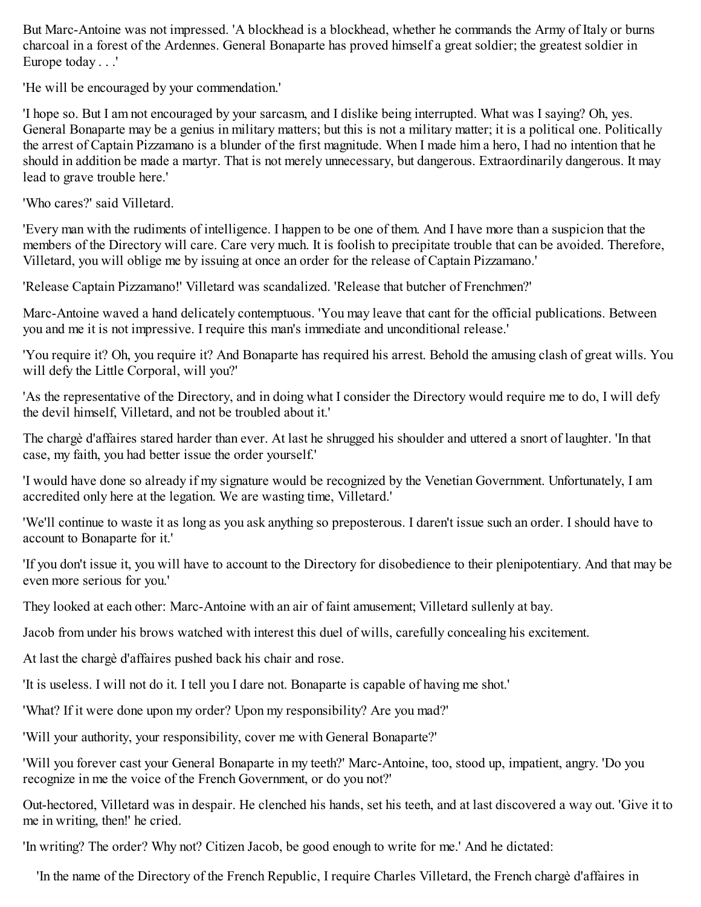But Marc-Antoine was not impressed. 'A blockhead is a blockhead, whether he commands the Army of Italy or burns charcoal in a forest of the Ardennes. General Bonaparte has proved himself a great soldier; the greatest soldier in Europe today . . .'

'He will be encouraged by your commendation.'

'I hope so. But I am not encouraged by your sarcasm, and I dislike being interrupted. What was I saying? Oh, yes. General Bonaparte may be a genius in military matters; but this is not a military matter; it is a political one. Politically the arrest of Captain Pizzamano is a blunder of the first magnitude. When I made him a hero, I had no intention that he should in addition be made a martyr. That is not merely unnecessary, but dangerous. Extraordinarily dangerous. It may lead to grave trouble here.'

'Who cares?' said Villetard.

'Every man with the rudiments of intelligence. I happen to be one of them. And I have more than a suspicion that the members of the Directory will care. Care very much. It is foolish to precipitate trouble that can be avoided. Therefore, Villetard, you will oblige me by issuing at once an order for the release of Captain Pizzamano.'

'Release Captain Pizzamano!' Villetard was scandalized. 'Release that butcher of Frenchmen?'

Marc-Antoine waved a hand delicately contemptuous. 'You may leave that cant for the official publications. Between you and me it is not impressive. I require this man's immediate and unconditional release.'

'You require it? Oh, you require it? And Bonaparte has required his arrest. Behold the amusing clash of great wills. You will defy the Little Corporal, will you?'

'As the representative of the Directory, and in doing what I consider the Directory would require me to do, I will defy the devil himself, Villetard, and not be troubled about it.'

The chargè d'affaires stared harder than ever. At last he shrugged his shoulder and uttered a snort of laughter. 'In that case, my faith, you had better issue the order yourself.'

'I would have done so already if my signature would be recognized by the Venetian Government. Unfortunately, I am accredited only here at the legation. We are wasting time, Villetard.'

'We'll continue to waste it as long as you ask anything so preposterous. I daren't issue such an order. I should have to account to Bonaparte for it.'

'If you don't issue it, you will have to account to the Directory for disobedience to their plenipotentiary. And that may be even more serious for you.'

They looked at each other: Marc-Antoine with an air of faint amusement; Villetard sullenly at bay.

Jacob from under his brows watched with interest this duel of wills, carefully concealing his excitement.

At last the chargè d'affaires pushed back his chair and rose.

'It is useless. I will not do it. I tell you I dare not. Bonaparte is capable of having me shot.'

'What? If it were done upon my order? Upon my responsibility? Are you mad?'

'Will your authority, your responsibility, cover me with General Bonaparte?'

'Will you forever cast your General Bonaparte in my teeth?' Marc-Antoine, too, stood up, impatient, angry. 'Do you recognize in me the voice of the French Government, or do you not?'

Out-hectored, Villetard was in despair. He clenched his hands, set his teeth, and at last discovered a way out. 'Give it to me in writing, then!' he cried.

'In writing? The order? Why not? Citizen Jacob, be good enough to write for me.' And he dictated:

'In the name of the Directory of the French Republic, I require Charles Villetard, the French chargè d'affaires in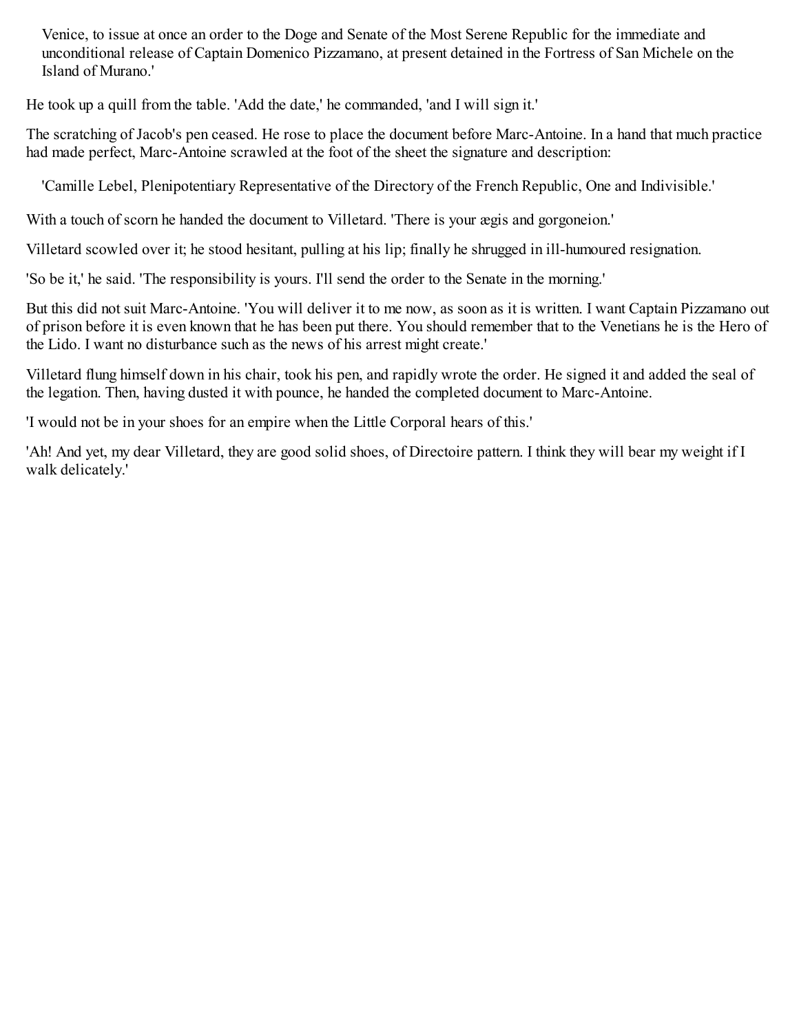> Venice, to issue at once an order to the Doge and Senate of the Most Serene Republic for the immediate and unconditional release of Captain Domenico Pizzamano, at present detained in the Fortress of San Michele on the Island of Murano.'

He took up a quill from the table. 'Add the date,' he commanded, 'and I will sign it.'

The scratching of Jacob's pen ceased. He rose to place the document before Marc-Antoine. In a hand that much practice had made perfect, Marc-Antoine scrawled at the foot of the sheet the signature and description:

> 'Camille Lebel, Plenipotentiary Representative of the Directory of the French Republic, One and Indivisible.'

With a touch of scorn he handed the document to Villetard. 'There is your ægis and gorgoneion.'

Villetard scowled over it; he stood hesitant, pulling at his lip; finally he shrugged in ill-humoured resignation.

'So be it,' he said. 'The responsibility is yours. I'll send the order to the Senate in the morning.'

But this did not suit Marc-Antoine. 'You will deliver it to me now, as soon as it is written. I want Captain Pizzamano out of prison before it is even known that he has been put there. You should remember that to the Venetians he is the Hero of the Lido. I want no disturbance such as the news of his arrest might create.'

Villetard flung himself down in his chair, took his pen, and rapidly wrote the order. He signed it and added the seal of the legation. Then, having dusted it with pounce, he handed the completed document to Marc-Antoine.

'I would not be in your shoes for an empire when the Little Corporal hears of this.'

'Ah! And yet, my dear Villetard, they are good solid shoes, of Directoire pattern. I think they will bear my weight if I walk delicately.'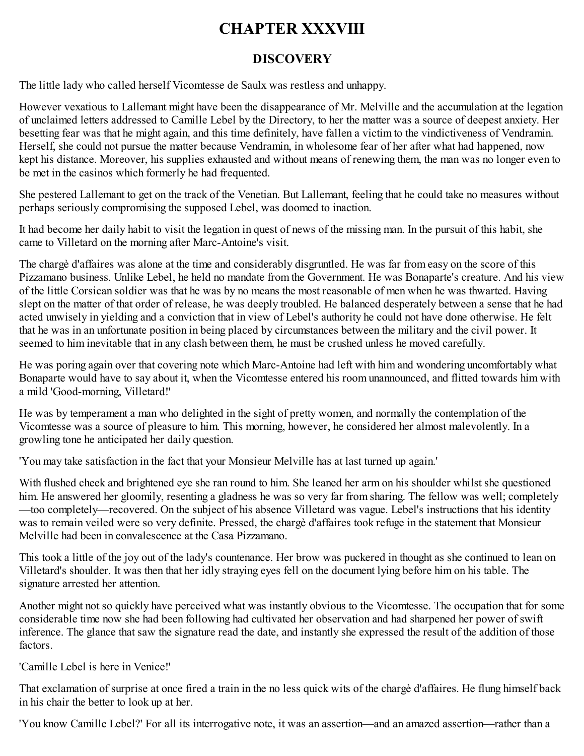# CHAPTER XXXVIII

## DISCOVERY

The little lady who called herself Vicomtesse de Saulx was restless and unhappy.

However vexatious to Lallemant might have been the disappearance of Mr. Melville and the accumulation at the legation of unclaimed letters addressed to Camille Lebel by the Directory, to her the matter was a source of deepest anxiety. Her besetting fear was that he might again, and this time definitely, have fallen a victim to the vindictiveness of Vendramin. Herself, she could not pursue the matter because Vendramin, in wholesome fear of her after what had happened, now kept his distance. Moreover, his supplies exhausted and without means of renewing them, the man was no longer even to be met in the casinos which formerly he had frequented.

She pestered Lallemant to get on the track of the Venetian. But Lallemant, feeling that he could take no measures without perhaps seriously compromising the supposed Lebel, was doomed to inaction.

It had become her daily habit to visit the legation in quest of news of the missing man. In the pursuit of this habit, she came to Villetard on the morning after Marc-Antoine's visit.

The chargè d'affaires was alone at the time and considerably disgruntled. He was far from easy on the score of this Pizzamano business. Unlike Lebel, he held no mandate from the Government. He was Bonaparte's creature. And his view of the little Corsican soldier was that he was by no means the most reasonable of men when he was thwarted. Having slept on the matter of that order of release, he was deeply troubled. He balanced desperately between a sense that he had acted unwisely in yielding and a conviction that in view of Lebel's authority he could not have done otherwise. He felt that he was in an unfortunate position in being placed by circumstances between the military and the civil power. It seemed to him inevitable that in any clash between them, he must be crushed unless he moved carefully.

He was poring again over that covering note which Marc-Antoine had left with him and wondering uncomfortably what Bonaparte would have to say about it, when the Vicomtesse entered his room unannounced, and flitted towards him with a mild 'Good-morning, Villetard!'

He was by temperament a man who delighted in the sight of pretty women, and normally the contemplation of the Vicomtesse was a source of pleasure to him. This morning, however, he considered her almost malevolently. In a growling tone he anticipated her daily question.

'You may take satisfaction in the fact that your Monsieur Melville has at last turned up again.'

With flushed cheek and brightened eye she ran round to him. She leaned her arm on his shoulder whilst she questioned him. He answered her gloomily, resenting a gladness he was so very far from sharing. The fellow was well; completely—too completely—recovered. On the subject of his absence Villetard was vague. Lebel's instructions that his identity was to remain veiled were so very definite. Pressed, the chargè d'affaires took refuge in the statement that Monsieur Melville had been in convalescence at the Casa Pizzamano.

This took a little of the joy out of the lady's countenance. Her brow was puckered in thought as she continued to lean on Villetard's shoulder. It was then that her idly straying eyes fell on the document lying before him on his table. The signature arrested her attention.

Another might not so quickly have perceived what was instantly obvious to the Vicomtesse. The occupation that for some considerable time now she had been following had cultivated her observation and had sharpened her power of swift inference. The glance that saw the signature read the date, and instantly she expressed the result of the addition of those factors.

'Camille Lebel is here in Venice!'

That exclamation of surprise at once fired a train in the no less quick wits of the chargè d'affaires. He flung himself back in his chair the better to look up at her.

'You know Camille Lebel?' For all its interrogative note, it was an assertion—and an amazed assertion—rather than a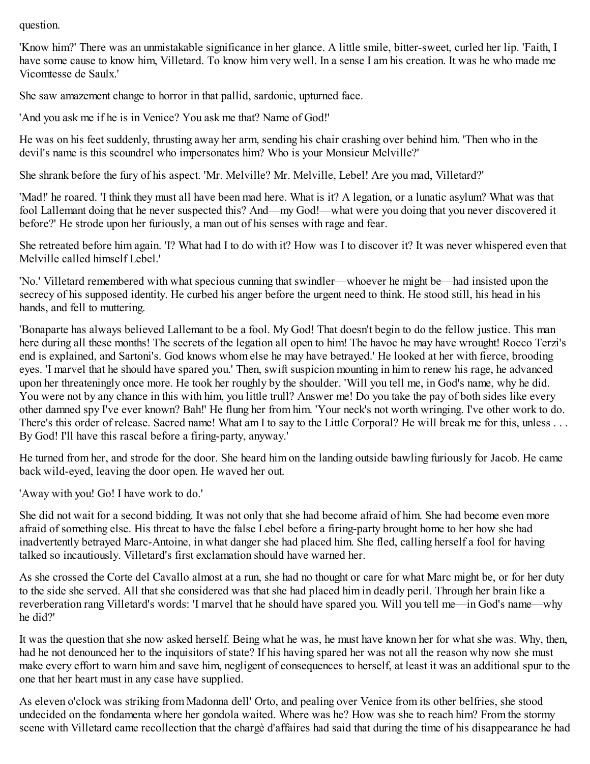question.

'Know him?' There was an unmistakable significance in her glance. A little smile, bitter-sweet, curled her lip. 'Faith, I have some cause to know him, Villetard. To know him very well. In a sense I am his creation. It was he who made me Vicomtesse de Saulx.'

She saw amazement change to horror in that pallid, sardonic, upturned face.

'And you ask me if he is in Venice? You ask me that? Name of God!'

He was on his feet suddenly, thrusting away her arm, sending his chair crashing over behind him. 'Then who in the devil's name is this scoundrel who impersonates him? Who is your Monsieur Melville?'

She shrank before the fury of his aspect. 'Mr. Melville? Mr. Melville, Lebel! Are you mad, Villetard?'

'Mad!' he roared. 'I think they must all have been mad here. What is it? A legation, or a lunatic asylum? What was that fool Lallemant doing that he never suspected this? And—my God!—what were you doing that you never discovered it before?' He strode upon her furiously, a man out of his senses with rage and fear.

She retreated before him again. 'I? What had I to do with it? How was I to discover it? It was never whispered even that Melville called himself Lebel.'

'No.' Villetard remembered with what specious cunning that swindler—whoever he might be—had insisted upon the secrecy of his supposed identity. He curbed his anger before the urgent need to think. He stood still, his head in his hands, and fell to muttering.

'Bonaparte has always believed Lallemant to be a fool. My God! That doesn't begin to do the fellow justice. This man here during all these months! The secrets of the legation all open to him! The havoc he may have wrought! Rocco Terzi's end is explained, and Sartoni's. God knows whom else he may have betrayed.' He looked at her with fierce, brooding eyes. 'I marvel that he should have spared you.' Then, swift suspicion mounting in him to renew his rage, he advanced upon her threateningly once more. He took her roughly by the shoulder. 'Will you tell me, in God's name, why he did. You were not by any chance in this with him, you little trull? Answer me! Do you take the pay of both sides like every other damned spy I've ever known? Bah!' He flung her from him. 'Your neck's not worth wringing. I've other work to do. There's this order of release. Sacred name! What am I to say to the Little Corporal? He will break me for this, unless . . . By God! I'll have this rascal before a firing-party, anyway.'

He turned from her, and strode for the door. She heard him on the landing outside bawling furiously for Jacob. He came back wild-eyed, leaving the door open. He waved her out.

'Away with you! Go! I have work to do.'

She did not wait for a second bidding. It was not only that she had become afraid of him. She had become even more afraid of something else. His threat to have the false Lebel before a firing-party brought home to her how she had inadvertently betrayed Marc-Antoine, in what danger she had placed him. She fled, calling herself a fool for having talked so incautiously. Villetard's first exclamation should have warned her.

As she crossed the Corte del Cavallo almost at a run, she had no thought or care for what Marc might be, or for her duty to the side she served. All that she considered was that she had placed him in deadly peril. Through her brain like a reverberation rang Villetard's words: 'I marvel that he should have spared you. Will you tell me—in God's name—why he did?'

It was the question that she now asked herself. Being what he was, he must have known her for what she was. Why, then, had he not denounced her to the inquisitors of state? If his having spared her was not all the reason why now she must make every effort to warn him and save him, negligent of consequences to herself, at least it was an additional spur to the one that her heart must in any case have supplied.

As eleven o'clock was striking from Madonna dell' Orto, and pealing over Venice from its other belfries, she stood undecided on the fondamenta where her gondola waited. Where was he? How was she to reach him? From the stormy scene with Villetard came recollection that the chargè d'affaires had said that during the time of his disappearance he had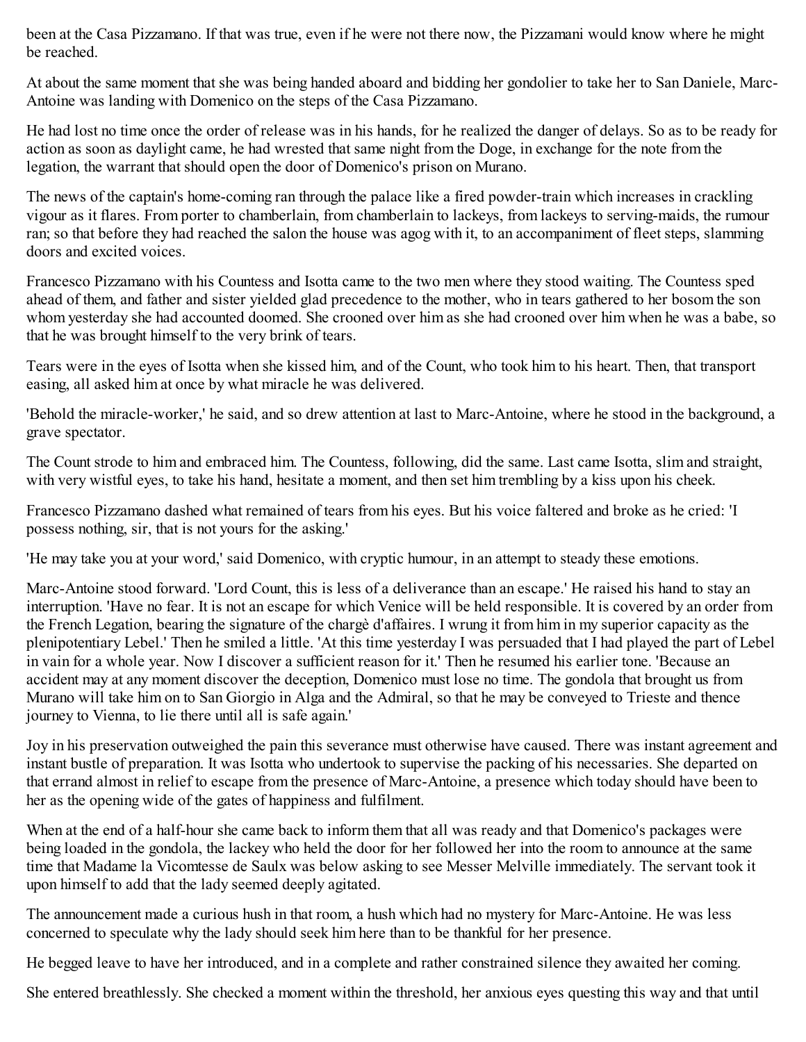been at the Casa Pizzamano. If that was true, even if he were not there now, the Pizzamani would know where he might be reached.

At about the same moment that she was being handed aboard and bidding her gondolier to take her to San Daniele, Marc-Antoine was landing with Domenico on the steps of the Casa Pizzamano.

He had lost no time once the order of release was in his hands, for he realized the danger of delays. So as to be ready for action as soon as daylight came, he had wrested that same night from the Doge, in exchange for the note from the legation, the warrant that should open the door of Domenico's prison on Murano.

The news of the captain's home-coming ran through the palace like a fired powder-train which increases in crackling vigour as it flares. From porter to chamberlain, from chamberlain to lackeys, from lackeys to serving-maids, the rumour ran; so that before they had reached the salon the house was agog with it, to an accompaniment of fleet steps, slamming doors and excited voices.

Francesco Pizzamano with his Countess and Isotta came to the two men where they stood waiting. The Countess sped ahead of them, and father and sister yielded glad precedence to the mother, who in tears gathered to her bosom the son whom yesterday she had accounted doomed. She crooned over him as she had crooned over him when he was a babe, so that he was brought himself to the very brink of tears.

Tears were in the eyes of Isotta when she kissed him, and of the Count, who took him to his heart. Then, that transport easing, all asked him at once by what miracle he was delivered.

'Behold the miracle-worker,' he said, and so drew attention at last to Marc-Antoine, where he stood in the background, a grave spectator.

The Count strode to him and embraced him. The Countess, following, did the same. Last came Isotta, slim and straight, with very wistful eyes, to take his hand, hesitate a moment, and then set him trembling by a kiss upon his cheek.

Francesco Pizzamano dashed what remained of tears from his eyes. But his voice faltered and broke as he cried: 'I possess nothing, sir, that is not yours for the asking.'

'He may take you at your word,' said Domenico, with cryptic humour, in an attempt to steady these emotions.

Marc-Antoine stood forward. 'Lord Count, this is less of a deliverance than an escape.' He raised his hand to stay an interruption. 'Have no fear. It is not an escape for which Venice will be held responsible. It is covered by an order from the French Legation, bearing the signature of the chargè d'affaires. I wrung it from him in my superior capacity as the plenipotentiary Lebel.' Then he smiled a little. 'At this time yesterday I was persuaded that I had played the part of Lebel in vain for a whole year. Now I discover a sufficient reason for it.' Then he resumed his earlier tone. 'Because an accident may at any moment discover the deception, Domenico must lose no time. The gondola that brought us from Murano will take him on to San Giorgio in Alga and the Admiral, so that he may be conveyed to Trieste and thence journey to Vienna, to lie there until all is safe again.'

Joy in his preservation outweighed the pain this severance must otherwise have caused. There was instant agreement and instant bustle of preparation. It was Isotta who undertook to supervise the packing of his necessaries. She departed on that errand almost in relief to escape from the presence of Marc-Antoine, a presence which today should have been to her as the opening wide of the gates of happiness and fulfilment.

When at the end of a half-hour she came back to inform them that all was ready and that Domenico's packages were being loaded in the gondola, the lackey who held the door for her followed her into the room to announce at the same time that Madame la Vicomtesse de Saulx was below asking to see Messer Melville immediately. The servant took it upon himself to add that the lady seemed deeply agitated.

The announcement made a curious hush in that room, a hush which had no mystery for Marc-Antoine. He was less concerned to speculate why the lady should seek him here than to be thankful for her presence.

He begged leave to have her introduced, and in a complete and rather constrained silence they awaited her coming.

She entered breathlessly. She checked a moment within the threshold, her anxious eyes questing this way and that until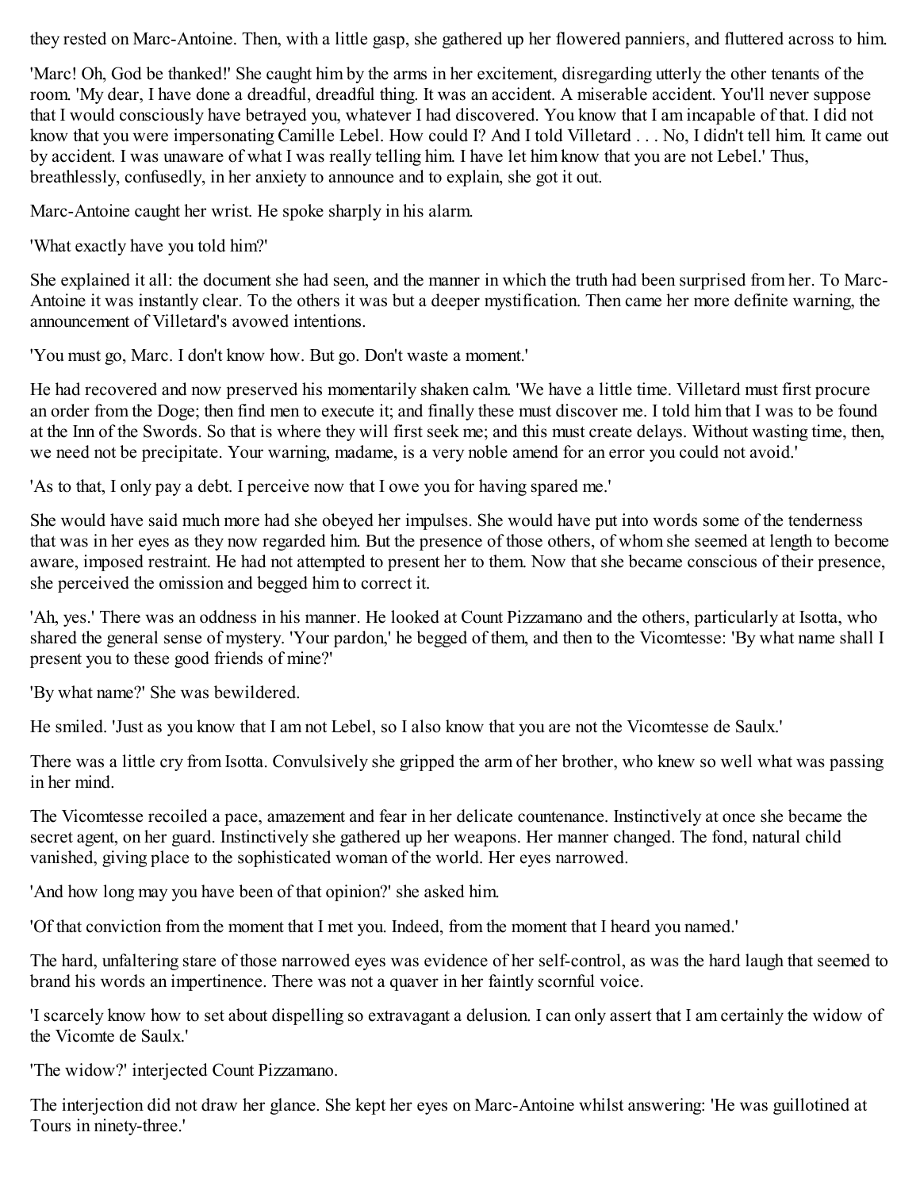they rested on Marc-Antoine. Then, with a little gasp, she gathered up her flowered panniers, and fluttered across to him.

'Marc! Oh, God be thanked!' She caught him by the arms in her excitement, disregarding utterly the other tenants of the room. 'My dear, I have done a dreadful, dreadful thing. It was an accident. A miserable accident. You'll never suppose that I would consciously have betrayed you, whatever I had discovered. You know that I am incapable of that. I did not know that you were impersonating Camille Lebel. How could I? And I told Villetard . . . No, I didn't tell him. It came out by accident. I was unaware of what I was really telling him. I have let him know that you are not Lebel.' Thus, breathlessly, confusedly, in her anxiety to announce and to explain, she got it out.

Marc-Antoine caught her wrist. He spoke sharply in his alarm.

'What exactly have you told him?'

She explained it all: the document she had seen, and the manner in which the truth had been surprised from her. To Marc-Antoine it was instantly clear. To the others it was but a deeper mystification. Then came her more definite warning, the announcement of Villetard's avowed intentions.

'You must go, Marc. I don't know how. But go. Don't waste a moment.'

He had recovered and now preserved his momentarily shaken calm. 'We have a little time. Villetard must first procure an order from the Doge; then find men to execute it; and finally these must discover me. I told him that I was to be found at the Inn of the Swords. So that is where they will first seek me; and this must create delays. Without wasting time, then, we need not be precipitate. Your warning, madame, is a very noble amend for an error you could not avoid.'

'As to that, I only pay a debt. I perceive now that I owe you for having spared me.'

She would have said much more had she obeyed her impulses. She would have put into words some of the tenderness that was in her eyes as they now regarded him. But the presence of those others, of whom she seemed at length to become aware, imposed restraint. He had not attempted to present her to them. Now that she became conscious of their presence, she perceived the omission and begged him to correct it.

'Ah, yes.' There was an oddness in his manner. He looked at Count Pizzamano and the others, particularly at Isotta, who shared the general sense of mystery. 'Your pardon,' he begged of them, and then to the Vicomtesse: 'By what name shall I present you to these good friends of mine?'

'By what name?' She was bewildered.

He smiled. 'Just as you know that I am not Lebel, so I also know that you are not the Vicomtesse de Saulx.'

There was a little cry from Isotta. Convulsively she gripped the arm of her brother, who knew so well what was passing in her mind.

The Vicomtesse recoiled a pace, amazement and fear in her delicate countenance. Instinctively at once she became the secret agent, on her guard. Instinctively she gathered up her weapons. Her manner changed. The fond, natural child vanished, giving place to the sophisticated woman of the world. Her eyes narrowed.

'And how long may you have been of that opinion?' she asked him.

'Of that conviction from the moment that I met you. Indeed, from the moment that I heard you named.'

The hard, unfaltering stare of those narrowed eyes was evidence of her self-control, as was the hard laugh that seemed to brand his words an impertinence. There was not a quaver in her faintly scornful voice.

'I scarcely know how to set about dispelling so extravagant a delusion. I can only assert that I am certainly the widow of the Vicomte de Saulx.'

'The widow?' interjected Count Pizzamano.

The interjection did not draw her glance. She kept her eyes on Marc-Antoine whilst answering: 'He was guillotined at Tours in ninety-three.'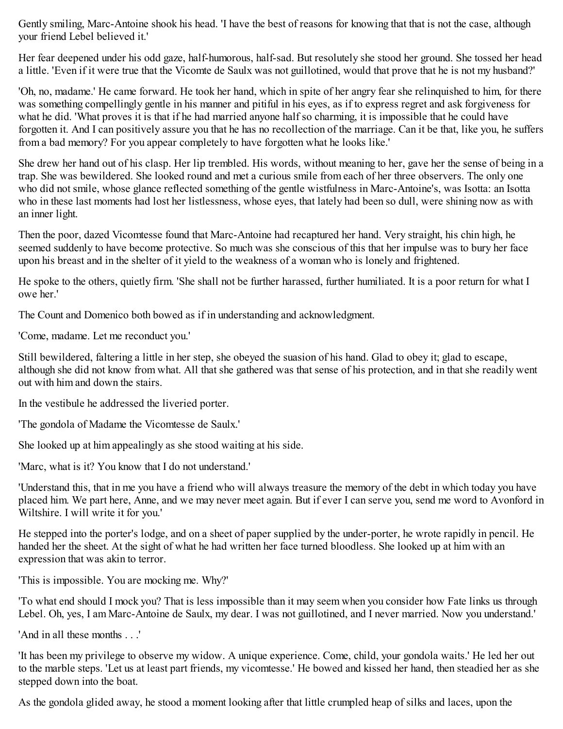Gently smiling, Marc-Antoine shook his head. 'I have the best of reasons for knowing that that is not the case, although your friend Lebel believed it.'

Her fear deepened under his odd gaze, half-humorous, half-sad. But resolutely she stood her ground. She tossed her head a little. 'Even if it were true that the Vicomte de Saulx was not guillotined, would that prove that he is not my husband?'

'Oh, no, madame.' He came forward. He took her hand, which in spite of her angry fear she relinquished to him, for there was something compellingly gentle in his manner and pitiful in his eyes, as if to express regret and ask forgiveness for what he did. 'What proves it is that if he had married anyone half so charming, it is impossible that he could have forgotten it. And I can positively assure you that he has no recollection of the marriage. Can it be that, like you, he suffers from a bad memory? For you appear completely to have forgotten what he looks like.'

She drew her hand out of his clasp. Her lip trembled. His words, without meaning to her, gave her the sense of being in a trap. She was bewildered. She looked round and met a curious smile from each of her three observers. The only one who did not smile, whose glance reflected something of the gentle wistfulness in Marc-Antoine's, was Isotta: an Isotta who in these last moments had lost her listlessness, whose eyes, that lately had been so dull, were shining now as with an inner light.

Then the poor, dazed Vicomtesse found that Marc-Antoine had recaptured her hand. Very straight, his chin high, he seemed suddenly to have become protective. So much was she conscious of this that her impulse was to bury her face upon his breast and in the shelter of it yield to the weakness of a woman who is lonely and frightened.

He spoke to the others, quietly firm. 'She shall not be further harassed, further humiliated. It is a poor return for what I owe her.'

The Count and Domenico both bowed as if in understanding and acknowledgment.

'Come, madame. Let me reconduct you.'

Still bewildered, faltering a little in her step, she obeyed the suasion of his hand. Glad to obey it; glad to escape, although she did not know from what. All that she gathered was that sense of his protection, and in that she readily went out with him and down the stairs.

In the vestibule he addressed the liveried porter.

'The gondola of Madame the Vicomtesse de Saulx.'

She looked up at him appealingly as she stood waiting at his side.

'Marc, what is it? You know that I do not understand.'

'Understand this, that in me you have a friend who will always treasure the memory of the debt in which today you have placed him. We part here, Anne, and we may never meet again. But if ever I can serve you, send me word to Avonford in Wiltshire. I will write it for you.'

He stepped into the porter's lodge, and on a sheet of paper supplied by the under-porter, he wrote rapidly in pencil. He handed her the sheet. At the sight of what he had written her face turned bloodless. She looked up at him with an expression that was akin to terror.

'This is impossible. You are mocking me. Why?'

'To what end should I mock you? That is less impossible than it may seem when you consider how Fate links us through Lebel. Oh, yes, I am Marc-Antoine de Saulx, my dear. I was not guillotined, and I never married. Now you understand.'

'And in all these months . . .'

'It has been my privilege to observe my widow. A unique experience. Come, child, your gondola waits.' He led her out to the marble steps. 'Let us at least part friends, my vicomtesse.' He bowed and kissed her hand, then steadied her as she stepped down into the boat.

As the gondola glided away, he stood a moment looking after that little crumpled heap of silks and laces, upon the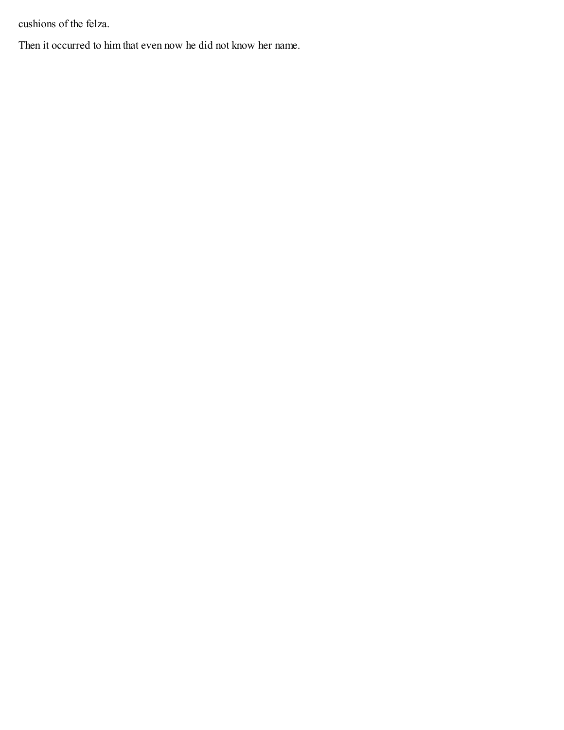cushions of the felza.

Then it occurred to him that even now he did not know her name.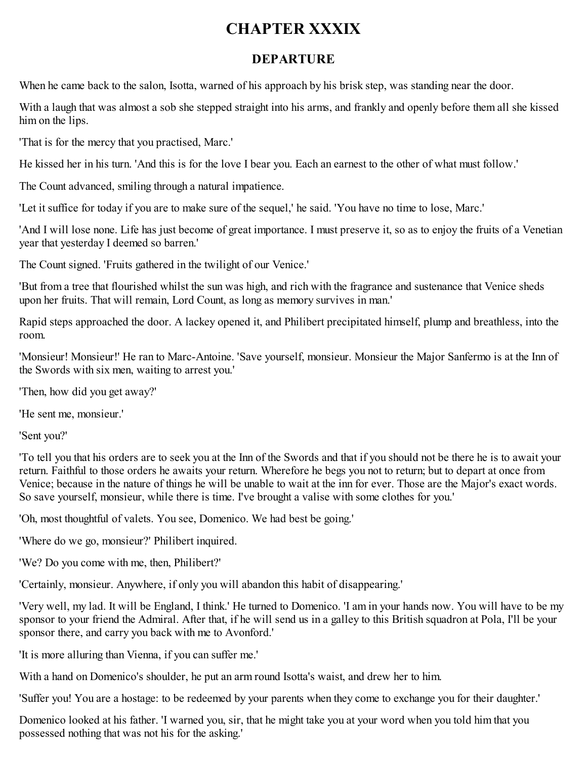# CHAPTER XXXIX

## DEPARTURE

When he came back to the salon, Isotta, warned of his approach by his brisk step, was standing near the door.

With a laugh that was almost a sob she stepped straight into his arms, and frankly and openly before them all she kissed him on the lips.

'That is for the mercy that you practised, Marc.'

He kissed her in his turn. 'And this is for the love I bear you. Each an earnest to the other of what must follow.'

The Count advanced, smiling through a natural impatience.

'Let it suffice for today if you are to make sure of the sequel,' he said. 'You have no time to lose, Marc.'

'And I will lose none. Life has just become of great importance. I must preserve it, so as to enjoy the fruits of a Venetian year that yesterday I deemed so barren.'

The Count signed. 'Fruits gathered in the twilight of our Venice.'

'But from a tree that flourished whilst the sun was high, and rich with the fragrance and sustenance that Venice sheds upon her fruits. That will remain, Lord Count, as long as memory survives in man.'

Rapid steps approached the door. A lackey opened it, and Philibert precipitated himself, plump and breathless, into the room.

'Monsieur! Monsieur!' He ran to Marc-Antoine. 'Save yourself, monsieur. Monsieur the Major Sanfermo is at the Inn of the Swords with six men, waiting to arrest you.'

'Then, how did you get away?'

'He sent me, monsieur.'

'Sent you?'

'To tell you that his orders are to seek you at the Inn of the Swords and that if you should not be there he is to await your return. Faithful to those orders he awaits your return. Wherefore he begs you not to return; but to depart at once from Venice; because in the nature of things he will be unable to wait at the inn for ever. Those are the Major's exact words. So save yourself, monsieur, while there is time. I've brought a valise with some clothes for you.'

'Oh, most thoughtful of valets. You see, Domenico. We had best be going.'

'Where do we go, monsieur?' Philibert inquired.

'We? Do you come with me, then, Philibert?'

'Certainly, monsieur. Anywhere, if only you will abandon this habit of disappearing.'

'Very well, my lad. It will be England, I think.' He turned to Domenico. 'I am in your hands now. You will have to be my sponsor to your friend the Admiral. After that, if he will send us in a galley to this British squadron at Pola, I'll be your sponsor there, and carry you back with me to Avonford.'

'It is more alluring than Vienna, if you can suffer me.'

With a hand on Domenico's shoulder, he put an arm round Isotta's waist, and drew her to him.

'Suffer you! You are a hostage: to be redeemed by your parents when they come to exchange you for their daughter.'

Domenico looked at his father. 'I warned you, sir, that he might take you at your word when you told him that you possessed nothing that was not his for the asking.'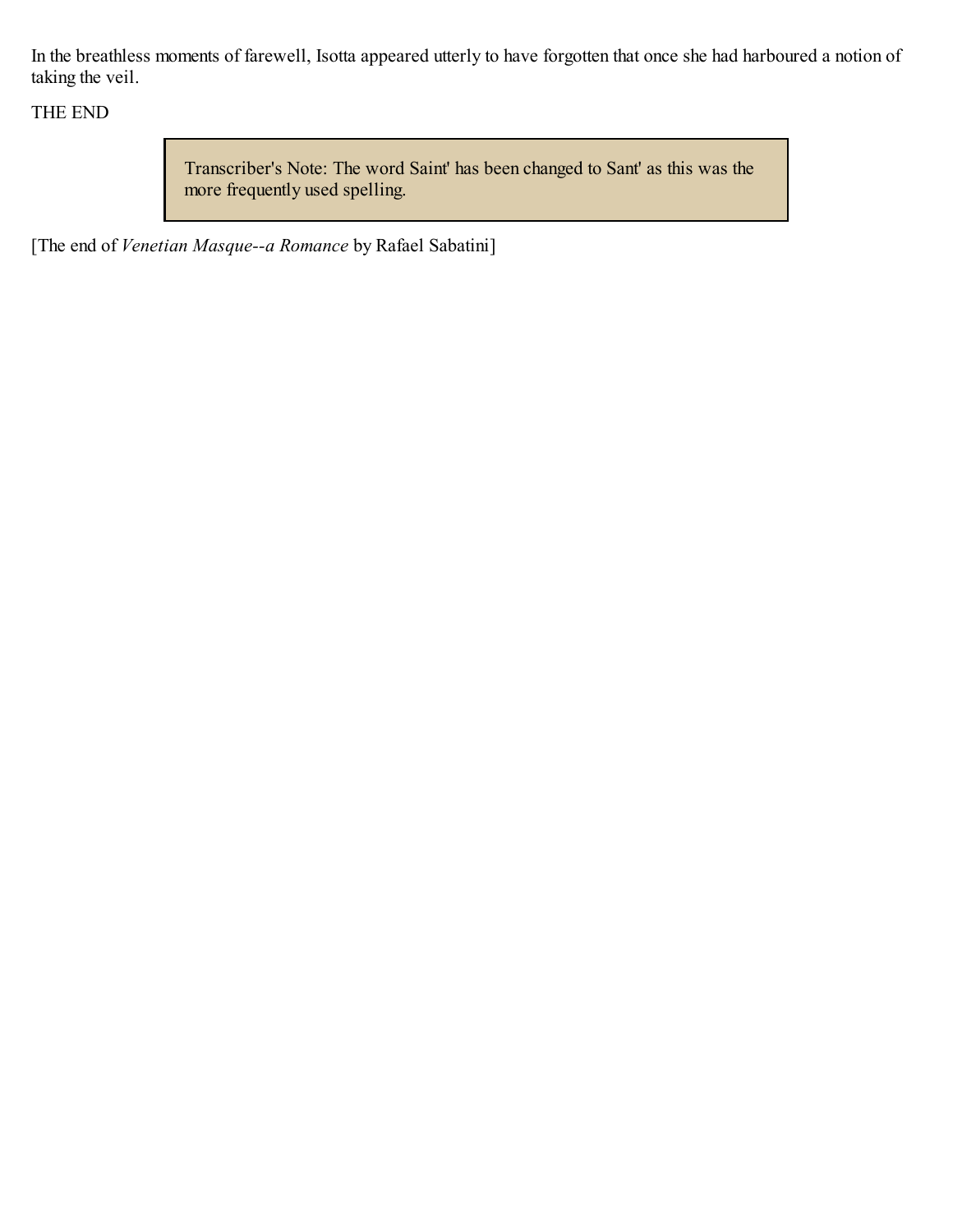In the breathless moments of farewell, Isotta appeared utterly to have forgotten that once she had harboured a notion of taking the veil.

THE END

> Transcriber's Note: The word Saint' has been changed to Sant' as this was the more frequently used spelling.

[The end of *Venetian Masque--a Romance* by Rafael Sabatini]